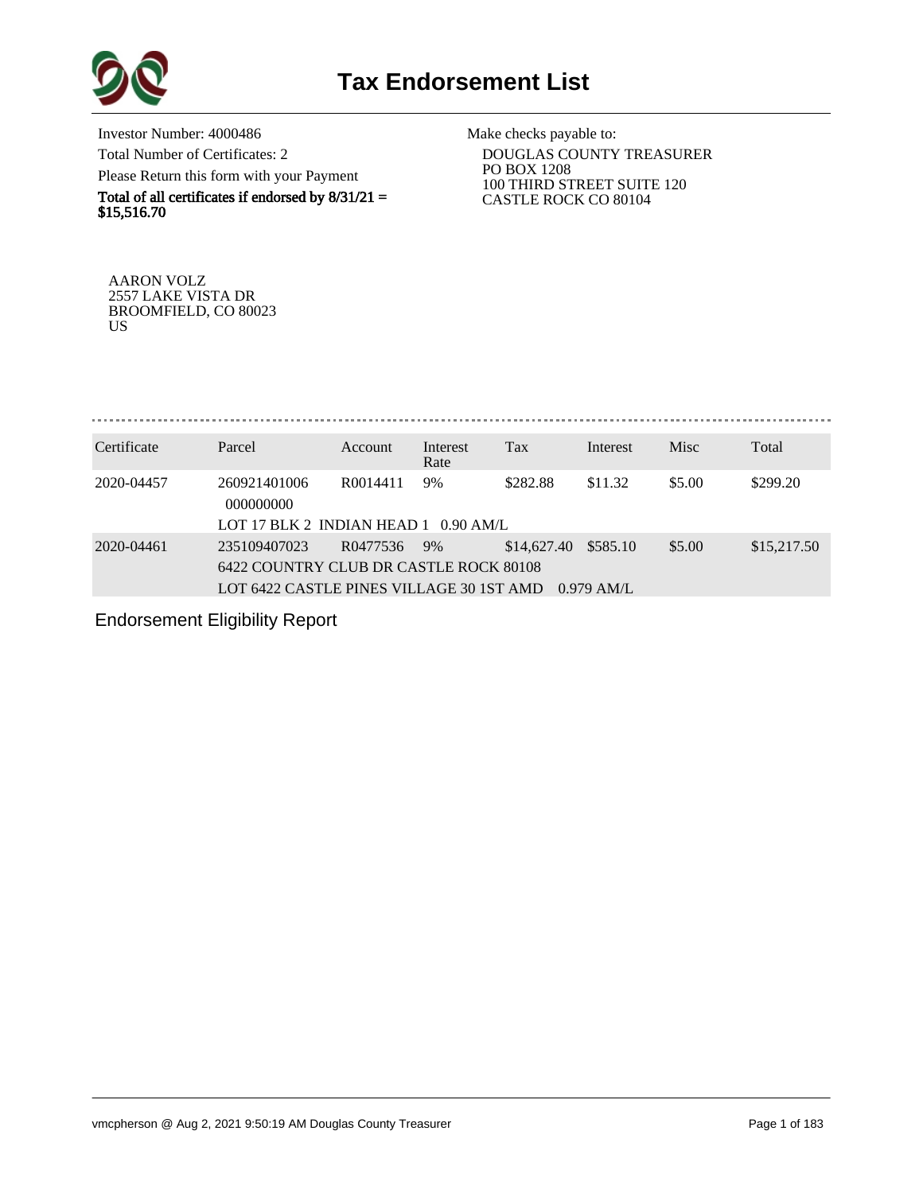# Tax Endorsement List

Investor Number: 4000486

Total Number of Certificates: 2

Please Return this form with your Payment

**Total of all certificates if endorsed by 8/31/21 = $15,516.70**

Make checks payable to:

DOUGLAS COUNTY TREASURER
PO BOX 1208
100 THIRD STREET SUITE 120
CASTLE ROCK CO 80104

AARON VOLZ
2557 LAKE VISTA DR
BROOMFIELD, CO 80023
US

| Certificate | Parcel | Account | Interest Rate | Tax | Interest | Misc | Total |
|---|---|---|---|---|---|---|---|
| 2020-04457 | 260921401006 000000000 | R0014411 | 9% | $282.88 | $11.32 | $5.00 | $299.20 |
| | LOT 17 BLK 2 INDIAN HEAD 1 0.90 AM/L | | | | | | |
| 2020-04461 | 235109407023 | R0477536 | 9% | $14,627.40 | $585.10 | $5.00 | $15,217.50 |
| | 6422 COUNTRY CLUB DR CASTLE ROCK 80108 | | | | | | |
| | LOT 6422 CASTLE PINES VILLAGE 30 1ST AMD 0.979 AM/L | | | | | | |

Endorsement Eligibility Report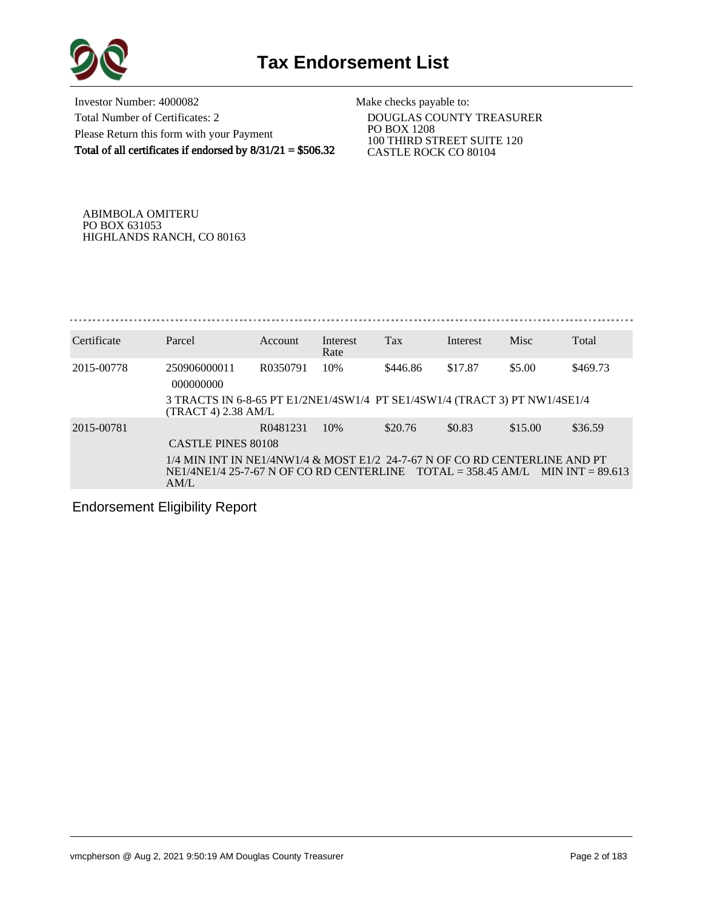# Tax Endorsement List

Investor Number: 4000082

Total Number of Certificates: 2

Please Return this form with your Payment

**Total of all certificates if endorsed by 8/31/21 = $506.32**

Make checks payable to:

DOUGLAS COUNTY TREASURER
PO BOX 1208
100 THIRD STREET SUITE 120
CASTLE ROCK CO 80104

ABIMBOLA OMITERU
PO BOX 631053
HIGHLANDS RANCH, CO 80163

| Certificate | Parcel | Account | Interest Rate | Tax | Interest | Misc | Total |
|---|---|---|---|---|---|---|---|
| 2015-00778 | 250906000011 000000000 | R0350791 | 10% | $446.86 | $17.87 | $5.00 | $469.73 |
| | 3 TRACTS IN 6-8-65 PT E1/2NE1/4SW1/4 PT SE1/4SW1/4 (TRACT 3) PT NW1/4SE1/4 (TRACT 4) 2.38 AM/L | | | | | | |
| 2015-00781 | CASTLE PINES 80108 | R0481231 | 10% | $20.76 | $0.83 | $15.00 | $36.59 |
| | 1/4 MIN INT IN NE1/4NW1/4 & MOST E1/2 24-7-67 N OF CO RD CENTERLINE AND PT NE1/4NE1/4 25-7-67 N OF CO RD CENTERLINE TOTAL = 358.45 AM/L MIN INT = 89.613 AM/L | | | | | | |

Endorsement Eligibility Report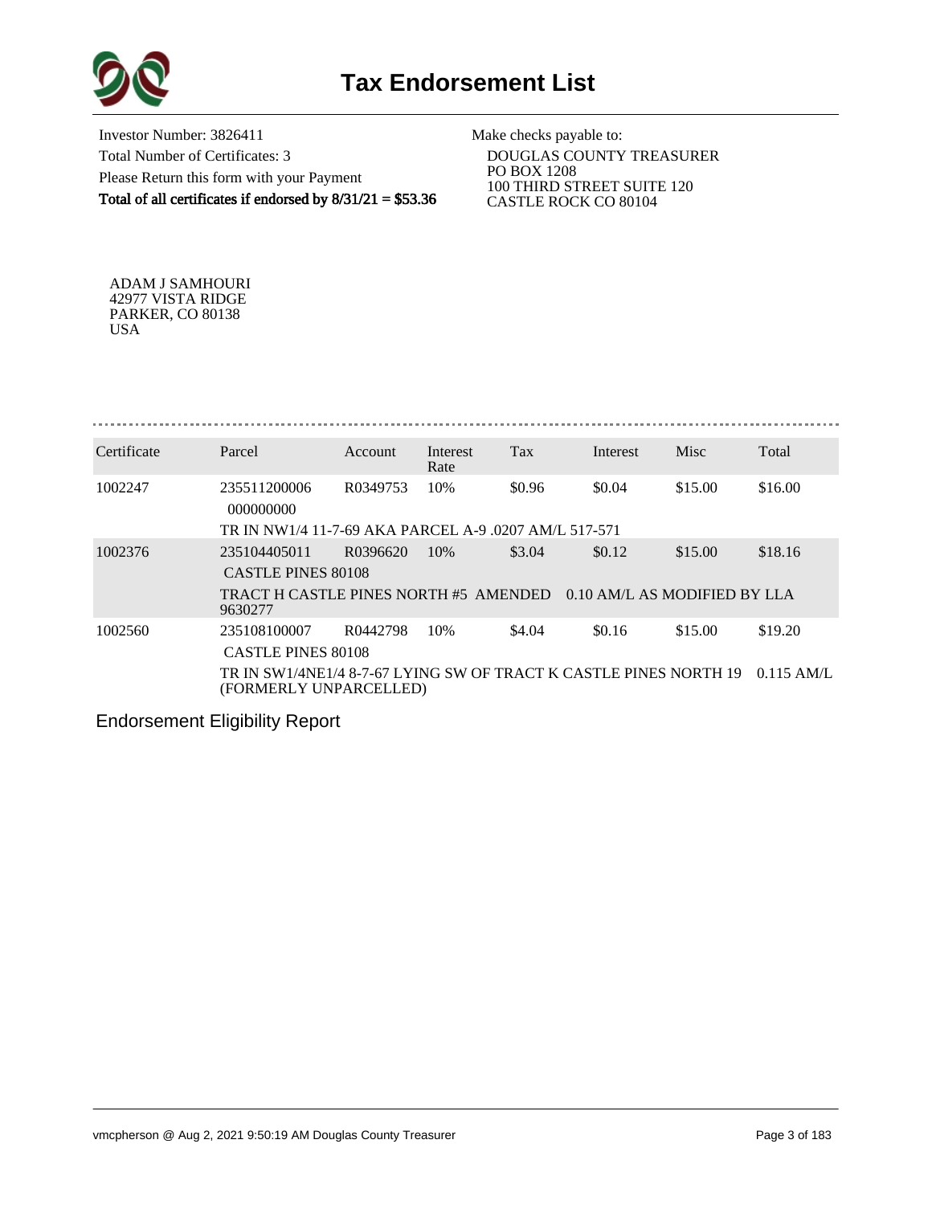# Tax Endorsement List

Investor Number: 3826411
Total Number of Certificates: 3
Please Return this form with your Payment
**Total of all certificates if endorsed by 8/31/21 = $53.36**

Make checks payable to:
DOUGLAS COUNTY TREASURER
PO BOX 1208
100 THIRD STREET SUITE 120
CASTLE ROCK CO 80104

ADAM J SAMHOURI
42977 VISTA RIDGE
PARKER, CO 80138
USA

| Certificate | Parcel | Account | Interest Rate | Tax | Interest | Misc | Total |
|---|---|---|---|---|---|---|---|
| 1002247 | 235511200006 000000000 | R0349753 | 10% | $0.96 | $0.04 | $15.00 | $16.00 |
| | TR IN NW1/4 11-7-69 AKA PARCEL A-9 .0207 AM/L 517-571 | | | | | | |
| 1002376 | 235104405011 CASTLE PINES 80108 | R0396620 | 10% | $3.04 | $0.12 | $15.00 | $18.16 |
| | TRACT H CASTLE PINES NORTH #5 AMENDED 0.10 AM/L AS MODIFIED BY LLA 9630277 | | | | | | |
| 1002560 | 235108100007 CASTLE PINES 80108 | R0442798 | 10% | $4.04 | $0.16 | $15.00 | $19.20 |
| | TR IN SW1/4NE1/4 8-7-67 LYING SW OF TRACT K CASTLE PINES NORTH 19 0.115 AM/L (FORMERLY UNPARCELLED) | | | | | | |

Endorsement Eligibility Report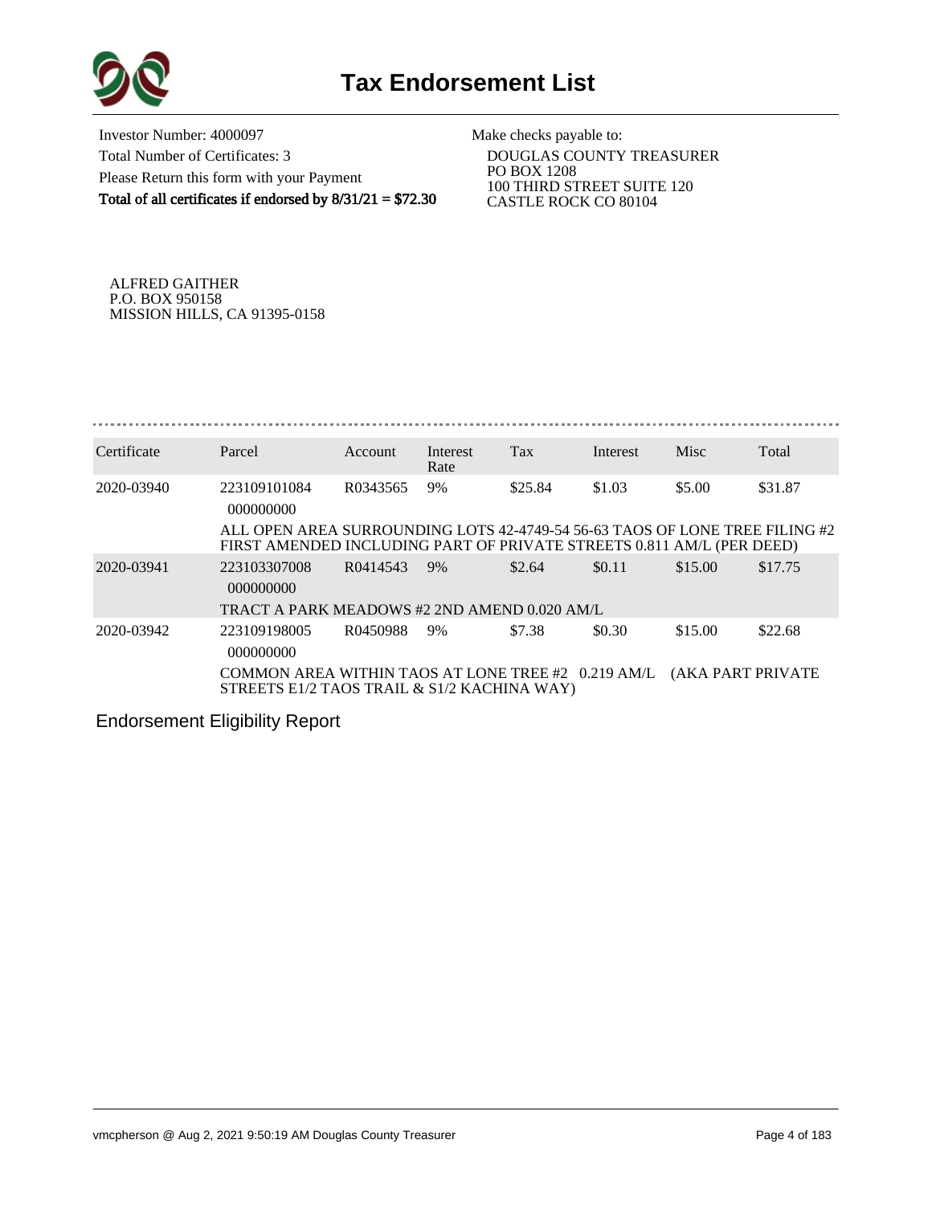# Tax Endorsement List

Investor Number: 4000097
Total Number of Certificates: 3
Please Return this form with your Payment
**Total of all certificates if endorsed by 8/31/21 = $72.30**

Make checks payable to:
DOUGLAS COUNTY TREASURER
PO BOX 1208
100 THIRD STREET SUITE 120
CASTLE ROCK CO 80104

ALFRED GAITHER
P.O. BOX 950158
MISSION HILLS, CA 91395-0158

| Certificate | Parcel | Account | Interest Rate | Tax | Interest | Misc | Total |
|---|---|---|---|---|---|---|---|
| 2020-03940 | 223109101084 000000000 | R0343565 | 9% | $25.84 | $1.03 | $5.00 | $31.87 |
| | ALL OPEN AREA SURROUNDING LOTS 42-4749-54 56-63 TAOS OF LONE TREE FILING #2 FIRST AMENDED INCLUDING PART OF PRIVATE STREETS 0.811 AM/L (PER DEED) | | | | | | |
| 2020-03941 | 223103307008 000000000 | R0414543 | 9% | $2.64 | $0.11 | $15.00 | $17.75 |
| | TRACT A PARK MEADOWS #2 2ND AMEND 0.020 AM/L | | | | | | |
| 2020-03942 | 223109198005 000000000 | R0450988 | 9% | $7.38 | $0.30 | $15.00 | $22.68 |
| | COMMON AREA WITHIN TAOS AT LONE TREE #2 0.219 AM/L (AKA PART PRIVATE STREETS E1/2 TAOS TRAIL & S1/2 KACHINA WAY) | | | | | | |

Endorsement Eligibility Report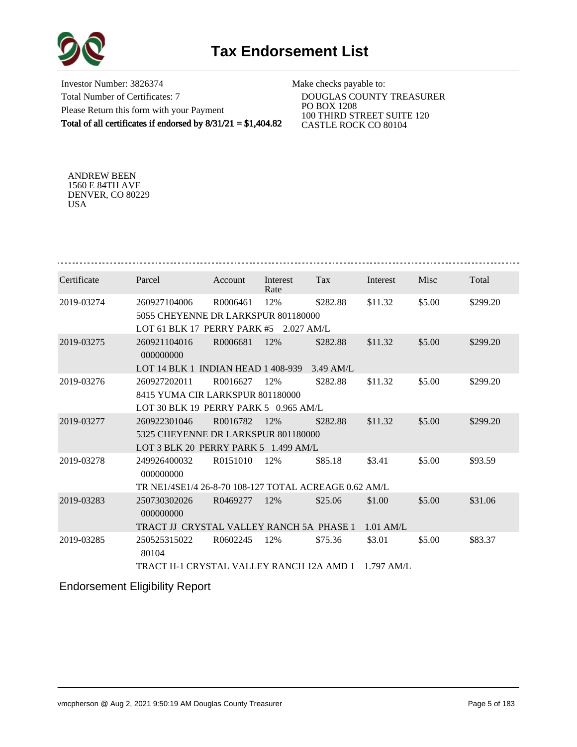# Tax Endorsement List

Investor Number: 3826374
Total Number of Certificates: 7
Please Return this form with your Payment
**Total of all certificates if endorsed by 8/31/21 = $1,404.82**

Make checks payable to:
DOUGLAS COUNTY TREASURER
PO BOX 1208
100 THIRD STREET SUITE 120
CASTLE ROCK CO 80104

ANDREW BEEN
1560 E 84TH AVE
DENVER, CO 80229
USA

| Certificate | Parcel | Account | Interest Rate | Tax | Interest | Misc | Total |
|---|---|---|---|---|---|---|---|
| 2019-03274 | 260927104006 | R0006461 | 12% | $282.88 | $11.32 | $5.00 | $299.20 |
| | 5055 CHEYENNE DR LARKSPUR 801180000 | | | | | | |
| | LOT 61 BLK 17 PERRY PARK #5 2.027 AM/L | | | | | | |
| 2019-03275 | 260921104016 000000000 | R0006681 | 12% | $282.88 | $11.32 | $5.00 | $299.20 |
| | LOT 14 BLK 1 INDIAN HEAD 1 408-939 3.49 AM/L | | | | | | |
| 2019-03276 | 260927202011 | R0016627 | 12% | $282.88 | $11.32 | $5.00 | $299.20 |
| | 8415 YUMA CIR LARKSPUR 801180000 | | | | | | |
| | LOT 30 BLK 19 PERRY PARK 5 0.965 AM/L | | | | | | |
| 2019-03277 | 260922301046 | R0016782 | 12% | $282.88 | $11.32 | $5.00 | $299.20 |
| | 5325 CHEYENNE DR LARKSPUR 801180000 | | | | | | |
| | LOT 3 BLK 20 PERRY PARK 5 1.499 AM/L | | | | | | |
| 2019-03278 | 249926400032 000000000 | R0151010 | 12% | $85.18 | $3.41 | $5.00 | $93.59 |
| | TR NE1/4SE1/4 26-8-70 108-127 TOTAL ACREAGE 0.62 AM/L | | | | | | |
| 2019-03283 | 250730302026 000000000 | R0469277 | 12% | $25.06 | $1.00 | $5.00 | $31.06 |
| | TRACT JJ CRYSTAL VALLEY RANCH 5A PHASE 1 1.01 AM/L | | | | | | |
| 2019-03285 | 250525315022 80104 | R0602245 | 12% | $75.36 | $3.01 | $5.00 | $83.37 |
| | TRACT H-1 CRYSTAL VALLEY RANCH 12A AMD 1 1.797 AM/L | | | | | | |

Endorsement Eligibility Report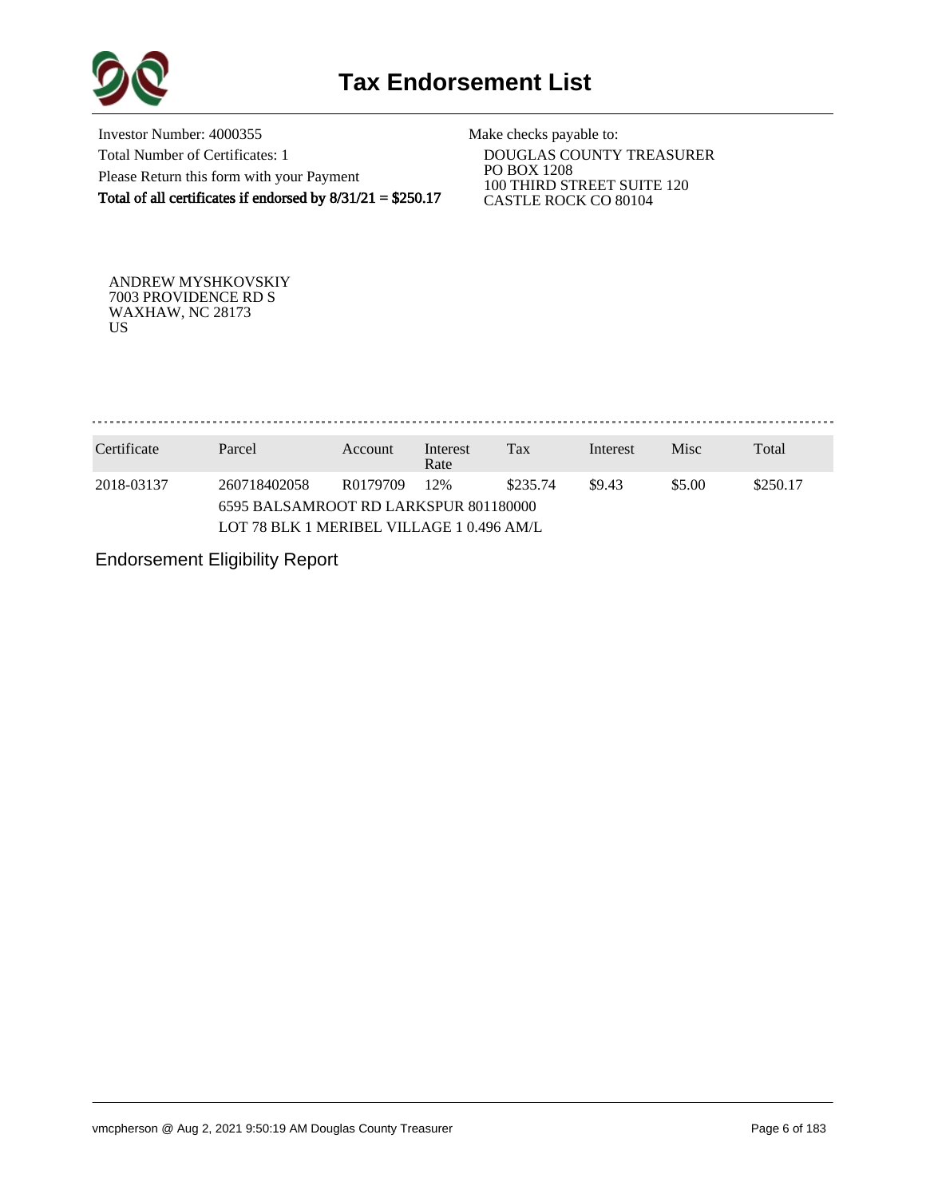# Tax Endorsement List

Investor Number: 4000355
Total Number of Certificates: 1
Please Return this form with your Payment
**Total of all certificates if endorsed by 8/31/21 = $250.17**

Make checks payable to:
DOUGLAS COUNTY TREASURER
PO BOX 1208
100 THIRD STREET SUITE 120
CASTLE ROCK CO 80104

ANDREW MYSHKOVSKIY
7003 PROVIDENCE RD S
WAXHAW, NC 28173
US

| Certificate | Parcel | Account | Interest Rate | Tax | Interest | Misc | Total |
|---|---|---|---|---|---|---|---|
| 2018-03137 | 260718402058 | R0179709 | 12% | $235.74 | $9.43 | $5.00 | $250.17 |
| | 6595 BALSAMROOT RD LARKSPUR 801180000 | | | | | | |
| | LOT 78 BLK 1 MERIBEL VILLAGE 1 0.496 AM/L | | | | | | |

Endorsement Eligibility Report

vmcpherson @ Aug 2, 2021 9:50:19 AM Douglas County Treasurer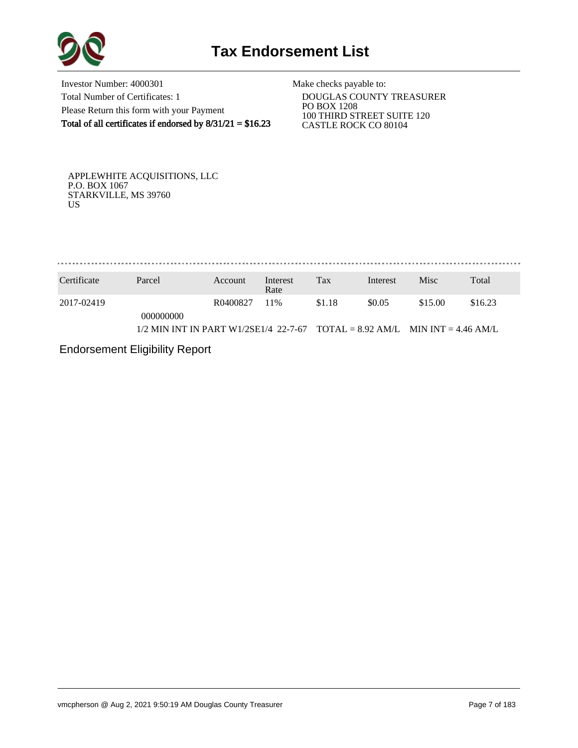# Tax Endorsement List

Investor Number: 4000301
Total Number of Certificates: 1
Please Return this form with your Payment
**Total of all certificates if endorsed by 8/31/21 = $16.23**

Make checks payable to:
DOUGLAS COUNTY TREASURER
PO BOX 1208
100 THIRD STREET SUITE 120
CASTLE ROCK CO 80104

APPLEWHITE ACQUISITIONS, LLC
P.O. BOX 1067
STARKVILLE, MS 39760
US

| Certificate | Parcel | Account | Interest Rate | Tax | Interest | Misc | Total |
|---|---|---|---|---|---|---|---|
| 2017-02419 | 000000000 | R0400827 | 11% | $1.18 | $0.05 | $15.00 | $16.23 |
| | 1/2 MIN INT IN PART W1/2SE1/4 22-7-67 TOTAL = 8.92 AM/L MIN INT = 4.46 AM/L | | | | | | |

Endorsement Eligibility Report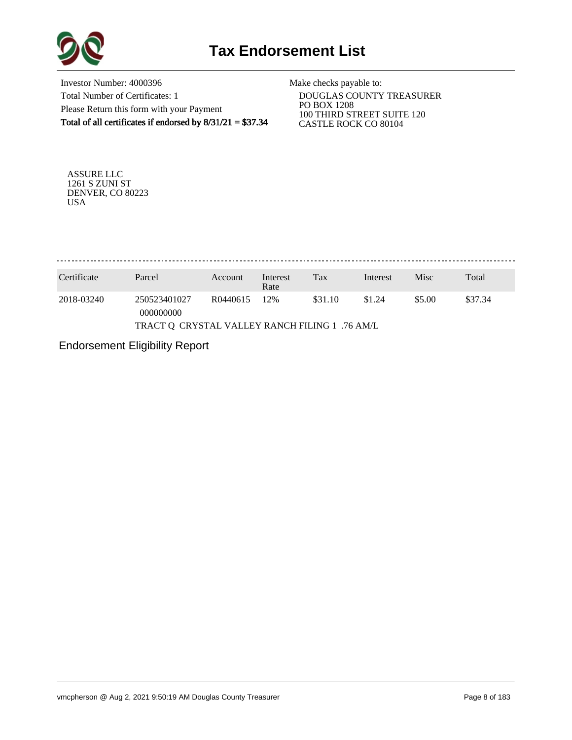# Tax Endorsement List

Investor Number: 4000396
Total Number of Certificates: 1
Please Return this form with your Payment
**Total of all certificates if endorsed by 8/31/21 = $37.34**

Make checks payable to:
DOUGLAS COUNTY TREASURER
PO BOX 1208
100 THIRD STREET SUITE 120
CASTLE ROCK CO 80104

ASSURE LLC
1261 S ZUNI ST
DENVER, CO 80223
USA

| Certificate | Parcel | Account | Interest Rate | Tax | Interest | Misc | Total |
|---|---|---|---|---|---|---|---|
| 2018-03240 | 250523401027 000000000 | R0440615 | 12% | $31.10 | $1.24 | $5.00 | $37.34 |
| | TRACT Q CRYSTAL VALLEY RANCH FILING 1 .76 AM/L | | | | | | |

Endorsement Eligibility Report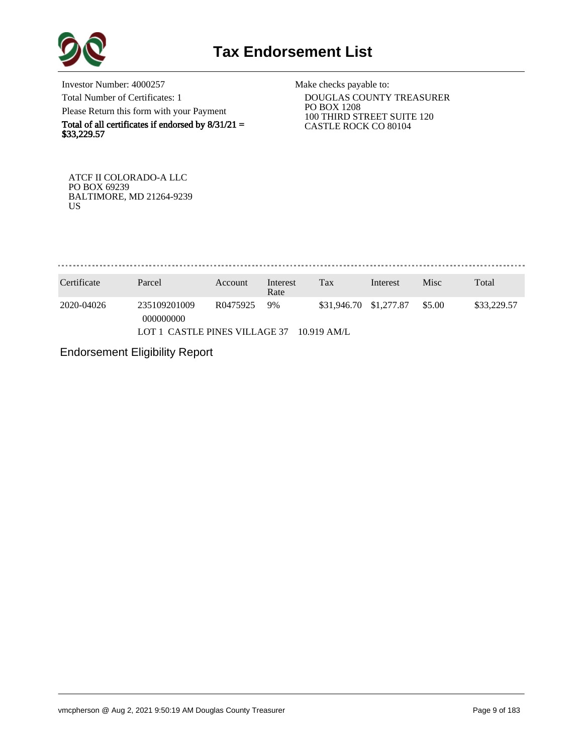# Tax Endorsement List

Investor Number: 4000257

Total Number of Certificates: 1

Please Return this form with your Payment

**Total of all certificates if endorsed by 8/31/21 = $33,229.57**

Make checks payable to:

DOUGLAS COUNTY TREASURER
PO BOX 1208
100 THIRD STREET SUITE 120
CASTLE ROCK CO 80104

ATCF II COLORADO-A LLC
PO BOX 69239
BALTIMORE, MD 21264-9239
US

| Certificate | Parcel | Account | Interest Rate | Tax | Interest | Misc | Total |
| --- | --- | --- | --- | --- | --- | --- | --- |
| 2020-04026 | 235109201009 000000000 | R0475925 | 9% | $31,946.70 | $1,277.87 | $5.00 | $33,229.57 |
| | LOT 1 CASTLE PINES VILLAGE 37 10.919 AM/L | | | | | | |

Endorsement Eligibility Report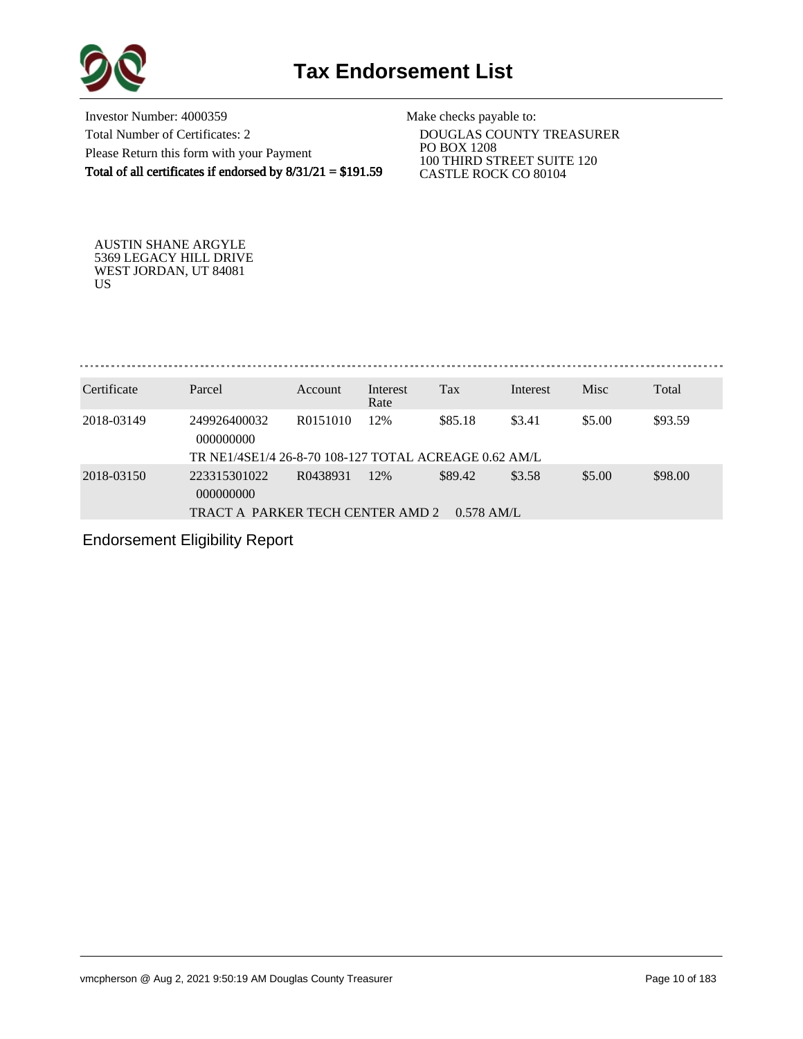# Tax Endorsement List

Investor Number: 4000359
Total Number of Certificates: 2
Please Return this form with your Payment
**Total of all certificates if endorsed by 8/31/21 = $191.59**

Make checks payable to:
DOUGLAS COUNTY TREASURER
PO BOX 1208
100 THIRD STREET SUITE 120
CASTLE ROCK CO 80104

AUSTIN SHANE ARGYLE
5369 LEGACY HILL DRIVE
WEST JORDAN, UT 84081
US

| Certificate | Parcel | Account | Interest Rate | Tax | Interest | Misc | Total |
|---|---|---|---|---|---|---|---|
| 2018-03149 | 249926400032 000000000 | R0151010 | 12% | $85.18 | $3.41 | $5.00 | $93.59 |
| | TR NE1/4SE1/4 26-8-70 108-127 TOTAL ACREAGE 0.62 AM/L | | | | | | |
| 2018-03150 | 223315301022 000000000 | R0438931 | 12% | $89.42 | $3.58 | $5.00 | $98.00 |
| | TRACT A PARKER TECH CENTER AMD 2 0.578 AM/L | | | | | | |

Endorsement Eligibility Report

vmcpherson @ Aug 2, 2021 9:50:19 AM Douglas County Treasurer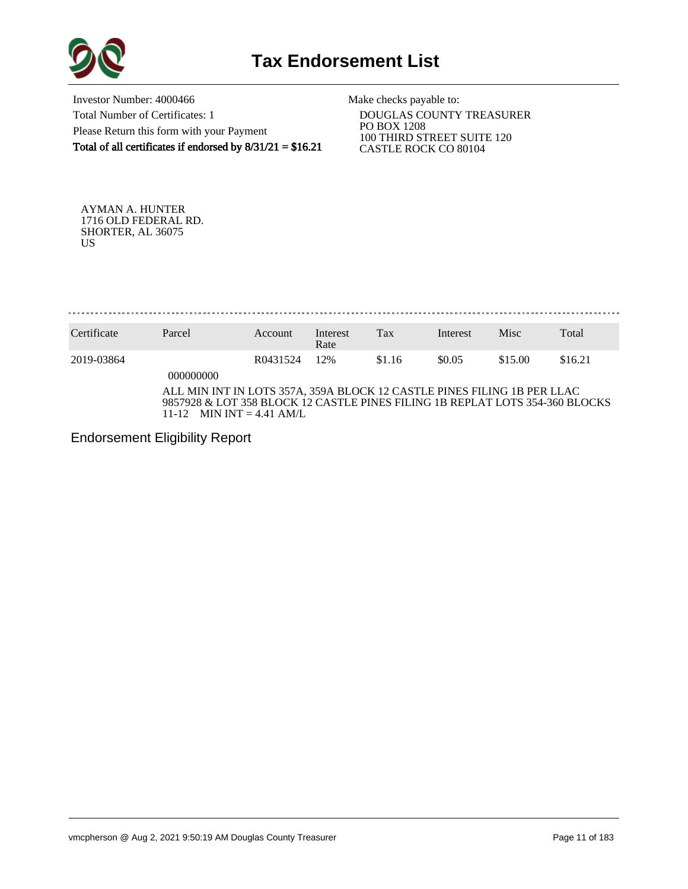# Tax Endorsement List

Investor Number: 4000466
Total Number of Certificates: 1
Please Return this form with your Payment
**Total of all certificates if endorsed by 8/31/21 = $16.21**

Make checks payable to:
DOUGLAS COUNTY TREASURER
PO BOX 1208
100 THIRD STREET SUITE 120
CASTLE ROCK CO 80104

AYMAN A. HUNTER
1716 OLD FEDERAL RD.
SHORTER, AL 36075
US

| Certificate | Parcel | Account | Interest Rate | Tax | Interest | Misc | Total |
|---|---|---|---|---|---|---|---|
| 2019-03864 | 000000000 | R0431524 | 12% | $1.16 | $0.05 | $15.00 | $16.21 |

ALL MIN INT IN LOTS 357A, 359A BLOCK 12 CASTLE PINES FILING 1B PER LLAC 9857928 & LOT 358 BLOCK 12 CASTLE PINES FILING 1B REPLAT LOTS 354-360 BLOCKS 11-12 MIN INT = 4.41 AM/L

Endorsement Eligibility Report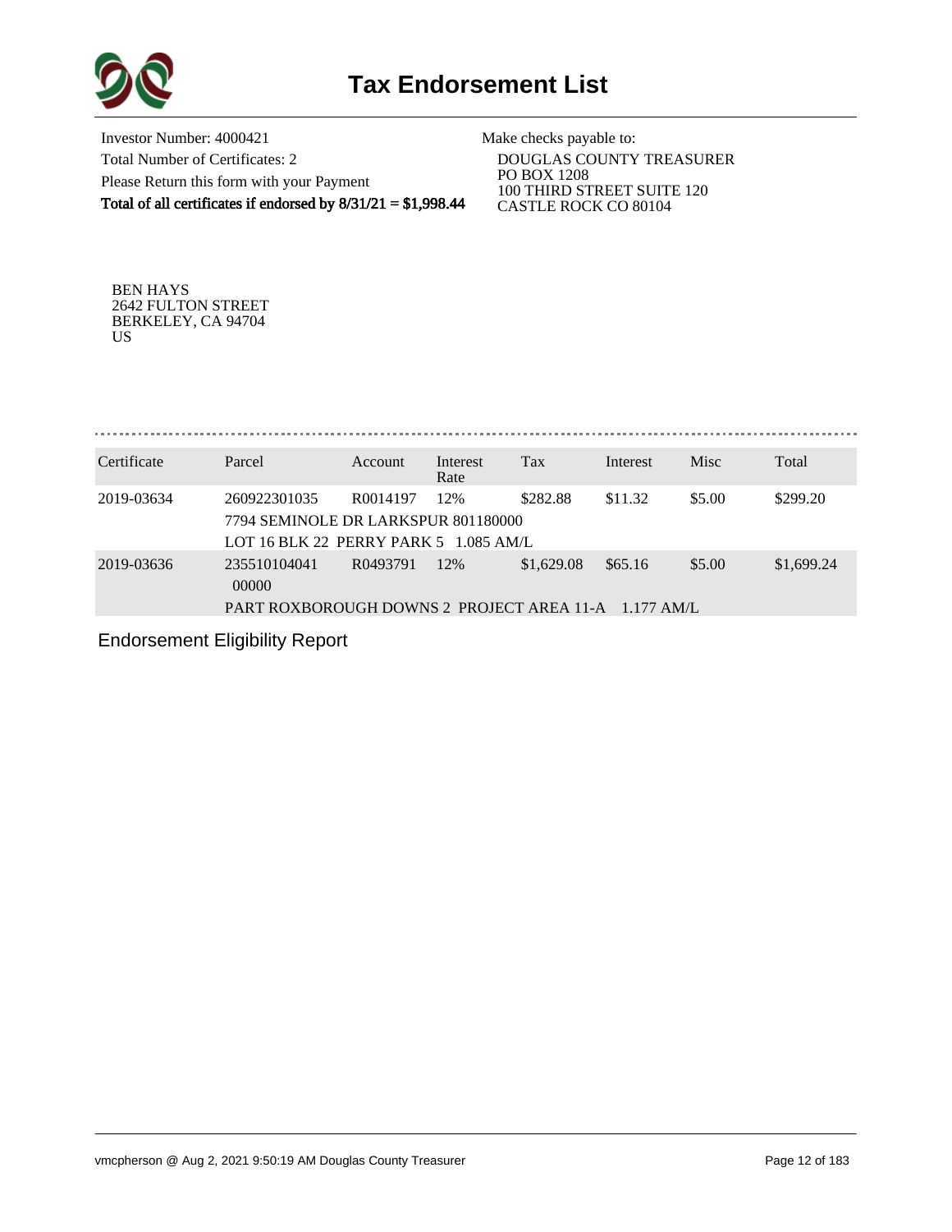# Tax Endorsement List

Investor Number: 4000421
Total Number of Certificates: 2
Please Return this form with your Payment
**Total of all certificates if endorsed by 8/31/21 = $1,998.44**

Make checks payable to:
DOUGLAS COUNTY TREASURER
PO BOX 1208
100 THIRD STREET SUITE 120
CASTLE ROCK CO 80104

BEN HAYS
2642 FULTON STREET
BERKELEY, CA 94704
US

| Certificate | Parcel | Account | Interest Rate | Tax | Interest | Misc | Total |
|---|---|---|---|---|---|---|---|
| 2019-03634 | 260922301035 | R0014197 | 12% | $282.88 | $11.32 | $5.00 | $299.20 |
| | 7794 SEMINOLE DR LARKSPUR 801180000 | | | | | | |
| | LOT 16 BLK 22 PERRY PARK 5 1.085 AM/L | | | | | | |
| 2019-03636 | 235510104041 00000 | R0493791 | 12% | $1,629.08 | $65.16 | $5.00 | $1,699.24 |
| | PART ROXBOROUGH DOWNS 2 PROJECT AREA 11-A 1.177 AM/L | | | | | | |

Endorsement Eligibility Report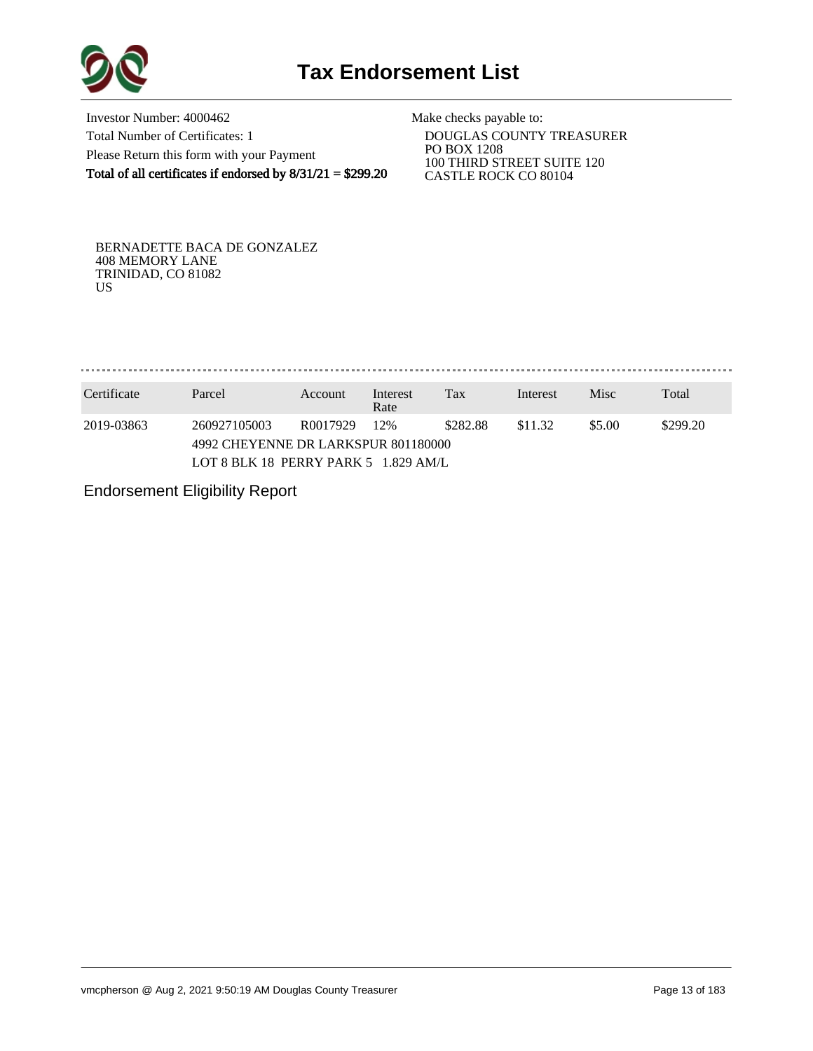# Tax Endorsement List

Investor Number: 4000462
Total Number of Certificates: 1
Please Return this form with your Payment
**Total of all certificates if endorsed by 8/31/21 = $299.20**

Make checks payable to:
DOUGLAS COUNTY TREASURER
PO BOX 1208
100 THIRD STREET SUITE 120
CASTLE ROCK CO 80104

BERNADETTE BACA DE GONZALEZ
408 MEMORY LANE
TRINIDAD, CO 81082
US

| Certificate | Parcel | Account | Interest Rate | Tax | Interest | Misc | Total |
|---|---|---|---|---|---|---|---|
| 2019-03863 | 260927105003 | R0017929 | 12% | $282.88 | $11.32 | $5.00 | $299.20 |
| | 4992 CHEYENNE DR LARKSPUR 801180000 | | | | | | |
| | LOT 8 BLK 18 PERRY PARK 5 1.829 AM/L | | | | | | |

Endorsement Eligibility Report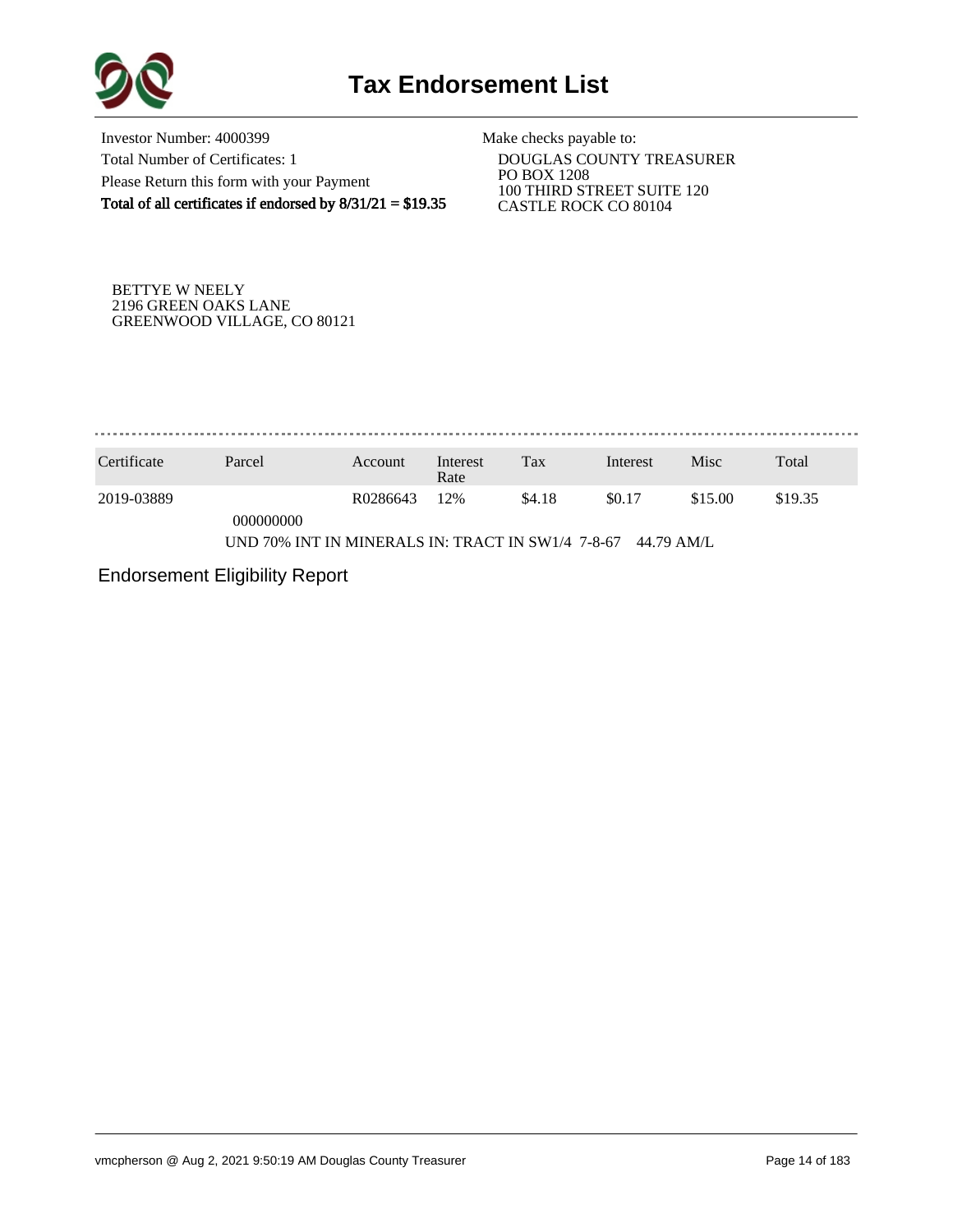# Tax Endorsement List

Investor Number: 4000399
Total Number of Certificates: 1
Please Return this form with your Payment
**Total of all certificates if endorsed by 8/31/21 = $19.35**

Make checks payable to:
DOUGLAS COUNTY TREASURER
PO BOX 1208
100 THIRD STREET SUITE 120
CASTLE ROCK CO 80104

BETTYE W NEELY
2196 GREEN OAKS LANE
GREENWOOD VILLAGE, CO 80121

| Certificate | Parcel | Account | Interest Rate | Tax | Interest | Misc | Total |
|---|---|---|---|---|---|---|---|
| 2019-03889 | 000000000 | R0286643 | 12% | $4.18 | $0.17 | $15.00 | $19.35 |
| | UND 70% INT IN MINERALS IN: TRACT IN SW1/4 7-8-67 44.79 AM/L | | | | | | |

Endorsement Eligibility Report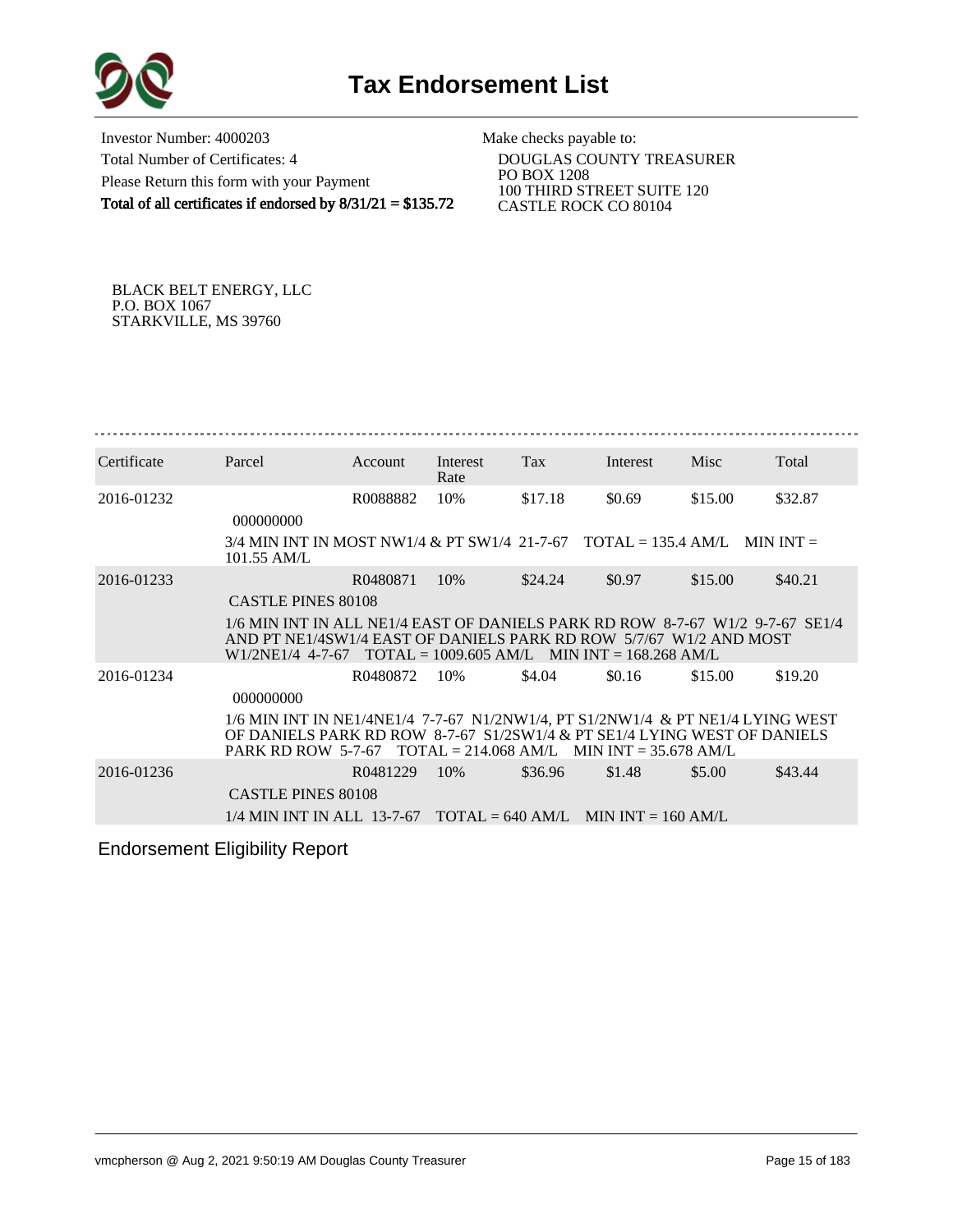# Tax Endorsement List

Investor Number: 4000203
Total Number of Certificates: 4
Please Return this form with your Payment
**Total of all certificates if endorsed by 8/31/21 = $135.72**

Make checks payable to:
DOUGLAS COUNTY TREASURER
PO BOX 1208
100 THIRD STREET SUITE 120
CASTLE ROCK CO 80104

BLACK BELT ENERGY, LLC
P.O. BOX 1067
STARKVILLE, MS 39760

| Certificate | Parcel | Account | Interest Rate | Tax | Interest | Misc | Total |
|---|---|---|---|---|---|---|---|
| 2016-01232 | | R0088882 | 10% | $17.18 | $0.69 | $15.00 | $32.87 |
| | 000000000 | | | | | | |
| | 3/4 MIN INT IN MOST NW1/4 & PT SW1/4 21-7-67 TOTAL = 135.4 AM/L MIN INT = 101.55 AM/L | | | | | | |
| 2016-01233 | | R0480871 | 10% | $24.24 | $0.97 | $15.00 | $40.21 |
| | CASTLE PINES 80108 | | | | | | |
| | 1/6 MIN INT IN ALL NE1/4 EAST OF DANIELS PARK RD ROW 8-7-67 W1/2 9-7-67 SE1/4 AND PT NE1/4SW1/4 EAST OF DANIELS PARK RD ROW 5/7/67 W1/2 AND MOST W1/2NE1/4 4-7-67 TOTAL = 1009.605 AM/L MIN INT = 168.268 AM/L | | | | | | |
| 2016-01234 | | R0480872 | 10% | $4.04 | $0.16 | $15.00 | $19.20 |
| | 000000000 | | | | | | |
| | 1/6 MIN INT IN NE1/4NE1/4 7-7-67 N1/2NW1/4, PT S1/2NW1/4 & PT NE1/4 LYING WEST OF DANIELS PARK RD ROW 8-7-67 S1/2SW1/4 & PT SE1/4 LYING WEST OF DANIELS PARK RD ROW 5-7-67 TOTAL = 214.068 AM/L MIN INT = 35.678 AM/L | | | | | | |
| 2016-01236 | | R0481229 | 10% | $36.96 | $1.48 | $5.00 | $43.44 |
| | CASTLE PINES 80108 | | | | | | |
| | 1/4 MIN INT IN ALL 13-7-67 TOTAL = 640 AM/L MIN INT = 160 AM/L | | | | | | |

Endorsement Eligibility Report

vmcpherson @ Aug 2, 2021 9:50:19 AM Douglas County Treasurer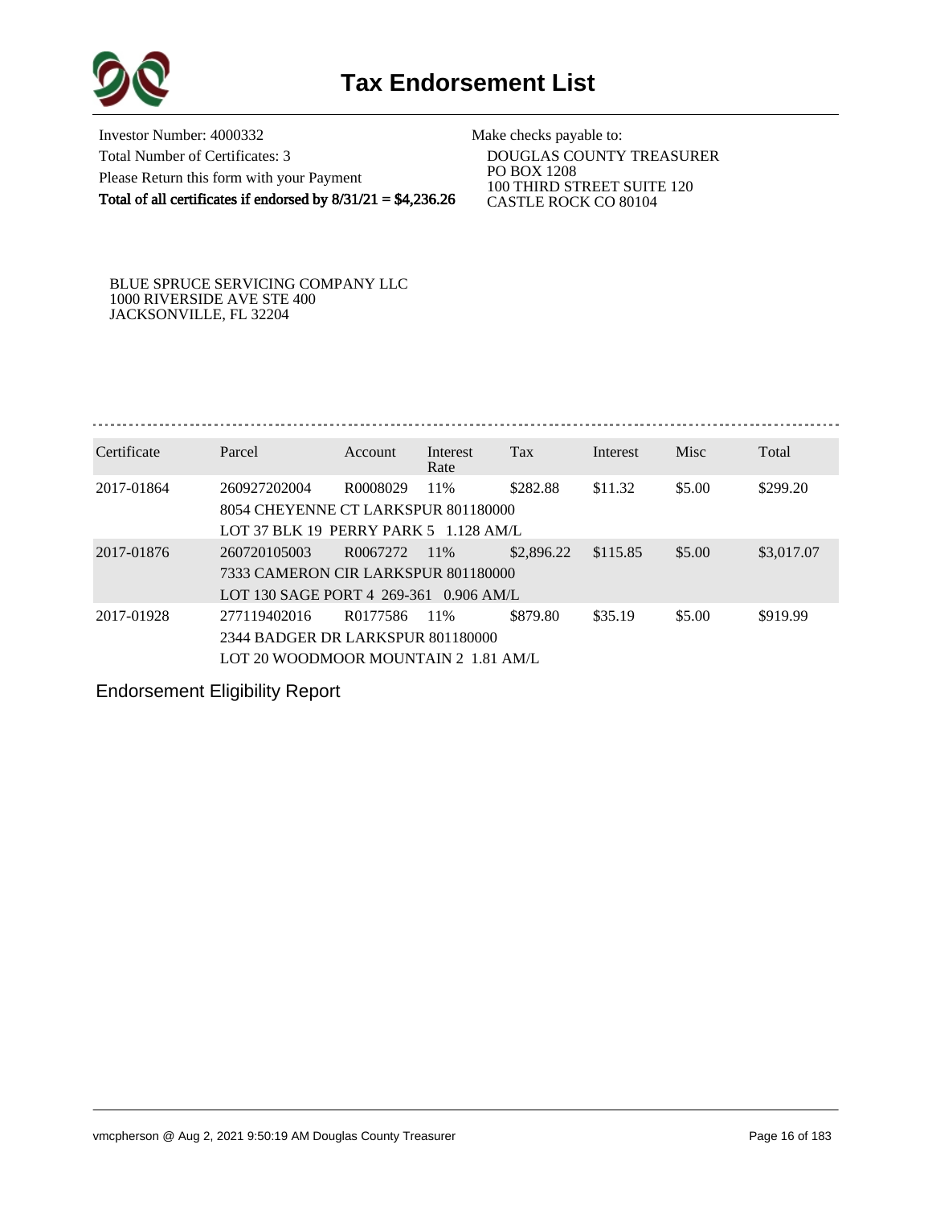# Tax Endorsement List

Investor Number: 4000332
Total Number of Certificates: 3
Please Return this form with your Payment
**Total of all certificates if endorsed by 8/31/21 = $4,236.26**

Make checks payable to:
DOUGLAS COUNTY TREASURER
PO BOX 1208
100 THIRD STREET SUITE 120
CASTLE ROCK CO 80104

BLUE SPRUCE SERVICING COMPANY LLC
1000 RIVERSIDE AVE STE 400
JACKSONVILLE, FL 32204

| Certificate | Parcel | Account | Interest Rate | Tax | Interest | Misc | Total |
|---|---|---|---|---|---|---|---|
| 2017-01864 | 260927202004 | R0008029 | 11% | $282.88 | $11.32 | $5.00 | $299.20 |
| | 8054 CHEYENNE CT LARKSPUR 801180000 | | | | | | |
| | LOT 37 BLK 19 PERRY PARK 5 1.128 AM/L | | | | | | |
| 2017-01876 | 260720105003 | R0067272 | 11% | $2,896.22 | $115.85 | $5.00 | $3,017.07 |
| | 7333 CAMERON CIR LARKSPUR 801180000 | | | | | | |
| | LOT 130 SAGE PORT 4 269-361 0.906 AM/L | | | | | | |
| 2017-01928 | 277119402016 | R0177586 | 11% | $879.80 | $35.19 | $5.00 | $919.99 |
| | 2344 BADGER DR LARKSPUR 801180000 | | | | | | |
| | LOT 20 WOODMOOR MOUNTAIN 2 1.81 AM/L | | | | | | |

Endorsement Eligibility Report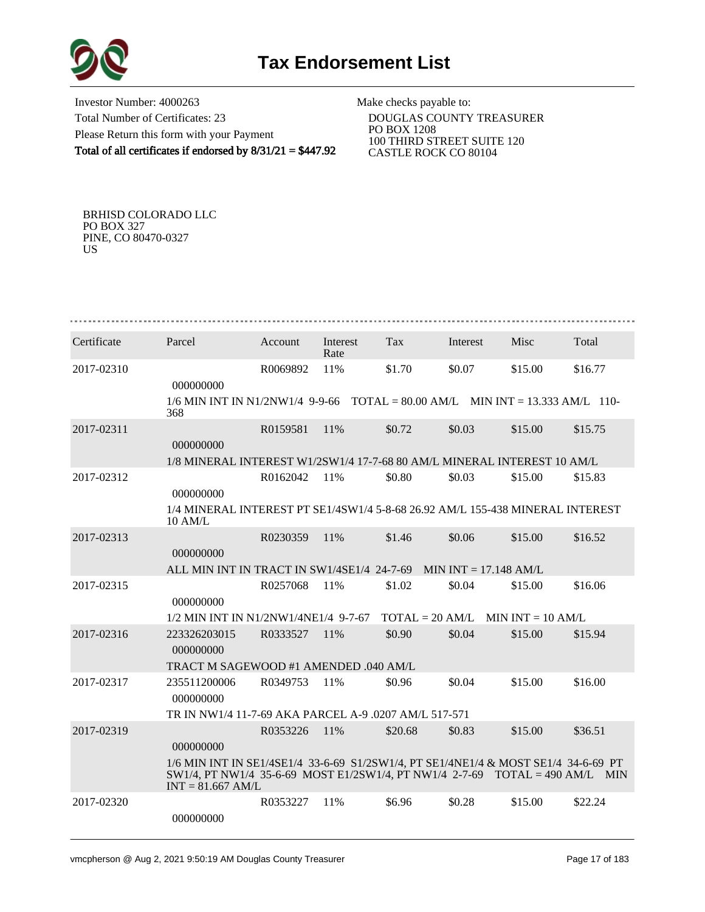# Tax Endorsement List

Investor Number: 4000263
Total Number of Certificates: 23
Please Return this form with your Payment
**Total of all certificates if endorsed by 8/31/21 = $447.92**

Make checks payable to:
DOUGLAS COUNTY TREASURER
PO BOX 1208
100 THIRD STREET SUITE 120
CASTLE ROCK CO 80104

BRHISD COLORADO LLC
PO BOX 327
PINE, CO 80470-0327
US

| Certificate | Parcel | Account | Interest Rate | Tax | Interest | Misc | Total |
|---|---|---|---|---|---|---|---|
| 2017-02310 | 000000000 | R0069892 | 11% | $1.70 | $0.07 | $15.00 | $16.77 |
| | 1/6 MIN INT IN N1/2NW1/4 9-9-66 TOTAL = 80.00 AM/L MIN INT = 13.333 AM/L 110-368 | | | | | | |
| 2017-02311 | 000000000 | R0159581 | 11% | $0.72 | $0.03 | $15.00 | $15.75 |
| | 1/8 MINERAL INTEREST W1/2SW1/4 17-7-68 80 AM/L MINERAL INTEREST 10 AM/L | | | | | | |
| 2017-02312 | 000000000 | R0162042 | 11% | $0.80 | $0.03 | $15.00 | $15.83 |
| | 1/4 MINERAL INTEREST PT SE1/4SW1/4 5-8-68 26.92 AM/L 155-438 MINERAL INTEREST 10 AM/L | | | | | | |
| 2017-02313 | 000000000 | R0230359 | 11% | $1.46 | $0.06 | $15.00 | $16.52 |
| | ALL MIN INT IN TRACT IN SW1/4SE1/4 24-7-69 MIN INT = 17.148 AM/L | | | | | | |
| 2017-02315 | 000000000 | R0257068 | 11% | $1.02 | $0.04 | $15.00 | $16.06 |
| | 1/2 MIN INT IN N1/2NW1/4NE1/4 9-7-67 TOTAL = 20 AM/L MIN INT = 10 AM/L | | | | | | |
| 2017-02316 | 223326203015 000000000 | R0333527 | 11% | $0.90 | $0.04 | $15.00 | $15.94 |
| | TRACT M SAGEWOOD #1 AMENDED .040 AM/L | | | | | | |
| 2017-02317 | 235511200006 000000000 | R0349753 | 11% | $0.96 | $0.04 | $15.00 | $16.00 |
| | TR IN NW1/4 11-7-69 AKA PARCEL A-9 .0207 AM/L 517-571 | | | | | | |
| 2017-02319 | 000000000 | R0353226 | 11% | $20.68 | $0.83 | $15.00 | $36.51 |
| | 1/6 MIN INT IN SE1/4SE1/4 33-6-69 S1/2SW1/4, PT SE1/4NE1/4 & MOST SE1/4 34-6-69 PT SW1/4, PT NW1/4 35-6-69 MOST E1/2SW1/4, PT NW1/4 2-7-69 TOTAL = 490 AM/L MIN INT = 81.667 AM/L | | | | | | |
| 2017-02320 | 000000000 | R0353227 | 11% | $6.96 | $0.28 | $15.00 | $22.24 |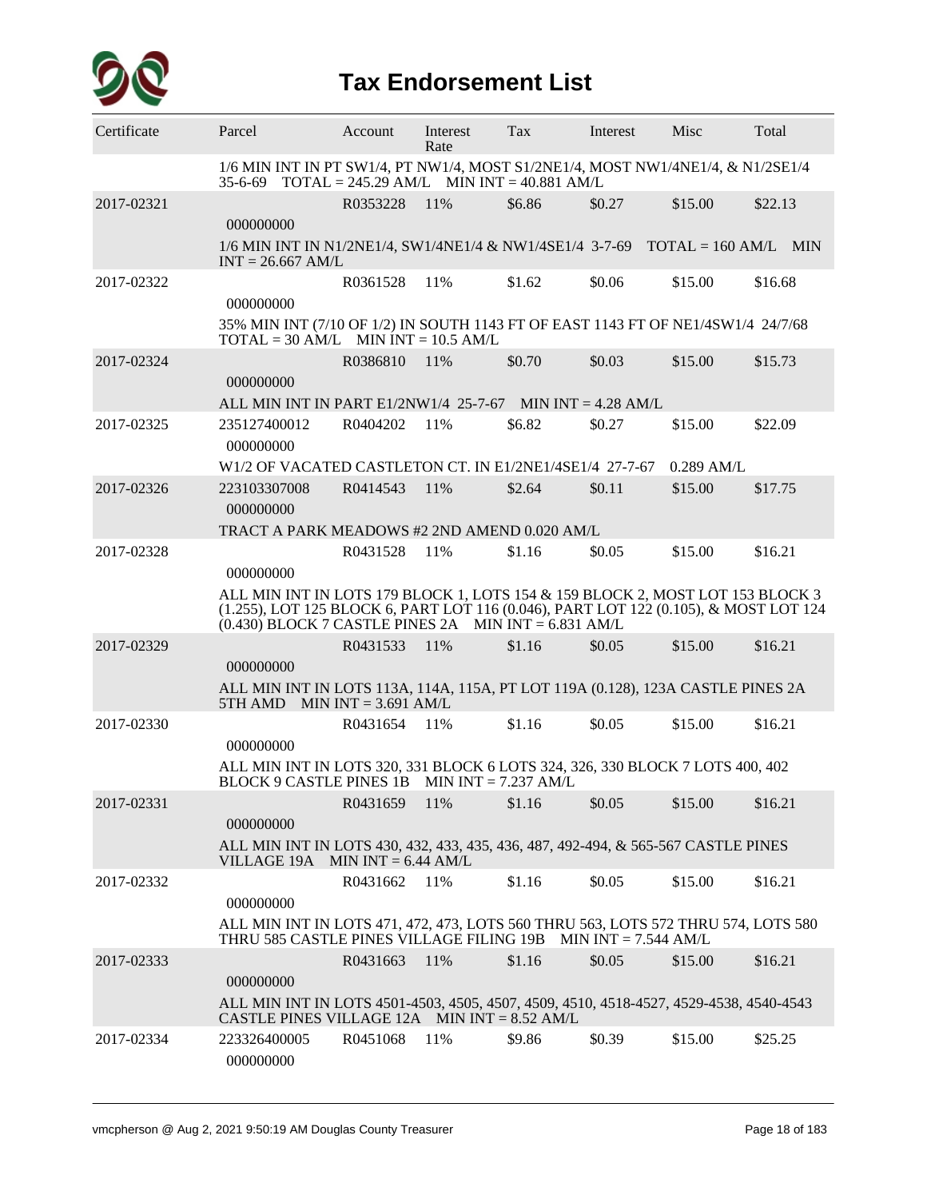# Tax Endorsement List

| Certificate | Parcel | Account | Interest Rate | Tax | Interest | Misc | Total |
|---|---|---|---|---|---|---|---|
| | 1/6 MIN INT IN PT SW1/4, PT NW1/4, MOST S1/2NE1/4, MOST NW1/4NE1/4, & N1/2SE1/4 35-6-69 TOTAL = 245.29 AM/L MIN INT = 40.881 AM/L | | | | | | |
| 2017-02321 | 000000000 | R0353228 | 11% | $6.86 | $0.27 | $15.00 | $22.13 |
| | 1/6 MIN INT IN N1/2NE1/4, SW1/4NE1/4 & NW1/4SE1/4 3-7-69 TOTAL = 160 AM/L MIN INT = 26.667 AM/L | | | | | | |
| 2017-02322 | 000000000 | R0361528 | 11% | $1.62 | $0.06 | $15.00 | $16.68 |
| | 35% MIN INT (7/10 OF 1/2) IN SOUTH 1143 FT OF EAST 1143 FT OF NE1/4SW1/4 24/7/68 TOTAL = 30 AM/L MIN INT = 10.5 AM/L | | | | | | |
| 2017-02324 | 000000000 | R0386810 | 11% | $0.70 | $0.03 | $15.00 | $15.73 |
| | ALL MIN INT IN PART E1/2NW1/4 25-7-67 MIN INT = 4.28 AM/L | | | | | | |
| 2017-02325 | 235127400012 000000000 | R0404202 | 11% | $6.82 | $0.27 | $15.00 | $22.09 |
| | W1/2 OF VACATED CASTLETON CT. IN E1/2NE1/4SE1/4 27-7-67 0.289 AM/L | | | | | | |
| 2017-02326 | 223103307008 000000000 | R0414543 | 11% | $2.64 | $0.11 | $15.00 | $17.75 |
| | TRACT A PARK MEADOWS #2 2ND AMEND 0.020 AM/L | | | | | | |
| 2017-02328 | 000000000 | R0431528 | 11% | $1.16 | $0.05 | $15.00 | $16.21 |
| | ALL MIN INT IN LOTS 179 BLOCK 1, LOTS 154 & 159 BLOCK 2, MOST LOT 153 BLOCK 3 (1.255), LOT 125 BLOCK 6, PART LOT 116 (0.046), PART LOT 122 (0.105), & MOST LOT 124 (0.430) BLOCK 7 CASTLE PINES 2A MIN INT = 6.831 AM/L | | | | | | |
| 2017-02329 | 000000000 | R0431533 | 11% | $1.16 | $0.05 | $15.00 | $16.21 |
| | ALL MIN INT IN LOTS 113A, 114A, 115A, PT LOT 119A (0.128), 123A CASTLE PINES 2A 5TH AMD MIN INT = 3.691 AM/L | | | | | | |
| 2017-02330 | 000000000 | R0431654 | 11% | $1.16 | $0.05 | $15.00 | $16.21 |
| | ALL MIN INT IN LOTS 320, 331 BLOCK 6 LOTS 324, 326, 330 BLOCK 7 LOTS 400, 402 BLOCK 9 CASTLE PINES 1B MIN INT = 7.237 AM/L | | | | | | |
| 2017-02331 | 000000000 | R0431659 | 11% | $1.16 | $0.05 | $15.00 | $16.21 |
| | ALL MIN INT IN LOTS 430, 432, 433, 435, 436, 487, 492-494, & 565-567 CASTLE PINES VILLAGE 19A MIN INT = 6.44 AM/L | | | | | | |
| 2017-02332 | 000000000 | R0431662 | 11% | $1.16 | $0.05 | $15.00 | $16.21 |
| | ALL MIN INT IN LOTS 471, 472, 473, LOTS 560 THRU 563, LOTS 572 THRU 574, LOTS 580 THRU 585 CASTLE PINES VILLAGE FILING 19B MIN INT = 7.544 AM/L | | | | | | |
| 2017-02333 | 000000000 | R0431663 | 11% | $1.16 | $0.05 | $15.00 | $16.21 |
| | ALL MIN INT IN LOTS 4501-4503, 4505, 4507, 4509, 4510, 4518-4527, 4529-4538, 4540-4543 CASTLE PINES VILLAGE 12A MIN INT = 8.52 AM/L | | | | | | |
| 2017-02334 | 223326400005 000000000 | R0451068 | 11% | $9.86 | $0.39 | $15.00 | $25.25 |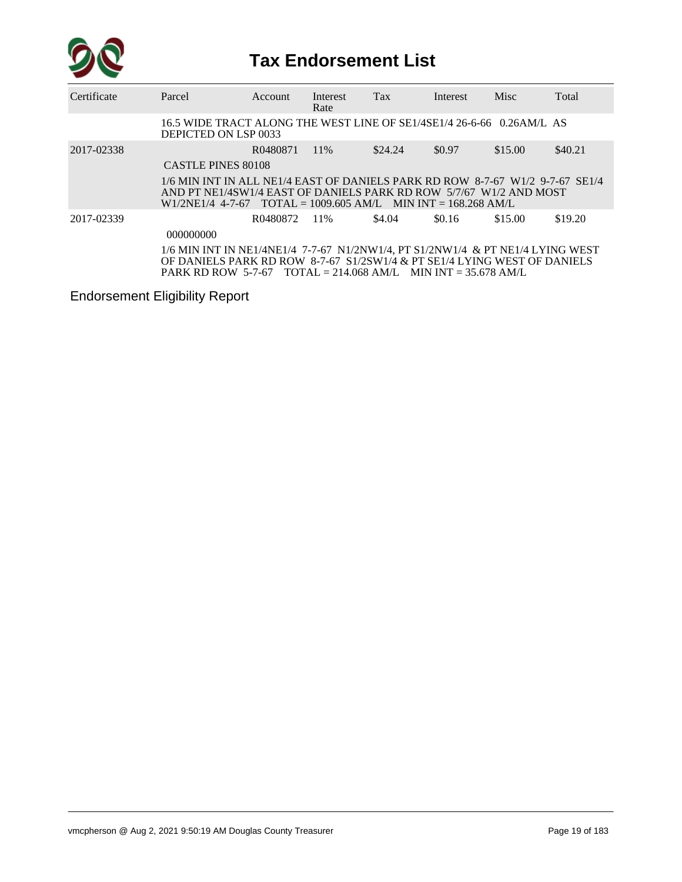# Tax Endorsement List

| Certificate | Parcel | Account | Interest Rate | Tax | Interest | Misc | Total |
|---|---|---|---|---|---|---|---|
| | 16.5 WIDE TRACT ALONG THE WEST LINE OF SE1/4SE1/4 26-6-66 0.26AM/L AS DEPICTED ON LSP 0033 | | | | | | |
| 2017-02338 | | R0480871 | 11% | $24.24 | $0.97 | $15.00 | $40.21 |
| | CASTLE PINES 80108 | | | | | | |
| | 1/6 MIN INT IN ALL NE1/4 EAST OF DANIELS PARK RD ROW 8-7-67 W1/2 9-7-67 SE1/4 AND PT NE1/4SW1/4 EAST OF DANIELS PARK RD ROW 5/7/67 W1/2 AND MOST W1/2NE1/4 4-7-67 TOTAL = 1009.605 AM/L MIN INT = 168.268 AM/L | | | | | | |
| 2017-02339 | | R0480872 | 11% | $4.04 | $0.16 | $15.00 | $19.20 |
| | 000000000 | | | | | | |
| | 1/6 MIN INT IN NE1/4NE1/4 7-7-67 N1/2NW1/4, PT S1/2NW1/4 & PT NE1/4 LYING WEST OF DANIELS PARK RD ROW 8-7-67 S1/2SW1/4 & PT SE1/4 LYING WEST OF DANIELS PARK RD ROW 5-7-67 TOTAL = 214.068 AM/L MIN INT = 35.678 AM/L | | | | | | |

Endorsement Eligibility Report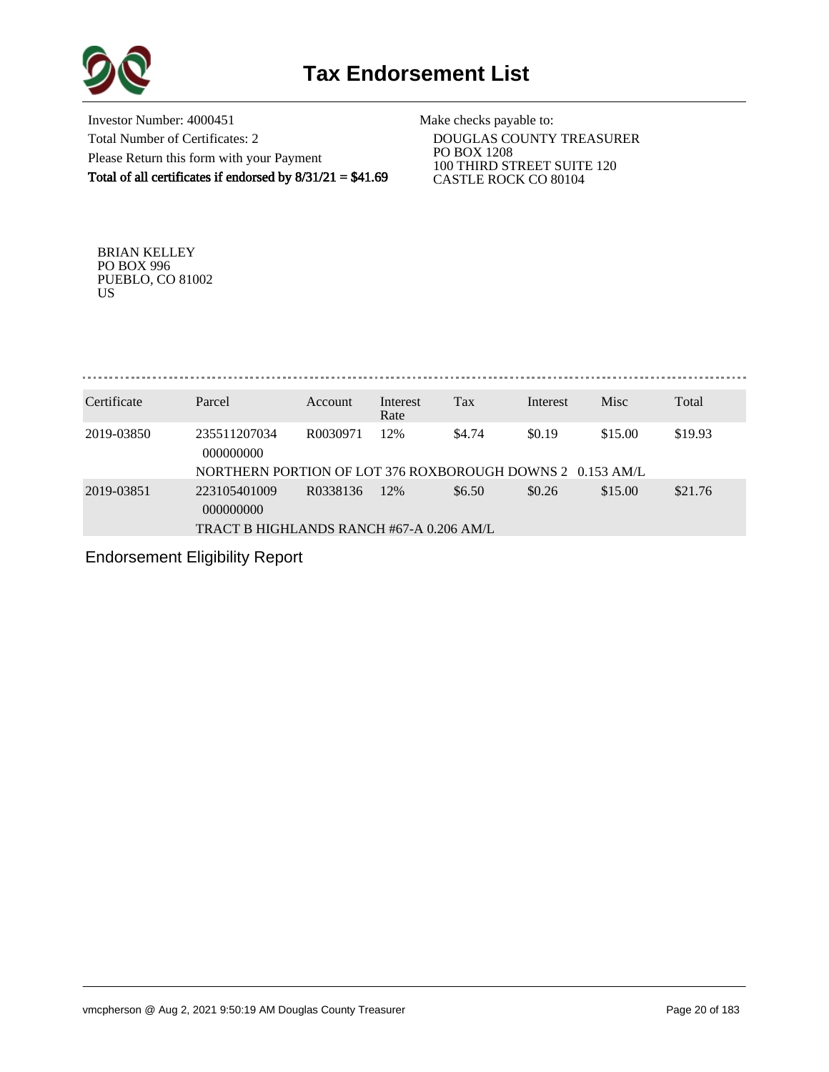# Tax Endorsement List

Investor Number: 4000451
Total Number of Certificates: 2
Please Return this form with your Payment
**Total of all certificates if endorsed by 8/31/21 = $41.69**

Make checks payable to:
DOUGLAS COUNTY TREASURER
PO BOX 1208
100 THIRD STREET SUITE 120
CASTLE ROCK CO 80104

BRIAN KELLEY
PO BOX 996
PUEBLO, CO 81002
US

| Certificate | Parcel | Account | Interest Rate | Tax | Interest | Misc | Total |
|---|---|---|---|---|---|---|---|
| 2019-03850 | 235511207034 000000000 | R0030971 | 12% | $4.74 | $0.19 | $15.00 | $19.93 |
| | NORTHERN PORTION OF LOT 376 ROXBOROUGH DOWNS 2 0.153 AM/L | | | | | | |
| 2019-03851 | 223105401009 000000000 | R0338136 | 12% | $6.50 | $0.26 | $15.00 | $21.76 |
| | TRACT B HIGHLANDS RANCH #67-A 0.206 AM/L | | | | | | |

Endorsement Eligibility Report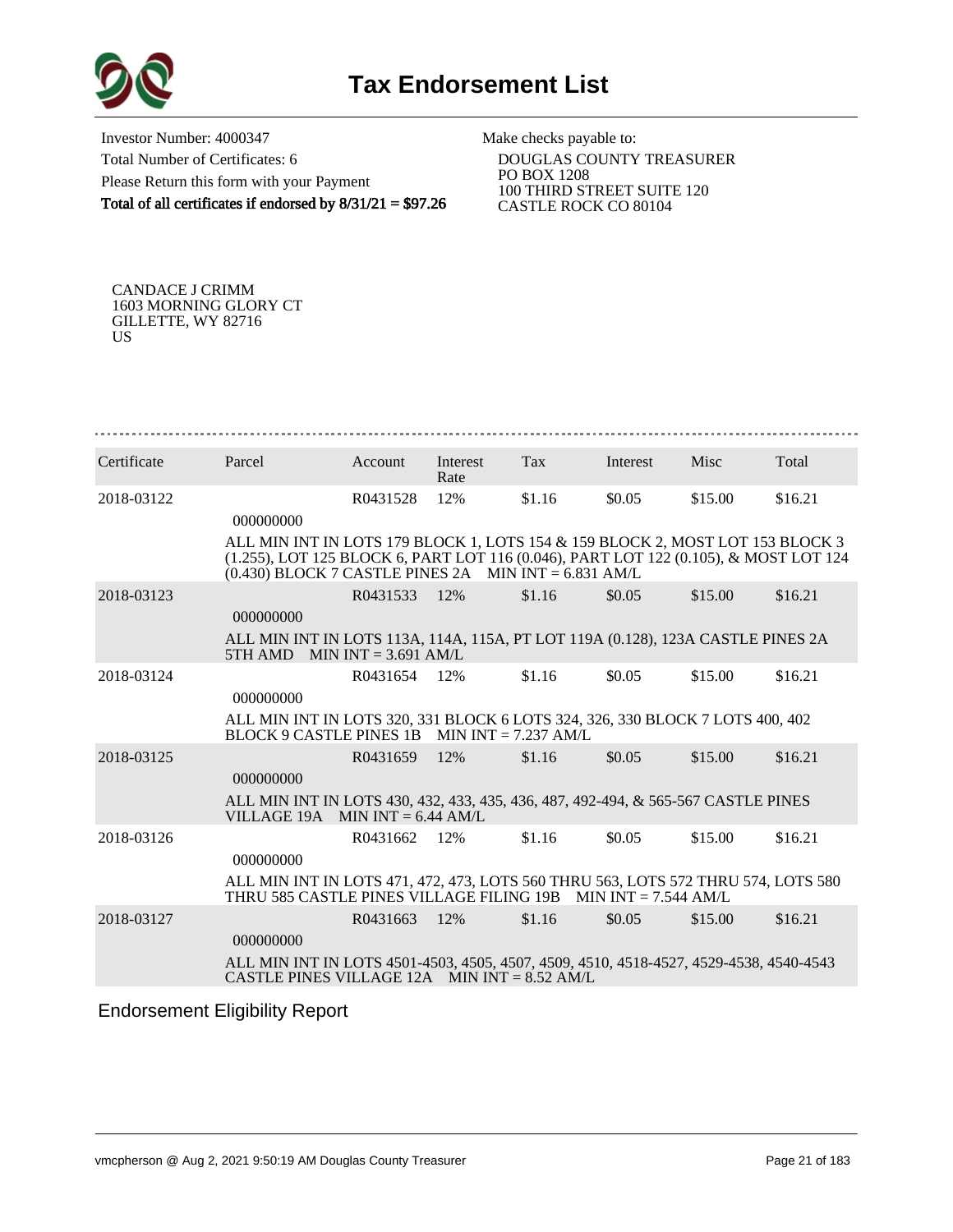# Tax Endorsement List

Investor Number: 4000347
Total Number of Certificates: 6
Please Return this form with your Payment
**Total of all certificates if endorsed by 8/31/21 = $97.26**

Make checks payable to:
DOUGLAS COUNTY TREASURER
PO BOX 1208
100 THIRD STREET SUITE 120
CASTLE ROCK CO 80104

CANDACE J CRIMM
1603 MORNING GLORY CT
GILLETTE, WY 82716
US

| Certificate | Parcel | Account | Interest Rate | Tax | Interest | Misc | Total |
|---|---|---|---|---|---|---|---|
| 2018-03122 | 000000000 | R0431528 | 12% | $1.16 | $0.05 | $15.00 | $16.21 |
| | ALL MIN INT IN LOTS 179 BLOCK 1, LOTS 154 & 159 BLOCK 2, MOST LOT 153 BLOCK 3 (1.255), LOT 125 BLOCK 6, PART LOT 116 (0.046), PART LOT 122 (0.105), & MOST LOT 124 (0.430) BLOCK 7 CASTLE PINES 2A MIN INT = 6.831 AM/L | | | | | | |
| 2018-03123 | 000000000 | R0431533 | 12% | $1.16 | $0.05 | $15.00 | $16.21 |
| | ALL MIN INT IN LOTS 113A, 114A, 115A, PT LOT 119A (0.128), 123A CASTLE PINES 2A 5TH AMD MIN INT = 3.691 AM/L | | | | | | |
| 2018-03124 | 000000000 | R0431654 | 12% | $1.16 | $0.05 | $15.00 | $16.21 |
| | ALL MIN INT IN LOTS 320, 331 BLOCK 6 LOTS 324, 326, 330 BLOCK 7 LOTS 400, 402 BLOCK 9 CASTLE PINES 1B MIN INT = 7.237 AM/L | | | | | | |
| 2018-03125 | 000000000 | R0431659 | 12% | $1.16 | $0.05 | $15.00 | $16.21 |
| | ALL MIN INT IN LOTS 430, 432, 433, 435, 436, 487, 492-494, & 565-567 CASTLE PINES VILLAGE 19A MIN INT = 6.44 AM/L | | | | | | |
| 2018-03126 | 000000000 | R0431662 | 12% | $1.16 | $0.05 | $15.00 | $16.21 |
| | ALL MIN INT IN LOTS 471, 472, 473, LOTS 560 THRU 563, LOTS 572 THRU 574, LOTS 580 THRU 585 CASTLE PINES VILLAGE FILING 19B MIN INT = 7.544 AM/L | | | | | | |
| 2018-03127 | 000000000 | R0431663 | 12% | $1.16 | $0.05 | $15.00 | $16.21 |
| | ALL MIN INT IN LOTS 4501-4503, 4505, 4507, 4509, 4510, 4518-4527, 4529-4538, 4540-4543 CASTLE PINES VILLAGE 12A MIN INT = 8.52 AM/L | | | | | | |

Endorsement Eligibility Report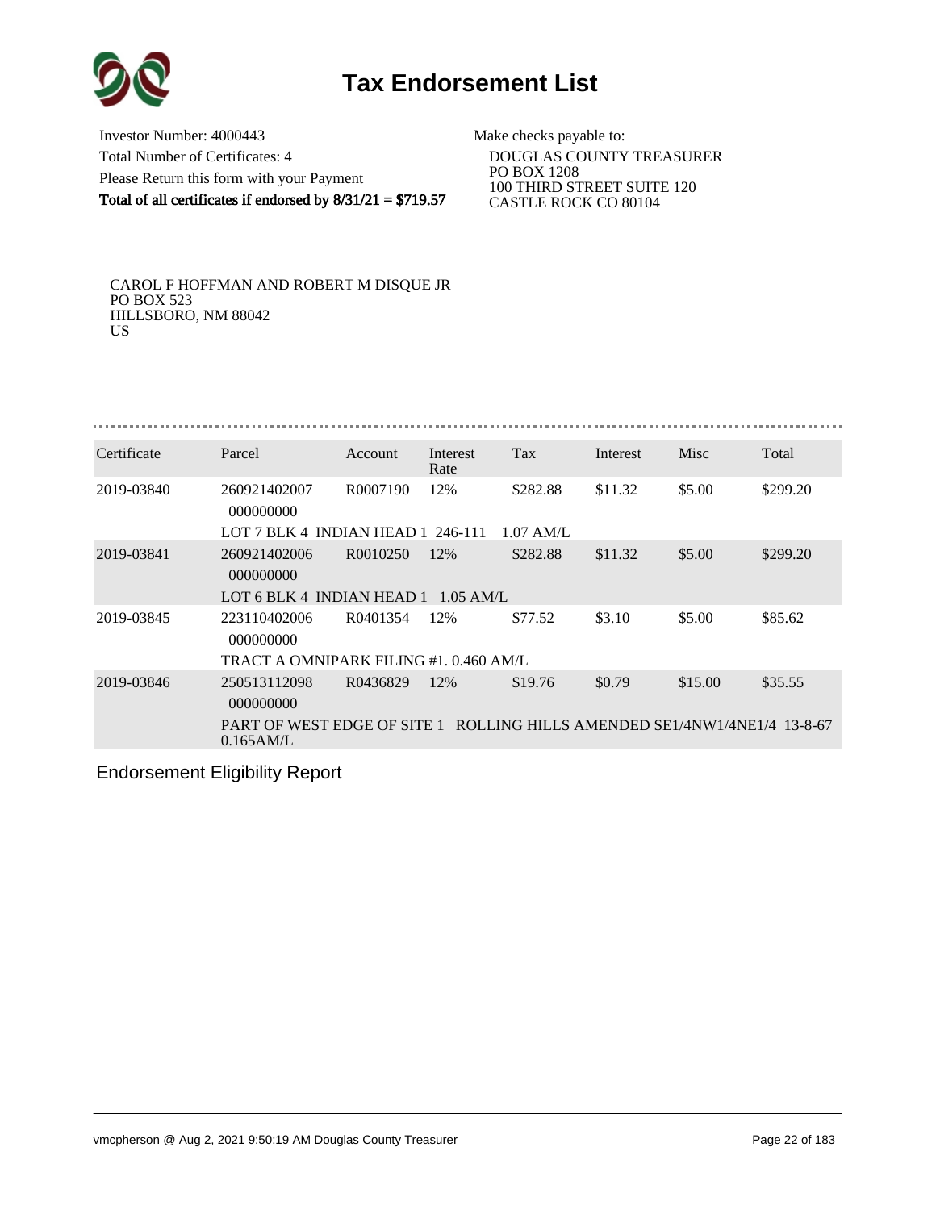# Tax Endorsement List

Investor Number: 4000443
Total Number of Certificates: 4
Please Return this form with your Payment
**Total of all certificates if endorsed by 8/31/21 = $719.57**

Make checks payable to:
DOUGLAS COUNTY TREASURER
PO BOX 1208
100 THIRD STREET SUITE 120
CASTLE ROCK CO 80104

CAROL F HOFFMAN AND ROBERT M DISQUE JR
PO BOX 523
HILLSBORO, NM 88042
US

| Certificate | Parcel | Account | Interest Rate | Tax | Interest | Misc | Total |
|---|---|---|---|---|---|---|---|
| 2019-03840 | 260921402007 000000000 | R0007190 | 12% | $282.88 | $11.32 | $5.00 | $299.20 |
| | LOT 7 BLK 4 INDIAN HEAD 1 246-111 1.07 AM/L | | | | | | |
| 2019-03841 | 260921402006 000000000 | R0010250 | 12% | $282.88 | $11.32 | $5.00 | $299.20 |
| | LOT 6 BLK 4 INDIAN HEAD 1 1.05 AM/L | | | | | | |
| 2019-03845 | 223110402006 000000000 | R0401354 | 12% | $77.52 | $3.10 | $5.00 | $85.62 |
| | TRACT A OMNIPARK FILING #1. 0.460 AM/L | | | | | | |
| 2019-03846 | 250513112098 000000000 | R0436829 | 12% | $19.76 | $0.79 | $15.00 | $35.55 |
| | PART OF WEST EDGE OF SITE 1 ROLLING HILLS AMENDED SE1/4NW1/4NE1/4 13-8-67 0.165AM/L | | | | | | |

Endorsement Eligibility Report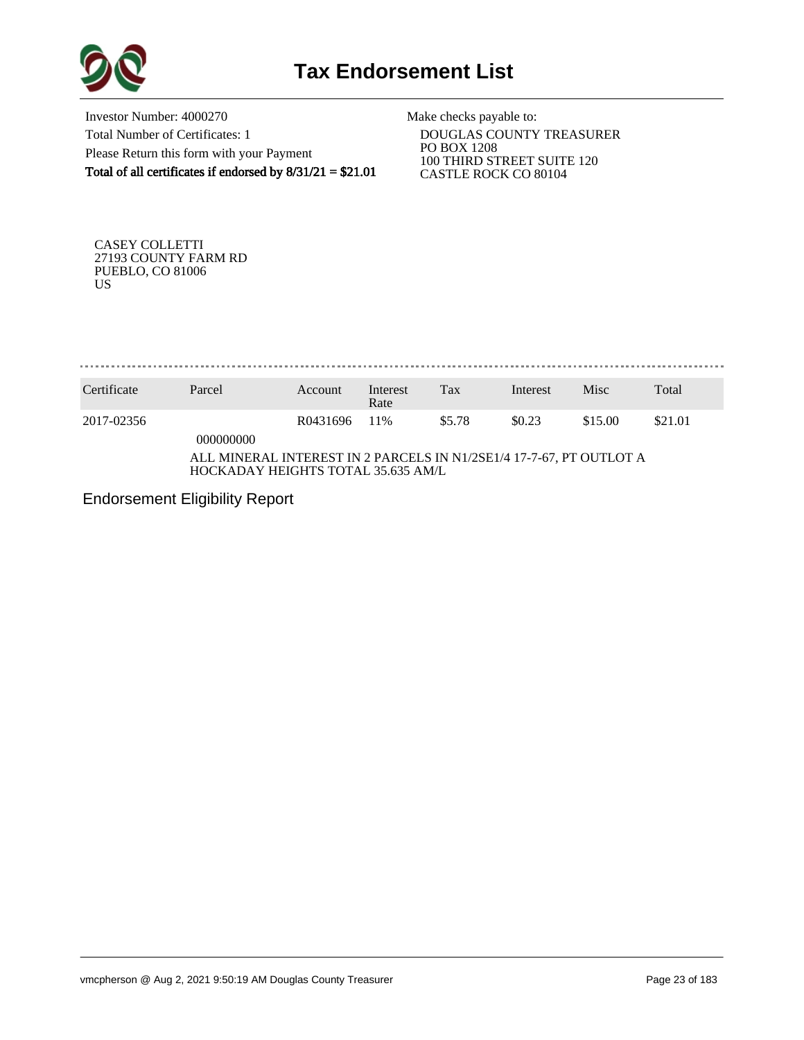# Tax Endorsement List

Investor Number: 4000270
Total Number of Certificates: 1
Please Return this form with your Payment
**Total of all certificates if endorsed by 8/31/21 = $21.01**

Make checks payable to:
DOUGLAS COUNTY TREASURER
PO BOX 1208
100 THIRD STREET SUITE 120
CASTLE ROCK CO 80104

CASEY COLLETTI
27193 COUNTY FARM RD
PUEBLO, CO 81006
US

| Certificate | Parcel | Account | Interest Rate | Tax | Interest | Misc | Total |
|---|---|---|---|---|---|---|---|
| 2017-02356 | 000000000 | R0431696 | 11% | $5.78 | $0.23 | $15.00 | $21.01 |

ALL MINERAL INTEREST IN 2 PARCELS IN N1/2SE1/4 17-7-67, PT OUTLOT A HOCKADAY HEIGHTS TOTAL 35.635 AM/L

Endorsement Eligibility Report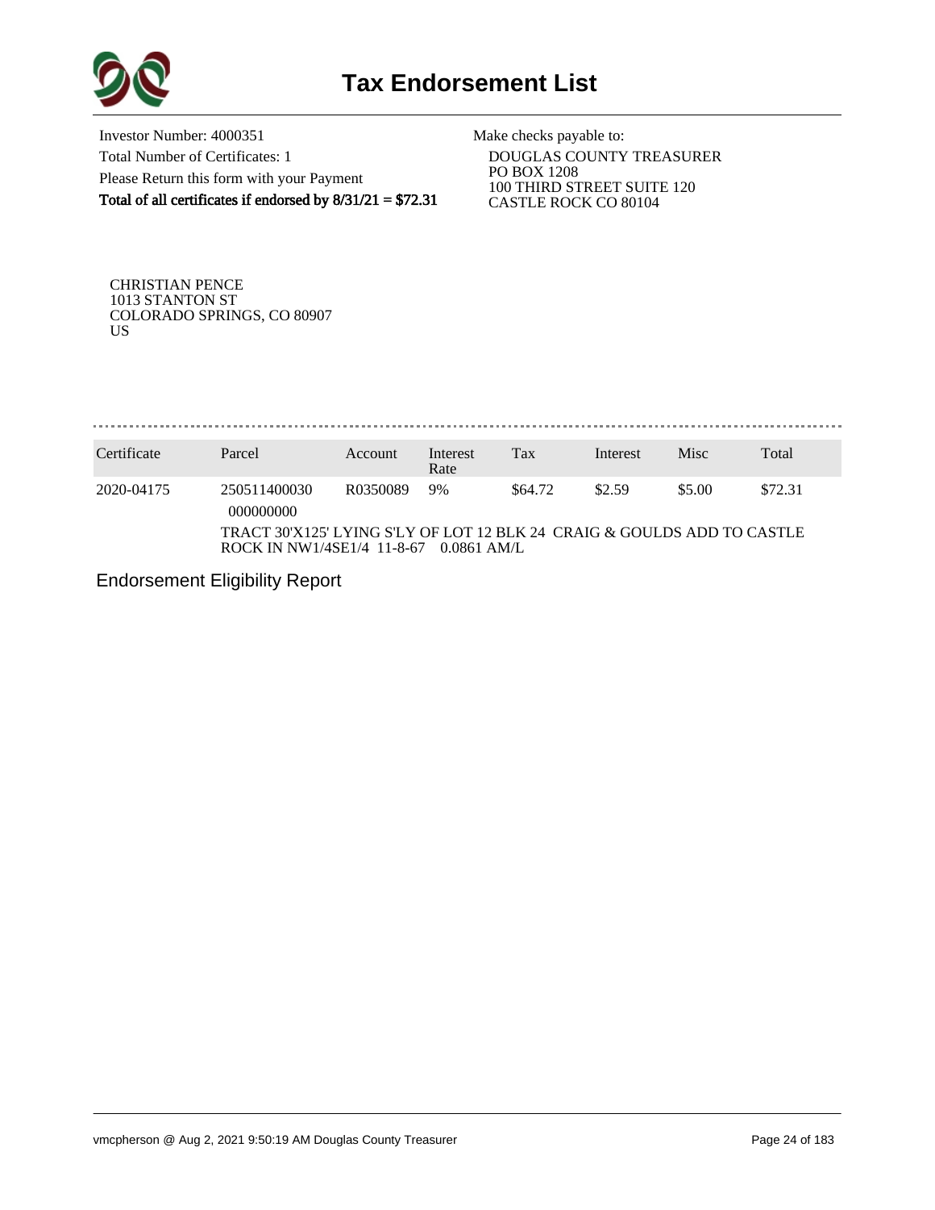# Tax Endorsement List

Investor Number: 4000351
Total Number of Certificates: 1
Please Return this form with your Payment
**Total of all certificates if endorsed by 8/31/21 = $72.31**

Make checks payable to:
DOUGLAS COUNTY TREASURER
PO BOX 1208
100 THIRD STREET SUITE 120
CASTLE ROCK CO 80104

CHRISTIAN PENCE
1013 STANTON ST
COLORADO SPRINGS, CO 80907
US

| Certificate | Parcel | Account | Interest Rate | Tax | Interest | Misc | Total |
|---|---|---|---|---|---|---|---|
| 2020-04175 | 250511400030 000000000 | R0350089 | 9% | $64.72 | $2.59 | $5.00 | $72.31 |
| | TRACT 30'X125' LYING S'LY OF LOT 12 BLK 24 CRAIG & GOULDS ADD TO CASTLE ROCK IN NW1/4SE1/4 11-8-67 0.0861 AM/L | | | | | | |

Endorsement Eligibility Report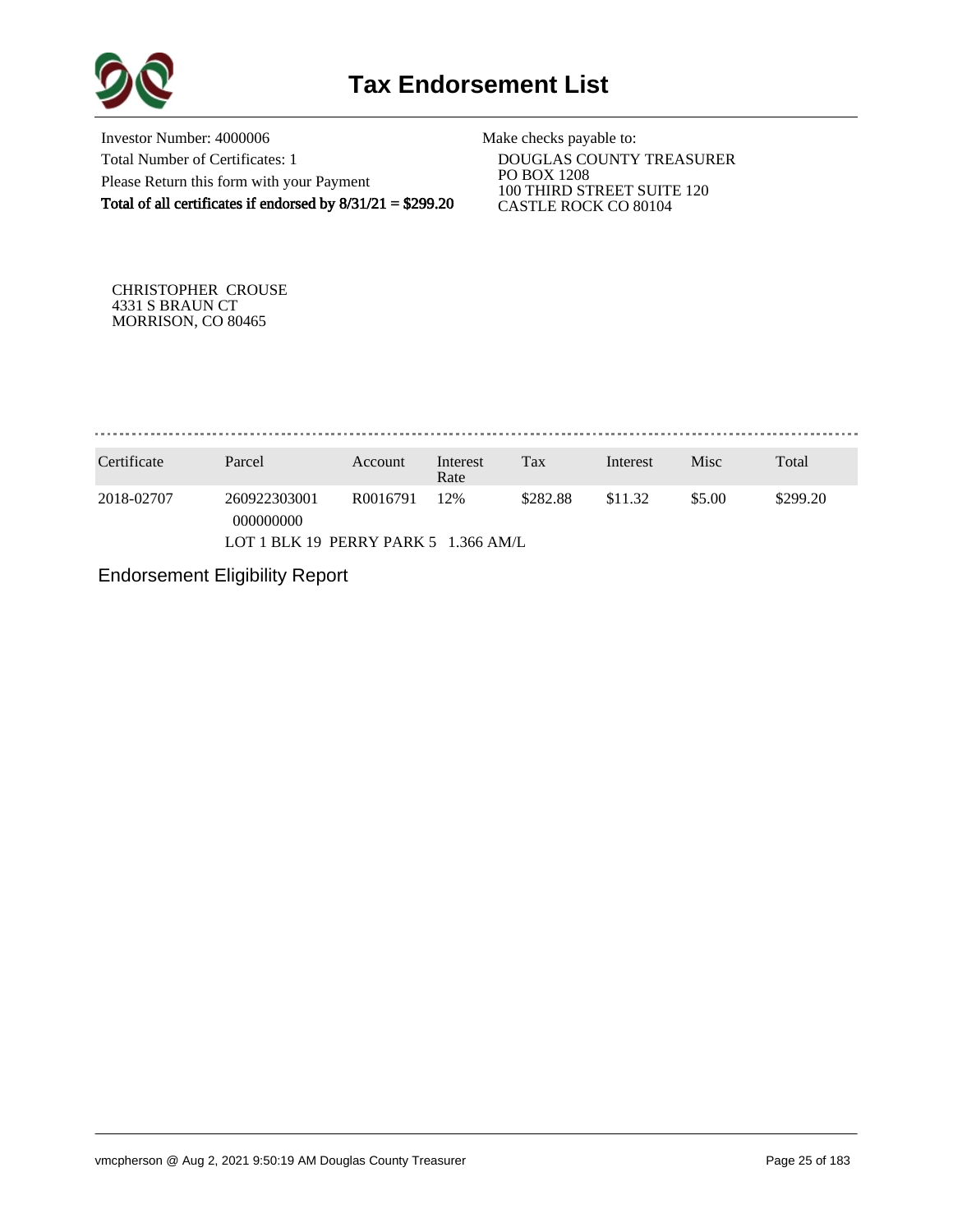# Tax Endorsement List

Investor Number: 4000006
Total Number of Certificates: 1
Please Return this form with your Payment
**Total of all certificates if endorsed by 8/31/21 = $299.20**

Make checks payable to:
DOUGLAS COUNTY TREASURER
PO BOX 1208
100 THIRD STREET SUITE 120
CASTLE ROCK CO 80104

CHRISTOPHER CROUSE
4331 S BRAUN CT
MORRISON, CO 80465

| Certificate | Parcel | Account | Interest Rate | Tax | Interest | Misc | Total |
|---|---|---|---|---|---|---|---|
| 2018-02707 | 260922303001 000000000 | R0016791 | 12% | $282.88 | $11.32 | $5.00 | $299.20 |
| | LOT 1 BLK 19 PERRY PARK 5 1.366 AM/L | | | | | | |

## Endorsement Eligibility Report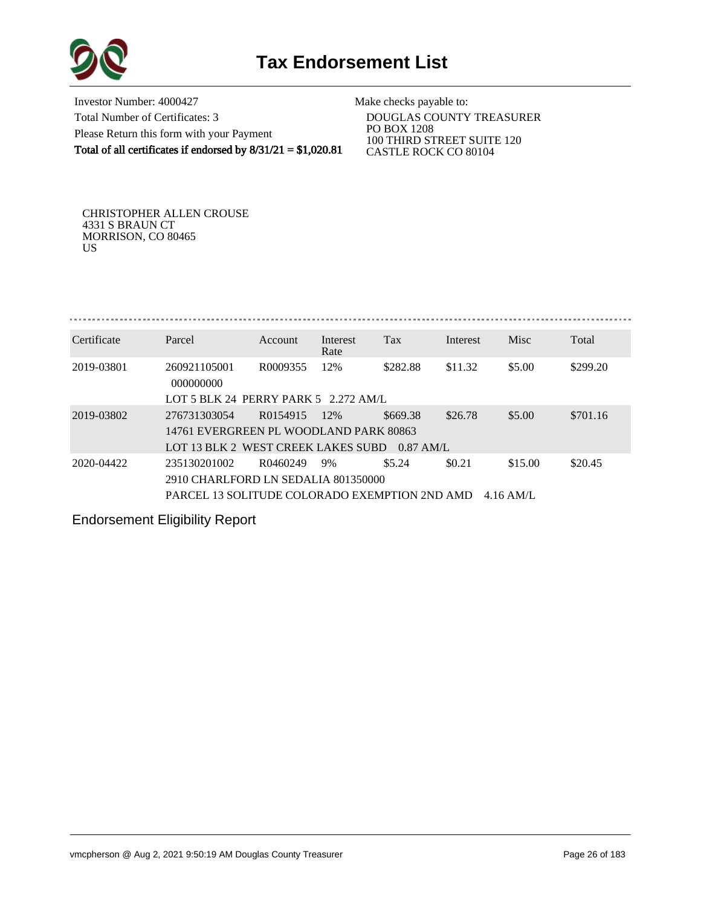# Tax Endorsement List

Investor Number: 4000427
Total Number of Certificates: 3
Please Return this form with your Payment
**Total of all certificates if endorsed by 8/31/21 = $1,020.81**

Make checks payable to:
DOUGLAS COUNTY TREASURER
PO BOX 1208
100 THIRD STREET SUITE 120
CASTLE ROCK CO 80104

CHRISTOPHER ALLEN CROUSE
4331 S BRAUN CT
MORRISON, CO 80465
US

| Certificate | Parcel | Account | Interest Rate | Tax | Interest | Misc | Total |
|---|---|---|---|---|---|---|---|
| 2019-03801 | 260921105001 000000000 | R0009355 | 12% | $282.88 | $11.32 | $5.00 | $299.20 |
| | LOT 5 BLK 24 PERRY PARK 5 2.272 AM/L | | | | | | |
| 2019-03802 | 276731303054 | R0154915 | 12% | $669.38 | $26.78 | $5.00 | $701.16 |
| | 14761 EVERGREEN PL WOODLAND PARK 80863 | | | | | | |
| | LOT 13 BLK 2 WEST CREEK LAKES SUBD 0.87 AM/L | | | | | | |
| 2020-04422 | 235130201002 | R0460249 | 9% | $5.24 | $0.21 | $15.00 | $20.45 |
| | 2910 CHARLFORD LN SEDALIA 801350000 | | | | | | |
| | PARCEL 13 SOLITUDE COLORADO EXEMPTION 2ND AMD 4.16 AM/L | | | | | | |

Endorsement Eligibility Report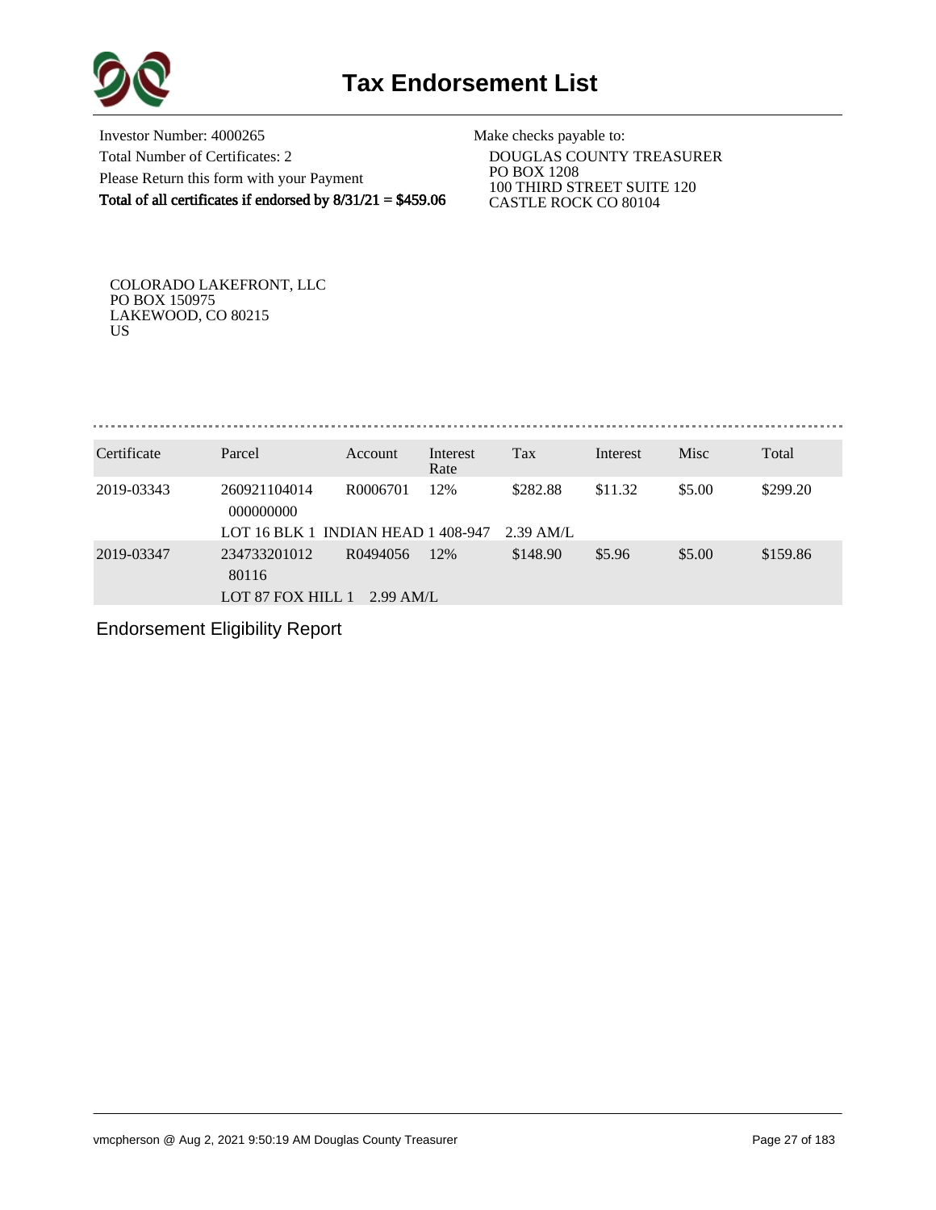# Tax Endorsement List

Investor Number: 4000265
Total Number of Certificates: 2
Please Return this form with your Payment
**Total of all certificates if endorsed by 8/31/21 = $459.06**

Make checks payable to:
DOUGLAS COUNTY TREASURER
PO BOX 1208
100 THIRD STREET SUITE 120
CASTLE ROCK CO 80104

COLORADO LAKEFRONT, LLC
PO BOX 150975
LAKEWOOD, CO 80215
US

| Certificate | Parcel | Account | Interest Rate | Tax | Interest | Misc | Total |
|---|---|---|---|---|---|---|---|
| 2019-03343 | 260921104014 000000000 | R0006701 | 12% | $282.88 | $11.32 | $5.00 | $299.20 |
| | LOT 16 BLK 1 INDIAN HEAD 1 408-947 2.39 AM/L | | | | | | |
| 2019-03347 | 234733201012 80116 | R0494056 | 12% | $148.90 | $5.96 | $5.00 | $159.86 |
| | LOT 87 FOX HILL 1 2.99 AM/L | | | | | | |

Endorsement Eligibility Report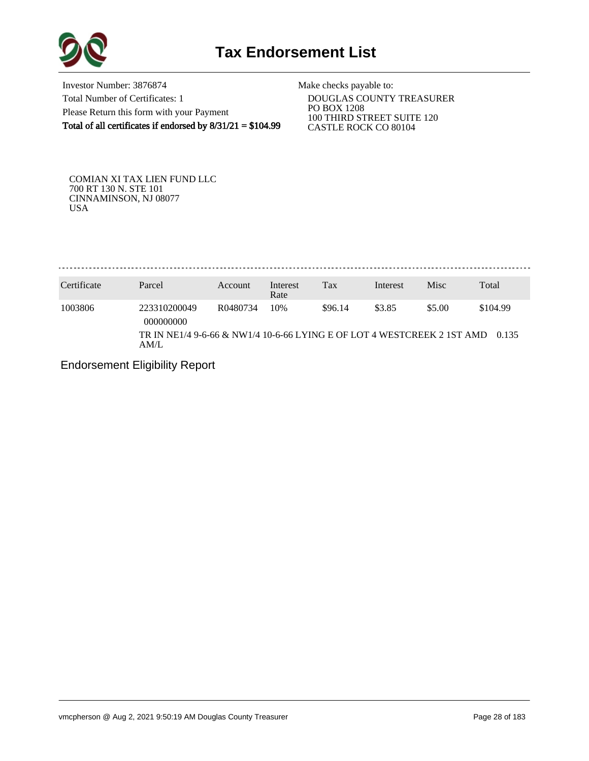# Tax Endorsement List

Investor Number: 3876874
Total Number of Certificates: 1
Please Return this form with your Payment
**Total of all certificates if endorsed by 8/31/21 = $104.99**

Make checks payable to:
DOUGLAS COUNTY TREASURER
PO BOX 1208
100 THIRD STREET SUITE 120
CASTLE ROCK CO 80104

COMIAN XI TAX LIEN FUND LLC
700 RT 130 N. STE 101
CINNAMINSON, NJ 08077
USA

| Certificate | Parcel | Account | Interest Rate | Tax | Interest | Misc | Total |
|---|---|---|---|---|---|---|---|
| 1003806 | 223310200049 000000000 | R0480734 | 10% | $96.14 | $3.85 | $5.00 | $104.99 |
| | TR IN NE1/4 9-6-66 & NW1/4 10-6-66 LYING E OF LOT 4 WESTCREEK 2 1ST AMD 0.135 AM/L | | | | | | |

Endorsement Eligibility Report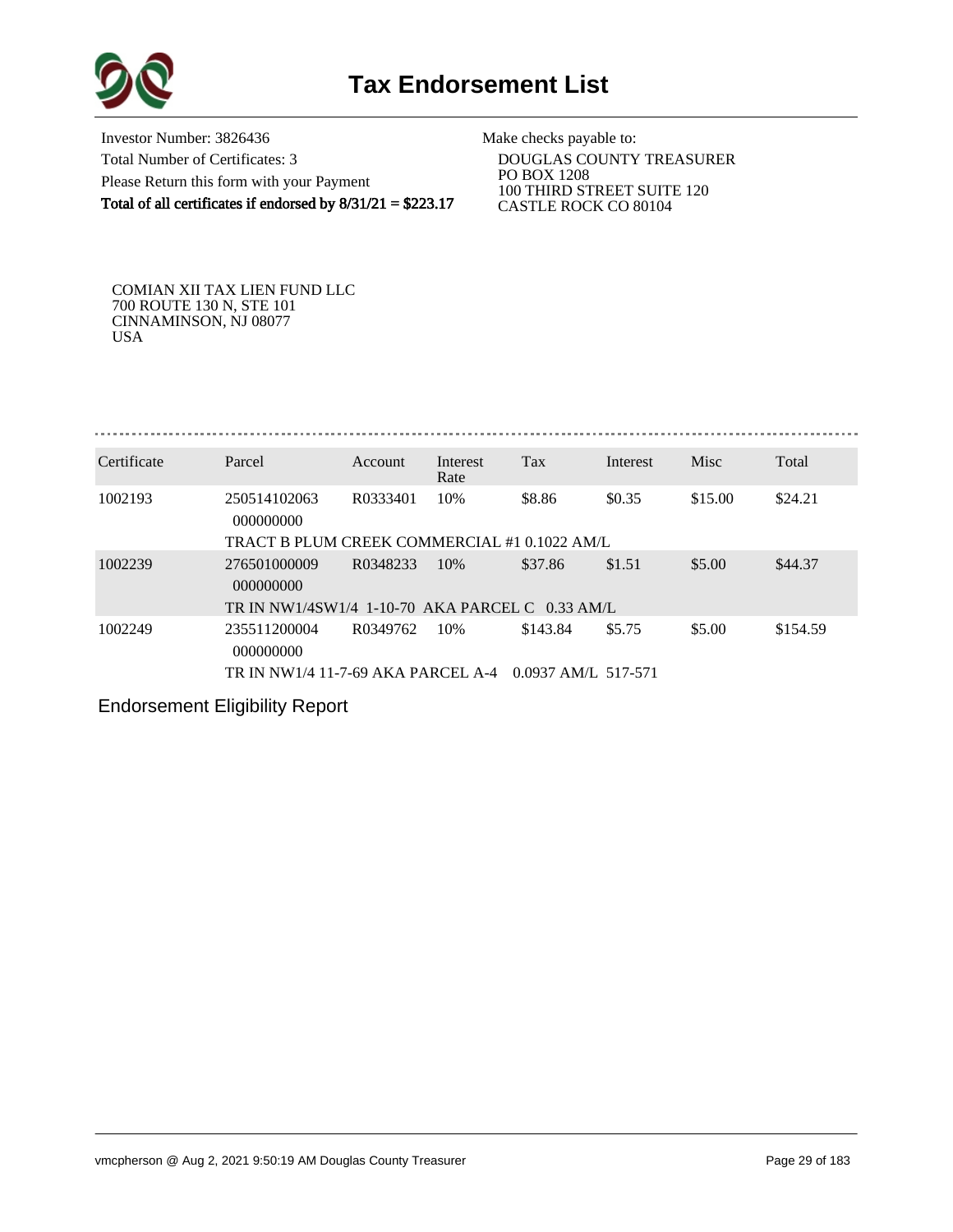# Tax Endorsement List

Investor Number: 3826436
Total Number of Certificates: 3
Please Return this form with your Payment
**Total of all certificates if endorsed by 8/31/21 = $223.17**

Make checks payable to:
DOUGLAS COUNTY TREASURER
PO BOX 1208
100 THIRD STREET SUITE 120
CASTLE ROCK CO 80104

COMIAN XII TAX LIEN FUND LLC
700 ROUTE 130 N, STE 101
CINNAMINSON, NJ 08077
USA

| Certificate | Parcel | Account | Interest Rate | Tax | Interest | Misc | Total |
|---|---|---|---|---|---|---|---|
| 1002193 | 250514102063 000000000 | R0333401 | 10% | $8.86 | $0.35 | $15.00 | $24.21 |
| | TRACT B PLUM CREEK COMMERCIAL #1 0.1022 AM/L | | | | | | |
| 1002239 | 276501000009 000000000 | R0348233 | 10% | $37.86 | $1.51 | $5.00 | $44.37 |
| | TR IN NW1/4SW1/4 1-10-70 AKA PARCEL C 0.33 AM/L | | | | | | |
| 1002249 | 235511200004 000000000 | R0349762 | 10% | $143.84 | $5.75 | $5.00 | $154.59 |
| | TR IN NW1/4 11-7-69 AKA PARCEL A-4 0.0937 AM/L 517-571 | | | | | | |

Endorsement Eligibility Report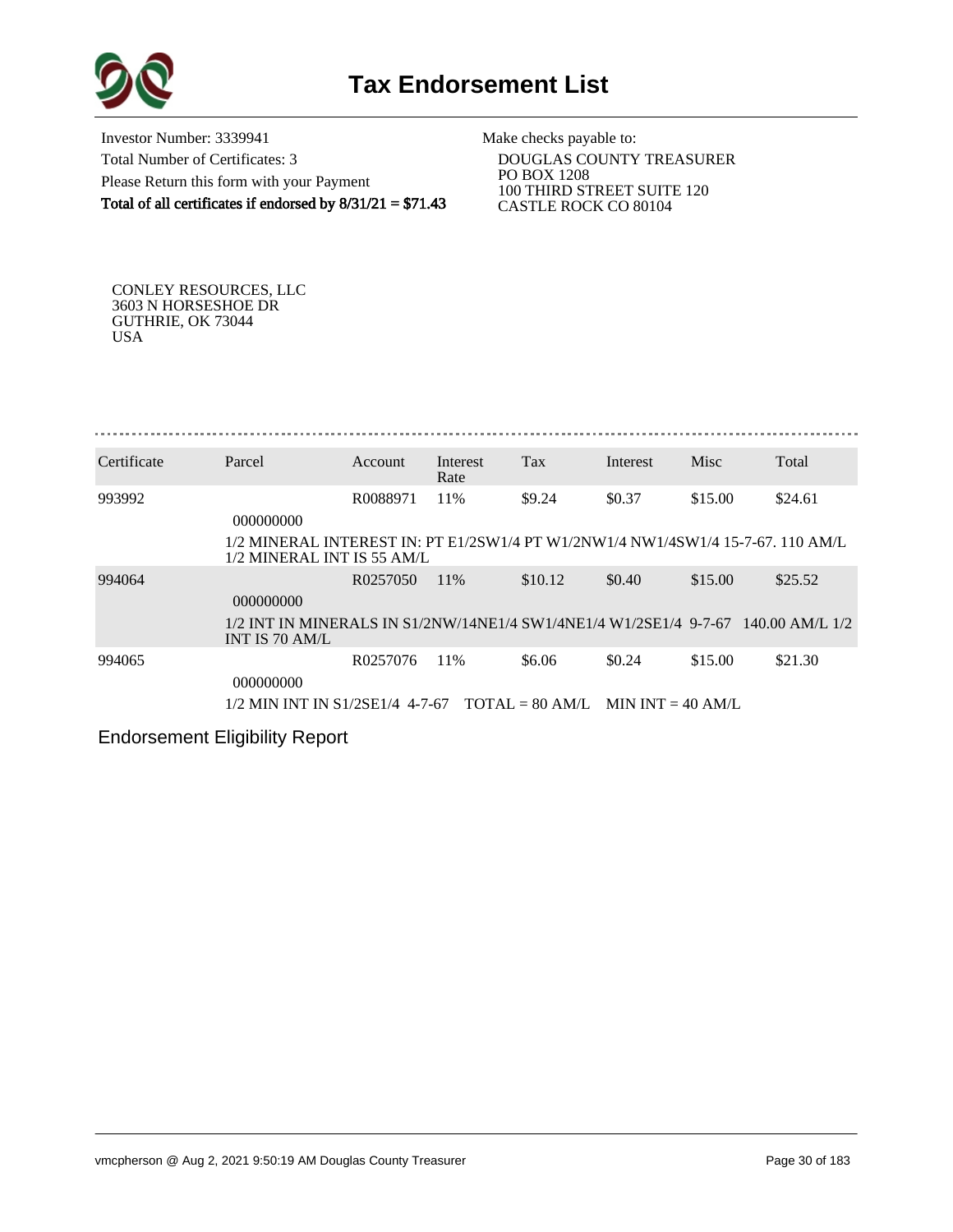# Tax Endorsement List

Investor Number: 3339941
Total Number of Certificates: 3
Please Return this form with your Payment
**Total of all certificates if endorsed by 8/31/21 = $71.43**

Make checks payable to:
DOUGLAS COUNTY TREASURER
PO BOX 1208
100 THIRD STREET SUITE 120
CASTLE ROCK CO 80104

CONLEY RESOURCES, LLC
3603 N HORSESHOE DR
GUTHRIE, OK 73044
USA

| Certificate | Parcel | Account | Interest Rate | Tax | Interest | Misc | Total |
|---|---|---|---|---|---|---|---|
| 993992 | 000000000 | R0088971 | 11% | $9.24 | $0.37 | $15.00 | $24.61 |
| | 1/2 MINERAL INTEREST IN: PT E1/2SW1/4 PT W1/2NW1/4 NW1/4SW1/4 15-7-67. 110 AM/L 1/2 MINERAL INT IS 55 AM/L | | | | | | |
| 994064 | 000000000 | R0257050 | 11% | $10.12 | $0.40 | $15.00 | $25.52 |
| | 1/2 INT IN MINERALS IN S1/2NW/14NE1/4 SW1/4NE1/4 W1/2SE1/4 9-7-67 140.00 AM/L 1/2 INT IS 70 AM/L | | | | | | |
| 994065 | 000000000 | R0257076 | 11% | $6.06 | $0.24 | $15.00 | $21.30 |
| | 1/2 MIN INT IN S1/2SE1/4 4-7-67 TOTAL = 80 AM/L MIN INT = 40 AM/L | | | | | | |

Endorsement Eligibility Report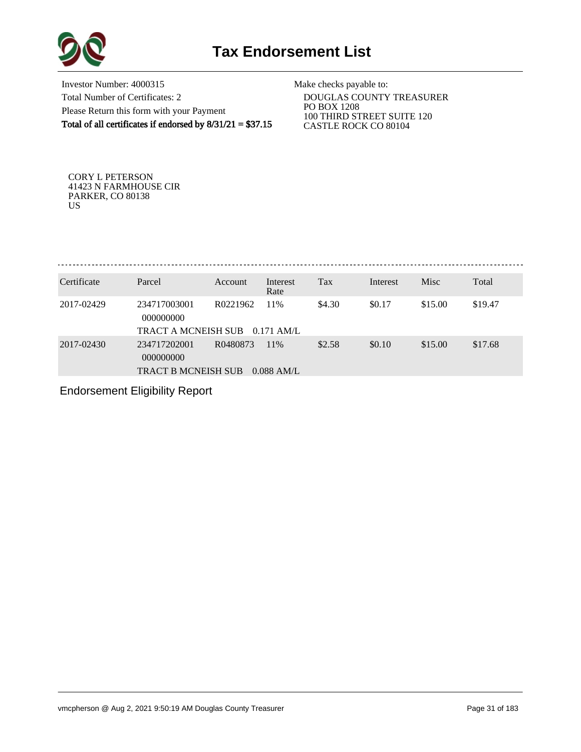# Tax Endorsement List

Investor Number: 4000315
Total Number of Certificates: 2
Please Return this form with your Payment
**Total of all certificates if endorsed by 8/31/21 = $37.15**

Make checks payable to:
DOUGLAS COUNTY TREASURER
PO BOX 1208
100 THIRD STREET SUITE 120
CASTLE ROCK CO 80104

CORY L PETERSON
41423 N FARMHOUSE CIR
PARKER, CO 80138
US

| Certificate | Parcel | Account | Interest Rate | Tax | Interest | Misc | Total |
|---|---|---|---|---|---|---|---|
| 2017-02429 | 234717003001 000000000 | R0221962 | 11% | $4.30 | $0.17 | $15.00 | $19.47 |
| | TRACT A MCNEISH SUB 0.171 AM/L | | | | | | |
| 2017-02430 | 234717202001 000000000 | R0480873 | 11% | $2.58 | $0.10 | $15.00 | $17.68 |
| | TRACT B MCNEISH SUB 0.088 AM/L | | | | | | |

Endorsement Eligibility Report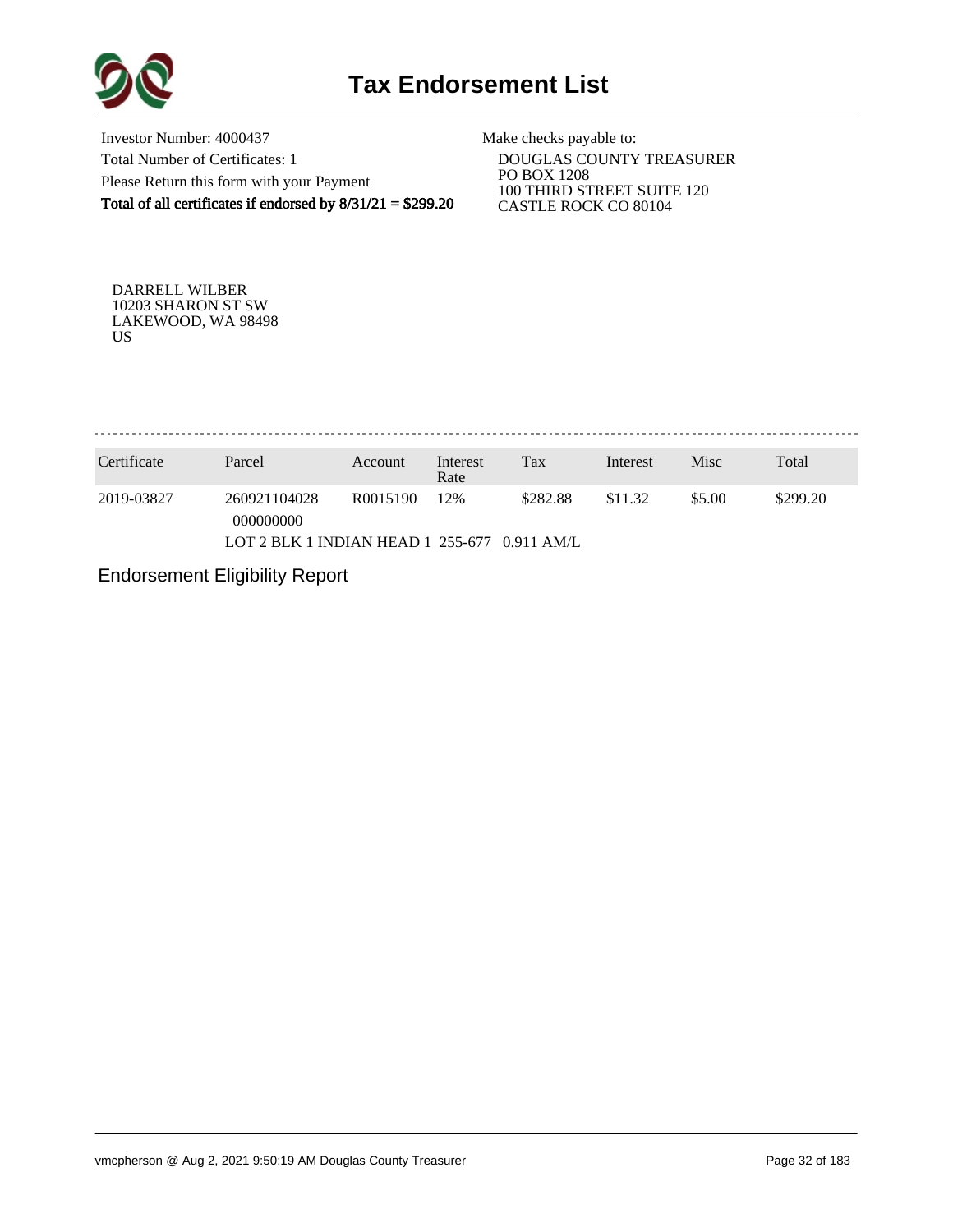# Tax Endorsement List

Investor Number: 4000437
Total Number of Certificates: 1
Please Return this form with your Payment
**Total of all certificates if endorsed by 8/31/21 = $299.20**

Make checks payable to:
DOUGLAS COUNTY TREASURER
PO BOX 1208
100 THIRD STREET SUITE 120
CASTLE ROCK CO 80104

DARRELL WILBER
10203 SHARON ST SW
LAKEWOOD, WA 98498
US

| Certificate | Parcel | Account | Interest Rate | Tax | Interest | Misc | Total |
|---|---|---|---|---|---|---|---|
| 2019-03827 | 260921104028 000000000 | R0015190 | 12% | $282.88 | $11.32 | $5.00 | $299.20 |
| | LOT 2 BLK 1 INDIAN HEAD 1 255-677 0.911 AM/L | | | | | | |

Endorsement Eligibility Report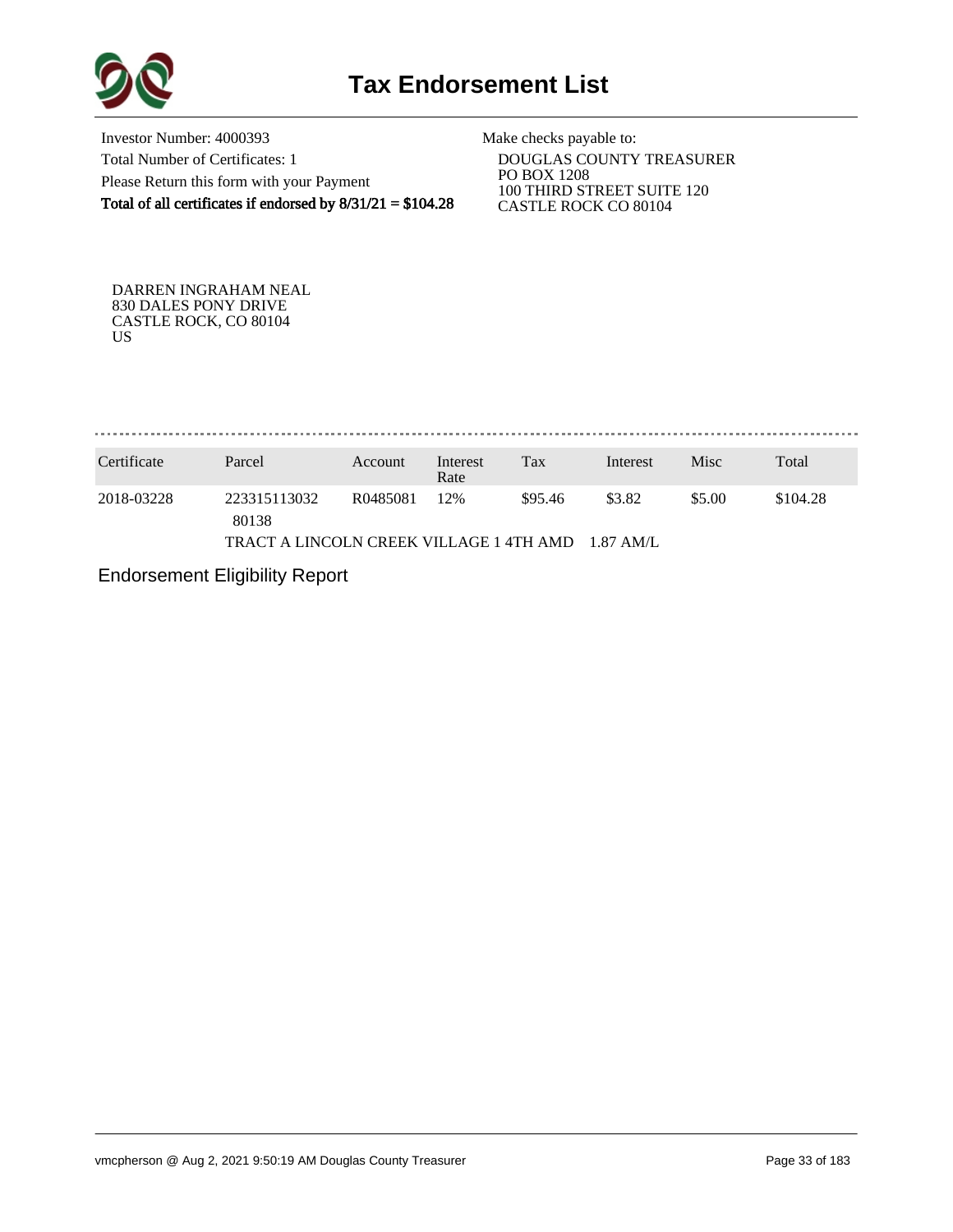# Tax Endorsement List

Investor Number: 4000393
Total Number of Certificates: 1
Please Return this form with your Payment
**Total of all certificates if endorsed by 8/31/21 = $104.28**

Make checks payable to:
DOUGLAS COUNTY TREASURER
PO BOX 1208
100 THIRD STREET SUITE 120
CASTLE ROCK CO 80104

DARREN INGRAHAM NEAL
830 DALES PONY DRIVE
CASTLE ROCK, CO 80104
US

| Certificate | Parcel | Account | Interest Rate | Tax | Interest | Misc | Total |
|---|---|---|---|---|---|---|---|
| 2018-03228 | 223315113032 80138 | R0485081 | 12% | $95.46 | $3.82 | $5.00 | $104.28 |
| | TRACT A LINCOLN CREEK VILLAGE 1 4TH AMD 1.87 AM/L | | | | | | |

Endorsement Eligibility Report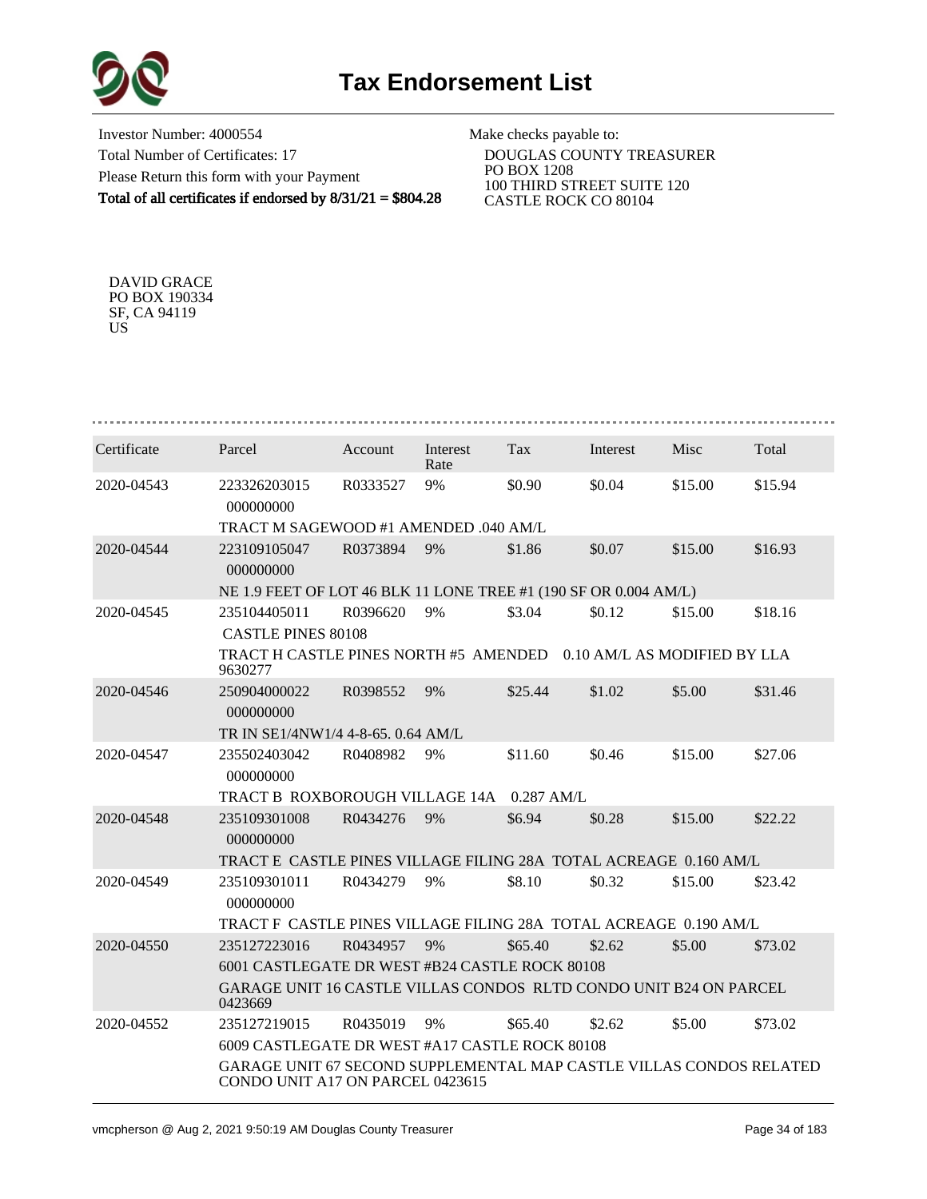# Tax Endorsement List

Investor Number: 4000554
Total Number of Certificates: 17
Please Return this form with your Payment
**Total of all certificates if endorsed by 8/31/21 = $804.28**

Make checks payable to:
DOUGLAS COUNTY TREASURER
PO BOX 1208
100 THIRD STREET SUITE 120
CASTLE ROCK CO 80104

DAVID GRACE
PO BOX 190334
SF, CA 94119
US

| Certificate | Parcel | Account | Interest Rate | Tax | Interest | Misc | Total |
|---|---|---|---|---|---|---|---|
| 2020-04543 | 223326203015 000000000 | R0333527 | 9% | $0.90 | $0.04 | $15.00 | $15.94 |
| | TRACT M SAGEWOOD #1 AMENDED .040 AM/L | | | | | | |
| 2020-04544 | 223109105047 000000000 | R0373894 | 9% | $1.86 | $0.07 | $15.00 | $16.93 |
| | NE 1.9 FEET OF LOT 46 BLK 11 LONE TREE #1 (190 SF OR 0.004 AM/L) | | | | | | |
| 2020-04545 | 235104405011 CASTLE PINES 80108 | R0396620 | 9% | $3.04 | $0.12 | $15.00 | $18.16 |
| | TRACT H CASTLE PINES NORTH #5 AMENDED 0.10 AM/L AS MODIFIED BY LLA 9630277 | | | | | | |
| 2020-04546 | 250904000022 000000000 | R0398552 | 9% | $25.44 | $1.02 | $5.00 | $31.46 |
| | TR IN SE1/4NW1/4 4-8-65. 0.64 AM/L | | | | | | |
| 2020-04547 | 235502403042 000000000 | R0408982 | 9% | $11.60 | $0.46 | $15.00 | $27.06 |
| | TRACT B ROXBOROUGH VILLAGE 14A 0.287 AM/L | | | | | | |
| 2020-04548 | 235109301008 000000000 | R0434276 | 9% | $6.94 | $0.28 | $15.00 | $22.22 |
| | TRACT E CASTLE PINES VILLAGE FILING 28A TOTAL ACREAGE 0.160 AM/L | | | | | | |
| 2020-04549 | 235109301011 000000000 | R0434279 | 9% | $8.10 | $0.32 | $15.00 | $23.42 |
| | TRACT F CASTLE PINES VILLAGE FILING 28A TOTAL ACREAGE 0.190 AM/L | | | | | | |
| 2020-04550 | 235127223016 | R0434957 | 9% | $65.40 | $2.62 | $5.00 | $73.02 |
| | 6001 CASTLEGATE DR WEST #B24 CASTLE ROCK 80108 | | | | | | |
| | GARAGE UNIT 16 CASTLE VILLAS CONDOS RLTD CONDO UNIT B24 ON PARCEL 0423669 | | | | | | |
| 2020-04552 | 235127219015 | R0435019 | 9% | $65.40 | $2.62 | $5.00 | $73.02 |
| | 6009 CASTLEGATE DR WEST #A17 CASTLE ROCK 80108 | | | | | | |
| | GARAGE UNIT 67 SECOND SUPPLEMENTAL MAP CASTLE VILLAS CONDOS RELATED CONDO UNIT A17 ON PARCEL 0423615 | | | | | | |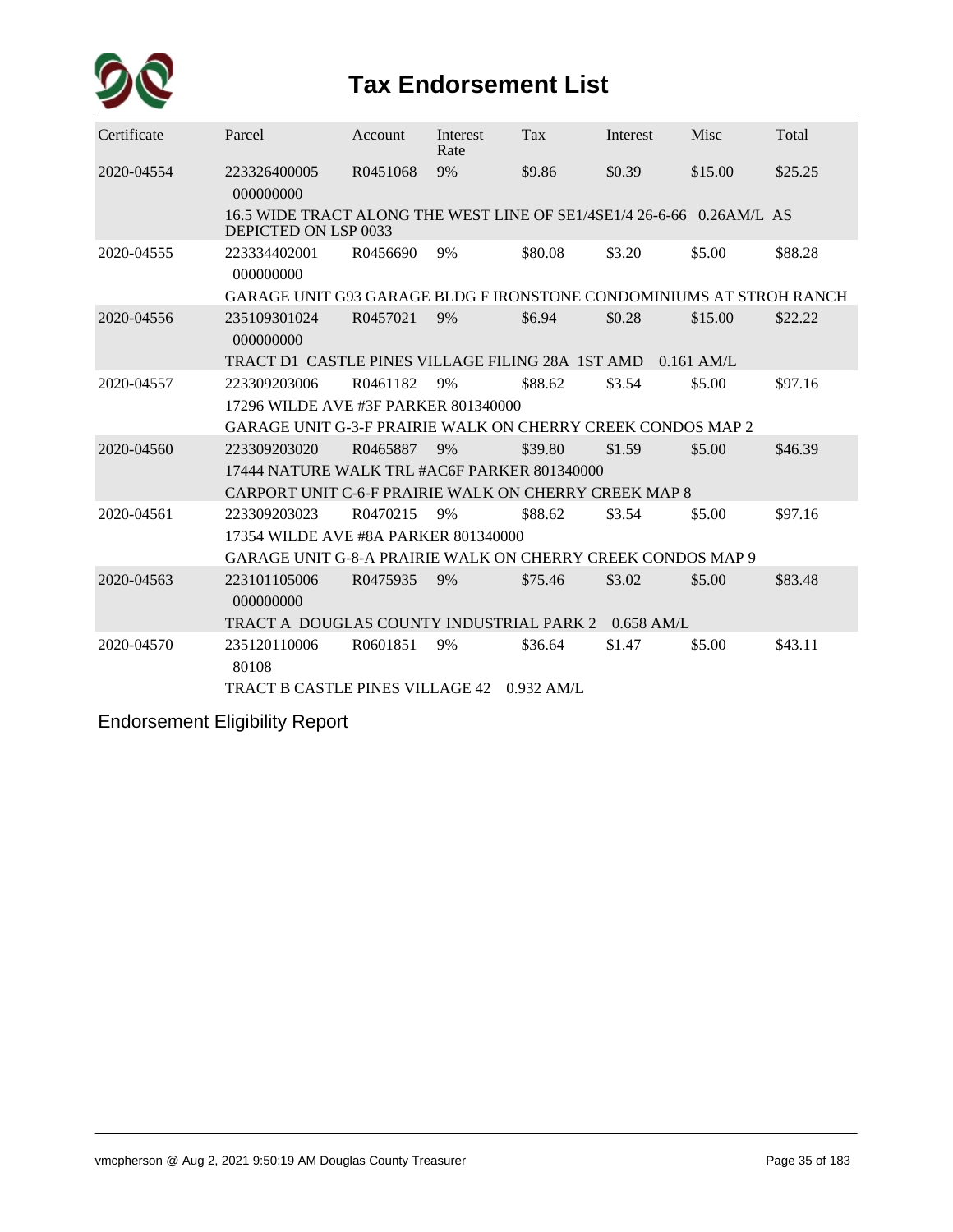# Tax Endorsement List

| Certificate | Parcel | Account | Interest Rate | Tax | Interest | Misc | Total |
|---|---|---|---|---|---|---|---|
| 2020-04554 | 223326400005 000000000 | R0451068 | 9% | $9.86 | $0.39 | $15.00 | $25.25 |
| | 16.5 WIDE TRACT ALONG THE WEST LINE OF SE1/4SE1/4 26-6-66 0.26AM/L AS DEPICTED ON LSP 0033 | | | | | | |
| 2020-04555 | 223334402001 000000000 | R0456690 | 9% | $80.08 | $3.20 | $5.00 | $88.28 |
| | GARAGE UNIT G93 GARAGE BLDG F IRONSTONE CONDOMINIUMS AT STROH RANCH | | | | | | |
| 2020-04556 | 235109301024 000000000 | R0457021 | 9% | $6.94 | $0.28 | $15.00 | $22.22 |
| | TRACT D1 CASTLE PINES VILLAGE FILING 28A 1ST AMD 0.161 AM/L | | | | | | |
| 2020-04557 | 223309203006 | R0461182 | 9% | $88.62 | $3.54 | $5.00 | $97.16 |
| | 17296 WILDE AVE #3F PARKER 801340000 | | | | | | |
| | GARAGE UNIT G-3-F PRAIRIE WALK ON CHERRY CREEK CONDOS MAP 2 | | | | | | |
| 2020-04560 | 223309203020 | R0465887 | 9% | $39.80 | $1.59 | $5.00 | $46.39 |
| | 17444 NATURE WALK TRL #AC6F PARKER 801340000 | | | | | | |
| | CARPORT UNIT C-6-F PRAIRIE WALK ON CHERRY CREEK MAP 8 | | | | | | |
| 2020-04561 | 223309203023 | R0470215 | 9% | $88.62 | $3.54 | $5.00 | $97.16 |
| | 17354 WILDE AVE #8A PARKER 801340000 | | | | | | |
| | GARAGE UNIT G-8-A PRAIRIE WALK ON CHERRY CREEK CONDOS MAP 9 | | | | | | |
| 2020-04563 | 223101105006 000000000 | R0475935 | 9% | $75.46 | $3.02 | $5.00 | $83.48 |
| | TRACT A DOUGLAS COUNTY INDUSTRIAL PARK 2 0.658 AM/L | | | | | | |
| 2020-04570 | 235120110006 80108 | R0601851 | 9% | $36.64 | $1.47 | $5.00 | $43.11 |
| | TRACT B CASTLE PINES VILLAGE 42 0.932 AM/L | | | | | | |

Endorsement Eligibility Report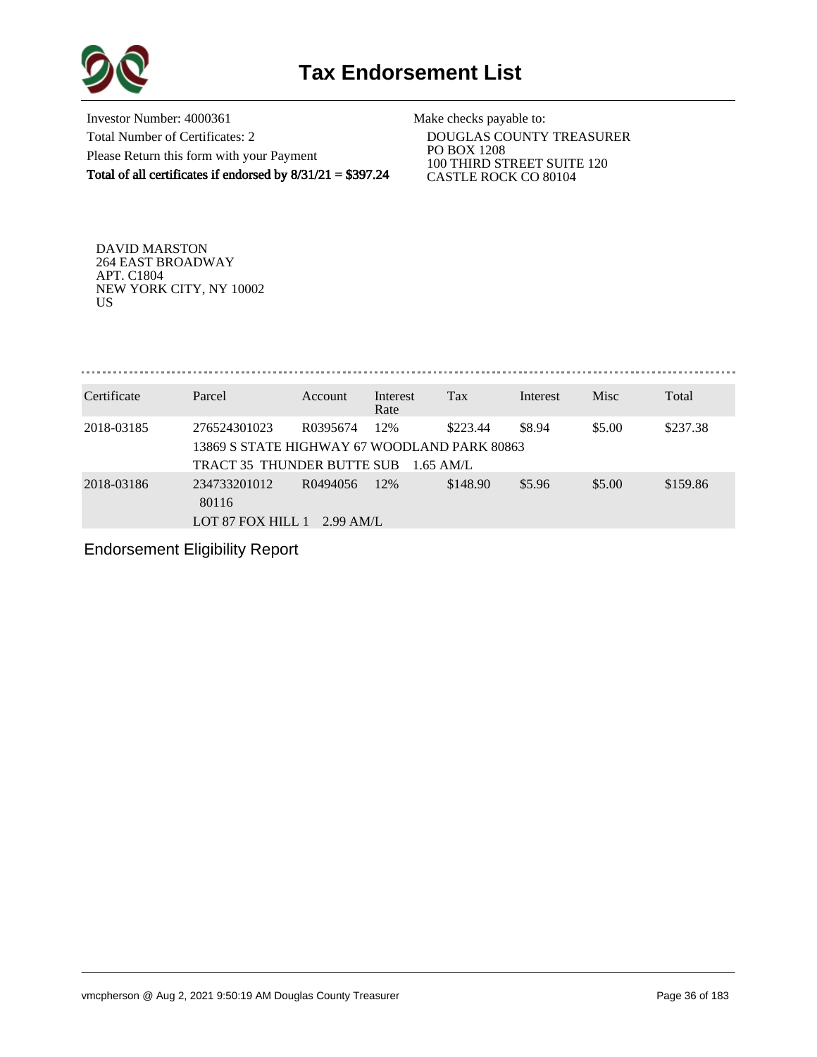# Tax Endorsement List

Investor Number: 4000361
Total Number of Certificates: 2
Please Return this form with your Payment
**Total of all certificates if endorsed by 8/31/21 = $397.24**

Make checks payable to:
DOUGLAS COUNTY TREASURER
PO BOX 1208
100 THIRD STREET SUITE 120
CASTLE ROCK CO 80104

DAVID MARSTON
264 EAST BROADWAY
APT. C1804
NEW YORK CITY, NY 10002
US

| Certificate | Parcel | Account | Interest Rate | Tax | Interest | Misc | Total |
|---|---|---|---|---|---|---|---|
| 2018-03185 | 276524301023 | R0395674 | 12% | $223.44 | $8.94 | $5.00 | $237.38 |
| | 13869 S STATE HIGHWAY 67 WOODLAND PARK 80863 | | | | | | |
| | TRACT 35 THUNDER BUTTE SUB 1.65 AM/L | | | | | | |
| 2018-03186 | 234733201012 | R0494056 | 12% | $148.90 | $5.96 | $5.00 | $159.86 |
| | 80116 | | | | | | |
| | LOT 87 FOX HILL 1 2.99 AM/L | | | | | | |

Endorsement Eligibility Report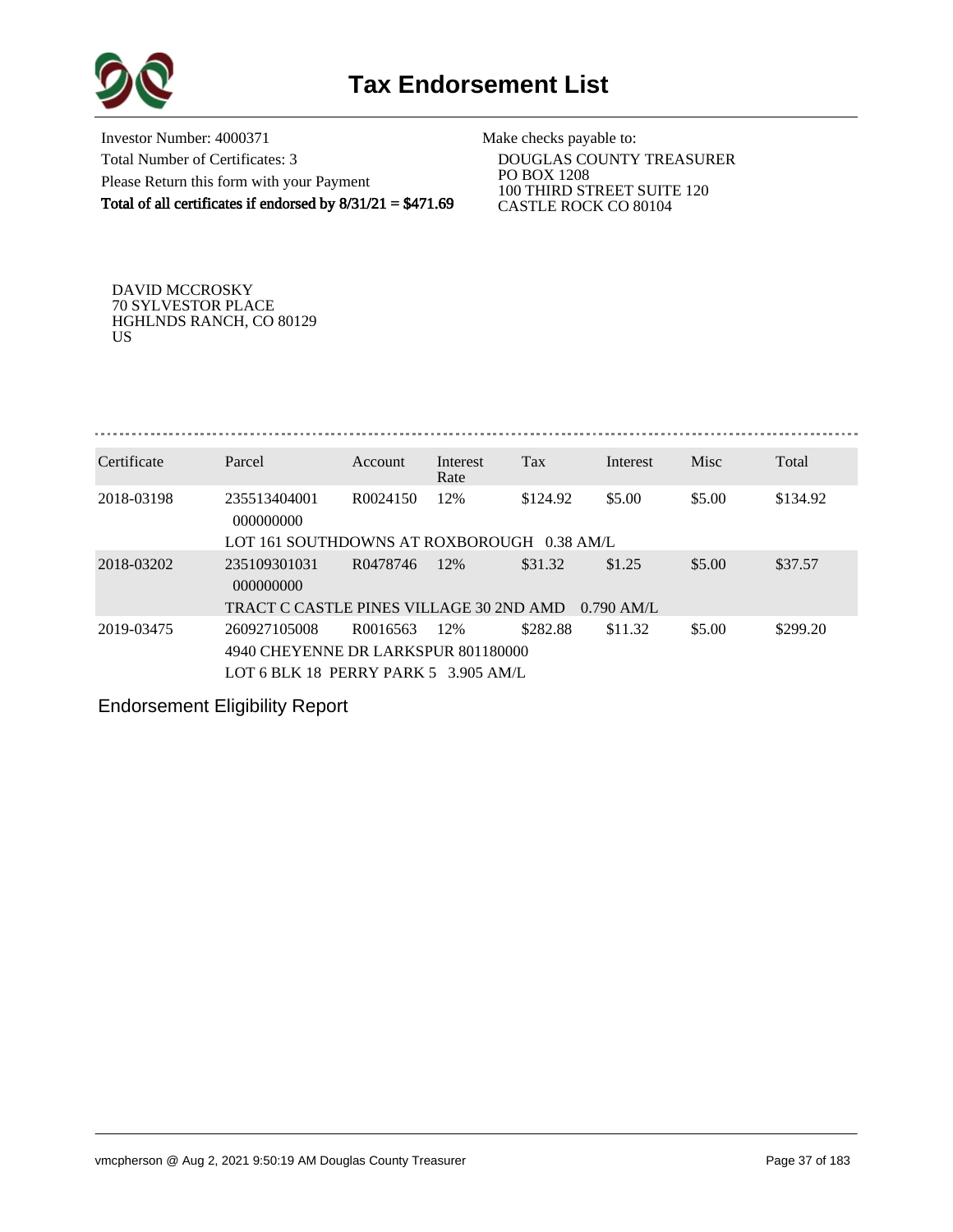# Tax Endorsement List

Investor Number: 4000371
Total Number of Certificates: 3
Please Return this form with your Payment
**Total of all certificates if endorsed by 8/31/21 = $471.69**

Make checks payable to:
DOUGLAS COUNTY TREASURER
PO BOX 1208
100 THIRD STREET SUITE 120
CASTLE ROCK CO 80104

DAVID MCCROSKY
70 SYLVESTOR PLACE
HGHLNDS RANCH, CO 80129
US

| Certificate | Parcel | Account | Interest Rate | Tax | Interest | Misc | Total |
|---|---|---|---|---|---|---|---|
| 2018-03198 | 235513404001 000000000 | R0024150 | 12% | $124.92 | $5.00 | $5.00 | $134.92 |
| | LOT 161 SOUTHDOWNS AT ROXBOROUGH 0.38 AM/L | | | | | | |
| 2018-03202 | 235109301031 000000000 | R0478746 | 12% | $31.32 | $1.25 | $5.00 | $37.57 |
| | TRACT C CASTLE PINES VILLAGE 30 2ND AMD 0.790 AM/L | | | | | | |
| 2019-03475 | 260927105008 | R0016563 | 12% | $282.88 | $11.32 | $5.00 | $299.20 |
| | 4940 CHEYENNE DR LARKSPUR 801180000 | | | | | | |
| | LOT 6 BLK 18 PERRY PARK 5 3.905 AM/L | | | | | | |

Endorsement Eligibility Report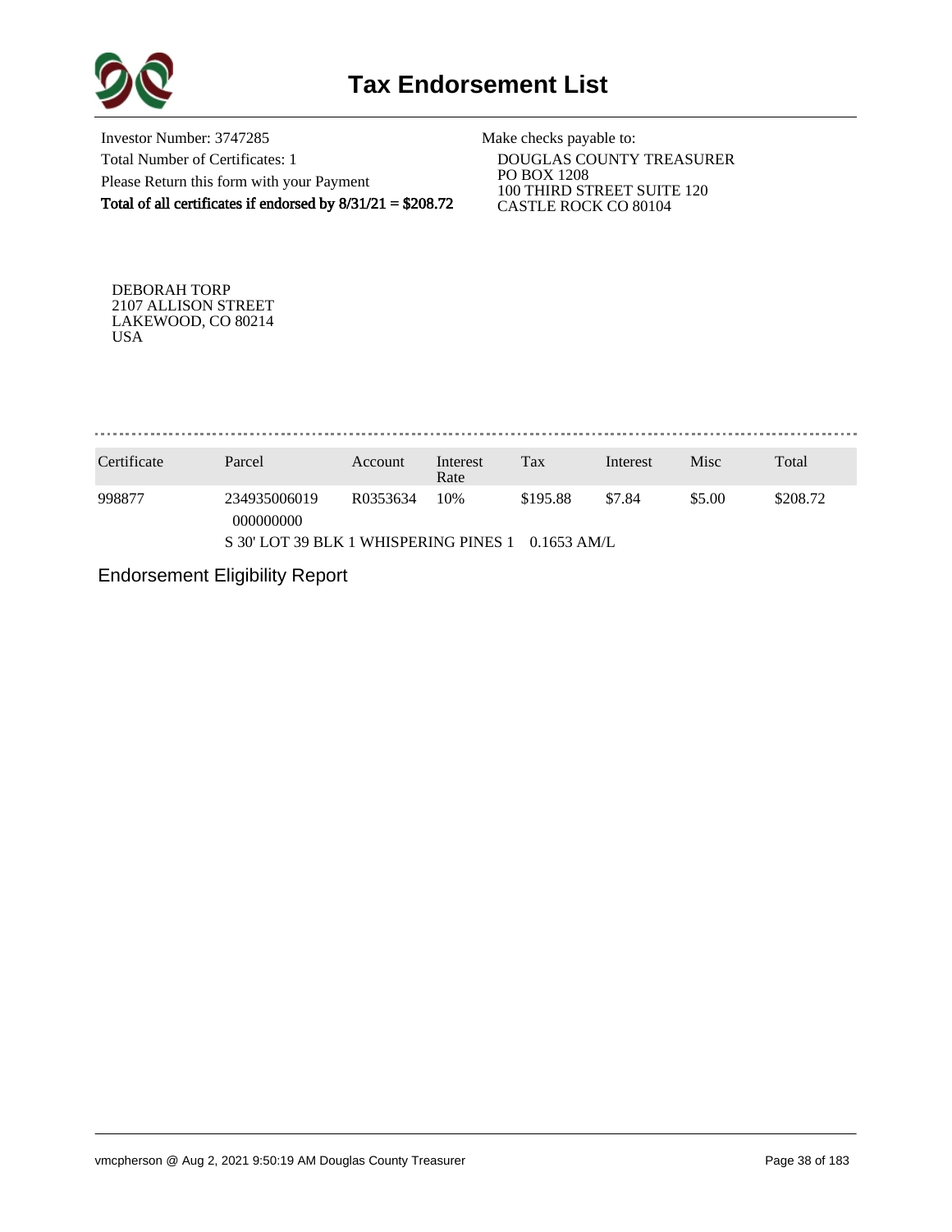# Tax Endorsement List

Investor Number: 3747285
Total Number of Certificates: 1
Please Return this form with your Payment
**Total of all certificates if endorsed by 8/31/21 = $208.72**

Make checks payable to:
DOUGLAS COUNTY TREASURER
PO BOX 1208
100 THIRD STREET SUITE 120
CASTLE ROCK CO 80104

DEBORAH TORP
2107 ALLISON STREET
LAKEWOOD, CO 80214
USA

| Certificate | Parcel | Account | Interest Rate | Tax | Interest | Misc | Total |
|---|---|---|---|---|---|---|---|
| 998877 | 234935006019 000000000 | R0353634 | 10% | $195.88 | $7.84 | $5.00 | $208.72 |
| | S 30' LOT 39 BLK 1 WHISPERING PINES 1 0.1653 AM/L | | | | | | |

Endorsement Eligibility Report

vmcpherson @ Aug 2, 2021 9:50:19 AM Douglas County Treasurer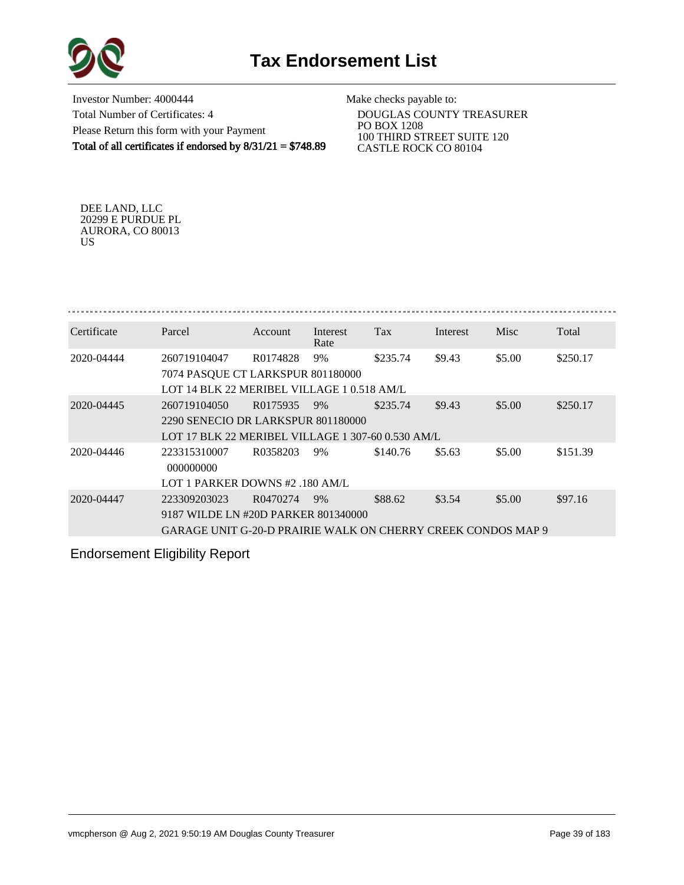# Tax Endorsement List

Investor Number: 4000444
Total Number of Certificates: 4
Please Return this form with your Payment
**Total of all certificates if endorsed by 8/31/21 = $748.89**

Make checks payable to:
DOUGLAS COUNTY TREASURER
PO BOX 1208
100 THIRD STREET SUITE 120
CASTLE ROCK CO 80104

DEE LAND, LLC
20299 E PURDUE PL
AURORA, CO 80013
US

| Certificate | Parcel | Account | Interest Rate | Tax | Interest | Misc | Total |
|---|---|---|---|---|---|---|---|
| 2020-04444 | 260719104047 | R0174828 | 9% | $235.74 | $9.43 | $5.00 | $250.17 |
| | 7074 PASQUE CT LARKSPUR 801180000 | | | | | | |
| | LOT 14 BLK 22 MERIBEL VILLAGE 1 0.518 AM/L | | | | | | |
| 2020-04445 | 260719104050 | R0175935 | 9% | $235.74 | $9.43 | $5.00 | $250.17 |
| | 2290 SENECIO DR LARKSPUR 801180000 | | | | | | |
| | LOT 17 BLK 22 MERIBEL VILLAGE 1 307-60 0.530 AM/L | | | | | | |
| 2020-04446 | 223315310007 | R0358203 | 9% | $140.76 | $5.63 | $5.00 | $151.39 |
| | 000000000 | | | | | | |
| | LOT 1 PARKER DOWNS #2 .180 AM/L | | | | | | |
| 2020-04447 | 223309203023 | R0470274 | 9% | $88.62 | $3.54 | $5.00 | $97.16 |
| | 9187 WILDE LN #20D PARKER 801340000 | | | | | | |
| | GARAGE UNIT G-20-D PRAIRIE WALK ON CHERRY CREEK CONDOS MAP 9 | | | | | | |

Endorsement Eligibility Report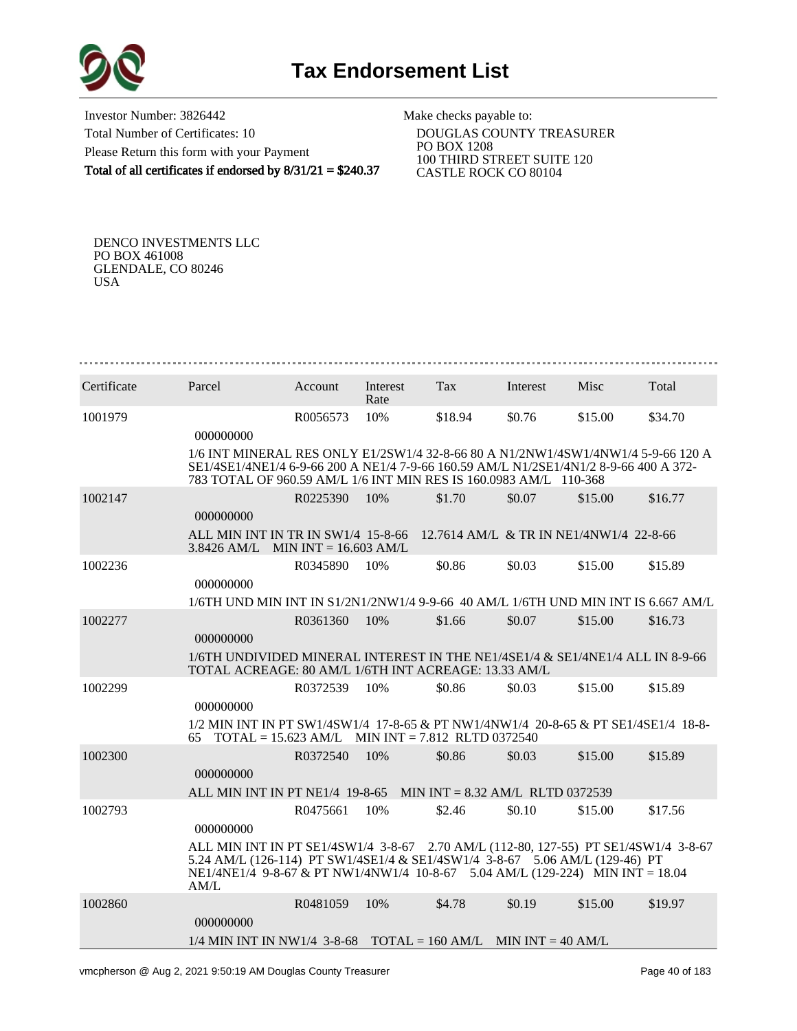# Tax Endorsement List

Investor Number: 3826442
Total Number of Certificates: 10
Please Return this form with your Payment
**Total of all certificates if endorsed by 8/31/21 = $240.37**

Make checks payable to:
DOUGLAS COUNTY TREASURER
PO BOX 1208
100 THIRD STREET SUITE 120
CASTLE ROCK CO 80104

DENCO INVESTMENTS LLC
PO BOX 461008
GLENDALE, CO 80246
USA

| Certificate | Parcel | Account | Interest Rate | Tax | Interest | Misc | Total |
|---|---|---|---|---|---|---|---|
| 1001979 | 000000000 | R0056573 | 10% | $18.94 | $0.76 | $15.00 | $34.70 |
| | 1/6 INT MINERAL RES ONLY E1/2SW1/4 32-8-66 80 A N1/2NW1/4SW1/4NW1/4 5-9-66 120 A SE1/4SE1/4NE1/4 6-9-66 200 A NE1/4 7-9-66 160.59 AM/L N1/2SE1/4N1/2 8-9-66 400 A 372-783 TOTAL OF 960.59 AM/L 1/6 INT MIN RES IS 160.0983 AM/L 110-368 | | | | | | |
| 1002147 | 000000000 | R0225390 | 10% | $1.70 | $0.07 | $15.00 | $16.77 |
| | ALL MIN INT IN TR IN SW1/4 15-8-66 12.7614 AM/L & TR IN NE1/4NW1/4 22-8-66 3.8426 AM/L MIN INT = 16.603 AM/L | | | | | | |
| 1002236 | 000000000 | R0345890 | 10% | $0.86 | $0.03 | $15.00 | $15.89 |
| | 1/6TH UND MIN INT IN S1/2N1/2NW1/4 9-9-66 40 AM/L 1/6TH UND MIN INT IS 6.667 AM/L | | | | | | |
| 1002277 | 000000000 | R0361360 | 10% | $1.66 | $0.07 | $15.00 | $16.73 |
| | 1/6TH UNDIVIDED MINERAL INTEREST IN THE NE1/4SE1/4 & SE1/4NE1/4 ALL IN 8-9-66 TOTAL ACREAGE: 80 AM/L 1/6TH INT ACREAGE: 13.33 AM/L | | | | | | |
| 1002299 | 000000000 | R0372539 | 10% | $0.86 | $0.03 | $15.00 | $15.89 |
| | 1/2 MIN INT IN PT SW1/4SW1/4 17-8-65 & PT NW1/4NW1/4 20-8-65 & PT SE1/4SE1/4 18-8-65 TOTAL = 15.623 AM/L MIN INT = 7.812 RLTD 0372540 | | | | | | |
| 1002300 | 000000000 | R0372540 | 10% | $0.86 | $0.03 | $15.00 | $15.89 |
| | ALL MIN INT IN PT NE1/4 19-8-65 MIN INT = 8.32 AM/L RLTD 0372539 | | | | | | |
| 1002793 | 000000000 | R0475661 | 10% | $2.46 | $0.10 | $15.00 | $17.56 |
| | ALL MIN INT IN PT SE1/4SW1/4 3-8-67 2.70 AM/L (112-80, 127-55) PT SE1/4SW1/4 3-8-67 5.24 AM/L (126-114) PT SW1/4SE1/4 & SE1/4SW1/4 3-8-67 5.06 AM/L (129-46) PT NE1/4NE1/4 9-8-67 & PT NW1/4NW1/4 10-8-67 5.04 AM/L (129-224) MIN INT = 18.04 AM/L | | | | | | |
| 1002860 | 000000000 | R0481059 | 10% | $4.78 | $0.19 | $15.00 | $19.97 |
| | 1/4 MIN INT IN NW1/4 3-8-68 TOTAL = 160 AM/L MIN INT = 40 AM/L | | | | | | |

vmcpherson @ Aug 2, 2021 9:50:19 AM Douglas County Treasurer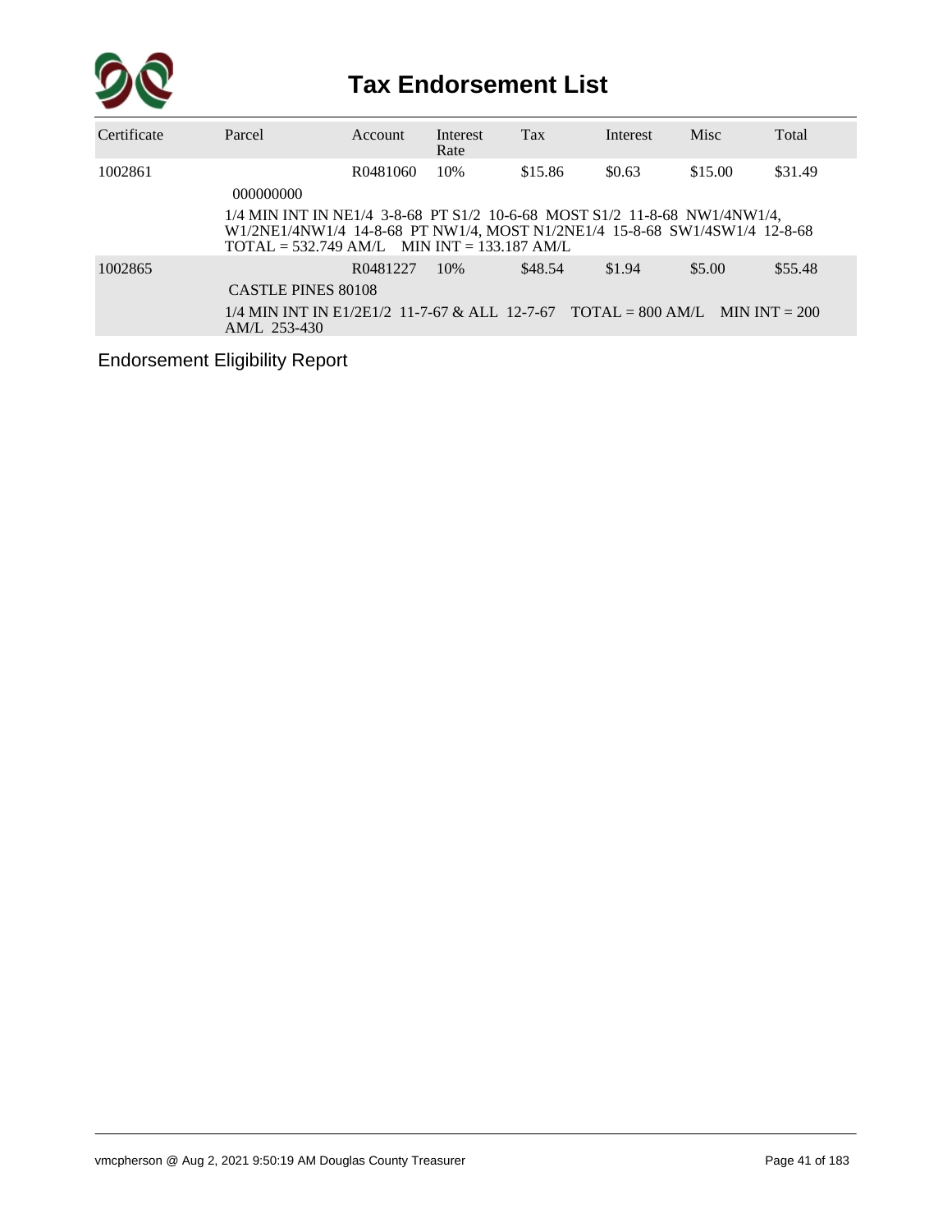# Tax Endorsement List

| Certificate | Parcel | Account | Interest Rate | Tax | Interest | Misc | Total |
|---|---|---|---|---|---|---|---|
| 1002861 | 000000000 | R0481060 | 10% | $15.86 | $0.63 | $15.00 | $31.49 |
| | 1/4 MIN INT IN NE1/4 3-8-68 PT S1/2 10-6-68 MOST S1/2 11-8-68 NW1/4NW1/4, W1/2NE1/4NW1/4 14-8-68 PT NW1/4, MOST N1/2NE1/4 15-8-68 SW1/4SW1/4 12-8-68 TOTAL = 532.749 AM/L MIN INT = 133.187 AM/L | | | | | | |
| 1002865 | CASTLE PINES 80108 | R0481227 | 10% | $48.54 | $1.94 | $5.00 | $55.48 |
| | 1/4 MIN INT IN E1/2E1/2 11-7-67 & ALL 12-7-67 TOTAL = 800 AM/L MIN INT = 200 AM/L 253-430 | | | | | | |

Endorsement Eligibility Report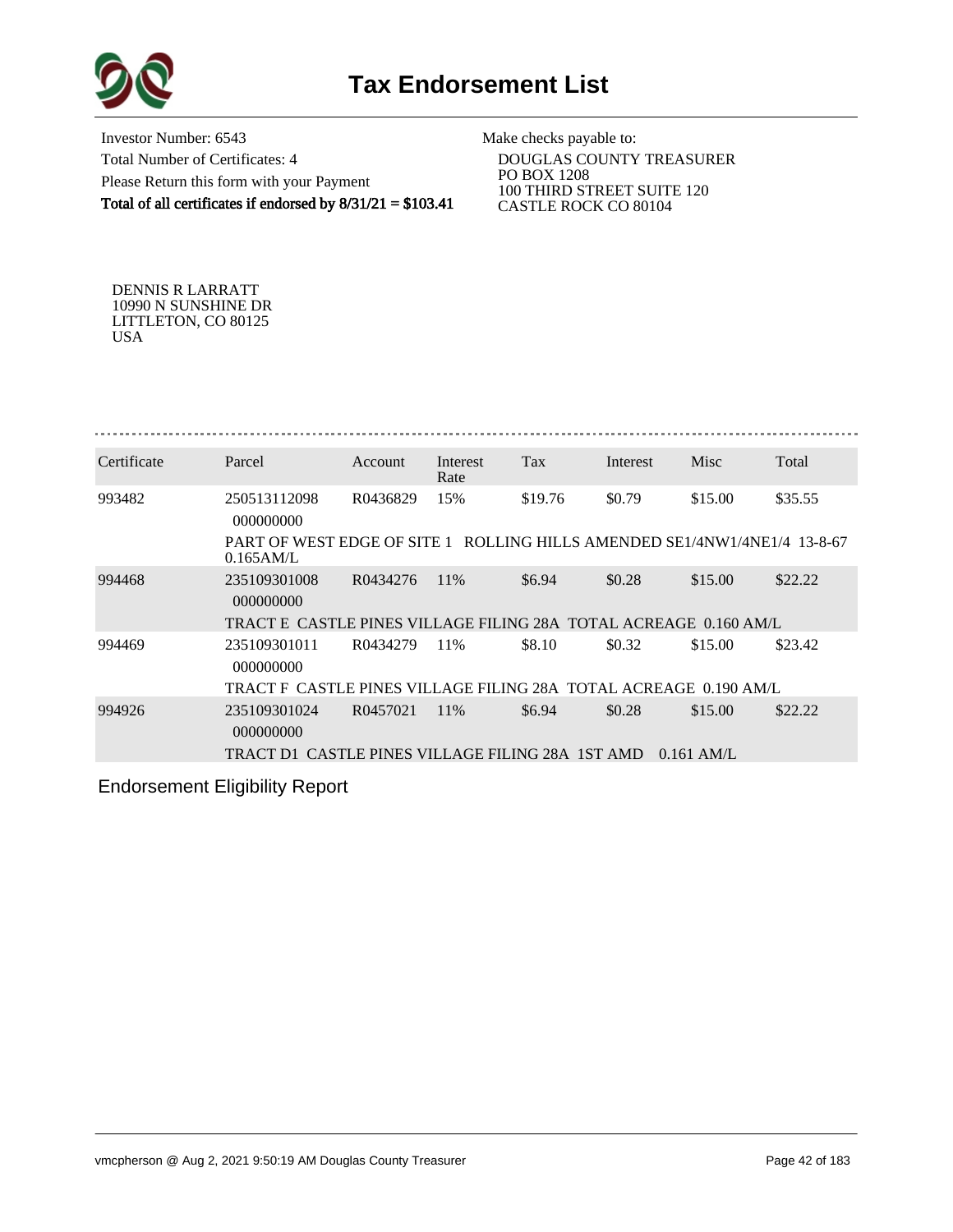# Tax Endorsement List

Investor Number: 6543
Total Number of Certificates: 4
Please Return this form with your Payment
**Total of all certificates if endorsed by 8/31/21 = $103.41**

Make checks payable to:
DOUGLAS COUNTY TREASURER
PO BOX 1208
100 THIRD STREET SUITE 120
CASTLE ROCK CO 80104

DENNIS R LARRATT
10990 N SUNSHINE DR
LITTLETON, CO 80125
USA

| Certificate | Parcel | Account | Interest Rate | Tax | Interest | Misc | Total |
|---|---|---|---|---|---|---|---|
| 993482 | 250513112098 000000000 | R0436829 | 15% | $19.76 | $0.79 | $15.00 | $35.55 |
| | PART OF WEST EDGE OF SITE 1 ROLLING HILLS AMENDED SE1/4NW1/4NE1/4 13-8-67 0.165AM/L | | | | | | |
| 994468 | 235109301008 000000000 | R0434276 | 11% | $6.94 | $0.28 | $15.00 | $22.22 |
| | TRACT E CASTLE PINES VILLAGE FILING 28A TOTAL ACREAGE 0.160 AM/L | | | | | | |
| 994469 | 235109301011 000000000 | R0434279 | 11% | $8.10 | $0.32 | $15.00 | $23.42 |
| | TRACT F CASTLE PINES VILLAGE FILING 28A TOTAL ACREAGE 0.190 AM/L | | | | | | |
| 994926 | 235109301024 000000000 | R0457021 | 11% | $6.94 | $0.28 | $15.00 | $22.22 |
| | TRACT D1 CASTLE PINES VILLAGE FILING 28A 1ST AMD 0.161 AM/L | | | | | | |

Endorsement Eligibility Report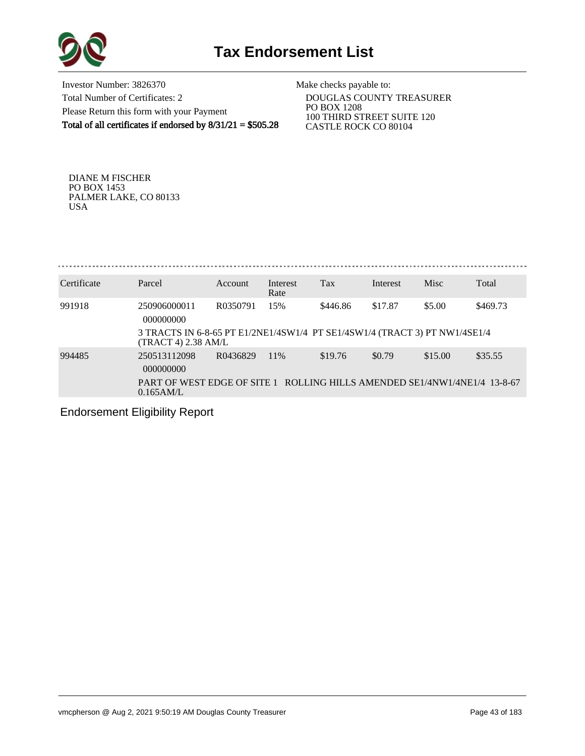# Tax Endorsement List

Investor Number: 3826370
Total Number of Certificates: 2
Please Return this form with your Payment
**Total of all certificates if endorsed by 8/31/21 = $505.28**

Make checks payable to:
DOUGLAS COUNTY TREASURER
PO BOX 1208
100 THIRD STREET SUITE 120
CASTLE ROCK CO 80104

DIANE M FISCHER
PO BOX 1453
PALMER LAKE, CO 80133
USA

| Certificate | Parcel | Account | Interest Rate | Tax | Interest | Misc | Total |
|---|---|---|---|---|---|---|---|
| 991918 | 250906000011 000000000 | R0350791 | 15% | $446.86 | $17.87 | $5.00 | $469.73 |
| | 3 TRACTS IN 6-8-65 PT E1/2NE1/4SW1/4 PT SE1/4SW1/4 (TRACT 3) PT NW1/4SE1/4 (TRACT 4) 2.38 AM/L | | | | | | |
| 994485 | 250513112098 000000000 | R0436829 | 11% | $19.76 | $0.79 | $15.00 | $35.55 |
| | PART OF WEST EDGE OF SITE 1 ROLLING HILLS AMENDED SE1/4NW1/4NE1/4 13-8-67 0.165AM/L | | | | | | |

Endorsement Eligibility Report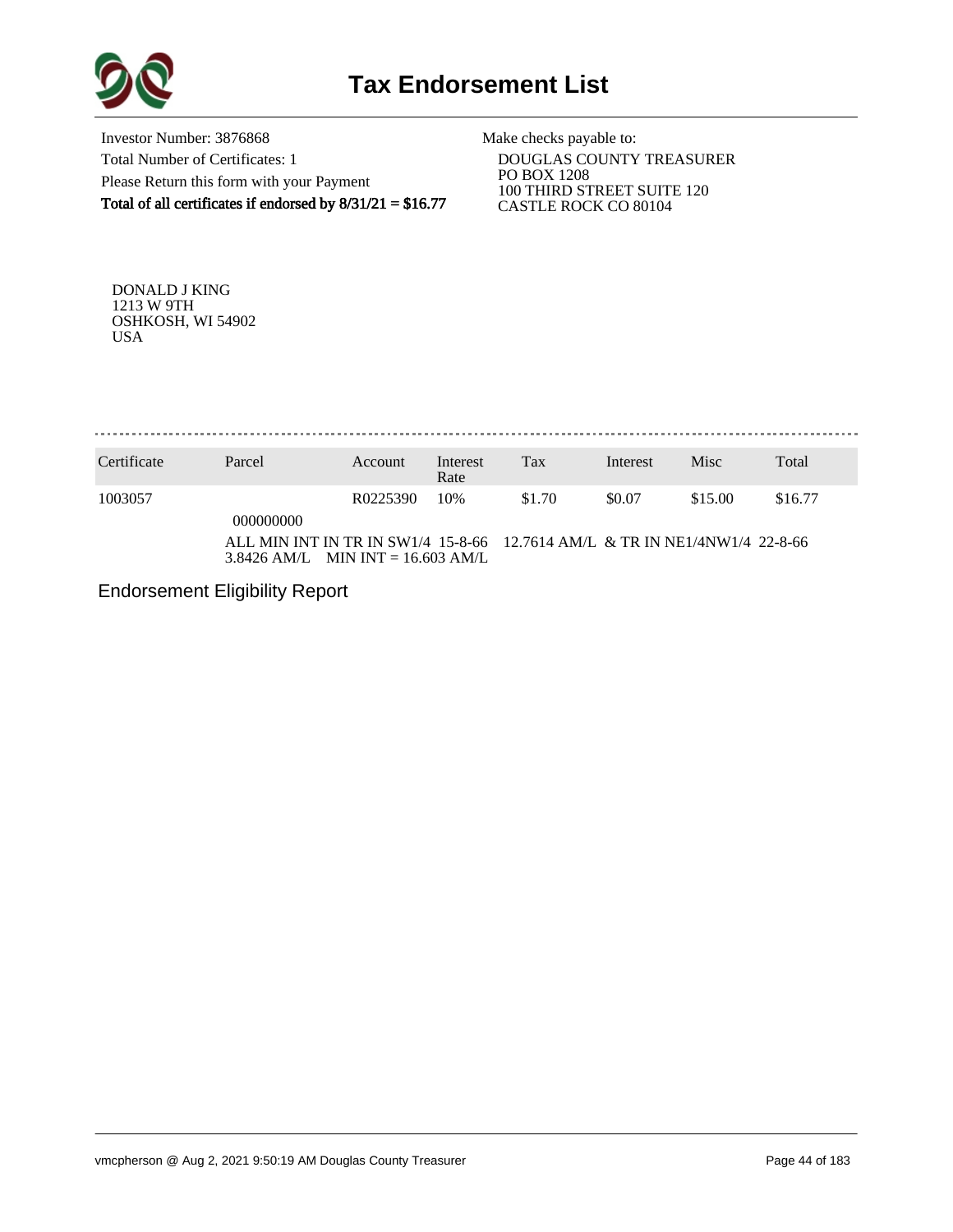# Tax Endorsement List

Investor Number: 3876868
Total Number of Certificates: 1
Please Return this form with your Payment
**Total of all certificates if endorsed by 8/31/21 = $16.77**

Make checks payable to:
DOUGLAS COUNTY TREASURER
PO BOX 1208
100 THIRD STREET SUITE 120
CASTLE ROCK CO 80104

DONALD J KING
1213 W 9TH
OSHKOSH, WI 54902
USA

| Certificate | Parcel | Account | Interest Rate | Tax | Interest | Misc | Total |
|---|---|---|---|---|---|---|---|
| 1003057 | | R0225390 | 10% | $1.70 | $0.07 | $15.00 | $16.77 |
| | 000000000 | | | | | | |
| | ALL MIN INT IN TR IN SW1/4 15-8-66 12.7614 AM/L & TR IN NE1/4NW1/4 22-8-66 3.8426 AM/L MIN INT = 16.603 AM/L | | | | | | |

Endorsement Eligibility Report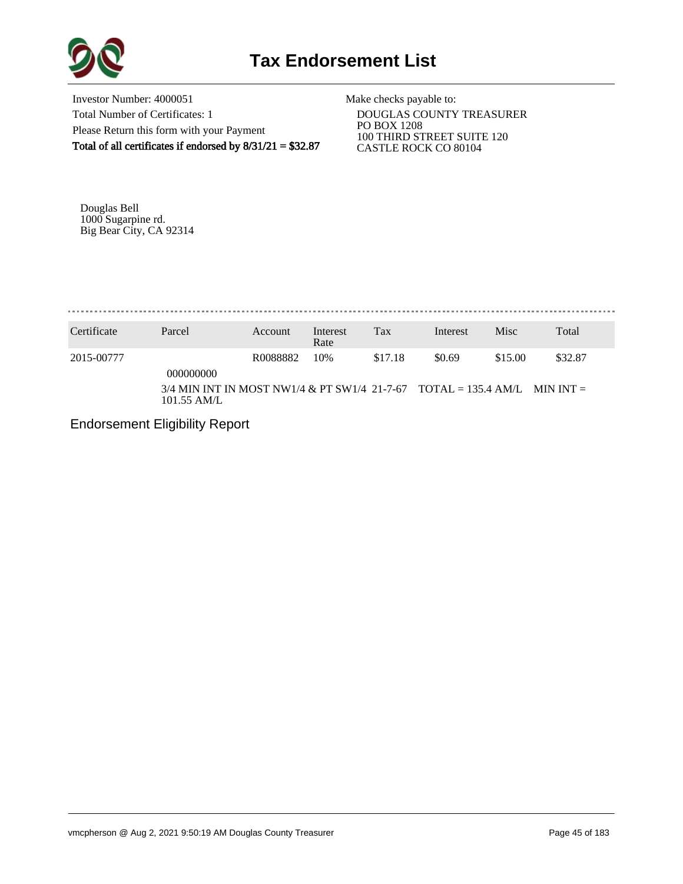# Tax Endorsement List

Investor Number: 4000051
Total Number of Certificates: 1
Please Return this form with your Payment
**Total of all certificates if endorsed by 8/31/21 = $32.87**

Make checks payable to:
DOUGLAS COUNTY TREASURER
PO BOX 1208
100 THIRD STREET SUITE 120
CASTLE ROCK CO 80104

Douglas Bell
1000 Sugarpine rd.
Big Bear City, CA 92314

| Certificate | Parcel | Account | Interest Rate | Tax | Interest | Misc | Total |
|---|---|---|---|---|---|---|---|
| 2015-00777 | 000000000 | R0088882 | 10% | $17.18 | $0.69 | $15.00 | $32.87 |
| | 3/4 MIN INT IN MOST NW1/4 & PT SW1/4 21-7-67 TOTAL = 135.4 AM/L MIN INT = 101.55 AM/L | | | | | | |

Endorsement Eligibility Report

vmcpherson @ Aug 2, 2021 9:50:19 AM Douglas County Treasurer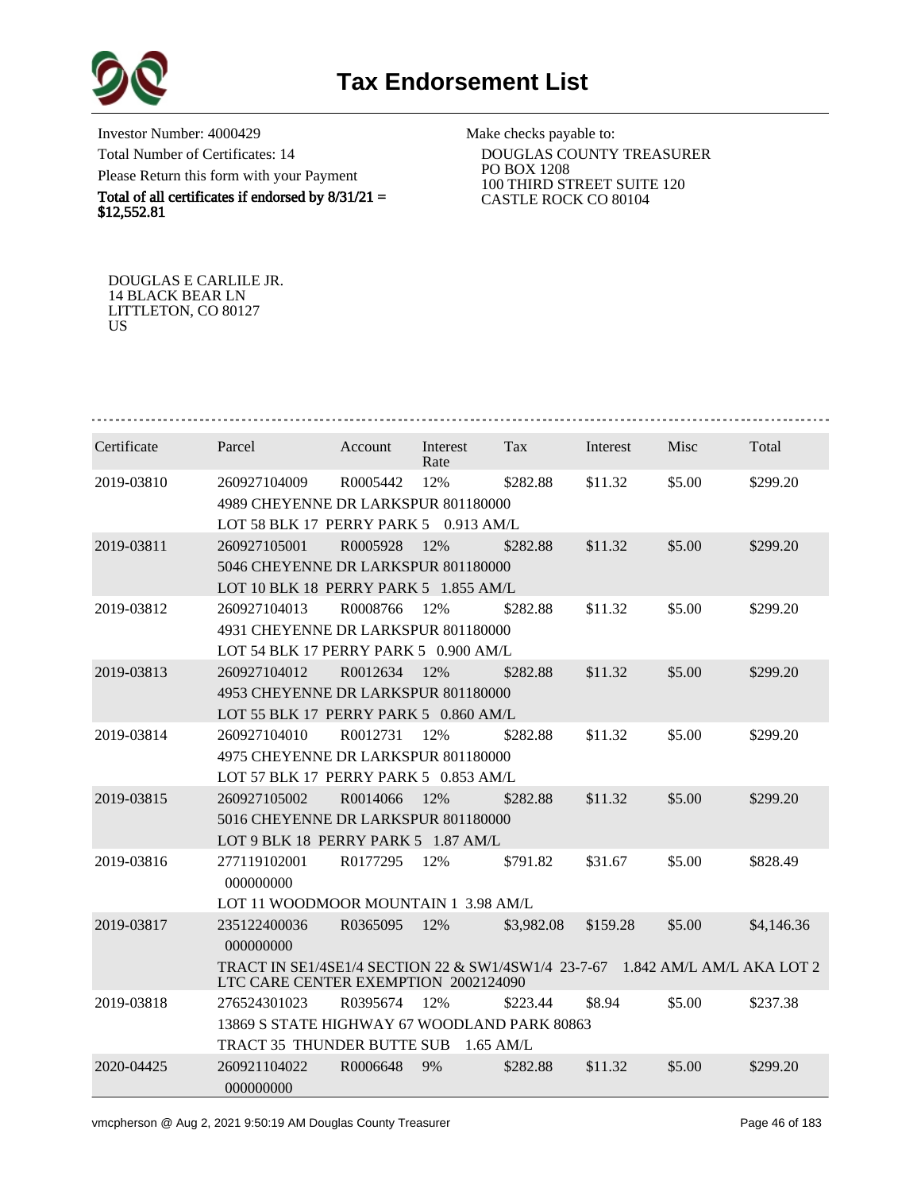# Tax Endorsement List

Investor Number: 4000429

Total Number of Certificates: 14

Please Return this form with your Payment

**Total of all certificates if endorsed by 8/31/21 = $12,552.81**

Make checks payable to:

DOUGLAS COUNTY TREASURER
PO BOX 1208
100 THIRD STREET SUITE 120
CASTLE ROCK CO 80104

DOUGLAS E CARLILE JR.
14 BLACK BEAR LN
LITTLETON, CO 80127
US

| Certificate | Parcel | Account | Interest Rate | Tax | Interest | Misc | Total |
|---|---|---|---|---|---|---|---|
| 2019-03810 | 260927104009 | R0005442 | 12% | $282.88 | $11.32 | $5.00 | $299.20 |
| | 4989 CHEYENNE DR LARKSPUR 801180000 | | | | | | |
| | LOT 58 BLK 17 PERRY PARK 5 0.913 AM/L | | | | | | |
| 2019-03811 | 260927105001 | R0005928 | 12% | $282.88 | $11.32 | $5.00 | $299.20 |
| | 5046 CHEYENNE DR LARKSPUR 801180000 | | | | | | |
| | LOT 10 BLK 18 PERRY PARK 5 1.855 AM/L | | | | | | |
| 2019-03812 | 260927104013 | R0008766 | 12% | $282.88 | $11.32 | $5.00 | $299.20 |
| | 4931 CHEYENNE DR LARKSPUR 801180000 | | | | | | |
| | LOT 54 BLK 17 PERRY PARK 5 0.900 AM/L | | | | | | |
| 2019-03813 | 260927104012 | R0012634 | 12% | $282.88 | $11.32 | $5.00 | $299.20 |
| | 4953 CHEYENNE DR LARKSPUR 801180000 | | | | | | |
| | LOT 55 BLK 17 PERRY PARK 5 0.860 AM/L | | | | | | |
| 2019-03814 | 260927104010 | R0012731 | 12% | $282.88 | $11.32 | $5.00 | $299.20 |
| | 4975 CHEYENNE DR LARKSPUR 801180000 | | | | | | |
| | LOT 57 BLK 17 PERRY PARK 5 0.853 AM/L | | | | | | |
| 2019-03815 | 260927105002 | R0014066 | 12% | $282.88 | $11.32 | $5.00 | $299.20 |
| | 5016 CHEYENNE DR LARKSPUR 801180000 | | | | | | |
| | LOT 9 BLK 18 PERRY PARK 5 1.87 AM/L | | | | | | |
| 2019-03816 | 277119102001 | R0177295 | 12% | $791.82 | $31.67 | $5.00 | $828.49 |
| | 000000000 | | | | | | |
| | LOT 11 WOODMOOR MOUNTAIN 1 3.98 AM/L | | | | | | |
| 2019-03817 | 235122400036 | R0365095 | 12% | $3,982.08 | $159.28 | $5.00 | $4,146.36 |
| | 000000000 | | | | | | |
| | TRACT IN SE1/4SE1/4 SECTION 22 & SW1/4SW1/4 23-7-67 1.842 AM/L AM/L AKA LOT 2 LTC CARE CENTER EXEMPTION 2002124090 | | | | | | |
| 2019-03818 | 276524301023 | R0395674 | 12% | $223.44 | $8.94 | $5.00 | $237.38 |
| | 13869 S STATE HIGHWAY 67 WOODLAND PARK 80863 | | | | | | |
| | TRACT 35 THUNDER BUTTE SUB 1.65 AM/L | | | | | | |
| 2020-04425 | 260921104022 | R0006648 | 9% | $282.88 | $11.32 | $5.00 | $299.20 |
| | 000000000 | | | | | | |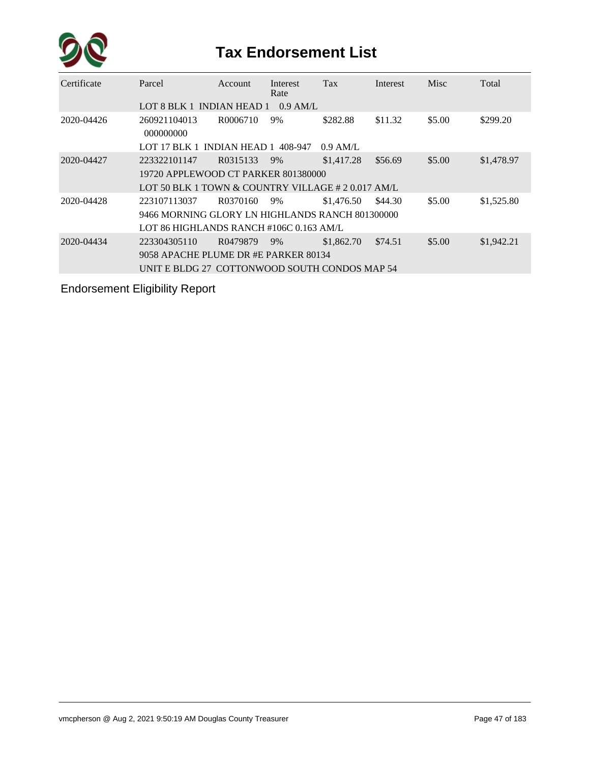# Tax Endorsement List

| Certificate | Parcel | Account | Interest Rate | Tax | Interest | Misc | Total |
|---|---|---|---|---|---|---|---|
| | LOT 8 BLK 1 INDIAN HEAD 1 0.9 AM/L | | | | | | |
| 2020-04426 | 260921104013 000000000 | R0006710 | 9% | $282.88 | $11.32 | $5.00 | $299.20 |
| | LOT 17 BLK 1 INDIAN HEAD 1 408-947 0.9 AM/L | | | | | | |
| 2020-04427 | 223322101147 | R0315133 | 9% | $1,417.28 | $56.69 | $5.00 | $1,478.97 |
| | 19720 APPLEWOOD CT PARKER 801380000 | | | | | | |
| | LOT 50 BLK 1 TOWN & COUNTRY VILLAGE # 2 0.017 AM/L | | | | | | |
| 2020-04428 | 223107113037 | R0370160 | 9% | $1,476.50 | $44.30 | $5.00 | $1,525.80 |
| | 9466 MORNING GLORY LN HIGHLANDS RANCH 801300000 | | | | | | |
| | LOT 86 HIGHLANDS RANCH #106C 0.163 AM/L | | | | | | |
| 2020-04434 | 223304305110 | R0479879 | 9% | $1,862.70 | $74.51 | $5.00 | $1,942.21 |
| | 9058 APACHE PLUME DR #E PARKER 80134 | | | | | | |
| | UNIT E BLDG 27 COTTONWOOD SOUTH CONDOS MAP 54 | | | | | | |

Endorsement Eligibility Report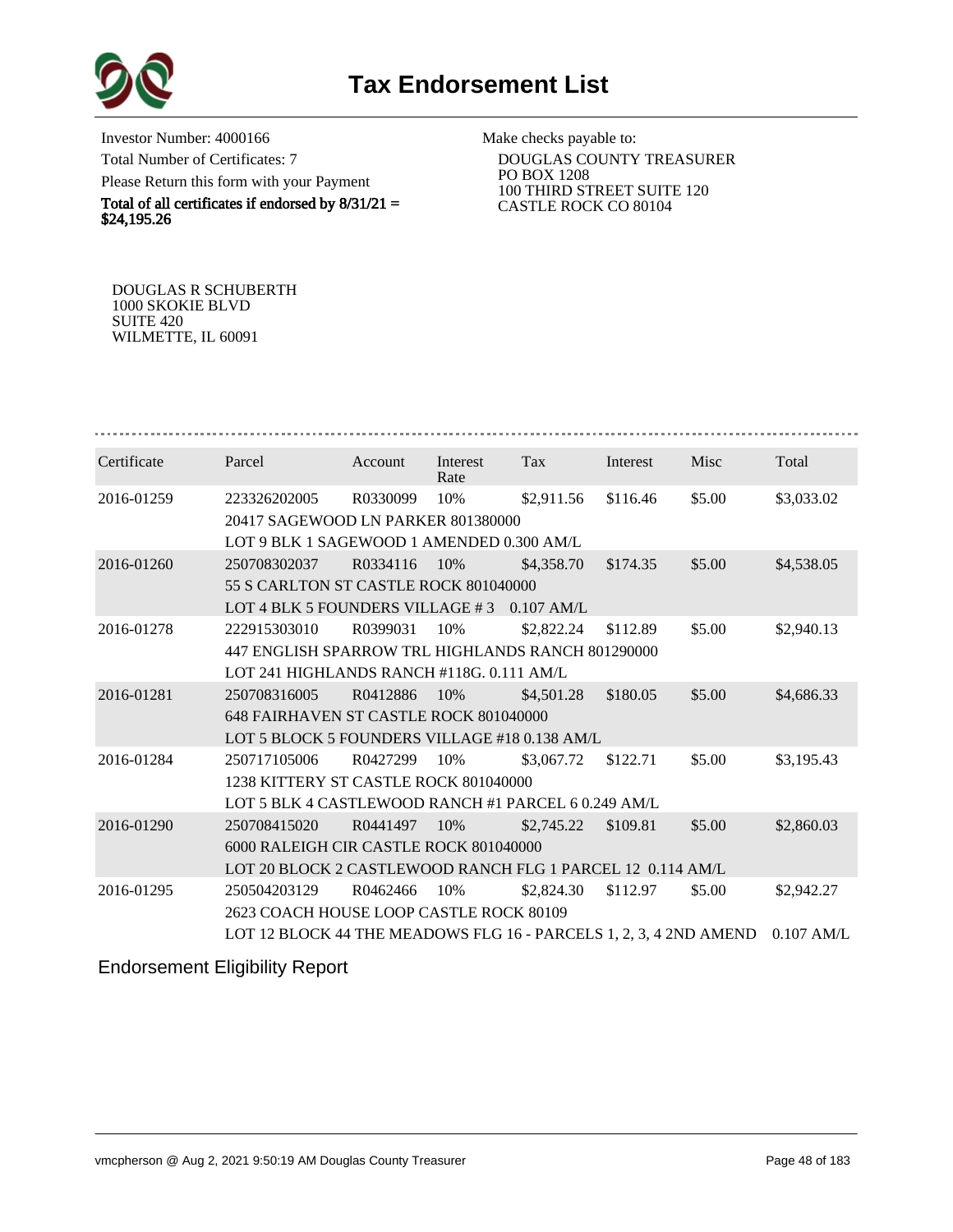# Tax Endorsement List

Investor Number: 4000166

Total Number of Certificates: 7

Please Return this form with your Payment

**Total of all certificates if endorsed by 8/31/21 = $24,195.26**

Make checks payable to:

DOUGLAS COUNTY TREASURER
PO BOX 1208
100 THIRD STREET SUITE 120
CASTLE ROCK CO 80104

DOUGLAS R SCHUBERTH
1000 SKOKIE BLVD
SUITE 420
WILMETTE, IL 60091

| Certificate | Parcel | Account | Interest Rate | Tax | Interest | Misc | Total |
|---|---|---|---|---|---|---|---|
| 2016-01259 | 223326202005 | R0330099 | 10% | $2,911.56 | $116.46 | $5.00 | $3,033.02 |
| | 20417 SAGEWOOD LN PARKER 801380000 | | | | | | |
| | LOT 9 BLK 1 SAGEWOOD 1 AMENDED 0.300 AM/L | | | | | | |
| 2016-01260 | 250708302037 | R0334116 | 10% | $4,358.70 | $174.35 | $5.00 | $4,538.05 |
| | 55 S CARLTON ST CASTLE ROCK 801040000 | | | | | | |
| | LOT 4 BLK 5 FOUNDERS VILLAGE # 3 0.107 AM/L | | | | | | |
| 2016-01278 | 222915303010 | R0399031 | 10% | $2,822.24 | $112.89 | $5.00 | $2,940.13 |
| | 447 ENGLISH SPARROW TRL HIGHLANDS RANCH 801290000 | | | | | | |
| | LOT 241 HIGHLANDS RANCH #118G. 0.111 AM/L | | | | | | |
| 2016-01281 | 250708316005 | R0412886 | 10% | $4,501.28 | $180.05 | $5.00 | $4,686.33 |
| | 648 FAIRHAVEN ST CASTLE ROCK 801040000 | | | | | | |
| | LOT 5 BLOCK 5 FOUNDERS VILLAGE #18 0.138 AM/L | | | | | | |
| 2016-01284 | 250717105006 | R0427299 | 10% | $3,067.72 | $122.71 | $5.00 | $3,195.43 |
| | 1238 KITTERY ST CASTLE ROCK 801040000 | | | | | | |
| | LOT 5 BLK 4 CASTLEWOOD RANCH #1 PARCEL 6 0.249 AM/L | | | | | | |
| 2016-01290 | 250708415020 | R0441497 | 10% | $2,745.22 | $109.81 | $5.00 | $2,860.03 |
| | 6000 RALEIGH CIR CASTLE ROCK 801040000 | | | | | | |
| | LOT 20 BLOCK 2 CASTLEWOOD RANCH FLG 1 PARCEL 12 0.114 AM/L | | | | | | |
| 2016-01295 | 250504203129 | R0462466 | 10% | $2,824.30 | $112.97 | $5.00 | $2,942.27 |
| | 2623 COACH HOUSE LOOP CASTLE ROCK 80109 | | | | | | |
| | LOT 12 BLOCK 44 THE MEADOWS FLG 16 - PARCELS 1, 2, 3, 4 2ND AMEND 0.107 AM/L | | | | | | |

Endorsement Eligibility Report

vmcpherson @ Aug 2, 2021 9:50:19 AM Douglas County Treasurer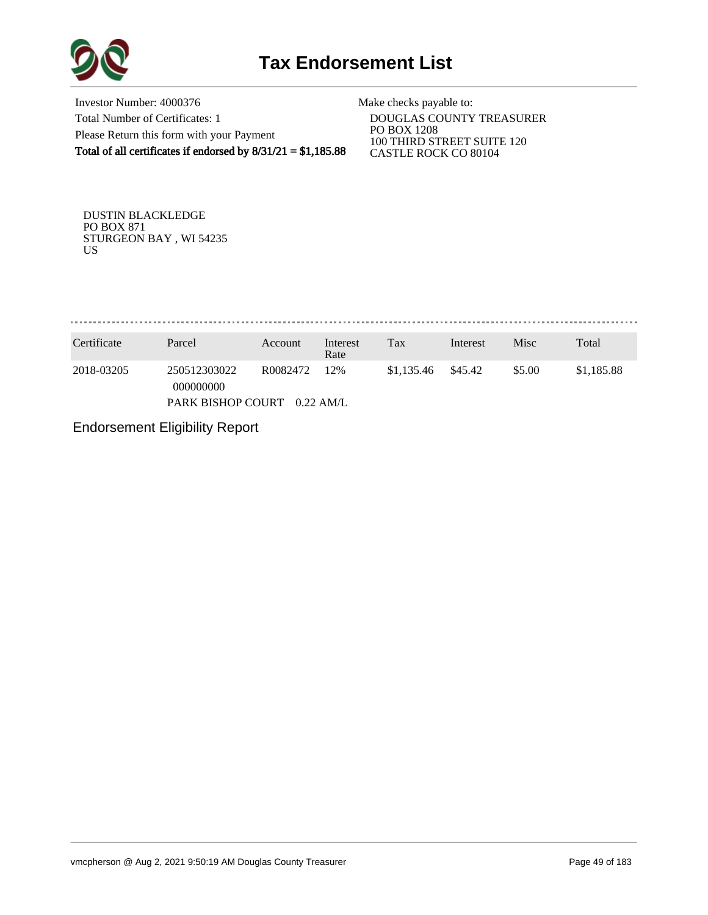# Tax Endorsement List

Investor Number: 4000376
Total Number of Certificates: 1
Please Return this form with your Payment
**Total of all certificates if endorsed by 8/31/21 = $1,185.88**

Make checks payable to:
DOUGLAS COUNTY TREASURER
PO BOX 1208
100 THIRD STREET SUITE 120
CASTLE ROCK CO 80104

DUSTIN BLACKLEDGE
PO BOX 871
STURGEON BAY , WI 54235
US

| Certificate | Parcel | Account | Interest Rate | Tax | Interest | Misc | Total |
|---|---|---|---|---|---|---|---|
| 2018-03205 | 250512303022 000000000 | R0082472 | 12% | $1,135.46 | $45.42 | $5.00 | $1,185.88 |
| | PARK BISHOP COURT 0.22 AM/L | | | | | | |

Endorsement Eligibility Report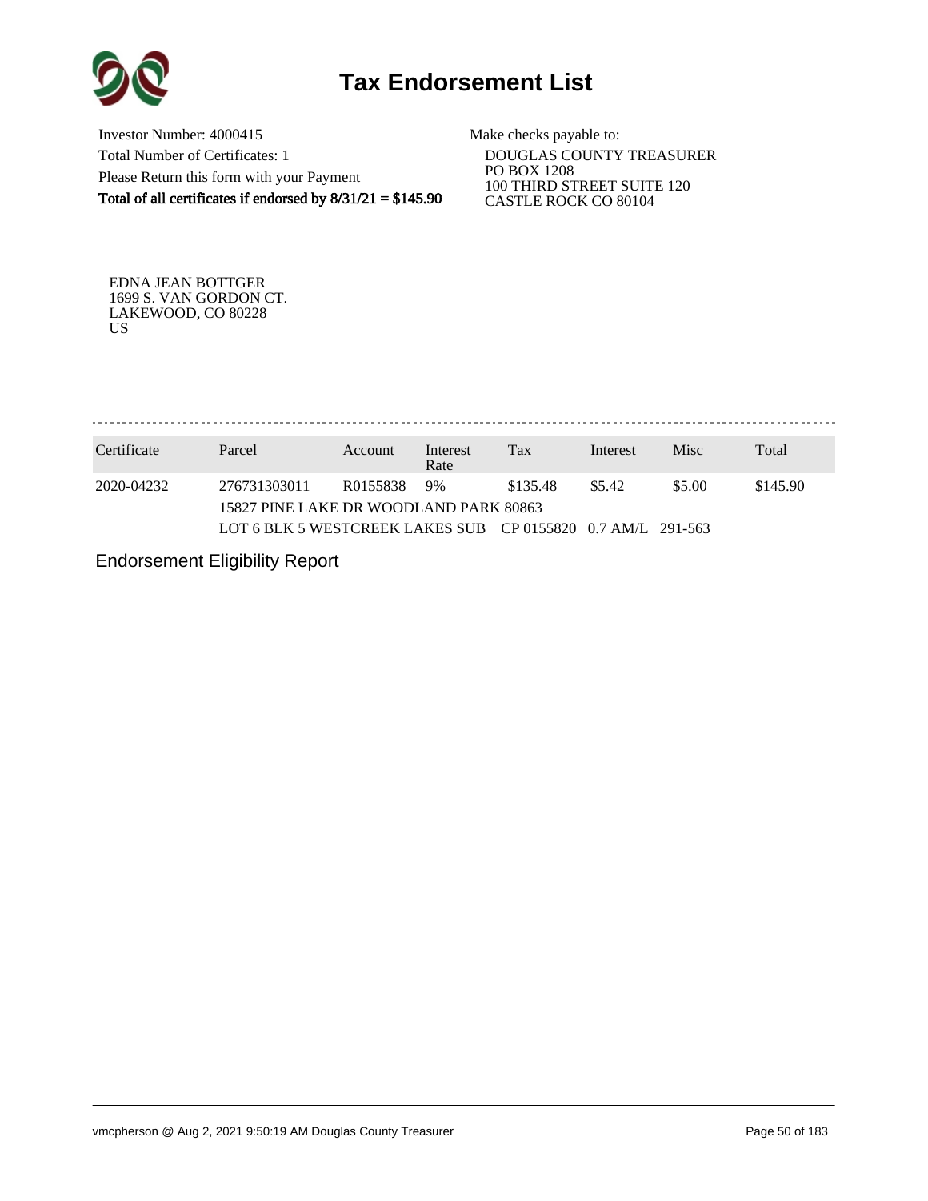# Tax Endorsement List

Investor Number: 4000415
Total Number of Certificates: 1
Please Return this form with your Payment
**Total of all certificates if endorsed by 8/31/21 = $145.90**

Make checks payable to:
DOUGLAS COUNTY TREASURER
PO BOX 1208
100 THIRD STREET SUITE 120
CASTLE ROCK CO 80104

EDNA JEAN BOTTGER
1699 S. VAN GORDON CT.
LAKEWOOD, CO 80228
US

| Certificate | Parcel | Account | Interest Rate | Tax | Interest | Misc | Total |
|---|---|---|---|---|---|---|---|
| 2020-04232 | 276731303011 | R0155838 | 9% | $135.48 | $5.42 | $5.00 | $145.90 |
| | 15827 PINE LAKE DR WOODLAND PARK 80863 | | | | | | |
| | LOT 6 BLK 5 WESTCREEK LAKES SUB CP 0155820 0.7 AM/L 291-563 | | | | | | |

Endorsement Eligibility Report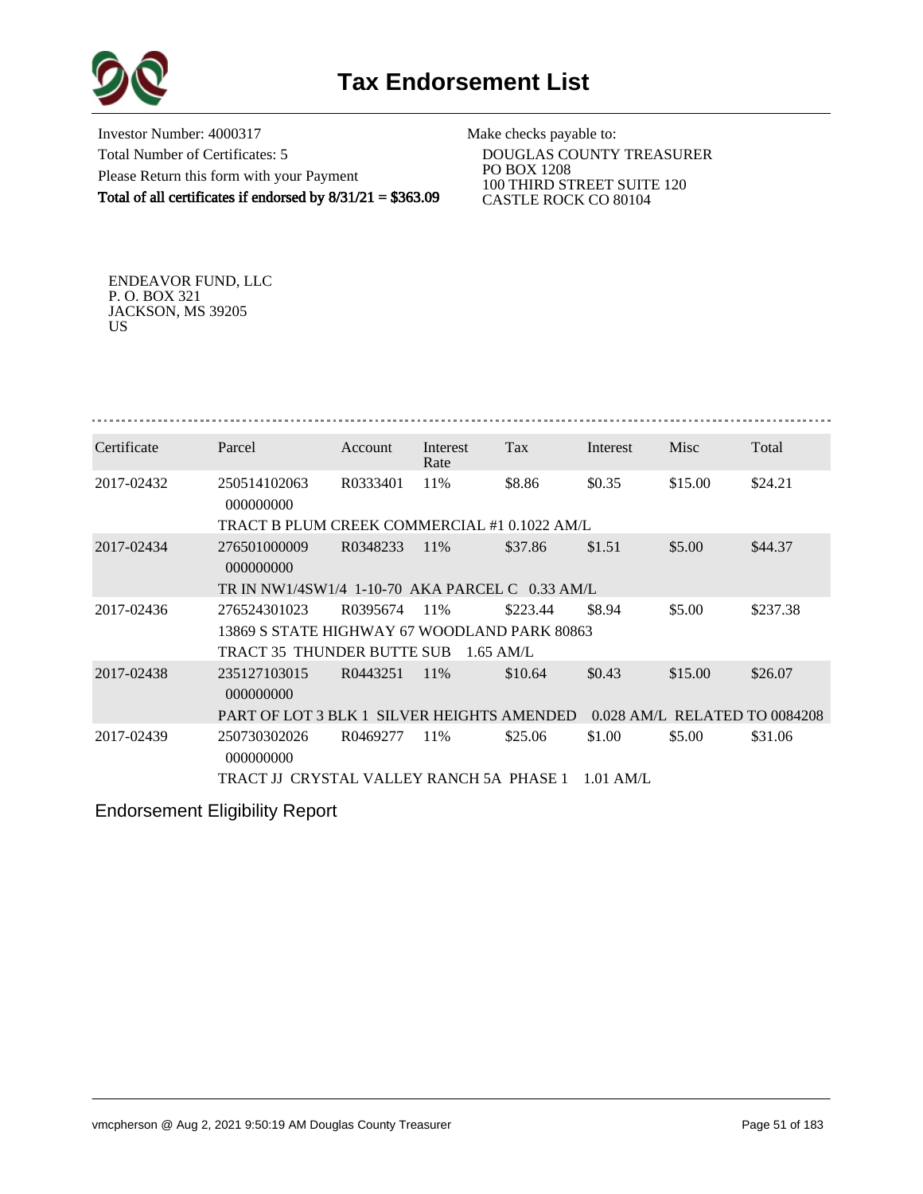# Tax Endorsement List

Investor Number: 4000317
Total Number of Certificates: 5
Please Return this form with your Payment
**Total of all certificates if endorsed by 8/31/21 = $363.09**

Make checks payable to:
DOUGLAS COUNTY TREASURER
PO BOX 1208
100 THIRD STREET SUITE 120
CASTLE ROCK CO 80104

ENDEAVOR FUND, LLC
P. O. BOX 321
JACKSON, MS 39205
US

| Certificate | Parcel | Account | Interest Rate | Tax | Interest | Misc | Total |
|---|---|---|---|---|---|---|---|
| 2017-02432 | 250514102063 000000000 | R0333401 | 11% | $8.86 | $0.35 | $15.00 | $24.21 |
| | TRACT B PLUM CREEK COMMERCIAL #1 0.1022 AM/L | | | | | | |
| 2017-02434 | 276501000009 000000000 | R0348233 | 11% | $37.86 | $1.51 | $5.00 | $44.37 |
| | TR IN NW1/4SW1/4 1-10-70 AKA PARCEL C 0.33 AM/L | | | | | | |
| 2017-02436 | 276524301023 | R0395674 | 11% | $223.44 | $8.94 | $5.00 | $237.38 |
| | 13869 S STATE HIGHWAY 67 WOODLAND PARK 80863 TRACT 35 THUNDER BUTTE SUB 1.65 AM/L | | | | | | |
| 2017-02438 | 235127103015 000000000 | R0443251 | 11% | $10.64 | $0.43 | $15.00 | $26.07 |
| | PART OF LOT 3 BLK 1 SILVER HEIGHTS AMENDED 0.028 AM/L RELATED TO 0084208 | | | | | | |
| 2017-02439 | 250730302026 000000000 | R0469277 | 11% | $25.06 | $1.00 | $5.00 | $31.06 |
| | TRACT JJ CRYSTAL VALLEY RANCH 5A PHASE 1 1.01 AM/L | | | | | | |

Endorsement Eligibility Report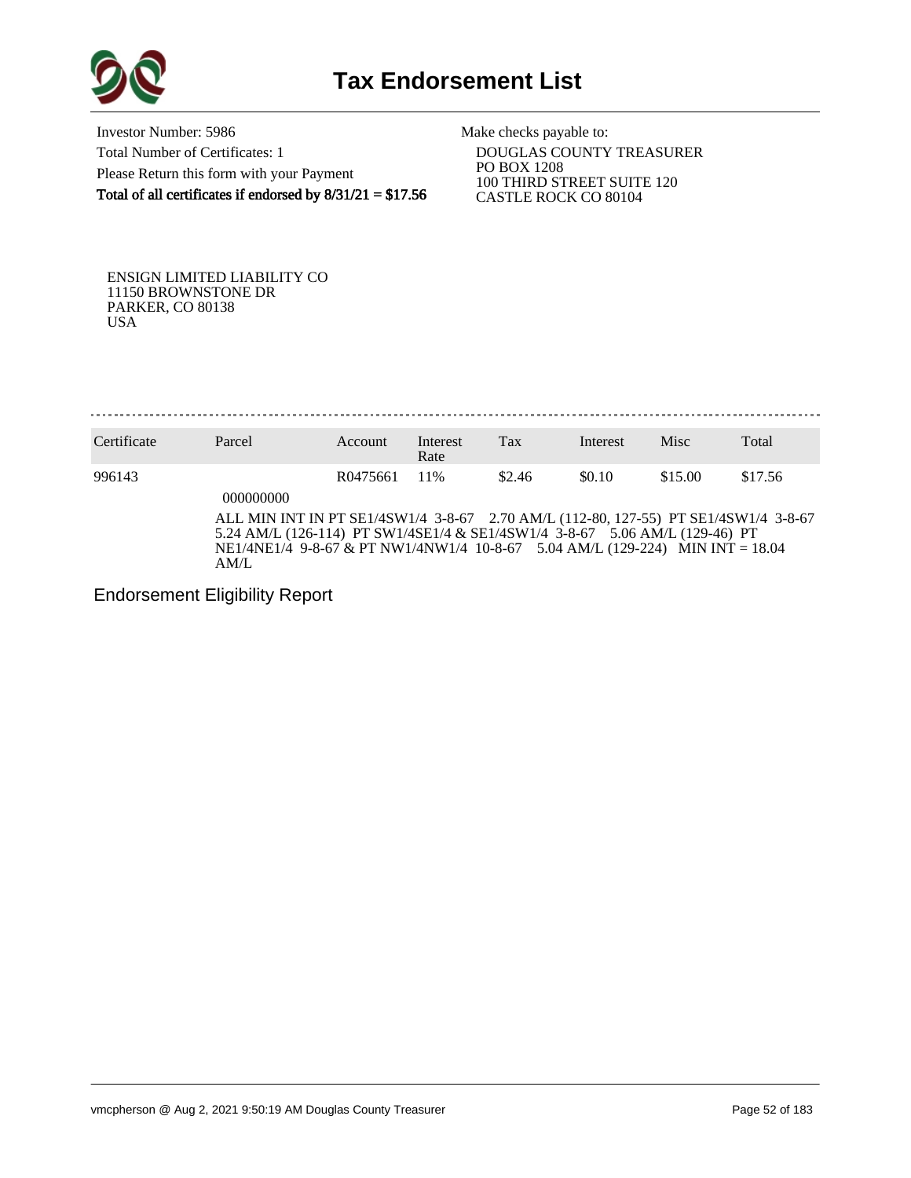# Tax Endorsement List

Investor Number: 5986
Total Number of Certificates: 1
Please Return this form with your Payment
**Total of all certificates if endorsed by 8/31/21 = $17.56**

Make checks payable to:
DOUGLAS COUNTY TREASURER
PO BOX 1208
100 THIRD STREET SUITE 120
CASTLE ROCK CO 80104

ENSIGN LIMITED LIABILITY CO
11150 BROWNSTONE DR
PARKER, CO 80138
USA

| Certificate | Parcel | Account | Interest Rate | Tax | Interest | Misc | Total |
|---|---|---|---|---|---|---|---|
| 996143 | 000000000 | R0475661 | 11% | $2.46 | $0.10 | $15.00 | $17.56 |

ALL MIN INT IN PT SE1/4SW1/4 3-8-67 2.70 AM/L (112-80, 127-55) PT SE1/4SW1/4 3-8-67 5.24 AM/L (126-114) PT SW1/4SE1/4 & SE1/4SW1/4 3-8-67 5.06 AM/L (129-46) PT NE1/4NE1/4 9-8-67 & PT NW1/4NW1/4 10-8-67 5.04 AM/L (129-224) MIN INT = 18.04 AM/L

Endorsement Eligibility Report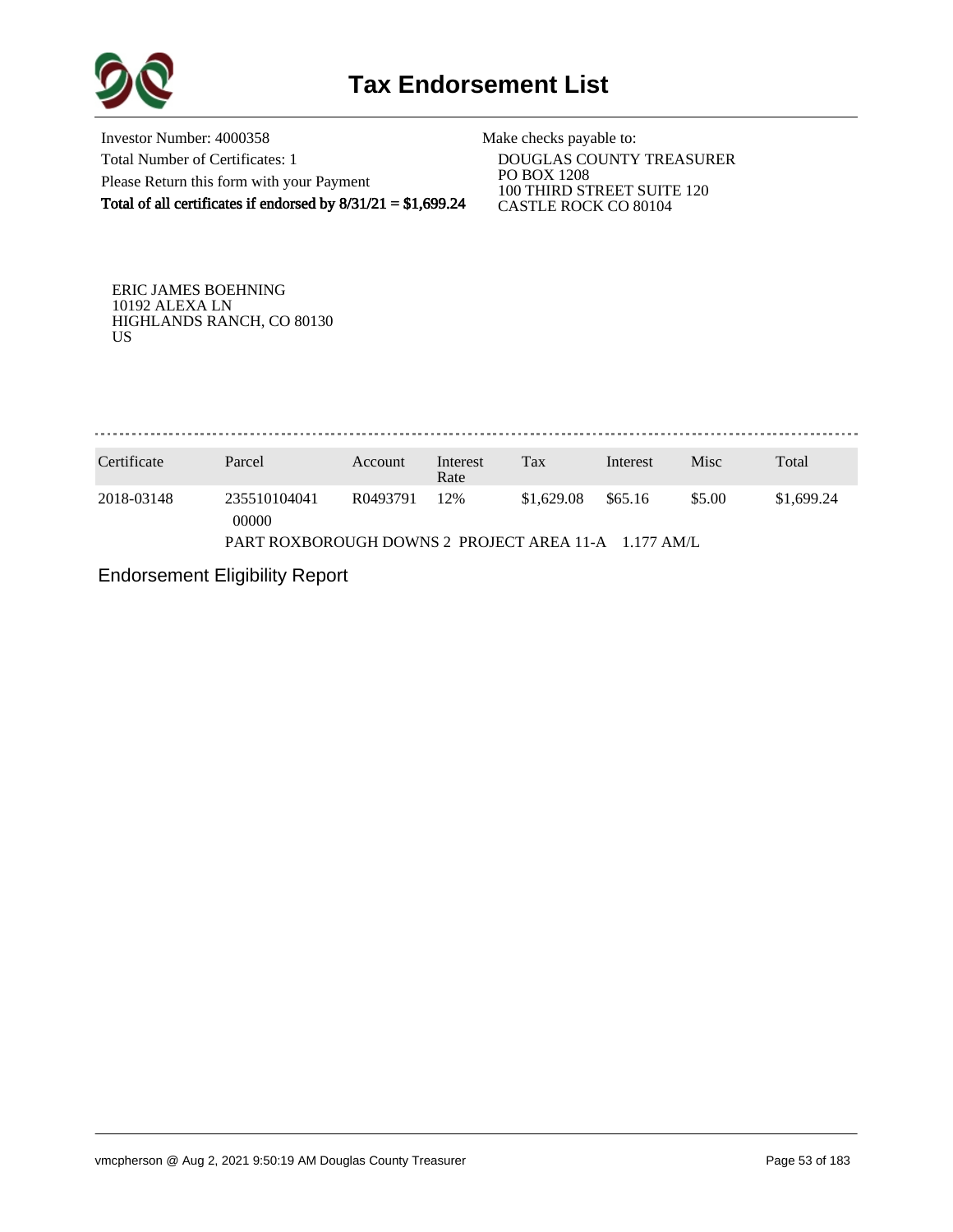# Tax Endorsement List

Investor Number: 4000358
Total Number of Certificates: 1
Please Return this form with your Payment
**Total of all certificates if endorsed by 8/31/21 = $1,699.24**

Make checks payable to:
DOUGLAS COUNTY TREASURER
PO BOX 1208
100 THIRD STREET SUITE 120
CASTLE ROCK CO 80104

ERIC JAMES BOEHNING
10192 ALEXA LN
HIGHLANDS RANCH, CO 80130
US

| Certificate | Parcel | Account | Interest Rate | Tax | Interest | Misc | Total |
|---|---|---|---|---|---|---|---|
| 2018-03148 | 235510104041 00000 | R0493791 | 12% | $1,629.08 | $65.16 | $5.00 | $1,699.24 |
| | PART ROXBOROUGH DOWNS 2 PROJECT AREA 11-A 1.177 AM/L | | | | | | |

Endorsement Eligibility Report

vmcpherson @ Aug 2, 2021 9:50:19 AM Douglas County Treasurer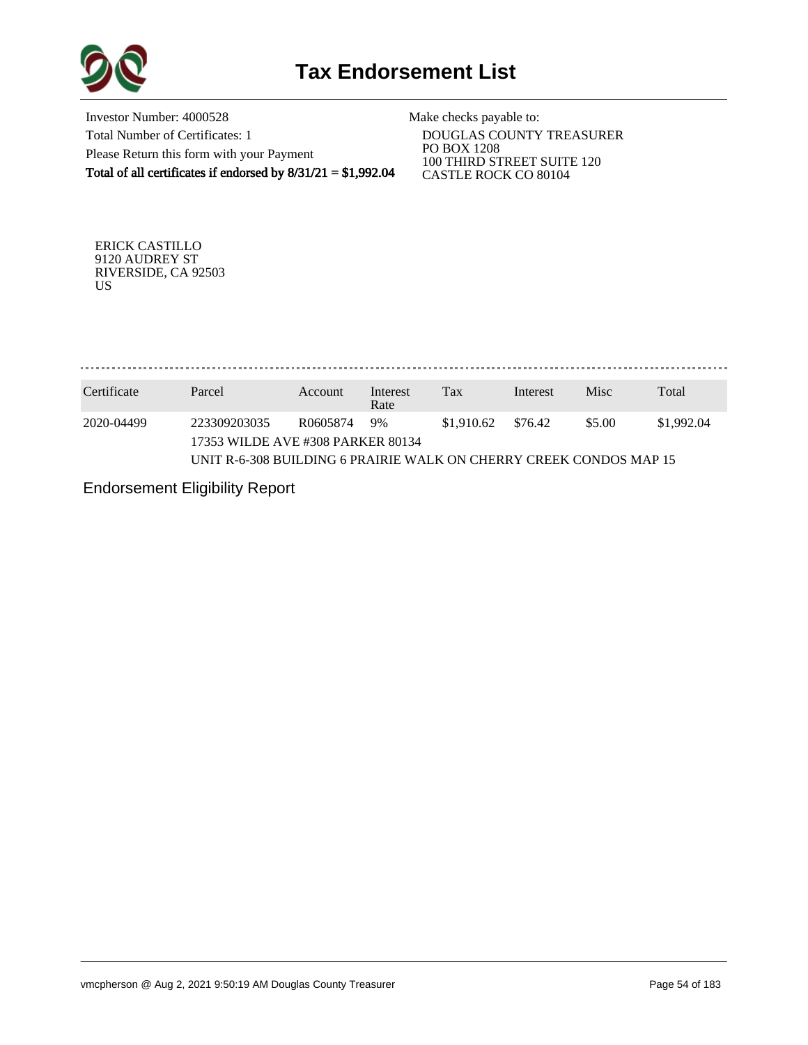# Tax Endorsement List

Investor Number: 4000528
Total Number of Certificates: 1
Please Return this form with your Payment
**Total of all certificates if endorsed by 8/31/21 = $1,992.04**

Make checks payable to:
DOUGLAS COUNTY TREASURER
PO BOX 1208
100 THIRD STREET SUITE 120
CASTLE ROCK CO 80104

ERICK CASTILLO
9120 AUDREY ST
RIVERSIDE, CA 92503
US

| Certificate | Parcel | Account | Interest Rate | Tax | Interest | Misc | Total |
|---|---|---|---|---|---|---|---|
| 2020-04499 | 223309203035 | R0605874 | 9% | $1,910.62 | $76.42 | $5.00 | $1,992.04 |
| | 17353 WILDE AVE #308 PARKER 80134 | | | | | | |
| | UNIT R-6-308 BUILDING 6 PRAIRIE WALK ON CHERRY CREEK CONDOS MAP 15 | | | | | | |

Endorsement Eligibility Report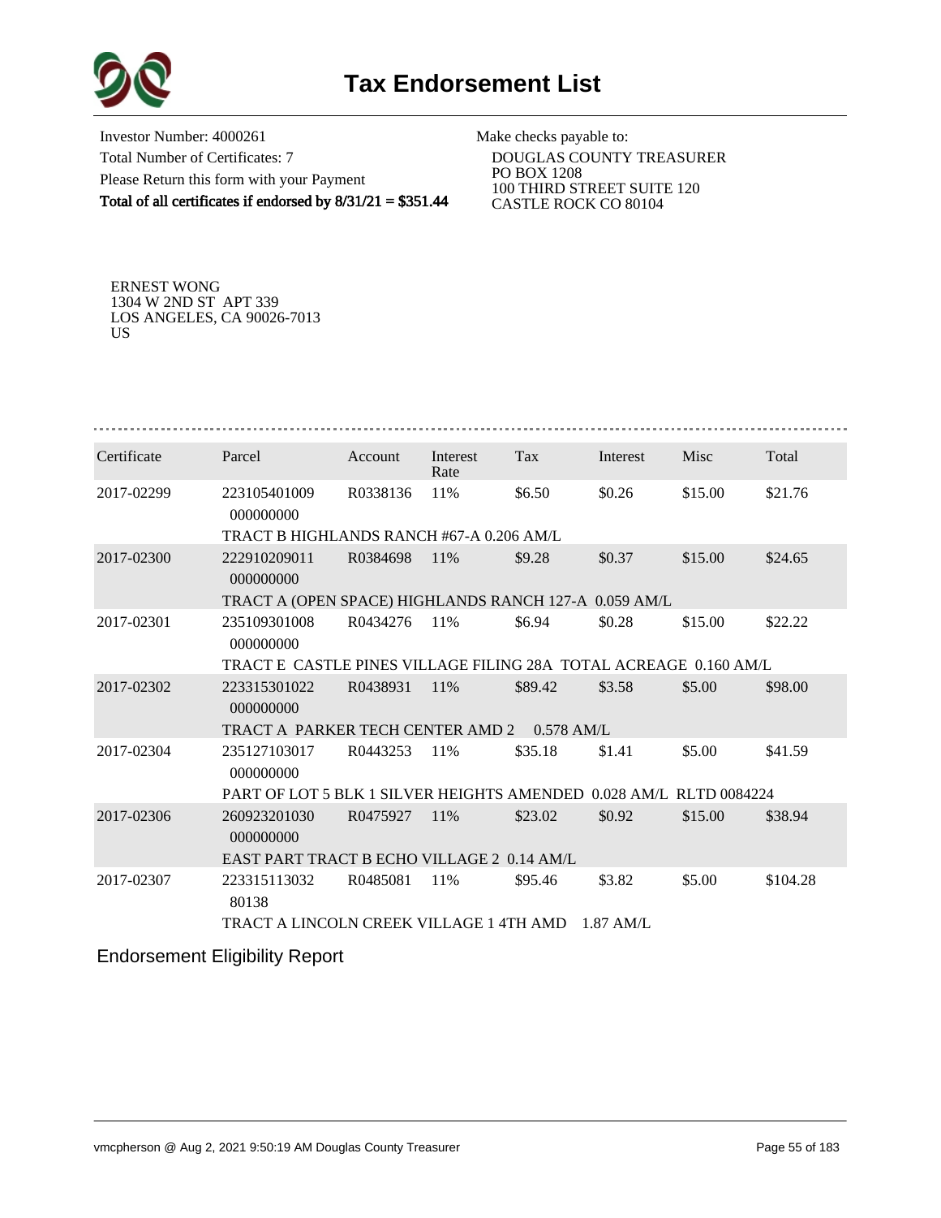# Tax Endorsement List

Investor Number: 4000261
Total Number of Certificates: 7
Please Return this form with your Payment
**Total of all certificates if endorsed by 8/31/21 = $351.44**

Make checks payable to:
DOUGLAS COUNTY TREASURER
PO BOX 1208
100 THIRD STREET SUITE 120
CASTLE ROCK CO 80104

ERNEST WONG
1304 W 2ND ST APT 339
LOS ANGELES, CA 90026-7013
US

| Certificate | Parcel | Account | Interest Rate | Tax | Interest | Misc | Total |
|---|---|---|---|---|---|---|---|
| 2017-02299 | 223105401009 000000000 | R0338136 | 11% | $6.50 | $0.26 | $15.00 | $21.76 |
| | TRACT B HIGHLANDS RANCH #67-A 0.206 AM/L | | | | | | |
| 2017-02300 | 222910209011 000000000 | R0384698 | 11% | $9.28 | $0.37 | $15.00 | $24.65 |
| | TRACT A (OPEN SPACE) HIGHLANDS RANCH 127-A 0.059 AM/L | | | | | | |
| 2017-02301 | 235109301008 000000000 | R0434276 | 11% | $6.94 | $0.28 | $15.00 | $22.22 |
| | TRACT E CASTLE PINES VILLAGE FILING 28A TOTAL ACREAGE 0.160 AM/L | | | | | | |
| 2017-02302 | 223315301022 000000000 | R0438931 | 11% | $89.42 | $3.58 | $5.00 | $98.00 |
| | TRACT A PARKER TECH CENTER AMD 2 0.578 AM/L | | | | | | |
| 2017-02304 | 235127103017 000000000 | R0443253 | 11% | $35.18 | $1.41 | $5.00 | $41.59 |
| | PART OF LOT 5 BLK 1 SILVER HEIGHTS AMENDED 0.028 AM/L RLTD 0084224 | | | | | | |
| 2017-02306 | 260923201030 000000000 | R0475927 | 11% | $23.02 | $0.92 | $15.00 | $38.94 |
| | EAST PART TRACT B ECHO VILLAGE 2 0.14 AM/L | | | | | | |
| 2017-02307 | 223315113032 80138 | R0485081 | 11% | $95.46 | $3.82 | $5.00 | $104.28 |
| | TRACT A LINCOLN CREEK VILLAGE 1 4TH AMD 1.87 AM/L | | | | | | |

Endorsement Eligibility Report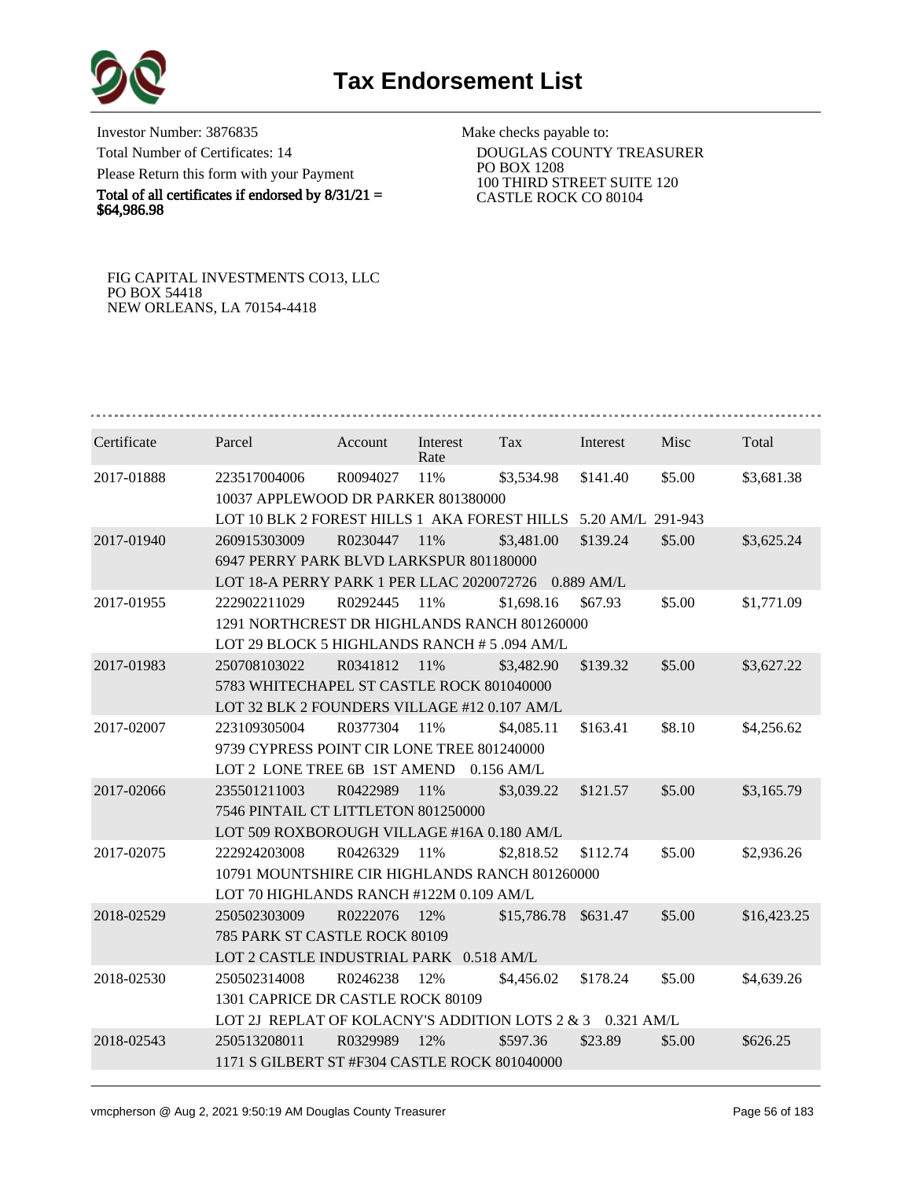# Tax Endorsement List

Investor Number: 3876835
Total Number of Certificates: 14
Please Return this form with your Payment
**Total of all certificates if endorsed by 8/31/21 = $64,986.98**

Make checks payable to:
DOUGLAS COUNTY TREASURER
PO BOX 1208
100 THIRD STREET SUITE 120
CASTLE ROCK CO 80104

FIG CAPITAL INVESTMENTS CO13, LLC
PO BOX 54418
NEW ORLEANS, LA 70154-4418

| Certificate | Parcel | Account | Interest Rate | Tax | Interest | Misc | Total |
|---|---|---|---|---|---|---|---|
| 2017-01888 | 223517004006 | R0094027 | 11% | $3,534.98 | $141.40 | $5.00 | $3,681.38 |
| | 10037 APPLEWOOD DR PARKER 801380000 | | | | | | |
| | LOT 10 BLK 2 FOREST HILLS 1 AKA FOREST HILLS 5.20 AM/L 291-943 | | | | | | |
| 2017-01940 | 260915303009 | R0230447 | 11% | $3,481.00 | $139.24 | $5.00 | $3,625.24 |
| | 6947 PERRY PARK BLVD LARKSPUR 801180000 | | | | | | |
| | LOT 18-A PERRY PARK 1 PER LLAC 2020072726 0.889 AM/L | | | | | | |
| 2017-01955 | 222902211029 | R0292445 | 11% | $1,698.16 | $67.93 | $5.00 | $1,771.09 |
| | 1291 NORTHCREST DR HIGHLANDS RANCH 801260000 | | | | | | |
| | LOT 29 BLOCK 5 HIGHLANDS RANCH # 5 .094 AM/L | | | | | | |
| 2017-01983 | 250708103022 | R0341812 | 11% | $3,482.90 | $139.32 | $5.00 | $3,627.22 |
| | 5783 WHITECHAPEL ST CASTLE ROCK 801040000 | | | | | | |
| | LOT 32 BLK 2 FOUNDERS VILLAGE #12 0.107 AM/L | | | | | | |
| 2017-02007 | 223109305004 | R0377304 | 11% | $4,085.11 | $163.41 | $8.10 | $4,256.62 |
| | 9739 CYPRESS POINT CIR LONE TREE 801240000 | | | | | | |
| | LOT 2 LONE TREE 6B 1ST AMEND 0.156 AM/L | | | | | | |
| 2017-02066 | 235501211003 | R0422989 | 11% | $3,039.22 | $121.57 | $5.00 | $3,165.79 |
| | 7546 PINTAIL CT LITTLETON 801250000 | | | | | | |
| | LOT 509 ROXBOROUGH VILLAGE #16A 0.180 AM/L | | | | | | |
| 2017-02075 | 222924203008 | R0426329 | 11% | $2,818.52 | $112.74 | $5.00 | $2,936.26 |
| | 10791 MOUNTSHIRE CIR HIGHLANDS RANCH 801260000 | | | | | | |
| | LOT 70 HIGHLANDS RANCH #122M 0.109 AM/L | | | | | | |
| 2018-02529 | 250502303009 | R0222076 | 12% | $15,786.78 | $631.47 | $5.00 | $16,423.25 |
| | 785 PARK ST CASTLE ROCK 80109 | | | | | | |
| | LOT 2 CASTLE INDUSTRIAL PARK 0.518 AM/L | | | | | | |
| 2018-02530 | 250502314008 | R0246238 | 12% | $4,456.02 | $178.24 | $5.00 | $4,639.26 |
| | 1301 CAPRICE DR CASTLE ROCK 80109 | | | | | | |
| | LOT 2J REPLAT OF KOLACNY'S ADDITION LOTS 2 & 3 0.321 AM/L | | | | | | |
| 2018-02543 | 250513208011 | R0329989 | 12% | $597.36 | $23.89 | $5.00 | $626.25 |
| | 1171 S GILBERT ST #F304 CASTLE ROCK 801040000 | | | | | | |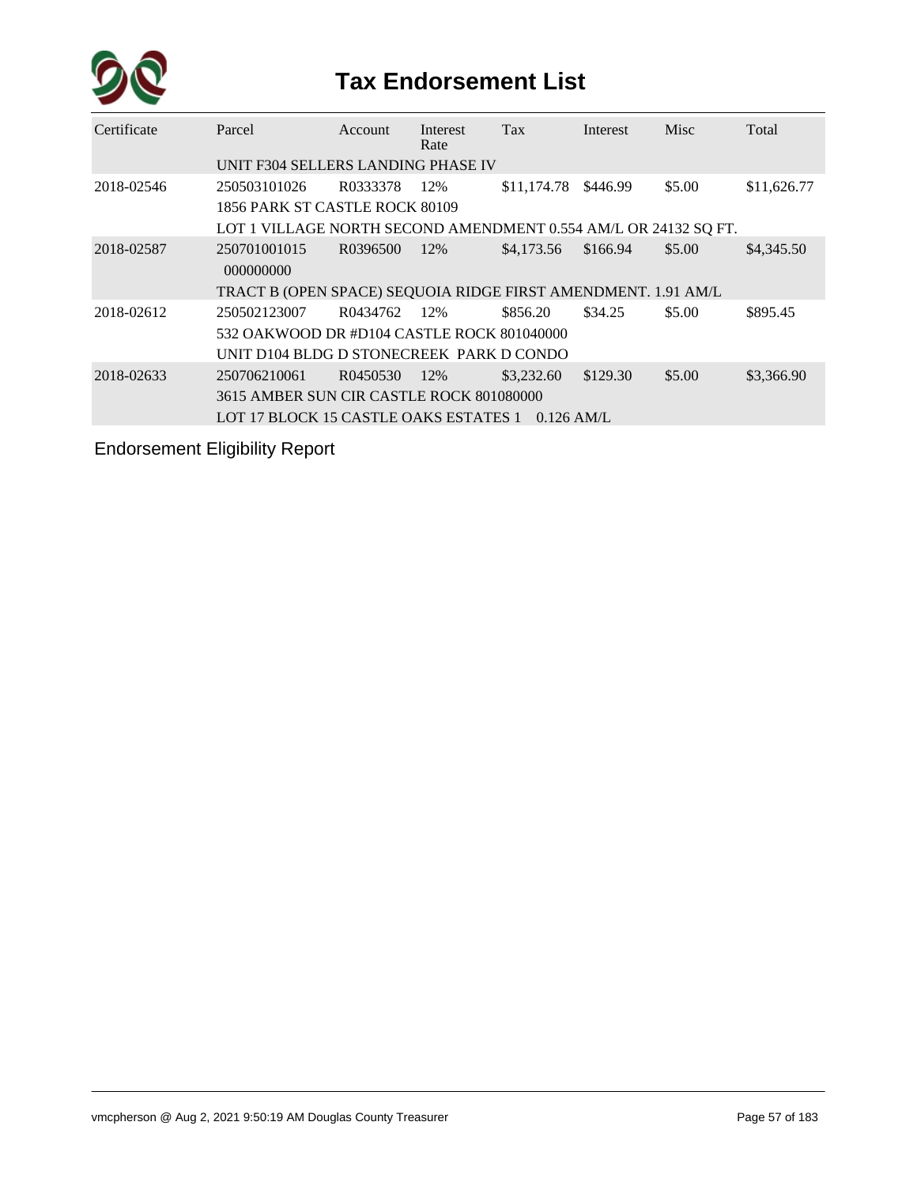# Tax Endorsement List

| Certificate | Parcel | Account | Interest Rate | Tax | Interest | Misc | Total |
|---|---|---|---|---|---|---|---|
| | UNIT F304 SELLERS LANDING PHASE IV | | | | | | |
| 2018-02546 | 250503101026 | R0333378 | 12% | $11,174.78 | $446.99 | $5.00 | $11,626.77 |
| | 1856 PARK ST CASTLE ROCK 80109 | | | | | | |
| | LOT 1 VILLAGE NORTH SECOND AMENDMENT 0.554 AM/L OR 24132 SQ FT. | | | | | | |
| 2018-02587 | 250701001015 000000000 | R0396500 | 12% | $4,173.56 | $166.94 | $5.00 | $4,345.50 |
| | TRACT B (OPEN SPACE) SEQUOIA RIDGE FIRST AMENDMENT. 1.91 AM/L | | | | | | |
| 2018-02612 | 250502123007 | R0434762 | 12% | $856.20 | $34.25 | $5.00 | $895.45 |
| | 532 OAKWOOD DR #D104 CASTLE ROCK 801040000 | | | | | | |
| | UNIT D104 BLDG D STONECREEK PARK D CONDO | | | | | | |
| 2018-02633 | 250706210061 | R0450530 | 12% | $3,232.60 | $129.30 | $5.00 | $3,366.90 |
| | 3615 AMBER SUN CIR CASTLE ROCK 801080000 | | | | | | |
| | LOT 17 BLOCK 15 CASTLE OAKS ESTATES 1 0.126 AM/L | | | | | | |

Endorsement Eligibility Report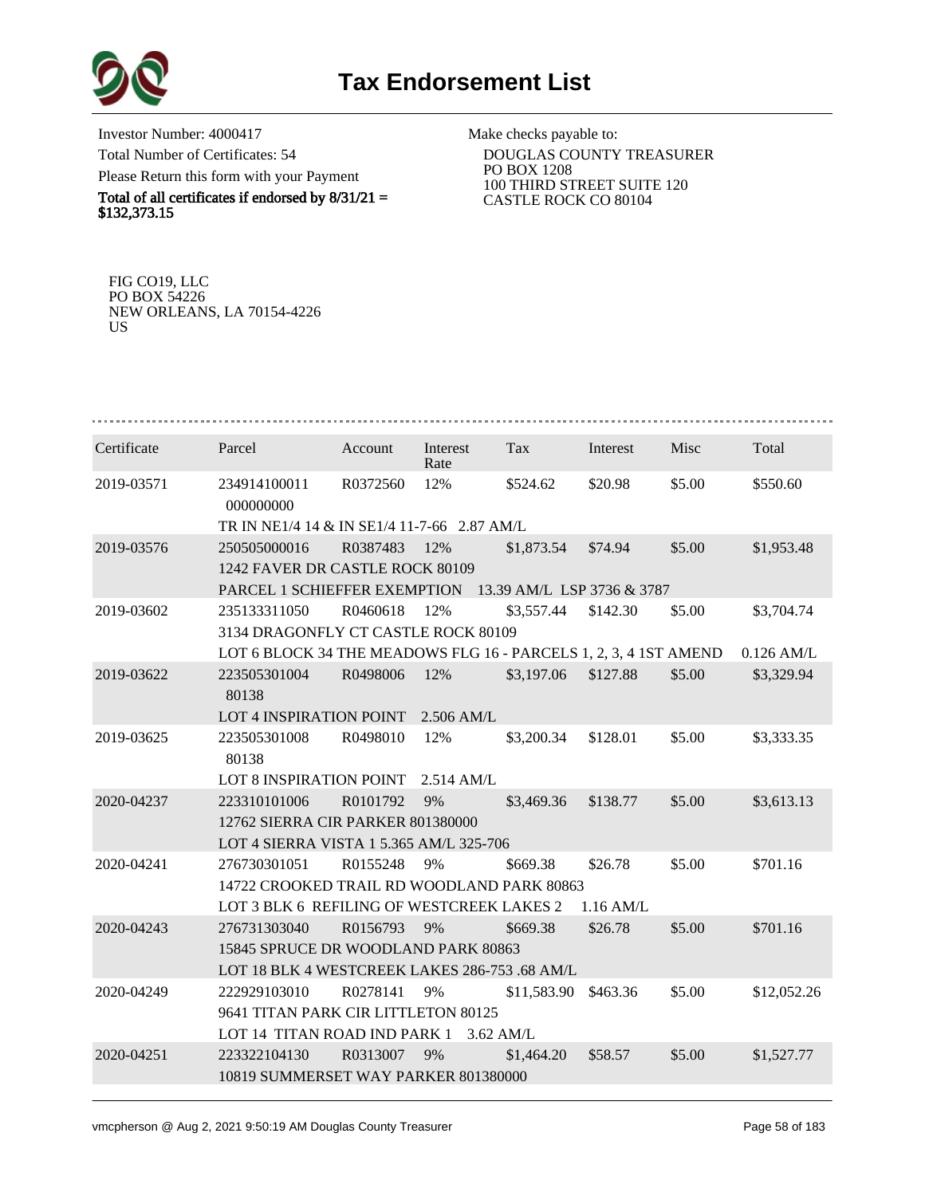# Tax Endorsement List

Investor Number: 4000417
Total Number of Certificates: 54
Please Return this form with your Payment
**Total of all certificates if endorsed by 8/31/21 = $132,373.15**

Make checks payable to:
DOUGLAS COUNTY TREASURER
PO BOX 1208
100 THIRD STREET SUITE 120
CASTLE ROCK CO 80104

FIG CO19, LLC
PO BOX 54226
NEW ORLEANS, LA 70154-4226
US

| Certificate | Parcel | Account | Interest Rate | Tax | Interest | Misc | Total |
|---|---|---|---|---|---|---|---|
| 2019-03571 | 234914100011 000000000 | R0372560 | 12% | $524.62 | $20.98 | $5.00 | $550.60 |
| | TR IN NE1/4 14 & IN SE1/4 11-7-66 2.87 AM/L | | | | | | |
| 2019-03576 | 250505000016 | R0387483 | 12% | $1,873.54 | $74.94 | $5.00 | $1,953.48 |
| | 1242 FAVER DR CASTLE ROCK 80109 | | | | | | |
| | PARCEL 1 SCHIEFFER EXEMPTION 13.39 AM/L LSP 3736 & 3787 | | | | | | |
| 2019-03602 | 235133311050 | R0460618 | 12% | $3,557.44 | $142.30 | $5.00 | $3,704.74 |
| | 3134 DRAGONFLY CT CASTLE ROCK 80109 | | | | | | |
| | LOT 6 BLOCK 34 THE MEADOWS FLG 16 - PARCELS 1, 2, 3, 4 1ST AMEND 0.126 AM/L | | | | | | |
| 2019-03622 | 223505301004 80138 | R0498006 | 12% | $3,197.06 | $127.88 | $5.00 | $3,329.94 |
| | LOT 4 INSPIRATION POINT 2.506 AM/L | | | | | | |
| 2019-03625 | 223505301008 80138 | R0498010 | 12% | $3,200.34 | $128.01 | $5.00 | $3,333.35 |
| | LOT 8 INSPIRATION POINT 2.514 AM/L | | | | | | |
| 2020-04237 | 223310101006 | R0101792 | 9% | $3,469.36 | $138.77 | $5.00 | $3,613.13 |
| | 12762 SIERRA CIR PARKER 801380000 | | | | | | |
| | LOT 4 SIERRA VISTA 1 5.365 AM/L 325-706 | | | | | | |
| 2020-04241 | 276730301051 | R0155248 | 9% | $669.38 | $26.78 | $5.00 | $701.16 |
| | 14722 CROOKED TRAIL RD WOODLAND PARK 80863 | | | | | | |
| | LOT 3 BLK 6 REFILING OF WESTCREEK LAKES 2 1.16 AM/L | | | | | | |
| 2020-04243 | 276731303040 | R0156793 | 9% | $669.38 | $26.78 | $5.00 | $701.16 |
| | 15845 SPRUCE DR WOODLAND PARK 80863 | | | | | | |
| | LOT 18 BLK 4 WESTCREEK LAKES 286-753 .68 AM/L | | | | | | |
| 2020-04249 | 222929103010 | R0278141 | 9% | $11,583.90 | $463.36 | $5.00 | $12,052.26 |
| | 9641 TITAN PARK CIR LITTLETON 80125 | | | | | | |
| | LOT 14 TITAN ROAD IND PARK 1 3.62 AM/L | | | | | | |
| 2020-04251 | 223322104130 | R0313007 | 9% | $1,464.20 | $58.57 | $5.00 | $1,527.77 |
| | 10819 SUMMERSET WAY PARKER 801380000 | | | | | | |

vmcpherson @ Aug 2, 2021 9:50:19 AM Douglas County Treasurer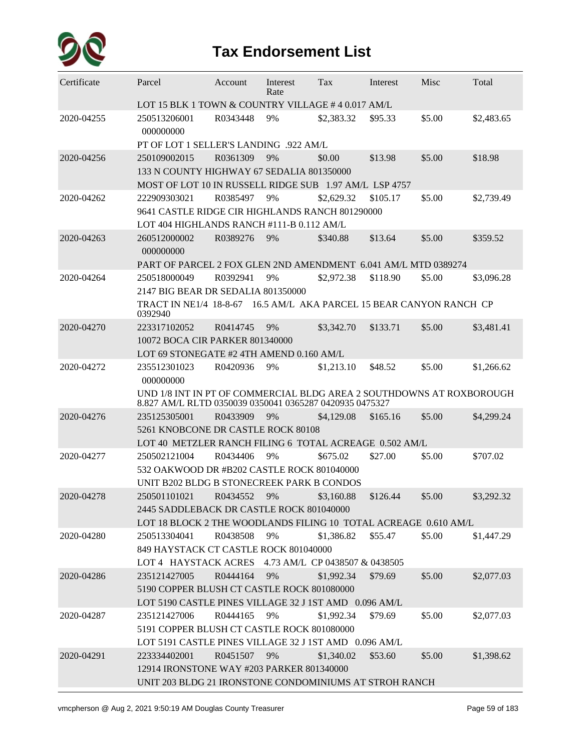# Tax Endorsement List

| Certificate | Parcel | Account | Interest Rate | Tax | Interest | Misc | Total |
|---|---|---|---|---|---|---|---|
| | LOT 15 BLK 1 TOWN & COUNTRY VILLAGE # 4 0.017 AM/L | | | | | | |
| 2020-04255 | 250513206001 000000000 | R0343448 | 9% | $2,383.32 | $95.33 | $5.00 | $2,483.65 |
| | PT OF LOT 1 SELLER'S LANDING .922 AM/L | | | | | | |
| 2020-04256 | 250109002015 | R0361309 | 9% | $0.00 | $13.98 | $5.00 | $18.98 |
| | 133 N COUNTY HIGHWAY 67 SEDALIA 801350000 | | | | | | |
| | MOST OF LOT 10 IN RUSSELL RIDGE SUB 1.97 AM/L LSP 4757 | | | | | | |
| 2020-04262 | 222909303021 | R0385497 | 9% | $2,629.32 | $105.17 | $5.00 | $2,739.49 |
| | 9641 CASTLE RIDGE CIR HIGHLANDS RANCH 801290000 | | | | | | |
| | LOT 404 HIGHLANDS RANCH #111-B 0.112 AM/L | | | | | | |
| 2020-04263 | 260512000002 000000000 | R0389276 | 9% | $340.88 | $13.64 | $5.00 | $359.52 |
| | PART OF PARCEL 2 FOX GLEN 2ND AMENDMENT 6.041 AM/L MTD 0389274 | | | | | | |
| 2020-04264 | 250518000049 | R0392941 | 9% | $2,972.38 | $118.90 | $5.00 | $3,096.28 |
| | 2147 BIG BEAR DR SEDALIA 801350000 | | | | | | |
| | TRACT IN NE1/4 18-8-67 16.5 AM/L AKA PARCEL 15 BEAR CANYON RANCH CP 0392940 | | | | | | |
| 2020-04270 | 223317102052 | R0414745 | 9% | $3,342.70 | $133.71 | $5.00 | $3,481.41 |
| | 10072 BOCA CIR PARKER 801340000 | | | | | | |
| | LOT 69 STONEGATE #2 4TH AMEND 0.160 AM/L | | | | | | |
| 2020-04272 | 235512301023 000000000 | R0420936 | 9% | $1,213.10 | $48.52 | $5.00 | $1,266.62 |
| | UND 1/8 INT IN PT OF COMMERCIAL BLDG AREA 2 SOUTHDOWNS AT ROXBOROUGH 8.827 AM/L RLTD 0350039 0350041 0365287 0420935 0475327 | | | | | | |
| 2020-04276 | 235125305001 | R0433909 | 9% | $4,129.08 | $165.16 | $5.00 | $4,299.24 |
| | 5261 KNOBCONE DR CASTLE ROCK 80108 | | | | | | |
| | LOT 40 METZLER RANCH FILING 6 TOTAL ACREAGE 0.502 AM/L | | | | | | |
| 2020-04277 | 250502121004 | R0434406 | 9% | $675.02 | $27.00 | $5.00 | $707.02 |
| | 532 OAKWOOD DR #B202 CASTLE ROCK 801040000 | | | | | | |
| | UNIT B202 BLDG B STONECREEK PARK B CONDOS | | | | | | |
| 2020-04278 | 250501101021 | R0434552 | 9% | $3,160.88 | $126.44 | $5.00 | $3,292.32 |
| | 2445 SADDLEBACK DR CASTLE ROCK 801040000 | | | | | | |
| | LOT 18 BLOCK 2 THE WOODLANDS FILING 10 TOTAL ACREAGE 0.610 AM/L | | | | | | |
| 2020-04280 | 250513304041 | R0438508 | 9% | $1,386.82 | $55.47 | $5.00 | $1,447.29 |
| | 849 HAYSTACK CT CASTLE ROCK 801040000 | | | | | | |
| | LOT 4 HAYSTACK ACRES 4.73 AM/L CP 0438507 & 0438505 | | | | | | |
| 2020-04286 | 235121427005 | R0444164 | 9% | $1,992.34 | $79.69 | $5.00 | $2,077.03 |
| | 5190 COPPER BLUSH CT CASTLE ROCK 801080000 | | | | | | |
| | LOT 5190 CASTLE PINES VILLAGE 32 J 1ST AMD 0.096 AM/L | | | | | | |
| 2020-04287 | 235121427006 | R0444165 | 9% | $1,992.34 | $79.69 | $5.00 | $2,077.03 |
| | 5191 COPPER BLUSH CT CASTLE ROCK 801080000 | | | | | | |
| | LOT 5191 CASTLE PINES VILLAGE 32 J 1ST AMD 0.096 AM/L | | | | | | |
| 2020-04291 | 223334402001 | R0451507 | 9% | $1,340.02 | $53.60 | $5.00 | $1,398.62 |
| | 12914 IRONSTONE WAY #203 PARKER 801340000 | | | | | | |
| | UNIT 203 BLDG 21 IRONSTONE CONDOMINIUMS AT STROH RANCH | | | | | | |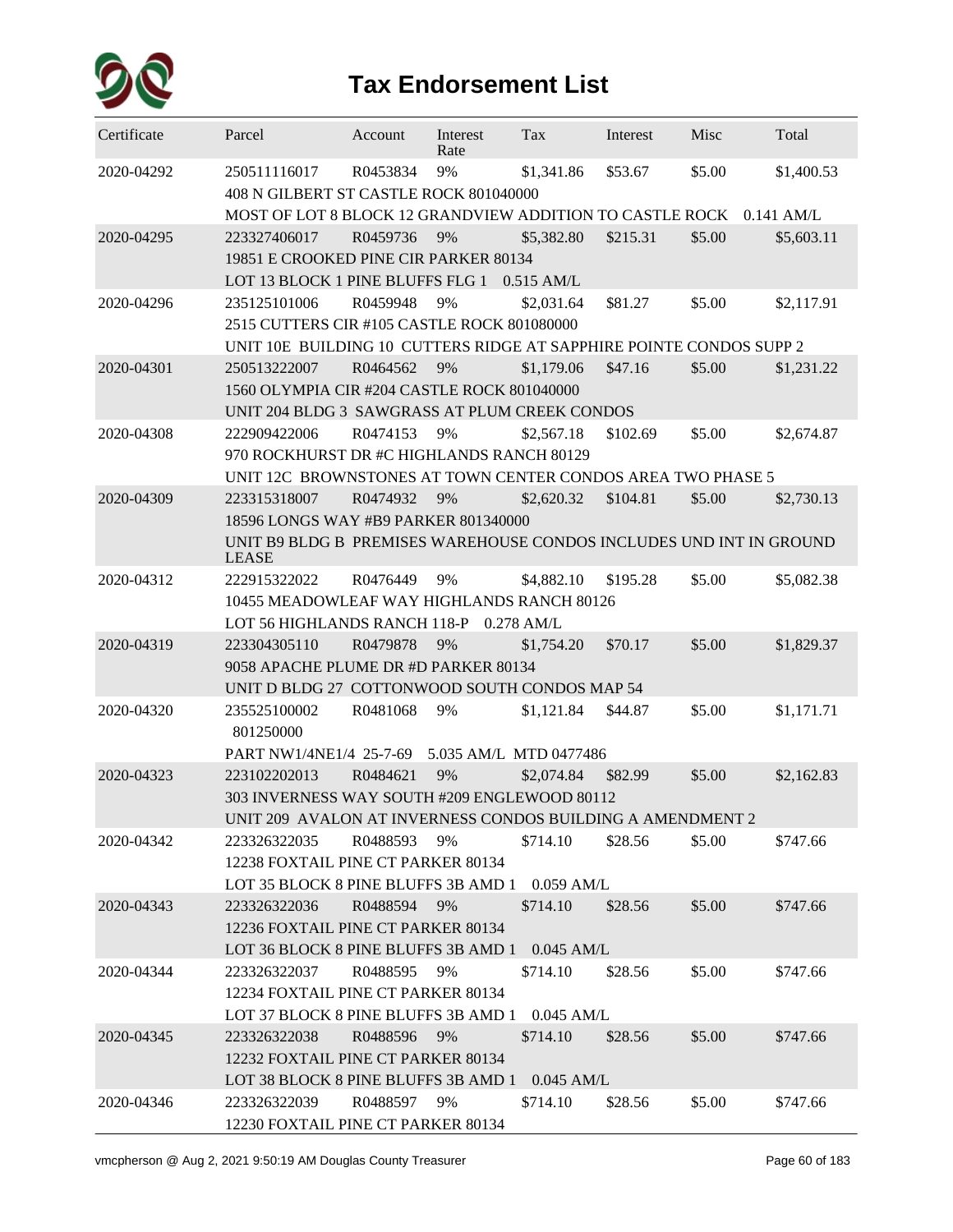# Tax Endorsement List

| Certificate | Parcel | Account | Interest Rate | Tax | Interest | Misc | Total |
|---|---|---|---|---|---|---|---|
| 2020-04292 | 250511116017 | R0453834 | 9% | $1,341.86 | $53.67 | $5.00 | $1,400.53 |
| | 408 N GILBERT ST CASTLE ROCK 801040000 | | | | | | |
| | MOST OF LOT 8 BLOCK 12 GRANDVIEW ADDITION TO CASTLE ROCK 0.141 AM/L | | | | | | |
| 2020-04295 | 223327406017 | R0459736 | 9% | $5,382.80 | $215.31 | $5.00 | $5,603.11 |
| | 19851 E CROOKED PINE CIR PARKER 80134 | | | | | | |
| | LOT 13 BLOCK 1 PINE BLUFFS FLG 1 0.515 AM/L | | | | | | |
| 2020-04296 | 235125101006 | R0459948 | 9% | $2,031.64 | $81.27 | $5.00 | $2,117.91 |
| | 2515 CUTTERS CIR #105 CASTLE ROCK 801080000 | | | | | | |
| | UNIT 10E BUILDING 10 CUTTERS RIDGE AT SAPPHIRE POINTE CONDOS SUPP 2 | | | | | | |
| 2020-04301 | 250513222007 | R0464562 | 9% | $1,179.06 | $47.16 | $5.00 | $1,231.22 |
| | 1560 OLYMPIA CIR #204 CASTLE ROCK 801040000 | | | | | | |
| | UNIT 204 BLDG 3 SAWGRASS AT PLUM CREEK CONDOS | | | | | | |
| 2020-04308 | 222909422006 | R0474153 | 9% | $2,567.18 | $102.69 | $5.00 | $2,674.87 |
| | 970 ROCKHURST DR #C HIGHLANDS RANCH 80129 | | | | | | |
| | UNIT 12C BROWNSTONES AT TOWN CENTER CONDOS AREA TWO PHASE 5 | | | | | | |
| 2020-04309 | 223315318007 | R0474932 | 9% | $2,620.32 | $104.81 | $5.00 | $2,730.13 |
| | 18596 LONGS WAY #B9 PARKER 801340000 | | | | | | |
| | UNIT B9 BLDG B PREMISES WAREHOUSE CONDOS INCLUDES UND INT IN GROUND LEASE | | | | | | |
| 2020-04312 | 222915322022 | R0476449 | 9% | $4,882.10 | $195.28 | $5.00 | $5,082.38 |
| | 10455 MEADOWLEAF WAY HIGHLANDS RANCH 80126 | | | | | | |
| | LOT 56 HIGHLANDS RANCH 118-P 0.278 AM/L | | | | | | |
| 2020-04319 | 223304305110 | R0479878 | 9% | $1,754.20 | $70.17 | $5.00 | $1,829.37 |
| | 9058 APACHE PLUME DR #D PARKER 80134 | | | | | | |
| | UNIT D BLDG 27 COTTONWOOD SOUTH CONDOS MAP 54 | | | | | | |
| 2020-04320 | 235525100002 | R0481068 | 9% | $1,121.84 | $44.87 | $5.00 | $1,171.71 |
| | 801250000 | | | | | | |
| | PART NW1/4NE1/4 25-7-69 5.035 AM/L MTD 0477486 | | | | | | |
| 2020-04323 | 223102202013 | R0484621 | 9% | $2,074.84 | $82.99 | $5.00 | $2,162.83 |
| | 303 INVERNESS WAY SOUTH #209 ENGLEWOOD 80112 | | | | | | |
| | UNIT 209 AVALON AT INVERNESS CONDOS BUILDING A AMENDMENT 2 | | | | | | |
| 2020-04342 | 223326322035 | R0488593 | 9% | $714.10 | $28.56 | $5.00 | $747.66 |
| | 12238 FOXTAIL PINE CT PARKER 80134 | | | | | | |
| | LOT 35 BLOCK 8 PINE BLUFFS 3B AMD 1 0.059 AM/L | | | | | | |
| 2020-04343 | 223326322036 | R0488594 | 9% | $714.10 | $28.56 | $5.00 | $747.66 |
| | 12236 FOXTAIL PINE CT PARKER 80134 | | | | | | |
| | LOT 36 BLOCK 8 PINE BLUFFS 3B AMD 1 0.045 AM/L | | | | | | |
| 2020-04344 | 223326322037 | R0488595 | 9% | $714.10 | $28.56 | $5.00 | $747.66 |
| | 12234 FOXTAIL PINE CT PARKER 80134 | | | | | | |
| | LOT 37 BLOCK 8 PINE BLUFFS 3B AMD 1 0.045 AM/L | | | | | | |
| 2020-04345 | 223326322038 | R0488596 | 9% | $714.10 | $28.56 | $5.00 | $747.66 |
| | 12232 FOXTAIL PINE CT PARKER 80134 | | | | | | |
| | LOT 38 BLOCK 8 PINE BLUFFS 3B AMD 1 0.045 AM/L | | | | | | |
| 2020-04346 | 223326322039 | R0488597 | 9% | $714.10 | $28.56 | $5.00 | $747.66 |
| | 12230 FOXTAIL PINE CT PARKER 80134 | | | | | | |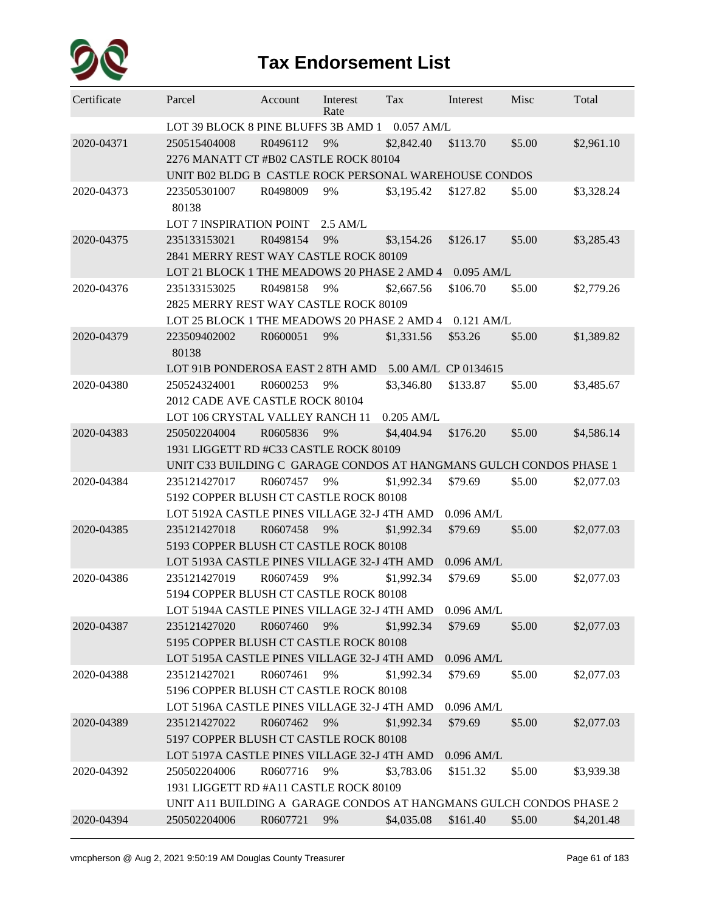# Tax Endorsement List

| Certificate | Parcel | Account | Interest Rate | Tax | Interest | Misc | Total |
|---|---|---|---|---|---|---|---|
| | LOT 39 BLOCK 8 PINE BLUFFS 3B AMD 1 0.057 AM/L | | | | | | |
| 2020-04371 | 250515404008 | R0496112 | 9% | $2,842.40 | $113.70 | $5.00 | $2,961.10 |
| | 2276 MANATT CT #B02 CASTLE ROCK 80104 | | | | | | |
| | UNIT B02 BLDG B CASTLE ROCK PERSONAL WAREHOUSE CONDOS | | | | | | |
| 2020-04373 | 223505301007 | R0498009 | 9% | $3,195.42 | $127.82 | $5.00 | $3,328.24 |
| | 80138 | | | | | | |
| | LOT 7 INSPIRATION POINT 2.5 AM/L | | | | | | |
| 2020-04375 | 235133153021 | R0498154 | 9% | $3,154.26 | $126.17 | $5.00 | $3,285.43 |
| | 2841 MERRY REST WAY CASTLE ROCK 80109 | | | | | | |
| | LOT 21 BLOCK 1 THE MEADOWS 20 PHASE 2 AMD 4 0.095 AM/L | | | | | | |
| 2020-04376 | 235133153025 | R0498158 | 9% | $2,667.56 | $106.70 | $5.00 | $2,779.26 |
| | 2825 MERRY REST WAY CASTLE ROCK 80109 | | | | | | |
| | LOT 25 BLOCK 1 THE MEADOWS 20 PHASE 2 AMD 4 0.121 AM/L | | | | | | |
| 2020-04379 | 223509402002 | R0600051 | 9% | $1,331.56 | $53.26 | $5.00 | $1,389.82 |
| | 80138 | | | | | | |
| | LOT 91B PONDEROSA EAST 2 8TH AMD 5.00 AM/L CP 0134615 | | | | | | |
| 2020-04380 | 250524324001 | R0600253 | 9% | $3,346.80 | $133.87 | $5.00 | $3,485.67 |
| | 2012 CADE AVE CASTLE ROCK 80104 | | | | | | |
| | LOT 106 CRYSTAL VALLEY RANCH 11 0.205 AM/L | | | | | | |
| 2020-04383 | 250502204004 | R0605836 | 9% | $4,404.94 | $176.20 | $5.00 | $4,586.14 |
| | 1931 LIGGETT RD #C33 CASTLE ROCK 80109 | | | | | | |
| | UNIT C33 BUILDING C GARAGE CONDOS AT HANGMANS GULCH CONDOS PHASE 1 | | | | | | |
| 2020-04384 | 235121427017 | R0607457 | 9% | $1,992.34 | $79.69 | $5.00 | $2,077.03 |
| | 5192 COPPER BLUSH CT CASTLE ROCK 80108 | | | | | | |
| | LOT 5192A CASTLE PINES VILLAGE 32-J 4TH AMD 0.096 AM/L | | | | | | |
| 2020-04385 | 235121427018 | R0607458 | 9% | $1,992.34 | $79.69 | $5.00 | $2,077.03 |
| | 5193 COPPER BLUSH CT CASTLE ROCK 80108 | | | | | | |
| | LOT 5193A CASTLE PINES VILLAGE 32-J 4TH AMD 0.096 AM/L | | | | | | |
| 2020-04386 | 235121427019 | R0607459 | 9% | $1,992.34 | $79.69 | $5.00 | $2,077.03 |
| | 5194 COPPER BLUSH CT CASTLE ROCK 80108 | | | | | | |
| | LOT 5194A CASTLE PINES VILLAGE 32-J 4TH AMD 0.096 AM/L | | | | | | |
| 2020-04387 | 235121427020 | R0607460 | 9% | $1,992.34 | $79.69 | $5.00 | $2,077.03 |
| | 5195 COPPER BLUSH CT CASTLE ROCK 80108 | | | | | | |
| | LOT 5195A CASTLE PINES VILLAGE 32-J 4TH AMD 0.096 AM/L | | | | | | |
| 2020-04388 | 235121427021 | R0607461 | 9% | $1,992.34 | $79.69 | $5.00 | $2,077.03 |
| | 5196 COPPER BLUSH CT CASTLE ROCK 80108 | | | | | | |
| | LOT 5196A CASTLE PINES VILLAGE 32-J 4TH AMD 0.096 AM/L | | | | | | |
| 2020-04389 | 235121427022 | R0607462 | 9% | $1,992.34 | $79.69 | $5.00 | $2,077.03 |
| | 5197 COPPER BLUSH CT CASTLE ROCK 80108 | | | | | | |
| | LOT 5197A CASTLE PINES VILLAGE 32-J 4TH AMD 0.096 AM/L | | | | | | |
| 2020-04392 | 250502204006 | R0607716 | 9% | $3,783.06 | $151.32 | $5.00 | $3,939.38 |
| | 1931 LIGGETT RD #A11 CASTLE ROCK 80109 | | | | | | |
| | UNIT A11 BUILDING A GARAGE CONDOS AT HANGMANS GULCH CONDOS PHASE 2 | | | | | | |
| 2020-04394 | 250502204006 | R0607721 | 9% | $4,035.08 | $161.40 | $5.00 | $4,201.48 |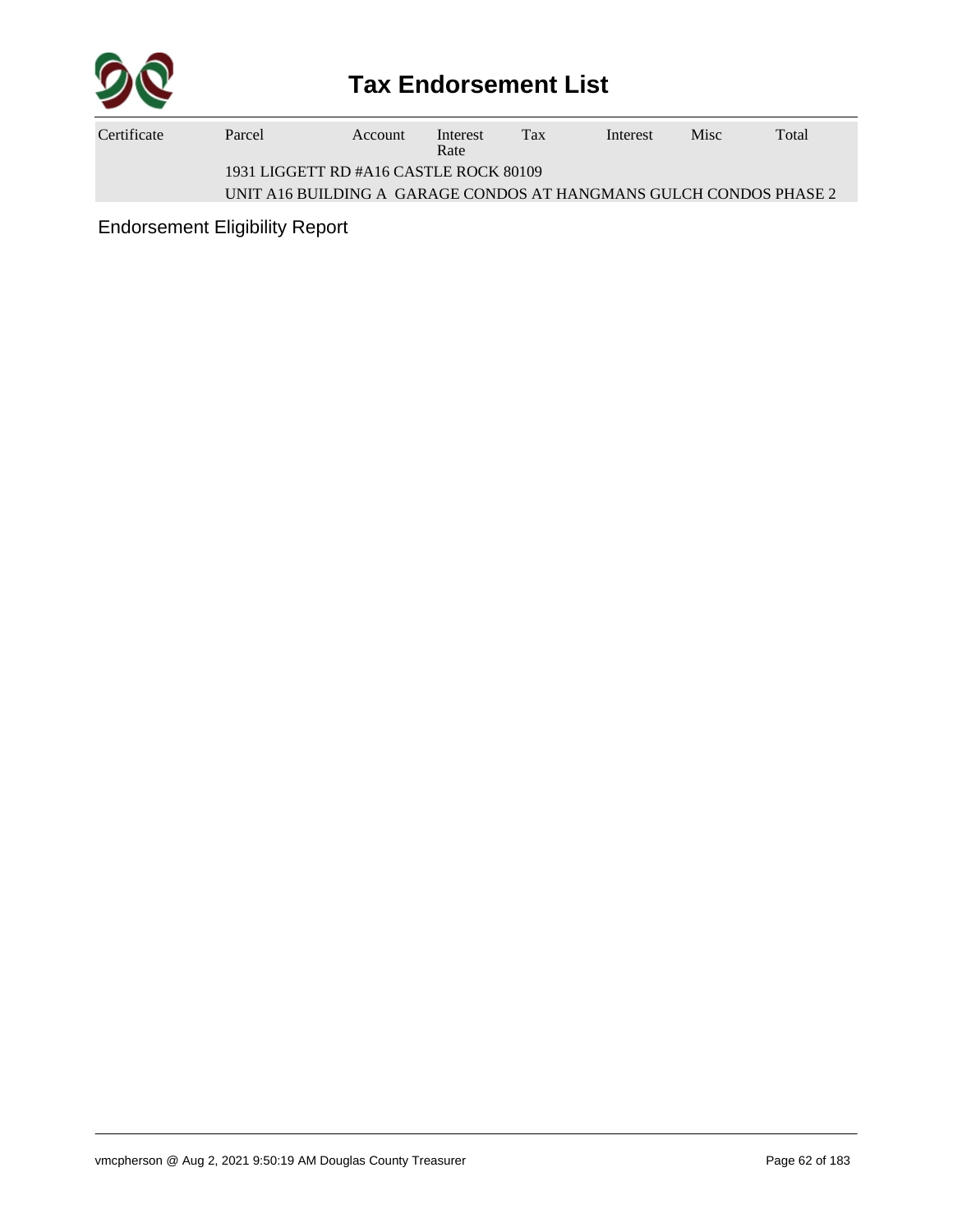# Tax Endorsement List

| Certificate | Parcel | Account | Interest Rate | Tax | Interest | Misc | Total |
|---|---|---|---|---|---|---|---|
| | 1931 LIGGETT RD #A16 CASTLE ROCK 80109 | | | | | | |
| | UNIT A16 BUILDING A GARAGE CONDOS AT HANGMANS GULCH CONDOS PHASE 2 | | | | | | |

Endorsement Eligibility Report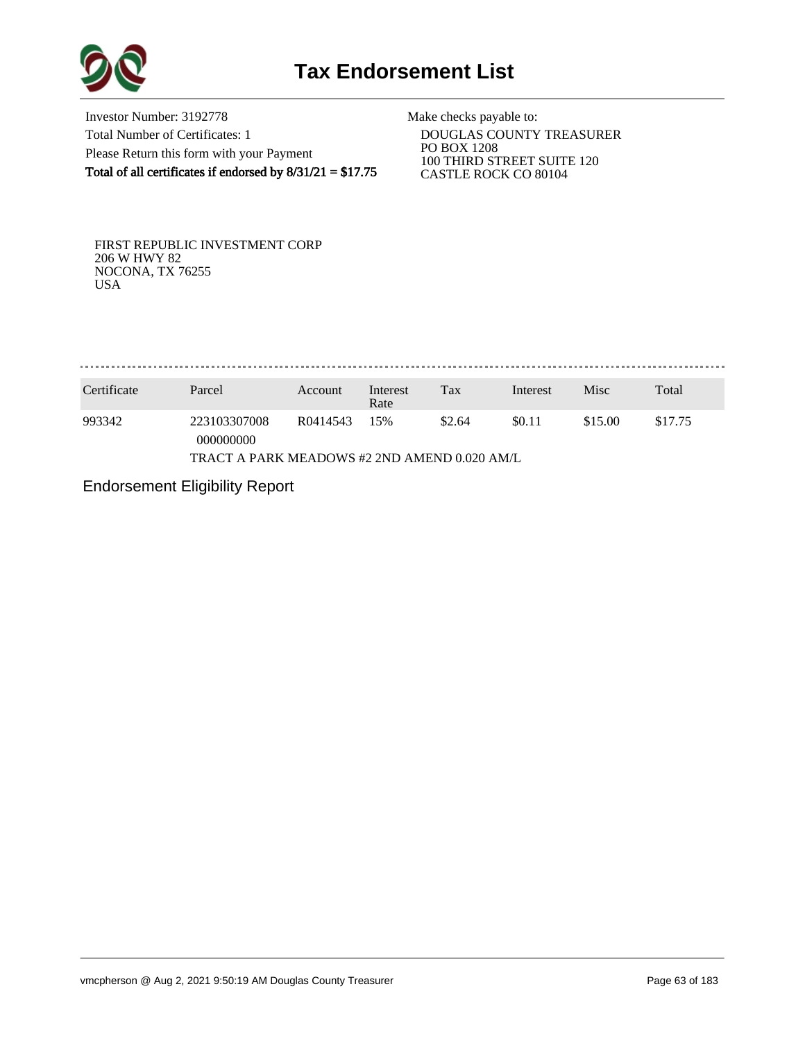# Tax Endorsement List

Investor Number: 3192778
Total Number of Certificates: 1
Please Return this form with your Payment
**Total of all certificates if endorsed by 8/31/21 = $17.75**

Make checks payable to:
DOUGLAS COUNTY TREASURER
PO BOX 1208
100 THIRD STREET SUITE 120
CASTLE ROCK CO 80104

FIRST REPUBLIC INVESTMENT CORP
206 W HWY 82
NOCONA, TX 76255
USA

| Certificate | Parcel | Account | Interest Rate | Tax | Interest | Misc | Total |
|---|---|---|---|---|---|---|---|
| 993342 | 223103307008 000000000 | R0414543 | 15% | $2.64 | $0.11 | $15.00 | $17.75 |
| | TRACT A PARK MEADOWS #2 2ND AMEND 0.020 AM/L | | | | | | |

Endorsement Eligibility Report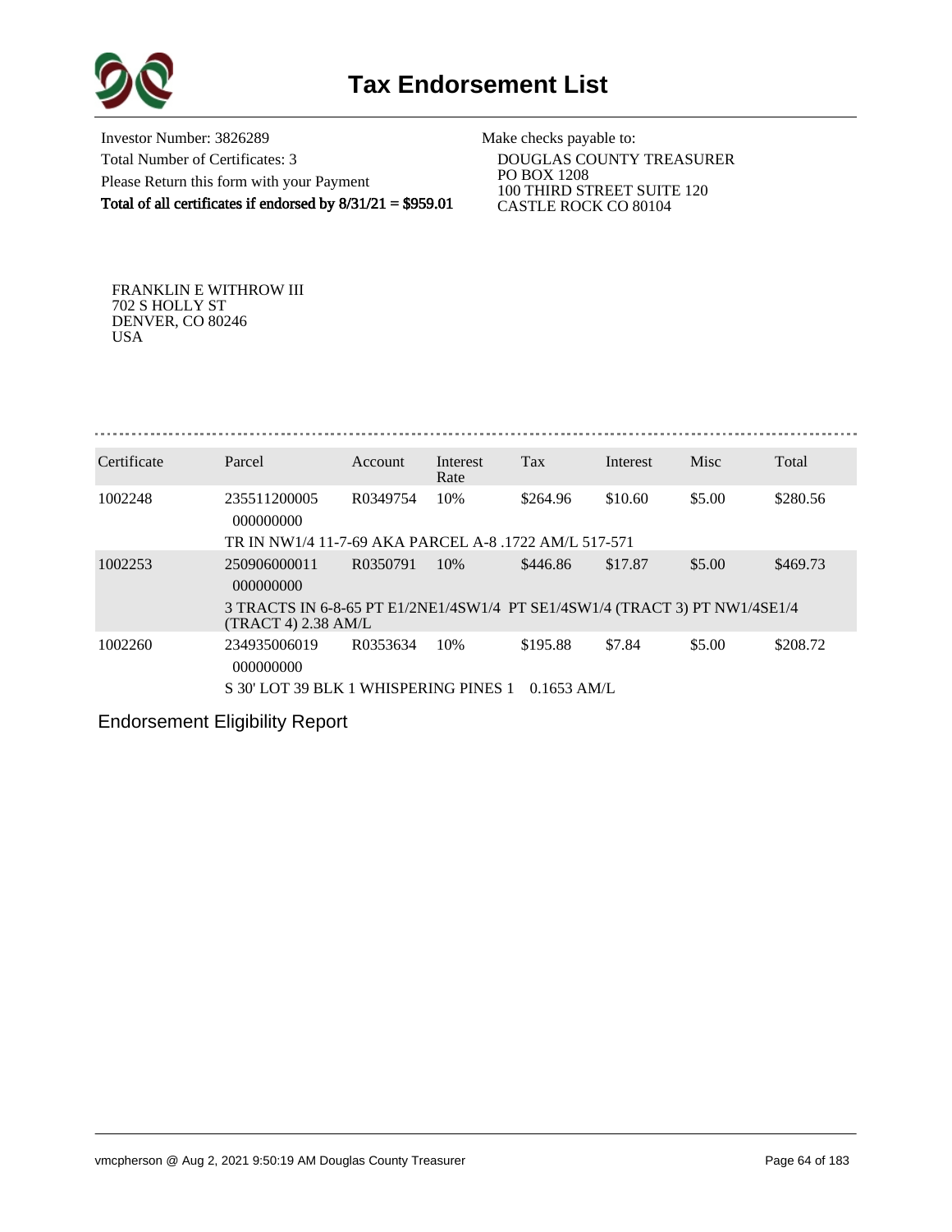# Tax Endorsement List

Investor Number: 3826289
Total Number of Certificates: 3
Please Return this form with your Payment
**Total of all certificates if endorsed by 8/31/21 = $959.01**

Make checks payable to:
DOUGLAS COUNTY TREASURER
PO BOX 1208
100 THIRD STREET SUITE 120
CASTLE ROCK CO 80104

FRANKLIN E WITHROW III
702 S HOLLY ST
DENVER, CO 80246
USA

| Certificate | Parcel | Account | Interest Rate | Tax | Interest | Misc | Total |
|---|---|---|---|---|---|---|---|
| 1002248 | 235511200005 000000000 | R0349754 | 10% | $264.96 | $10.60 | $5.00 | $280.56 |
| | TR IN NW1/4 11-7-69 AKA PARCEL A-8 .1722 AM/L 517-571 | | | | | | |
| 1002253 | 250906000011 000000000 | R0350791 | 10% | $446.86 | $17.87 | $5.00 | $469.73 |
| | 3 TRACTS IN 6-8-65 PT E1/2NE1/4SW1/4 PT SE1/4SW1/4 (TRACT 3) PT NW1/4SE1/4 (TRACT 4) 2.38 AM/L | | | | | | |
| 1002260 | 234935006019 000000000 | R0353634 | 10% | $195.88 | $7.84 | $5.00 | $208.72 |
| | S 30' LOT 39 BLK 1 WHISPERING PINES 1 0.1653 AM/L | | | | | | |

Endorsement Eligibility Report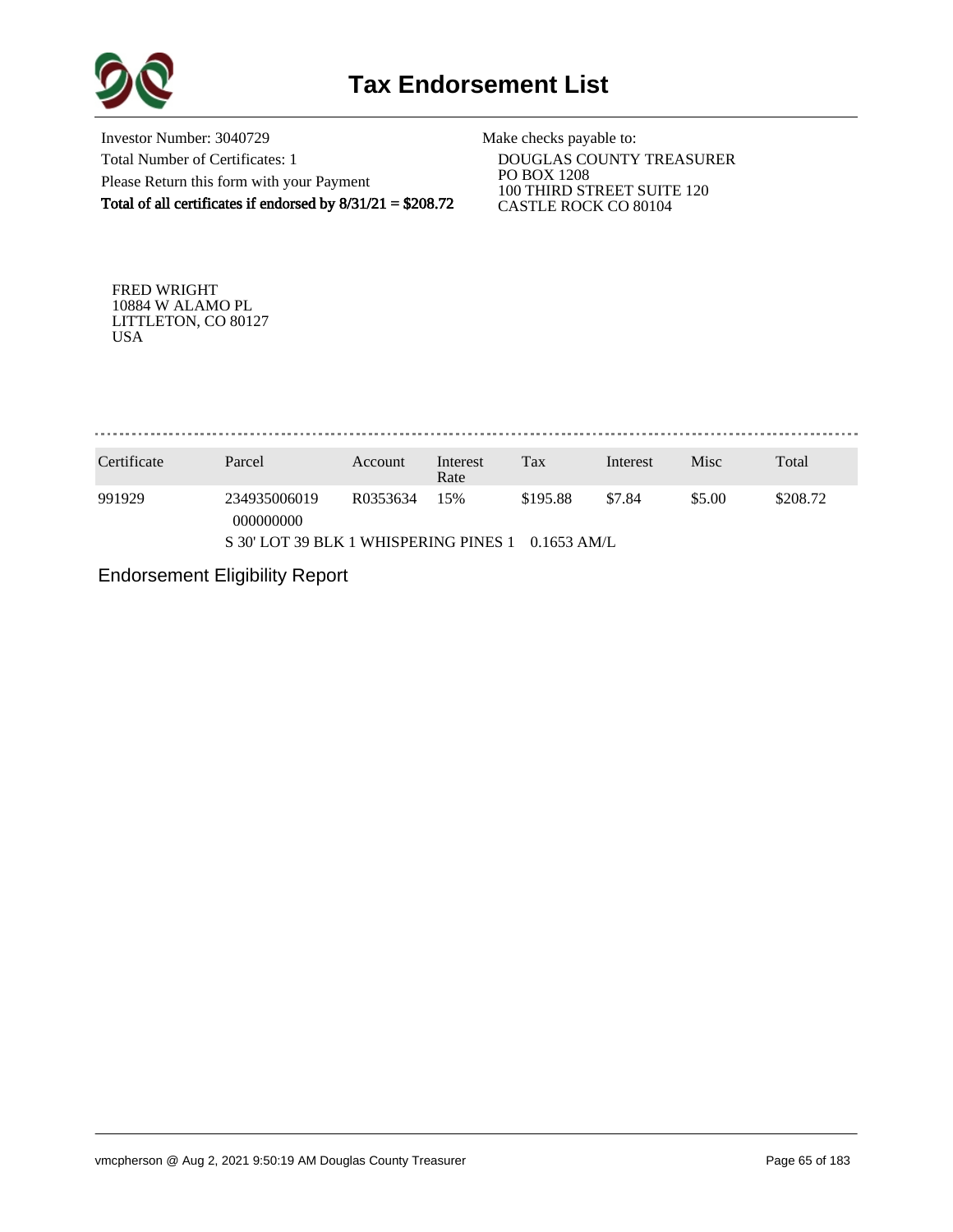# Tax Endorsement List

Investor Number: 3040729

Total Number of Certificates: 1

Please Return this form with your Payment

**Total of all certificates if endorsed by 8/31/21 = $208.72**

Make checks payable to:

DOUGLAS COUNTY TREASURER
PO BOX 1208
100 THIRD STREET SUITE 120
CASTLE ROCK CO 80104

FRED WRIGHT
10884 W ALAMO PL
LITTLETON, CO 80127
USA

| Certificate | Parcel | Account | Interest Rate | Tax | Interest | Misc | Total |
|---|---|---|---|---|---|---|---|
| 991929 | 234935006019 000000000 | R0353634 | 15% | $195.88 | $7.84 | $5.00 | $208.72 |
| | S 30' LOT 39 BLK 1 WHISPERING PINES 1 0.1653 AM/L | | | | | | |

Endorsement Eligibility Report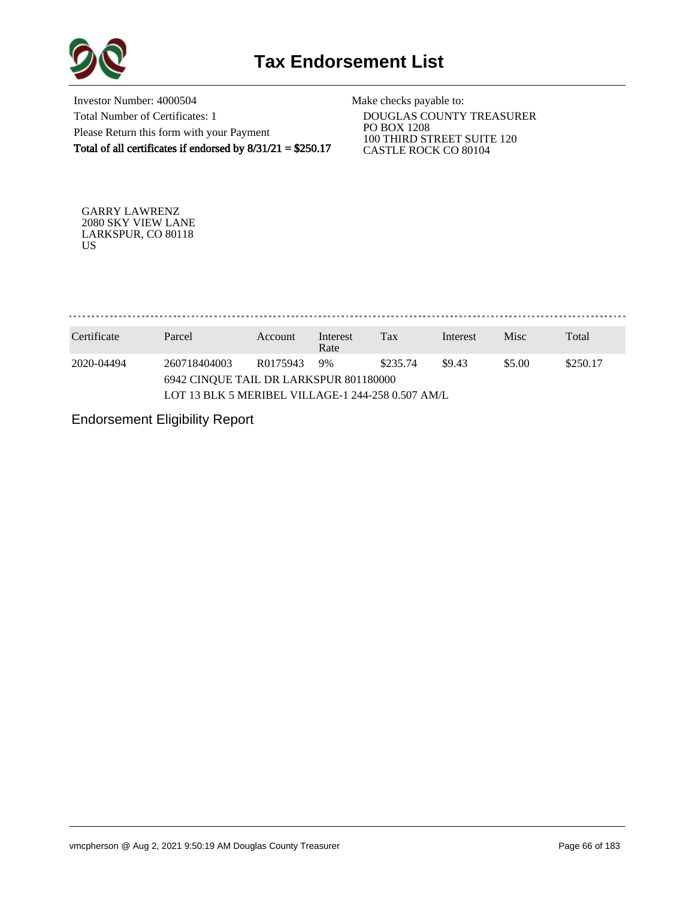# Tax Endorsement List

Investor Number: 4000504
Total Number of Certificates: 1
Please Return this form with your Payment
**Total of all certificates if endorsed by 8/31/21 = $250.17**

Make checks payable to:
DOUGLAS COUNTY TREASURER
PO BOX 1208
100 THIRD STREET SUITE 120
CASTLE ROCK CO 80104

GARRY LAWRENZ
2080 SKY VIEW LANE
LARKSPUR, CO 80118
US

| Certificate | Parcel | Account | Interest Rate | Tax | Interest | Misc | Total |
|---|---|---|---|---|---|---|---|
| 2020-04494 | 260718404003 | R0175943 | 9% | $235.74 | $9.43 | $5.00 | $250.17 |
| | 6942 CINQUE TAIL DR LARKSPUR 801180000 | | | | | | |
| | LOT 13 BLK 5 MERIBEL VILLAGE-1 244-258 0.507 AM/L | | | | | | |

Endorsement Eligibility Report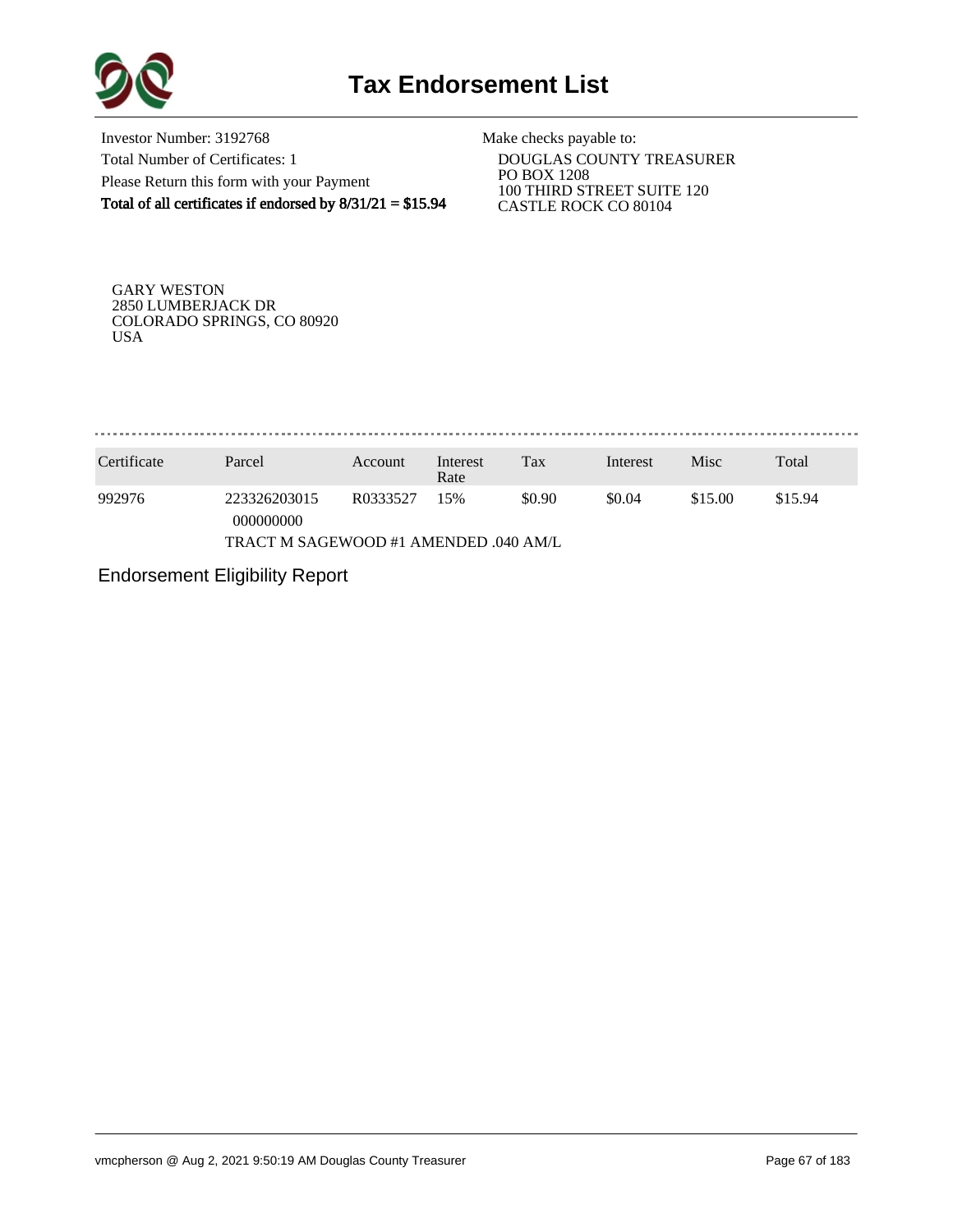# Tax Endorsement List

Investor Number: 3192768
Total Number of Certificates: 1
Please Return this form with your Payment
**Total of all certificates if endorsed by 8/31/21 = $15.94**

Make checks payable to:
DOUGLAS COUNTY TREASURER
PO BOX 1208
100 THIRD STREET SUITE 120
CASTLE ROCK CO 80104

GARY WESTON
2850 LUMBERJACK DR
COLORADO SPRINGS, CO 80920
USA

| Certificate | Parcel | Account | Interest Rate | Tax | Interest | Misc | Total |
|---|---|---|---|---|---|---|---|
| 992976 | 223326203015 000000000 | R0333527 | 15% | $0.90 | $0.04 | $15.00 | $15.94 |
| | TRACT M SAGEWOOD #1 AMENDED .040 AM/L | | | | | | |

Endorsement Eligibility Report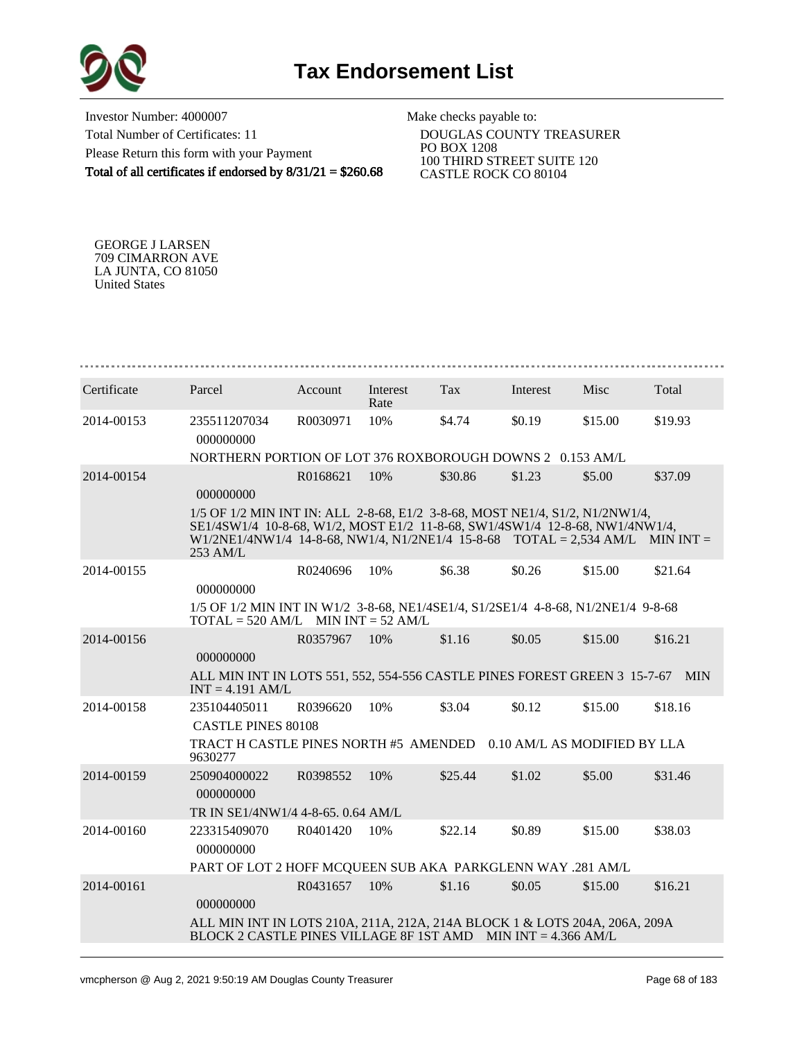# Tax Endorsement List

Investor Number: 4000007
Total Number of Certificates: 11
Please Return this form with your Payment
**Total of all certificates if endorsed by 8/31/21 = $260.68**

Make checks payable to:
DOUGLAS COUNTY TREASURER
PO BOX 1208
100 THIRD STREET SUITE 120
CASTLE ROCK CO 80104

GEORGE J LARSEN
709 CIMARRON AVE
LA JUNTA, CO 81050
United States

| Certificate | Parcel | Account | Interest Rate | Tax | Interest | Misc | Total |
|---|---|---|---|---|---|---|---|
| 2014-00153 | 235511207034 000000000 | R0030971 | 10% | $4.74 | $0.19 | $15.00 | $19.93 |
| | NORTHERN PORTION OF LOT 376 ROXBOROUGH DOWNS 2 0.153 AM/L | | | | | | |
| 2014-00154 | 000000000 | R0168621 | 10% | $30.86 | $1.23 | $5.00 | $37.09 |
| | 1/5 OF 1/2 MIN INT IN: ALL 2-8-68, E1/2 3-8-68, MOST NE1/4, S1/2, N1/2NW1/4, SE1/4SW1/4 10-8-68, W1/2, MOST E1/2 11-8-68, SW1/4SW1/4 12-8-68, NW1/4NW1/4, W1/2NE1/4NW1/4 14-8-68, NW1/4, N1/2NE1/4 15-8-68 TOTAL = 2,534 AM/L MIN INT = 253 AM/L | | | | | | |
| 2014-00155 | 000000000 | R0240696 | 10% | $6.38 | $0.26 | $15.00 | $21.64 |
| | 1/5 OF 1/2 MIN INT IN W1/2 3-8-68, NE1/4SE1/4, S1/2SE1/4 4-8-68, N1/2NE1/4 9-8-68 TOTAL = 520 AM/L MIN INT = 52 AM/L | | | | | | |
| 2014-00156 | 000000000 | R0357967 | 10% | $1.16 | $0.05 | $15.00 | $16.21 |
| | ALL MIN INT IN LOTS 551, 552, 554-556 CASTLE PINES FOREST GREEN 3 15-7-67 MIN INT = 4.191 AM/L | | | | | | |
| 2014-00158 | 235104405011 CASTLE PINES 80108 | R0396620 | 10% | $3.04 | $0.12 | $15.00 | $18.16 |
| | TRACT H CASTLE PINES NORTH #5 AMENDED 0.10 AM/L AS MODIFIED BY LLA 9630277 | | | | | | |
| 2014-00159 | 250904000022 000000000 | R0398552 | 10% | $25.44 | $1.02 | $5.00 | $31.46 |
| | TR IN SE1/4NW1/4 4-8-65. 0.64 AM/L | | | | | | |
| 2014-00160 | 223315409070 000000000 | R0401420 | 10% | $22.14 | $0.89 | $15.00 | $38.03 |
| | PART OF LOT 2 HOFF MCQUEEN SUB AKA PARKGLENN WAY .281 AM/L | | | | | | |
| 2014-00161 | 000000000 | R0431657 | 10% | $1.16 | $0.05 | $15.00 | $16.21 |
| | ALL MIN INT IN LOTS 210A, 211A, 212A, 214A BLOCK 1 & LOTS 204A, 206A, 209A BLOCK 2 CASTLE PINES VILLAGE 8F 1ST AMD MIN INT = 4.366 AM/L | | | | | | |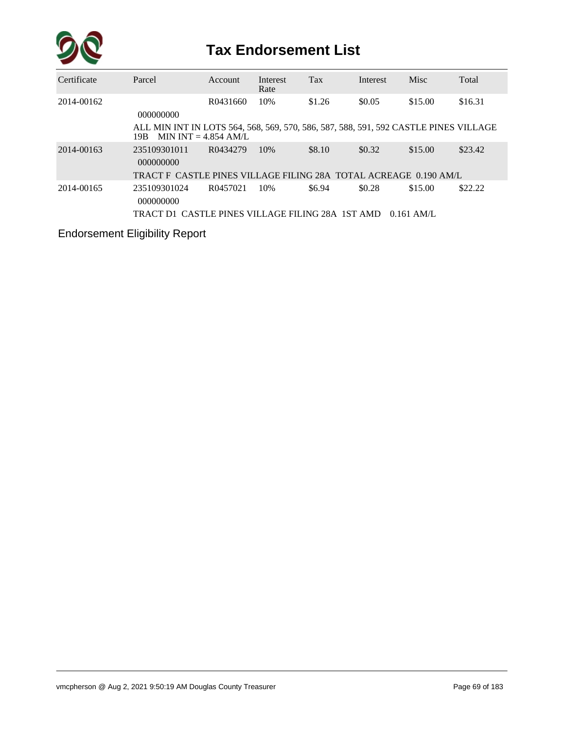# Tax Endorsement List

| Certificate | Parcel | Account | Interest Rate | Tax | Interest | Misc | Total |
|---|---|---|---|---|---|---|---|
| 2014-00162 | 000000000 | R0431660 | 10% | $1.26 | $0.05 | $15.00 | $16.31 |
| | ALL MIN INT IN LOTS 564, 568, 569, 570, 586, 587, 588, 591, 592 CASTLE PINES VILLAGE 19B MIN INT = 4.854 AM/L | | | | | | |
| 2014-00163 | 235109301011 000000000 | R0434279 | 10% | $8.10 | $0.32 | $15.00 | $23.42 |
| | TRACT F CASTLE PINES VILLAGE FILING 28A TOTAL ACREAGE 0.190 AM/L | | | | | | |
| 2014-00165 | 235109301024 000000000 | R0457021 | 10% | $6.94 | $0.28 | $15.00 | $22.22 |
| | TRACT D1 CASTLE PINES VILLAGE FILING 28A 1ST AMD 0.161 AM/L | | | | | | |

Endorsement Eligibility Report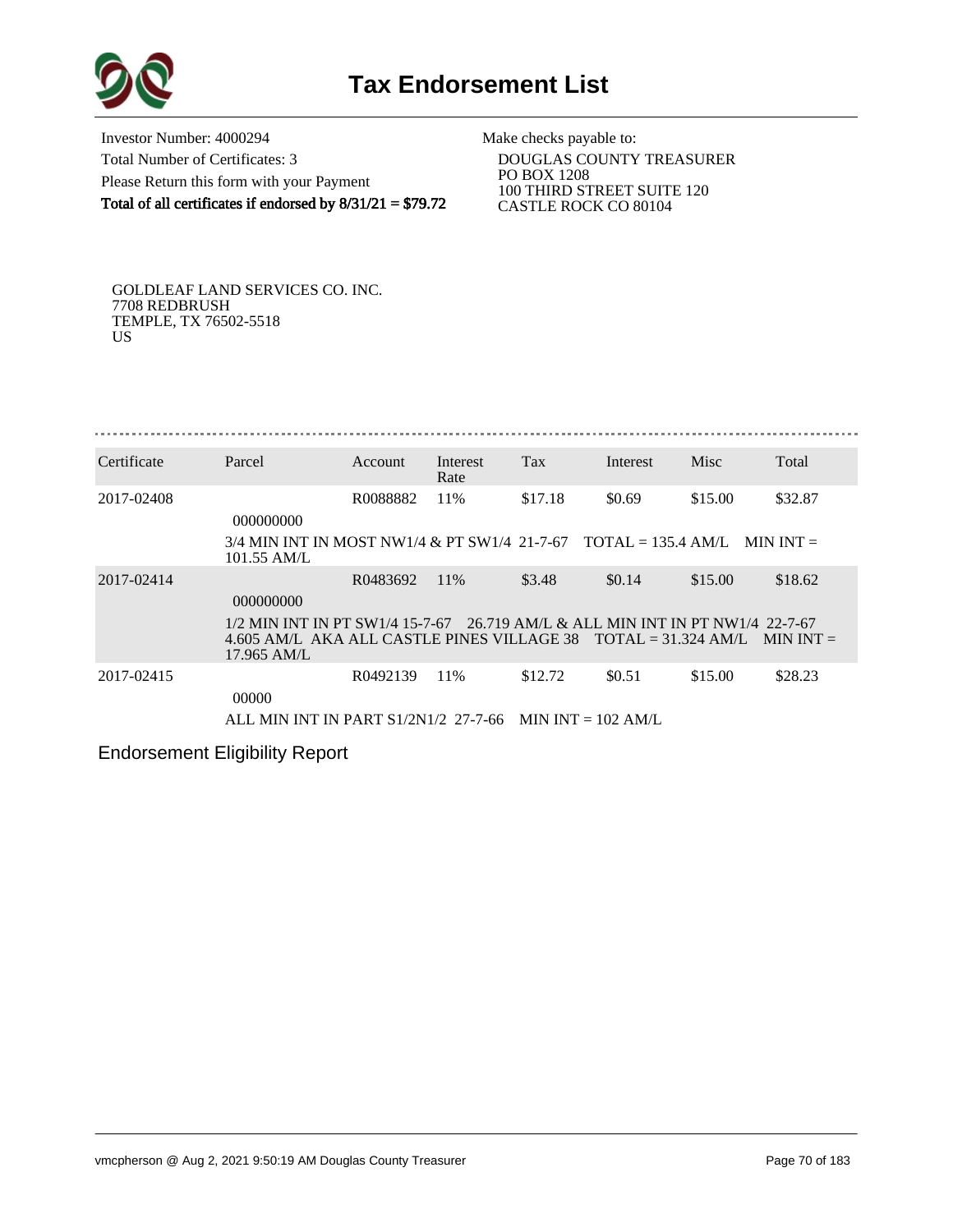# Tax Endorsement List

Investor Number: 4000294
Total Number of Certificates: 3
Please Return this form with your Payment
**Total of all certificates if endorsed by 8/31/21 = $79.72**

Make checks payable to:
DOUGLAS COUNTY TREASURER
PO BOX 1208
100 THIRD STREET SUITE 120
CASTLE ROCK CO 80104

GOLDLEAF LAND SERVICES CO. INC.
7708 REDBRUSH
TEMPLE, TX 76502-5518
US

| Certificate | Parcel | Account | Interest Rate | Tax | Interest | Misc | Total |
|---|---|---|---|---|---|---|---|
| 2017-02408 | 000000000 | R0088882 | 11% | $17.18 | $0.69 | $15.00 | $32.87 |
| | 3/4 MIN INT IN MOST NW1/4 & PT SW1/4 21-7-67 TOTAL = 135.4 AM/L MIN INT = 101.55 AM/L | | | | | | |
| 2017-02414 | 000000000 | R0483692 | 11% | $3.48 | $0.14 | $15.00 | $18.62 |
| | 1/2 MIN INT IN PT SW1/4 15-7-67 26.719 AM/L & ALL MIN INT IN PT NW1/4 22-7-67 4.605 AM/L AKA ALL CASTLE PINES VILLAGE 38 TOTAL = 31.324 AM/L MIN INT = 17.965 AM/L | | | | | | |
| 2017-02415 | 00000 | R0492139 | 11% | $12.72 | $0.51 | $15.00 | $28.23 |
| | ALL MIN INT IN PART S1/2N1/2 27-7-66 MIN INT = 102 AM/L | | | | | | |

Endorsement Eligibility Report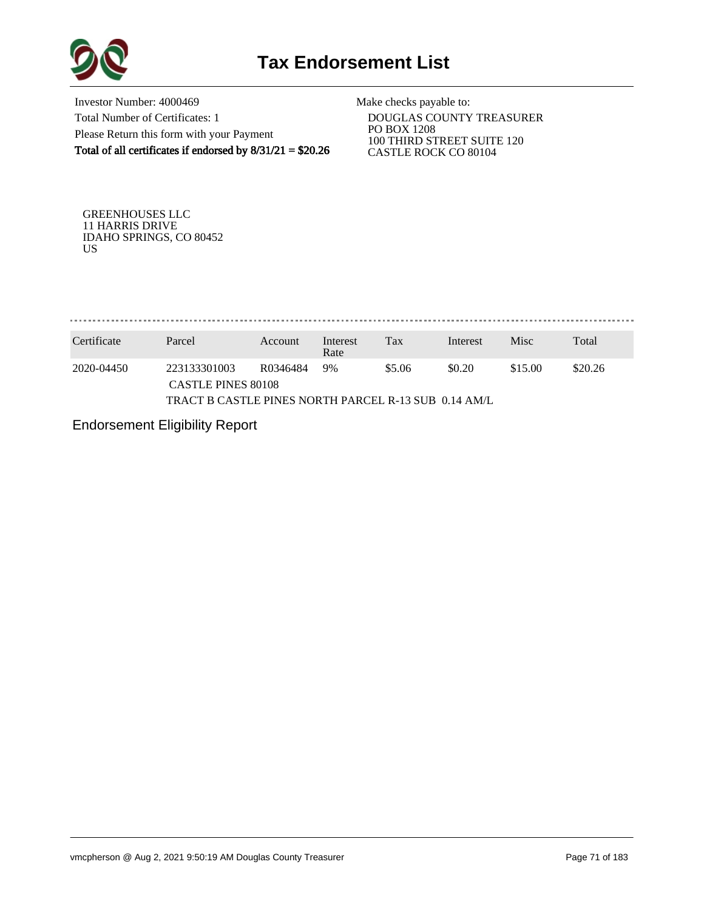# Tax Endorsement List

Investor Number: 4000469
Total Number of Certificates: 1
Please Return this form with your Payment
**Total of all certificates if endorsed by 8/31/21 = $20.26**

Make checks payable to:
DOUGLAS COUNTY TREASURER
PO BOX 1208
100 THIRD STREET SUITE 120
CASTLE ROCK CO 80104

GREENHOUSES LLC
11 HARRIS DRIVE
IDAHO SPRINGS, CO 80452
US

| Certificate | Parcel | Account | Interest Rate | Tax | Interest | Misc | Total |
|---|---|---|---|---|---|---|---|
| 2020-04450 | 223133301003 | R0346484 | 9% | $5.06 | $0.20 | $15.00 | $20.26 |
| | CASTLE PINES 80108 | | | | | | |
| | TRACT B CASTLE PINES NORTH PARCEL R-13 SUB 0.14 AM/L | | | | | | |

Endorsement Eligibility Report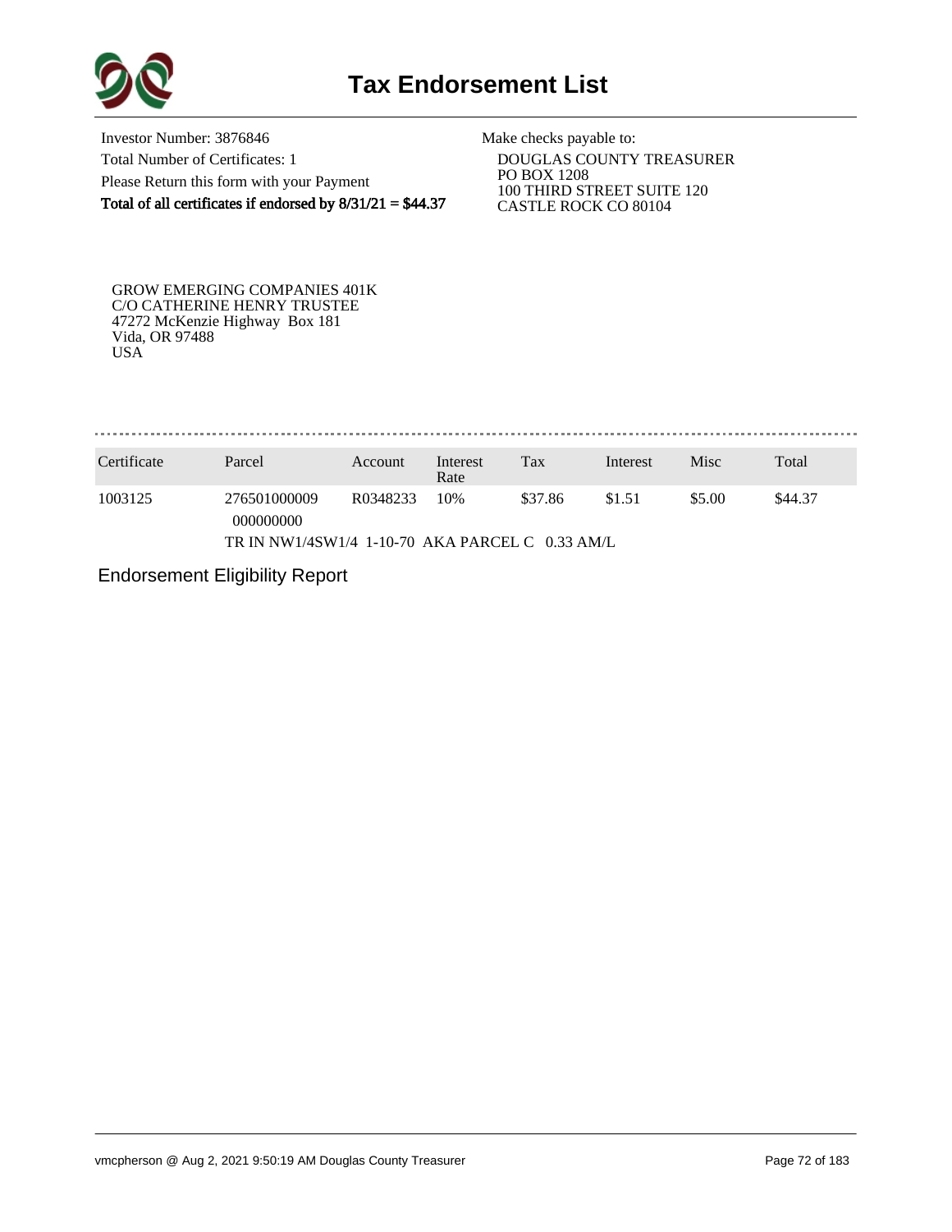# Tax Endorsement List

Investor Number: 3876846
Total Number of Certificates: 1
Please Return this form with your Payment
**Total of all certificates if endorsed by 8/31/21 = $44.37**

Make checks payable to:
DOUGLAS COUNTY TREASURER
PO BOX 1208
100 THIRD STREET SUITE 120
CASTLE ROCK CO 80104

GROW EMERGING COMPANIES 401K
C/O CATHERINE HENRY TRUSTEE
47272 McKenzie Highway Box 181
Vida, OR 97488
USA

| Certificate | Parcel | Account | Interest Rate | Tax | Interest | Misc | Total |
|---|---|---|---|---|---|---|---|
| 1003125 | 276501000009 000000000 | R0348233 | 10% | $37.86 | $1.51 | $5.00 | $44.37 |
| | TR IN NW1/4SW1/4 1-10-70 AKA PARCEL C 0.33 AM/L | | | | | | |

Endorsement Eligibility Report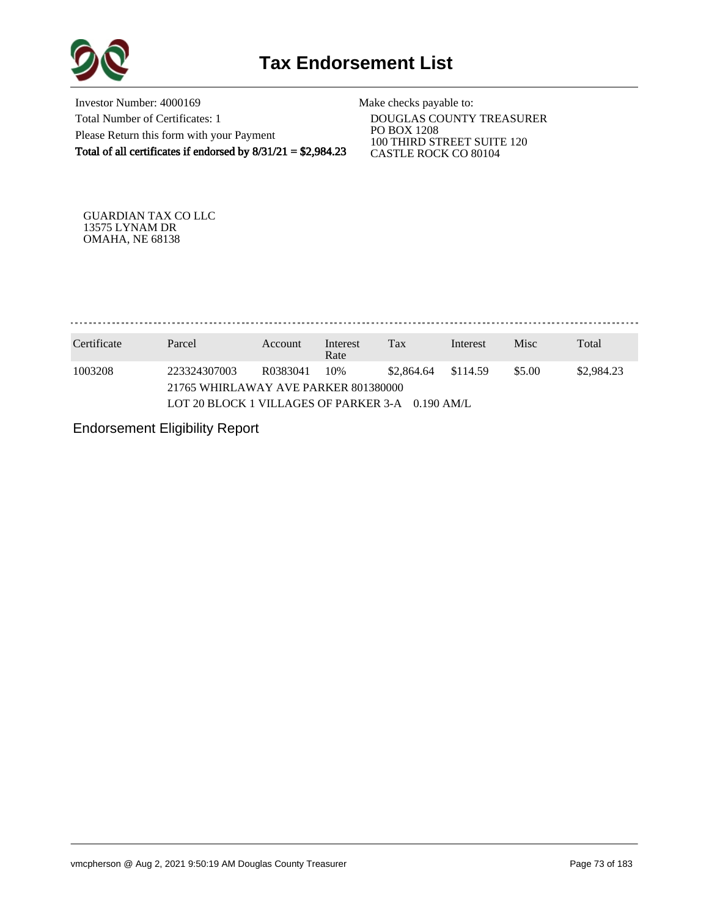# Tax Endorsement List

Investor Number: 4000169
Total Number of Certificates: 1
Please Return this form with your Payment
**Total of all certificates if endorsed by 8/31/21 = $2,984.23**

Make checks payable to:
DOUGLAS COUNTY TREASURER
PO BOX 1208
100 THIRD STREET SUITE 120
CASTLE ROCK CO 80104

GUARDIAN TAX CO LLC
13575 LYNAM DR
OMAHA, NE 68138

| Certificate | Parcel | Account | Interest Rate | Tax | Interest | Misc | Total |
|---|---|---|---|---|---|---|---|
| 1003208 | 223324307003 | R0383041 | 10% | $2,864.64 | $114.59 | $5.00 | $2,984.23 |
| | 21765 WHIRLAWAY AVE PARKER 801380000 | | | | | | |
| | LOT 20 BLOCK 1 VILLAGES OF PARKER 3-A 0.190 AM/L | | | | | | |

Endorsement Eligibility Report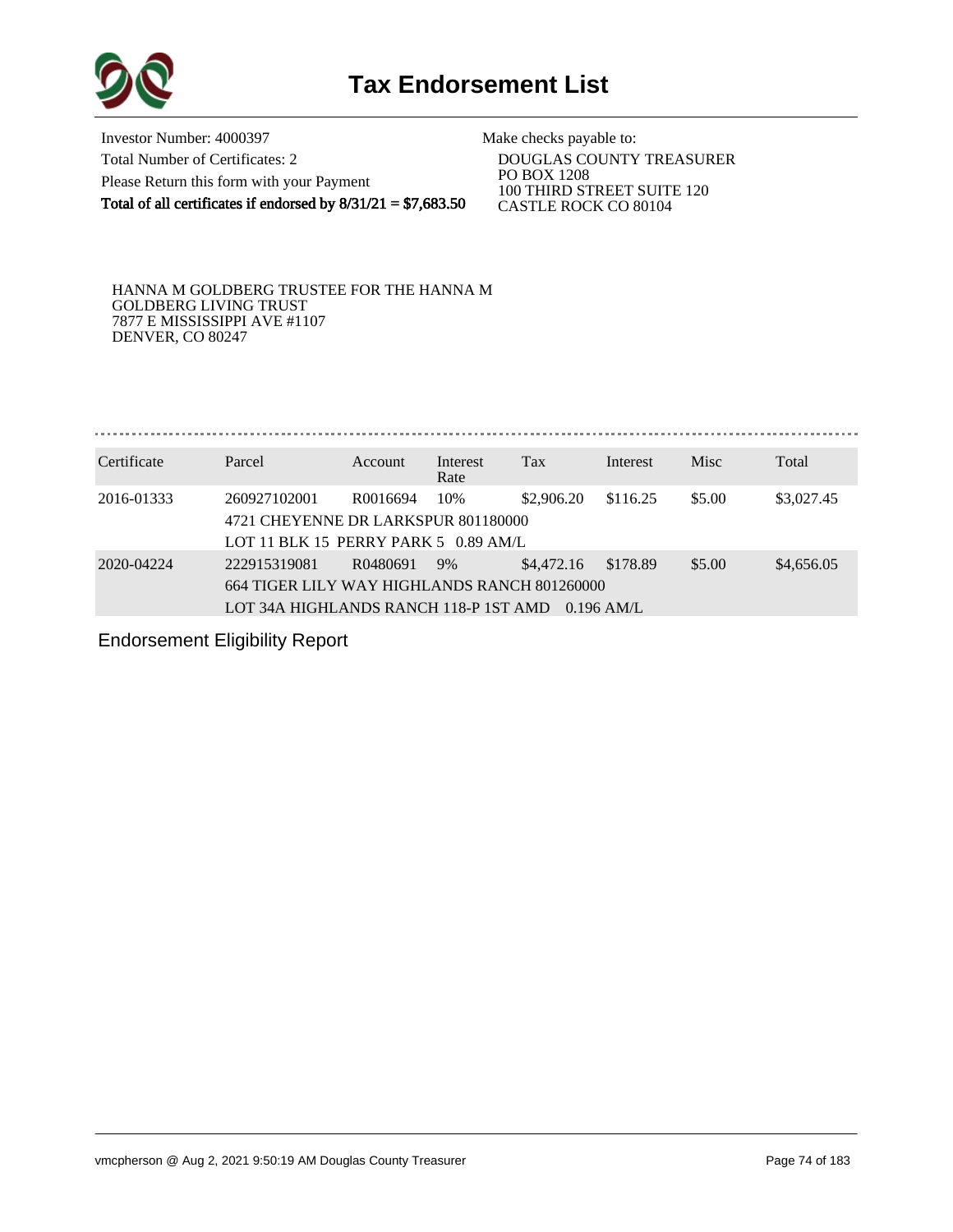# Tax Endorsement List

Investor Number: 4000397
Total Number of Certificates: 2
Please Return this form with your Payment
**Total of all certificates if endorsed by 8/31/21 = $7,683.50**

Make checks payable to:
DOUGLAS COUNTY TREASURER
PO BOX 1208
100 THIRD STREET SUITE 120
CASTLE ROCK CO 80104

HANNA M GOLDBERG TRUSTEE FOR THE HANNA M
GOLDBERG LIVING TRUST
7877 E MISSISSIPPI AVE #1107
DENVER, CO 80247

| Certificate | Parcel | Account | Interest Rate | Tax | Interest | Misc | Total |
|---|---|---|---|---|---|---|---|
| 2016-01333 | 260927102001 | R0016694 | 10% | $2,906.20 | $116.25 | $5.00 | $3,027.45 |
| | 4721 CHEYENNE DR LARKSPUR 801180000 | | | | | | |
| | LOT 11 BLK 15 PERRY PARK 5 0.89 AM/L | | | | | | |
| 2020-04224 | 222915319081 | R0480691 | 9% | $4,472.16 | $178.89 | $5.00 | $4,656.05 |
| | 664 TIGER LILY WAY HIGHLANDS RANCH 801260000 | | | | | | |
| | LOT 34A HIGHLANDS RANCH 118-P 1ST AMD 0.196 AM/L | | | | | | |

Endorsement Eligibility Report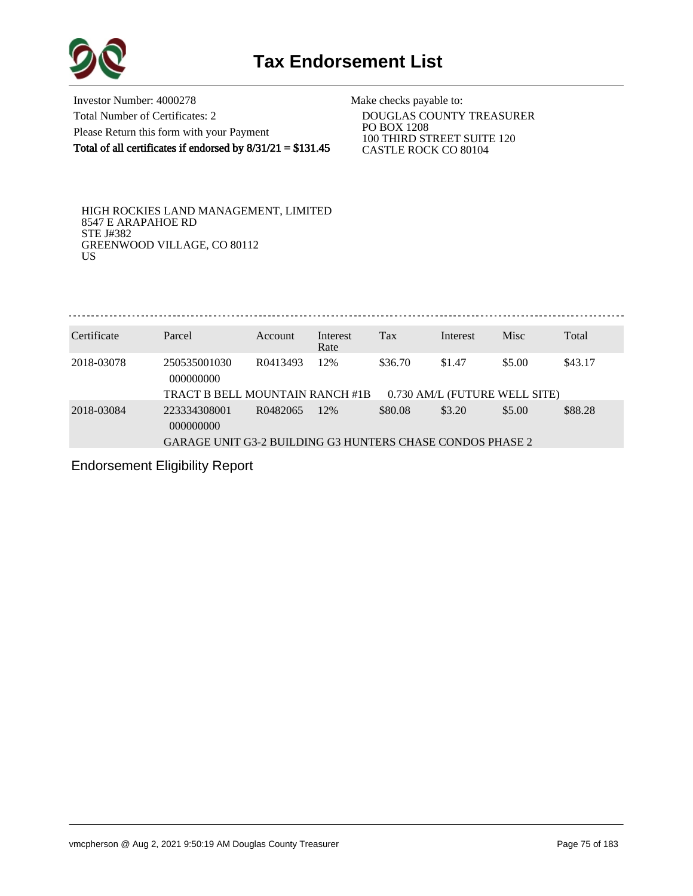# Tax Endorsement List

Investor Number: 4000278
Total Number of Certificates: 2
Please Return this form with your Payment
**Total of all certificates if endorsed by 8/31/21 = $131.45**

Make checks payable to:
DOUGLAS COUNTY TREASURER
PO BOX 1208
100 THIRD STREET SUITE 120
CASTLE ROCK CO 80104

HIGH ROCKIES LAND MANAGEMENT, LIMITED
8547 E ARAPAHOE RD
STE J#382
GREENWOOD VILLAGE, CO 80112
US

| Certificate | Parcel | Account | Interest Rate | Tax | Interest | Misc | Total |
|---|---|---|---|---|---|---|---|
| 2018-03078 | 250535001030 000000000 | R0413493 | 12% | $36.70 | $1.47 | $5.00 | $43.17 |
| | TRACT B BELL MOUNTAIN RANCH #1B 0.730 AM/L (FUTURE WELL SITE) | | | | | | |
| 2018-03084 | 223334308001 000000000 | R0482065 | 12% | $80.08 | $3.20 | $5.00 | $88.28 |
| | GARAGE UNIT G3-2 BUILDING G3 HUNTERS CHASE CONDOS PHASE 2 | | | | | | |

Endorsement Eligibility Report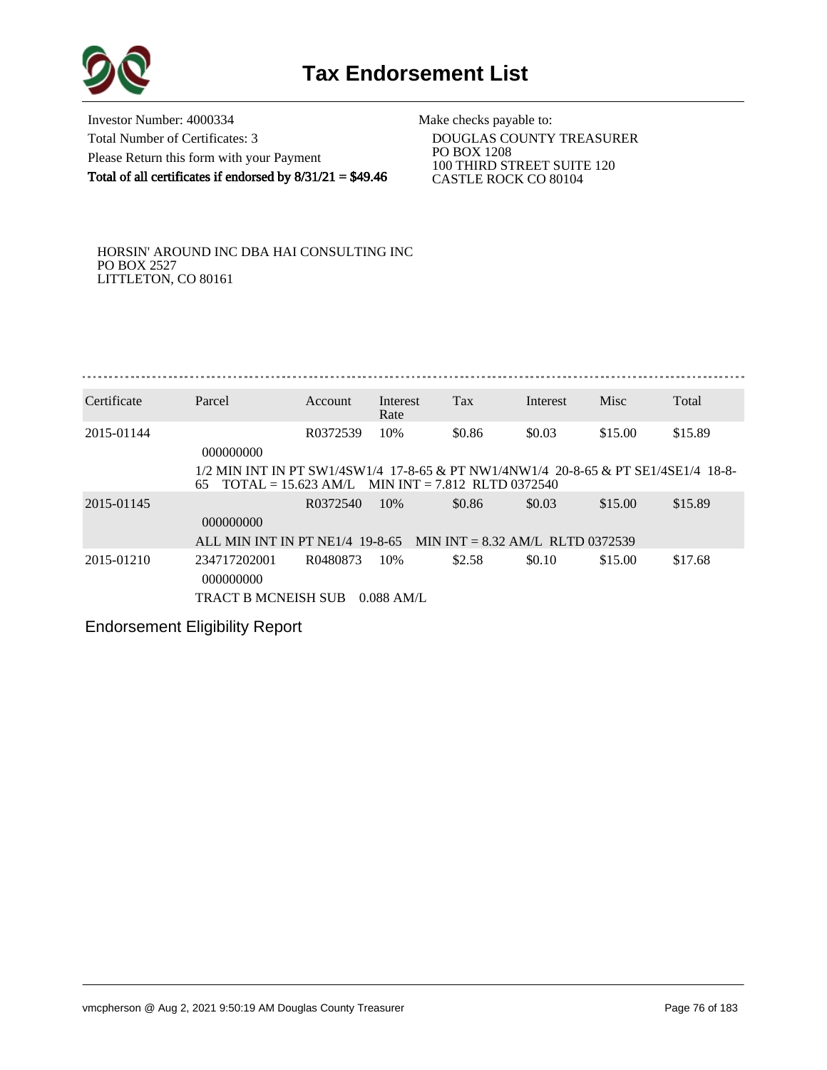# Tax Endorsement List

Investor Number: 4000334
Total Number of Certificates: 3
Please Return this form with your Payment
**Total of all certificates if endorsed by 8/31/21 = $49.46**

Make checks payable to:
DOUGLAS COUNTY TREASURER
PO BOX 1208
100 THIRD STREET SUITE 120
CASTLE ROCK CO 80104

HORSIN' AROUND INC DBA HAI CONSULTING INC
PO BOX 2527
LITTLETON, CO 80161

| Certificate | Parcel | Account | Interest Rate | Tax | Interest | Misc | Total |
|---|---|---|---|---|---|---|---|
| 2015-01144 | 000000000 | R0372539 | 10% | $0.86 | $0.03 | $15.00 | $15.89 |
| | 1/2 MIN INT IN PT SW1/4SW1/4 17-8-65 & PT NW1/4NW1/4 20-8-65 & PT SE1/4SE1/4 18-8-65 TOTAL = 15.623 AM/L MIN INT = 7.812 RLTD 0372540 | | | | | | |
| 2015-01145 | 000000000 | R0372540 | 10% | $0.86 | $0.03 | $15.00 | $15.89 |
| | ALL MIN INT IN PT NE1/4 19-8-65 MIN INT = 8.32 AM/L RLTD 0372539 | | | | | | |
| 2015-01210 | 234717202001 000000000 | R0480873 | 10% | $2.58 | $0.10 | $15.00 | $17.68 |
| | TRACT B MCNEISH SUB 0.088 AM/L | | | | | | |

Endorsement Eligibility Report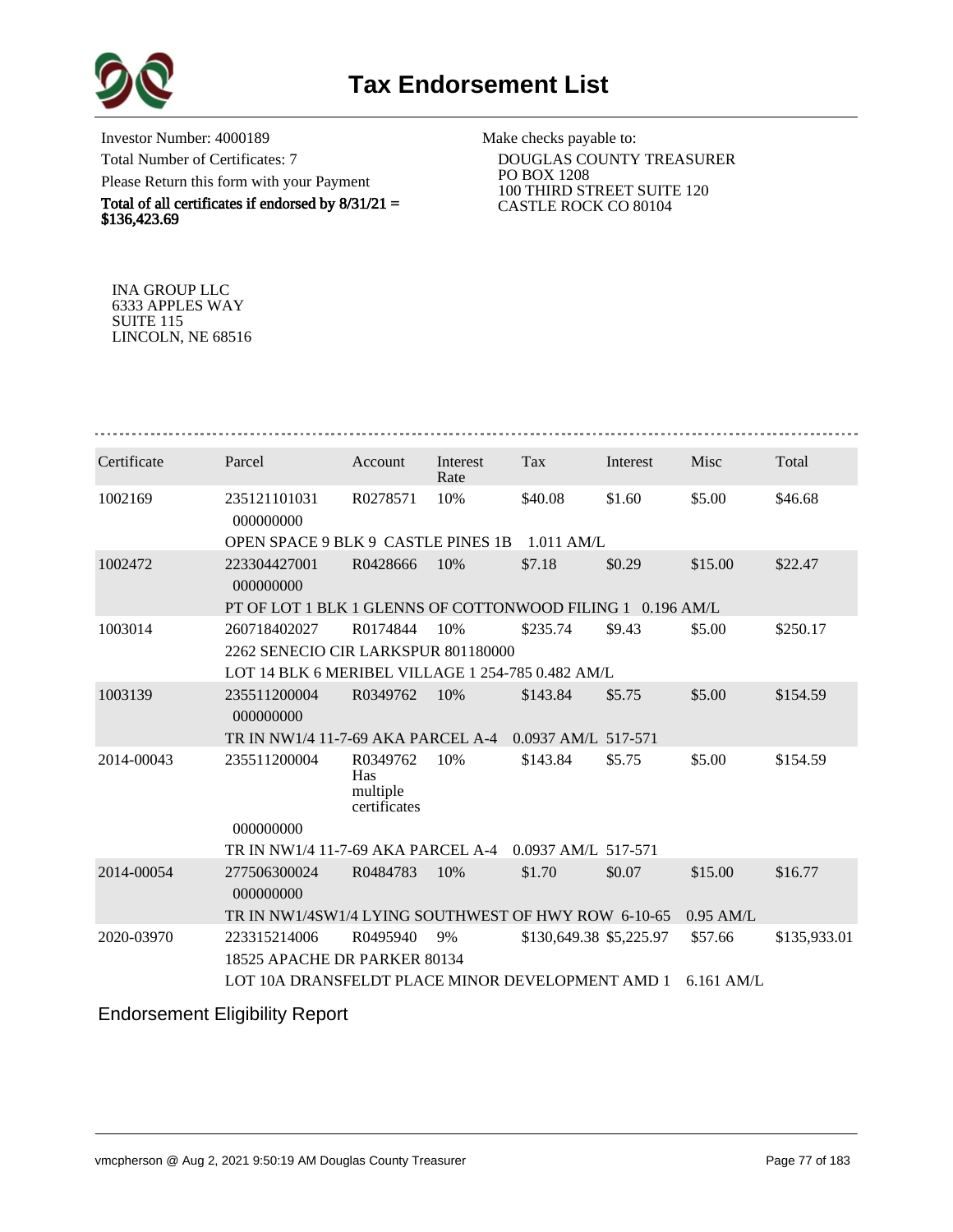# Tax Endorsement List

Investor Number: 4000189
Total Number of Certificates: 7
Please Return this form with your Payment
**Total of all certificates if endorsed by 8/31/21 = $136,423.69**

Make checks payable to:
DOUGLAS COUNTY TREASURER
PO BOX 1208
100 THIRD STREET SUITE 120
CASTLE ROCK CO 80104

INA GROUP LLC
6333 APPLES WAY
SUITE 115
LINCOLN, NE 68516

| Certificate | Parcel | Account | Interest Rate | Tax | Interest | Misc | Total |
|---|---|---|---|---|---|---|---|
| 1002169 | 235121101031 000000000 | R0278571 | 10% | $40.08 | $1.60 | $5.00 | $46.68 |
| | OPEN SPACE 9 BLK 9 CASTLE PINES 1B 1.011 AM/L | | | | | | |
| 1002472 | 223304427001 000000000 | R0428666 | 10% | $7.18 | $0.29 | $15.00 | $22.47 |
| | PT OF LOT 1 BLK 1 GLENNS OF COTTONWOOD FILING 1 0.196 AM/L | | | | | | |
| 1003014 | 260718402027 | R0174844 | 10% | $235.74 | $9.43 | $5.00 | $250.17 |
| | 2262 SENECIO CIR LARKSPUR 801180000 | | | | | | |
| | LOT 14 BLK 6 MERIBEL VILLAGE 1 254-785 0.482 AM/L | | | | | | |
| 1003139 | 235511200004 000000000 | R0349762 | 10% | $143.84 | $5.75 | $5.00 | $154.59 |
| | TR IN NW1/4 11-7-69 AKA PARCEL A-4 0.0937 AM/L 517-571 | | | | | | |
| 2014-00043 | 235511200004 000000000 | R0349762 Has multiple certificates | 10% | $143.84 | $5.75 | $5.00 | $154.59 |
| | TR IN NW1/4 11-7-69 AKA PARCEL A-4 0.0937 AM/L 517-571 | | | | | | |
| 2014-00054 | 277506300024 000000000 | R0484783 | 10% | $1.70 | $0.07 | $15.00 | $16.77 |
| | TR IN NW1/4SW1/4 LYING SOUTHWEST OF HWY ROW 6-10-65 0.95 AM/L | | | | | | |
| 2020-03970 | 223315214006 | R0495940 | 9% | $130,649.38 | $5,225.97 | $57.66 | $135,933.01 |
| | 18525 APACHE DR PARKER 80134 | | | | | | |
| | LOT 10A DRANSFELDT PLACE MINOR DEVELOPMENT AMD 1 6.161 AM/L | | | | | | |

## Endorsement Eligibility Report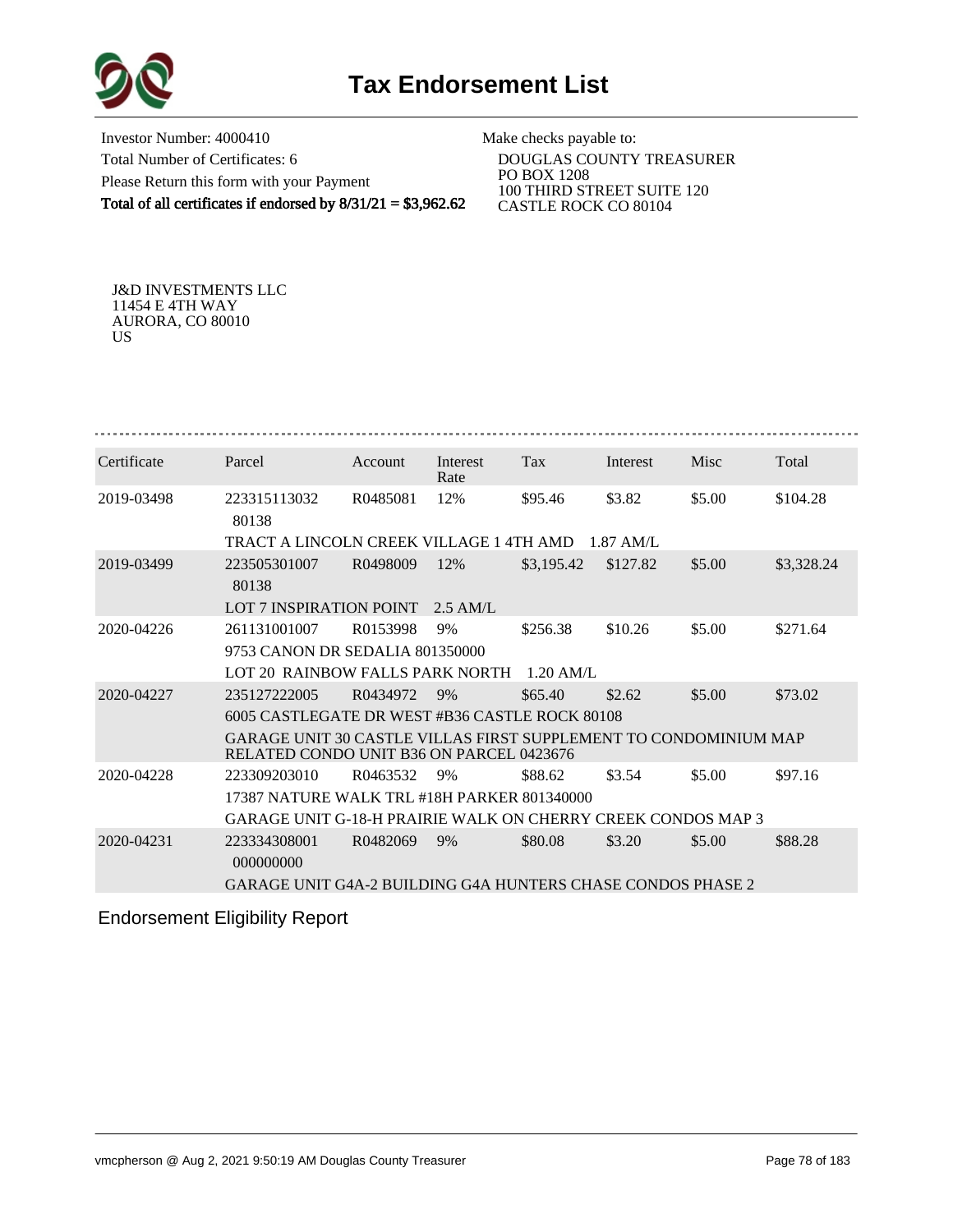# Tax Endorsement List

Investor Number: 4000410
Total Number of Certificates: 6
Please Return this form with your Payment
**Total of all certificates if endorsed by 8/31/21 = $3,962.62**

Make checks payable to:
DOUGLAS COUNTY TREASURER
PO BOX 1208
100 THIRD STREET SUITE 120
CASTLE ROCK CO 80104

J&D INVESTMENTS LLC
11454 E 4TH WAY
AURORA, CO 80010
US

| Certificate | Parcel | Account | Interest Rate | Tax | Interest | Misc | Total |
|---|---|---|---|---|---|---|---|
| 2019-03498 | 223315113032 80138 | R0485081 | 12% | $95.46 | $3.82 | $5.00 | $104.28 |
| | TRACT A LINCOLN CREEK VILLAGE 1 4TH AMD 1.87 AM/L | | | | | | |
| 2019-03499 | 223505301007 80138 | R0498009 | 12% | $3,195.42 | $127.82 | $5.00 | $3,328.24 |
| | LOT 7 INSPIRATION POINT 2.5 AM/L | | | | | | |
| 2020-04226 | 261131001007 | R0153998 | 9% | $256.38 | $10.26 | $5.00 | $271.64 |
| | 9753 CANON DR SEDALIA 801350000 | | | | | | |
| | LOT 20 RAINBOW FALLS PARK NORTH 1.20 AM/L | | | | | | |
| 2020-04227 | 235127222005 | R0434972 | 9% | $65.40 | $2.62 | $5.00 | $73.02 |
| | 6005 CASTLEGATE DR WEST #B36 CASTLE ROCK 80108 | | | | | | |
| | GARAGE UNIT 30 CASTLE VILLAS FIRST SUPPLEMENT TO CONDOMINIUM MAP RELATED CONDO UNIT B36 ON PARCEL 0423676 | | | | | | |
| 2020-04228 | 223309203010 | R0463532 | 9% | $88.62 | $3.54 | $5.00 | $97.16 |
| | 17387 NATURE WALK TRL #18H PARKER 801340000 | | | | | | |
| | GARAGE UNIT G-18-H PRAIRIE WALK ON CHERRY CREEK CONDOS MAP 3 | | | | | | |
| 2020-04231 | 223334308001 000000000 | R0482069 | 9% | $80.08 | $3.20 | $5.00 | $88.28 |
| | GARAGE UNIT G4A-2 BUILDING G4A HUNTERS CHASE CONDOS PHASE 2 | | | | | | |

Endorsement Eligibility Report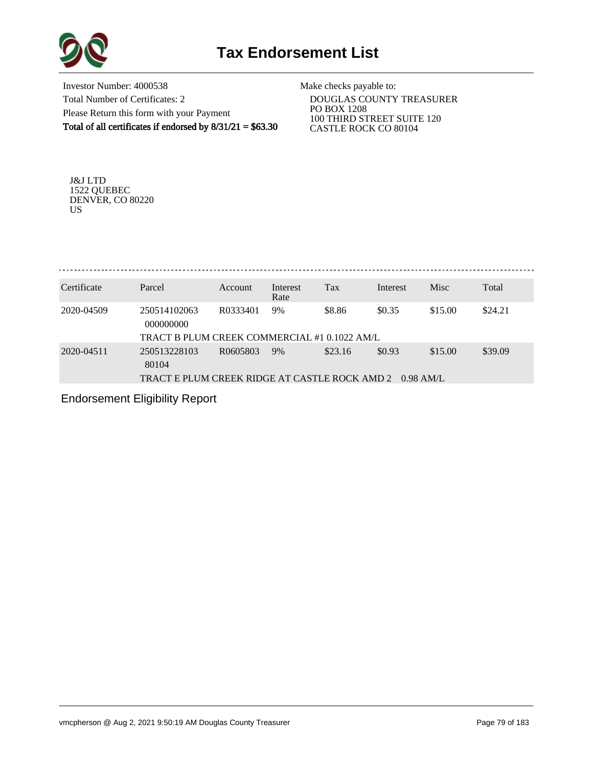# Tax Endorsement List

Investor Number: 4000538
Total Number of Certificates: 2
Please Return this form with your Payment
**Total of all certificates if endorsed by 8/31/21 = $63.30**

Make checks payable to:
DOUGLAS COUNTY TREASURER
PO BOX 1208
100 THIRD STREET SUITE 120
CASTLE ROCK CO 80104

J&J LTD
1522 QUEBEC
DENVER, CO 80220
US

| Certificate | Parcel | Account | Interest Rate | Tax | Interest | Misc | Total |
|---|---|---|---|---|---|---|---|
| 2020-04509 | 250514102063 000000000 | R0333401 | 9% | $8.86 | $0.35 | $15.00 | $24.21 |
| | TRACT B PLUM CREEK COMMERCIAL #1 0.1022 AM/L | | | | | | |
| 2020-04511 | 250513228103 80104 | R0605803 | 9% | $23.16 | $0.93 | $15.00 | $39.09 |
| | TRACT E PLUM CREEK RIDGE AT CASTLE ROCK AMD 2 0.98 AM/L | | | | | | |

Endorsement Eligibility Report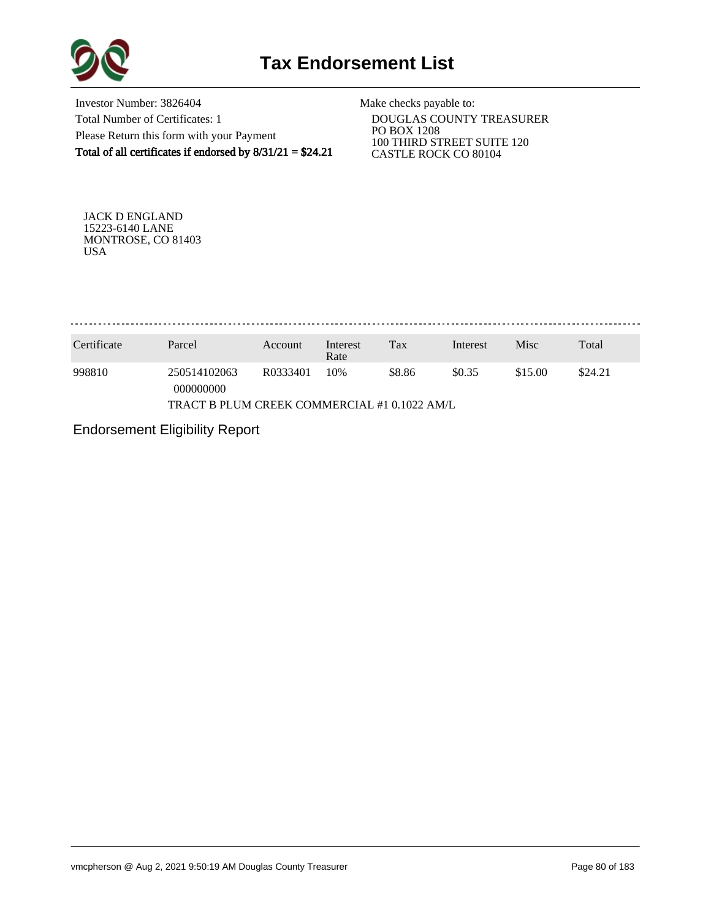# Tax Endorsement List

Investor Number: 3826404
Total Number of Certificates: 1
Please Return this form with your Payment
**Total of all certificates if endorsed by 8/31/21 = $24.21**

Make checks payable to:
DOUGLAS COUNTY TREASURER
PO BOX 1208
100 THIRD STREET SUITE 120
CASTLE ROCK CO 80104

JACK D ENGLAND
15223-6140 LANE
MONTROSE, CO 81403
USA

| Certificate | Parcel | Account | Interest Rate | Tax | Interest | Misc | Total |
|---|---|---|---|---|---|---|---|
| 998810 | 250514102063 000000000 | R0333401 | 10% | $8.86 | $0.35 | $15.00 | $24.21 |
| | TRACT B PLUM CREEK COMMERCIAL #1 0.1022 AM/L | | | | | | |

Endorsement Eligibility Report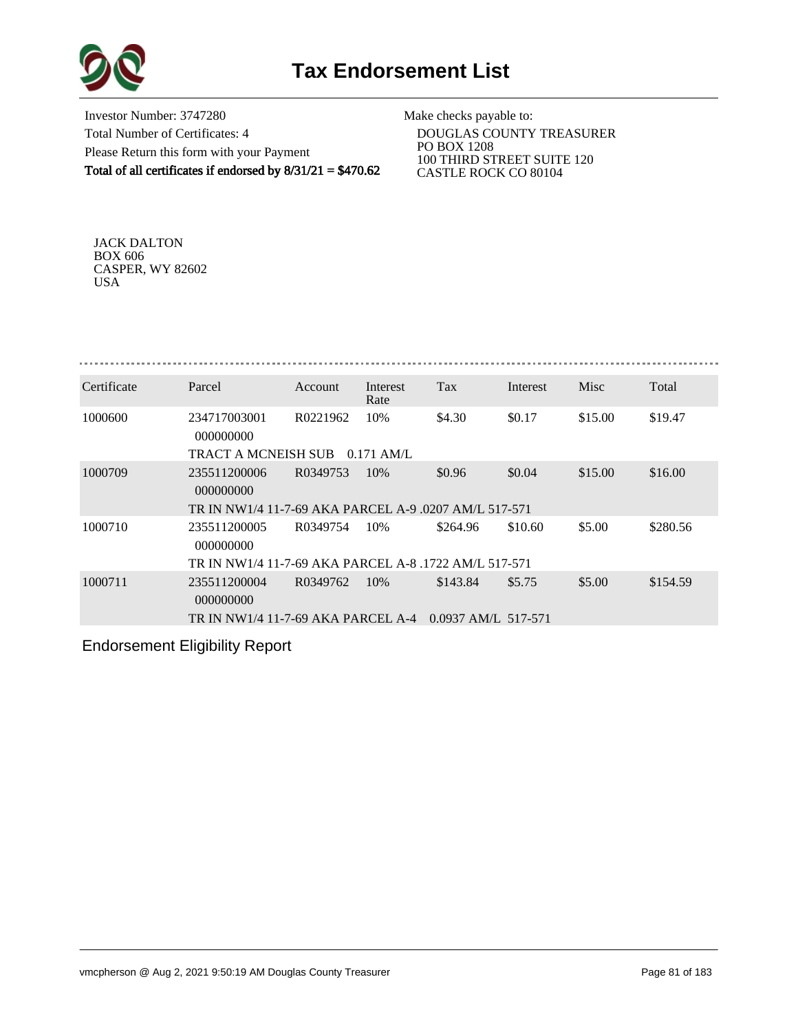# Tax Endorsement List

Investor Number: 3747280
Total Number of Certificates: 4
Please Return this form with your Payment
**Total of all certificates if endorsed by 8/31/21 = $470.62**

Make checks payable to:
DOUGLAS COUNTY TREASURER
PO BOX 1208
100 THIRD STREET SUITE 120
CASTLE ROCK CO 80104

JACK DALTON
BOX 606
CASPER, WY 82602
USA

| Certificate | Parcel | Account | Interest Rate | Tax | Interest | Misc | Total |
|---|---|---|---|---|---|---|---|
| 1000600 | 234717003001 000000000 | R0221962 | 10% | $4.30 | $0.17 | $15.00 | $19.47 |
| | TRACT A MCNEISH SUB 0.171 AM/L | | | | | | |
| 1000709 | 235511200006 000000000 | R0349753 | 10% | $0.96 | $0.04 | $15.00 | $16.00 |
| | TR IN NW1/4 11-7-69 AKA PARCEL A-9 .0207 AM/L 517-571 | | | | | | |
| 1000710 | 235511200005 000000000 | R0349754 | 10% | $264.96 | $10.60 | $5.00 | $280.56 |
| | TR IN NW1/4 11-7-69 AKA PARCEL A-8 .1722 AM/L 517-571 | | | | | | |
| 1000711 | 235511200004 000000000 | R0349762 | 10% | $143.84 | $5.75 | $5.00 | $154.59 |
| | TR IN NW1/4 11-7-69 AKA PARCEL A-4 0.0937 AM/L 517-571 | | | | | | |

Endorsement Eligibility Report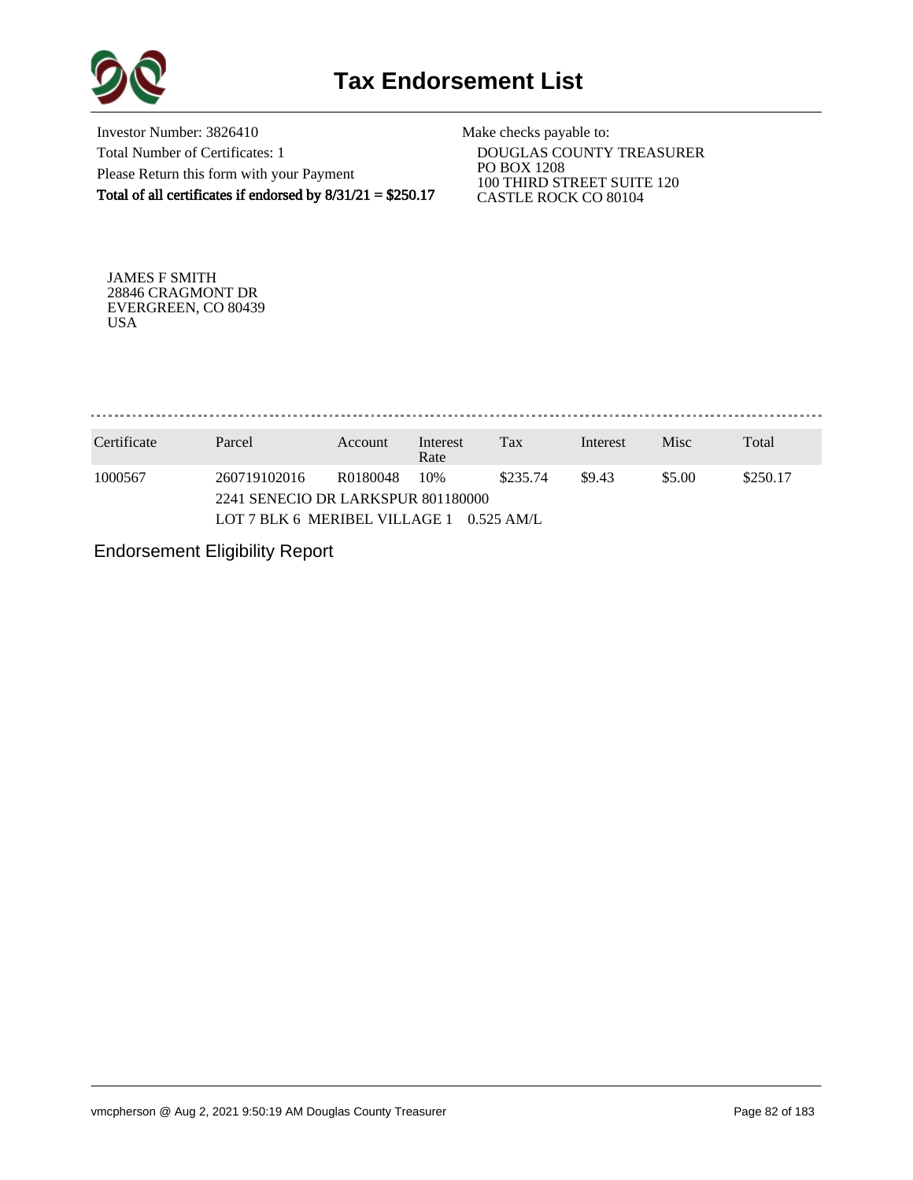# Tax Endorsement List

Investor Number: 3826410
Total Number of Certificates: 1
Please Return this form with your Payment
**Total of all certificates if endorsed by 8/31/21 = $250.17**

Make checks payable to:
DOUGLAS COUNTY TREASURER
PO BOX 1208
100 THIRD STREET SUITE 120
CASTLE ROCK CO 80104

JAMES F SMITH
28846 CRAGMONT DR
EVERGREEN, CO 80439
USA

| Certificate | Parcel | Account | Interest Rate | Tax | Interest | Misc | Total |
|---|---|---|---|---|---|---|---|
| 1000567 | 260719102016 | R0180048 | 10% | $235.74 | $9.43 | $5.00 | $250.17 |
| | 2241 SENECIO DR LARKSPUR 801180000 | | | | | | |
| | LOT 7 BLK 6 MERIBEL VILLAGE 1 0.525 AM/L | | | | | | |

Endorsement Eligibility Report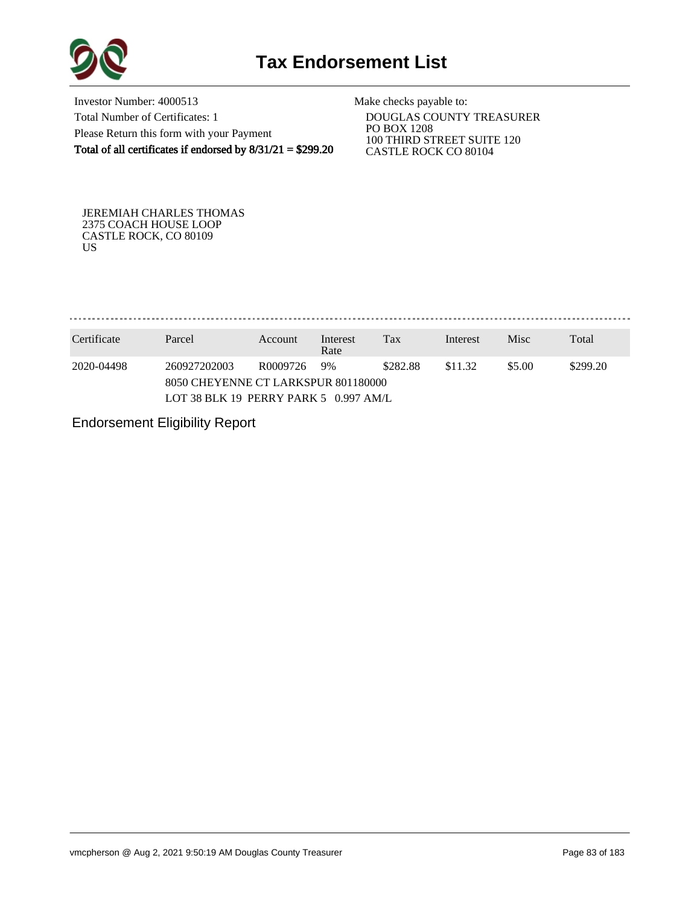# Tax Endorsement List

Investor Number: 4000513
Total Number of Certificates: 1
Please Return this form with your Payment
**Total of all certificates if endorsed by 8/31/21 = $299.20**

Make checks payable to:
DOUGLAS COUNTY TREASURER
PO BOX 1208
100 THIRD STREET SUITE 120
CASTLE ROCK CO 80104

JEREMIAH CHARLES THOMAS
2375 COACH HOUSE LOOP
CASTLE ROCK, CO 80109
US

| Certificate | Parcel | Account | Interest Rate | Tax | Interest | Misc | Total |
|---|---|---|---|---|---|---|---|
| 2020-04498 | 260927202003 | R0009726 | 9% | $282.88 | $11.32 | $5.00 | $299.20 |
| | 8050 CHEYENNE CT LARKSPUR 801180000 | | | | | | |
| | LOT 38 BLK 19 PERRY PARK 5 0.997 AM/L | | | | | | |

Endorsement Eligibility Report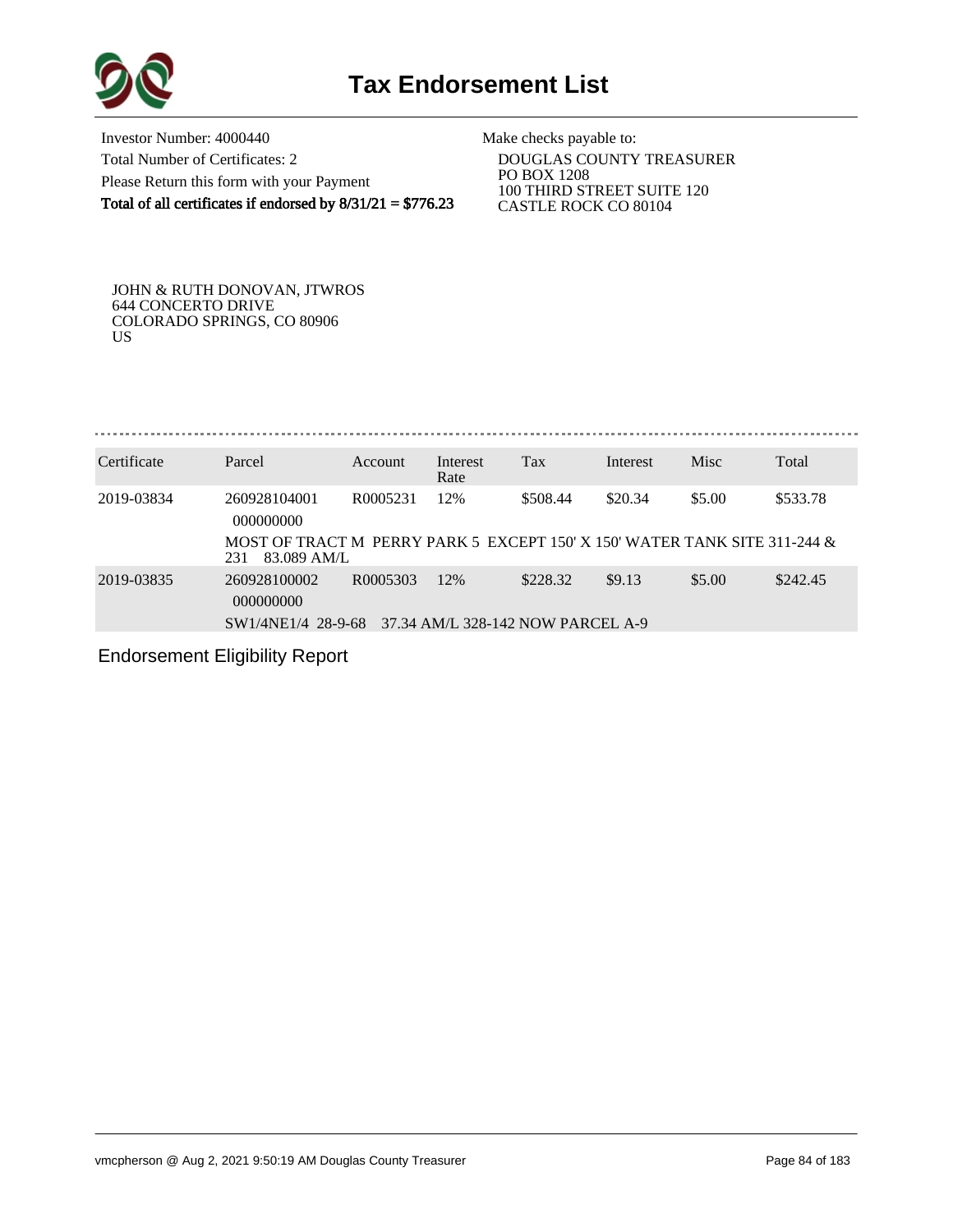# Tax Endorsement List

Investor Number: 4000440
Total Number of Certificates: 2
Please Return this form with your Payment
**Total of all certificates if endorsed by 8/31/21 = $776.23**

Make checks payable to:
DOUGLAS COUNTY TREASURER
PO BOX 1208
100 THIRD STREET SUITE 120
CASTLE ROCK CO 80104

JOHN & RUTH DONOVAN, JTWROS
644 CONCERTO DRIVE
COLORADO SPRINGS, CO 80906
US

| Certificate | Parcel | Account | Interest Rate | Tax | Interest | Misc | Total |
|---|---|---|---|---|---|---|---|
| 2019-03834 | 260928104001 000000000 | R0005231 | 12% | $508.44 | $20.34 | $5.00 | $533.78 |
| | MOST OF TRACT M PERRY PARK 5 EXCEPT 150' X 150' WATER TANK SITE 311-244 & 231 83.089 AM/L | | | | | | |
| 2019-03835 | 260928100002 000000000 | R0005303 | 12% | $228.32 | $9.13 | $5.00 | $242.45 |
| | SW1/4NE1/4 28-9-68 37.34 AM/L 328-142 NOW PARCEL A-9 | | | | | | |

Endorsement Eligibility Report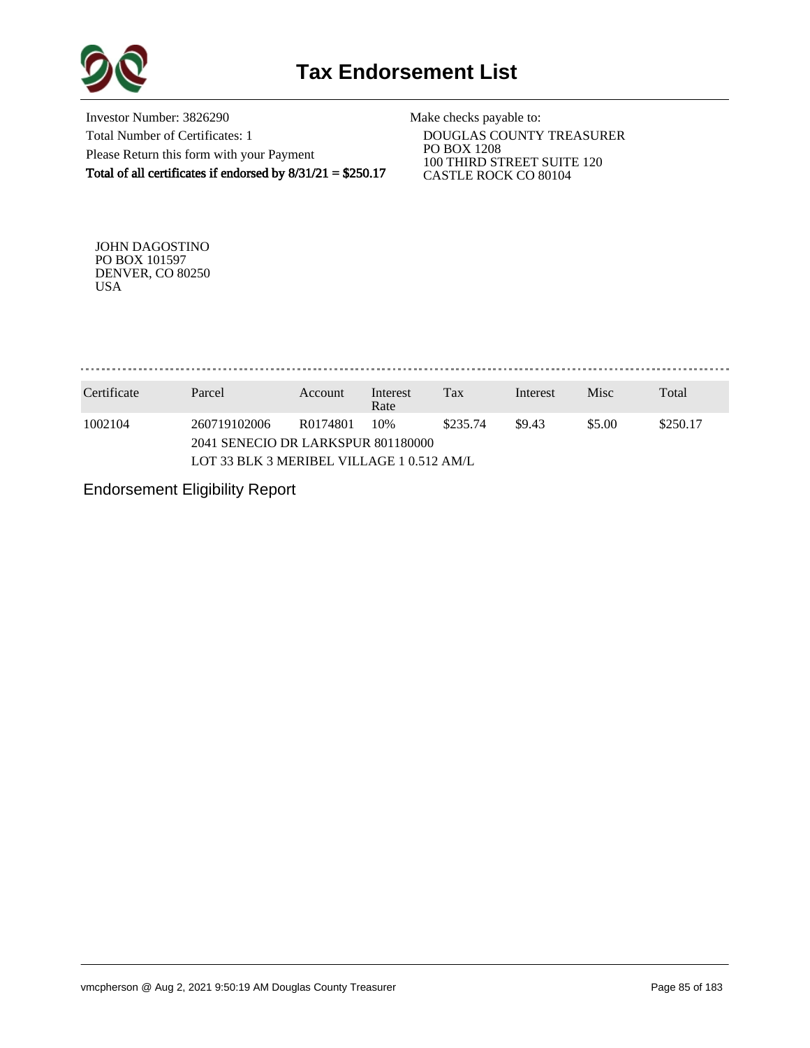# Tax Endorsement List

Investor Number: 3826290
Total Number of Certificates: 1
Please Return this form with your Payment
**Total of all certificates if endorsed by 8/31/21 = $250.17**

Make checks payable to:
DOUGLAS COUNTY TREASURER
PO BOX 1208
100 THIRD STREET SUITE 120
CASTLE ROCK CO 80104

JOHN DAGOSTINO
PO BOX 101597
DENVER, CO 80250
USA

| Certificate | Parcel | Account | Interest Rate | Tax | Interest | Misc | Total |
|---|---|---|---|---|---|---|---|
| 1002104 | 260719102006 | R0174801 | 10% | $235.74 | $9.43 | $5.00 | $250.17 |
| | 2041 SENECIO DR LARKSPUR 801180000 | | | | | | |
| | LOT 33 BLK 3 MERIBEL VILLAGE 1 0.512 AM/L | | | | | | |

Endorsement Eligibility Report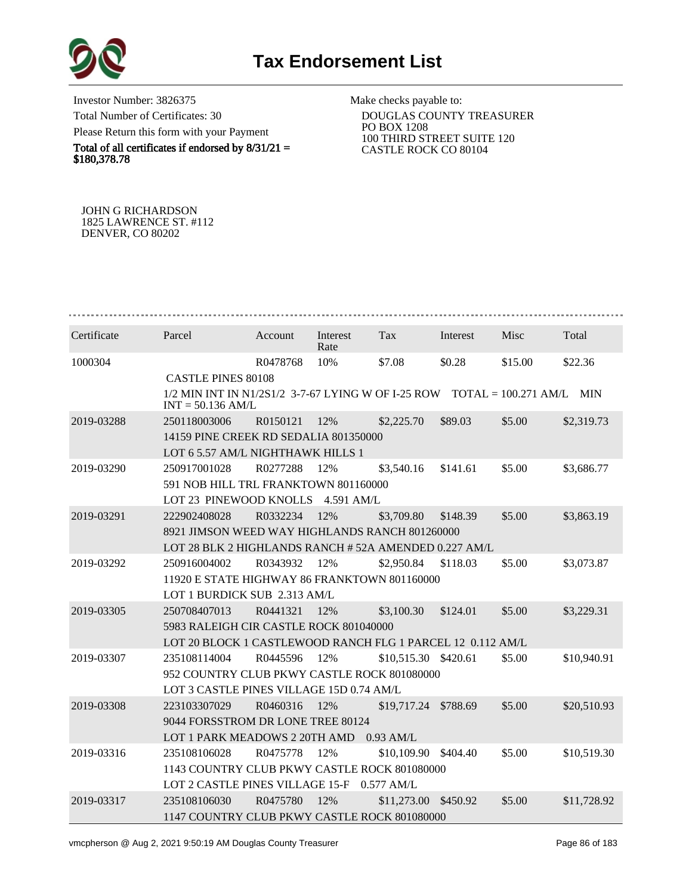# Tax Endorsement List

Investor Number: 3826375
Total Number of Certificates: 30
Please Return this form with your Payment
**Total of all certificates if endorsed by 8/31/21 = $180,378.78**

Make checks payable to:
DOUGLAS COUNTY TREASURER
PO BOX 1208
100 THIRD STREET SUITE 120
CASTLE ROCK CO 80104

JOHN G RICHARDSON
1825 LAWRENCE ST. #112
DENVER, CO 80202

| Certificate | Parcel | Account | Interest Rate | Tax | Interest | Misc | Total |
|---|---|---|---|---|---|---|---|
| 1000304 | | R0478768 | 10% | $7.08 | $0.28 | $15.00 | $22.36 |
| | CASTLE PINES 80108 | | | | | | |
| | 1/2 MIN INT IN N1/2S1/2 3-7-67 LYING W OF I-25 ROW TOTAL = 100.271 AM/L MIN INT = 50.136 AM/L | | | | | | |
| 2019-03288 | 250118003006 | R0150121 | 12% | $2,225.70 | $89.03 | $5.00 | $2,319.73 |
| | 14159 PINE CREEK RD SEDALIA 801350000 | | | | | | |
| | LOT 6 5.57 AM/L NIGHTHAWK HILLS 1 | | | | | | |
| 2019-03290 | 250917001028 | R0277288 | 12% | $3,540.16 | $141.61 | $5.00 | $3,686.77 |
| | 591 NOB HILL TRL FRANKTOWN 801160000 | | | | | | |
| | LOT 23 PINEWOOD KNOLLS 4.591 AM/L | | | | | | |
| 2019-03291 | 222902408028 | R0332234 | 12% | $3,709.80 | $148.39 | $5.00 | $3,863.19 |
| | 8921 JIMSON WEED WAY HIGHLANDS RANCH 801260000 | | | | | | |
| | LOT 28 BLK 2 HIGHLANDS RANCH # 52A AMENDED 0.227 AM/L | | | | | | |
| 2019-03292 | 250916004002 | R0343932 | 12% | $2,950.84 | $118.03 | $5.00 | $3,073.87 |
| | 11920 E STATE HIGHWAY 86 FRANKTOWN 801160000 | | | | | | |
| | LOT 1 BURDICK SUB 2.313 AM/L | | | | | | |
| 2019-03305 | 250708407013 | R0441321 | 12% | $3,100.30 | $124.01 | $5.00 | $3,229.31 |
| | 5983 RALEIGH CIR CASTLE ROCK 801040000 | | | | | | |
| | LOT 20 BLOCK 1 CASTLEWOOD RANCH FLG 1 PARCEL 12 0.112 AM/L | | | | | | |
| 2019-03307 | 235108114004 | R0445596 | 12% | $10,515.30 | $420.61 | $5.00 | $10,940.91 |
| | 952 COUNTRY CLUB PKWY CASTLE ROCK 801080000 | | | | | | |
| | LOT 3 CASTLE PINES VILLAGE 15D 0.74 AM/L | | | | | | |
| 2019-03308 | 223103307029 | R0460316 | 12% | $19,717.24 | $788.69 | $5.00 | $20,510.93 |
| | 9044 FORSSTROM DR LONE TREE 80124 | | | | | | |
| | LOT 1 PARK MEADOWS 2 20TH AMD 0.93 AM/L | | | | | | |
| 2019-03316 | 235108106028 | R0475778 | 12% | $10,109.90 | $404.40 | $5.00 | $10,519.30 |
| | 1143 COUNTRY CLUB PKWY CASTLE ROCK 801080000 | | | | | | |
| | LOT 2 CASTLE PINES VILLAGE 15-F 0.577 AM/L | | | | | | |
| 2019-03317 | 235108106030 | R0475780 | 12% | $11,273.00 | $450.92 | $5.00 | $11,728.92 |
| | 1147 COUNTRY CLUB PKWY CASTLE ROCK 801080000 | | | | | | |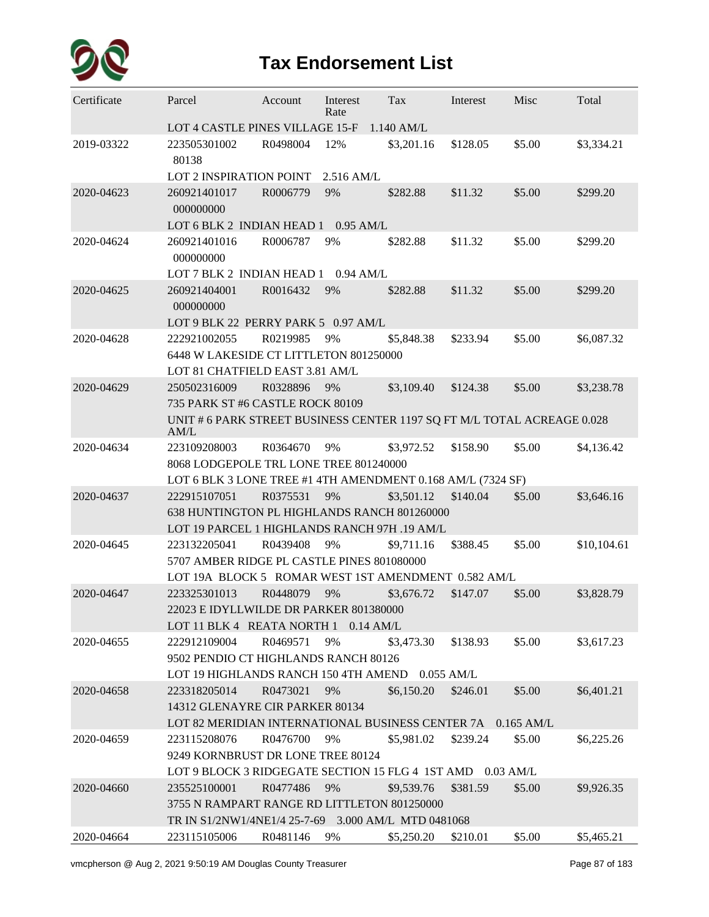# Tax Endorsement List

| Certificate | Parcel | Account | Interest Rate | Tax | Interest | Misc | Total |
|---|---|---|---|---|---|---|---|
| | LOT 4 CASTLE PINES VILLAGE 15-F 1.140 AM/L | | | | | | |
| 2019-03322 | 223505301002 80138 | R0498004 | 12% | $3,201.16 | $128.05 | $5.00 | $3,334.21 |
| | LOT 2 INSPIRATION POINT 2.516 AM/L | | | | | | |
| 2020-04623 | 260921401017 000000000 | R0006779 | 9% | $282.88 | $11.32 | $5.00 | $299.20 |
| | LOT 6 BLK 2 INDIAN HEAD 1 0.95 AM/L | | | | | | |
| 2020-04624 | 260921401016 000000000 | R0006787 | 9% | $282.88 | $11.32 | $5.00 | $299.20 |
| | LOT 7 BLK 2 INDIAN HEAD 1 0.94 AM/L | | | | | | |
| 2020-04625 | 260921404001 000000000 | R0016432 | 9% | $282.88 | $11.32 | $5.00 | $299.20 |
| | LOT 9 BLK 22 PERRY PARK 5 0.97 AM/L | | | | | | |
| 2020-04628 | 222921002055 | R0219985 | 9% | $5,848.38 | $233.94 | $5.00 | $6,087.32 |
| | 6448 W LAKESIDE CT LITTLETON 801250000 | | | | | | |
| | LOT 81 CHATFIELD EAST 3.81 AM/L | | | | | | |
| 2020-04629 | 250502316009 | R0328896 | 9% | $3,109.40 | $124.38 | $5.00 | $3,238.78 |
| | 735 PARK ST #6 CASTLE ROCK 80109 | | | | | | |
| | UNIT # 6 PARK STREET BUSINESS CENTER 1197 SQ FT M/L TOTAL ACREAGE 0.028 AM/L | | | | | | |
| 2020-04634 | 223109208003 | R0364670 | 9% | $3,972.52 | $158.90 | $5.00 | $4,136.42 |
| | 8068 LODGEPOLE TRL LONE TREE 801240000 | | | | | | |
| | LOT 6 BLK 3 LONE TREE #1 4TH AMENDMENT 0.168 AM/L (7324 SF) | | | | | | |
| 2020-04637 | 222915107051 | R0375531 | 9% | $3,501.12 | $140.04 | $5.00 | $3,646.16 |
| | 638 HUNTINGTON PL HIGHLANDS RANCH 801260000 | | | | | | |
| | LOT 19 PARCEL 1 HIGHLANDS RANCH 97H .19 AM/L | | | | | | |
| 2020-04645 | 223132205041 | R0439408 | 9% | $9,711.16 | $388.45 | $5.00 | $10,104.61 |
| | 5707 AMBER RIDGE PL CASTLE PINES 801080000 | | | | | | |
| | LOT 19A BLOCK 5 ROMAR WEST 1ST AMENDMENT 0.582 AM/L | | | | | | |
| 2020-04647 | 223325301013 | R0448079 | 9% | $3,676.72 | $147.07 | $5.00 | $3,828.79 |
| | 22023 E IDYLLWILDE DR PARKER 801380000 | | | | | | |
| | LOT 11 BLK 4 REATA NORTH 1 0.14 AM/L | | | | | | |
| 2020-04655 | 222912109004 | R0469571 | 9% | $3,473.30 | $138.93 | $5.00 | $3,617.23 |
| | 9502 PENDIO CT HIGHLANDS RANCH 80126 | | | | | | |
| | LOT 19 HIGHLANDS RANCH 150 4TH AMEND 0.055 AM/L | | | | | | |
| 2020-04658 | 223318205014 | R0473021 | 9% | $6,150.20 | $246.01 | $5.00 | $6,401.21 |
| | 14312 GLENAYRE CIR PARKER 80134 | | | | | | |
| | LOT 82 MERIDIAN INTERNATIONAL BUSINESS CENTER 7A 0.165 AM/L | | | | | | |
| 2020-04659 | 223115208076 | R0476700 | 9% | $5,981.02 | $239.24 | $5.00 | $6,225.26 |
| | 9249 KORNBRUST DR LONE TREE 80124 | | | | | | |
| | LOT 9 BLOCK 3 RIDGEGATE SECTION 15 FLG 4 1ST AMD 0.03 AM/L | | | | | | |
| 2020-04660 | 235525100001 | R0477486 | 9% | $9,539.76 | $381.59 | $5.00 | $9,926.35 |
| | 3755 N RAMPART RANGE RD LITTLETON 801250000 | | | | | | |
| | TR IN S1/2NW1/4NE1/4 25-7-69 3.000 AM/L MTD 0481068 | | | | | | |
| 2020-04664 | 223115105006 | R0481146 | 9% | $5,250.20 | $210.01 | $5.00 | $5,465.21 |

vmcpherson @ Aug 2, 2021 9:50:19 AM Douglas County Treasurer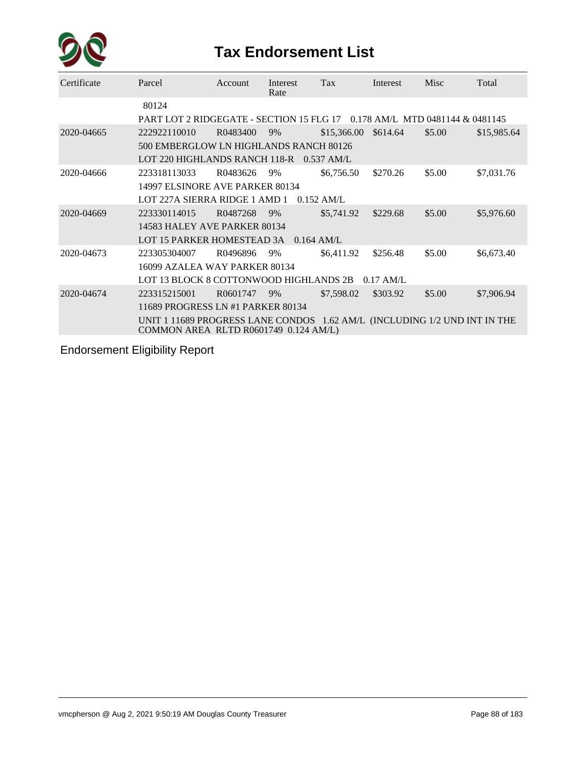# Tax Endorsement List

| Certificate | Parcel | Account | Interest Rate | Tax | Interest | Misc | Total |
|---|---|---|---|---|---|---|---|
| | 80124 | | | | | | |
| | PART LOT 2 RIDGEGATE - SECTION 15 FLG 17 0.178 AM/L MTD 0481144 & 0481145 | | | | | | |
| 2020-04665 | 222922110010 | R0483400 | 9% | $15,366.00 | $614.64 | $5.00 | $15,985.64 |
| | 500 EMBERGLOW LN HIGHLANDS RANCH 80126 | | | | | | |
| | LOT 220 HIGHLANDS RANCH 118-R 0.537 AM/L | | | | | | |
| 2020-04666 | 223318113033 | R0483626 | 9% | $6,756.50 | $270.26 | $5.00 | $7,031.76 |
| | 14997 ELSINORE AVE PARKER 80134 | | | | | | |
| | LOT 227A SIERRA RIDGE 1 AMD 1 0.152 AM/L | | | | | | |
| 2020-04669 | 223330114015 | R0487268 | 9% | $5,741.92 | $229.68 | $5.00 | $5,976.60 |
| | 14583 HALEY AVE PARKER 80134 | | | | | | |
| | LOT 15 PARKER HOMESTEAD 3A 0.164 AM/L | | | | | | |
| 2020-04673 | 223305304007 | R0496896 | 9% | $6,411.92 | $256.48 | $5.00 | $6,673.40 |
| | 16099 AZALEA WAY PARKER 80134 | | | | | | |
| | LOT 13 BLOCK 8 COTTONWOOD HIGHLANDS 2B 0.17 AM/L | | | | | | |
| 2020-04674 | 223315215001 | R0601747 | 9% | $7,598.02 | $303.92 | $5.00 | $7,906.94 |
| | 11689 PROGRESS LN #1 PARKER 80134 | | | | | | |
| | UNIT 1 11689 PROGRESS LANE CONDOS 1.62 AM/L (INCLUDING 1/2 UND INT IN THE COMMON AREA RLTD R0601749 0.124 AM/L) | | | | | | |

Endorsement Eligibility Report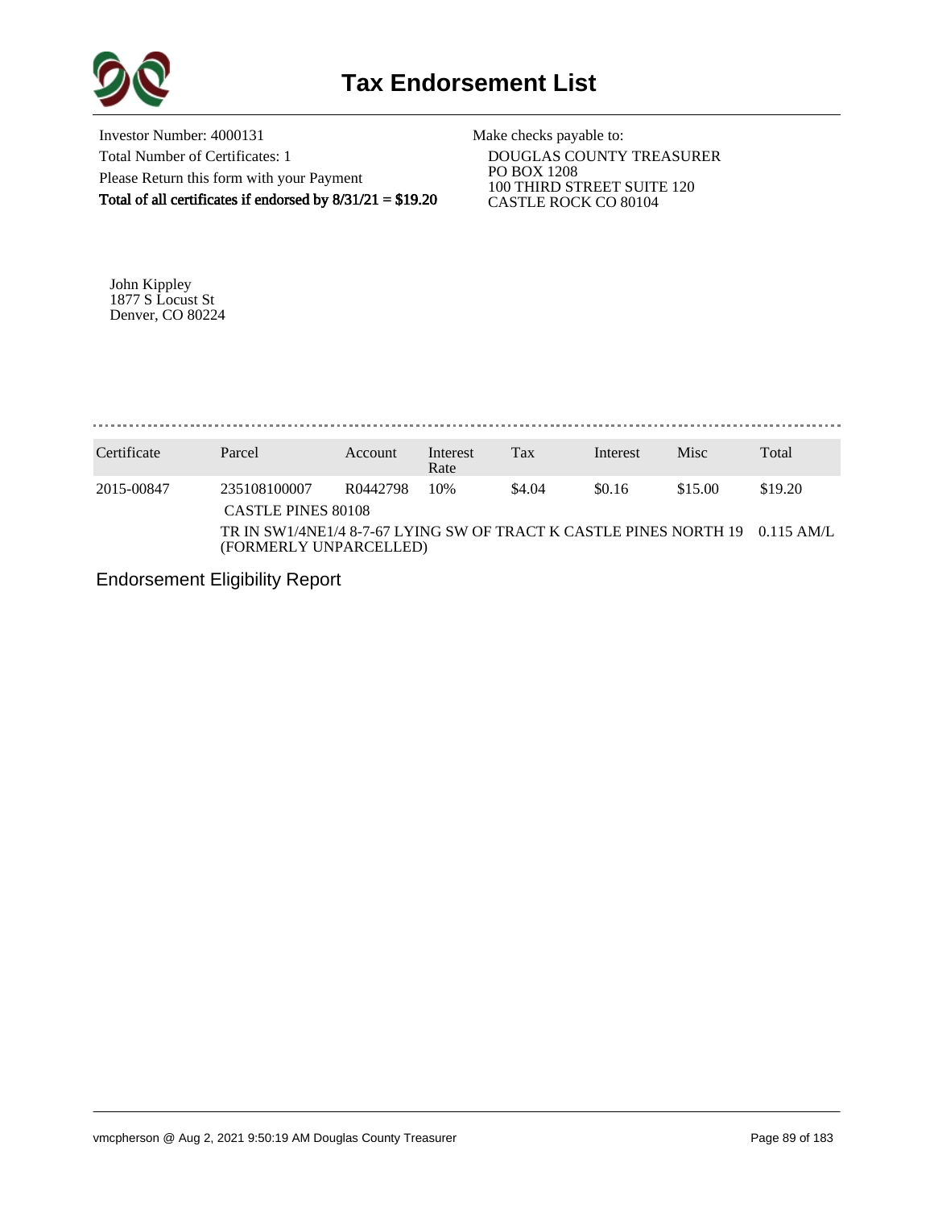# Tax Endorsement List

Investor Number: 4000131
Total Number of Certificates: 1
Please Return this form with your Payment
**Total of all certificates if endorsed by 8/31/21 = $19.20**

Make checks payable to:
DOUGLAS COUNTY TREASURER
PO BOX 1208
100 THIRD STREET SUITE 120
CASTLE ROCK CO 80104

John Kippley
1877 S Locust St
Denver, CO 80224

| Certificate | Parcel | Account | Interest Rate | Tax | Interest | Misc | Total |
|---|---|---|---|---|---|---|---|
| 2015-00847 | 235108100007 | R0442798 | 10% | $4.04 | $0.16 | $15.00 | $19.20 |
| | CASTLE PINES 80108 | | | | | | |
| | TR IN SW1/4NE1/4 8-7-67 LYING SW OF TRACT K CASTLE PINES NORTH 19 (FORMERLY UNPARCELLED) | | | | | | 0.115 AM/L |

Endorsement Eligibility Report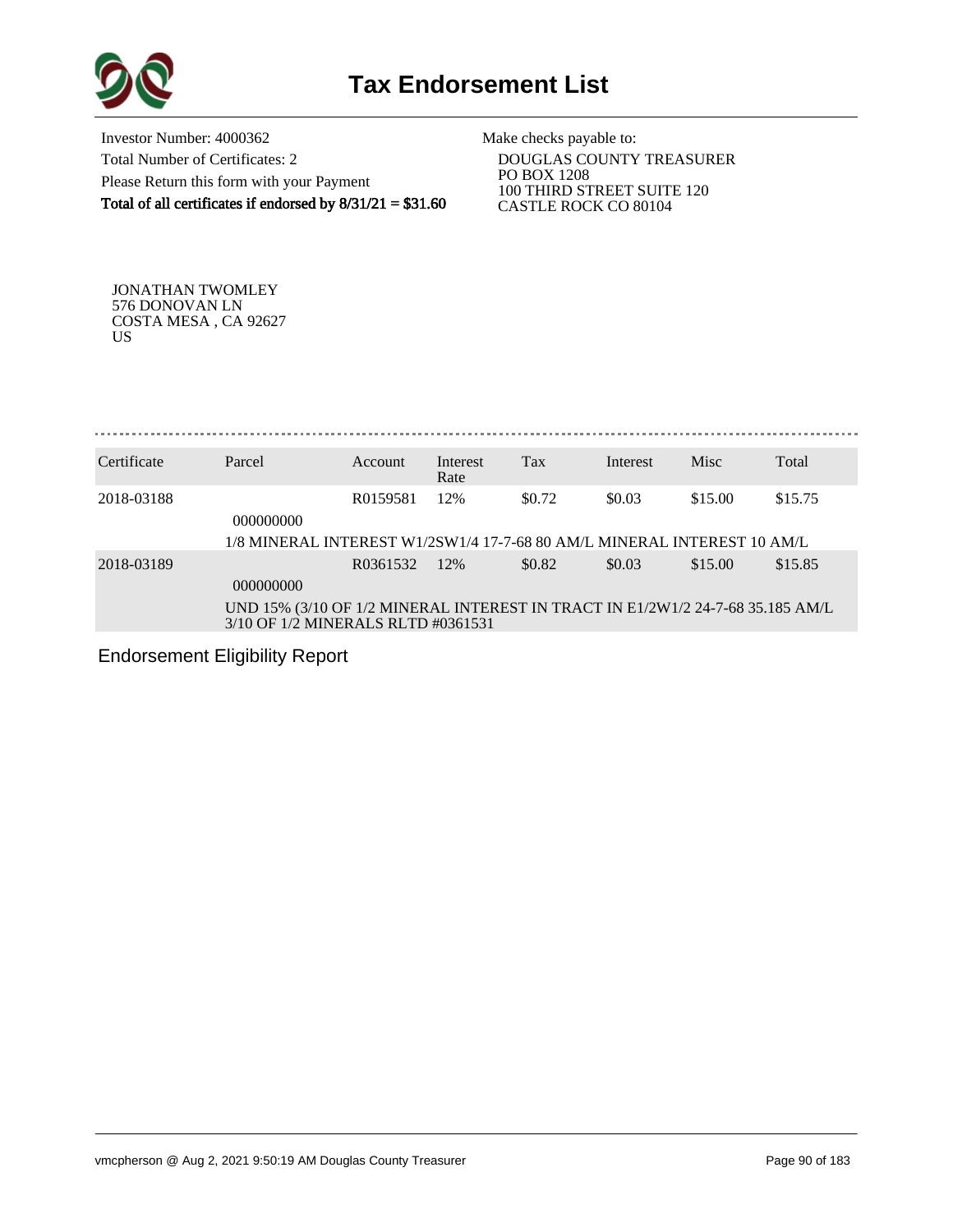# Tax Endorsement List

Investor Number: 4000362
Total Number of Certificates: 2
Please Return this form with your Payment
**Total of all certificates if endorsed by 8/31/21 = $31.60**

Make checks payable to:
DOUGLAS COUNTY TREASURER
PO BOX 1208
100 THIRD STREET SUITE 120
CASTLE ROCK CO 80104

JONATHAN TWOMLEY
576 DONOVAN LN
COSTA MESA , CA 92627
US

| Certificate | Parcel | Account | Interest Rate | Tax | Interest | Misc | Total |
|---|---|---|---|---|---|---|---|
| 2018-03188 | 000000000 | R0159581 | 12% | $0.72 | $0.03 | $15.00 | $15.75 |
| | 1/8 MINERAL INTEREST W1/2SW1/4 17-7-68 80 AM/L MINERAL INTEREST 10 AM/L | | | | | | |
| 2018-03189 | 000000000 | R0361532 | 12% | $0.82 | $0.03 | $15.00 | $15.85 |
| | UND 15% (3/10 OF 1/2 MINERAL INTEREST IN TRACT IN E1/2W1/2 24-7-68 35.185 AM/L 3/10 OF 1/2 MINERALS RLTD #0361531 | | | | | | |

Endorsement Eligibility Report

vmcpherson @ Aug 2, 2021 9:50:19 AM Douglas County Treasurer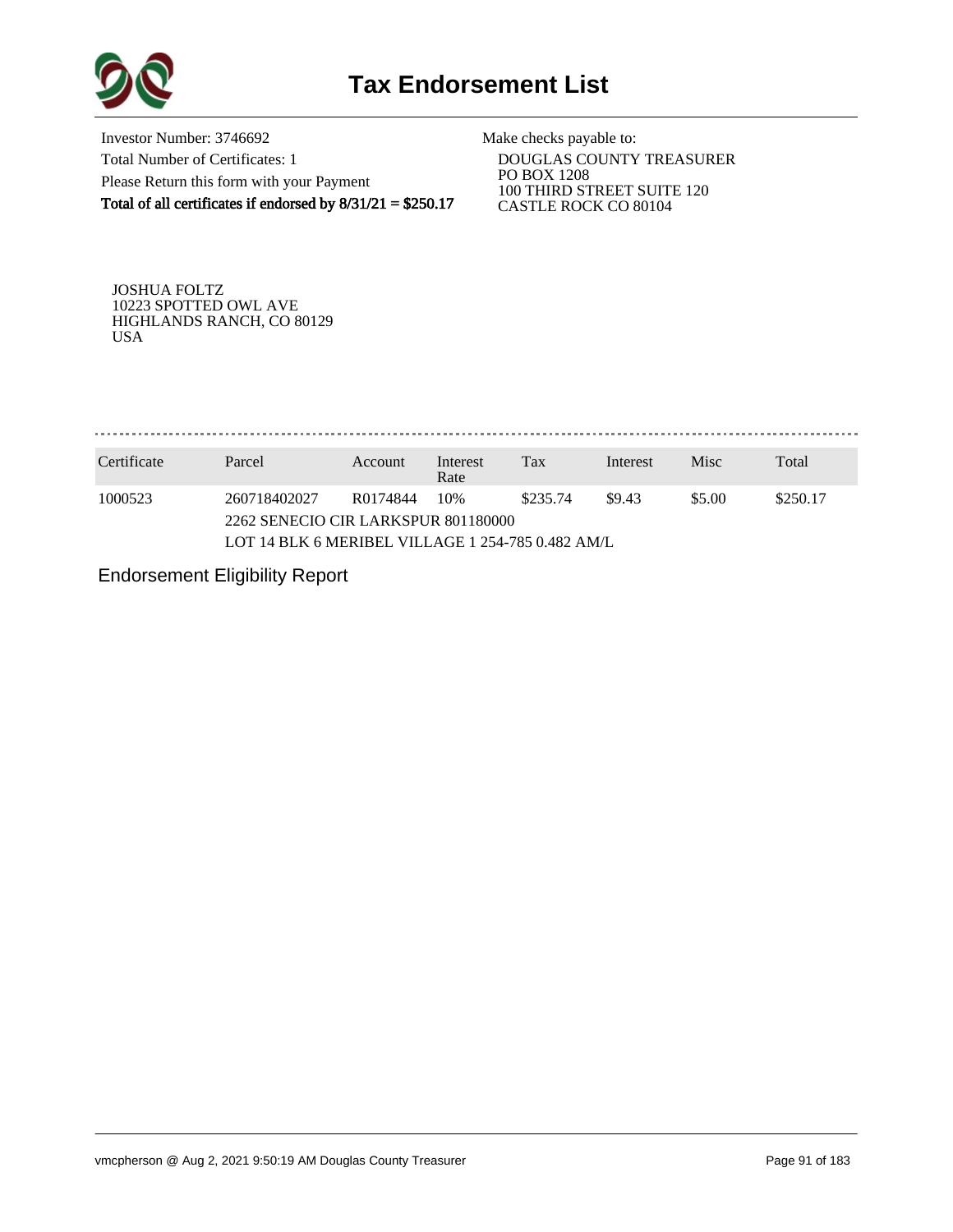# Tax Endorsement List

Investor Number: 3746692
Total Number of Certificates: 1
Please Return this form with your Payment
**Total of all certificates if endorsed by 8/31/21 = $250.17**

Make checks payable to:
DOUGLAS COUNTY TREASURER
PO BOX 1208
100 THIRD STREET SUITE 120
CASTLE ROCK CO 80104

JOSHUA FOLTZ
10223 SPOTTED OWL AVE
HIGHLANDS RANCH, CO 80129
USA

| Certificate | Parcel | Account | Interest Rate | Tax | Interest | Misc | Total |
|---|---|---|---|---|---|---|---|
| 1000523 | 260718402027 | R0174844 | 10% | $235.74 | $9.43 | $5.00 | $250.17 |
| | 2262 SENECIO CIR LARKSPUR 801180000 | | | | | | |
| | LOT 14 BLK 6 MERIBEL VILLAGE 1 254-785 0.482 AM/L | | | | | | |

Endorsement Eligibility Report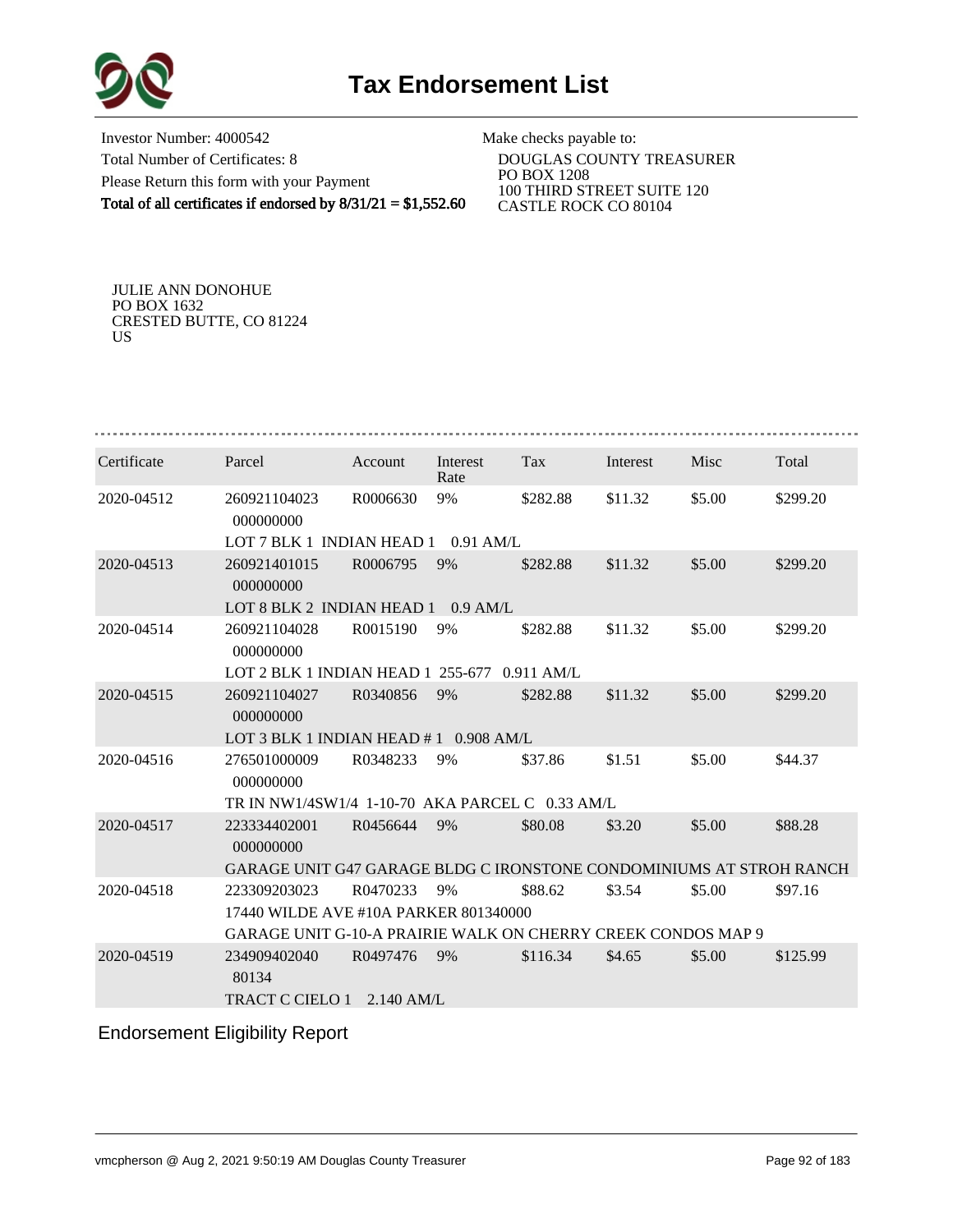# Tax Endorsement List

Investor Number: 4000542
Total Number of Certificates: 8
Please Return this form with your Payment
**Total of all certificates if endorsed by 8/31/21 = $1,552.60**

Make checks payable to:
DOUGLAS COUNTY TREASURER
PO BOX 1208
100 THIRD STREET SUITE 120
CASTLE ROCK CO 80104

JULIE ANN DONOHUE
PO BOX 1632
CRESTED BUTTE, CO 81224
US

| Certificate | Parcel | Account | Interest Rate | Tax | Interest | Misc | Total |
|---|---|---|---|---|---|---|---|
| 2020-04512 | 260921104023 000000000 | R0006630 | 9% | $282.88 | $11.32 | $5.00 | $299.20 |
| | LOT 7 BLK 1 INDIAN HEAD 1 0.91 AM/L | | | | | | |
| 2020-04513 | 260921401015 000000000 | R0006795 | 9% | $282.88 | $11.32 | $5.00 | $299.20 |
| | LOT 8 BLK 2 INDIAN HEAD 1 0.9 AM/L | | | | | | |
| 2020-04514 | 260921104028 000000000 | R0015190 | 9% | $282.88 | $11.32 | $5.00 | $299.20 |
| | LOT 2 BLK 1 INDIAN HEAD 1 255-677 0.911 AM/L | | | | | | |
| 2020-04515 | 260921104027 000000000 | R0340856 | 9% | $282.88 | $11.32 | $5.00 | $299.20 |
| | LOT 3 BLK 1 INDIAN HEAD # 1 0.908 AM/L | | | | | | |
| 2020-04516 | 276501000009 000000000 | R0348233 | 9% | $37.86 | $1.51 | $5.00 | $44.37 |
| | TR IN NW1/4SW1/4 1-10-70 AKA PARCEL C 0.33 AM/L | | | | | | |
| 2020-04517 | 223334402001 000000000 | R0456644 | 9% | $80.08 | $3.20 | $5.00 | $88.28 |
| | GARAGE UNIT G47 GARAGE BLDG C IRONSTONE CONDOMINIUMS AT STROH RANCH | | | | | | |
| 2020-04518 | 223309203023 | R0470233 | 9% | $88.62 | $3.54 | $5.00 | $97.16 |
| | 17440 WILDE AVE #10A PARKER 801340000 | | | | | | |
| | GARAGE UNIT G-10-A PRAIRIE WALK ON CHERRY CREEK CONDOS MAP 9 | | | | | | |
| 2020-04519 | 234909402040 80134 | R0497476 | 9% | $116.34 | $4.65 | $5.00 | $125.99 |
| | TRACT C CIELO 1 2.140 AM/L | | | | | | |

Endorsement Eligibility Report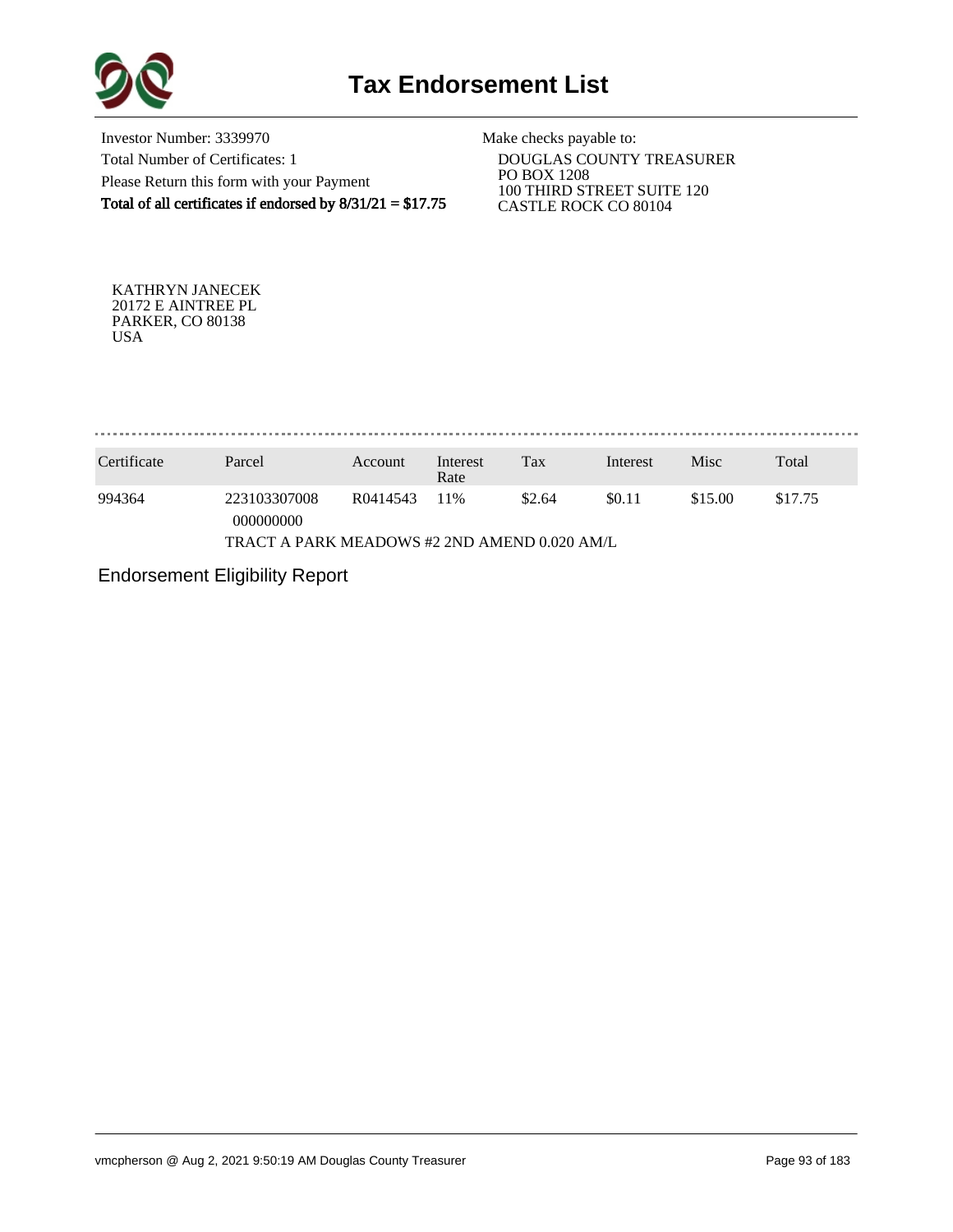# Tax Endorsement List

Investor Number: 3339970
Total Number of Certificates: 1
Please Return this form with your Payment
**Total of all certificates if endorsed by 8/31/21 = $17.75**

Make checks payable to:
DOUGLAS COUNTY TREASURER
PO BOX 1208
100 THIRD STREET SUITE 120
CASTLE ROCK CO 80104

KATHRYN JANECEK
20172 E AINTREE PL
PARKER, CO 80138
USA

| Certificate | Parcel | Account | Interest Rate | Tax | Interest | Misc | Total |
|---|---|---|---|---|---|---|---|
| 994364 | 223103307008 000000000 | R0414543 | 11% | $2.64 | $0.11 | $15.00 | $17.75 |
| | TRACT A PARK MEADOWS #2 2ND AMEND 0.020 AM/L | | | | | | |

Endorsement Eligibility Report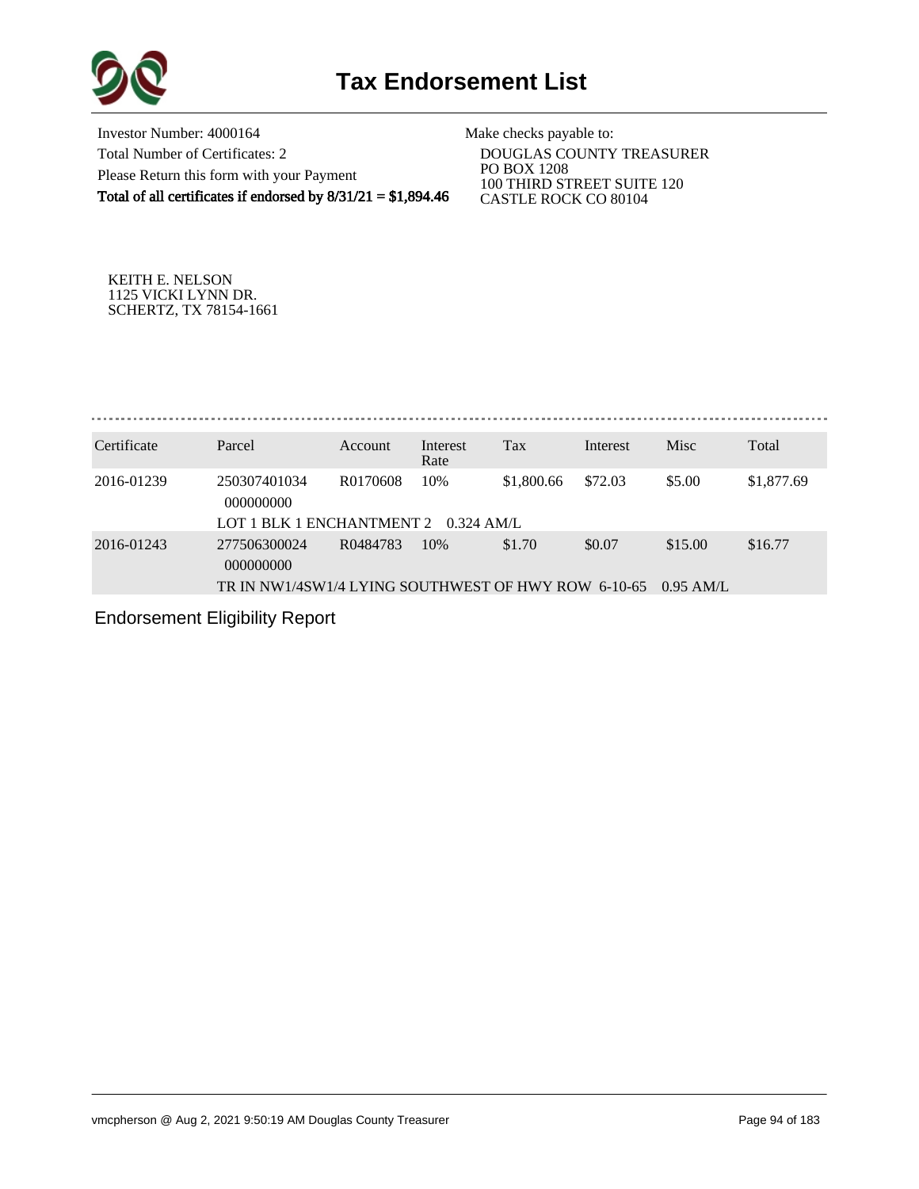# Tax Endorsement List

Investor Number: 4000164

Total Number of Certificates: 2

Please Return this form with your Payment

**Total of all certificates if endorsed by 8/31/21 = $1,894.46**

Make checks payable to:

DOUGLAS COUNTY TREASURER
PO BOX 1208
100 THIRD STREET SUITE 120
CASTLE ROCK CO 80104

KEITH E. NELSON
1125 VICKI LYNN DR.
SCHERTZ, TX 78154-1661

| Certificate | Parcel | Account | Interest Rate | Tax | Interest | Misc | Total |
|---|---|---|---|---|---|---|---|
| 2016-01239 | 250307401034 000000000 | R0170608 | 10% | $1,800.66 | $72.03 | $5.00 | $1,877.69 |
| | LOT 1 BLK 1 ENCHANTMENT 2 0.324 AM/L | | | | | | |
| 2016-01243 | 277506300024 000000000 | R0484783 | 10% | $1.70 | $0.07 | $15.00 | $16.77 |
| | TR IN NW1/4SW1/4 LYING SOUTHWEST OF HWY ROW 6-10-65 0.95 AM/L | | | | | | |

Endorsement Eligibility Report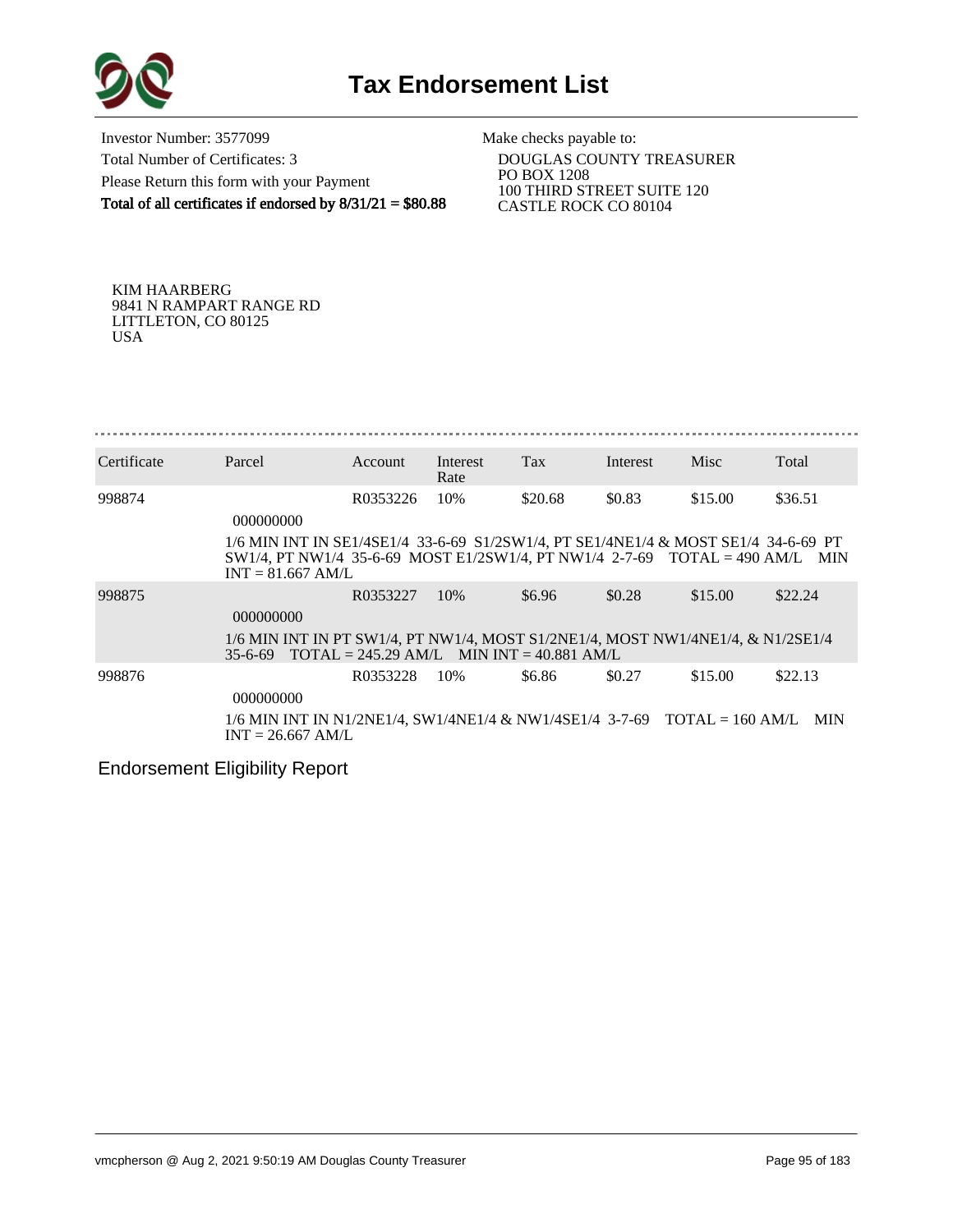# Tax Endorsement List

Investor Number: 3577099
Total Number of Certificates: 3
Please Return this form with your Payment
**Total of all certificates if endorsed by 8/31/21 = $80.88**

Make checks payable to:
DOUGLAS COUNTY TREASURER
PO BOX 1208
100 THIRD STREET SUITE 120
CASTLE ROCK CO 80104

KIM HAARBERG
9841 N RAMPART RANGE RD
LITTLETON, CO 80125
USA

| Certificate | Parcel | Account | Interest Rate | Tax | Interest | Misc | Total |
|---|---|---|---|---|---|---|---|
| 998874 | 000000000 | R0353226 | 10% | $20.68 | $0.83 | $15.00 | $36.51 |
| | 1/6 MIN INT IN SE1/4SE1/4 33-6-69 S1/2SW1/4, PT SE1/4NE1/4 & MOST SE1/4 34-6-69 PT SW1/4, PT NW1/4 35-6-69 MOST E1/2SW1/4, PT NW1/4 2-7-69 TOTAL = 490 AM/L MIN INT = 81.667 AM/L | | | | | | |
| 998875 | 000000000 | R0353227 | 10% | $6.96 | $0.28 | $15.00 | $22.24 |
| | 1/6 MIN INT IN PT SW1/4, PT NW1/4, MOST S1/2NE1/4, MOST NW1/4NE1/4, & N1/2SE1/4 35-6-69 TOTAL = 245.29 AM/L MIN INT = 40.881 AM/L | | | | | | |
| 998876 | 000000000 | R0353228 | 10% | $6.86 | $0.27 | $15.00 | $22.13 |
| | 1/6 MIN INT IN N1/2NE1/4, SW1/4NE1/4 & NW1/4SE1/4 3-7-69 TOTAL = 160 AM/L MIN INT = 26.667 AM/L | | | | | | |

Endorsement Eligibility Report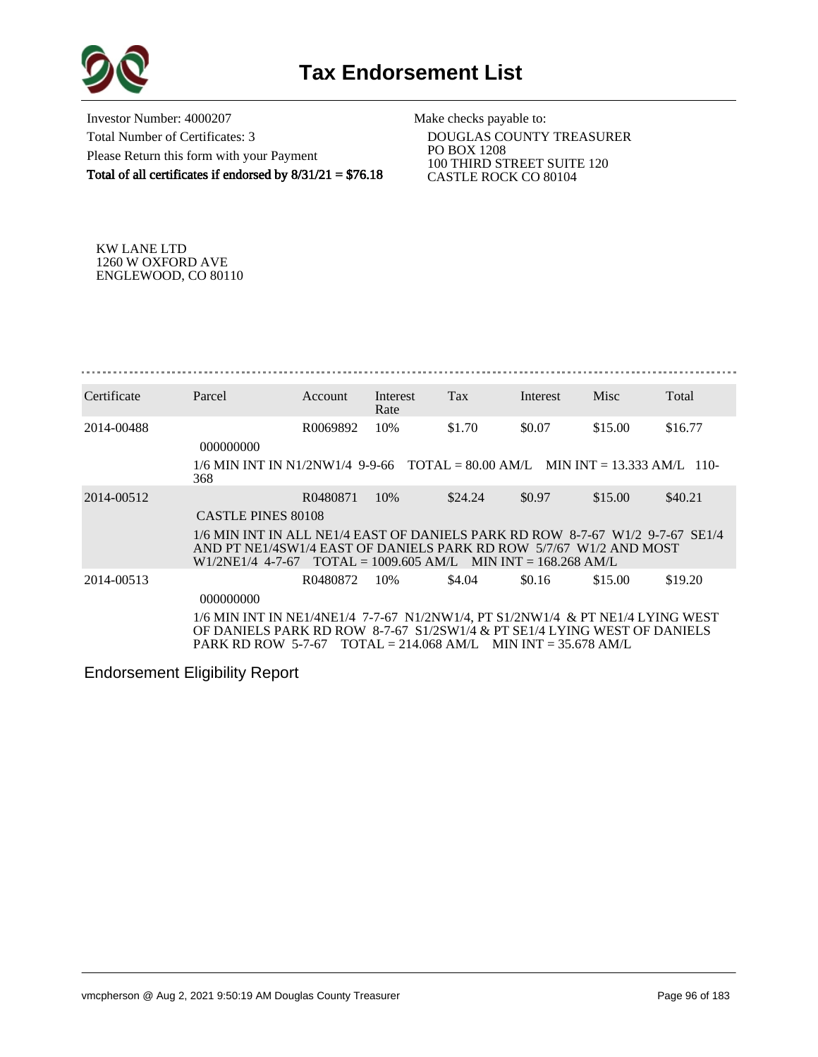# Tax Endorsement List

Investor Number: 4000207
Total Number of Certificates: 3
Please Return this form with your Payment
**Total of all certificates if endorsed by 8/31/21 = $76.18**

Make checks payable to:
DOUGLAS COUNTY TREASURER
PO BOX 1208
100 THIRD STREET SUITE 120
CASTLE ROCK CO 80104

KW LANE LTD
1260 W OXFORD AVE
ENGLEWOOD, CO 80110

| Certificate | Parcel | Account | Interest Rate | Tax | Interest | Misc | Total |
|---|---|---|---|---|---|---|---|
| 2014-00488 | 000000000 | R0069892 | 10% | $1.70 | $0.07 | $15.00 | $16.77 |
| | 1/6 MIN INT IN N1/2NW1/4 9-9-66 TOTAL = 80.00 AM/L MIN INT = 13.333 AM/L 110-368 | | | | | | |
| 2014-00512 | CASTLE PINES 80108 | R0480871 | 10% | $24.24 | $0.97 | $15.00 | $40.21 |
| | 1/6 MIN INT IN ALL NE1/4 EAST OF DANIELS PARK RD ROW 8-7-67 W1/2 9-7-67 SE1/4 AND PT NE1/4SW1/4 EAST OF DANIELS PARK RD ROW 5/7/67 W1/2 AND MOST W1/2NE1/4 4-7-67 TOTAL = 1009.605 AM/L MIN INT = 168.268 AM/L | | | | | | |
| 2014-00513 | 000000000 | R0480872 | 10% | $4.04 | $0.16 | $15.00 | $19.20 |
| | 1/6 MIN INT IN NE1/4NE1/4 7-7-67 N1/2NW1/4, PT S1/2NW1/4 & PT NE1/4 LYING WEST OF DANIELS PARK RD ROW 8-7-67 S1/2SW1/4 & PT SE1/4 LYING WEST OF DANIELS PARK RD ROW 5-7-67 TOTAL = 214.068 AM/L MIN INT = 35.678 AM/L | | | | | | |

Endorsement Eligibility Report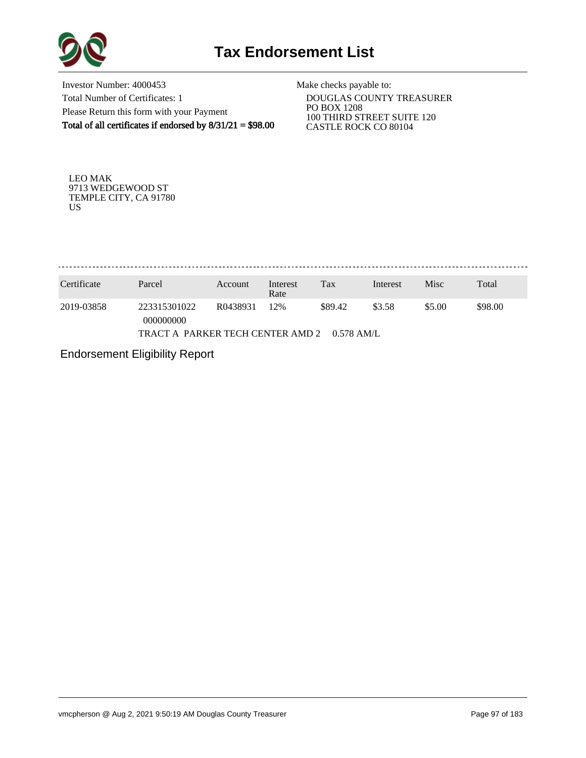# Tax Endorsement List

Investor Number: 4000453
Total Number of Certificates: 1
Please Return this form with your Payment
**Total of all certificates if endorsed by 8/31/21 = $98.00**

Make checks payable to:
DOUGLAS COUNTY TREASURER
PO BOX 1208
100 THIRD STREET SUITE 120
CASTLE ROCK CO 80104

LEO MAK
9713 WEDGEWOOD ST
TEMPLE CITY, CA 91780
US

| Certificate | Parcel | Account | Interest Rate | Tax | Interest | Misc | Total |
|---|---|---|---|---|---|---|---|
| 2019-03858 | 223315301022 000000000 | R0438931 | 12% | $89.42 | $3.58 | $5.00 | $98.00 |
| | TRACT A PARKER TECH CENTER AMD 2 0.578 AM/L | | | | | | |

Endorsement Eligibility Report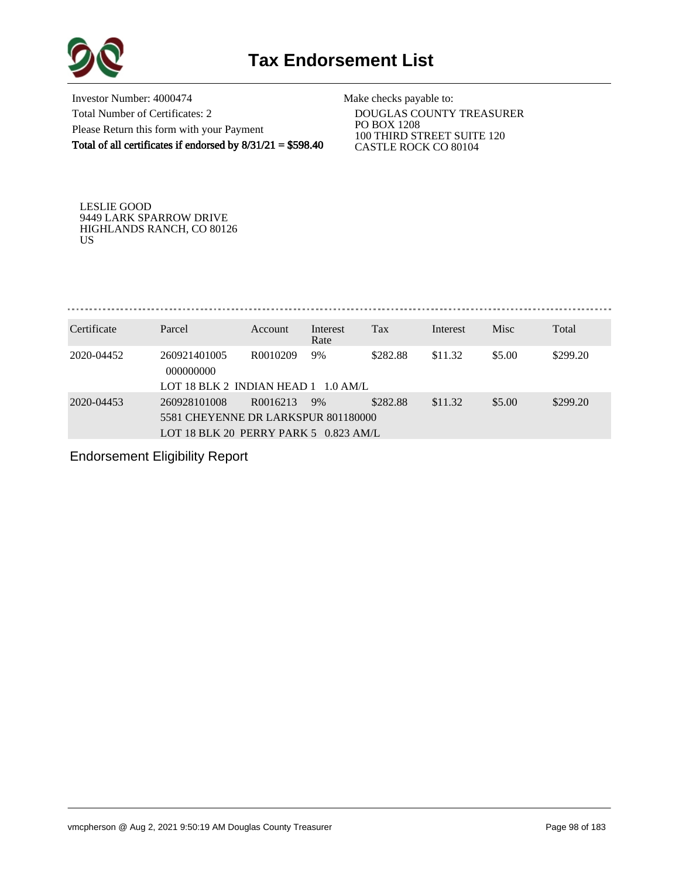# Tax Endorsement List

Investor Number: 4000474
Total Number of Certificates: 2
Please Return this form with your Payment
**Total of all certificates if endorsed by 8/31/21 = $598.40**

Make checks payable to:
DOUGLAS COUNTY TREASURER
PO BOX 1208
100 THIRD STREET SUITE 120
CASTLE ROCK CO 80104

LESLIE GOOD
9449 LARK SPARROW DRIVE
HIGHLANDS RANCH, CO 80126
US

| Certificate | Parcel | Account | Interest Rate | Tax | Interest | Misc | Total |
|---|---|---|---|---|---|---|---|
| 2020-04452 | 260921401005 000000000 | R0010209 | 9% | $282.88 | $11.32 | $5.00 | $299.20 |
| | LOT 18 BLK 2 INDIAN HEAD 1 1.0 AM/L | | | | | | |
| 2020-04453 | 260928101008 | R0016213 | 9% | $282.88 | $11.32 | $5.00 | $299.20 |
| | 5581 CHEYENNE DR LARKSPUR 801180000 | | | | | | |
| | LOT 18 BLK 20 PERRY PARK 5 0.823 AM/L | | | | | | |

Endorsement Eligibility Report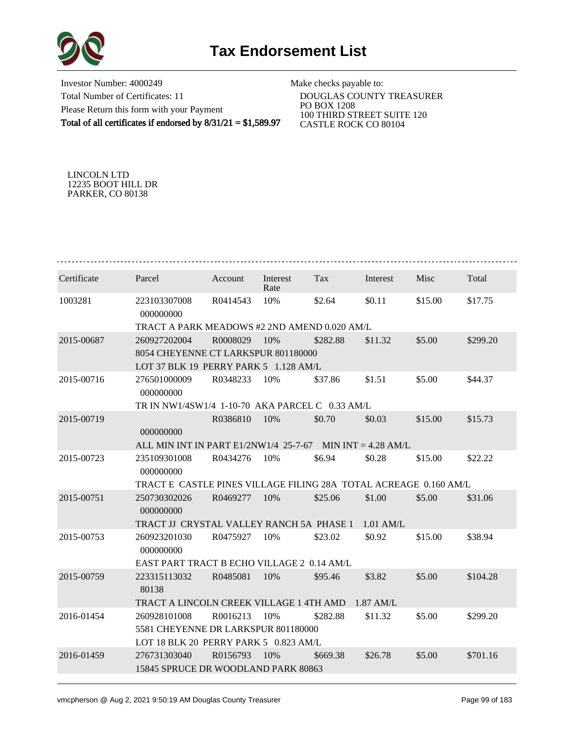# Tax Endorsement List

Investor Number: 4000249
Total Number of Certificates: 11
Please Return this form with your Payment
**Total of all certificates if endorsed by 8/31/21 = $1,589.97**

Make checks payable to:
DOUGLAS COUNTY TREASURER
PO BOX 1208
100 THIRD STREET SUITE 120
CASTLE ROCK CO 80104

LINCOLN LTD
12235 BOOT HILL DR
PARKER, CO 80138

| Certificate | Parcel | Account | Interest Rate | Tax | Interest | Misc | Total |
|---|---|---|---|---|---|---|---|
| 1003281 | 223103307008 000000000 | R0414543 | 10% | $2.64 | $0.11 | $15.00 | $17.75 |
| | TRACT A PARK MEADOWS #2 2ND AMEND 0.020 AM/L | | | | | | |
| 2015-00687 | 260927202004 | R0008029 | 10% | $282.88 | $11.32 | $5.00 | $299.20 |
| | 8054 CHEYENNE CT LARKSPUR 801180000 | | | | | | |
| | LOT 37 BLK 19 PERRY PARK 5 1.128 AM/L | | | | | | |
| 2015-00716 | 276501000009 000000000 | R0348233 | 10% | $37.86 | $1.51 | $5.00 | $44.37 |
| | TR IN NW1/4SW1/4 1-10-70 AKA PARCEL C 0.33 AM/L | | | | | | |
| 2015-00719 | 000000000 | R0386810 | 10% | $0.70 | $0.03 | $15.00 | $15.73 |
| | ALL MIN INT IN PART E1/2NW1/4 25-7-67 MIN INT = 4.28 AM/L | | | | | | |
| 2015-00723 | 235109301008 000000000 | R0434276 | 10% | $6.94 | $0.28 | $15.00 | $22.22 |
| | TRACT E CASTLE PINES VILLAGE FILING 28A TOTAL ACREAGE 0.160 AM/L | | | | | | |
| 2015-00751 | 250730302026 000000000 | R0469277 | 10% | $25.06 | $1.00 | $5.00 | $31.06 |
| | TRACT JJ CRYSTAL VALLEY RANCH 5A PHASE 1 1.01 AM/L | | | | | | |
| 2015-00753 | 260923201030 000000000 | R0475927 | 10% | $23.02 | $0.92 | $15.00 | $38.94 |
| | EAST PART TRACT B ECHO VILLAGE 2 0.14 AM/L | | | | | | |
| 2015-00759 | 223315113032 80138 | R0485081 | 10% | $95.46 | $3.82 | $5.00 | $104.28 |
| | TRACT A LINCOLN CREEK VILLAGE 1 4TH AMD 1.87 AM/L | | | | | | |
| 2016-01454 | 260928101008 | R0016213 | 10% | $282.88 | $11.32 | $5.00 | $299.20 |
| | 5581 CHEYENNE DR LARKSPUR 801180000 | | | | | | |
| | LOT 18 BLK 20 PERRY PARK 5 0.823 AM/L | | | | | | |
| 2016-01459 | 276731303040 | R0156793 | 10% | $669.38 | $26.78 | $5.00 | $701.16 |
| | 15845 SPRUCE DR WOODLAND PARK 80863 | | | | | | |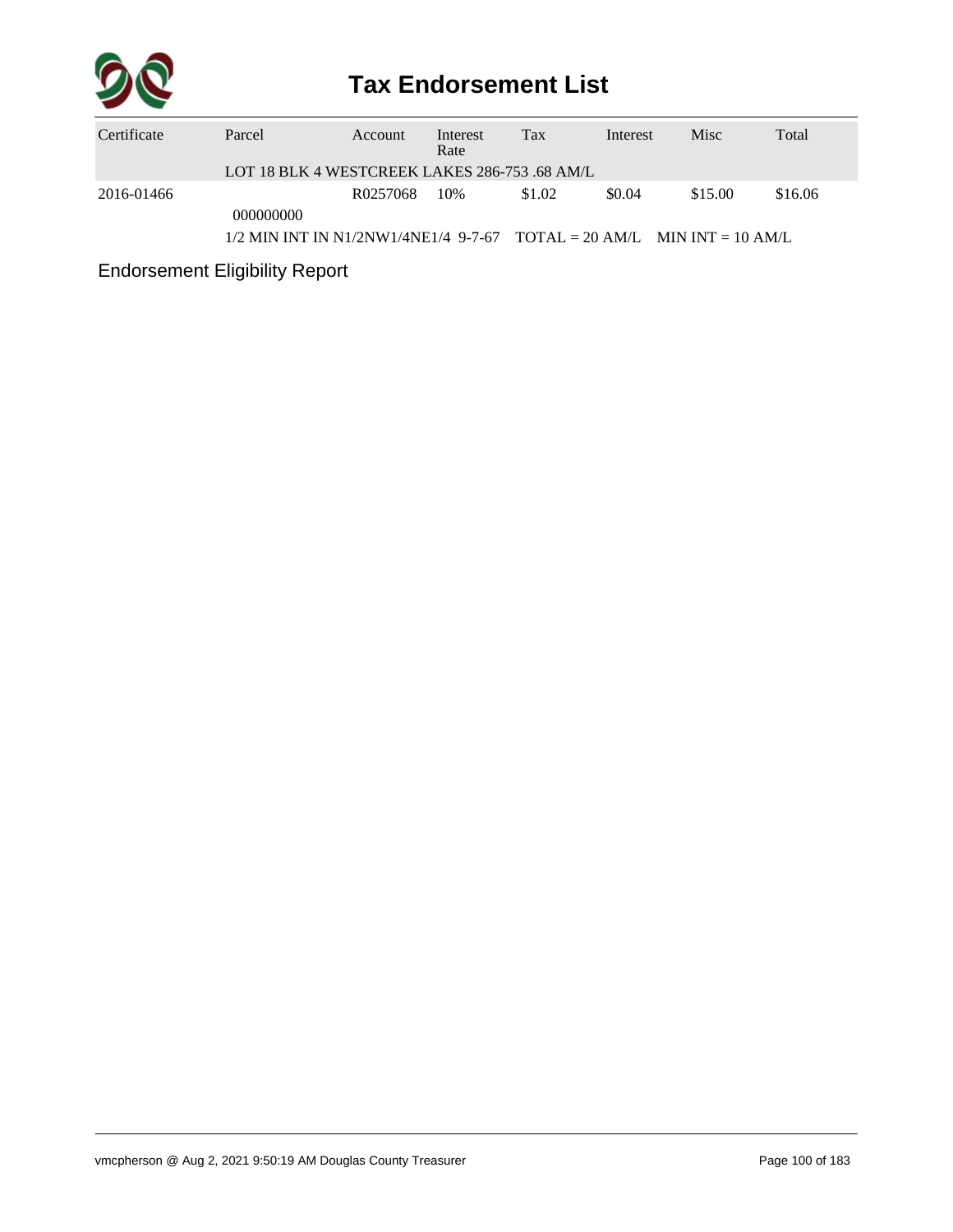# Tax Endorsement List

| Certificate | Parcel | Account | Interest Rate | Tax | Interest | Misc | Total |
|---|---|---|---|---|---|---|---|
| | LOT 18 BLK 4 WESTCREEK LAKES 286-753 .68 AM/L | | | | | | |
| 2016-01466 | 000000000 | R0257068 | 10% | $1.02 | $0.04 | $15.00 | $16.06 |
| | 1/2 MIN INT IN N1/2NW1/4NE1/4 9-7-67 TOTAL = 20 AM/L MIN INT = 10 AM/L | | | | | | |

Endorsement Eligibility Report

vmcpherson @ Aug 2, 2021 9:50:19 AM Douglas County Treasurer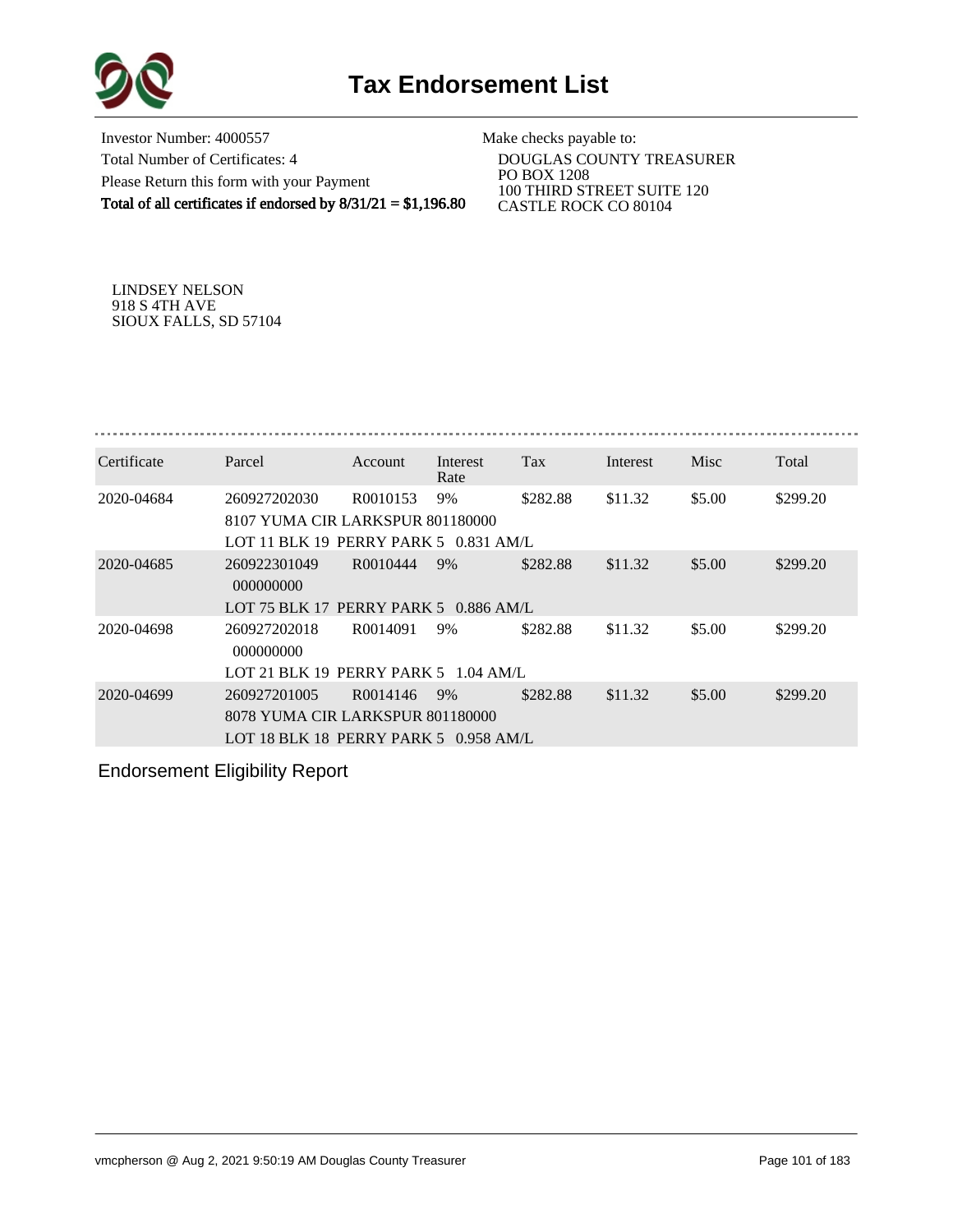# Tax Endorsement List

Investor Number: 4000557
Total Number of Certificates: 4
Please Return this form with your Payment
**Total of all certificates if endorsed by 8/31/21 = $1,196.80**

Make checks payable to:
DOUGLAS COUNTY TREASURER
PO BOX 1208
100 THIRD STREET SUITE 120
CASTLE ROCK CO 80104

LINDSEY NELSON
918 S 4TH AVE
SIOUX FALLS, SD 57104

| Certificate | Parcel | Account | Interest Rate | Tax | Interest | Misc | Total |
|---|---|---|---|---|---|---|---|
| 2020-04684 | 260927202030 | R0010153 | 9% | $282.88 | $11.32 | $5.00 | $299.20 |
| | 8107 YUMA CIR LARKSPUR 801180000 | | | | | | |
| | LOT 11 BLK 19 PERRY PARK 5 0.831 AM/L | | | | | | |
| 2020-04685 | 260922301049 | R0010444 | 9% | $282.88 | $11.32 | $5.00 | $299.20 |
| | 000000000 | | | | | | |
| | LOT 75 BLK 17 PERRY PARK 5 0.886 AM/L | | | | | | |
| 2020-04698 | 260927202018 | R0014091 | 9% | $282.88 | $11.32 | $5.00 | $299.20 |
| | 000000000 | | | | | | |
| | LOT 21 BLK 19 PERRY PARK 5 1.04 AM/L | | | | | | |
| 2020-04699 | 260927201005 | R0014146 | 9% | $282.88 | $11.32 | $5.00 | $299.20 |
| | 8078 YUMA CIR LARKSPUR 801180000 | | | | | | |
| | LOT 18 BLK 18 PERRY PARK 5 0.958 AM/L | | | | | | |

Endorsement Eligibility Report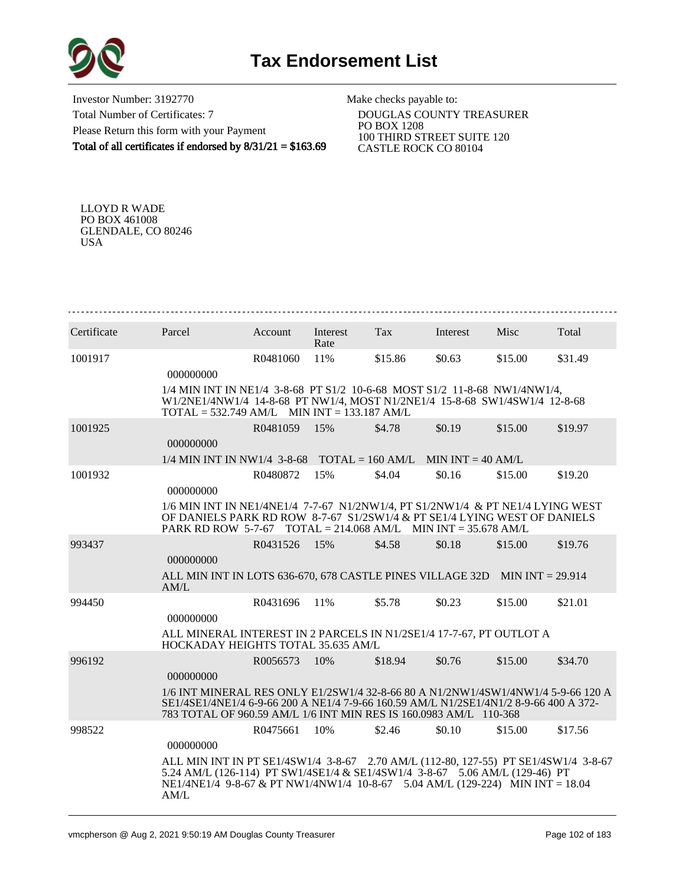# Tax Endorsement List

Investor Number: 3192770
Total Number of Certificates: 7
Please Return this form with your Payment
**Total of all certificates if endorsed by 8/31/21 = $163.69**

Make checks payable to:
DOUGLAS COUNTY TREASURER
PO BOX 1208
100 THIRD STREET SUITE 120
CASTLE ROCK CO 80104

LLOYD R WADE
PO BOX 461008
GLENDALE, CO 80246
USA

| Certificate | Parcel | Account | Interest Rate | Tax | Interest | Misc | Total |
|---|---|---|---|---|---|---|---|
| 1001917 | 000000000 | R0481060 | 11% | $15.86 | $0.63 | $15.00 | $31.49 |
| | 1/4 MIN INT IN NE1/4 3-8-68 PT S1/2 10-6-68 MOST S1/2 11-8-68 NW1/4NW1/4, W1/2NE1/4NW1/4 14-8-68 PT NW1/4, MOST N1/2NE1/4 15-8-68 SW1/4SW1/4 12-8-68 TOTAL = 532.749 AM/L MIN INT = 133.187 AM/L | | | | | | |
| 1001925 | 000000000 | R0481059 | 15% | $4.78 | $0.19 | $15.00 | $19.97 |
| | 1/4 MIN INT IN NW1/4 3-8-68 TOTAL = 160 AM/L MIN INT = 40 AM/L | | | | | | |
| 1001932 | 000000000 | R0480872 | 15% | $4.04 | $0.16 | $15.00 | $19.20 |
| | 1/6 MIN INT IN NE1/4NE1/4 7-7-67 N1/2NW1/4, PT S1/2NW1/4 & PT NE1/4 LYING WEST OF DANIELS PARK RD ROW 8-7-67 S1/2SW1/4 & PT SE1/4 LYING WEST OF DANIELS PARK RD ROW 5-7-67 TOTAL = 214.068 AM/L MIN INT = 35.678 AM/L | | | | | | |
| 993437 | 000000000 | R0431526 | 15% | $4.58 | $0.18 | $15.00 | $19.76 |
| | ALL MIN INT IN LOTS 636-670, 678 CASTLE PINES VILLAGE 32D MIN INT = 29.914 AM/L | | | | | | |
| 994450 | 000000000 | R0431696 | 11% | $5.78 | $0.23 | $15.00 | $21.01 |
| | ALL MINERAL INTEREST IN 2 PARCELS IN N1/2SE1/4 17-7-67, PT OUTLOT A HOCKADAY HEIGHTS TOTAL 35.635 AM/L | | | | | | |
| 996192 | 000000000 | R0056573 | 10% | $18.94 | $0.76 | $15.00 | $34.70 |
| | 1/6 INT MINERAL RES ONLY E1/2SW1/4 32-8-66 80 A N1/2NW1/4SW1/4NW1/4 5-9-66 120 A SE1/4SE1/4NE1/4 6-9-66 200 A NE1/4 7-9-66 160.59 AM/L N1/2SE1/4N1/2 8-9-66 400 A 372-783 TOTAL OF 960.59 AM/L 1/6 INT MIN RES IS 160.0983 AM/L 110-368 | | | | | | |
| 998522 | 000000000 | R0475661 | 10% | $2.46 | $0.10 | $15.00 | $17.56 |
| | ALL MIN INT IN PT SE1/4SW1/4 3-8-67 2.70 AM/L (112-80, 127-55) PT SE1/4SW1/4 3-8-67 5.24 AM/L (126-114) PT SW1/4SE1/4 & SE1/4SW1/4 3-8-67 5.06 AM/L (129-46) PT NE1/4NE1/4 9-8-67 & PT NW1/4NW1/4 10-8-67 5.04 AM/L (129-224) MIN INT = 18.04 AM/L | | | | | | |

vmcpherson @ Aug 2, 2021 9:50:19 AM Douglas County Treasurer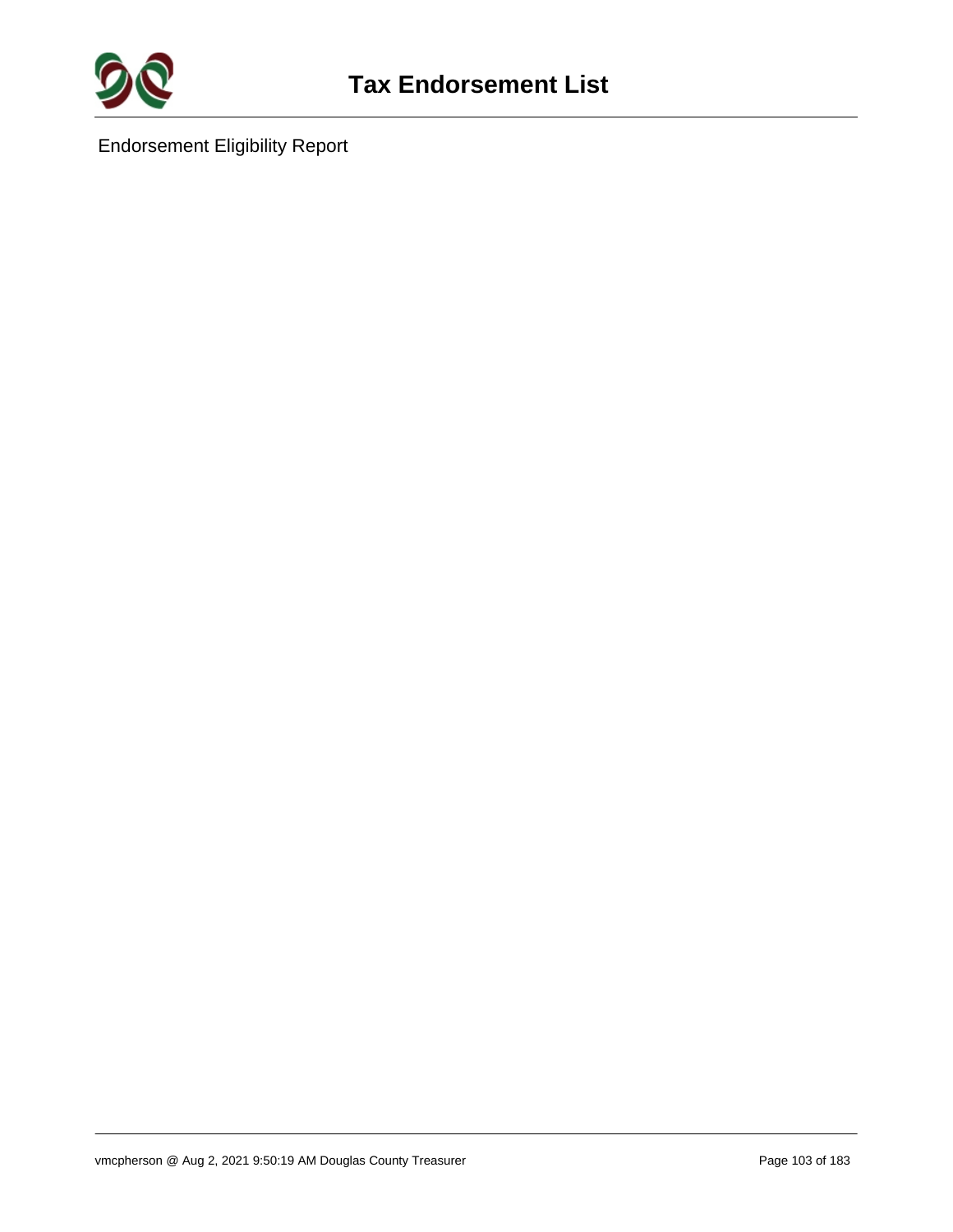# Tax Endorsement List

Endorsement Eligibility Report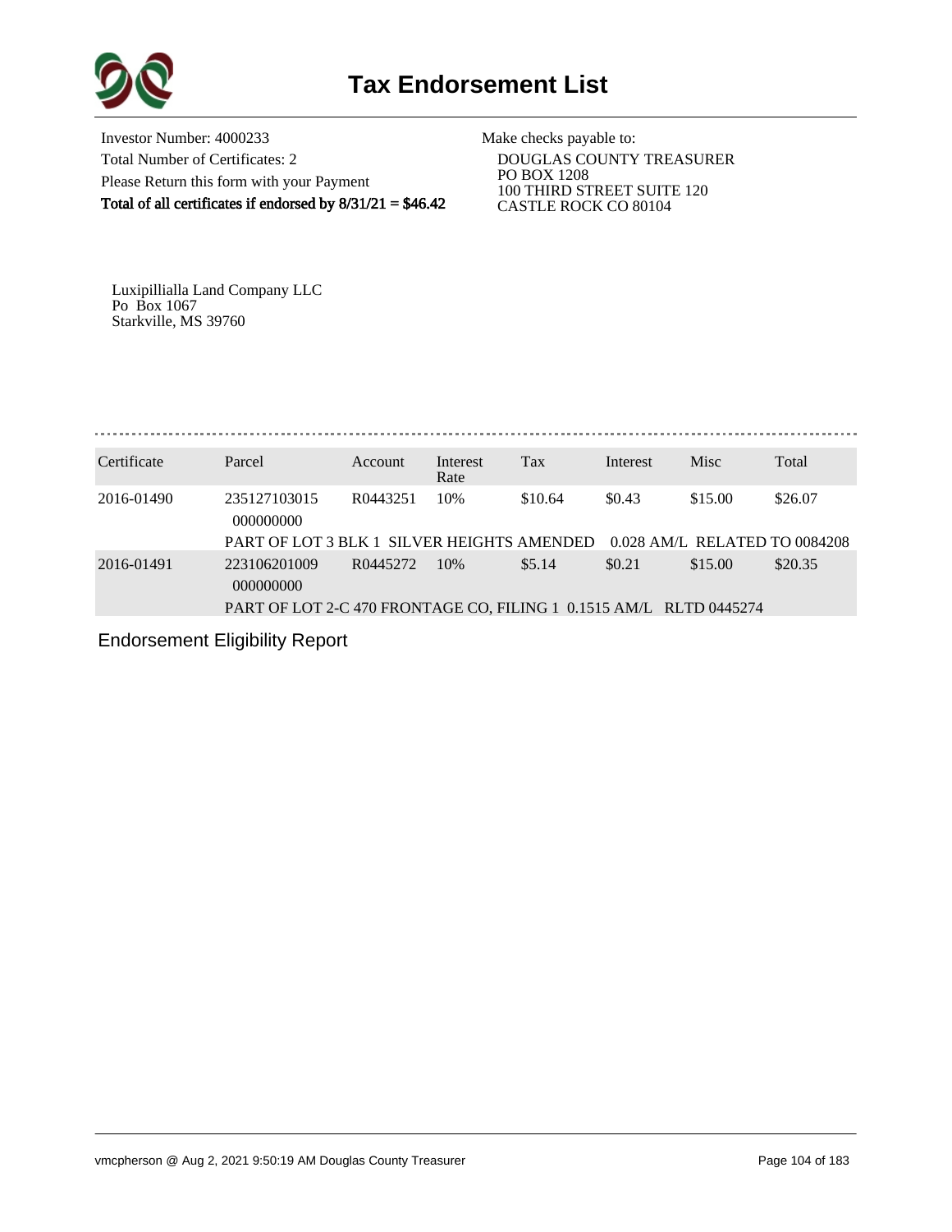# Tax Endorsement List

Investor Number: 4000233
Total Number of Certificates: 2
Please Return this form with your Payment
**Total of all certificates if endorsed by 8/31/21 = $46.42**

Make checks payable to:
DOUGLAS COUNTY TREASURER
PO BOX 1208
100 THIRD STREET SUITE 120
CASTLE ROCK CO 80104

Luxipillialla Land Company LLC
Po Box 1067
Starkville, MS 39760

| Certificate | Parcel | Account | Interest Rate | Tax | Interest | Misc | Total |
|---|---|---|---|---|---|---|---|
| 2016-01490 | 235127103015 000000000 | R0443251 | 10% | $10.64 | $0.43 | $15.00 | $26.07 |
| | PART OF LOT 3 BLK 1 SILVER HEIGHTS AMENDED 0.028 AM/L RELATED TO 0084208 | | | | | | |
| 2016-01491 | 223106201009 000000000 | R0445272 | 10% | $5.14 | $0.21 | $15.00 | $20.35 |
| | PART OF LOT 2-C 470 FRONTAGE CO, FILING 1 0.1515 AM/L RLTD 0445274 | | | | | | |

Endorsement Eligibility Report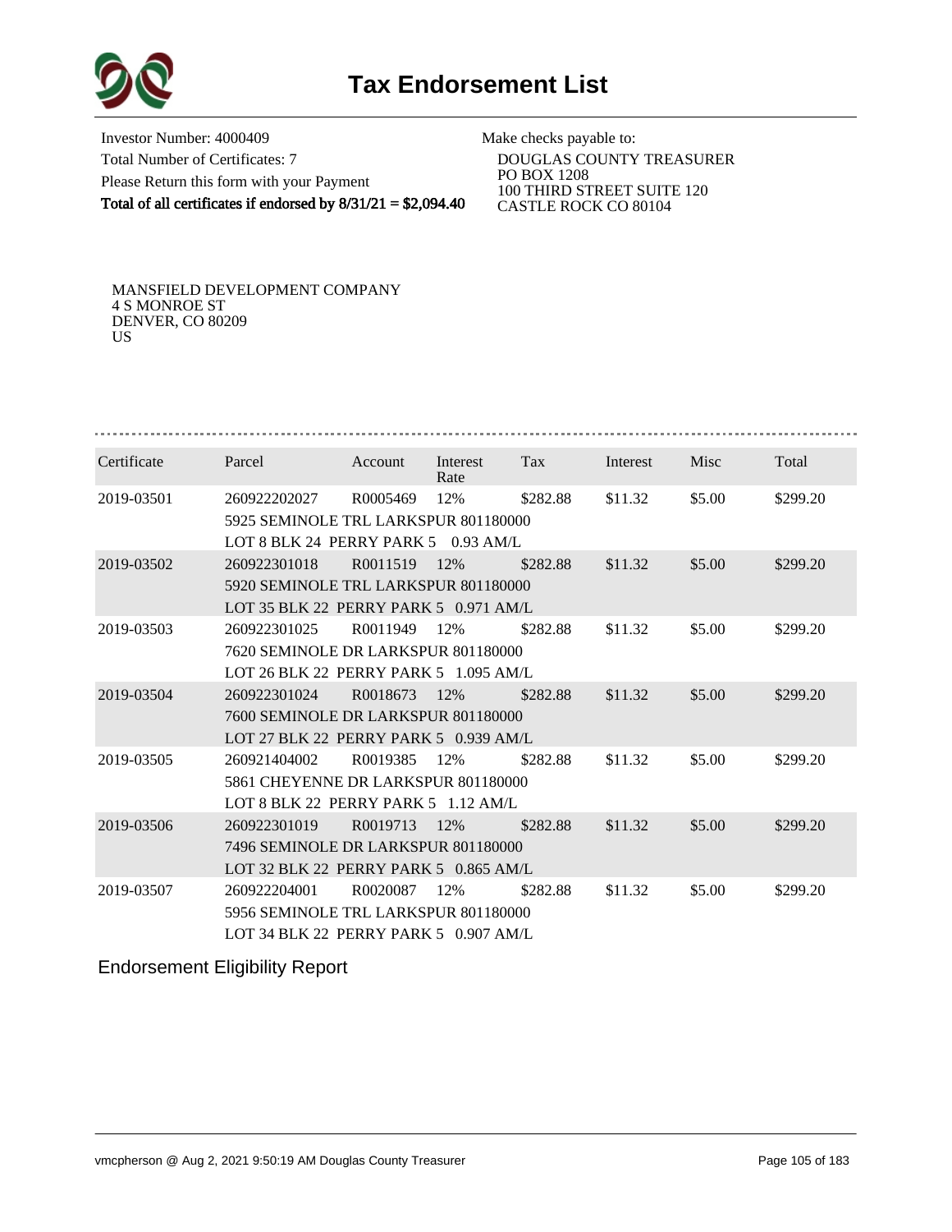# Tax Endorsement List

Investor Number: 4000409
Total Number of Certificates: 7
Please Return this form with your Payment
**Total of all certificates if endorsed by 8/31/21 = $2,094.40**

Make checks payable to:
DOUGLAS COUNTY TREASURER
PO BOX 1208
100 THIRD STREET SUITE 120
CASTLE ROCK CO 80104

MANSFIELD DEVELOPMENT COMPANY
4 S MONROE ST
DENVER, CO 80209
US

| Certificate | Parcel | Account | Interest Rate | Tax | Interest | Misc | Total |
|---|---|---|---|---|---|---|---|
| 2019-03501 | 260922202027<br>5925 SEMINOLE TRL LARKSPUR 801180000<br>LOT 8 BLK 24 PERRY PARK 5 0.93 AM/L | R0005469 | 12% | $282.88 | $11.32 | $5.00 | $299.20 |
| 2019-03502 | 260922301018<br>5920 SEMINOLE TRL LARKSPUR 801180000<br>LOT 35 BLK 22 PERRY PARK 5 0.971 AM/L | R0011519 | 12% | $282.88 | $11.32 | $5.00 | $299.20 |
| 2019-03503 | 260922301025<br>7620 SEMINOLE DR LARKSPUR 801180000<br>LOT 26 BLK 22 PERRY PARK 5 1.095 AM/L | R0011949 | 12% | $282.88 | $11.32 | $5.00 | $299.20 |
| 2019-03504 | 260922301024<br>7600 SEMINOLE DR LARKSPUR 801180000<br>LOT 27 BLK 22 PERRY PARK 5 0.939 AM/L | R0018673 | 12% | $282.88 | $11.32 | $5.00 | $299.20 |
| 2019-03505 | 260921404002<br>5861 CHEYENNE DR LARKSPUR 801180000<br>LOT 8 BLK 22 PERRY PARK 5 1.12 AM/L | R0019385 | 12% | $282.88 | $11.32 | $5.00 | $299.20 |
| 2019-03506 | 260922301019<br>7496 SEMINOLE DR LARKSPUR 801180000<br>LOT 32 BLK 22 PERRY PARK 5 0.865 AM/L | R0019713 | 12% | $282.88 | $11.32 | $5.00 | $299.20 |
| 2019-03507 | 260922204001<br>5956 SEMINOLE TRL LARKSPUR 801180000<br>LOT 34 BLK 22 PERRY PARK 5 0.907 AM/L | R0020087 | 12% | $282.88 | $11.32 | $5.00 | $299.20 |

Endorsement Eligibility Report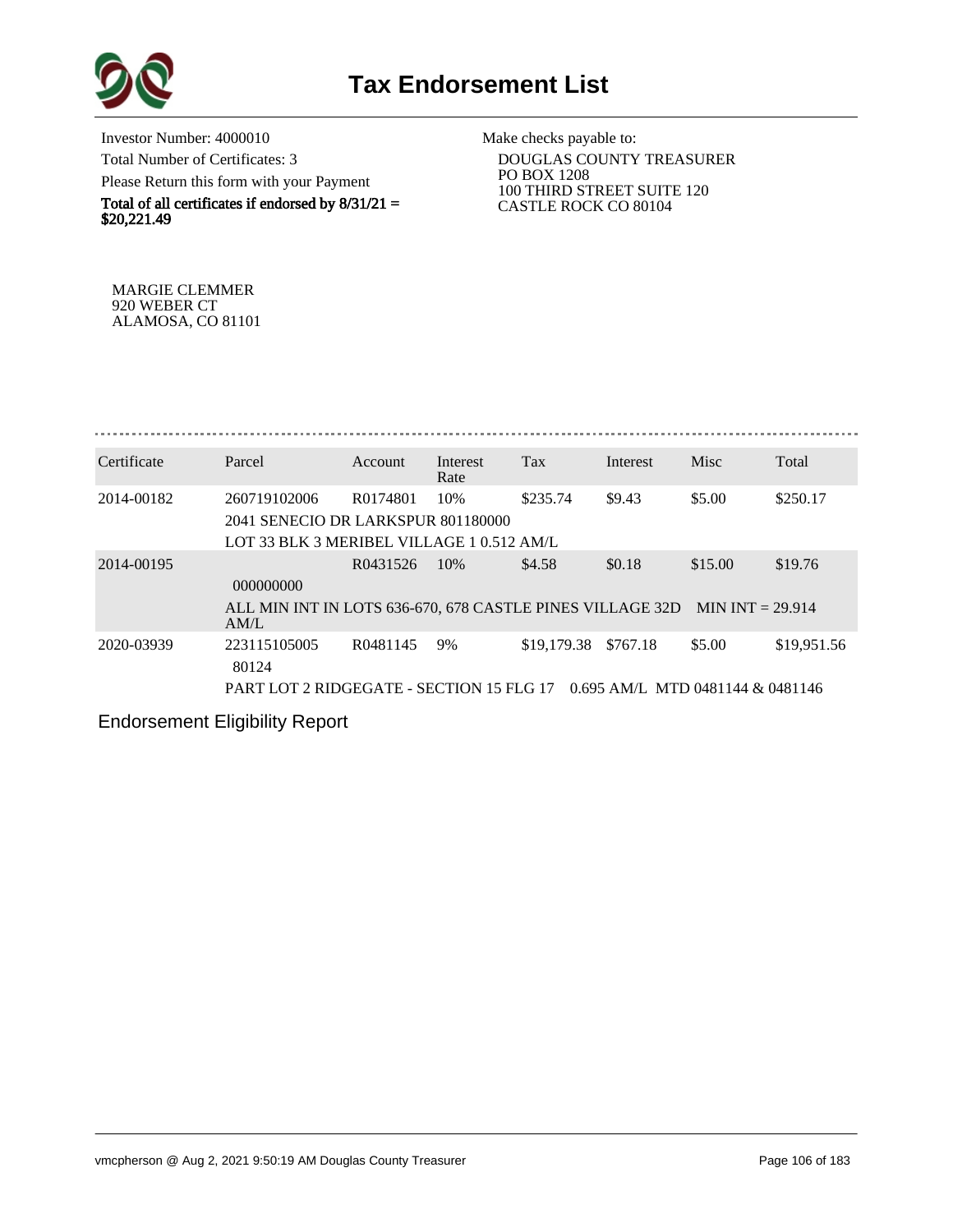# Tax Endorsement List

Investor Number: 4000010

Total Number of Certificates: 3

Please Return this form with your Payment

**Total of all certificates if endorsed by 8/31/21 = $20,221.49**

Make checks payable to:

DOUGLAS COUNTY TREASURER
PO BOX 1208
100 THIRD STREET SUITE 120
CASTLE ROCK CO 80104

MARGIE CLEMMER
920 WEBER CT
ALAMOSA, CO 81101

| Certificate | Parcel | Account | Interest Rate | Tax | Interest | Misc | Total |
|---|---|---|---|---|---|---|---|
| 2014-00182 | 260719102006 | R0174801 | 10% | $235.74 | $9.43 | $5.00 | $250.17 |
| | 2041 SENECIO DR LARKSPUR 801180000 | | | | | | |
| | LOT 33 BLK 3 MERIBEL VILLAGE 1 0.512 AM/L | | | | | | |
| 2014-00195 | | R0431526 | 10% | $4.58 | $0.18 | $15.00 | $19.76 |
| | 000000000 | | | | | | |
| | ALL MIN INT IN LOTS 636-670, 678 CASTLE PINES VILLAGE 32D AM/L | | | | | MIN INT = 29.914 | |
| 2020-03939 | 223115105005 | R0481145 | 9% | $19,179.38 | $767.18 | $5.00 | $19,951.56 |
| | 80124 | | | | | | |
| | PART LOT 2 RIDGEGATE - SECTION 15 FLG 17 0.695 AM/L MTD 0481144 & 0481146 | | | | | | |

Endorsement Eligibility Report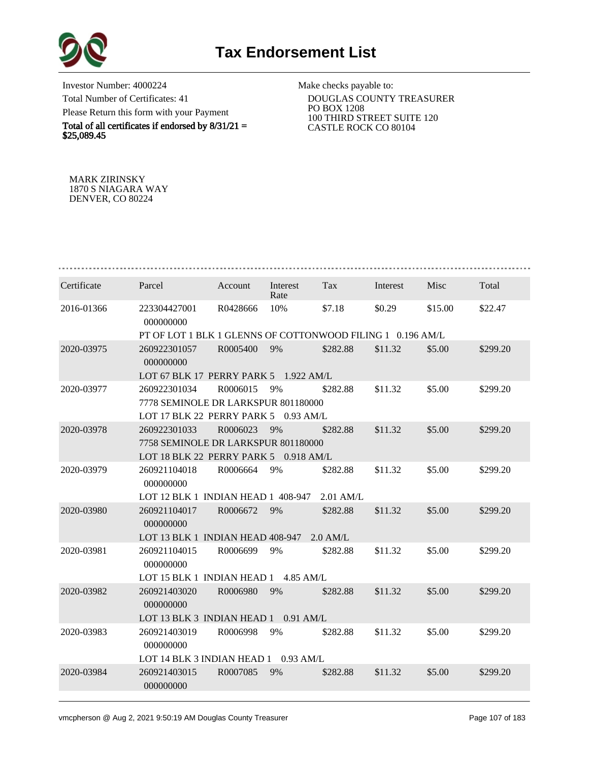# Tax Endorsement List

Investor Number: 4000224
Total Number of Certificates: 41
Please Return this form with your Payment
**Total of all certificates if endorsed by 8/31/21 = $25,089.45**

Make checks payable to:
DOUGLAS COUNTY TREASURER
PO BOX 1208
100 THIRD STREET SUITE 120
CASTLE ROCK CO 80104

MARK ZIRINSKY
1870 S NIAGARA WAY
DENVER, CO 80224

| Certificate | Parcel | Account | Interest Rate | Tax | Interest | Misc | Total |
|---|---|---|---|---|---|---|---|
| 2016-01366 | 223304427001 000000000 | R0428666 | 10% | $7.18 | $0.29 | $15.00 | $22.47 |
| | PT OF LOT 1 BLK 1 GLENNS OF COTTONWOOD FILING 1 0.196 AM/L | | | | | | |
| 2020-03975 | 260922301057 000000000 | R0005400 | 9% | $282.88 | $11.32 | $5.00 | $299.20 |
| | LOT 67 BLK 17 PERRY PARK 5 1.922 AM/L | | | | | | |
| 2020-03977 | 260922301034 | R0006015 | 9% | $282.88 | $11.32 | $5.00 | $299.20 |
| | 7778 SEMINOLE DR LARKSPUR 801180000 LOT 17 BLK 22 PERRY PARK 5 0.93 AM/L | | | | | | |
| 2020-03978 | 260922301033 | R0006023 | 9% | $282.88 | $11.32 | $5.00 | $299.20 |
| | 7758 SEMINOLE DR LARKSPUR 801180000 LOT 18 BLK 22 PERRY PARK 5 0.918 AM/L | | | | | | |
| 2020-03979 | 260921104018 000000000 | R0006664 | 9% | $282.88 | $11.32 | $5.00 | $299.20 |
| | LOT 12 BLK 1 INDIAN HEAD 1 408-947 2.01 AM/L | | | | | | |
| 2020-03980 | 260921104017 000000000 | R0006672 | 9% | $282.88 | $11.32 | $5.00 | $299.20 |
| | LOT 13 BLK 1 INDIAN HEAD 408-947 2.0 AM/L | | | | | | |
| 2020-03981 | 260921104015 000000000 | R0006699 | 9% | $282.88 | $11.32 | $5.00 | $299.20 |
| | LOT 15 BLK 1 INDIAN HEAD 1 4.85 AM/L | | | | | | |
| 2020-03982 | 260921403020 000000000 | R0006980 | 9% | $282.88 | $11.32 | $5.00 | $299.20 |
| | LOT 13 BLK 3 INDIAN HEAD 1 0.91 AM/L | | | | | | |
| 2020-03983 | 260921403019 000000000 | R0006998 | 9% | $282.88 | $11.32 | $5.00 | $299.20 |
| | LOT 14 BLK 3 INDIAN HEAD 1 0.93 AM/L | | | | | | |
| 2020-03984 | 260921403015 000000000 | R0007085 | 9% | $282.88 | $11.32 | $5.00 | $299.20 |

vmcpherson @ Aug 2, 2021 9:50:19 AM Douglas County Treasurer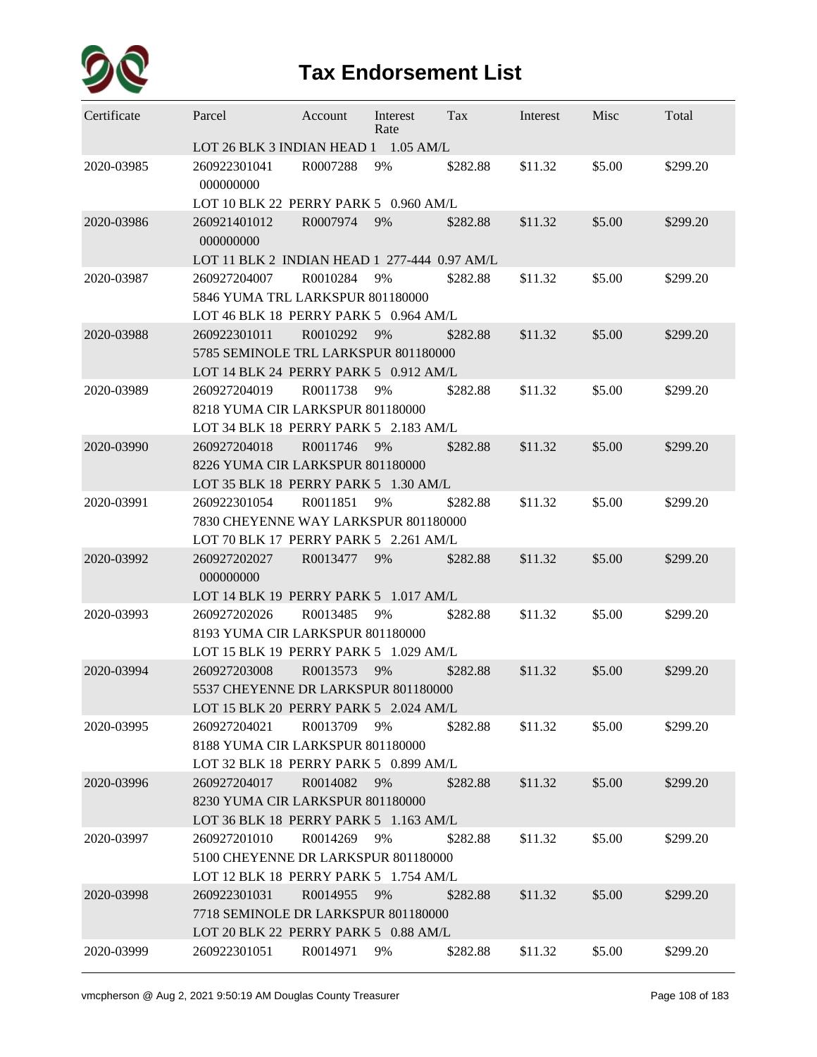# Tax Endorsement List

| Certificate | Parcel | Account | Interest Rate | Tax | Interest | Misc | Total |
|---|---|---|---|---|---|---|---|
| | LOT 26 BLK 3 INDIAN HEAD 1 1.05 AM/L | | | | | | |
| 2020-03985 | 260922301041 000000000 LOT 10 BLK 22 PERRY PARK 5 0.960 AM/L | R0007288 | 9% | $282.88 | $11.32 | $5.00 | $299.20 |
| 2020-03986 | 260921401012 000000000 LOT 11 BLK 2 INDIAN HEAD 1 277-444 0.97 AM/L | R0007974 | 9% | $282.88 | $11.32 | $5.00 | $299.20 |
| 2020-03987 | 260927204007 5846 YUMA TRL LARKSPUR 801180000 LOT 46 BLK 18 PERRY PARK 5 0.964 AM/L | R0010284 | 9% | $282.88 | $11.32 | $5.00 | $299.20 |
| 2020-03988 | 260922301011 5785 SEMINOLE TRL LARKSPUR 801180000 LOT 14 BLK 24 PERRY PARK 5 0.912 AM/L | R0010292 | 9% | $282.88 | $11.32 | $5.00 | $299.20 |
| 2020-03989 | 260927204019 8218 YUMA CIR LARKSPUR 801180000 LOT 34 BLK 18 PERRY PARK 5 2.183 AM/L | R0011738 | 9% | $282.88 | $11.32 | $5.00 | $299.20 |
| 2020-03990 | 260927204018 8226 YUMA CIR LARKSPUR 801180000 LOT 35 BLK 18 PERRY PARK 5 1.30 AM/L | R0011746 | 9% | $282.88 | $11.32 | $5.00 | $299.20 |
| 2020-03991 | 260922301054 7830 CHEYENNE WAY LARKSPUR 801180000 LOT 70 BLK 17 PERRY PARK 5 2.261 AM/L | R0011851 | 9% | $282.88 | $11.32 | $5.00 | $299.20 |
| 2020-03992 | 260927202027 000000000 LOT 14 BLK 19 PERRY PARK 5 1.017 AM/L | R0013477 | 9% | $282.88 | $11.32 | $5.00 | $299.20 |
| 2020-03993 | 260927202026 8193 YUMA CIR LARKSPUR 801180000 LOT 15 BLK 19 PERRY PARK 5 1.029 AM/L | R0013485 | 9% | $282.88 | $11.32 | $5.00 | $299.20 |
| 2020-03994 | 260927203008 5537 CHEYENNE DR LARKSPUR 801180000 LOT 15 BLK 20 PERRY PARK 5 2.024 AM/L | R0013573 | 9% | $282.88 | $11.32 | $5.00 | $299.20 |
| 2020-03995 | 260927204021 8188 YUMA CIR LARKSPUR 801180000 LOT 32 BLK 18 PERRY PARK 5 0.899 AM/L | R0013709 | 9% | $282.88 | $11.32 | $5.00 | $299.20 |
| 2020-03996 | 260927204017 8230 YUMA CIR LARKSPUR 801180000 LOT 36 BLK 18 PERRY PARK 5 1.163 AM/L | R0014082 | 9% | $282.88 | $11.32 | $5.00 | $299.20 |
| 2020-03997 | 260927201010 5100 CHEYENNE DR LARKSPUR 801180000 LOT 12 BLK 18 PERRY PARK 5 1.754 AM/L | R0014269 | 9% | $282.88 | $11.32 | $5.00 | $299.20 |
| 2020-03998 | 260922301031 7718 SEMINOLE DR LARKSPUR 801180000 LOT 20 BLK 22 PERRY PARK 5 0.88 AM/L | R0014955 | 9% | $282.88 | $11.32 | $5.00 | $299.20 |
| 2020-03999 | 260922301051 | R0014971 | 9% | $282.88 | $11.32 | $5.00 | $299.20 |

vmcpherson @ Aug 2, 2021 9:50:19 AM Douglas County Treasurer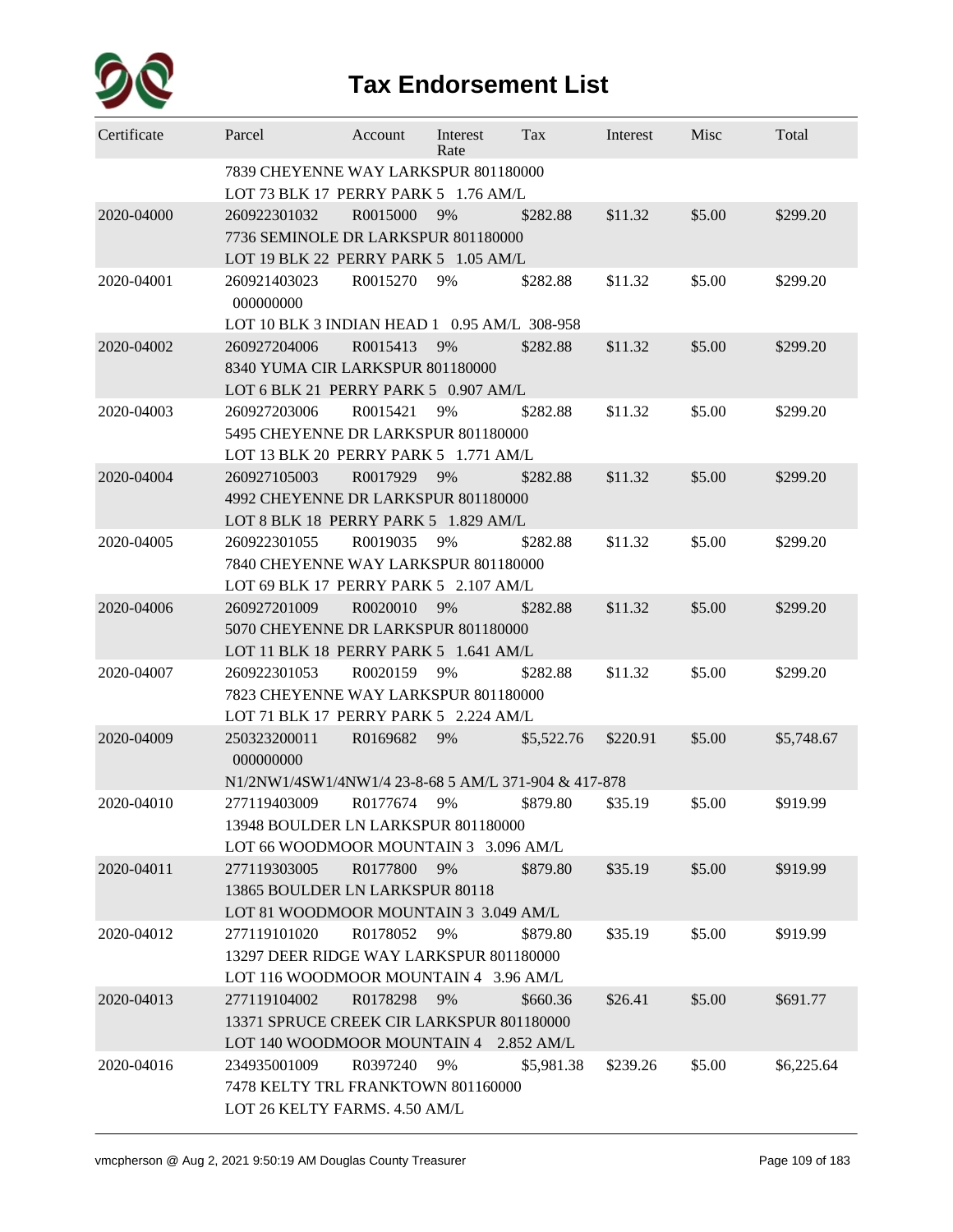# Tax Endorsement List

| Certificate | Parcel | Account | Interest Rate | Tax | Interest | Misc | Total |
|---|---|---|---|---|---|---|---|
| | 7839 CHEYENNE WAY LARKSPUR 801180000<br>LOT 73 BLK 17 PERRY PARK 5 1.76 AM/L | | | | | | |
| 2020-04000 | 260922301032<br>7736 SEMINOLE DR LARKSPUR 801180000<br>LOT 19 BLK 22 PERRY PARK 5 1.05 AM/L | R0015000 | 9% | $282.88 | $11.32 | $5.00 | $299.20 |
| 2020-04001 | 260921403023<br>000000000<br>LOT 10 BLK 3 INDIAN HEAD 1 0.95 AM/L 308-958 | R0015270 | 9% | $282.88 | $11.32 | $5.00 | $299.20 |
| 2020-04002 | 260927204006<br>8340 YUMA CIR LARKSPUR 801180000<br>LOT 6 BLK 21 PERRY PARK 5 0.907 AM/L | R0015413 | 9% | $282.88 | $11.32 | $5.00 | $299.20 |
| 2020-04003 | 260927203006<br>5495 CHEYENNE DR LARKSPUR 801180000<br>LOT 13 BLK 20 PERRY PARK 5 1.771 AM/L | R0015421 | 9% | $282.88 | $11.32 | $5.00 | $299.20 |
| 2020-04004 | 260927105003<br>4992 CHEYENNE DR LARKSPUR 801180000<br>LOT 8 BLK 18 PERRY PARK 5 1.829 AM/L | R0017929 | 9% | $282.88 | $11.32 | $5.00 | $299.20 |
| 2020-04005 | 260922301055<br>7840 CHEYENNE WAY LARKSPUR 801180000<br>LOT 69 BLK 17 PERRY PARK 5 2.107 AM/L | R0019035 | 9% | $282.88 | $11.32 | $5.00 | $299.20 |
| 2020-04006 | 260927201009<br>5070 CHEYENNE DR LARKSPUR 801180000<br>LOT 11 BLK 18 PERRY PARK 5 1.641 AM/L | R0020010 | 9% | $282.88 | $11.32 | $5.00 | $299.20 |
| 2020-04007 | 260922301053<br>7823 CHEYENNE WAY LARKSPUR 801180000<br>LOT 71 BLK 17 PERRY PARK 5 2.224 AM/L | R0020159 | 9% | $282.88 | $11.32 | $5.00 | $299.20 |
| 2020-04009 | 250323200011<br>000000000<br>N1/2NW1/4SW1/4NW1/4 23-8-68 5 AM/L 371-904 & 417-878 | R0169682 | 9% | $5,522.76 | $220.91 | $5.00 | $5,748.67 |
| 2020-04010 | 277119403009<br>13948 BOULDER LN LARKSPUR 801180000<br>LOT 66 WOODMOOR MOUNTAIN 3 3.096 AM/L | R0177674 | 9% | $879.80 | $35.19 | $5.00 | $919.99 |
| 2020-04011 | 277119303005<br>13865 BOULDER LN LARKSPUR 80118<br>LOT 81 WOODMOOR MOUNTAIN 3 3.049 AM/L | R0177800 | 9% | $879.80 | $35.19 | $5.00 | $919.99 |
| 2020-04012 | 277119101020<br>13297 DEER RIDGE WAY LARKSPUR 801180000<br>LOT 116 WOODMOOR MOUNTAIN 4 3.96 AM/L | R0178052 | 9% | $879.80 | $35.19 | $5.00 | $919.99 |
| 2020-04013 | 277119104002<br>13371 SPRUCE CREEK CIR LARKSPUR 801180000<br>LOT 140 WOODMOOR MOUNTAIN 4 2.852 AM/L | R0178298 | 9% | $660.36 | $26.41 | $5.00 | $691.77 |
| 2020-04016 | 234935001009<br>7478 KELTY TRL FRANKTOWN 801160000<br>LOT 26 KELTY FARMS. 4.50 AM/L | R0397240 | 9% | $5,981.38 | $239.26 | $5.00 | $6,225.64 |

vmcpherson @ Aug 2, 2021 9:50:19 AM Douglas County Treasurer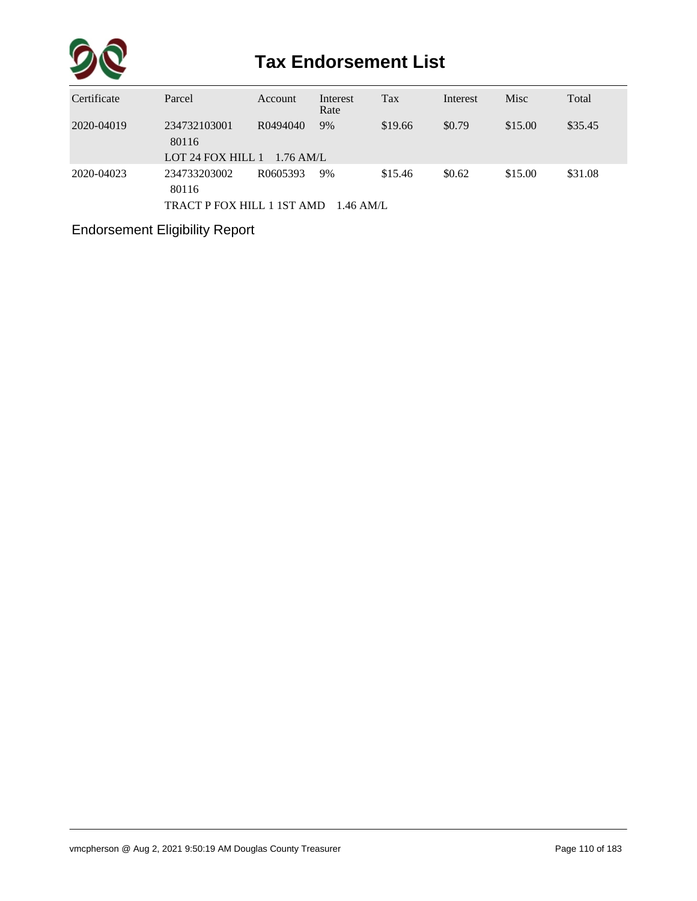# Tax Endorsement List

| Certificate | Parcel | Account | Interest Rate | Tax | Interest | Misc | Total |
|---|---|---|---|---|---|---|---|
| 2020-04019 | 234732103001 80116 | R0494040 | 9% | $19.66 | $0.79 | $15.00 | $35.45 |
| | LOT 24 FOX HILL 1 1.76 AM/L | | | | | | |
| 2020-04023 | 234733203002 80116 | R0605393 | 9% | $15.46 | $0.62 | $15.00 | $31.08 |
| | TRACT P FOX HILL 1 1ST AMD 1.46 AM/L | | | | | | |

Endorsement Eligibility Report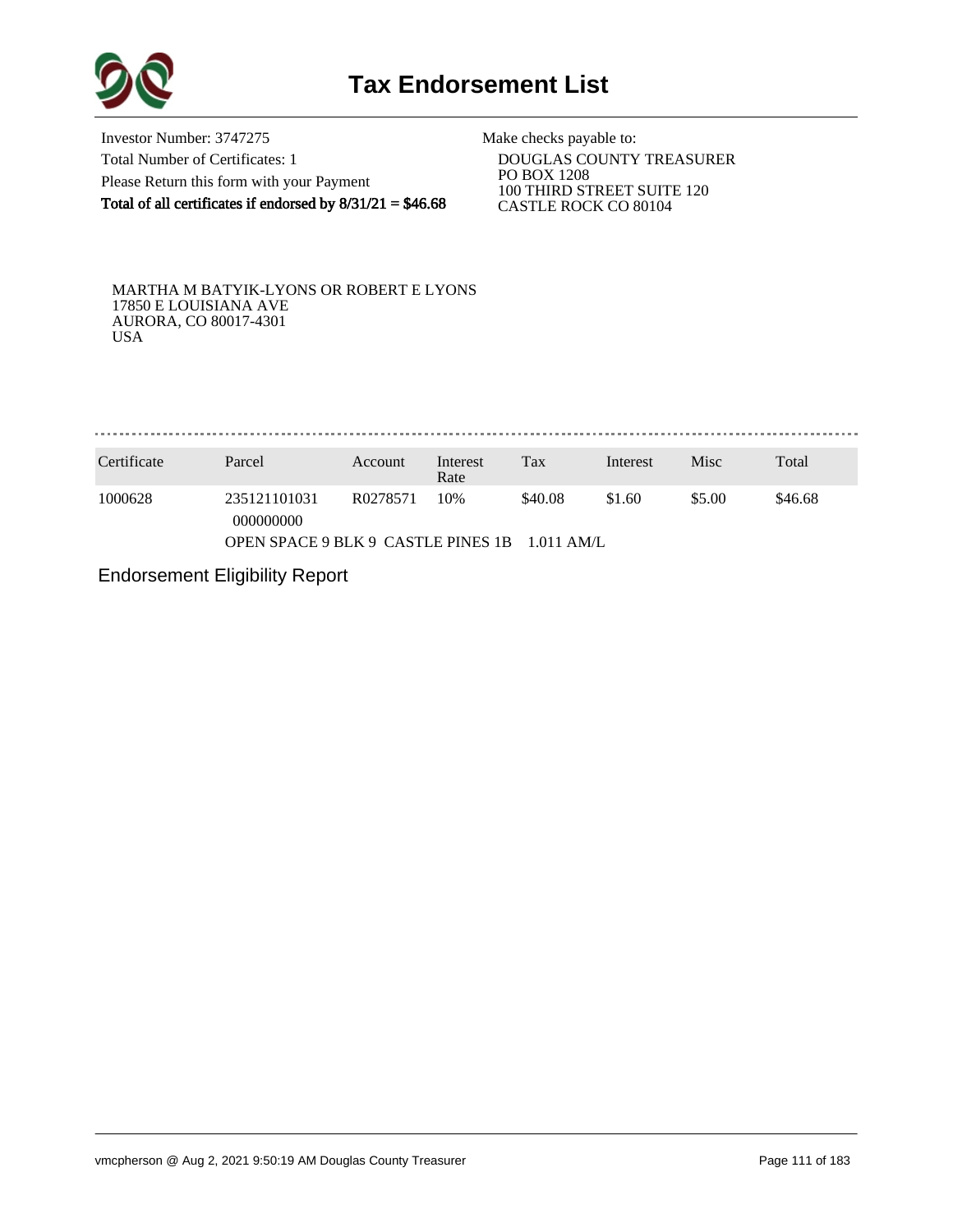# Tax Endorsement List

Investor Number: 3747275
Total Number of Certificates: 1
Please Return this form with your Payment
**Total of all certificates if endorsed by 8/31/21 = $46.68**

Make checks payable to:
DOUGLAS COUNTY TREASURER
PO BOX 1208
100 THIRD STREET SUITE 120
CASTLE ROCK CO 80104

MARTHA M BATYIK-LYONS OR ROBERT E LYONS
17850 E LOUISIANA AVE
AURORA, CO 80017-4301
USA

| Certificate | Parcel | Account | Interest Rate | Tax | Interest | Misc | Total |
|---|---|---|---|---|---|---|---|
| 1000628 | 235121101031 000000000 | R0278571 | 10% | $40.08 | $1.60 | $5.00 | $46.68 |
| | OPEN SPACE 9 BLK 9 CASTLE PINES 1B 1.011 AM/L | | | | | | |

Endorsement Eligibility Report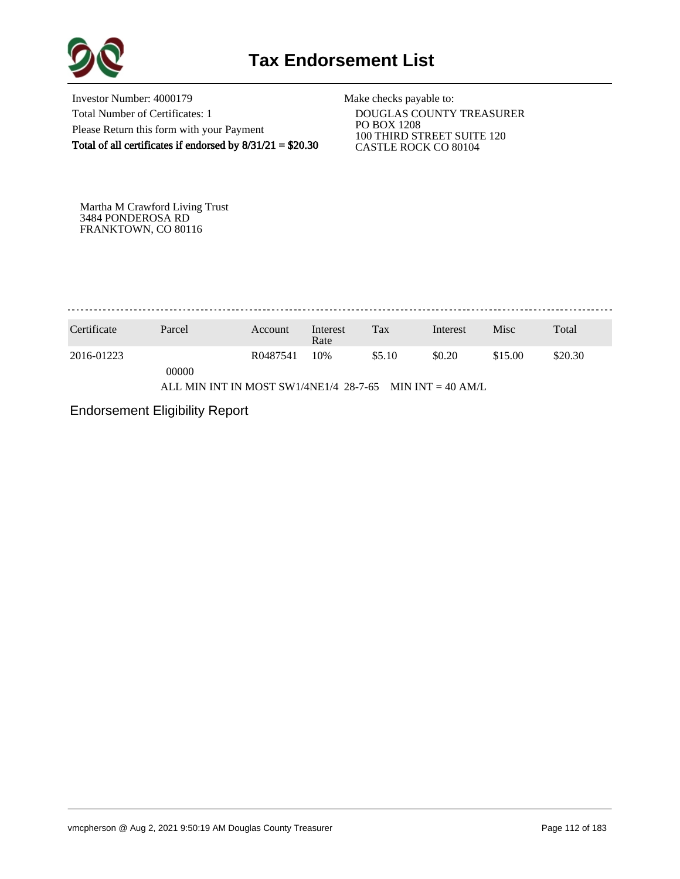# Tax Endorsement List

Investor Number: 4000179
Total Number of Certificates: 1
Please Return this form with your Payment
**Total of all certificates if endorsed by 8/31/21 = $20.30**

Make checks payable to:
DOUGLAS COUNTY TREASURER
PO BOX 1208
100 THIRD STREET SUITE 120
CASTLE ROCK CO 80104

Martha M Crawford Living Trust
3484 PONDEROSA RD
FRANKTOWN, CO 80116

| Certificate | Parcel | Account | Interest Rate | Tax | Interest | Misc | Total |
|---|---|---|---|---|---|---|---|
| 2016-01223 | 00000 | R0487541 | 10% | $5.10 | $0.20 | $15.00 | $20.30 |

ALL MIN INT IN MOST SW1/4NE1/4 28-7-65 MIN INT = 40 AM/L

Endorsement Eligibility Report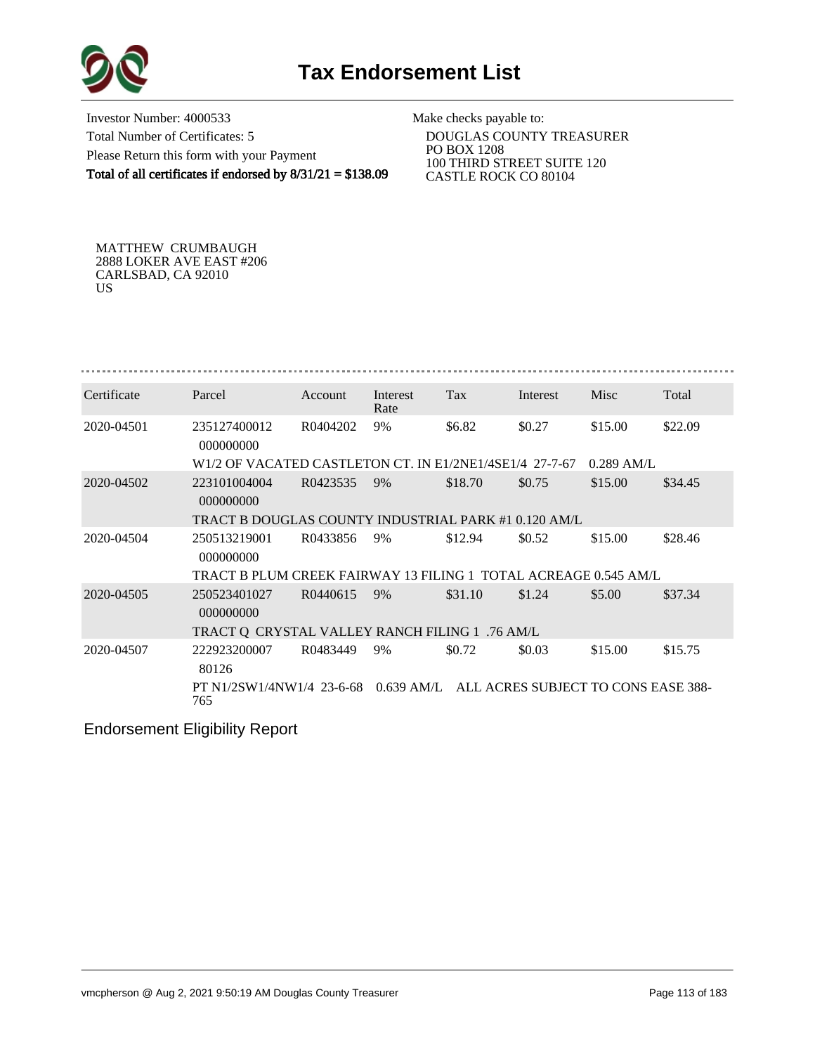# Tax Endorsement List

Investor Number: 4000533
Total Number of Certificates: 5
Please Return this form with your Payment
**Total of all certificates if endorsed by 8/31/21 = $138.09**

Make checks payable to:
DOUGLAS COUNTY TREASURER
PO BOX 1208
100 THIRD STREET SUITE 120
CASTLE ROCK CO 80104

MATTHEW CRUMBAUGH
2888 LOKER AVE EAST #206
CARLSBAD, CA 92010
US

| Certificate | Parcel | Account | Interest Rate | Tax | Interest | Misc | Total |
|---|---|---|---|---|---|---|---|
| 2020-04501 | 235127400012 000000000 | R0404202 | 9% | $6.82 | $0.27 | $15.00 | $22.09 |
| | W1/2 OF VACATED CASTLETON CT. IN E1/2NE1/4SE1/4 27-7-67 0.289 AM/L | | | | | | |
| 2020-04502 | 223101004004 000000000 | R0423535 | 9% | $18.70 | $0.75 | $15.00 | $34.45 |
| | TRACT B DOUGLAS COUNTY INDUSTRIAL PARK #1 0.120 AM/L | | | | | | |
| 2020-04504 | 250513219001 000000000 | R0433856 | 9% | $12.94 | $0.52 | $15.00 | $28.46 |
| | TRACT B PLUM CREEK FAIRWAY 13 FILING 1 TOTAL ACREAGE 0.545 AM/L | | | | | | |
| 2020-04505 | 250523401027 000000000 | R0440615 | 9% | $31.10 | $1.24 | $5.00 | $37.34 |
| | TRACT Q CRYSTAL VALLEY RANCH FILING 1 .76 AM/L | | | | | | |
| 2020-04507 | 222923200007 80126 | R0483449 | 9% | $0.72 | $0.03 | $15.00 | $15.75 |
| | PT N1/2SW1/4NW1/4 23-6-68 0.639 AM/L ALL ACRES SUBJECT TO CONS EASE 388-765 | | | | | | |

## Endorsement Eligibility Report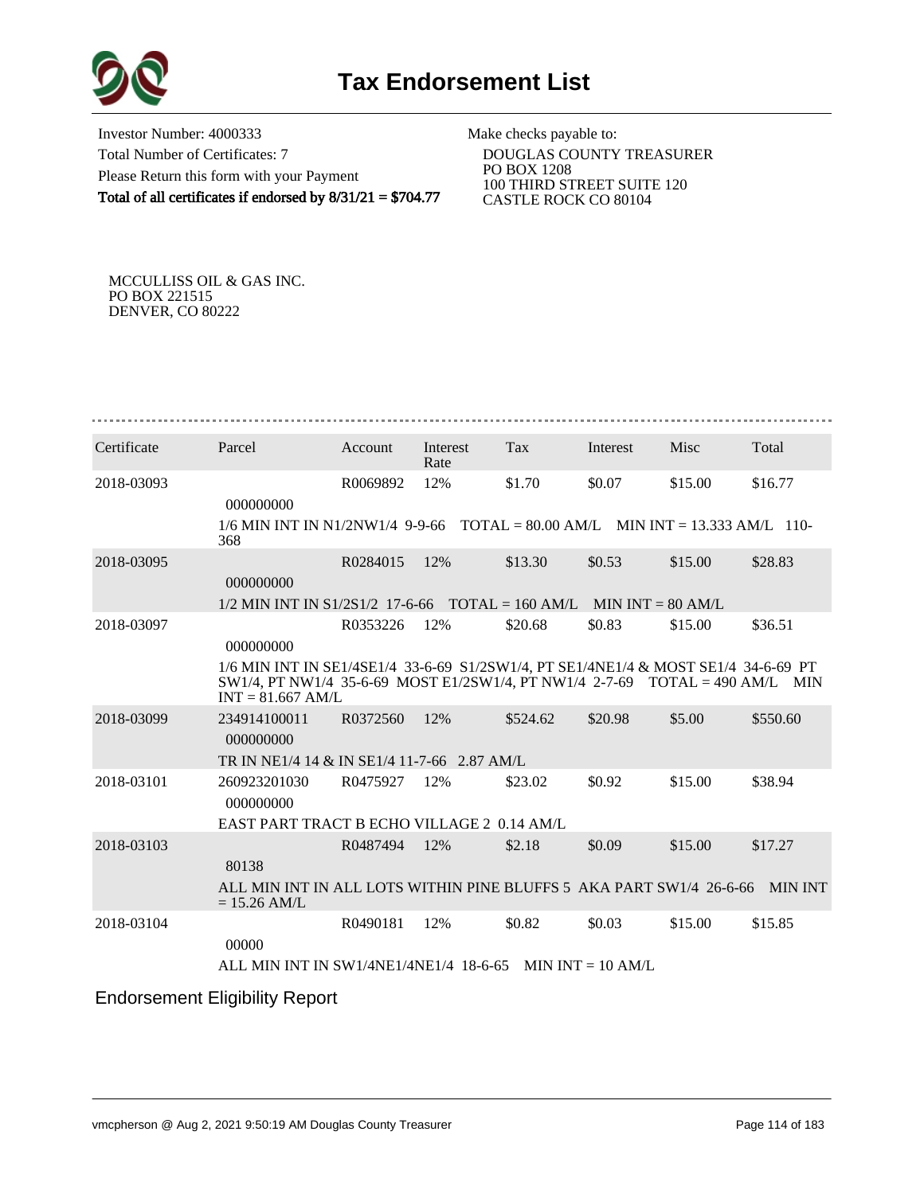# Tax Endorsement List

Investor Number: 4000333
Total Number of Certificates: 7
Please Return this form with your Payment
**Total of all certificates if endorsed by 8/31/21 = $704.77**

Make checks payable to:
DOUGLAS COUNTY TREASURER
PO BOX 1208
100 THIRD STREET SUITE 120
CASTLE ROCK CO 80104

MCCULLISS OIL & GAS INC.
PO BOX 221515
DENVER, CO 80222

| Certificate | Parcel | Account | Interest Rate | Tax | Interest | Misc | Total |
|---|---|---|---|---|---|---|---|
| 2018-03093 | 000000000 | R0069892 | 12% | $1.70 | $0.07 | $15.00 | $16.77 |
| | 1/6 MIN INT IN N1/2NW1/4 9-9-66 TOTAL = 80.00 AM/L MIN INT = 13.333 AM/L 110-368 | | | | | | |
| 2018-03095 | 000000000 | R0284015 | 12% | $13.30 | $0.53 | $15.00 | $28.83 |
| | 1/2 MIN INT IN S1/2S1/2 17-6-66 TOTAL = 160 AM/L MIN INT = 80 AM/L | | | | | | |
| 2018-03097 | 000000000 | R0353226 | 12% | $20.68 | $0.83 | $15.00 | $36.51 |
| | 1/6 MIN INT IN SE1/4SE1/4 33-6-69 S1/2SW1/4, PT SE1/4NE1/4 & MOST SE1/4 34-6-69 PT SW1/4, PT NW1/4 35-6-69 MOST E1/2SW1/4, PT NW1/4 2-7-69 TOTAL = 490 AM/L MIN INT = 81.667 AM/L | | | | | | |
| 2018-03099 | 234914100011 000000000 | R0372560 | 12% | $524.62 | $20.98 | $5.00 | $550.60 |
| | TR IN NE1/4 14 & IN SE1/4 11-7-66 2.87 AM/L | | | | | | |
| 2018-03101 | 260923201030 000000000 | R0475927 | 12% | $23.02 | $0.92 | $15.00 | $38.94 |
| | EAST PART TRACT B ECHO VILLAGE 2 0.14 AM/L | | | | | | |
| 2018-03103 | 80138 | R0487494 | 12% | $2.18 | $0.09 | $15.00 | $17.27 |
| | ALL MIN INT IN ALL LOTS WITHIN PINE BLUFFS 5 AKA PART SW1/4 26-6-66 MIN INT = 15.26 AM/L | | | | | | |
| 2018-03104 | 00000 | R0490181 | 12% | $0.82 | $0.03 | $15.00 | $15.85 |
| | ALL MIN INT IN SW1/4NE1/4NE1/4 18-6-65 MIN INT = 10 AM/L | | | | | | |

## Endorsement Eligibility Report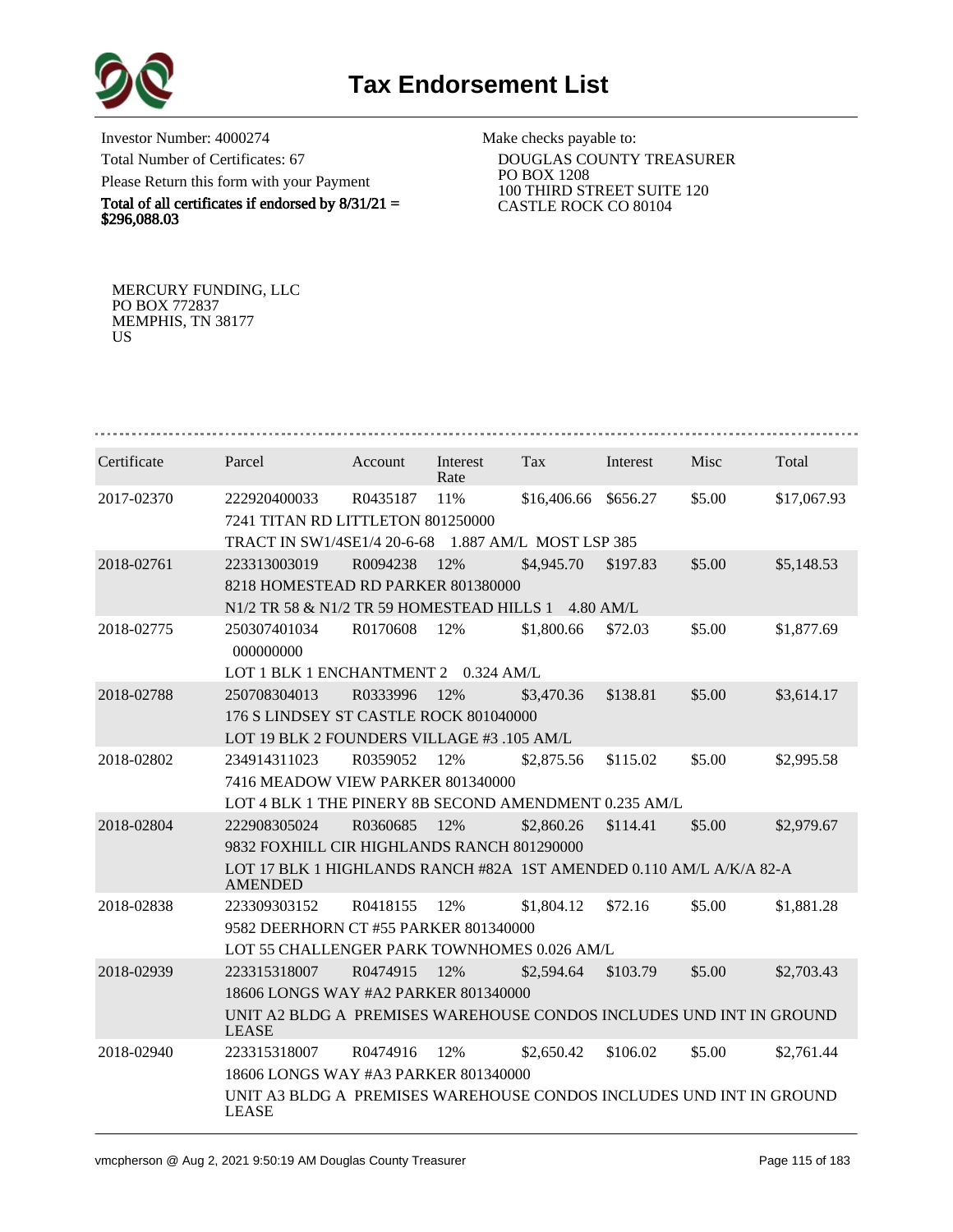# Tax Endorsement List

Investor Number: 4000274
Total Number of Certificates: 67
Please Return this form with your Payment
**Total of all certificates if endorsed by 8/31/21 = $296,088.03**

Make checks payable to:
DOUGLAS COUNTY TREASURER
PO BOX 1208
100 THIRD STREET SUITE 120
CASTLE ROCK CO 80104

MERCURY FUNDING, LLC
PO BOX 772837
MEMPHIS, TN 38177
US

| Certificate | Parcel | Account | Interest Rate | Tax | Interest | Misc | Total |
|---|---|---|---|---|---|---|---|
| 2017-02370 | 222920400033 | R0435187 | 11% | $16,406.66 | $656.27 | $5.00 | $17,067.93 |
| | 7241 TITAN RD LITTLETON 801250000 | | | | | | |
| | TRACT IN SW1/4SE1/4 20-6-68 1.887 AM/L MOST LSP 385 | | | | | | |
| 2018-02761 | 223313003019 | R0094238 | 12% | $4,945.70 | $197.83 | $5.00 | $5,148.53 |
| | 8218 HOMESTEAD RD PARKER 801380000 | | | | | | |
| | N1/2 TR 58 & N1/2 TR 59 HOMESTEAD HILLS 1 4.80 AM/L | | | | | | |
| 2018-02775 | 250307401034 | R0170608 | 12% | $1,800.66 | $72.03 | $5.00 | $1,877.69 |
| | 000000000 | | | | | | |
| | LOT 1 BLK 1 ENCHANTMENT 2 0.324 AM/L | | | | | | |
| 2018-02788 | 250708304013 | R0333996 | 12% | $3,470.36 | $138.81 | $5.00 | $3,614.17 |
| | 176 S LINDSEY ST CASTLE ROCK 801040000 | | | | | | |
| | LOT 19 BLK 2 FOUNDERS VILLAGE #3 .105 AM/L | | | | | | |
| 2018-02802 | 234914311023 | R0359052 | 12% | $2,875.56 | $115.02 | $5.00 | $2,995.58 |
| | 7416 MEADOW VIEW PARKER 801340000 | | | | | | |
| | LOT 4 BLK 1 THE PINERY 8B SECOND AMENDMENT 0.235 AM/L | | | | | | |
| 2018-02804 | 222908305024 | R0360685 | 12% | $2,860.26 | $114.41 | $5.00 | $2,979.67 |
| | 9832 FOXHILL CIR HIGHLANDS RANCH 801290000 | | | | | | |
| | LOT 17 BLK 1 HIGHLANDS RANCH #82A 1ST AMENDED 0.110 AM/L A/K/A 82-A AMENDED | | | | | | |
| 2018-02838 | 223309303152 | R0418155 | 12% | $1,804.12 | $72.16 | $5.00 | $1,881.28 |
| | 9582 DEERHORN CT #55 PARKER 801340000 | | | | | | |
| | LOT 55 CHALLENGER PARK TOWNHOMES 0.026 AM/L | | | | | | |
| 2018-02939 | 223315318007 | R0474915 | 12% | $2,594.64 | $103.79 | $5.00 | $2,703.43 |
| | 18606 LONGS WAY #A2 PARKER 801340000 | | | | | | |
| | UNIT A2 BLDG A PREMISES WAREHOUSE CONDOS INCLUDES UND INT IN GROUND LEASE | | | | | | |
| 2018-02940 | 223315318007 | R0474916 | 12% | $2,650.42 | $106.02 | $5.00 | $2,761.44 |
| | 18606 LONGS WAY #A3 PARKER 801340000 | | | | | | |
| | UNIT A3 BLDG A PREMISES WAREHOUSE CONDOS INCLUDES UND INT IN GROUND LEASE | | | | | | |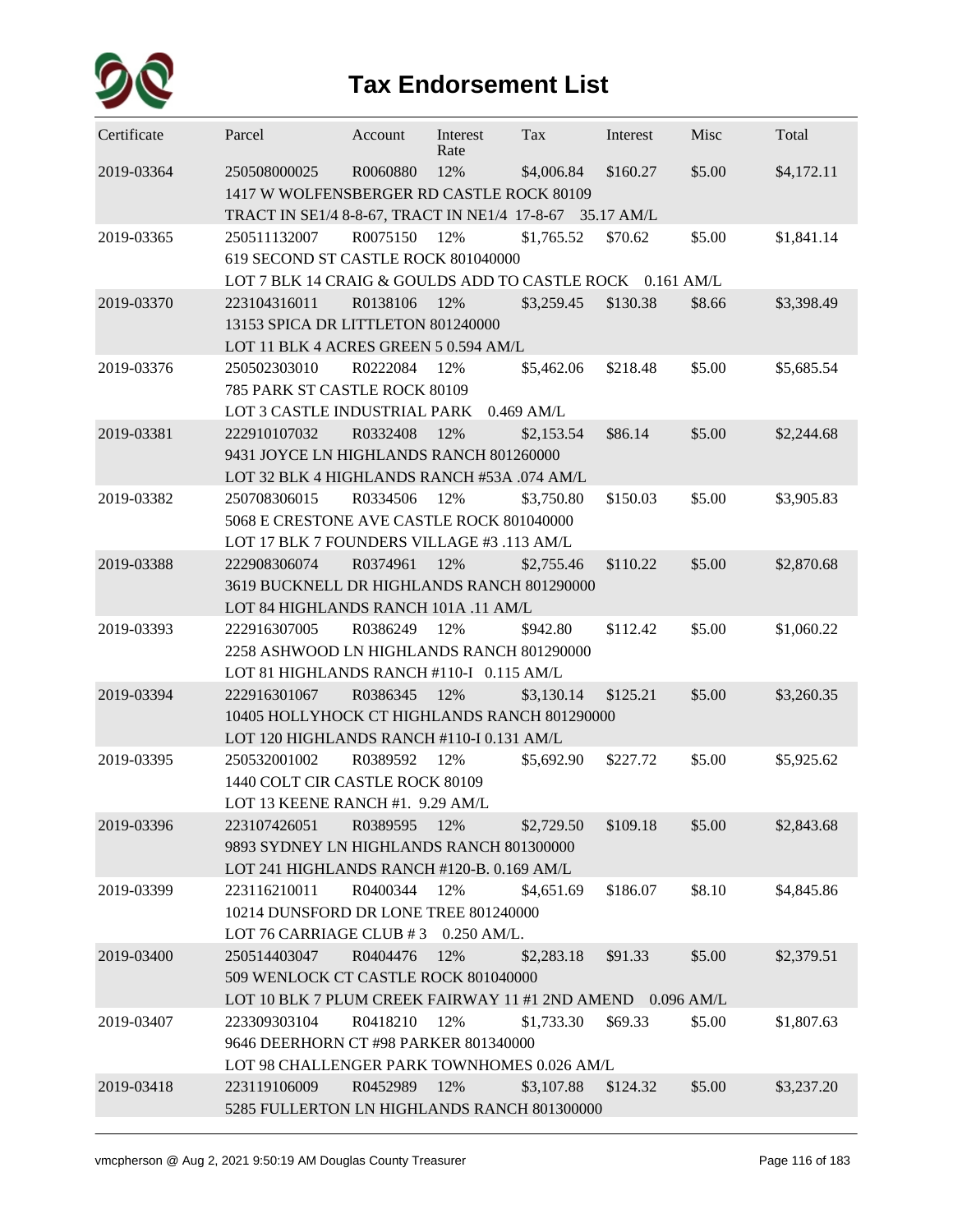# Tax Endorsement List

| Certificate | Parcel | Account | Interest Rate | Tax | Interest | Misc | Total |
|---|---|---|---|---|---|---|---|
| 2019-03364 | 250508000025 | R0060880 | 12% | $4,006.84 | $160.27 | $5.00 | $4,172.11 |
| | 1417 W WOLFENSBERGER RD CASTLE ROCK 80109 | | | | | | |
| | TRACT IN SE1/4 8-8-67, TRACT IN NE1/4 17-8-67 35.17 AM/L | | | | | | |
| 2019-03365 | 250511132007 | R0075150 | 12% | $1,765.52 | $70.62 | $5.00 | $1,841.14 |
| | 619 SECOND ST CASTLE ROCK 801040000 | | | | | | |
| | LOT 7 BLK 14 CRAIG & GOULDS ADD TO CASTLE ROCK 0.161 AM/L | | | | | | |
| 2019-03370 | 223104316011 | R0138106 | 12% | $3,259.45 | $130.38 | $8.66 | $3,398.49 |
| | 13153 SPICA DR LITTLETON 801240000 | | | | | | |
| | LOT 11 BLK 4 ACRES GREEN 5 0.594 AM/L | | | | | | |
| 2019-03376 | 250502303010 | R0222084 | 12% | $5,462.06 | $218.48 | $5.00 | $5,685.54 |
| | 785 PARK ST CASTLE ROCK 80109 | | | | | | |
| | LOT 3 CASTLE INDUSTRIAL PARK 0.469 AM/L | | | | | | |
| 2019-03381 | 222910107032 | R0332408 | 12% | $2,153.54 | $86.14 | $5.00 | $2,244.68 |
| | 9431 JOYCE LN HIGHLANDS RANCH 801260000 | | | | | | |
| | LOT 32 BLK 4 HIGHLANDS RANCH #53A .074 AM/L | | | | | | |
| 2019-03382 | 250708306015 | R0334506 | 12% | $3,750.80 | $150.03 | $5.00 | $3,905.83 |
| | 5068 E CRESTONE AVE CASTLE ROCK 801040000 | | | | | | |
| | LOT 17 BLK 7 FOUNDERS VILLAGE #3 .113 AM/L | | | | | | |
| 2019-03388 | 222908306074 | R0374961 | 12% | $2,755.46 | $110.22 | $5.00 | $2,870.68 |
| | 3619 BUCKNELL DR HIGHLANDS RANCH 801290000 | | | | | | |
| | LOT 84 HIGHLANDS RANCH 101A .11 AM/L | | | | | | |
| 2019-03393 | 222916307005 | R0386249 | 12% | $942.80 | $112.42 | $5.00 | $1,060.22 |
| | 2258 ASHWOOD LN HIGHLANDS RANCH 801290000 | | | | | | |
| | LOT 81 HIGHLANDS RANCH #110-I 0.115 AM/L | | | | | | |
| 2019-03394 | 222916301067 | R0386345 | 12% | $3,130.14 | $125.21 | $5.00 | $3,260.35 |
| | 10405 HOLLYHOCK CT HIGHLANDS RANCH 801290000 | | | | | | |
| | LOT 120 HIGHLANDS RANCH #110-I 0.131 AM/L | | | | | | |
| 2019-03395 | 250532001002 | R0389592 | 12% | $5,692.90 | $227.72 | $5.00 | $5,925.62 |
| | 1440 COLT CIR CASTLE ROCK 80109 | | | | | | |
| | LOT 13 KEENE RANCH #1. 9.29 AM/L | | | | | | |
| 2019-03396 | 223107426051 | R0389595 | 12% | $2,729.50 | $109.18 | $5.00 | $2,843.68 |
| | 9893 SYDNEY LN HIGHLANDS RANCH 801300000 | | | | | | |
| | LOT 241 HIGHLANDS RANCH #120-B. 0.169 AM/L | | | | | | |
| 2019-03399 | 223116210011 | R0400344 | 12% | $4,651.69 | $186.07 | $8.10 | $4,845.86 |
| | 10214 DUNSFORD DR LONE TREE 801240000 | | | | | | |
| | LOT 76 CARRIAGE CLUB # 3 0.250 AM/L. | | | | | | |
| 2019-03400 | 250514403047 | R0404476 | 12% | $2,283.18 | $91.33 | $5.00 | $2,379.51 |
| | 509 WENLOCK CT CASTLE ROCK 801040000 | | | | | | |
| | LOT 10 BLK 7 PLUM CREEK FAIRWAY 11 #1 2ND AMEND 0.096 AM/L | | | | | | |
| 2019-03407 | 223309303104 | R0418210 | 12% | $1,733.30 | $69.33 | $5.00 | $1,807.63 |
| | 9646 DEERHORN CT #98 PARKER 801340000 | | | | | | |
| | LOT 98 CHALLENGER PARK TOWNHOMES 0.026 AM/L | | | | | | |
| 2019-03418 | 223119106009 | R0452989 | 12% | $3,107.88 | $124.32 | $5.00 | $3,237.20 |
| | 5285 FULLERTON LN HIGHLANDS RANCH 801300000 | | | | | | |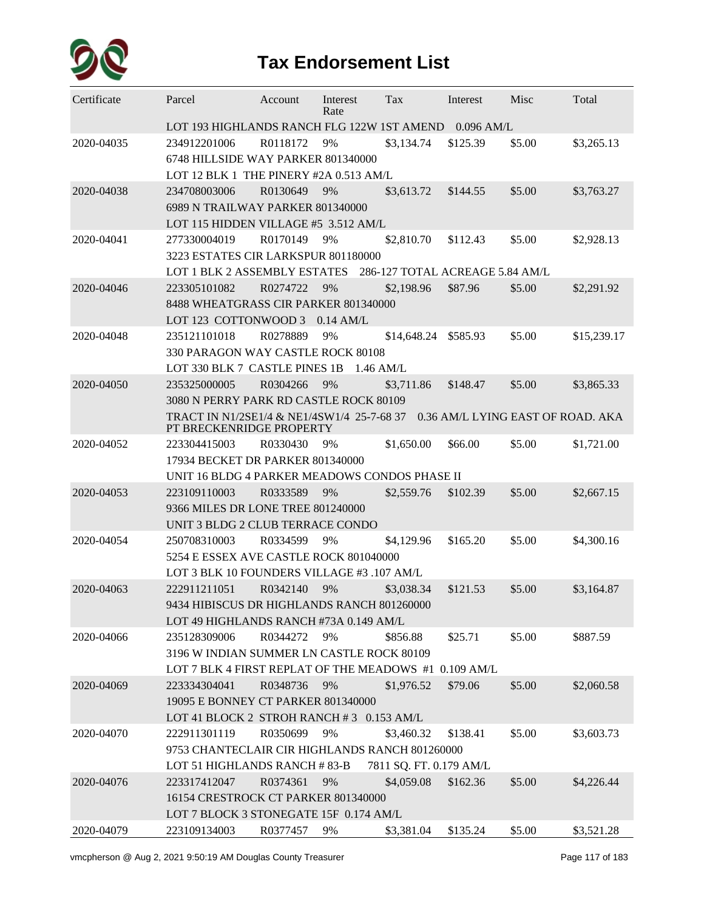# Tax Endorsement List

| Certificate | Parcel | Account | Interest Rate | Tax | Interest | Misc | Total |
|---|---|---|---|---|---|---|---|
| | LOT 193 HIGHLANDS RANCH FLG 122W 1ST AMEND 0.096 AM/L | | | | | | |
| 2020-04035 | 234912201006 | R0118172 | 9% | $3,134.74 | $125.39 | $5.00 | $3,265.13 |
| | 6748 HILLSIDE WAY PARKER 801340000 | | | | | | |
| | LOT 12 BLK 1 THE PINERY #2A 0.513 AM/L | | | | | | |
| 2020-04038 | 234708003006 | R0130649 | 9% | $3,613.72 | $144.55 | $5.00 | $3,763.27 |
| | 6989 N TRAILWAY PARKER 801340000 | | | | | | |
| | LOT 115 HIDDEN VILLAGE #5 3.512 AM/L | | | | | | |
| 2020-04041 | 277330004019 | R0170149 | 9% | $2,810.70 | $112.43 | $5.00 | $2,928.13 |
| | 3223 ESTATES CIR LARKSPUR 801180000 | | | | | | |
| | LOT 1 BLK 2 ASSEMBLY ESTATES 286-127 TOTAL ACREAGE 5.84 AM/L | | | | | | |
| 2020-04046 | 223305101082 | R0274722 | 9% | $2,198.96 | $87.96 | $5.00 | $2,291.92 |
| | 8488 WHEATGRASS CIR PARKER 801340000 | | | | | | |
| | LOT 123 COTTONWOOD 3 0.14 AM/L | | | | | | |
| 2020-04048 | 235121101018 | R0278889 | 9% | $14,648.24 | $585.93 | $5.00 | $15,239.17 |
| | 330 PARAGON WAY CASTLE ROCK 80108 | | | | | | |
| | LOT 330 BLK 7 CASTLE PINES 1B 1.46 AM/L | | | | | | |
| 2020-04050 | 235325000005 | R0304266 | 9% | $3,711.86 | $148.47 | $5.00 | $3,865.33 |
| | 3080 N PERRY PARK RD CASTLE ROCK 80109 | | | | | | |
| | TRACT IN N1/2SE1/4 & NE1/4SW1/4 25-7-68 37 0.36 AM/L LYING EAST OF ROAD. AKA PT BRECKENRIDGE PROPERTY | | | | | | |
| 2020-04052 | 223304415003 | R0330430 | 9% | $1,650.00 | $66.00 | $5.00 | $1,721.00 |
| | 17934 BECKET DR PARKER 801340000 | | | | | | |
| | UNIT 16 BLDG 4 PARKER MEADOWS CONDOS PHASE II | | | | | | |
| 2020-04053 | 223109110003 | R0333589 | 9% | $2,559.76 | $102.39 | $5.00 | $2,667.15 |
| | 9366 MILES DR LONE TREE 801240000 | | | | | | |
| | UNIT 3 BLDG 2 CLUB TERRACE CONDO | | | | | | |
| 2020-04054 | 250708310003 | R0334599 | 9% | $4,129.96 | $165.20 | $5.00 | $4,300.16 |
| | 5254 E ESSEX AVE CASTLE ROCK 801040000 | | | | | | |
| | LOT 3 BLK 10 FOUNDERS VILLAGE #3 .107 AM/L | | | | | | |
| 2020-04063 | 222911211051 | R0342140 | 9% | $3,038.34 | $121.53 | $5.00 | $3,164.87 |
| | 9434 HIBISCUS DR HIGHLANDS RANCH 801260000 | | | | | | |
| | LOT 49 HIGHLANDS RANCH #73A 0.149 AM/L | | | | | | |
| 2020-04066 | 235128309006 | R0344272 | 9% | $856.88 | $25.71 | $5.00 | $887.59 |
| | 3196 W INDIAN SUMMER LN CASTLE ROCK 80109 | | | | | | |
| | LOT 7 BLK 4 FIRST REPLAT OF THE MEADOWS #1 0.109 AM/L | | | | | | |
| 2020-04069 | 223334304041 | R0348736 | 9% | $1,976.52 | $79.06 | $5.00 | $2,060.58 |
| | 19095 E BONNEY CT PARKER 801340000 | | | | | | |
| | LOT 41 BLOCK 2 STROH RANCH # 3 0.153 AM/L | | | | | | |
| 2020-04070 | 222911301119 | R0350699 | 9% | $3,460.32 | $138.41 | $5.00 | $3,603.73 |
| | 9753 CHANTECLAIR CIR HIGHLANDS RANCH 801260000 | | | | | | |
| | LOT 51 HIGHLANDS RANCH # 83-B 7811 SQ. FT. 0.179 AM/L | | | | | | |
| 2020-04076 | 223317412047 | R0374361 | 9% | $4,059.08 | $162.36 | $5.00 | $4,226.44 |
| | 16154 CRESTROCK CT PARKER 801340000 | | | | | | |
| | LOT 7 BLOCK 3 STONEGATE 15F 0.174 AM/L | | | | | | |
| 2020-04079 | 223109134003 | R0377457 | 9% | $3,381.04 | $135.24 | $5.00 | $3,521.28 |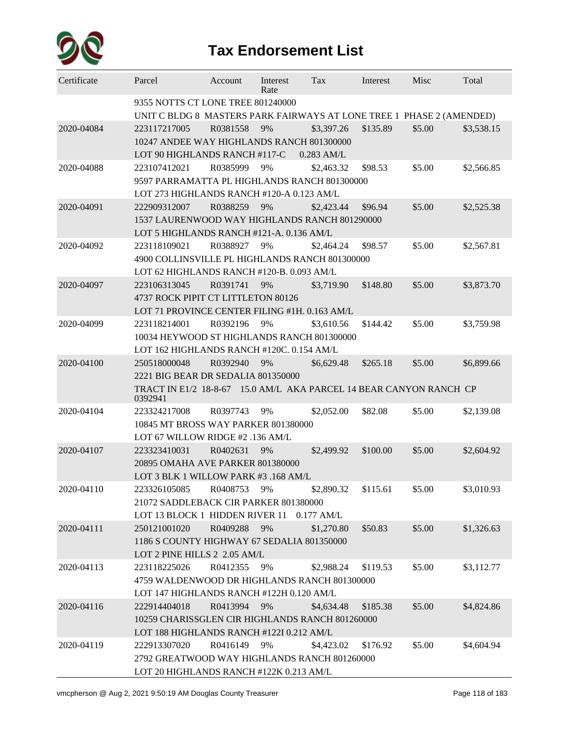# Tax Endorsement List

| Certificate | Parcel | Account | Interest Rate | Tax | Interest | Misc | Total |
|---|---|---|---|---|---|---|---|
| | 9355 NOTTS CT LONE TREE 801240000 | | | | | | |
| | UNIT C BLDG 8 MASTERS PARK FAIRWAYS AT LONE TREE 1 PHASE 2 (AMENDED) | | | | | | |
| 2020-04084 | 223117217005 | R0381558 | 9% | $3,397.26 | $135.89 | $5.00 | $3,538.15 |
| | 10247 ANDEE WAY HIGHLANDS RANCH 801300000 | | | | | | |
| | LOT 90 HIGHLANDS RANCH #117-C 0.283 AM/L | | | | | | |
| 2020-04088 | 223107412021 | R0385999 | 9% | $2,463.32 | $98.53 | $5.00 | $2,566.85 |
| | 9597 PARRAMATTA PL HIGHLANDS RANCH 801300000 | | | | | | |
| | LOT 273 HIGHLANDS RANCH #120-A 0.123 AM/L | | | | | | |
| 2020-04091 | 222909312007 | R0388259 | 9% | $2,423.44 | $96.94 | $5.00 | $2,525.38 |
| | 1537 LAURENWOOD WAY HIGHLANDS RANCH 801290000 | | | | | | |
| | LOT 5 HIGHLANDS RANCH #121-A. 0.136 AM/L | | | | | | |
| 2020-04092 | 223118109021 | R0388927 | 9% | $2,464.24 | $98.57 | $5.00 | $2,567.81 |
| | 4900 COLLINSVILLE PL HIGHLANDS RANCH 801300000 | | | | | | |
| | LOT 62 HIGHLANDS RANCH #120-B. 0.093 AM/L | | | | | | |
| 2020-04097 | 223106313045 | R0391741 | 9% | $3,719.90 | $148.80 | $5.00 | $3,873.70 |
| | 4737 ROCK PIPIT CT LITTLETON 80126 | | | | | | |
| | LOT 71 PROVINCE CENTER FILING #1H. 0.163 AM/L | | | | | | |
| 2020-04099 | 223118214001 | R0392196 | 9% | $3,610.56 | $144.42 | $5.00 | $3,759.98 |
| | 10034 HEYWOOD ST HIGHLANDS RANCH 801300000 | | | | | | |
| | LOT 162 HIGHLANDS RANCH #120C. 0.154 AM/L | | | | | | |
| 2020-04100 | 250518000048 | R0392940 | 9% | $6,629.48 | $265.18 | $5.00 | $6,899.66 |
| | 2221 BIG BEAR DR SEDALIA 801350000 | | | | | | |
| | TRACT IN E1/2 18-8-67 15.0 AM/L AKA PARCEL 14 BEAR CANYON RANCH CP 0392941 | | | | | | |
| 2020-04104 | 223324217008 | R0397743 | 9% | $2,052.00 | $82.08 | $5.00 | $2,139.08 |
| | 10845 MT BROSS WAY PARKER 801380000 | | | | | | |
| | LOT 67 WILLOW RIDGE #2 .136 AM/L | | | | | | |
| 2020-04107 | 223323410031 | R0402631 | 9% | $2,499.92 | $100.00 | $5.00 | $2,604.92 |
| | 20895 OMAHA AVE PARKER 801380000 | | | | | | |
| | LOT 3 BLK 1 WILLOW PARK #3 .168 AM/L | | | | | | |
| 2020-04110 | 223326105085 | R0408753 | 9% | $2,890.32 | $115.61 | $5.00 | $3,010.93 |
| | 21072 SADDLEBACK CIR PARKER 801380000 | | | | | | |
| | LOT 13 BLOCK 1 HIDDEN RIVER 11 0.177 AM/L | | | | | | |
| 2020-04111 | 250121001020 | R0409288 | 9% | $1,270.80 | $50.83 | $5.00 | $1,326.63 |
| | 1186 S COUNTY HIGHWAY 67 SEDALIA 801350000 | | | | | | |
| | LOT 2 PINE HILLS 2 2.05 AM/L | | | | | | |
| 2020-04113 | 223118225026 | R0412355 | 9% | $2,988.24 | $119.53 | $5.00 | $3,112.77 |
| | 4759 WALDENWOOD DR HIGHLANDS RANCH 801300000 | | | | | | |
| | LOT 147 HIGHLANDS RANCH #122H 0.120 AM/L | | | | | | |
| 2020-04116 | 222914404018 | R0413994 | 9% | $4,634.48 | $185.38 | $5.00 | $4,824.86 |
| | 10259 CHARISSGLEN CIR HIGHLANDS RANCH 801260000 | | | | | | |
| | LOT 188 HIGHLANDS RANCH #122I 0.212 AM/L | | | | | | |
| 2020-04119 | 222913307020 | R0416149 | 9% | $4,423.02 | $176.92 | $5.00 | $4,604.94 |
| | 2792 GREATWOOD WAY HIGHLANDS RANCH 801260000 | | | | | | |
| | LOT 20 HIGHLANDS RANCH #122K 0.213 AM/L | | | | | | |

vmcpherson @ Aug 2, 2021 9:50:19 AM Douglas County Treasurer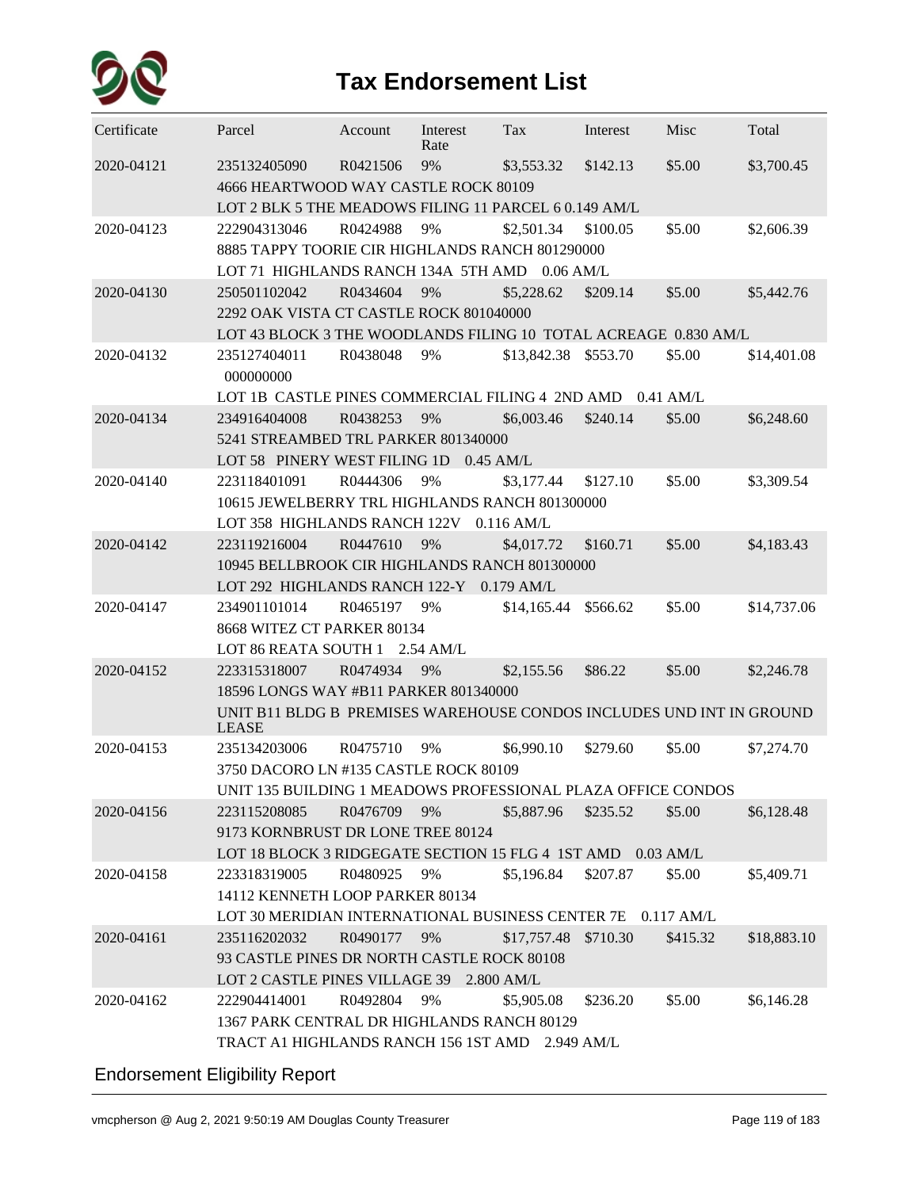# Tax Endorsement List

| Certificate | Parcel | Account | Interest Rate | Tax | Interest | Misc | Total |
|---|---|---|---|---|---|---|---|
| 2020-04121 | 235132405090 | R0421506 | 9% | $3,553.32 | $142.13 | $5.00 | $3,700.45 |
| | 4666 HEARTWOOD WAY CASTLE ROCK 80109 | | | | | | |
| | LOT 2 BLK 5 THE MEADOWS FILING 11 PARCEL 6 0.149 AM/L | | | | | | |
| 2020-04123 | 222904313046 | R0424988 | 9% | $2,501.34 | $100.05 | $5.00 | $2,606.39 |
| | 8885 TAPPY TOORIE CIR HIGHLANDS RANCH 801290000 | | | | | | |
| | LOT 71 HIGHLANDS RANCH 134A 5TH AMD 0.06 AM/L | | | | | | |
| 2020-04130 | 250501102042 | R0434604 | 9% | $5,228.62 | $209.14 | $5.00 | $5,442.76 |
| | 2292 OAK VISTA CT CASTLE ROCK 801040000 | | | | | | |
| | LOT 43 BLOCK 3 THE WOODLANDS FILING 10 TOTAL ACREAGE 0.830 AM/L | | | | | | |
| 2020-04132 | 235127404011 000000000 | R0438048 | 9% | $13,842.38 | $553.70 | $5.00 | $14,401.08 |
| | LOT 1B CASTLE PINES COMMERCIAL FILING 4 2ND AMD 0.41 AM/L | | | | | | |
| 2020-04134 | 234916404008 | R0438253 | 9% | $6,003.46 | $240.14 | $5.00 | $6,248.60 |
| | 5241 STREAMBED TRL PARKER 801340000 | | | | | | |
| | LOT 58 PINERY WEST FILING 1D 0.45 AM/L | | | | | | |
| 2020-04140 | 223118401091 | R0444306 | 9% | $3,177.44 | $127.10 | $5.00 | $3,309.54 |
| | 10615 JEWELBERRY TRL HIGHLANDS RANCH 801300000 | | | | | | |
| | LOT 358 HIGHLANDS RANCH 122V 0.116 AM/L | | | | | | |
| 2020-04142 | 223119216004 | R0447610 | 9% | $4,017.72 | $160.71 | $5.00 | $4,183.43 |
| | 10945 BELLBROOK CIR HIGHLANDS RANCH 801300000 | | | | | | |
| | LOT 292 HIGHLANDS RANCH 122-Y 0.179 AM/L | | | | | | |
| 2020-04147 | 234901101014 | R0465197 | 9% | $14,165.44 | $566.62 | $5.00 | $14,737.06 |
| | 8668 WITEZ CT PARKER 80134 | | | | | | |
| | LOT 86 REATA SOUTH 1 2.54 AM/L | | | | | | |
| 2020-04152 | 223315318007 | R0474934 | 9% | $2,155.56 | $86.22 | $5.00 | $2,246.78 |
| | 18596 LONGS WAY #B11 PARKER 801340000 | | | | | | |
| | UNIT B11 BLDG B PREMISES WAREHOUSE CONDOS INCLUDES UND INT IN GROUND LEASE | | | | | | |
| 2020-04153 | 235134203006 | R0475710 | 9% | $6,990.10 | $279.60 | $5.00 | $7,274.70 |
| | 3750 DACORO LN #135 CASTLE ROCK 80109 | | | | | | |
| | UNIT 135 BUILDING 1 MEADOWS PROFESSIONAL PLAZA OFFICE CONDOS | | | | | | |
| 2020-04156 | 223115208085 | R0476709 | 9% | $5,887.96 | $235.52 | $5.00 | $6,128.48 |
| | 9173 KORNBRUST DR LONE TREE 80124 | | | | | | |
| | LOT 18 BLOCK 3 RIDGEGATE SECTION 15 FLG 4 1ST AMD 0.03 AM/L | | | | | | |
| 2020-04158 | 223318319005 | R0480925 | 9% | $5,196.84 | $207.87 | $5.00 | $5,409.71 |
| | 14112 KENNETH LOOP PARKER 80134 | | | | | | |
| | LOT 30 MERIDIAN INTERNATIONAL BUSINESS CENTER 7E 0.117 AM/L | | | | | | |
| 2020-04161 | 235116202032 | R0490177 | 9% | $17,757.48 | $710.30 | $415.32 | $18,883.10 |
| | 93 CASTLE PINES DR NORTH CASTLE ROCK 80108 | | | | | | |
| | LOT 2 CASTLE PINES VILLAGE 39 2.800 AM/L | | | | | | |
| 2020-04162 | 222904414001 | R0492804 | 9% | $5,905.08 | $236.20 | $5.00 | $6,146.28 |
| | 1367 PARK CENTRAL DR HIGHLANDS RANCH 80129 | | | | | | |
| | TRACT A1 HIGHLANDS RANCH 156 1ST AMD 2.949 AM/L | | | | | | |

Endorsement Eligibility Report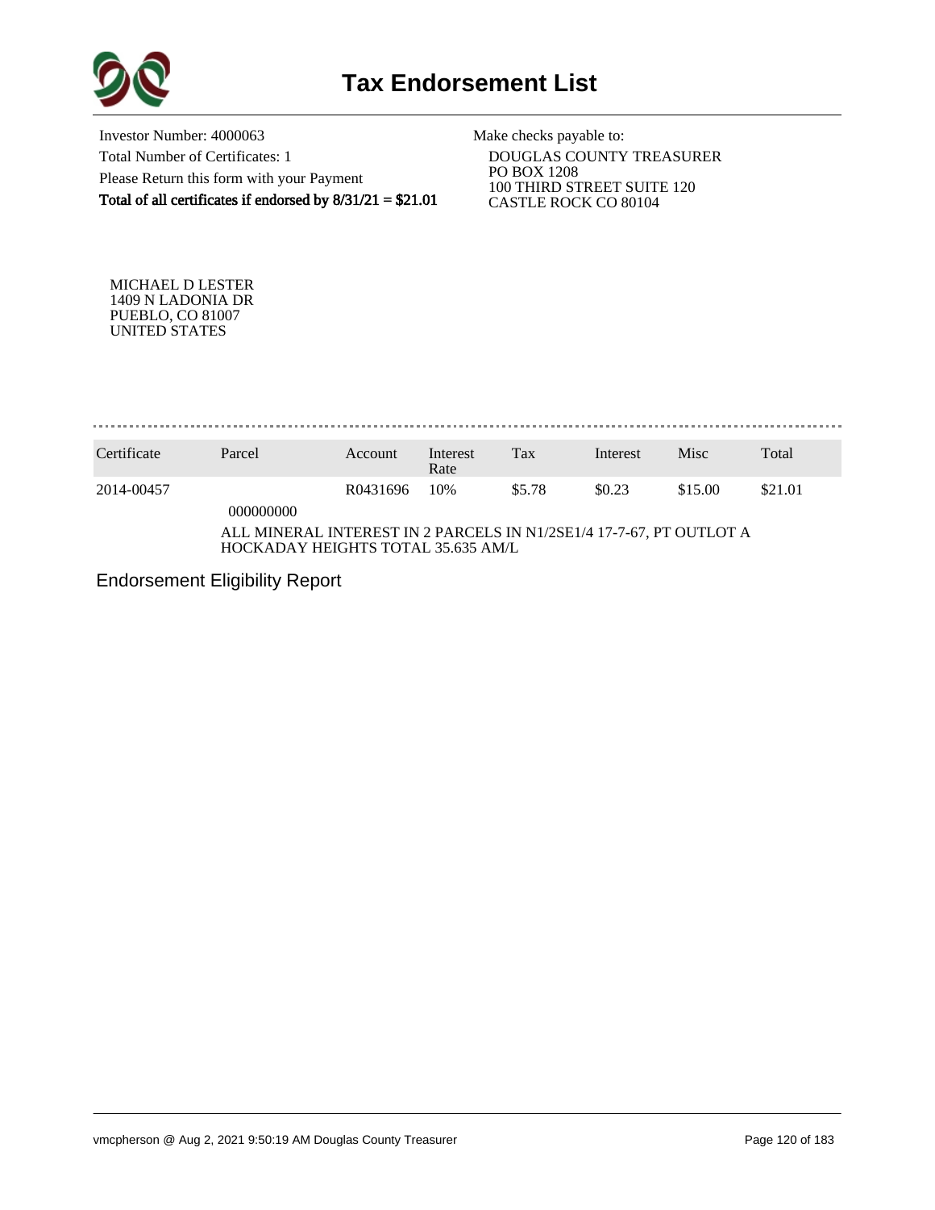# Tax Endorsement List

Investor Number: 4000063
Total Number of Certificates: 1
Please Return this form with your Payment
**Total of all certificates if endorsed by 8/31/21 = $21.01**

Make checks payable to:
DOUGLAS COUNTY TREASURER
PO BOX 1208
100 THIRD STREET SUITE 120
CASTLE ROCK CO 80104

MICHAEL D LESTER
1409 N LADONIA DR
PUEBLO, CO 81007
UNITED STATES

| Certificate | Parcel | Account | Interest Rate | Tax | Interest | Misc | Total |
|---|---|---|---|---|---|---|---|
| 2014-00457 | 000000000 | R0431696 | 10% | $5.78 | $0.23 | $15.00 | $21.01 |

ALL MINERAL INTEREST IN 2 PARCELS IN N1/2SE1/4 17-7-67, PT OUTLOT A HOCKADAY HEIGHTS TOTAL 35.635 AM/L

Endorsement Eligibility Report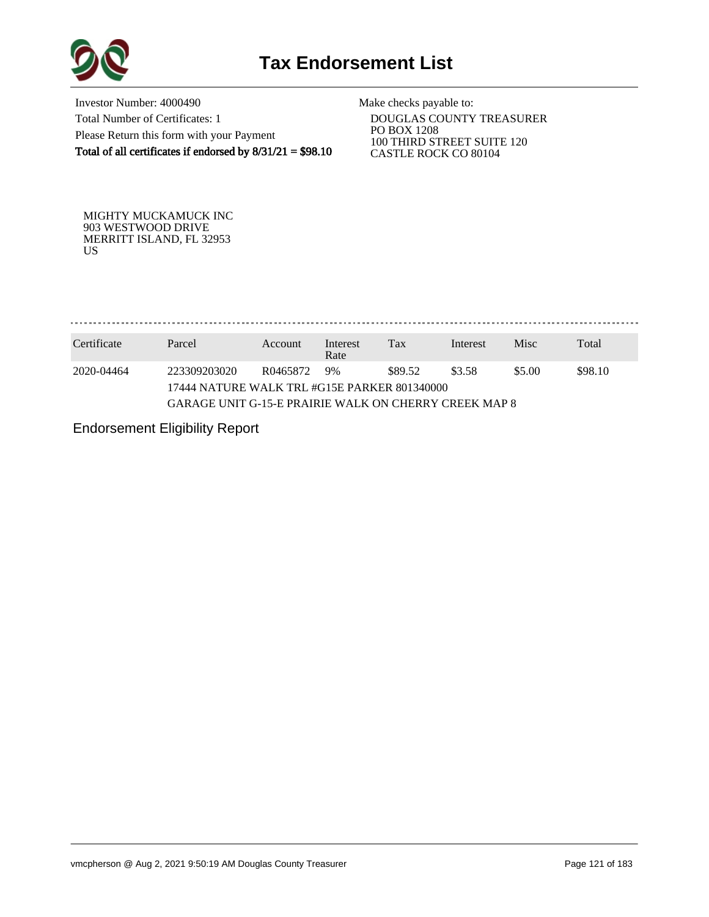# Tax Endorsement List

Investor Number: 4000490
Total Number of Certificates: 1
Please Return this form with your Payment
**Total of all certificates if endorsed by 8/31/21 = $98.10**

Make checks payable to:
DOUGLAS COUNTY TREASURER
PO BOX 1208
100 THIRD STREET SUITE 120
CASTLE ROCK CO 80104

MIGHTY MUCKAMUCK INC
903 WESTWOOD DRIVE
MERRITT ISLAND, FL 32953
US

| Certificate | Parcel | Account | Interest Rate | Tax | Interest | Misc | Total |
|---|---|---|---|---|---|---|---|
| 2020-04464 | 223309203020 | R0465872 | 9% | $89.52 | $3.58 | $5.00 | $98.10 |
| | 17444 NATURE WALK TRL #G15E PARKER 801340000 | | | | | | |
| | GARAGE UNIT G-15-E PRAIRIE WALK ON CHERRY CREEK MAP 8 | | | | | | |

Endorsement Eligibility Report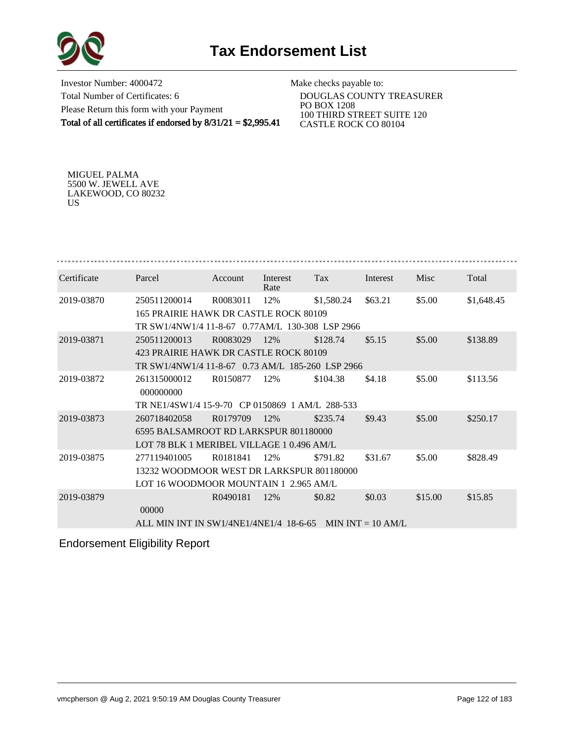# Tax Endorsement List

Investor Number: 4000472
Total Number of Certificates: 6
Please Return this form with your Payment
**Total of all certificates if endorsed by 8/31/21 = $2,995.41**

Make checks payable to:
DOUGLAS COUNTY TREASURER
PO BOX 1208
100 THIRD STREET SUITE 120
CASTLE ROCK CO 80104

MIGUEL PALMA
5500 W. JEWELL AVE
LAKEWOOD, CO 80232
US

| Certificate | Parcel | Account | Interest Rate | Tax | Interest | Misc | Total |
|---|---|---|---|---|---|---|---|
| 2019-03870 | 250511200014 | R0083011 | 12% | $1,580.24 | $63.21 | $5.00 | $1,648.45 |
| | 165 PRAIRIE HAWK DR CASTLE ROCK 80109 | | | | | | |
| | TR SW1/4NW1/4 11-8-67 0.77AM/L 130-308 LSP 2966 | | | | | | |
| 2019-03871 | 250511200013 | R0083029 | 12% | $128.74 | $5.15 | $5.00 | $138.89 |
| | 423 PRAIRIE HAWK DR CASTLE ROCK 80109 | | | | | | |
| | TR SW1/4NW1/4 11-8-67 0.73 AM/L 185-260 LSP 2966 | | | | | | |
| 2019-03872 | 261315000012 | R0150877 | 12% | $104.38 | $4.18 | $5.00 | $113.56 |
| | 000000000 | | | | | | |
| | TR NE1/4SW1/4 15-9-70 CP 0150869 1 AM/L 288-533 | | | | | | |
| 2019-03873 | 260718402058 | R0179709 | 12% | $235.74 | $9.43 | $5.00 | $250.17 |
| | 6595 BALSAMROOT RD LARKSPUR 801180000 | | | | | | |
| | LOT 78 BLK 1 MERIBEL VILLAGE 1 0.496 AM/L | | | | | | |
| 2019-03875 | 277119401005 | R0181841 | 12% | $791.82 | $31.67 | $5.00 | $828.49 |
| | 13232 WOODMOOR WEST DR LARKSPUR 801180000 | | | | | | |
| | LOT 16 WOODMOOR MOUNTAIN 1 2.965 AM/L | | | | | | |
| 2019-03879 | | R0490181 | 12% | $0.82 | $0.03 | $15.00 | $15.85 |
| | 00000 | | | | | | |
| | ALL MIN INT IN SW1/4NE1/4NE1/4 18-6-65 MIN INT = 10 AM/L | | | | | | |

Endorsement Eligibility Report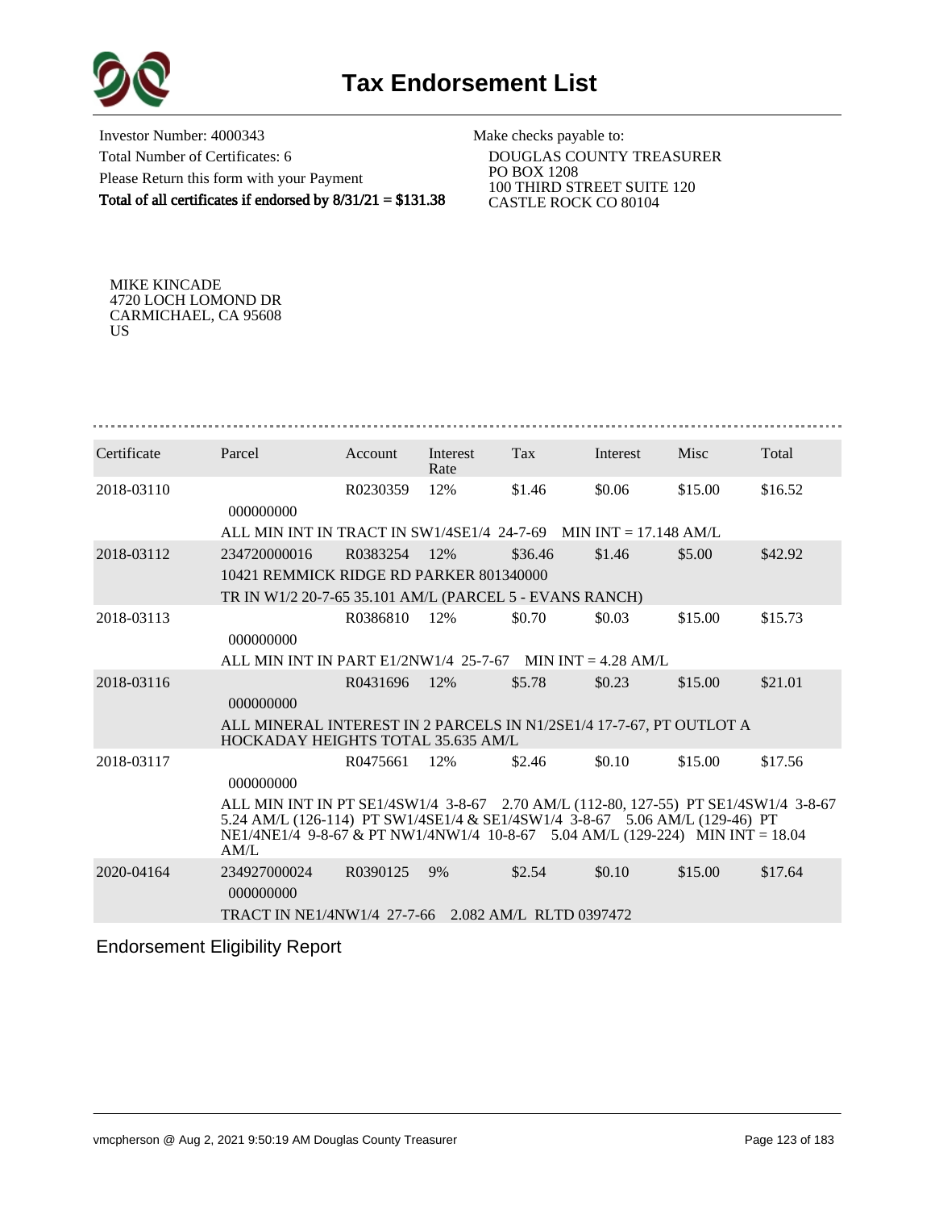# Tax Endorsement List

Investor Number: 4000343
Total Number of Certificates: 6
Please Return this form with your Payment
**Total of all certificates if endorsed by 8/31/21 = $131.38**

Make checks payable to:
DOUGLAS COUNTY TREASURER
PO BOX 1208
100 THIRD STREET SUITE 120
CASTLE ROCK CO 80104

MIKE KINCADE
4720 LOCH LOMOND DR
CARMICHAEL, CA 95608
US

| Certificate | Parcel | Account | Interest Rate | Tax | Interest | Misc | Total |
|---|---|---|---|---|---|---|---|
| 2018-03110 | 000000000 | R0230359 | 12% | $1.46 | $0.06 | $15.00 | $16.52 |
| | ALL MIN INT IN TRACT IN SW1/4SE1/4 24-7-69 MIN INT = 17.148 AM/L | | | | | | |
| 2018-03112 | 234720000016 | R0383254 | 12% | $36.46 | $1.46 | $5.00 | $42.92 |
| | 10421 REMMICK RIDGE RD PARKER 801340000 | | | | | | |
| | TR IN W1/2 20-7-65 35.101 AM/L (PARCEL 5 - EVANS RANCH) | | | | | | |
| 2018-03113 | 000000000 | R0386810 | 12% | $0.70 | $0.03 | $15.00 | $15.73 |
| | ALL MIN INT IN PART E1/2NW1/4 25-7-67 MIN INT = 4.28 AM/L | | | | | | |
| 2018-03116 | 000000000 | R0431696 | 12% | $5.78 | $0.23 | $15.00 | $21.01 |
| | ALL MINERAL INTEREST IN 2 PARCELS IN N1/2SE1/4 17-7-67, PT OUTLOT A HOCKADAY HEIGHTS TOTAL 35.635 AM/L | | | | | | |
| 2018-03117 | 000000000 | R0475661 | 12% | $2.46 | $0.10 | $15.00 | $17.56 |
| | ALL MIN INT IN PT SE1/4SW1/4 3-8-67 2.70 AM/L (112-80, 127-55) PT SE1/4SW1/4 3-8-67 5.24 AM/L (126-114) PT SW1/4SE1/4 & SE1/4SW1/4 3-8-67 5.06 AM/L (129-46) PT NE1/4NE1/4 9-8-67 & PT NW1/4NW1/4 10-8-67 5.04 AM/L (129-224) MIN INT = 18.04 AM/L | | | | | | |
| 2020-04164 | 234927000024 | R0390125 | 9% | $2.54 | $0.10 | $15.00 | $17.64 |
| | 000000000 | | | | | | |
| | TRACT IN NE1/4NW1/4 27-7-66 2.082 AM/L RLTD 0397472 | | | | | | |

## Endorsement Eligibility Report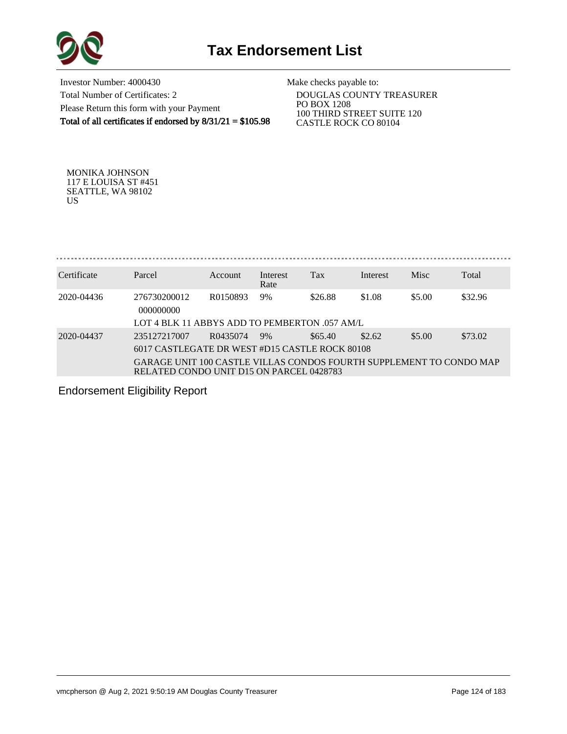# Tax Endorsement List

Investor Number: 4000430
Total Number of Certificates: 2
Please Return this form with your Payment
**Total of all certificates if endorsed by 8/31/21 = $105.98**

Make checks payable to:
DOUGLAS COUNTY TREASURER
PO BOX 1208
100 THIRD STREET SUITE 120
CASTLE ROCK CO 80104

MONIKA JOHNSON
117 E LOUISA ST #451
SEATTLE, WA 98102
US

| Certificate | Parcel | Account | Interest Rate | Tax | Interest | Misc | Total |
|---|---|---|---|---|---|---|---|
| 2020-04436 | 276730200012 000000000 | R0150893 | 9% | $26.88 | $1.08 | $5.00 | $32.96 |
| | LOT 4 BLK 11 ABBYS ADD TO PEMBERTON .057 AM/L | | | | | | |
| 2020-04437 | 235127217007 | R0435074 | 9% | $65.40 | $2.62 | $5.00 | $73.02 |
| | 6017 CASTLEGATE DR WEST #D15 CASTLE ROCK 80108 | | | | | | |
| | GARAGE UNIT 100 CASTLE VILLAS CONDOS FOURTH SUPPLEMENT TO CONDO MAP RELATED CONDO UNIT D15 ON PARCEL 0428783 | | | | | | |

Endorsement Eligibility Report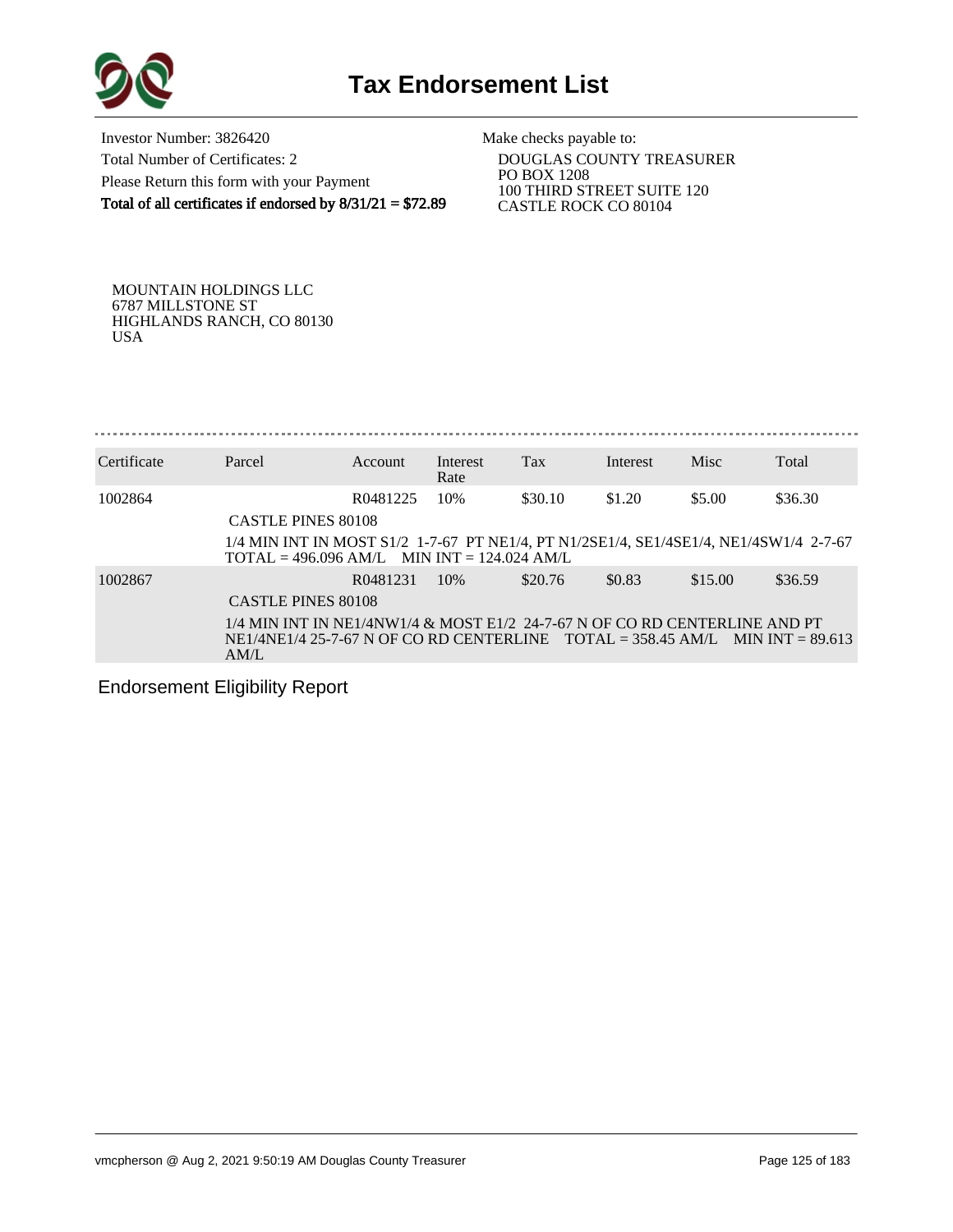# Tax Endorsement List

Investor Number: 3826420
Total Number of Certificates: 2
Please Return this form with your Payment
**Total of all certificates if endorsed by 8/31/21 = $72.89**

Make checks payable to:
DOUGLAS COUNTY TREASURER
PO BOX 1208
100 THIRD STREET SUITE 120
CASTLE ROCK CO 80104

MOUNTAIN HOLDINGS LLC
6787 MILLSTONE ST
HIGHLANDS RANCH, CO 80130
USA

| Certificate | Parcel | Account | Interest Rate | Tax | Interest | Misc | Total |
|---|---|---|---|---|---|---|---|
| 1002864 | | R0481225 | 10% | $30.10 | $1.20 | $5.00 | $36.30 |
| | CASTLE PINES 80108 | | | | | | |
| | 1/4 MIN INT IN MOST S1/2 1-7-67 PT NE1/4, PT N1/2SE1/4, SE1/4SE1/4, NE1/4SW1/4 2-7-67 TOTAL = 496.096 AM/L MIN INT = 124.024 AM/L | | | | | | |
| 1002867 | | R0481231 | 10% | $20.76 | $0.83 | $15.00 | $36.59 |
| | CASTLE PINES 80108 | | | | | | |
| | 1/4 MIN INT IN NE1/4NW1/4 & MOST E1/2 24-7-67 N OF CO RD CENTERLINE AND PT NE1/4NE1/4 25-7-67 N OF CO RD CENTERLINE TOTAL = 358.45 AM/L MIN INT = 89.613 AM/L | | | | | | |

Endorsement Eligibility Report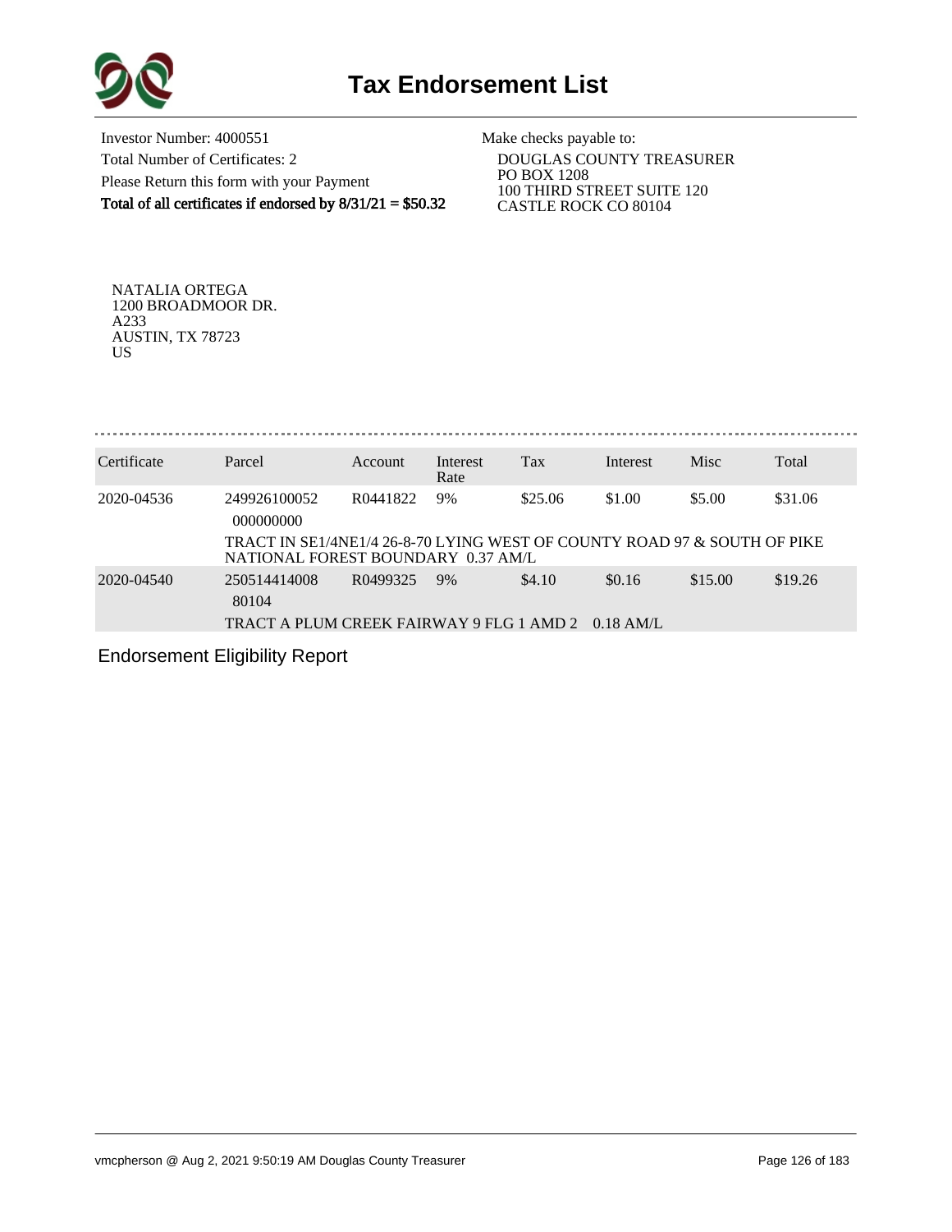# Tax Endorsement List

Investor Number: 4000551
Total Number of Certificates: 2
Please Return this form with your Payment
**Total of all certificates if endorsed by 8/31/21 = $50.32**

Make checks payable to:
DOUGLAS COUNTY TREASURER
PO BOX 1208
100 THIRD STREET SUITE 120
CASTLE ROCK CO 80104

NATALIA ORTEGA
1200 BROADMOOR DR.
A233
AUSTIN, TX 78723
US

| Certificate | Parcel | Account | Interest Rate | Tax | Interest | Misc | Total |
|---|---|---|---|---|---|---|---|
| 2020-04536 | 249926100052 000000000 | R0441822 | 9% | $25.06 | $1.00 | $5.00 | $31.06 |
| | TRACT IN SE1/4NE1/4 26-8-70 LYING WEST OF COUNTY ROAD 97 & SOUTH OF PIKE NATIONAL FOREST BOUNDARY 0.37 AM/L | | | | | | |
| 2020-04540 | 250514414008 80104 | R0499325 | 9% | $4.10 | $0.16 | $15.00 | $19.26 |
| | TRACT A PLUM CREEK FAIRWAY 9 FLG 1 AMD 2 0.18 AM/L | | | | | | |

Endorsement Eligibility Report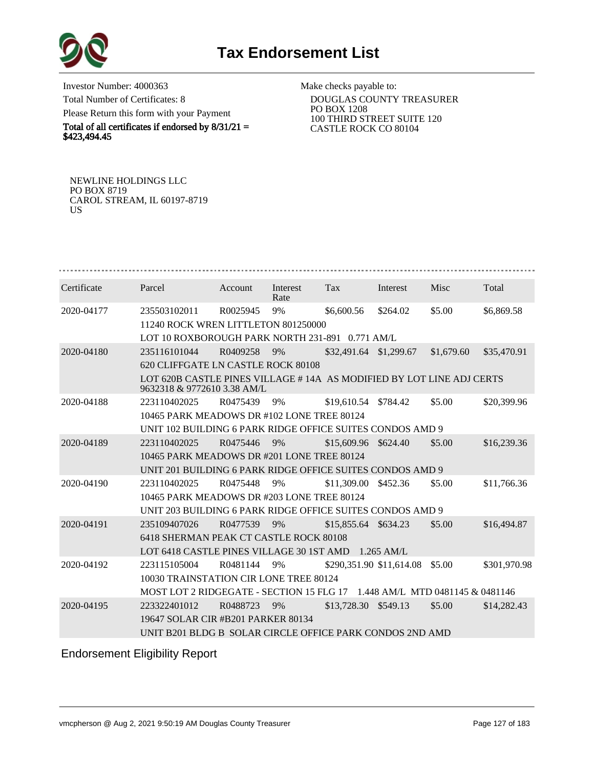# Tax Endorsement List

Investor Number: 4000363

Total Number of Certificates: 8

Please Return this form with your Payment

**Total of all certificates if endorsed by 8/31/21 = $423,494.45**

Make checks payable to:

DOUGLAS COUNTY TREASURER
PO BOX 1208
100 THIRD STREET SUITE 120
CASTLE ROCK CO 80104

NEWLINE HOLDINGS LLC
PO BOX 8719
CAROL STREAM, IL 60197-8719
US

| Certificate | Parcel | Account | Interest Rate | Tax | Interest | Misc | Total |
|---|---|---|---|---|---|---|---|
| 2020-04177 | 235503102011 | R0025945 | 9% | $6,600.56 | $264.02 | $5.00 | $6,869.58 |
| | 11240 ROCK WREN LITTLETON 801250000 | | | | | | |
| | LOT 10 ROXBOROUGH PARK NORTH 231-891 0.771 AM/L | | | | | | |
| 2020-04180 | 235116101044 | R0409258 | 9% | $32,491.64 | $1,299.67 | $1,679.60 | $35,470.91 |
| | 620 CLIFFGATE LN CASTLE ROCK 80108 | | | | | | |
| | LOT 620B CASTLE PINES VILLAGE # 14A AS MODIFIED BY LOT LINE ADJ CERTS 9632318 & 9772610 3.38 AM/L | | | | | | |
| 2020-04188 | 223110402025 | R0475439 | 9% | $19,610.54 | $784.42 | $5.00 | $20,399.96 |
| | 10465 PARK MEADOWS DR #102 LONE TREE 80124 | | | | | | |
| | UNIT 102 BUILDING 6 PARK RIDGE OFFICE SUITES CONDOS AMD 9 | | | | | | |
| 2020-04189 | 223110402025 | R0475446 | 9% | $15,609.96 | $624.40 | $5.00 | $16,239.36 |
| | 10465 PARK MEADOWS DR #201 LONE TREE 80124 | | | | | | |
| | UNIT 201 BUILDING 6 PARK RIDGE OFFICE SUITES CONDOS AMD 9 | | | | | | |
| 2020-04190 | 223110402025 | R0475448 | 9% | $11,309.00 | $452.36 | $5.00 | $11,766.36 |
| | 10465 PARK MEADOWS DR #203 LONE TREE 80124 | | | | | | |
| | UNIT 203 BUILDING 6 PARK RIDGE OFFICE SUITES CONDOS AMD 9 | | | | | | |
| 2020-04191 | 235109407026 | R0477539 | 9% | $15,855.64 | $634.23 | $5.00 | $16,494.87 |
| | 6418 SHERMAN PEAK CT CASTLE ROCK 80108 | | | | | | |
| | LOT 6418 CASTLE PINES VILLAGE 30 1ST AMD 1.265 AM/L | | | | | | |
| 2020-04192 | 223115105004 | R0481144 | 9% | $290,351.90 | $11,614.08 | $5.00 | $301,970.98 |
| | 10030 TRAINSTATION CIR LONE TREE 80124 | | | | | | |
| | MOST LOT 2 RIDGEGATE - SECTION 15 FLG 17 1.448 AM/L MTD 0481145 & 0481146 | | | | | | |
| 2020-04195 | 223322401012 | R0488723 | 9% | $13,728.30 | $549.13 | $5.00 | $14,282.43 |
| | 19647 SOLAR CIR #B201 PARKER 80134 | | | | | | |
| | UNIT B201 BLDG B SOLAR CIRCLE OFFICE PARK CONDOS 2ND AMD | | | | | | |

Endorsement Eligibility Report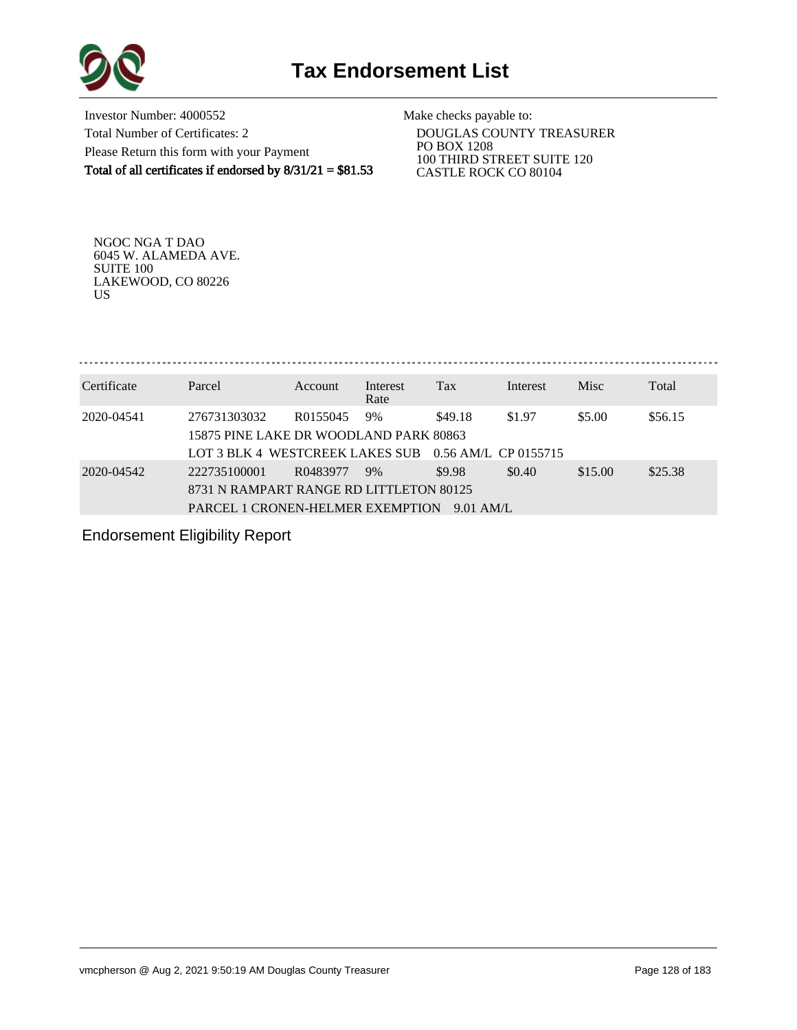# Tax Endorsement List

Investor Number: 4000552
Total Number of Certificates: 2
Please Return this form with your Payment
**Total of all certificates if endorsed by 8/31/21 = $81.53**

Make checks payable to:
DOUGLAS COUNTY TREASURER
PO BOX 1208
100 THIRD STREET SUITE 120
CASTLE ROCK CO 80104

NGOC NGA T DAO
6045 W. ALAMEDA AVE.
SUITE 100
LAKEWOOD, CO 80226
US

| Certificate | Parcel | Account | Interest Rate | Tax | Interest | Misc | Total |
|---|---|---|---|---|---|---|---|
| 2020-04541 | 276731303032 | R0155045 | 9% | $49.18 | $1.97 | $5.00 | $56.15 |
| | 15875 PINE LAKE DR WOODLAND PARK 80863 | | | | | | |
| | LOT 3 BLK 4 WESTCREEK LAKES SUB 0.56 AM/L CP 0155715 | | | | | | |
| 2020-04542 | 222735100001 | R0483977 | 9% | $9.98 | $0.40 | $15.00 | $25.38 |
| | 8731 N RAMPART RANGE RD LITTLETON 80125 | | | | | | |
| | PARCEL 1 CRONEN-HELMER EXEMPTION 9.01 AM/L | | | | | | |

Endorsement Eligibility Report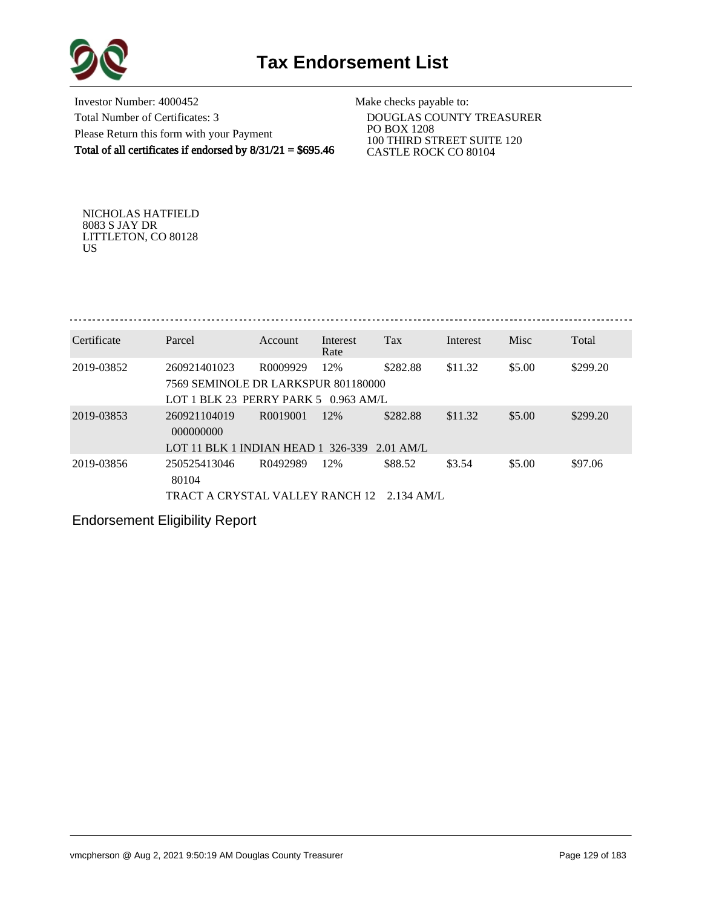# Tax Endorsement List

Investor Number: 4000452
Total Number of Certificates: 3
Please Return this form with your Payment
**Total of all certificates if endorsed by 8/31/21 = $695.46**

Make checks payable to:
DOUGLAS COUNTY TREASURER
PO BOX 1208
100 THIRD STREET SUITE 120
CASTLE ROCK CO 80104

NICHOLAS HATFIELD
8083 S JAY DR
LITTLETON, CO 80128
US

| Certificate | Parcel | Account | Interest Rate | Tax | Interest | Misc | Total |
|---|---|---|---|---|---|---|---|
| 2019-03852 | 260921401023 | R0009929 | 12% | $282.88 | $11.32 | $5.00 | $299.20 |
| | 7569 SEMINOLE DR LARKSPUR 801180000 | | | | | | |
| | LOT 1 BLK 23 PERRY PARK 5 0.963 AM/L | | | | | | |
| 2019-03853 | 260921104019 | R0019001 | 12% | $282.88 | $11.32 | $5.00 | $299.20 |
| | 000000000 | | | | | | |
| | LOT 11 BLK 1 INDIAN HEAD 1 326-339 2.01 AM/L | | | | | | |
| 2019-03856 | 250525413046 | R0492989 | 12% | $88.52 | $3.54 | $5.00 | $97.06 |
| | 80104 | | | | | | |
| | TRACT A CRYSTAL VALLEY RANCH 12 2.134 AM/L | | | | | | |

Endorsement Eligibility Report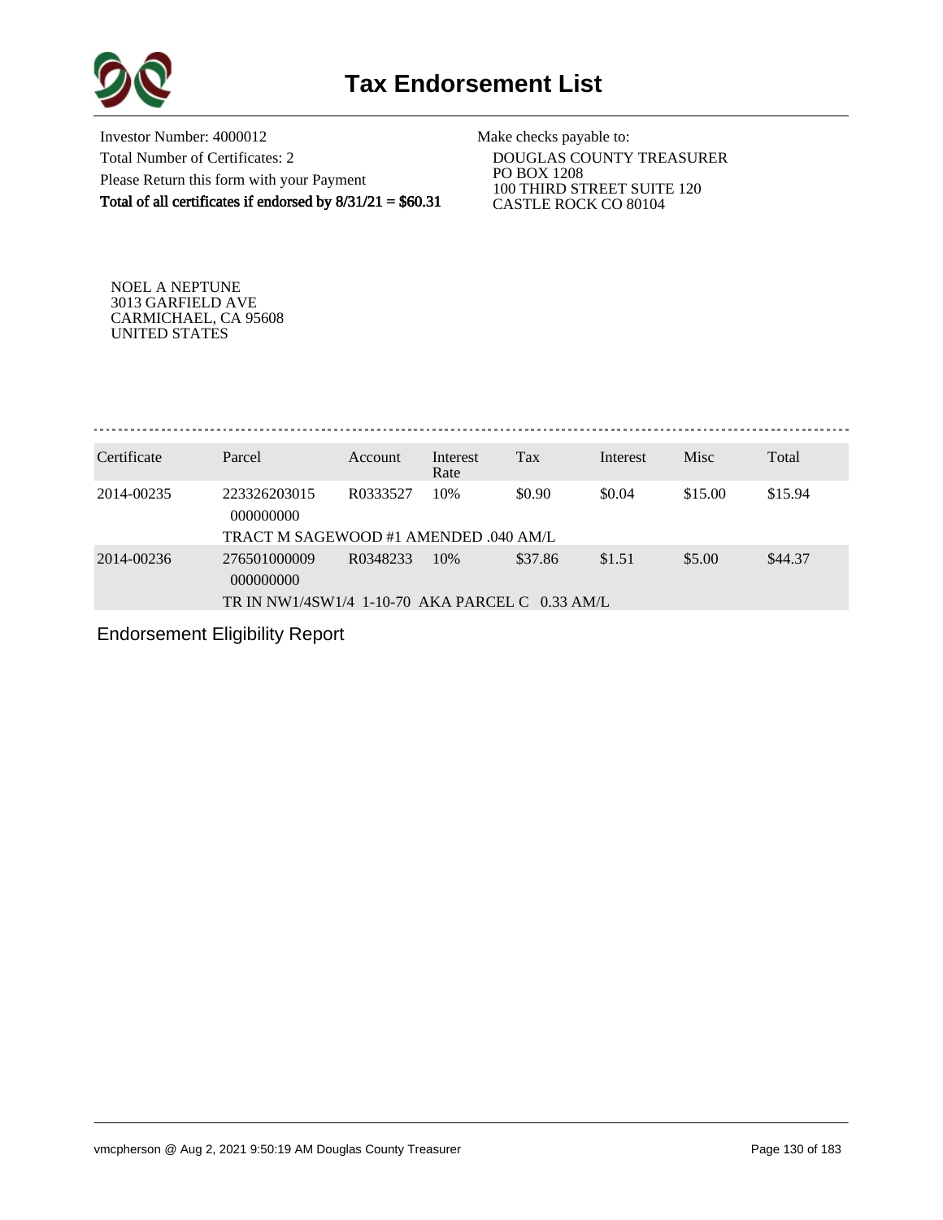# Tax Endorsement List

Investor Number: 4000012
Total Number of Certificates: 2
Please Return this form with your Payment
**Total of all certificates if endorsed by 8/31/21 = $60.31**

Make checks payable to:
DOUGLAS COUNTY TREASURER
PO BOX 1208
100 THIRD STREET SUITE 120
CASTLE ROCK CO 80104

NOEL A NEPTUNE
3013 GARFIELD AVE
CARMICHAEL, CA 95608
UNITED STATES

| Certificate | Parcel | Account | Interest Rate | Tax | Interest | Misc | Total |
|---|---|---|---|---|---|---|---|
| 2014-00235 | 223326203015 000000000 | R0333527 | 10% | $0.90 | $0.04 | $15.00 | $15.94 |
| | TRACT M SAGEWOOD #1 AMENDED .040 AM/L | | | | | | |
| 2014-00236 | 276501000009 000000000 | R0348233 | 10% | $37.86 | $1.51 | $5.00 | $44.37 |
| | TR IN NW1/4SW1/4 1-10-70 AKA PARCEL C 0.33 AM/L | | | | | | |

Endorsement Eligibility Report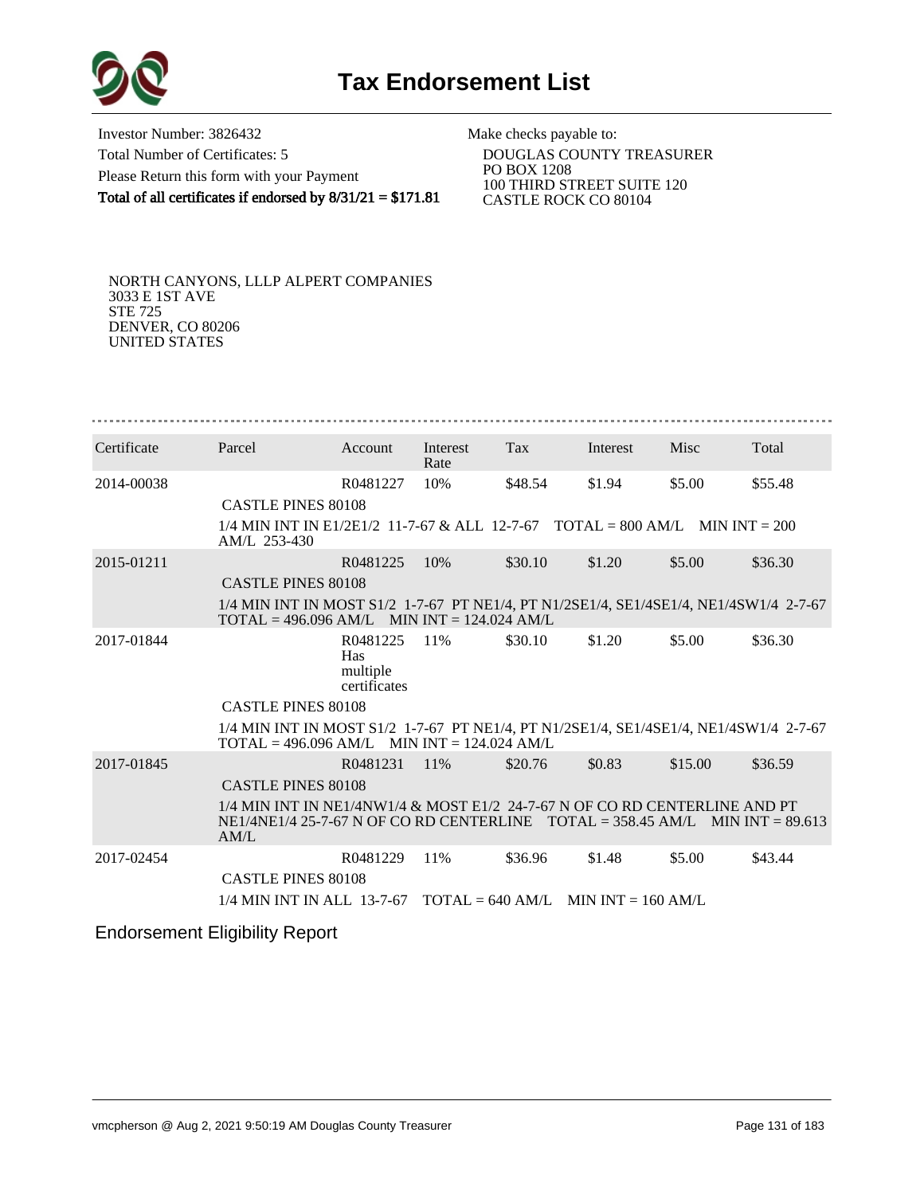# Tax Endorsement List

Investor Number: 3826432
Total Number of Certificates: 5
Please Return this form with your Payment
**Total of all certificates if endorsed by 8/31/21 = $171.81**

Make checks payable to:
DOUGLAS COUNTY TREASURER
PO BOX 1208
100 THIRD STREET SUITE 120
CASTLE ROCK CO 80104

NORTH CANYONS, LLLP ALPERT COMPANIES
3033 E 1ST AVE
STE 725
DENVER, CO 80206
UNITED STATES

| Certificate | Parcel | Account | Interest Rate | Tax | Interest | Misc | Total |
|---|---|---|---|---|---|---|---|
| 2014-00038 | | R0481227 | 10% | $48.54 | $1.94 | $5.00 | $55.48 |
| | CASTLE PINES 80108 | | | | | | |
| | 1/4 MIN INT IN E1/2E1/2 11-7-67 & ALL 12-7-67 TOTAL = 800 AM/L MIN INT = 200 AM/L 253-430 | | | | | | |
| 2015-01211 | | R0481225 | 10% | $30.10 | $1.20 | $5.00 | $36.30 |
| | CASTLE PINES 80108 | | | | | | |
| | 1/4 MIN INT IN MOST S1/2 1-7-67 PT NE1/4, PT N1/2SE1/4, SE1/4SE1/4, NE1/4SW1/4 2-7-67 TOTAL = 496.096 AM/L MIN INT = 124.024 AM/L | | | | | | |
| 2017-01844 | | R0481225 Has multiple certificates | 11% | $30.10 | $1.20 | $5.00 | $36.30 |
| | CASTLE PINES 80108 | | | | | | |
| | 1/4 MIN INT IN MOST S1/2 1-7-67 PT NE1/4, PT N1/2SE1/4, SE1/4SE1/4, NE1/4SW1/4 2-7-67 TOTAL = 496.096 AM/L MIN INT = 124.024 AM/L | | | | | | |
| 2017-01845 | | R0481231 | 11% | $20.76 | $0.83 | $15.00 | $36.59 |
| | CASTLE PINES 80108 | | | | | | |
| | 1/4 MIN INT IN NE1/4NW1/4 & MOST E1/2 24-7-67 N OF CO RD CENTERLINE AND PT NE1/4NE1/4 25-7-67 N OF CO RD CENTERLINE TOTAL = 358.45 AM/L MIN INT = 89.613 AM/L | | | | | | |
| 2017-02454 | | R0481229 | 11% | $36.96 | $1.48 | $5.00 | $43.44 |
| | CASTLE PINES 80108 | | | | | | |
| | 1/4 MIN INT IN ALL 13-7-67 TOTAL = 640 AM/L MIN INT = 160 AM/L | | | | | | |

## Endorsement Eligibility Report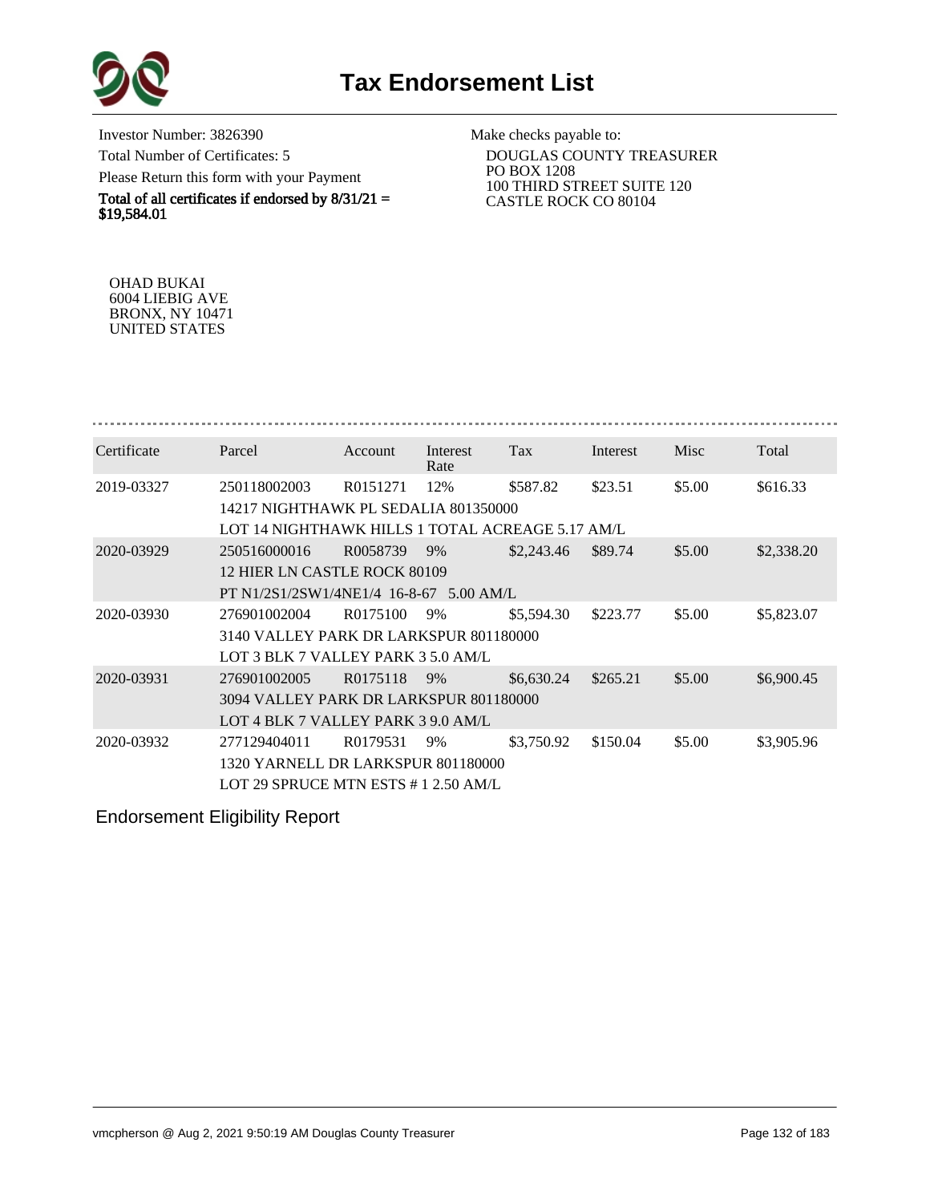# Tax Endorsement List

Investor Number: 3826390
Total Number of Certificates: 5
Please Return this form with your Payment
**Total of all certificates if endorsed by 8/31/21 = $19,584.01**

Make checks payable to:
DOUGLAS COUNTY TREASURER
PO BOX 1208
100 THIRD STREET SUITE 120
CASTLE ROCK CO 80104

OHAD BUKAI
6004 LIEBIG AVE
BRONX, NY 10471
UNITED STATES

| Certificate | Parcel | Account | Interest Rate | Tax | Interest | Misc | Total |
|---|---|---|---|---|---|---|---|
| 2019-03327 | 250118002003 | R0151271 | 12% | $587.82 | $23.51 | $5.00 | $616.33 |
| | 14217 NIGHTHAWK PL SEDALIA 801350000 | | | | | | |
| | LOT 14 NIGHTHAWK HILLS 1 TOTAL ACREAGE 5.17 AM/L | | | | | | |
| 2020-03929 | 250516000016 | R0058739 | 9% | $2,243.46 | $89.74 | $5.00 | $2,338.20 |
| | 12 HIER LN CASTLE ROCK 80109 | | | | | | |
| | PT N1/2S1/2SW1/4NE1/4 16-8-67 5.00 AM/L | | | | | | |
| 2020-03930 | 276901002004 | R0175100 | 9% | $5,594.30 | $223.77 | $5.00 | $5,823.07 |
| | 3140 VALLEY PARK DR LARKSPUR 801180000 | | | | | | |
| | LOT 3 BLK 7 VALLEY PARK 3 5.0 AM/L | | | | | | |
| 2020-03931 | 276901002005 | R0175118 | 9% | $6,630.24 | $265.21 | $5.00 | $6,900.45 |
| | 3094 VALLEY PARK DR LARKSPUR 801180000 | | | | | | |
| | LOT 4 BLK 7 VALLEY PARK 3 9.0 AM/L | | | | | | |
| 2020-03932 | 277129404011 | R0179531 | 9% | $3,750.92 | $150.04 | $5.00 | $3,905.96 |
| | 1320 YARNELL DR LARKSPUR 801180000 | | | | | | |
| | LOT 29 SPRUCE MTN ESTS # 1 2.50 AM/L | | | | | | |

Endorsement Eligibility Report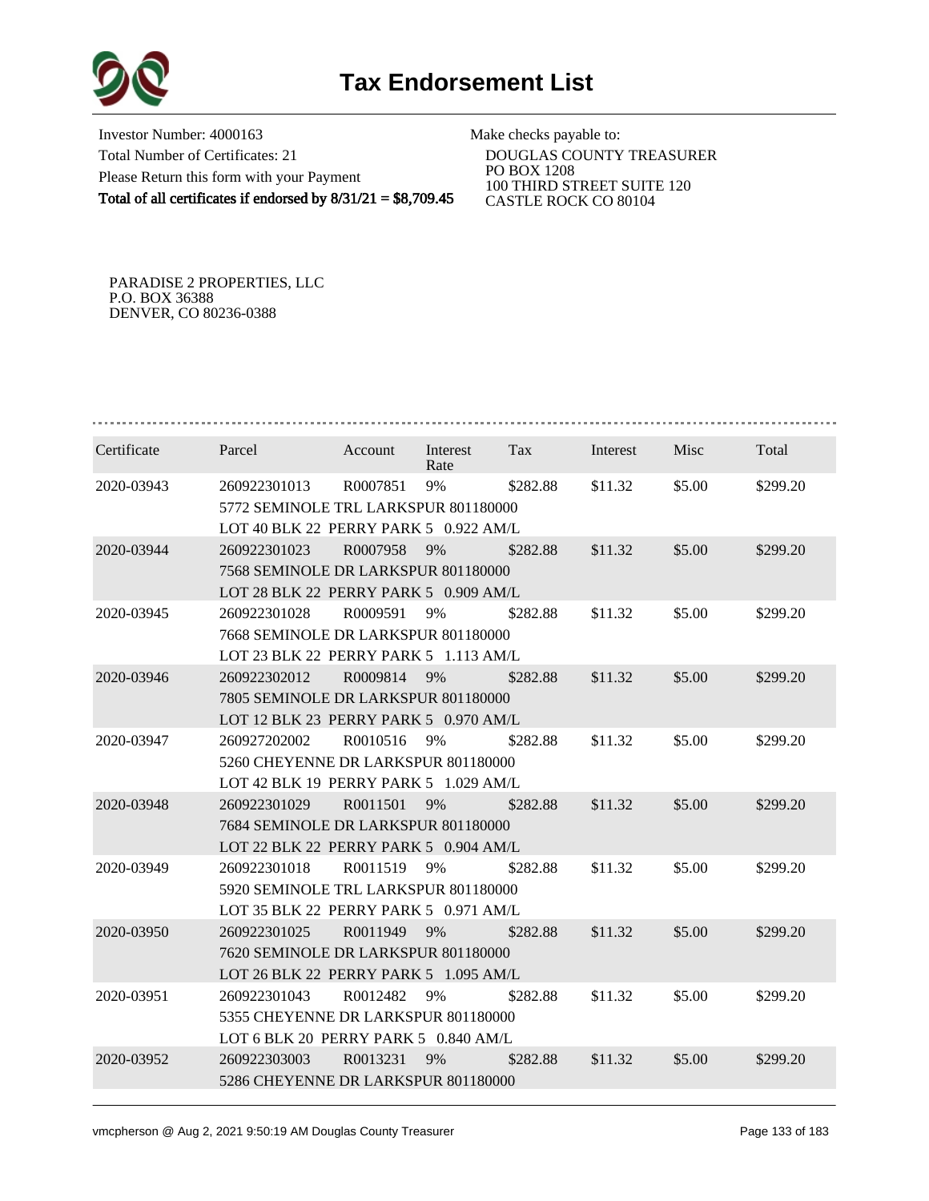# Tax Endorsement List

Investor Number: 4000163
Total Number of Certificates: 21
Please Return this form with your Payment
**Total of all certificates if endorsed by 8/31/21 = $8,709.45**

Make checks payable to:
DOUGLAS COUNTY TREASURER
PO BOX 1208
100 THIRD STREET SUITE 120
CASTLE ROCK CO 80104

PARADISE 2 PROPERTIES, LLC
P.O. BOX 36388
DENVER, CO 80236-0388

| Certificate | Parcel | Account | Interest Rate | Tax | Interest | Misc | Total |
|---|---|---|---|---|---|---|---|
| 2020-03943 | 260922301013 | R0007851 | 9% | $282.88 | $11.32 | $5.00 | $299.20 |
| | 5772 SEMINOLE TRL LARKSPUR 801180000 | | | | | | |
| | LOT 40 BLK 22 PERRY PARK 5 0.922 AM/L | | | | | | |
| 2020-03944 | 260922301023 | R0007958 | 9% | $282.88 | $11.32 | $5.00 | $299.20 |
| | 7568 SEMINOLE DR LARKSPUR 801180000 | | | | | | |
| | LOT 28 BLK 22 PERRY PARK 5 0.909 AM/L | | | | | | |
| 2020-03945 | 260922301028 | R0009591 | 9% | $282.88 | $11.32 | $5.00 | $299.20 |
| | 7668 SEMINOLE DR LARKSPUR 801180000 | | | | | | |
| | LOT 23 BLK 22 PERRY PARK 5 1.113 AM/L | | | | | | |
| 2020-03946 | 260922302012 | R0009814 | 9% | $282.88 | $11.32 | $5.00 | $299.20 |
| | 7805 SEMINOLE DR LARKSPUR 801180000 | | | | | | |
| | LOT 12 BLK 23 PERRY PARK 5 0.970 AM/L | | | | | | |
| 2020-03947 | 260927202002 | R0010516 | 9% | $282.88 | $11.32 | $5.00 | $299.20 |
| | 5260 CHEYENNE DR LARKSPUR 801180000 | | | | | | |
| | LOT 42 BLK 19 PERRY PARK 5 1.029 AM/L | | | | | | |
| 2020-03948 | 260922301029 | R0011501 | 9% | $282.88 | $11.32 | $5.00 | $299.20 |
| | 7684 SEMINOLE DR LARKSPUR 801180000 | | | | | | |
| | LOT 22 BLK 22 PERRY PARK 5 0.904 AM/L | | | | | | |
| 2020-03949 | 260922301018 | R0011519 | 9% | $282.88 | $11.32 | $5.00 | $299.20 |
| | 5920 SEMINOLE TRL LARKSPUR 801180000 | | | | | | |
| | LOT 35 BLK 22 PERRY PARK 5 0.971 AM/L | | | | | | |
| 2020-03950 | 260922301025 | R0011949 | 9% | $282.88 | $11.32 | $5.00 | $299.20 |
| | 7620 SEMINOLE DR LARKSPUR 801180000 | | | | | | |
| | LOT 26 BLK 22 PERRY PARK 5 1.095 AM/L | | | | | | |
| 2020-03951 | 260922301043 | R0012482 | 9% | $282.88 | $11.32 | $5.00 | $299.20 |
| | 5355 CHEYENNE DR LARKSPUR 801180000 | | | | | | |
| | LOT 6 BLK 20 PERRY PARK 5 0.840 AM/L | | | | | | |
| 2020-03952 | 260922303003 | R0013231 | 9% | $282.88 | $11.32 | $5.00 | $299.20 |
| | 5286 CHEYENNE DR LARKSPUR 801180000 | | | | | | |

vmcpherson @ Aug 2, 2021 9:50:19 AM Douglas County Treasurer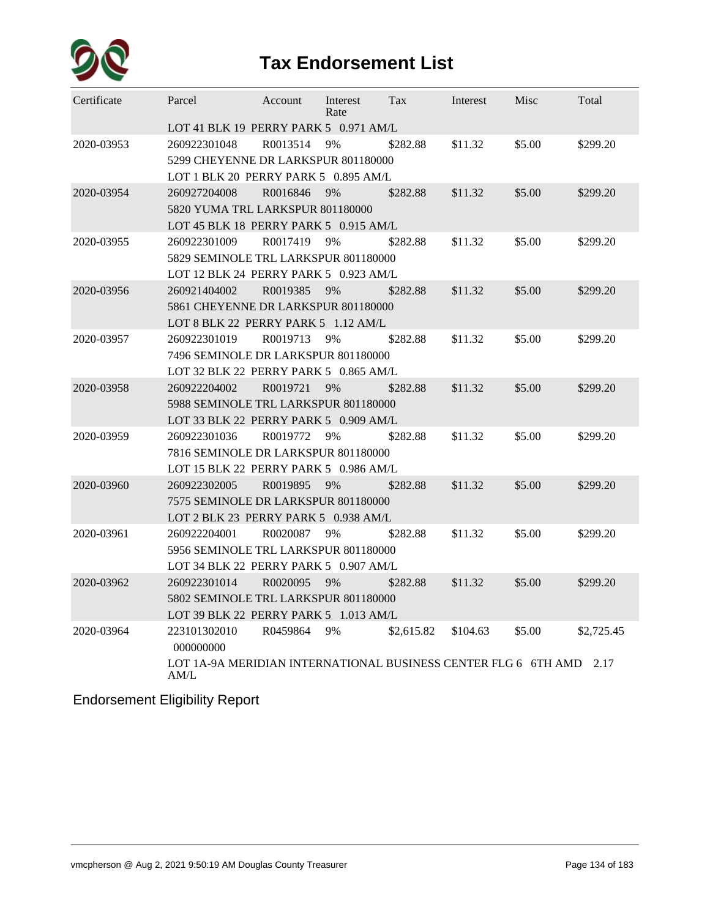# Tax Endorsement List

| Certificate | Parcel | Account | Interest Rate | Tax | Interest | Misc | Total |
|---|---|---|---|---|---|---|---|
| | LOT 41 BLK 19 PERRY PARK 5 0.971 AM/L | | | | | | |
| 2020-03953 | 260922301048 | R0013514 | 9% | $282.88 | $11.32 | $5.00 | $299.20 |
| | 5299 CHEYENNE DR LARKSPUR 801180000 | | | | | | |
| | LOT 1 BLK 20 PERRY PARK 5 0.895 AM/L | | | | | | |
| 2020-03954 | 260927204008 | R0016846 | 9% | $282.88 | $11.32 | $5.00 | $299.20 |
| | 5820 YUMA TRL LARKSPUR 801180000 | | | | | | |
| | LOT 45 BLK 18 PERRY PARK 5 0.915 AM/L | | | | | | |
| 2020-03955 | 260922301009 | R0017419 | 9% | $282.88 | $11.32 | $5.00 | $299.20 |
| | 5829 SEMINOLE TRL LARKSPUR 801180000 | | | | | | |
| | LOT 12 BLK 24 PERRY PARK 5 0.923 AM/L | | | | | | |
| 2020-03956 | 260921404002 | R0019385 | 9% | $282.88 | $11.32 | $5.00 | $299.20 |
| | 5861 CHEYENNE DR LARKSPUR 801180000 | | | | | | |
| | LOT 8 BLK 22 PERRY PARK 5 1.12 AM/L | | | | | | |
| 2020-03957 | 260922301019 | R0019713 | 9% | $282.88 | $11.32 | $5.00 | $299.20 |
| | 7496 SEMINOLE DR LARKSPUR 801180000 | | | | | | |
| | LOT 32 BLK 22 PERRY PARK 5 0.865 AM/L | | | | | | |
| 2020-03958 | 260922204002 | R0019721 | 9% | $282.88 | $11.32 | $5.00 | $299.20 |
| | 5988 SEMINOLE TRL LARKSPUR 801180000 | | | | | | |
| | LOT 33 BLK 22 PERRY PARK 5 0.909 AM/L | | | | | | |
| 2020-03959 | 260922301036 | R0019772 | 9% | $282.88 | $11.32 | $5.00 | $299.20 |
| | 7816 SEMINOLE DR LARKSPUR 801180000 | | | | | | |
| | LOT 15 BLK 22 PERRY PARK 5 0.986 AM/L | | | | | | |
| 2020-03960 | 260922302005 | R0019895 | 9% | $282.88 | $11.32 | $5.00 | $299.20 |
| | 7575 SEMINOLE DR LARKSPUR 801180000 | | | | | | |
| | LOT 2 BLK 23 PERRY PARK 5 0.938 AM/L | | | | | | |
| 2020-03961 | 260922204001 | R0020087 | 9% | $282.88 | $11.32 | $5.00 | $299.20 |
| | 5956 SEMINOLE TRL LARKSPUR 801180000 | | | | | | |
| | LOT 34 BLK 22 PERRY PARK 5 0.907 AM/L | | | | | | |
| 2020-03962 | 260922301014 | R0020095 | 9% | $282.88 | $11.32 | $5.00 | $299.20 |
| | 5802 SEMINOLE TRL LARKSPUR 801180000 | | | | | | |
| | LOT 39 BLK 22 PERRY PARK 5 1.013 AM/L | | | | | | |
| 2020-03964 | 223101302010 | R0459864 | 9% | $2,615.82 | $104.63 | $5.00 | $2,725.45 |
| | 000000000 | | | | | | |
| | LOT 1A-9A MERIDIAN INTERNATIONAL BUSINESS CENTER FLG 6 6TH AMD 2.17 AM/L | | | | | | |

## Endorsement Eligibility Report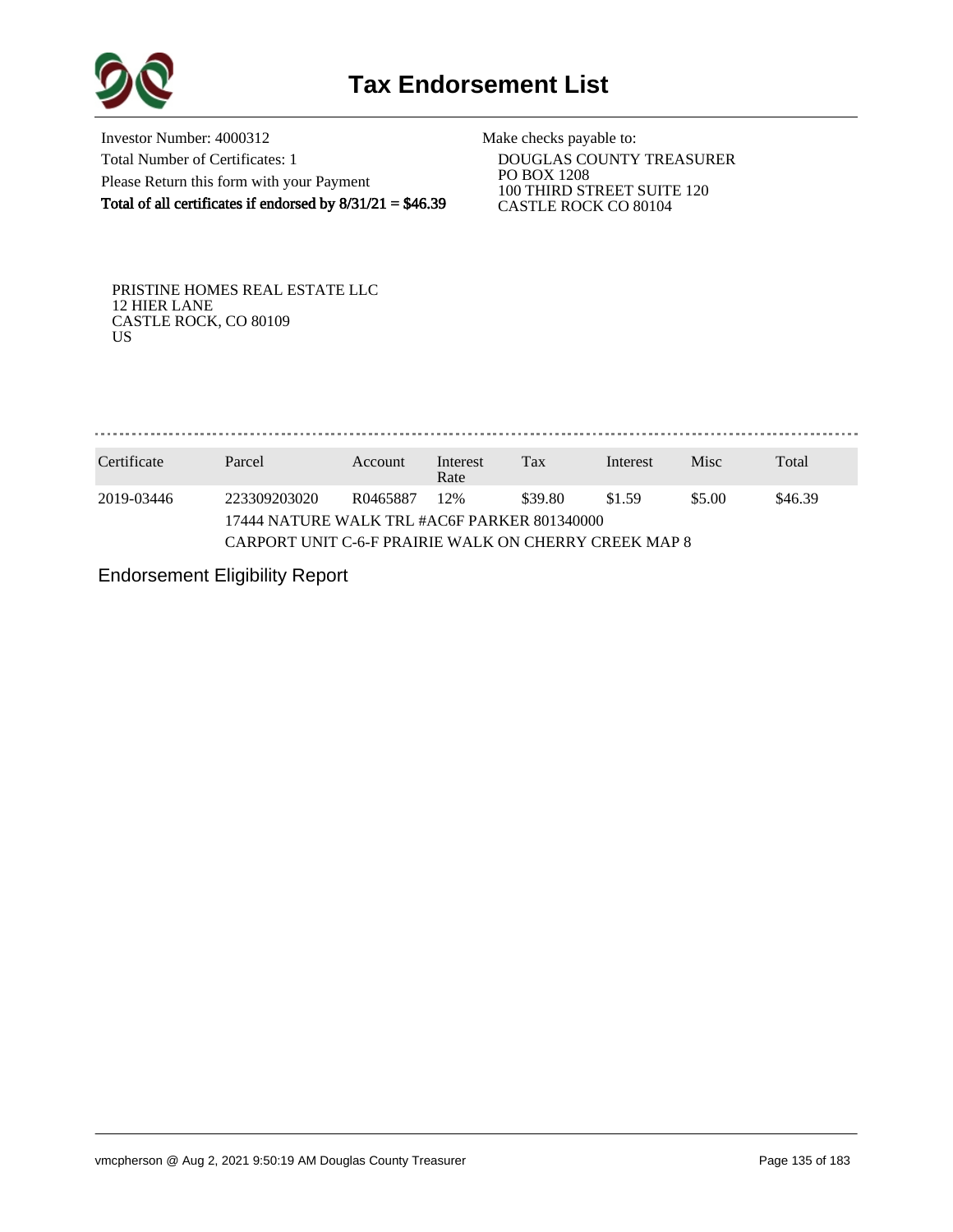# Tax Endorsement List

Investor Number: 4000312
Total Number of Certificates: 1
Please Return this form with your Payment
**Total of all certificates if endorsed by 8/31/21 = $46.39**

Make checks payable to:
DOUGLAS COUNTY TREASURER
PO BOX 1208
100 THIRD STREET SUITE 120
CASTLE ROCK CO 80104

PRISTINE HOMES REAL ESTATE LLC
12 HIER LANE
CASTLE ROCK, CO 80109
US

| Certificate | Parcel | Account | Interest Rate | Tax | Interest | Misc | Total |
|---|---|---|---|---|---|---|---|
| 2019-03446 | 223309203020 | R0465887 | 12% | $39.80 | $1.59 | $5.00 | $46.39 |
| | 17444 NATURE WALK TRL #AC6F PARKER 801340000 | | | | | | |
| | CARPORT UNIT C-6-F PRAIRIE WALK ON CHERRY CREEK MAP 8 | | | | | | |

Endorsement Eligibility Report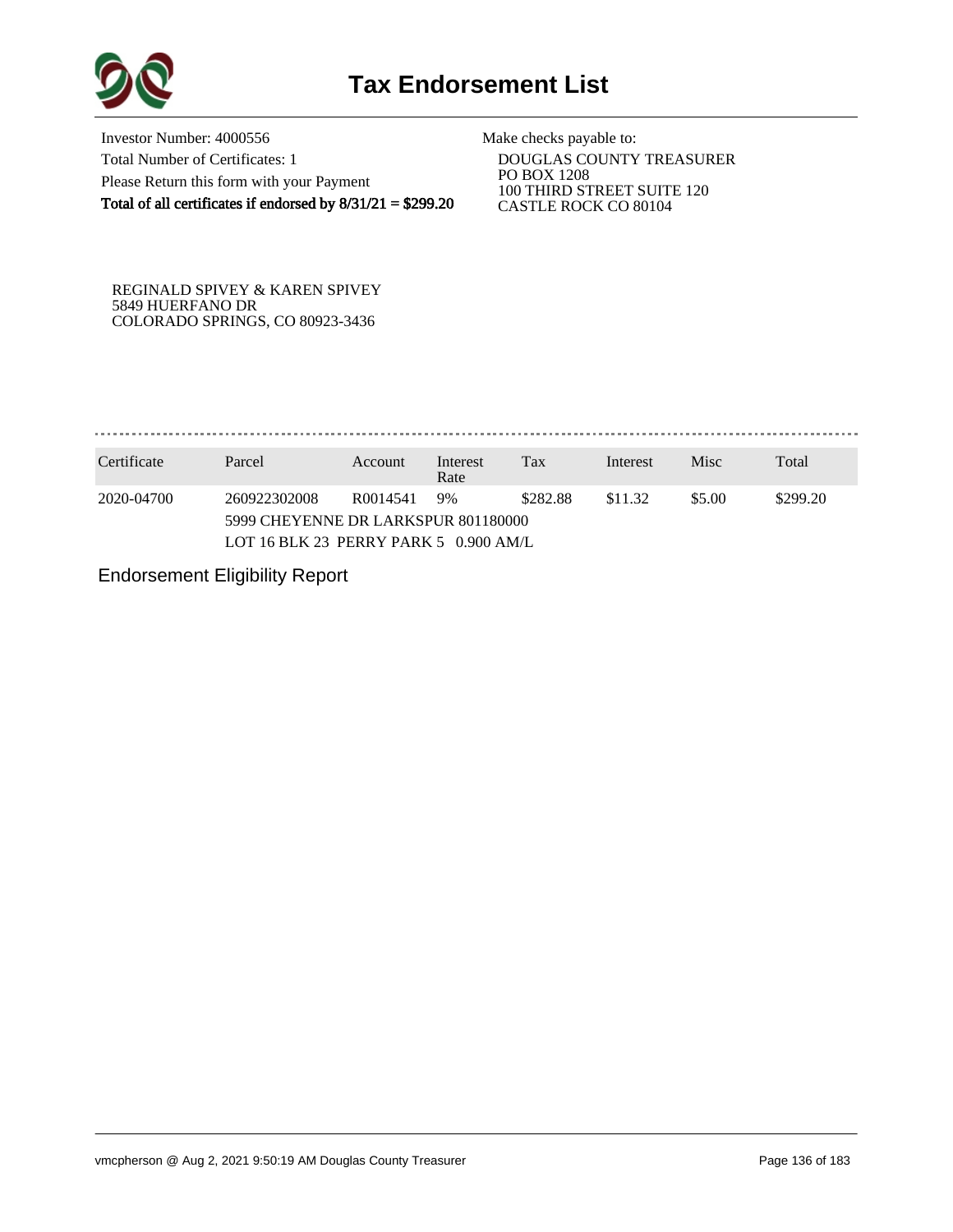# Tax Endorsement List

Investor Number: 4000556

Total Number of Certificates: 1

Please Return this form with your Payment

**Total of all certificates if endorsed by 8/31/21 = $299.20**

Make checks payable to:

DOUGLAS COUNTY TREASURER
PO BOX 1208
100 THIRD STREET SUITE 120
CASTLE ROCK CO 80104

REGINALD SPIVEY & KAREN SPIVEY
5849 HUERFANO DR
COLORADO SPRINGS, CO 80923-3436

| Certificate | Parcel | Account | Interest Rate | Tax | Interest | Misc | Total |
|---|---|---|---|---|---|---|---|
| 2020-04700 | 260922302008 | R0014541 | 9% | $282.88 | $11.32 | $5.00 | $299.20 |
| | 5999 CHEYENNE DR LARKSPUR 801180000 | | | | | | |
| | LOT 16 BLK 23 PERRY PARK 5 0.900 AM/L | | | | | | |

Endorsement Eligibility Report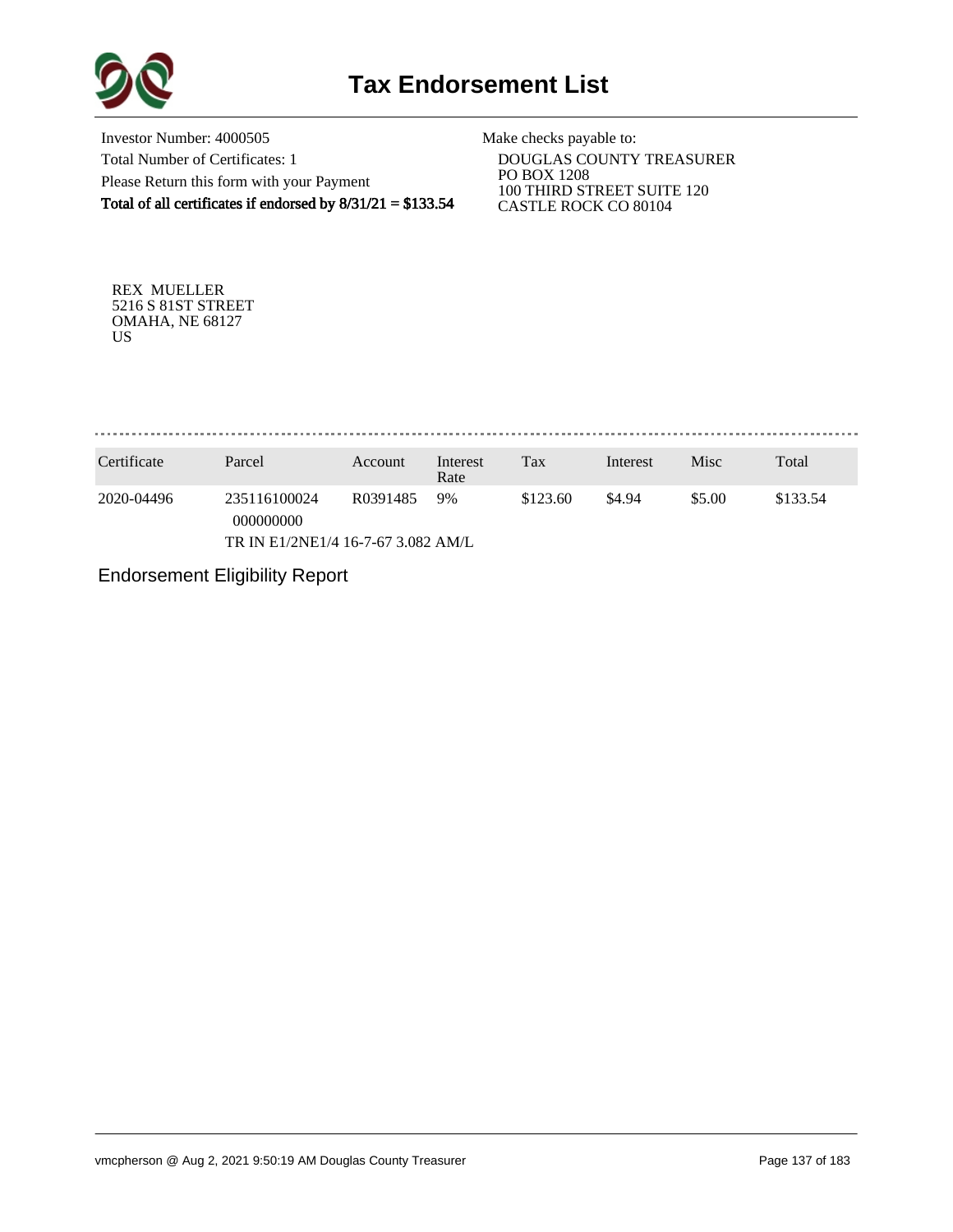# Tax Endorsement List

Investor Number: 4000505
Total Number of Certificates: 1
Please Return this form with your Payment
**Total of all certificates if endorsed by 8/31/21 = $133.54**

Make checks payable to:
DOUGLAS COUNTY TREASURER
PO BOX 1208
100 THIRD STREET SUITE 120
CASTLE ROCK CO 80104

REX MUELLER
5216 S 81ST STREET
OMAHA, NE 68127
US

| Certificate | Parcel | Account | Interest Rate | Tax | Interest | Misc | Total |
|---|---|---|---|---|---|---|---|
| 2020-04496 | 235116100024 000000000 | R0391485 | 9% | $123.60 | $4.94 | $5.00 | $133.54 |
| | TR IN E1/2NE1/4 16-7-67 3.082 AM/L | | | | | | |

Endorsement Eligibility Report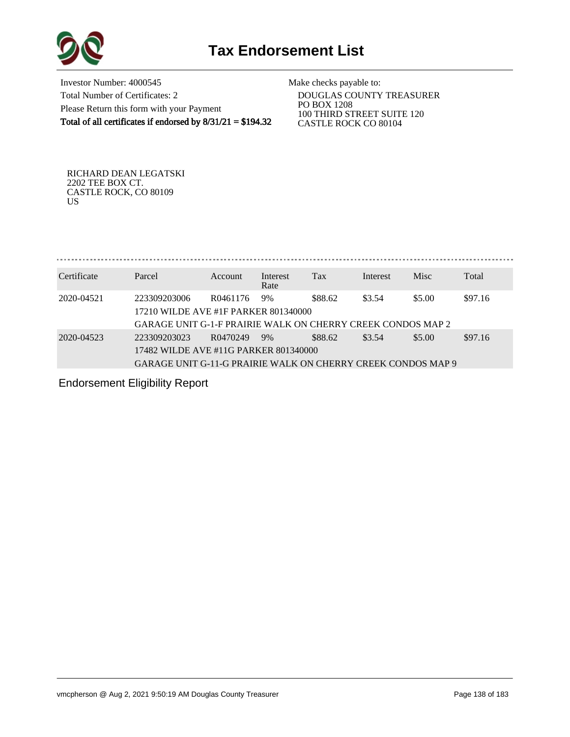# Tax Endorsement List

Investor Number: 4000545
Total Number of Certificates: 2
Please Return this form with your Payment
**Total of all certificates if endorsed by 8/31/21 = $194.32**

Make checks payable to:
DOUGLAS COUNTY TREASURER
PO BOX 1208
100 THIRD STREET SUITE 120
CASTLE ROCK CO 80104

RICHARD DEAN LEGATSKI
2202 TEE BOX CT.
CASTLE ROCK, CO 80109
US

| Certificate | Parcel | Account | Interest Rate | Tax | Interest | Misc | Total |
|---|---|---|---|---|---|---|---|
| 2020-04521 | 223309203006 | R0461176 | 9% | $88.62 | $3.54 | $5.00 | $97.16 |
| | 17210 WILDE AVE #1F PARKER 801340000 | | | | | | |
| | GARAGE UNIT G-1-F PRAIRIE WALK ON CHERRY CREEK CONDOS MAP 2 | | | | | | |
| 2020-04523 | 223309203023 | R0470249 | 9% | $88.62 | $3.54 | $5.00 | $97.16 |
| | 17482 WILDE AVE #11G PARKER 801340000 | | | | | | |
| | GARAGE UNIT G-11-G PRAIRIE WALK ON CHERRY CREEK CONDOS MAP 9 | | | | | | |

Endorsement Eligibility Report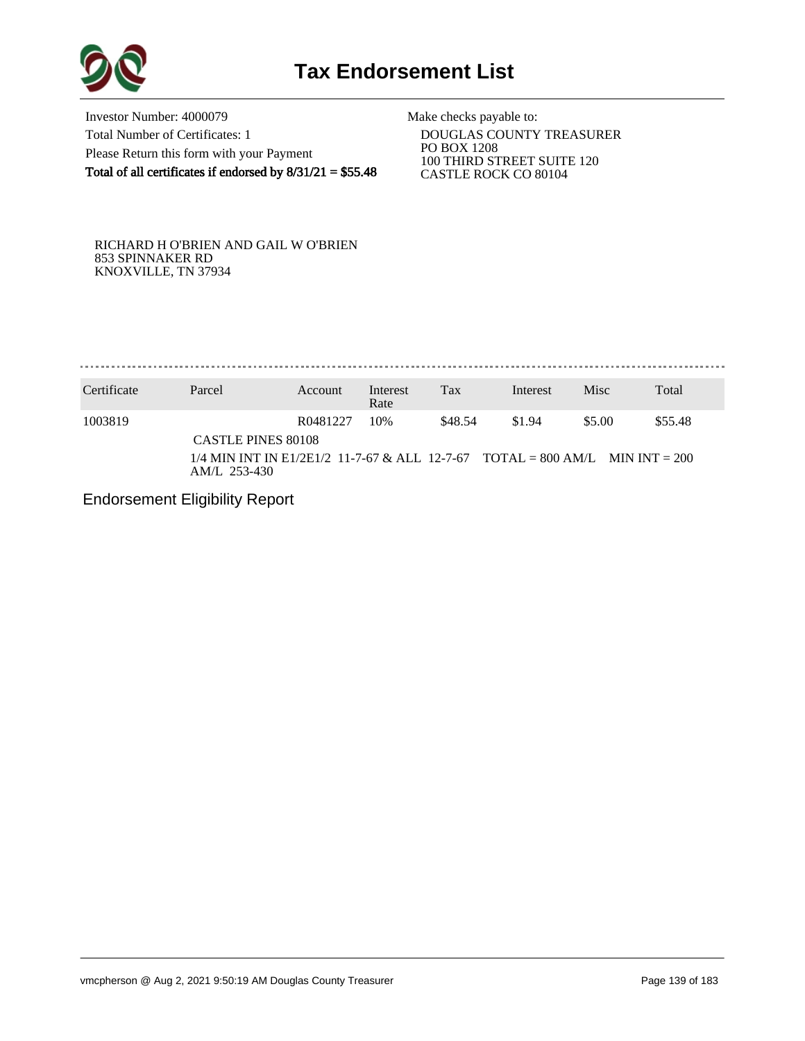# Tax Endorsement List

Investor Number: 4000079
Total Number of Certificates: 1
Please Return this form with your Payment
**Total of all certificates if endorsed by 8/31/21 = $55.48**

Make checks payable to:
DOUGLAS COUNTY TREASURER
PO BOX 1208
100 THIRD STREET SUITE 120
CASTLE ROCK CO 80104

RICHARD H O'BRIEN AND GAIL W O'BRIEN
853 SPINNAKER RD
KNOXVILLE, TN 37934

| Certificate | Parcel | Account | Interest Rate | Tax | Interest | Misc | Total |
|---|---|---|---|---|---|---|---|
| 1003819 | | R0481227 | 10% | $48.54 | $1.94 | $5.00 | $55.48 |

CASTLE PINES 80108

1/4 MIN INT IN E1/2E1/2 11-7-67 & ALL 12-7-67 TOTAL = 800 AM/L MIN INT = 200 AM/L 253-430

Endorsement Eligibility Report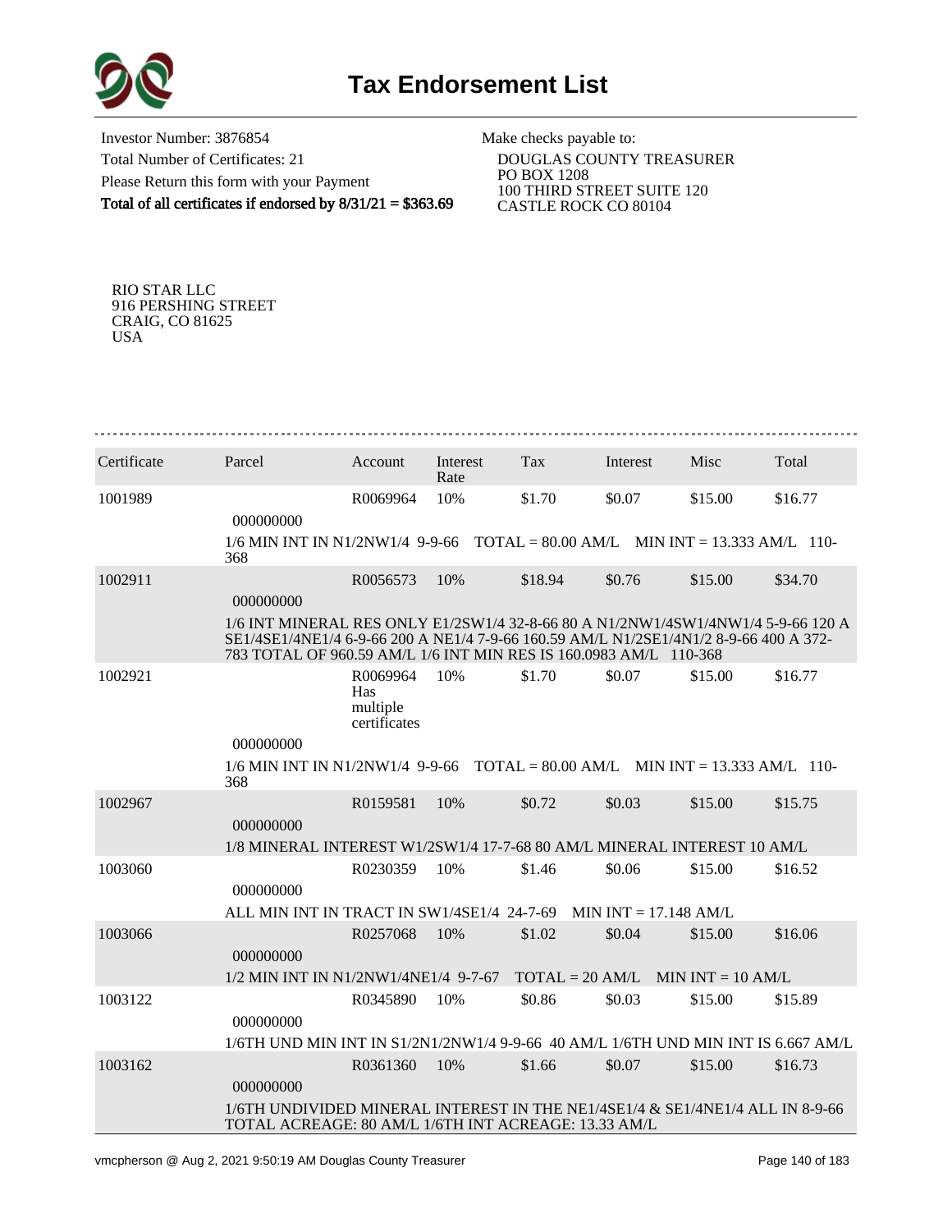# Tax Endorsement List

Investor Number: 3876854
Total Number of Certificates: 21
Please Return this form with your Payment
**Total of all certificates if endorsed by 8/31/21 = $363.69**

Make checks payable to:
DOUGLAS COUNTY TREASURER
PO BOX 1208
100 THIRD STREET SUITE 120
CASTLE ROCK CO 80104

RIO STAR LLC
916 PERSHING STREET
CRAIG, CO 81625
USA

| Certificate | Parcel | Account | Interest Rate | Tax | Interest | Misc | Total |
|---|---|---|---|---|---|---|---|
| 1001989 | 000000000 | R0069964 | 10% | $1.70 | $0.07 | $15.00 | $16.77 |
| | 1/6 MIN INT IN N1/2NW1/4 9-9-66 TOTAL = 80.00 AM/L MIN INT = 13.333 AM/L 110-368 | | | | | | |
| 1002911 | 000000000 | R0056573 | 10% | $18.94 | $0.76 | $15.00 | $34.70 |
| | 1/6 INT MINERAL RES ONLY E1/2SW1/4 32-8-66 80 A N1/2NW1/4SW1/4NW1/4 5-9-66 120 A SE1/4SE1/4NE1/4 6-9-66 200 A NE1/4 7-9-66 160.59 AM/L N1/2SE1/4N1/2 8-9-66 400 A 372-783 TOTAL OF 960.59 AM/L 1/6 INT MIN RES IS 160.0983 AM/L 110-368 | | | | | | |
| 1002921 | 000000000 | R0069964 Has multiple certificates | 10% | $1.70 | $0.07 | $15.00 | $16.77 |
| | 1/6 MIN INT IN N1/2NW1/4 9-9-66 TOTAL = 80.00 AM/L MIN INT = 13.333 AM/L 110-368 | | | | | | |
| 1002967 | 000000000 | R0159581 | 10% | $0.72 | $0.03 | $15.00 | $15.75 |
| | 1/8 MINERAL INTEREST W1/2SW1/4 17-7-68 80 AM/L MINERAL INTEREST 10 AM/L | | | | | | |
| 1003060 | 000000000 | R0230359 | 10% | $1.46 | $0.06 | $15.00 | $16.52 |
| | ALL MIN INT IN TRACT IN SW1/4SE1/4 24-7-69 MIN INT = 17.148 AM/L | | | | | | |
| 1003066 | 000000000 | R0257068 | 10% | $1.02 | $0.04 | $15.00 | $16.06 |
| | 1/2 MIN INT IN N1/2NW1/4NE1/4 9-7-67 TOTAL = 20 AM/L MIN INT = 10 AM/L | | | | | | |
| 1003122 | 000000000 | R0345890 | 10% | $0.86 | $0.03 | $15.00 | $15.89 |
| | 1/6TH UND MIN INT IN S1/2N1/2NW1/4 9-9-66 40 AM/L 1/6TH UND MIN INT IS 6.667 AM/L | | | | | | |
| 1003162 | 000000000 | R0361360 | 10% | $1.66 | $0.07 | $15.00 | $16.73 |
| | 1/6TH UNDIVIDED MINERAL INTEREST IN THE NE1/4SE1/4 & SE1/4NE1/4 ALL IN 8-9-66 TOTAL ACREAGE: 80 AM/L 1/6TH INT ACREAGE: 13.33 AM/L | | | | | | |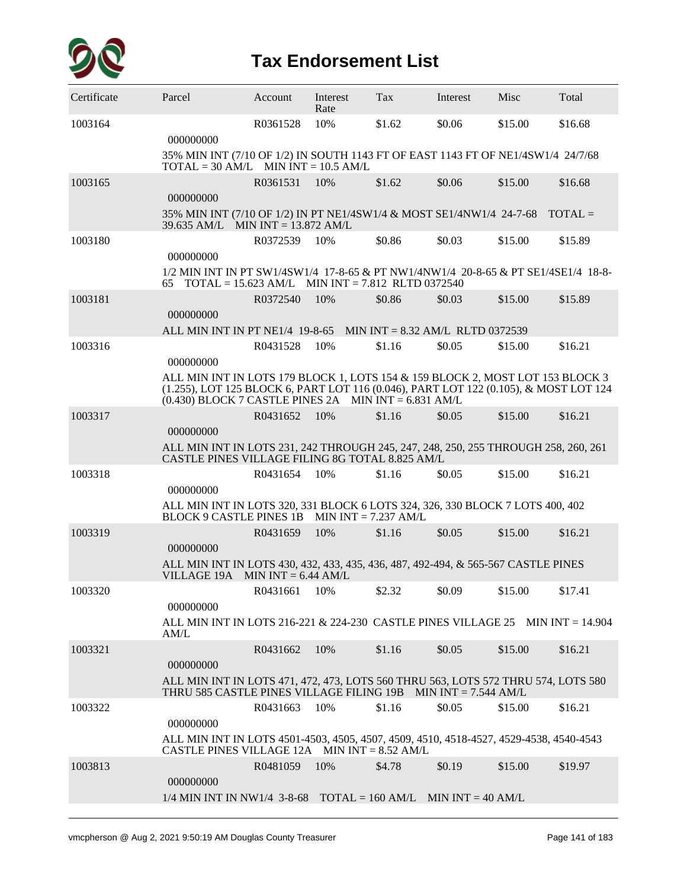# Tax Endorsement List

| Certificate | Parcel | Account | Interest Rate | Tax | Interest | Misc | Total |
|---|---|---|---|---|---|---|---|
| 1003164 | 000000000 | R0361528 | 10% | $1.62 | $0.06 | $15.00 | $16.68 |
| | 35% MIN INT (7/10 OF 1/2) IN SOUTH 1143 FT OF EAST 1143 FT OF NE1/4SW1/4 24/7/68 TOTAL = 30 AM/L MIN INT = 10.5 AM/L | | | | | | |
| 1003165 | 000000000 | R0361531 | 10% | $1.62 | $0.06 | $15.00 | $16.68 |
| | 35% MIN INT (7/10 OF 1/2) IN PT NE1/4SW1/4 & MOST SE1/4NW1/4 24-7-68 TOTAL = 39.635 AM/L MIN INT = 13.872 AM/L | | | | | | |
| 1003180 | 000000000 | R0372539 | 10% | $0.86 | $0.03 | $15.00 | $15.89 |
| | 1/2 MIN INT IN PT SW1/4SW1/4 17-8-65 & PT NW1/4NW1/4 20-8-65 & PT SE1/4SE1/4 18-8-65 TOTAL = 15.623 AM/L MIN INT = 7.812 RLTD 0372540 | | | | | | |
| 1003181 | 000000000 | R0372540 | 10% | $0.86 | $0.03 | $15.00 | $15.89 |
| | ALL MIN INT IN PT NE1/4 19-8-65 MIN INT = 8.32 AM/L RLTD 0372539 | | | | | | |
| 1003316 | 000000000 | R0431528 | 10% | $1.16 | $0.05 | $15.00 | $16.21 |
| | ALL MIN INT IN LOTS 179 BLOCK 1, LOTS 154 & 159 BLOCK 2, MOST LOT 153 BLOCK 3 (1.255), LOT 125 BLOCK 6, PART LOT 116 (0.046), PART LOT 122 (0.105), & MOST LOT 124 (0.430) BLOCK 7 CASTLE PINES 2A MIN INT = 6.831 AM/L | | | | | | |
| 1003317 | 000000000 | R0431652 | 10% | $1.16 | $0.05 | $15.00 | $16.21 |
| | ALL MIN INT IN LOTS 231, 242 THROUGH 245, 247, 248, 250, 255 THROUGH 258, 260, 261 CASTLE PINES VILLAGE FILING 8G TOTAL 8.825 AM/L | | | | | | |
| 1003318 | 000000000 | R0431654 | 10% | $1.16 | $0.05 | $15.00 | $16.21 |
| | ALL MIN INT IN LOTS 320, 331 BLOCK 6 LOTS 324, 326, 330 BLOCK 7 LOTS 400, 402 BLOCK 9 CASTLE PINES 1B MIN INT = 7.237 AM/L | | | | | | |
| 1003319 | 000000000 | R0431659 | 10% | $1.16 | $0.05 | $15.00 | $16.21 |
| | ALL MIN INT IN LOTS 430, 432, 433, 435, 436, 487, 492-494, & 565-567 CASTLE PINES VILLAGE 19A MIN INT = 6.44 AM/L | | | | | | |
| 1003320 | 000000000 | R0431661 | 10% | $2.32 | $0.09 | $15.00 | $17.41 |
| | ALL MIN INT IN LOTS 216-221 & 224-230 CASTLE PINES VILLAGE 25 MIN INT = 14.904 AM/L | | | | | | |
| 1003321 | 000000000 | R0431662 | 10% | $1.16 | $0.05 | $15.00 | $16.21 |
| | ALL MIN INT IN LOTS 471, 472, 473, LOTS 560 THRU 563, LOTS 572 THRU 574, LOTS 580 THRU 585 CASTLE PINES VILLAGE FILING 19B MIN INT = 7.544 AM/L | | | | | | |
| 1003322 | 000000000 | R0431663 | 10% | $1.16 | $0.05 | $15.00 | $16.21 |
| | ALL MIN INT IN LOTS 4501-4503, 4505, 4507, 4509, 4510, 4518-4527, 4529-4538, 4540-4543 CASTLE PINES VILLAGE 12A MIN INT = 8.52 AM/L | | | | | | |
| 1003813 | 000000000 | R0481059 | 10% | $4.78 | $0.19 | $15.00 | $19.97 |
| | 1/4 MIN INT IN NW1/4 3-8-68 TOTAL = 160 AM/L MIN INT = 40 AM/L | | | | | | |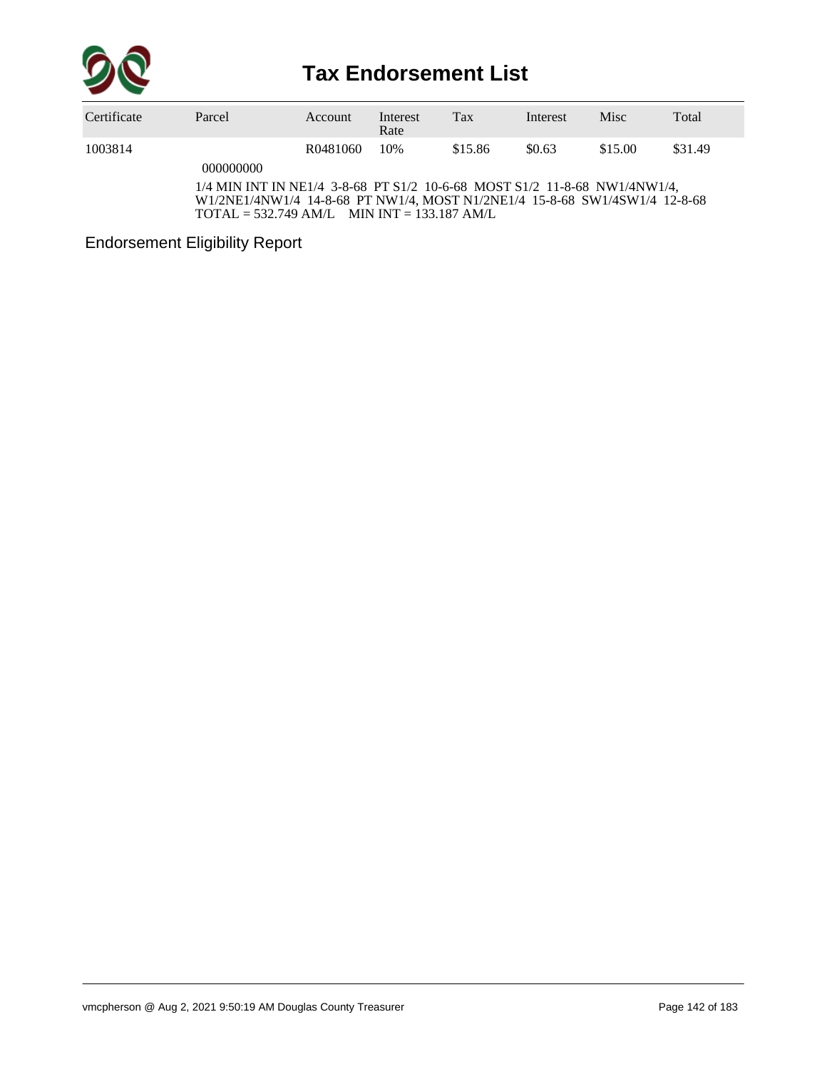# Tax Endorsement List

| Certificate | Parcel | Account | Interest Rate | Tax | Interest | Misc | Total |
|---|---|---|---|---|---|---|---|
| 1003814 | 000000000 | R0481060 | 10% | $15.86 | $0.63 | $15.00 | $31.49 |

1/4 MIN INT IN NE1/4 3-8-68 PT S1/2 10-6-68 MOST S1/2 11-8-68 NW1/4NW1/4, W1/2NE1/4NW1/4 14-8-68 PT NW1/4, MOST N1/2NE1/4 15-8-68 SW1/4SW1/4 12-8-68 TOTAL = 532.749 AM/L MIN INT = 133.187 AM/L

Endorsement Eligibility Report

vmcpherson @ Aug 2, 2021 9:50:19 AM Douglas County Treasurer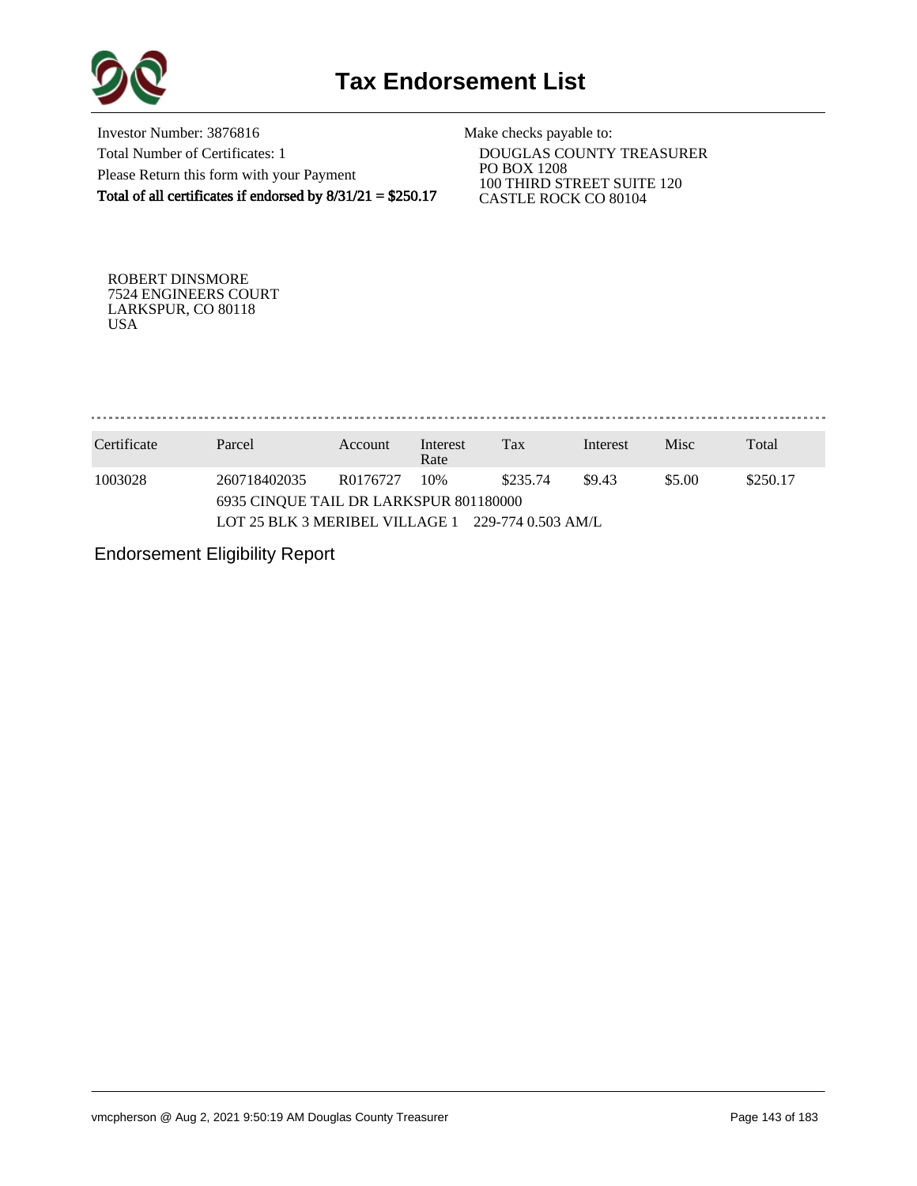# Tax Endorsement List

Investor Number: 3876816
Total Number of Certificates: 1
Please Return this form with your Payment
**Total of all certificates if endorsed by 8/31/21 = $250.17**

Make checks payable to:
DOUGLAS COUNTY TREASURER
PO BOX 1208
100 THIRD STREET SUITE 120
CASTLE ROCK CO 80104

ROBERT DINSMORE
7524 ENGINEERS COURT
LARKSPUR, CO 80118
USA

| Certificate | Parcel | Account | Interest Rate | Tax | Interest | Misc | Total |
|---|---|---|---|---|---|---|---|
| 1003028 | 260718402035 | R0176727 | 10% | $235.74 | $9.43 | $5.00 | $250.17 |
| | 6935 CINQUE TAIL DR LARKSPUR 801180000 | | | | | | |
| | LOT 25 BLK 3 MERIBEL VILLAGE 1 229-774 0.503 AM/L | | | | | | |

Endorsement Eligibility Report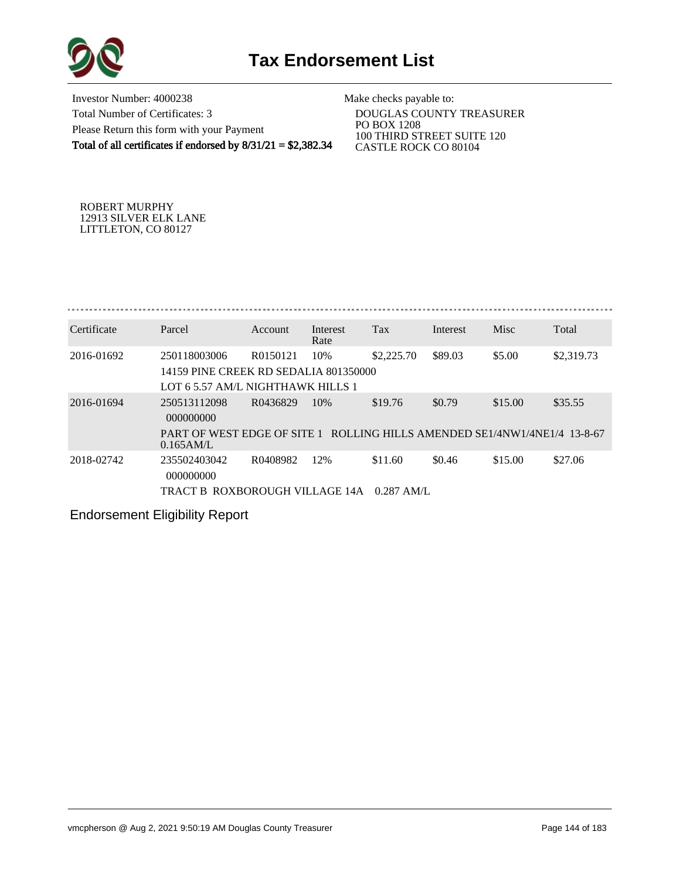# Tax Endorsement List

Investor Number: 4000238
Total Number of Certificates: 3
Please Return this form with your Payment
**Total of all certificates if endorsed by 8/31/21 = $2,382.34**

Make checks payable to:
DOUGLAS COUNTY TREASURER
PO BOX 1208
100 THIRD STREET SUITE 120
CASTLE ROCK CO 80104

ROBERT MURPHY
12913 SILVER ELK LANE
LITTLETON, CO 80127

| Certificate | Parcel | Account | Interest Rate | Tax | Interest | Misc | Total |
|---|---|---|---|---|---|---|---|
| 2016-01692 | 250118003006 | R0150121 | 10% | $2,225.70 | $89.03 | $5.00 | $2,319.73 |
| | 14159 PINE CREEK RD SEDALIA 801350000 | | | | | | |
| | LOT 6 5.57 AM/L NIGHTHAWK HILLS 1 | | | | | | |
| 2016-01694 | 250513112098 000000000 | R0436829 | 10% | $19.76 | $0.79 | $15.00 | $35.55 |
| | PART OF WEST EDGE OF SITE 1 ROLLING HILLS AMENDED SE1/4NW1/4NE1/4 13-8-67 0.165AM/L | | | | | | |
| 2018-02742 | 235502403042 000000000 | R0408982 | 12% | $11.60 | $0.46 | $15.00 | $27.06 |
| | TRACT B ROXBOROUGH VILLAGE 14A 0.287 AM/L | | | | | | |

Endorsement Eligibility Report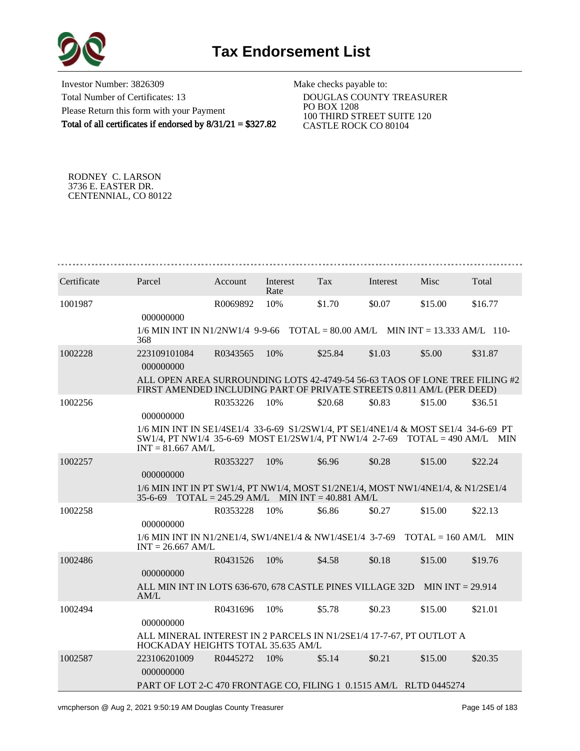# Tax Endorsement List

Investor Number: 3826309
Total Number of Certificates: 13
Please Return this form with your Payment
**Total of all certificates if endorsed by 8/31/21 = $327.82**

Make checks payable to:
DOUGLAS COUNTY TREASURER
PO BOX 1208
100 THIRD STREET SUITE 120
CASTLE ROCK CO 80104

RODNEY C. LARSON
3736 E. EASTER DR.
CENTENNIAL, CO 80122

| Certificate | Parcel | Account | Interest Rate | Tax | Interest | Misc | Total |
|---|---|---|---|---|---|---|---|
| 1001987 | 000000000 | R0069892 | 10% | $1.70 | $0.07 | $15.00 | $16.77 |
| | 1/6 MIN INT IN N1/2NW1/4 9-9-66 TOTAL = 80.00 AM/L MIN INT = 13.333 AM/L 110-368 | | | | | | |
| 1002228 | 223109101084 000000000 | R0343565 | 10% | $25.84 | $1.03 | $5.00 | $31.87 |
| | ALL OPEN AREA SURROUNDING LOTS 42-4749-54 56-63 TAOS OF LONE TREE FILING #2 FIRST AMENDED INCLUDING PART OF PRIVATE STREETS 0.811 AM/L (PER DEED) | | | | | | |
| 1002256 | 000000000 | R0353226 | 10% | $20.68 | $0.83 | $15.00 | $36.51 |
| | 1/6 MIN INT IN SE1/4SE1/4 33-6-69 S1/2SW1/4, PT SE1/4NE1/4 & MOST SE1/4 34-6-69 PT SW1/4, PT NW1/4 35-6-69 MOST E1/2SW1/4, PT NW1/4 2-7-69 TOTAL = 490 AM/L MIN INT = 81.667 AM/L | | | | | | |
| 1002257 | 000000000 | R0353227 | 10% | $6.96 | $0.28 | $15.00 | $22.24 |
| | 1/6 MIN INT IN PT SW1/4, PT NW1/4, MOST S1/2NE1/4, MOST NW1/4NE1/4, & N1/2SE1/4 35-6-69 TOTAL = 245.29 AM/L MIN INT = 40.881 AM/L | | | | | | |
| 1002258 | 000000000 | R0353228 | 10% | $6.86 | $0.27 | $15.00 | $22.13 |
| | 1/6 MIN INT IN N1/2NE1/4, SW1/4NE1/4 & NW1/4SE1/4 3-7-69 TOTAL = 160 AM/L MIN INT = 26.667 AM/L | | | | | | |
| 1002486 | 000000000 | R0431526 | 10% | $4.58 | $0.18 | $15.00 | $19.76 |
| | ALL MIN INT IN LOTS 636-670, 678 CASTLE PINES VILLAGE 32D MIN INT = 29.914 AM/L | | | | | | |
| 1002494 | 000000000 | R0431696 | 10% | $5.78 | $0.23 | $15.00 | $21.01 |
| | ALL MINERAL INTEREST IN 2 PARCELS IN N1/2SE1/4 17-7-67, PT OUTLOT A HOCKADAY HEIGHTS TOTAL 35.635 AM/L | | | | | | |
| 1002587 | 223106201009 000000000 | R0445272 | 10% | $5.14 | $0.21 | $15.00 | $20.35 |
| | PART OF LOT 2-C 470 FRONTAGE CO, FILING 1 0.1515 AM/L RLTD 0445274 | | | | | | |

vmcpherson @ Aug 2, 2021 9:50:19 AM Douglas County Treasurer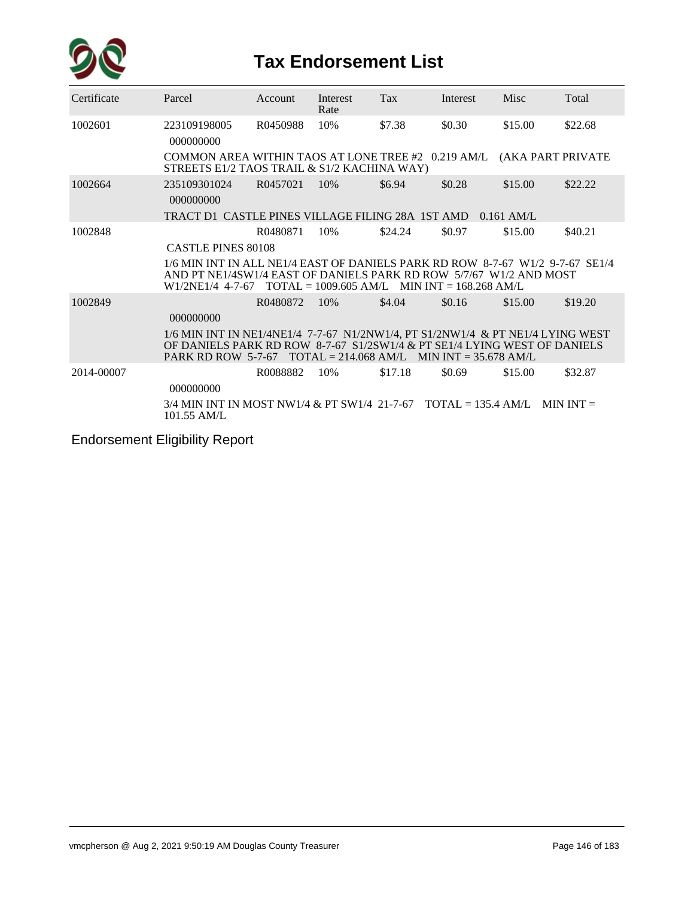# Tax Endorsement List

| Certificate | Parcel | Account | Interest Rate | Tax | Interest | Misc | Total |
|---|---|---|---|---|---|---|---|
| 1002601 | 223109198005 000000000 | R0450988 | 10% | $7.38 | $0.30 | $15.00 | $22.68 |
| | COMMON AREA WITHIN TAOS AT LONE TREE #2 0.219 AM/L (AKA PART PRIVATE STREETS E1/2 TAOS TRAIL & S1/2 KACHINA WAY) | | | | | | |
| 1002664 | 235109301024 000000000 | R0457021 | 10% | $6.94 | $0.28 | $15.00 | $22.22 |
| | TRACT D1 CASTLE PINES VILLAGE FILING 28A 1ST AMD 0.161 AM/L | | | | | | |
| 1002848 | CASTLE PINES 80108 | R0480871 | 10% | $24.24 | $0.97 | $15.00 | $40.21 |
| | 1/6 MIN INT IN ALL NE1/4 EAST OF DANIELS PARK RD ROW 8-7-67 W1/2 9-7-67 SE1/4 AND PT NE1/4SW1/4 EAST OF DANIELS PARK RD ROW 5/7/67 W1/2 AND MOST W1/2NE1/4 4-7-67 TOTAL = 1009.605 AM/L MIN INT = 168.268 AM/L | | | | | | |
| 1002849 | 000000000 | R0480872 | 10% | $4.04 | $0.16 | $15.00 | $19.20 |
| | 1/6 MIN INT IN NE1/4NE1/4 7-7-67 N1/2NW1/4, PT S1/2NW1/4 & PT NE1/4 LYING WEST OF DANIELS PARK RD ROW 8-7-67 S1/2SW1/4 & PT SE1/4 LYING WEST OF DANIELS PARK RD ROW 5-7-67 TOTAL = 214.068 AM/L MIN INT = 35.678 AM/L | | | | | | |
| 2014-00007 | 000000000 | R0088882 | 10% | $17.18 | $0.69 | $15.00 | $32.87 |
| | 3/4 MIN INT IN MOST NW1/4 & PT SW1/4 21-7-67 TOTAL = 135.4 AM/L MIN INT = 101.55 AM/L | | | | | | |

Endorsement Eligibility Report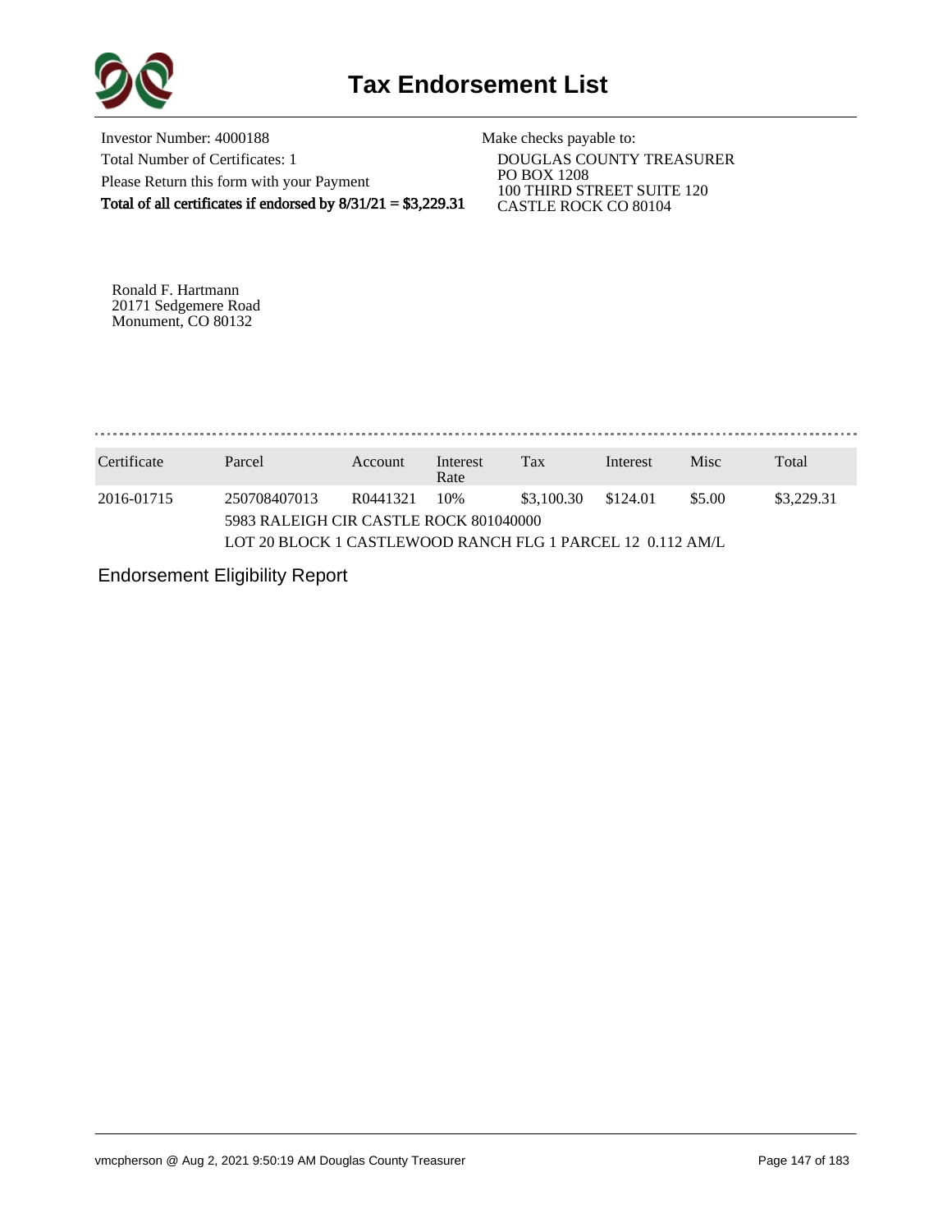# Tax Endorsement List

Investor Number: 4000188
Total Number of Certificates: 1
Please Return this form with your Payment
**Total of all certificates if endorsed by 8/31/21 = $3,229.31**

Make checks payable to:
DOUGLAS COUNTY TREASURER
PO BOX 1208
100 THIRD STREET SUITE 120
CASTLE ROCK CO 80104

Ronald F. Hartmann
20171 Sedgemere Road
Monument, CO 80132

| Certificate | Parcel | Account | Interest Rate | Tax | Interest | Misc | Total |
|---|---|---|---|---|---|---|---|
| 2016-01715 | 250708407013 | R0441321 | 10% | $3,100.30 | $124.01 | $5.00 | $3,229.31 |
| | 5983 RALEIGH CIR CASTLE ROCK 801040000 | | | | | | |
| | LOT 20 BLOCK 1 CASTLEWOOD RANCH FLG 1 PARCEL 12 0.112 AM/L | | | | | | |

Endorsement Eligibility Report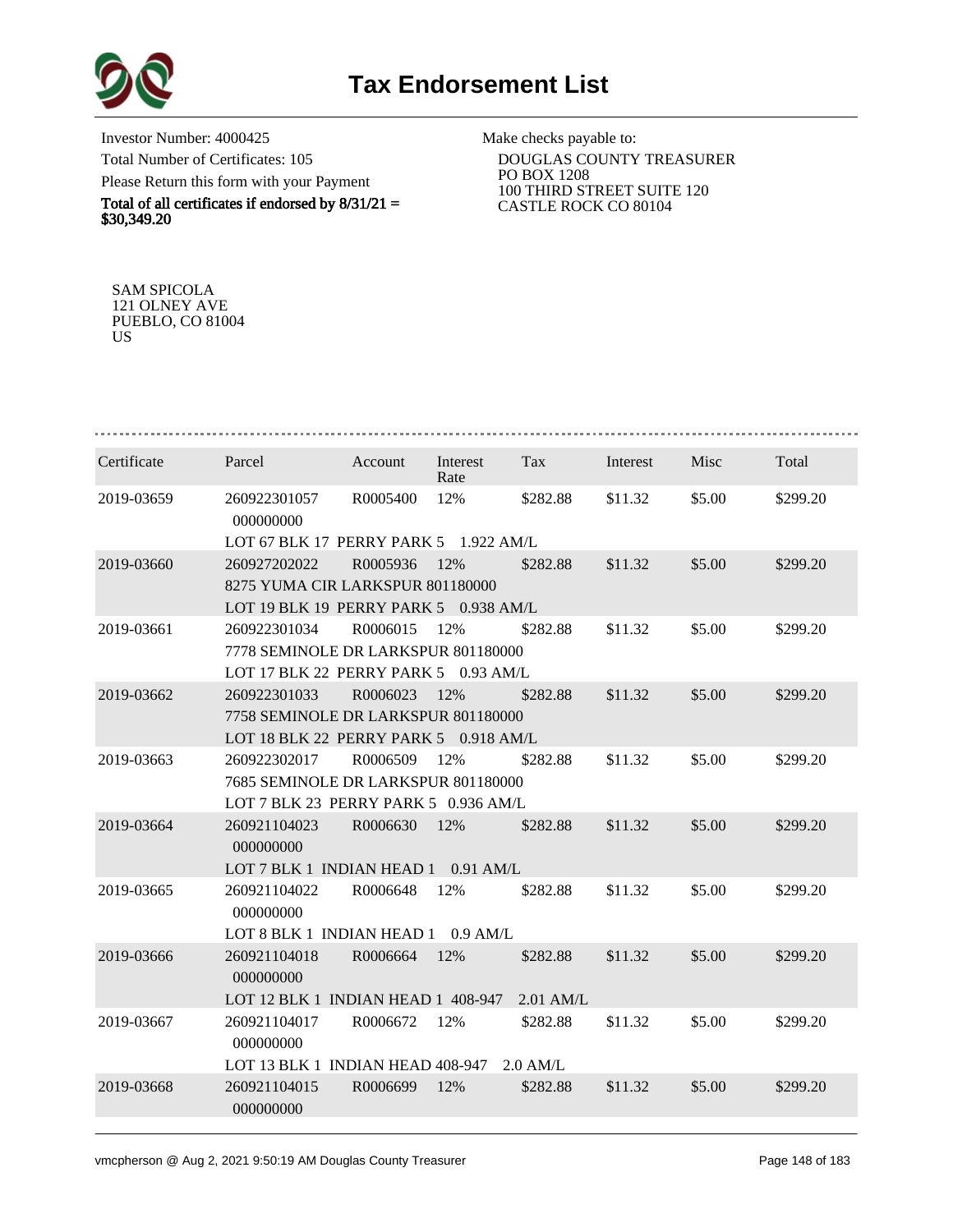# Tax Endorsement List

Investor Number: 4000425
Total Number of Certificates: 105
Please Return this form with your Payment
**Total of all certificates if endorsed by 8/31/21 = $30,349.20**

Make checks payable to:
DOUGLAS COUNTY TREASURER
PO BOX 1208
100 THIRD STREET SUITE 120
CASTLE ROCK CO 80104

SAM SPICOLA
121 OLNEY AVE
PUEBLO, CO 81004
US

| Certificate | Parcel | Account | Interest Rate | Tax | Interest | Misc | Total |
|---|---|---|---|---|---|---|---|
| 2019-03659 | 260922301057 000000000<br>LOT 67 BLK 17 PERRY PARK 5 1.922 AM/L | R0005400 | 12% | $282.88 | $11.32 | $5.00 | $299.20 |
| 2019-03660 | 260927202022<br>8275 YUMA CIR LARKSPUR 801180000<br>LOT 19 BLK 19 PERRY PARK 5 0.938 AM/L | R0005936 | 12% | $282.88 | $11.32 | $5.00 | $299.20 |
| 2019-03661 | 260922301034<br>7778 SEMINOLE DR LARKSPUR 801180000<br>LOT 17 BLK 22 PERRY PARK 5 0.93 AM/L | R0006015 | 12% | $282.88 | $11.32 | $5.00 | $299.20 |
| 2019-03662 | 260922301033<br>7758 SEMINOLE DR LARKSPUR 801180000<br>LOT 18 BLK 22 PERRY PARK 5 0.918 AM/L | R0006023 | 12% | $282.88 | $11.32 | $5.00 | $299.20 |
| 2019-03663 | 260922302017<br>7685 SEMINOLE DR LARKSPUR 801180000<br>LOT 7 BLK 23 PERRY PARK 5 0.936 AM/L | R0006509 | 12% | $282.88 | $11.32 | $5.00 | $299.20 |
| 2019-03664 | 260921104023 000000000<br>LOT 7 BLK 1 INDIAN HEAD 1 0.91 AM/L | R0006630 | 12% | $282.88 | $11.32 | $5.00 | $299.20 |
| 2019-03665 | 260921104022 000000000<br>LOT 8 BLK 1 INDIAN HEAD 1 0.9 AM/L | R0006648 | 12% | $282.88 | $11.32 | $5.00 | $299.20 |
| 2019-03666 | 260921104018 000000000<br>LOT 12 BLK 1 INDIAN HEAD 1 408-947 2.01 AM/L | R0006664 | 12% | $282.88 | $11.32 | $5.00 | $299.20 |
| 2019-03667 | 260921104017 000000000<br>LOT 13 BLK 1 INDIAN HEAD 408-947 2.0 AM/L | R0006672 | 12% | $282.88 | $11.32 | $5.00 | $299.20 |
| 2019-03668 | 260921104015 000000000 | R0006699 | 12% | $282.88 | $11.32 | $5.00 | $299.20 |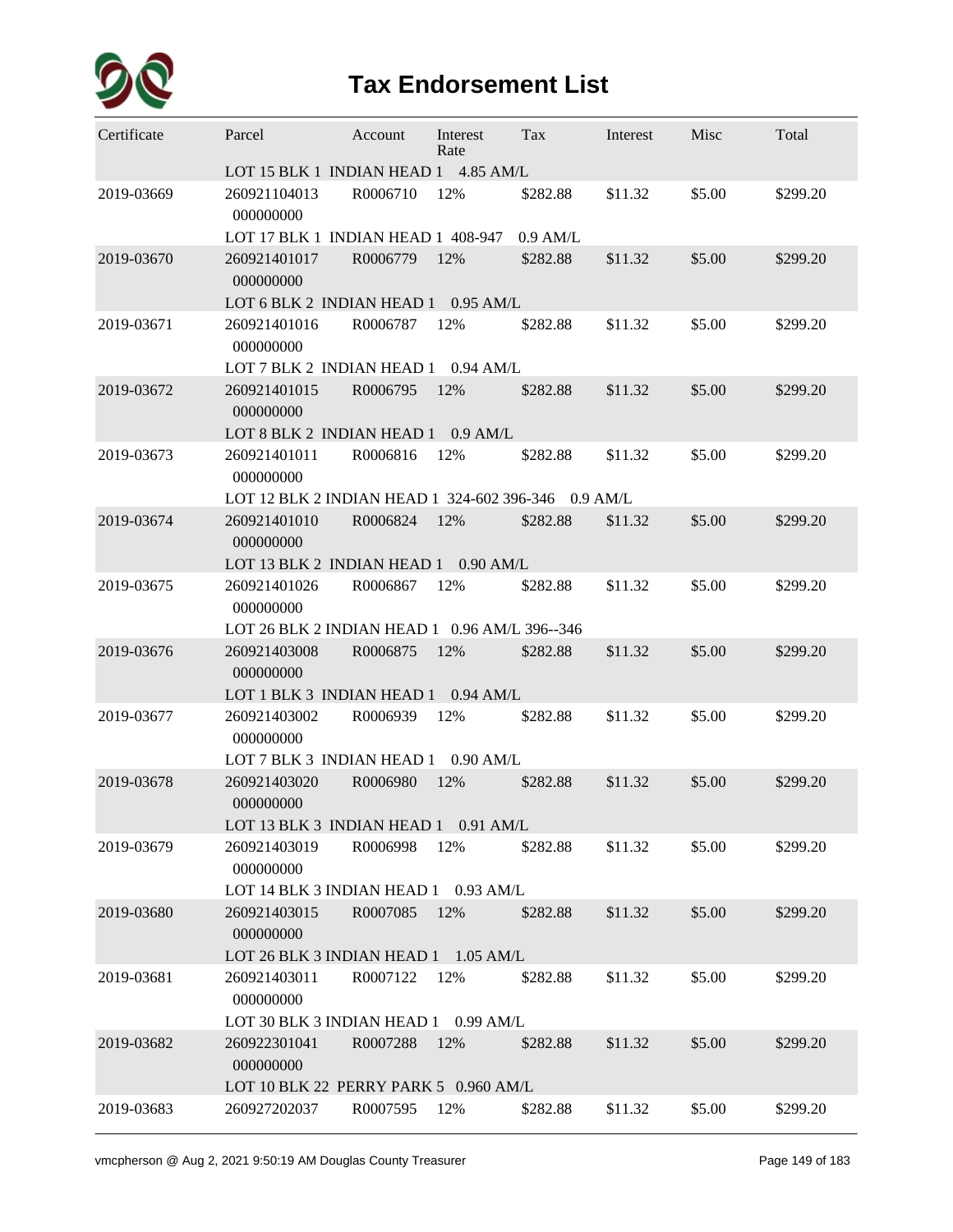# Tax Endorsement List

| Certificate | Parcel | Account | Interest Rate | Tax | Interest | Misc | Total |
|---|---|---|---|---|---|---|---|
| | LOT 15 BLK 1 INDIAN HEAD 1 4.85 AM/L | | | | | | |
| 2019-03669 | 260921104013 000000000 | R0006710 | 12% | $282.88 | $11.32 | $5.00 | $299.20 |
| | LOT 17 BLK 1 INDIAN HEAD 1 408-947 0.9 AM/L | | | | | | |
| 2019-03670 | 260921401017 000000000 | R0006779 | 12% | $282.88 | $11.32 | $5.00 | $299.20 |
| | LOT 6 BLK 2 INDIAN HEAD 1 0.95 AM/L | | | | | | |
| 2019-03671 | 260921401016 000000000 | R0006787 | 12% | $282.88 | $11.32 | $5.00 | $299.20 |
| | LOT 7 BLK 2 INDIAN HEAD 1 0.94 AM/L | | | | | | |
| 2019-03672 | 260921401015 000000000 | R0006795 | 12% | $282.88 | $11.32 | $5.00 | $299.20 |
| | LOT 8 BLK 2 INDIAN HEAD 1 0.9 AM/L | | | | | | |
| 2019-03673 | 260921401011 000000000 | R0006816 | 12% | $282.88 | $11.32 | $5.00 | $299.20 |
| | LOT 12 BLK 2 INDIAN HEAD 1 324-602 396-346 0.9 AM/L | | | | | | |
| 2019-03674 | 260921401010 000000000 | R0006824 | 12% | $282.88 | $11.32 | $5.00 | $299.20 |
| | LOT 13 BLK 2 INDIAN HEAD 1 0.90 AM/L | | | | | | |
| 2019-03675 | 260921401026 000000000 | R0006867 | 12% | $282.88 | $11.32 | $5.00 | $299.20 |
| | LOT 26 BLK 2 INDIAN HEAD 1 0.96 AM/L 396--346 | | | | | | |
| 2019-03676 | 260921403008 000000000 | R0006875 | 12% | $282.88 | $11.32 | $5.00 | $299.20 |
| | LOT 1 BLK 3 INDIAN HEAD 1 0.94 AM/L | | | | | | |
| 2019-03677 | 260921403002 000000000 | R0006939 | 12% | $282.88 | $11.32 | $5.00 | $299.20 |
| | LOT 7 BLK 3 INDIAN HEAD 1 0.90 AM/L | | | | | | |
| 2019-03678 | 260921403020 000000000 | R0006980 | 12% | $282.88 | $11.32 | $5.00 | $299.20 |
| | LOT 13 BLK 3 INDIAN HEAD 1 0.91 AM/L | | | | | | |
| 2019-03679 | 260921403019 000000000 | R0006998 | 12% | $282.88 | $11.32 | $5.00 | $299.20 |
| | LOT 14 BLK 3 INDIAN HEAD 1 0.93 AM/L | | | | | | |
| 2019-03680 | 260921403015 000000000 | R0007085 | 12% | $282.88 | $11.32 | $5.00 | $299.20 |
| | LOT 26 BLK 3 INDIAN HEAD 1 1.05 AM/L | | | | | | |
| 2019-03681 | 260921403011 000000000 | R0007122 | 12% | $282.88 | $11.32 | $5.00 | $299.20 |
| | LOT 30 BLK 3 INDIAN HEAD 1 0.99 AM/L | | | | | | |
| 2019-03682 | 260922301041 000000000 | R0007288 | 12% | $282.88 | $11.32 | $5.00 | $299.20 |
| | LOT 10 BLK 22 PERRY PARK 5 0.960 AM/L | | | | | | |
| 2019-03683 | 260927202037 | R0007595 | 12% | $282.88 | $11.32 | $5.00 | $299.20 |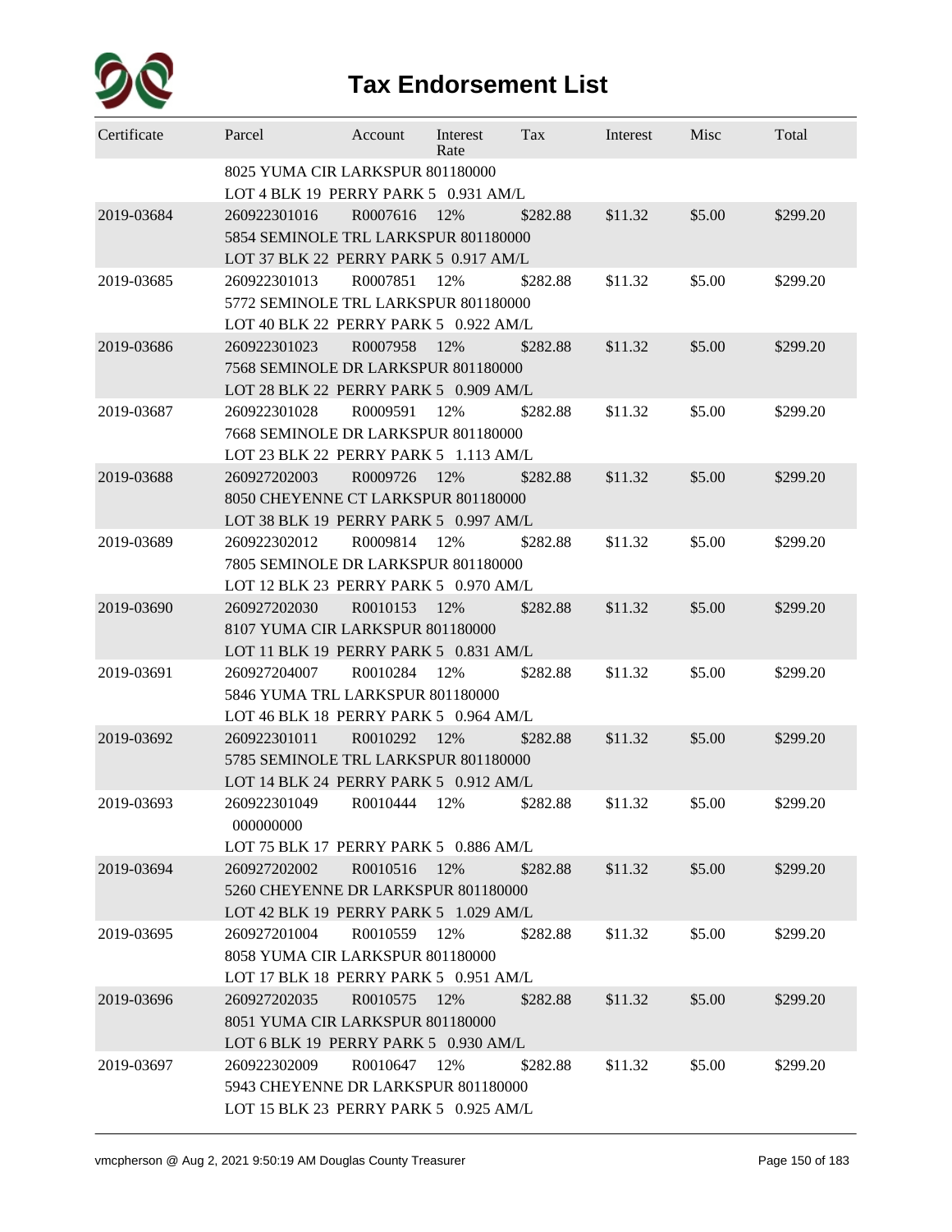# Tax Endorsement List

| Certificate | Parcel | Account | Interest Rate | Tax | Interest | Misc | Total |
|---|---|---|---|---|---|---|---|
| | 8025 YUMA CIR LARKSPUR 801180000 | | | | | | |
| | LOT 4 BLK 19 PERRY PARK 5 0.931 AM/L | | | | | | |
| 2019-03684 | 260922301016 | R0007616 | 12% | $282.88 | $11.32 | $5.00 | $299.20 |
| | 5854 SEMINOLE TRL LARKSPUR 801180000 | | | | | | |
| | LOT 37 BLK 22 PERRY PARK 5 0.917 AM/L | | | | | | |
| 2019-03685 | 260922301013 | R0007851 | 12% | $282.88 | $11.32 | $5.00 | $299.20 |
| | 5772 SEMINOLE TRL LARKSPUR 801180000 | | | | | | |
| | LOT 40 BLK 22 PERRY PARK 5 0.922 AM/L | | | | | | |
| 2019-03686 | 260922301023 | R0007958 | 12% | $282.88 | $11.32 | $5.00 | $299.20 |
| | 7568 SEMINOLE DR LARKSPUR 801180000 | | | | | | |
| | LOT 28 BLK 22 PERRY PARK 5 0.909 AM/L | | | | | | |
| 2019-03687 | 260922301028 | R0009591 | 12% | $282.88 | $11.32 | $5.00 | $299.20 |
| | 7668 SEMINOLE DR LARKSPUR 801180000 | | | | | | |
| | LOT 23 BLK 22 PERRY PARK 5 1.113 AM/L | | | | | | |
| 2019-03688 | 260927202003 | R0009726 | 12% | $282.88 | $11.32 | $5.00 | $299.20 |
| | 8050 CHEYENNE CT LARKSPUR 801180000 | | | | | | |
| | LOT 38 BLK 19 PERRY PARK 5 0.997 AM/L | | | | | | |
| 2019-03689 | 260922302012 | R0009814 | 12% | $282.88 | $11.32 | $5.00 | $299.20 |
| | 7805 SEMINOLE DR LARKSPUR 801180000 | | | | | | |
| | LOT 12 BLK 23 PERRY PARK 5 0.970 AM/L | | | | | | |
| 2019-03690 | 260927202030 | R0010153 | 12% | $282.88 | $11.32 | $5.00 | $299.20 |
| | 8107 YUMA CIR LARKSPUR 801180000 | | | | | | |
| | LOT 11 BLK 19 PERRY PARK 5 0.831 AM/L | | | | | | |
| 2019-03691 | 260927204007 | R0010284 | 12% | $282.88 | $11.32 | $5.00 | $299.20 |
| | 5846 YUMA TRL LARKSPUR 801180000 | | | | | | |
| | LOT 46 BLK 18 PERRY PARK 5 0.964 AM/L | | | | | | |
| 2019-03692 | 260922301011 | R0010292 | 12% | $282.88 | $11.32 | $5.00 | $299.20 |
| | 5785 SEMINOLE TRL LARKSPUR 801180000 | | | | | | |
| | LOT 14 BLK 24 PERRY PARK 5 0.912 AM/L | | | | | | |
| 2019-03693 | 260922301049 | R0010444 | 12% | $282.88 | $11.32 | $5.00 | $299.20 |
| | 000000000 | | | | | | |
| | LOT 75 BLK 17 PERRY PARK 5 0.886 AM/L | | | | | | |
| 2019-03694 | 260927202002 | R0010516 | 12% | $282.88 | $11.32 | $5.00 | $299.20 |
| | 5260 CHEYENNE DR LARKSPUR 801180000 | | | | | | |
| | LOT 42 BLK 19 PERRY PARK 5 1.029 AM/L | | | | | | |
| 2019-03695 | 260927201004 | R0010559 | 12% | $282.88 | $11.32 | $5.00 | $299.20 |
| | 8058 YUMA CIR LARKSPUR 801180000 | | | | | | |
| | LOT 17 BLK 18 PERRY PARK 5 0.951 AM/L | | | | | | |
| 2019-03696 | 260927202035 | R0010575 | 12% | $282.88 | $11.32 | $5.00 | $299.20 |
| | 8051 YUMA CIR LARKSPUR 801180000 | | | | | | |
| | LOT 6 BLK 19 PERRY PARK 5 0.930 AM/L | | | | | | |
| 2019-03697 | 260922302009 | R0010647 | 12% | $282.88 | $11.32 | $5.00 | $299.20 |
| | 5943 CHEYENNE DR LARKSPUR 801180000 | | | | | | |
| | LOT 15 BLK 23 PERRY PARK 5 0.925 AM/L | | | | | | |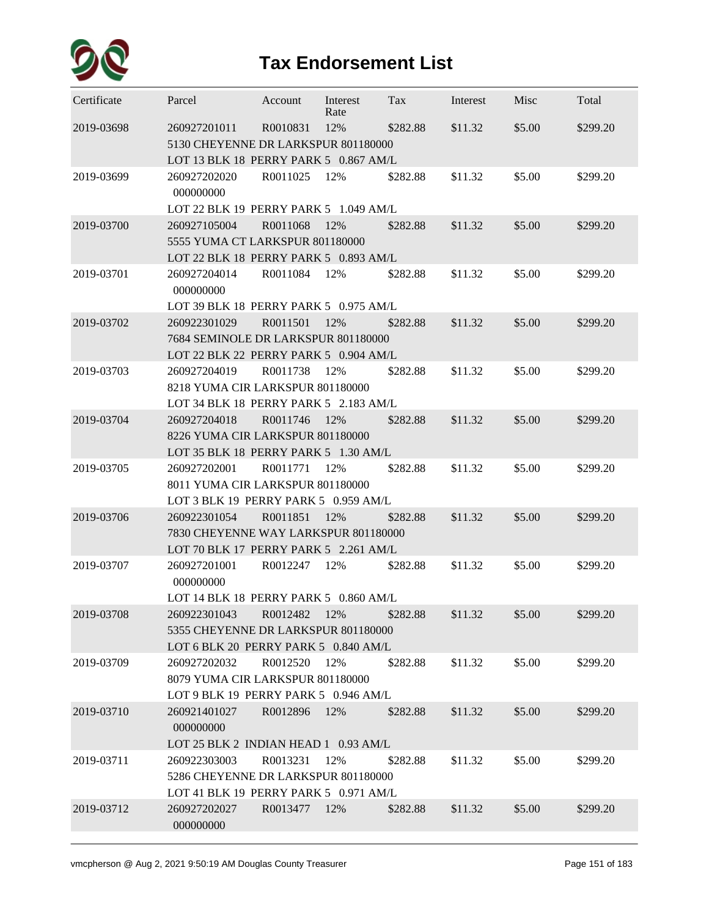# Tax Endorsement List

| Certificate | Parcel | Account | Interest Rate | Tax | Interest | Misc | Total |
|---|---|---|---|---|---|---|---|
| 2019-03698 | 260927201011<br>5130 CHEYENNE DR LARKSPUR 801180000<br>LOT 13 BLK 18 PERRY PARK 5 0.867 AM/L | R0010831 | 12% | $282.88 | $11.32 | $5.00 | $299.20 |
| 2019-03699 | 260927202020<br>000000000<br>LOT 22 BLK 19 PERRY PARK 5 1.049 AM/L | R0011025 | 12% | $282.88 | $11.32 | $5.00 | $299.20 |
| 2019-03700 | 260927105004<br>5555 YUMA CT LARKSPUR 801180000<br>LOT 22 BLK 18 PERRY PARK 5 0.893 AM/L | R0011068 | 12% | $282.88 | $11.32 | $5.00 | $299.20 |
| 2019-03701 | 260927204014<br>000000000<br>LOT 39 BLK 18 PERRY PARK 5 0.975 AM/L | R0011084 | 12% | $282.88 | $11.32 | $5.00 | $299.20 |
| 2019-03702 | 260922301029<br>7684 SEMINOLE DR LARKSPUR 801180000<br>LOT 22 BLK 22 PERRY PARK 5 0.904 AM/L | R0011501 | 12% | $282.88 | $11.32 | $5.00 | $299.20 |
| 2019-03703 | 260927204019<br>8218 YUMA CIR LARKSPUR 801180000<br>LOT 34 BLK 18 PERRY PARK 5 2.183 AM/L | R0011738 | 12% | $282.88 | $11.32 | $5.00 | $299.20 |
| 2019-03704 | 260927204018<br>8226 YUMA CIR LARKSPUR 801180000<br>LOT 35 BLK 18 PERRY PARK 5 1.30 AM/L | R0011746 | 12% | $282.88 | $11.32 | $5.00 | $299.20 |
| 2019-03705 | 260927202001<br>8011 YUMA CIR LARKSPUR 801180000<br>LOT 3 BLK 19 PERRY PARK 5 0.959 AM/L | R0011771 | 12% | $282.88 | $11.32 | $5.00 | $299.20 |
| 2019-03706 | 260922301054<br>7830 CHEYENNE WAY LARKSPUR 801180000<br>LOT 70 BLK 17 PERRY PARK 5 2.261 AM/L | R0011851 | 12% | $282.88 | $11.32 | $5.00 | $299.20 |
| 2019-03707 | 260927201001<br>000000000<br>LOT 14 BLK 18 PERRY PARK 5 0.860 AM/L | R0012247 | 12% | $282.88 | $11.32 | $5.00 | $299.20 |
| 2019-03708 | 260922301043<br>5355 CHEYENNE DR LARKSPUR 801180000<br>LOT 6 BLK 20 PERRY PARK 5 0.840 AM/L | R0012482 | 12% | $282.88 | $11.32 | $5.00 | $299.20 |
| 2019-03709 | 260927202032<br>8079 YUMA CIR LARKSPUR 801180000<br>LOT 9 BLK 19 PERRY PARK 5 0.946 AM/L | R0012520 | 12% | $282.88 | $11.32 | $5.00 | $299.20 |
| 2019-03710 | 260921401027<br>000000000<br>LOT 25 BLK 2 INDIAN HEAD 1 0.93 AM/L | R0012896 | 12% | $282.88 | $11.32 | $5.00 | $299.20 |
| 2019-03711 | 260922303003<br>5286 CHEYENNE DR LARKSPUR 801180000<br>LOT 41 BLK 19 PERRY PARK 5 0.971 AM/L | R0013231 | 12% | $282.88 | $11.32 | $5.00 | $299.20 |
| 2019-03712 | 260927202027<br>000000000 | R0013477 | 12% | $282.88 | $11.32 | $5.00 | $299.20 |

vmcpherson @ Aug 2, 2021 9:50:19 AM Douglas County Treasurer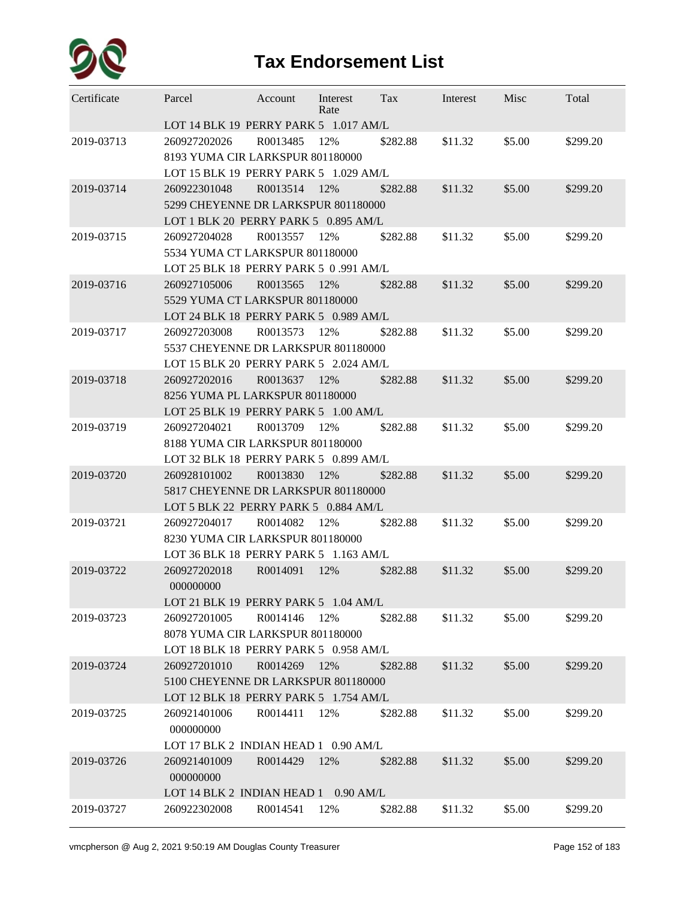# Tax Endorsement List

| Certificate | Parcel | Account | Interest Rate | Tax | Interest | Misc | Total |
|---|---|---|---|---|---|---|---|
| | LOT 14 BLK 19 PERRY PARK 5 1.017 AM/L | | | | | | |
| 2019-03713 | 260927202026 | R0013485 | 12% | $282.88 | $11.32 | $5.00 | $299.20 |
| | 8193 YUMA CIR LARKSPUR 801180000 | | | | | | |
| | LOT 15 BLK 19 PERRY PARK 5 1.029 AM/L | | | | | | |
| 2019-03714 | 260922301048 | R0013514 | 12% | $282.88 | $11.32 | $5.00 | $299.20 |
| | 5299 CHEYENNE DR LARKSPUR 801180000 | | | | | | |
| | LOT 1 BLK 20 PERRY PARK 5 0.895 AM/L | | | | | | |
| 2019-03715 | 260927204028 | R0013557 | 12% | $282.88 | $11.32 | $5.00 | $299.20 |
| | 5534 YUMA CT LARKSPUR 801180000 | | | | | | |
| | LOT 25 BLK 18 PERRY PARK 5 0 .991 AM/L | | | | | | |
| 2019-03716 | 260927105006 | R0013565 | 12% | $282.88 | $11.32 | $5.00 | $299.20 |
| | 5529 YUMA CT LARKSPUR 801180000 | | | | | | |
| | LOT 24 BLK 18 PERRY PARK 5 0.989 AM/L | | | | | | |
| 2019-03717 | 260927203008 | R0013573 | 12% | $282.88 | $11.32 | $5.00 | $299.20 |
| | 5537 CHEYENNE DR LARKSPUR 801180000 | | | | | | |
| | LOT 15 BLK 20 PERRY PARK 5 2.024 AM/L | | | | | | |
| 2019-03718 | 260927202016 | R0013637 | 12% | $282.88 | $11.32 | $5.00 | $299.20 |
| | 8256 YUMA PL LARKSPUR 801180000 | | | | | | |
| | LOT 25 BLK 19 PERRY PARK 5 1.00 AM/L | | | | | | |
| 2019-03719 | 260927204021 | R0013709 | 12% | $282.88 | $11.32 | $5.00 | $299.20 |
| | 8188 YUMA CIR LARKSPUR 801180000 | | | | | | |
| | LOT 32 BLK 18 PERRY PARK 5 0.899 AM/L | | | | | | |
| 2019-03720 | 260928101002 | R0013830 | 12% | $282.88 | $11.32 | $5.00 | $299.20 |
| | 5817 CHEYENNE DR LARKSPUR 801180000 | | | | | | |
| | LOT 5 BLK 22 PERRY PARK 5 0.884 AM/L | | | | | | |
| 2019-03721 | 260927204017 | R0014082 | 12% | $282.88 | $11.32 | $5.00 | $299.20 |
| | 8230 YUMA CIR LARKSPUR 801180000 | | | | | | |
| | LOT 36 BLK 18 PERRY PARK 5 1.163 AM/L | | | | | | |
| 2019-03722 | 260927202018 | R0014091 | 12% | $282.88 | $11.32 | $5.00 | $299.20 |
| | 000000000 | | | | | | |
| | LOT 21 BLK 19 PERRY PARK 5 1.04 AM/L | | | | | | |
| 2019-03723 | 260927201005 | R0014146 | 12% | $282.88 | $11.32 | $5.00 | $299.20 |
| | 8078 YUMA CIR LARKSPUR 801180000 | | | | | | |
| | LOT 18 BLK 18 PERRY PARK 5 0.958 AM/L | | | | | | |
| 2019-03724 | 260927201010 | R0014269 | 12% | $282.88 | $11.32 | $5.00 | $299.20 |
| | 5100 CHEYENNE DR LARKSPUR 801180000 | | | | | | |
| | LOT 12 BLK 18 PERRY PARK 5 1.754 AM/L | | | | | | |
| 2019-03725 | 260921401006 | R0014411 | 12% | $282.88 | $11.32 | $5.00 | $299.20 |
| | 000000000 | | | | | | |
| | LOT 17 BLK 2 INDIAN HEAD 1 0.90 AM/L | | | | | | |
| 2019-03726 | 260921401009 | R0014429 | 12% | $282.88 | $11.32 | $5.00 | $299.20 |
| | 000000000 | | | | | | |
| | LOT 14 BLK 2 INDIAN HEAD 1 0.90 AM/L | | | | | | |
| 2019-03727 | 260922302008 | R0014541 | 12% | $282.88 | $11.32 | $5.00 | $299.20 |

vmcpherson @ Aug 2, 2021 9:50:19 AM Douglas County Treasurer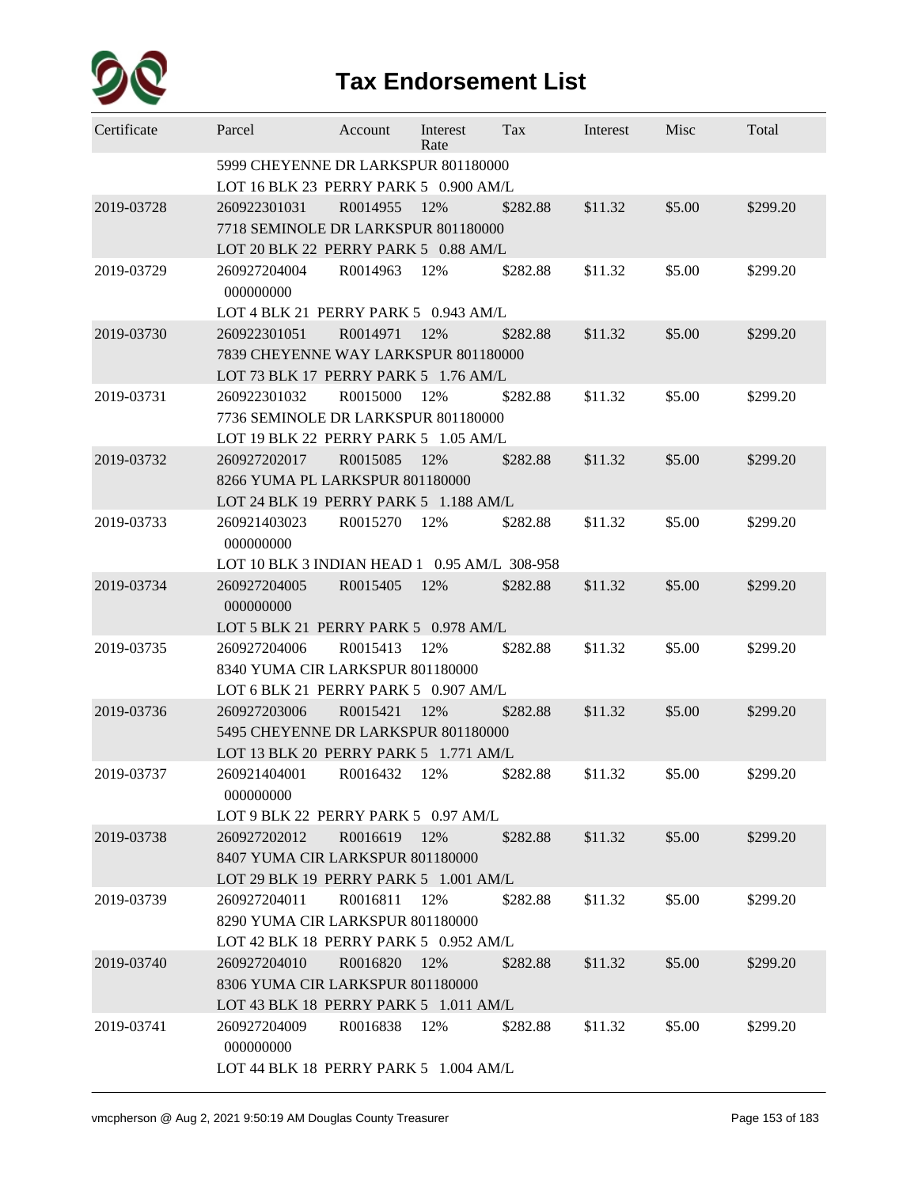# Tax Endorsement List

| Certificate | Parcel | Account | Interest Rate | Tax | Interest | Misc | Total |
|---|---|---|---|---|---|---|---|
| | 5999 CHEYENNE DR LARKSPUR 801180000 LOT 16 BLK 23 PERRY PARK 5 0.900 AM/L | | | | | | |
| 2019-03728 | 260922301031 7718 SEMINOLE DR LARKSPUR 801180000 LOT 20 BLK 22 PERRY PARK 5 0.88 AM/L | R0014955 | 12% | $282.88 | $11.32 | $5.00 | $299.20 |
| 2019-03729 | 260927204004 000000000 LOT 4 BLK 21 PERRY PARK 5 0.943 AM/L | R0014963 | 12% | $282.88 | $11.32 | $5.00 | $299.20 |
| 2019-03730 | 260922301051 7839 CHEYENNE WAY LARKSPUR 801180000 LOT 73 BLK 17 PERRY PARK 5 1.76 AM/L | R0014971 | 12% | $282.88 | $11.32 | $5.00 | $299.20 |
| 2019-03731 | 260922301032 7736 SEMINOLE DR LARKSPUR 801180000 LOT 19 BLK 22 PERRY PARK 5 1.05 AM/L | R0015000 | 12% | $282.88 | $11.32 | $5.00 | $299.20 |
| 2019-03732 | 260927202017 8266 YUMA PL LARKSPUR 801180000 LOT 24 BLK 19 PERRY PARK 5 1.188 AM/L | R0015085 | 12% | $282.88 | $11.32 | $5.00 | $299.20 |
| 2019-03733 | 260921403023 000000000 LOT 10 BLK 3 INDIAN HEAD 1 0.95 AM/L 308-958 | R0015270 | 12% | $282.88 | $11.32 | $5.00 | $299.20 |
| 2019-03734 | 260927204005 000000000 LOT 5 BLK 21 PERRY PARK 5 0.978 AM/L | R0015405 | 12% | $282.88 | $11.32 | $5.00 | $299.20 |
| 2019-03735 | 260927204006 8340 YUMA CIR LARKSPUR 801180000 LOT 6 BLK 21 PERRY PARK 5 0.907 AM/L | R0015413 | 12% | $282.88 | $11.32 | $5.00 | $299.20 |
| 2019-03736 | 260927203006 5495 CHEYENNE DR LARKSPUR 801180000 LOT 13 BLK 20 PERRY PARK 5 1.771 AM/L | R0015421 | 12% | $282.88 | $11.32 | $5.00 | $299.20 |
| 2019-03737 | 260921404001 000000000 LOT 9 BLK 22 PERRY PARK 5 0.97 AM/L | R0016432 | 12% | $282.88 | $11.32 | $5.00 | $299.20 |
| 2019-03738 | 260927202012 8407 YUMA CIR LARKSPUR 801180000 LOT 29 BLK 19 PERRY PARK 5 1.001 AM/L | R0016619 | 12% | $282.88 | $11.32 | $5.00 | $299.20 |
| 2019-03739 | 260927204011 8290 YUMA CIR LARKSPUR 801180000 LOT 42 BLK 18 PERRY PARK 5 0.952 AM/L | R0016811 | 12% | $282.88 | $11.32 | $5.00 | $299.20 |
| 2019-03740 | 260927204010 8306 YUMA CIR LARKSPUR 801180000 LOT 43 BLK 18 PERRY PARK 5 1.011 AM/L | R0016820 | 12% | $282.88 | $11.32 | $5.00 | $299.20 |
| 2019-03741 | 260927204009 000000000 LOT 44 BLK 18 PERRY PARK 5 1.004 AM/L | R0016838 | 12% | $282.88 | $11.32 | $5.00 | $299.20 |

vmcpherson @ Aug 2, 2021 9:50:19 AM Douglas County Treasurer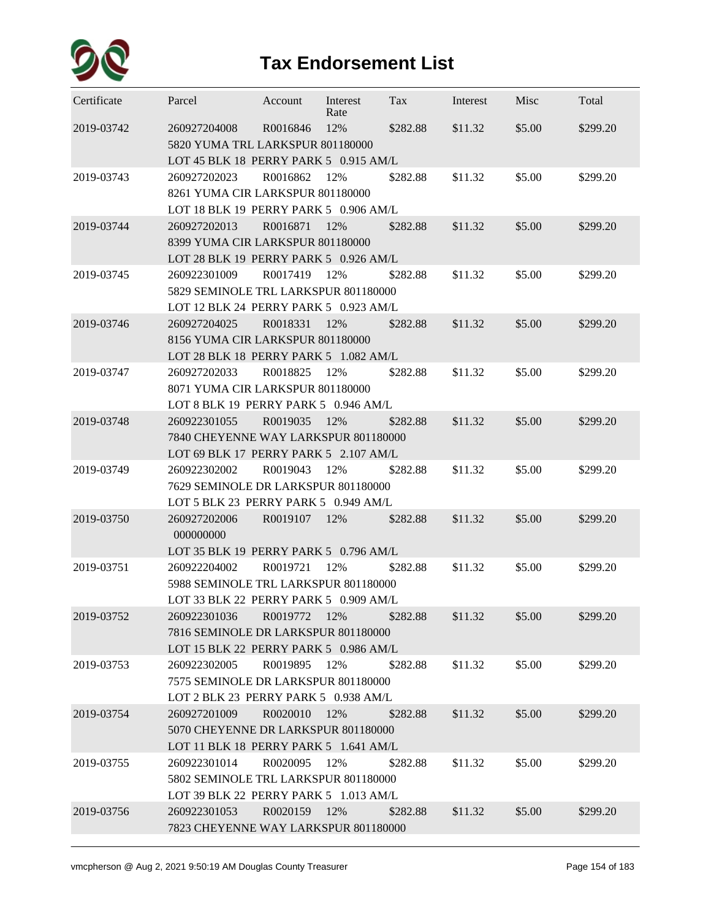# Tax Endorsement List

| Certificate | Parcel | Account | Interest Rate | Tax | Interest | Misc | Total |
|---|---|---|---|---|---|---|---|
| 2019-03742 | 260927204008<br>5820 YUMA TRL LARKSPUR 801180000<br>LOT 45 BLK 18 PERRY PARK 5 0.915 AM/L | R0016846 | 12% | $282.88 | $11.32 | $5.00 | $299.20 |
| 2019-03743 | 260927202023<br>8261 YUMA CIR LARKSPUR 801180000<br>LOT 18 BLK 19 PERRY PARK 5 0.906 AM/L | R0016862 | 12% | $282.88 | $11.32 | $5.00 | $299.20 |
| 2019-03744 | 260927202013<br>8399 YUMA CIR LARKSPUR 801180000<br>LOT 28 BLK 19 PERRY PARK 5 0.926 AM/L | R0016871 | 12% | $282.88 | $11.32 | $5.00 | $299.20 |
| 2019-03745 | 260922301009<br>5829 SEMINOLE TRL LARKSPUR 801180000<br>LOT 12 BLK 24 PERRY PARK 5 0.923 AM/L | R0017419 | 12% | $282.88 | $11.32 | $5.00 | $299.20 |
| 2019-03746 | 260927204025<br>8156 YUMA CIR LARKSPUR 801180000<br>LOT 28 BLK 18 PERRY PARK 5 1.082 AM/L | R0018331 | 12% | $282.88 | $11.32 | $5.00 | $299.20 |
| 2019-03747 | 260927202033<br>8071 YUMA CIR LARKSPUR 801180000<br>LOT 8 BLK 19 PERRY PARK 5 0.946 AM/L | R0018825 | 12% | $282.88 | $11.32 | $5.00 | $299.20 |
| 2019-03748 | 260922301055<br>7840 CHEYENNE WAY LARKSPUR 801180000<br>LOT 69 BLK 17 PERRY PARK 5 2.107 AM/L | R0019035 | 12% | $282.88 | $11.32 | $5.00 | $299.20 |
| 2019-03749 | 260922302002<br>7629 SEMINOLE DR LARKSPUR 801180000<br>LOT 5 BLK 23 PERRY PARK 5 0.949 AM/L | R0019043 | 12% | $282.88 | $11.32 | $5.00 | $299.20 |
| 2019-03750 | 260927202006<br>000000000<br>LOT 35 BLK 19 PERRY PARK 5 0.796 AM/L | R0019107 | 12% | $282.88 | $11.32 | $5.00 | $299.20 |
| 2019-03751 | 260922204002<br>5988 SEMINOLE TRL LARKSPUR 801180000<br>LOT 33 BLK 22 PERRY PARK 5 0.909 AM/L | R0019721 | 12% | $282.88 | $11.32 | $5.00 | $299.20 |
| 2019-03752 | 260922301036<br>7816 SEMINOLE DR LARKSPUR 801180000<br>LOT 15 BLK 22 PERRY PARK 5 0.986 AM/L | R0019772 | 12% | $282.88 | $11.32 | $5.00 | $299.20 |
| 2019-03753 | 260922302005<br>7575 SEMINOLE DR LARKSPUR 801180000<br>LOT 2 BLK 23 PERRY PARK 5 0.938 AM/L | R0019895 | 12% | $282.88 | $11.32 | $5.00 | $299.20 |
| 2019-03754 | 260927201009<br>5070 CHEYENNE DR LARKSPUR 801180000<br>LOT 11 BLK 18 PERRY PARK 5 1.641 AM/L | R0020010 | 12% | $282.88 | $11.32 | $5.00 | $299.20 |
| 2019-03755 | 260922301014<br>5802 SEMINOLE TRL LARKSPUR 801180000<br>LOT 39 BLK 22 PERRY PARK 5 1.013 AM/L | R0020095 | 12% | $282.88 | $11.32 | $5.00 | $299.20 |
| 2019-03756 | 260922301053<br>7823 CHEYENNE WAY LARKSPUR 801180000 | R0020159 | 12% | $282.88 | $11.32 | $5.00 | $299.20 |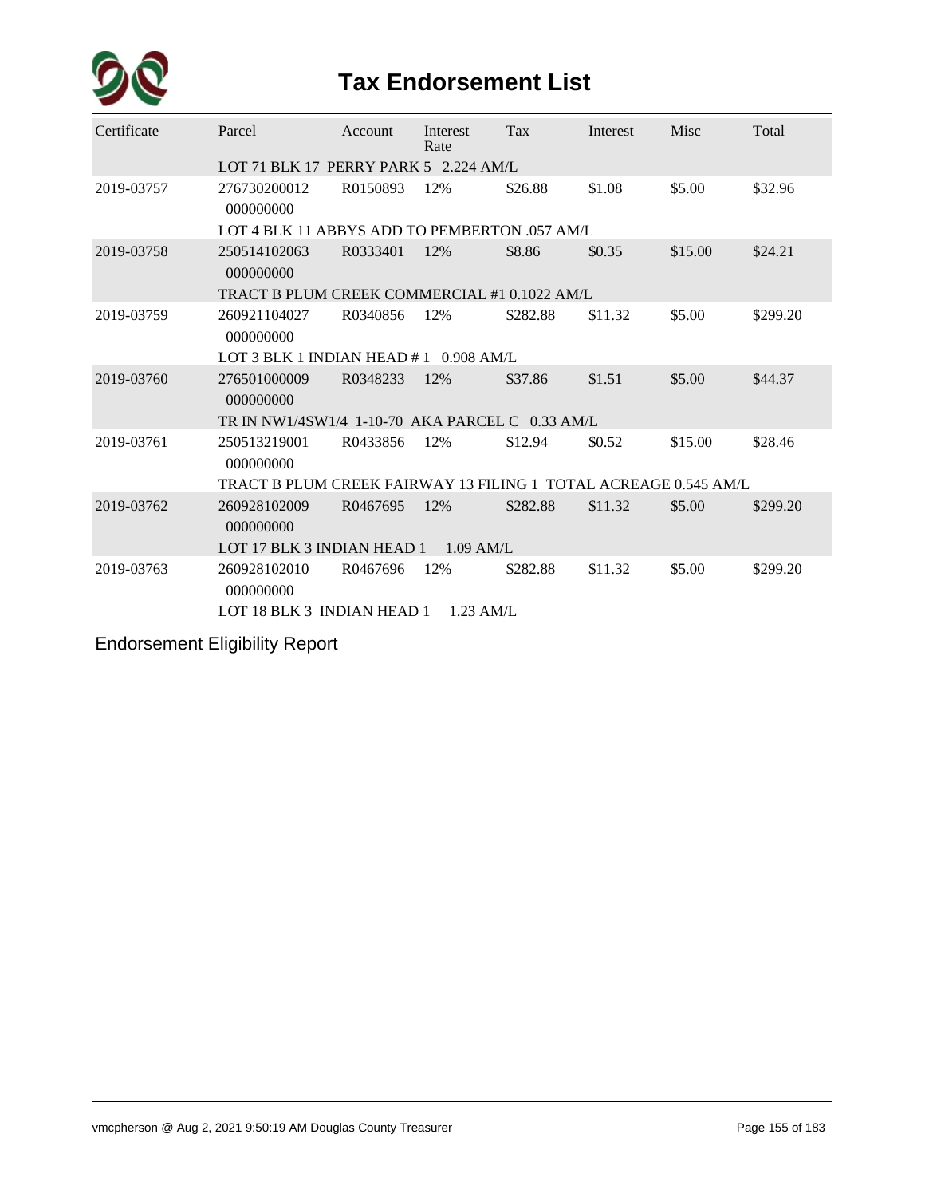# Tax Endorsement List

| Certificate | Parcel | Account | Interest Rate | Tax | Interest | Misc | Total |
|---|---|---|---|---|---|---|---|
| | LOT 71 BLK 17 PERRY PARK 5 2.224 AM/L | | | | | | |
| 2019-03757 | 276730200012 000000000 | R0150893 | 12% | $26.88 | $1.08 | $5.00 | $32.96 |
| | LOT 4 BLK 11 ABBYS ADD TO PEMBERTON .057 AM/L | | | | | | |
| 2019-03758 | 250514102063 000000000 | R0333401 | 12% | $8.86 | $0.35 | $15.00 | $24.21 |
| | TRACT B PLUM CREEK COMMERCIAL #1 0.1022 AM/L | | | | | | |
| 2019-03759 | 260921104027 000000000 | R0340856 | 12% | $282.88 | $11.32 | $5.00 | $299.20 |
| | LOT 3 BLK 1 INDIAN HEAD # 1 0.908 AM/L | | | | | | |
| 2019-03760 | 276501000009 000000000 | R0348233 | 12% | $37.86 | $1.51 | $5.00 | $44.37 |
| | TR IN NW1/4SW1/4 1-10-70 AKA PARCEL C 0.33 AM/L | | | | | | |
| 2019-03761 | 250513219001 000000000 | R0433856 | 12% | $12.94 | $0.52 | $15.00 | $28.46 |
| | TRACT B PLUM CREEK FAIRWAY 13 FILING 1 TOTAL ACREAGE 0.545 AM/L | | | | | | |
| 2019-03762 | 260928102009 000000000 | R0467695 | 12% | $282.88 | $11.32 | $5.00 | $299.20 |
| | LOT 17 BLK 3 INDIAN HEAD 1 1.09 AM/L | | | | | | |
| 2019-03763 | 260928102010 000000000 | R0467696 | 12% | $282.88 | $11.32 | $5.00 | $299.20 |
| | LOT 18 BLK 3 INDIAN HEAD 1 1.23 AM/L | | | | | | |

Endorsement Eligibility Report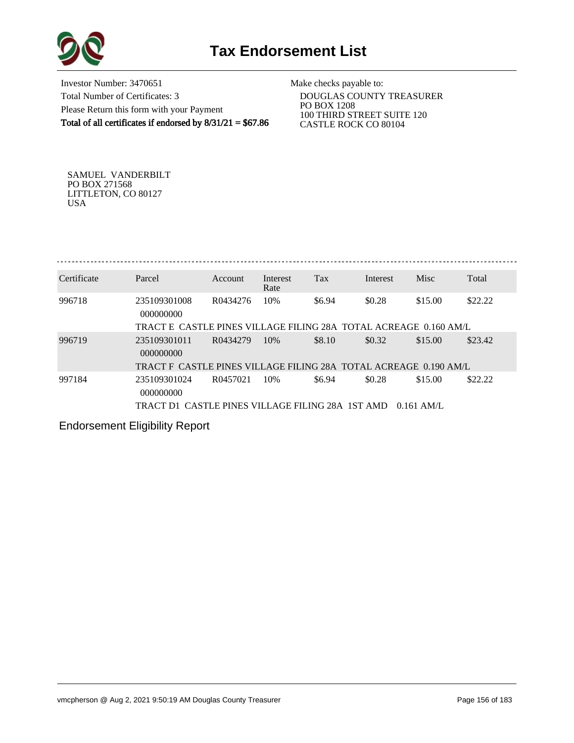# Tax Endorsement List

Investor Number: 3470651
Total Number of Certificates: 3
Please Return this form with your Payment
**Total of all certificates if endorsed by 8/31/21 = $67.86**

Make checks payable to:
DOUGLAS COUNTY TREASURER
PO BOX 1208
100 THIRD STREET SUITE 120
CASTLE ROCK CO 80104

SAMUEL VANDERBILT
PO BOX 271568
LITTLETON, CO 80127
USA

| Certificate | Parcel | Account | Interest Rate | Tax | Interest | Misc | Total |
|---|---|---|---|---|---|---|---|
| 996718 | 235109301008 000000000 | R0434276 | 10% | $6.94 | $0.28 | $15.00 | $22.22 |
| | TRACT E CASTLE PINES VILLAGE FILING 28A TOTAL ACREAGE 0.160 AM/L | | | | | | |
| 996719 | 235109301011 000000000 | R0434279 | 10% | $8.10 | $0.32 | $15.00 | $23.42 |
| | TRACT F CASTLE PINES VILLAGE FILING 28A TOTAL ACREAGE 0.190 AM/L | | | | | | |
| 997184 | 235109301024 000000000 | R0457021 | 10% | $6.94 | $0.28 | $15.00 | $22.22 |
| | TRACT D1 CASTLE PINES VILLAGE FILING 28A 1ST AMD 0.161 AM/L | | | | | | |

Endorsement Eligibility Report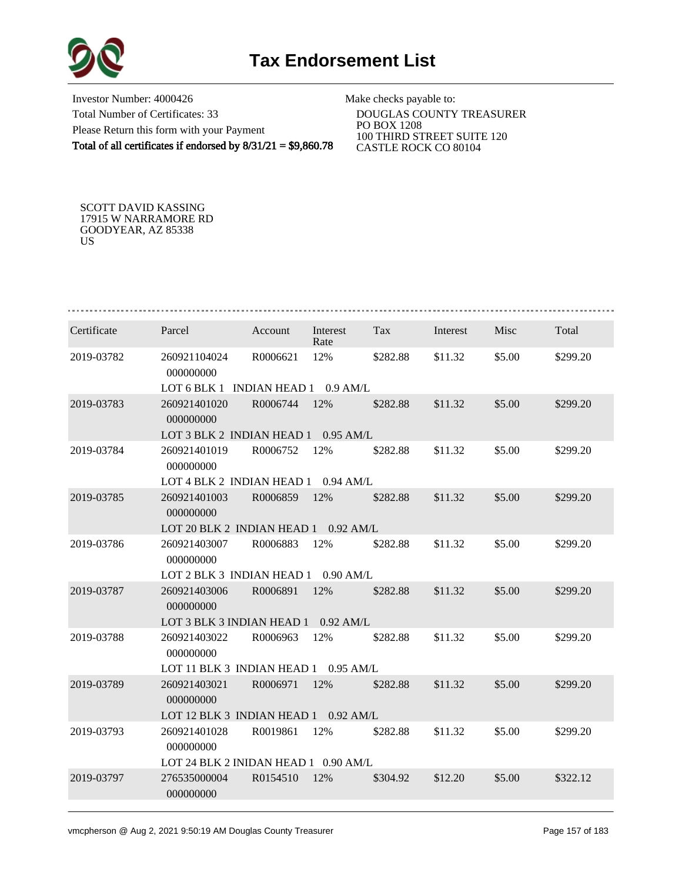# Tax Endorsement List

Investor Number: 4000426
Total Number of Certificates: 33
Please Return this form with your Payment
**Total of all certificates if endorsed by 8/31/21 = $9,860.78**

Make checks payable to:
DOUGLAS COUNTY TREASURER
PO BOX 1208
100 THIRD STREET SUITE 120
CASTLE ROCK CO 80104

SCOTT DAVID KASSING
17915 W NARRAMORE RD
GOODYEAR, AZ 85338
US

| Certificate | Parcel | Account | Interest Rate | Tax | Interest | Misc | Total |
|---|---|---|---|---|---|---|---|
| 2019-03782 | 260921104024 000000000 | R0006621 | 12% | $282.88 | $11.32 | $5.00 | $299.20 |
| | LOT 6 BLK 1 INDIAN HEAD 1 0.9 AM/L | | | | | | |
| 2019-03783 | 260921401020 000000000 | R0006744 | 12% | $282.88 | $11.32 | $5.00 | $299.20 |
| | LOT 3 BLK 2 INDIAN HEAD 1 0.95 AM/L | | | | | | |
| 2019-03784 | 260921401019 000000000 | R0006752 | 12% | $282.88 | $11.32 | $5.00 | $299.20 |
| | LOT 4 BLK 2 INDIAN HEAD 1 0.94 AM/L | | | | | | |
| 2019-03785 | 260921401003 000000000 | R0006859 | 12% | $282.88 | $11.32 | $5.00 | $299.20 |
| | LOT 20 BLK 2 INDIAN HEAD 1 0.92 AM/L | | | | | | |
| 2019-03786 | 260921403007 000000000 | R0006883 | 12% | $282.88 | $11.32 | $5.00 | $299.20 |
| | LOT 2 BLK 3 INDIAN HEAD 1 0.90 AM/L | | | | | | |
| 2019-03787 | 260921403006 000000000 | R0006891 | 12% | $282.88 | $11.32 | $5.00 | $299.20 |
| | LOT 3 BLK 3 INDIAN HEAD 1 0.92 AM/L | | | | | | |
| 2019-03788 | 260921403022 000000000 | R0006963 | 12% | $282.88 | $11.32 | $5.00 | $299.20 |
| | LOT 11 BLK 3 INDIAN HEAD 1 0.95 AM/L | | | | | | |
| 2019-03789 | 260921403021 000000000 | R0006971 | 12% | $282.88 | $11.32 | $5.00 | $299.20 |
| | LOT 12 BLK 3 INDIAN HEAD 1 0.92 AM/L | | | | | | |
| 2019-03793 | 260921401028 000000000 | R0019861 | 12% | $282.88 | $11.32 | $5.00 | $299.20 |
| | LOT 24 BLK 2 INIDAN HEAD 1 0.90 AM/L | | | | | | |
| 2019-03797 | 276535000004 000000000 | R0154510 | 12% | $304.92 | $12.20 | $5.00 | $322.12 |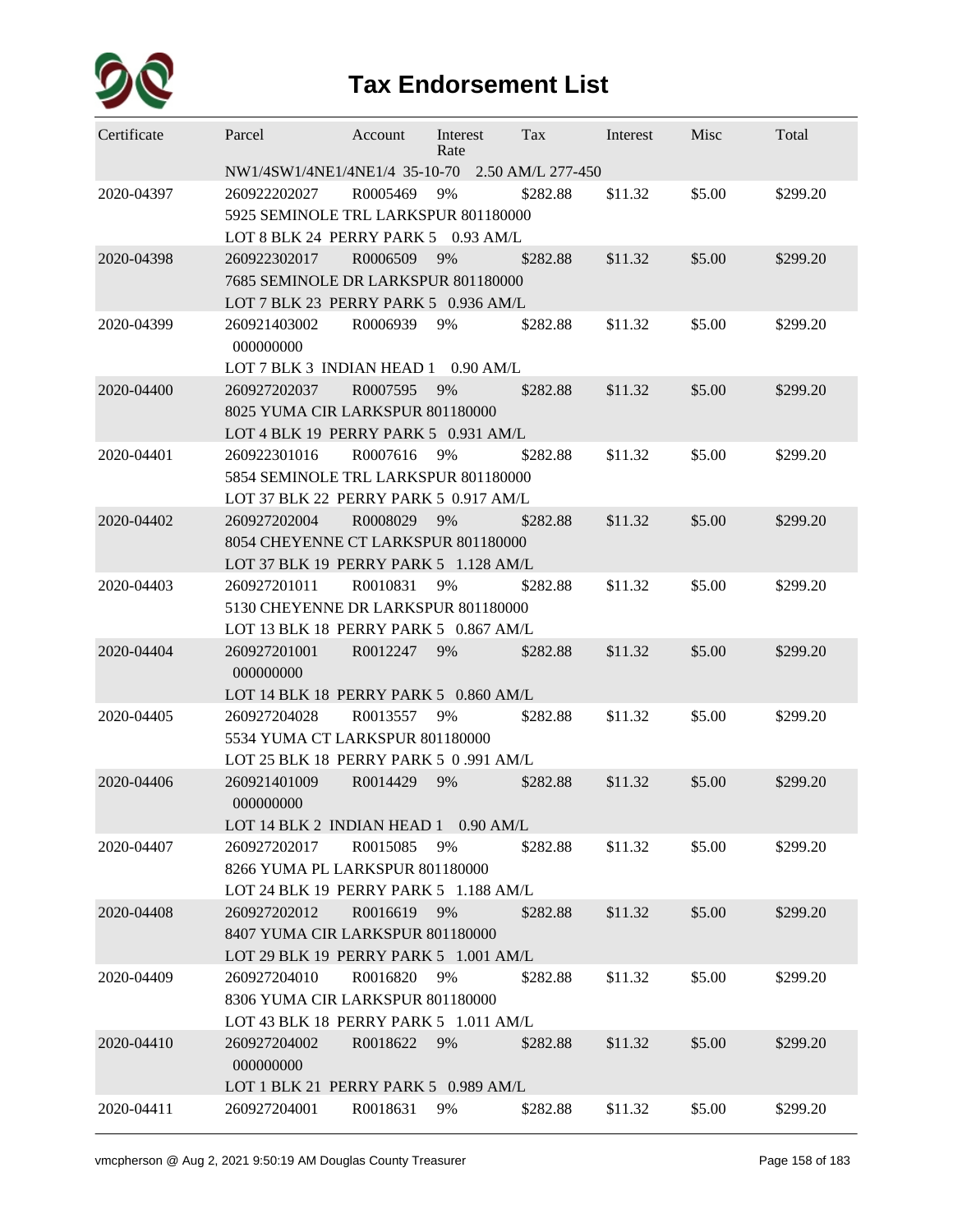# Tax Endorsement List

| Certificate | Parcel | Account | Interest Rate | Tax | Interest | Misc | Total |
|---|---|---|---|---|---|---|---|
| | NW1/4SW1/4NE1/4NE1/4 35-10-70 2.50 AM/L 277-450 | | | | | | |
| 2020-04397 | 260922202027 | R0005469 | 9% | $282.88 | $11.32 | $5.00 | $299.20 |
| | 5925 SEMINOLE TRL LARKSPUR 801180000 | | | | | | |
| | LOT 8 BLK 24 PERRY PARK 5 0.93 AM/L | | | | | | |
| 2020-04398 | 260922302017 | R0006509 | 9% | $282.88 | $11.32 | $5.00 | $299.20 |
| | 7685 SEMINOLE DR LARKSPUR 801180000 | | | | | | |
| | LOT 7 BLK 23 PERRY PARK 5 0.936 AM/L | | | | | | |
| 2020-04399 | 260921403002 | R0006939 | 9% | $282.88 | $11.32 | $5.00 | $299.20 |
| | 000000000 | | | | | | |
| | LOT 7 BLK 3 INDIAN HEAD 1 0.90 AM/L | | | | | | |
| 2020-04400 | 260927202037 | R0007595 | 9% | $282.88 | $11.32 | $5.00 | $299.20 |
| | 8025 YUMA CIR LARKSPUR 801180000 | | | | | | |
| | LOT 4 BLK 19 PERRY PARK 5 0.931 AM/L | | | | | | |
| 2020-04401 | 260922301016 | R0007616 | 9% | $282.88 | $11.32 | $5.00 | $299.20 |
| | 5854 SEMINOLE TRL LARKSPUR 801180000 | | | | | | |
| | LOT 37 BLK 22 PERRY PARK 5 0.917 AM/L | | | | | | |
| 2020-04402 | 260927202004 | R0008029 | 9% | $282.88 | $11.32 | $5.00 | $299.20 |
| | 8054 CHEYENNE CT LARKSPUR 801180000 | | | | | | |
| | LOT 37 BLK 19 PERRY PARK 5 1.128 AM/L | | | | | | |
| 2020-04403 | 260927201011 | R0010831 | 9% | $282.88 | $11.32 | $5.00 | $299.20 |
| | 5130 CHEYENNE DR LARKSPUR 801180000 | | | | | | |
| | LOT 13 BLK 18 PERRY PARK 5 0.867 AM/L | | | | | | |
| 2020-04404 | 260927201001 | R0012247 | 9% | $282.88 | $11.32 | $5.00 | $299.20 |
| | 000000000 | | | | | | |
| | LOT 14 BLK 18 PERRY PARK 5 0.860 AM/L | | | | | | |
| 2020-04405 | 260927204028 | R0013557 | 9% | $282.88 | $11.32 | $5.00 | $299.20 |
| | 5534 YUMA CT LARKSPUR 801180000 | | | | | | |
| | LOT 25 BLK 18 PERRY PARK 5 0 .991 AM/L | | | | | | |
| 2020-04406 | 260921401009 | R0014429 | 9% | $282.88 | $11.32 | $5.00 | $299.20 |
| | 000000000 | | | | | | |
| | LOT 14 BLK 2 INDIAN HEAD 1 0.90 AM/L | | | | | | |
| 2020-04407 | 260927202017 | R0015085 | 9% | $282.88 | $11.32 | $5.00 | $299.20 |
| | 8266 YUMA PL LARKSPUR 801180000 | | | | | | |
| | LOT 24 BLK 19 PERRY PARK 5 1.188 AM/L | | | | | | |
| 2020-04408 | 260927202012 | R0016619 | 9% | $282.88 | $11.32 | $5.00 | $299.20 |
| | 8407 YUMA CIR LARKSPUR 801180000 | | | | | | |
| | LOT 29 BLK 19 PERRY PARK 5 1.001 AM/L | | | | | | |
| 2020-04409 | 260927204010 | R0016820 | 9% | $282.88 | $11.32 | $5.00 | $299.20 |
| | 8306 YUMA CIR LARKSPUR 801180000 | | | | | | |
| | LOT 43 BLK 18 PERRY PARK 5 1.011 AM/L | | | | | | |
| 2020-04410 | 260927204002 | R0018622 | 9% | $282.88 | $11.32 | $5.00 | $299.20 |
| | 000000000 | | | | | | |
| | LOT 1 BLK 21 PERRY PARK 5 0.989 AM/L | | | | | | |
| 2020-04411 | 260927204001 | R0018631 | 9% | $282.88 | $11.32 | $5.00 | $299.20 |

vmcpherson @ Aug 2, 2021 9:50:19 AM Douglas County Treasurer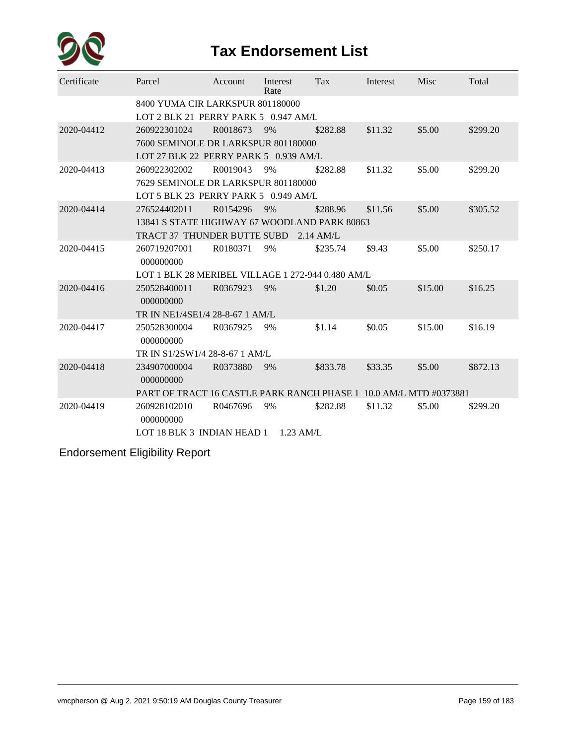# Tax Endorsement List

| Certificate | Parcel | Account | Interest Rate | Tax | Interest | Misc | Total |
|---|---|---|---|---|---|---|---|
| | 8400 YUMA CIR LARKSPUR 801180000 | | | | | | |
| | LOT 2 BLK 21 PERRY PARK 5 0.947 AM/L | | | | | | |
| 2020-04412 | 260922301024 | R0018673 | 9% | $282.88 | $11.32 | $5.00 | $299.20 |
| | 7600 SEMINOLE DR LARKSPUR 801180000 | | | | | | |
| | LOT 27 BLK 22 PERRY PARK 5 0.939 AM/L | | | | | | |
| 2020-04413 | 260922302002 | R0019043 | 9% | $282.88 | $11.32 | $5.00 | $299.20 |
| | 7629 SEMINOLE DR LARKSPUR 801180000 | | | | | | |
| | LOT 5 BLK 23 PERRY PARK 5 0.949 AM/L | | | | | | |
| 2020-04414 | 276524402011 | R0154296 | 9% | $288.96 | $11.56 | $5.00 | $305.52 |
| | 13841 S STATE HIGHWAY 67 WOODLAND PARK 80863 | | | | | | |
| | TRACT 37 THUNDER BUTTE SUBD 2.14 AM/L | | | | | | |
| 2020-04415 | 260719207001 000000000 | R0180371 | 9% | $235.74 | $9.43 | $5.00 | $250.17 |
| | LOT 1 BLK 28 MERIBEL VILLAGE 1 272-944 0.480 AM/L | | | | | | |
| 2020-04416 | 250528400011 000000000 | R0367923 | 9% | $1.20 | $0.05 | $15.00 | $16.25 |
| | TR IN NE1/4SE1/4 28-8-67 1 AM/L | | | | | | |
| 2020-04417 | 250528300004 000000000 | R0367925 | 9% | $1.14 | $0.05 | $15.00 | $16.19 |
| | TR IN S1/2SW1/4 28-8-67 1 AM/L | | | | | | |
| 2020-04418 | 234907000004 000000000 | R0373880 | 9% | $833.78 | $33.35 | $5.00 | $872.13 |
| | PART OF TRACT 16 CASTLE PARK RANCH PHASE 1 10.0 AM/L MTD #0373881 | | | | | | |
| 2020-04419 | 260928102010 000000000 | R0467696 | 9% | $282.88 | $11.32 | $5.00 | $299.20 |
| | LOT 18 BLK 3 INDIAN HEAD 1 1.23 AM/L | | | | | | |

Endorsement Eligibility Report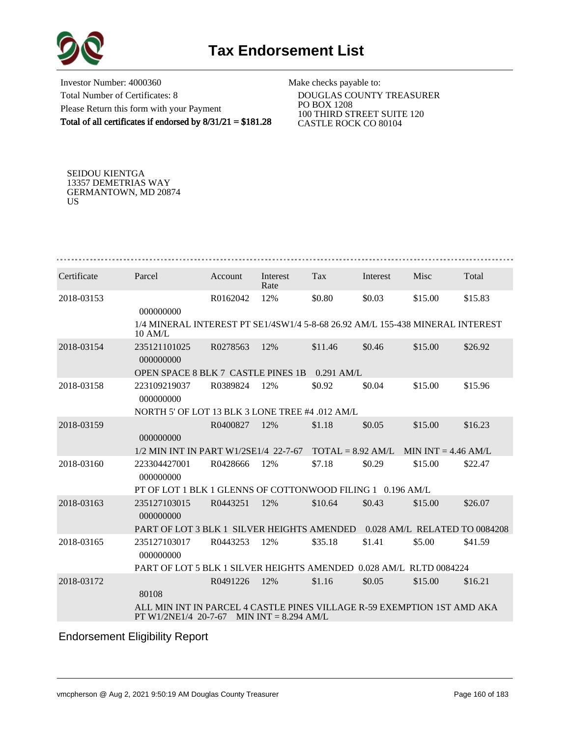# Tax Endorsement List

Investor Number: 4000360
Total Number of Certificates: 8
Please Return this form with your Payment
**Total of all certificates if endorsed by 8/31/21 = $181.28**

Make checks payable to:
DOUGLAS COUNTY TREASURER
PO BOX 1208
100 THIRD STREET SUITE 120
CASTLE ROCK CO 80104

SEIDOU KIENTGA
13357 DEMETRIAS WAY
GERMANTOWN, MD 20874
US

| Certificate | Parcel | Account | Interest Rate | Tax | Interest | Misc | Total |
|---|---|---|---|---|---|---|---|
| 2018-03153 | 000000000 | R0162042 | 12% | $0.80 | $0.03 | $15.00 | $15.83 |
| | 1/4 MINERAL INTEREST PT SE1/4SW1/4 5-8-68 26.92 AM/L 155-438 MINERAL INTEREST 10 AM/L | | | | | | |
| 2018-03154 | 235121101025 000000000 | R0278563 | 12% | $11.46 | $0.46 | $15.00 | $26.92 |
| | OPEN SPACE 8 BLK 7 CASTLE PINES 1B 0.291 AM/L | | | | | | |
| 2018-03158 | 223109219037 000000000 | R0389824 | 12% | $0.92 | $0.04 | $15.00 | $15.96 |
| | NORTH 5' OF LOT 13 BLK 3 LONE TREE #4 .012 AM/L | | | | | | |
| 2018-03159 | 000000000 | R0400827 | 12% | $1.18 | $0.05 | $15.00 | $16.23 |
| | 1/2 MIN INT IN PART W1/2SE1/4 22-7-67 TOTAL = 8.92 AM/L MIN INT = 4.46 AM/L | | | | | | |
| 2018-03160 | 223304427001 000000000 | R0428666 | 12% | $7.18 | $0.29 | $15.00 | $22.47 |
| | PT OF LOT 1 BLK 1 GLENNS OF COTTONWOOD FILING 1 0.196 AM/L | | | | | | |
| 2018-03163 | 235127103015 000000000 | R0443251 | 12% | $10.64 | $0.43 | $15.00 | $26.07 |
| | PART OF LOT 3 BLK 1 SILVER HEIGHTS AMENDED 0.028 AM/L RELATED TO 0084208 | | | | | | |
| 2018-03165 | 235127103017 000000000 | R0443253 | 12% | $35.18 | $1.41 | $5.00 | $41.59 |
| | PART OF LOT 5 BLK 1 SILVER HEIGHTS AMENDED 0.028 AM/L RLTD 0084224 | | | | | | |
| 2018-03172 | 80108 | R0491226 | 12% | $1.16 | $0.05 | $15.00 | $16.21 |
| | ALL MIN INT IN PARCEL 4 CASTLE PINES VILLAGE R-59 EXEMPTION 1ST AMD AKA PT W1/2NE1/4 20-7-67 MIN INT = 8.294 AM/L | | | | | | |

Endorsement Eligibility Report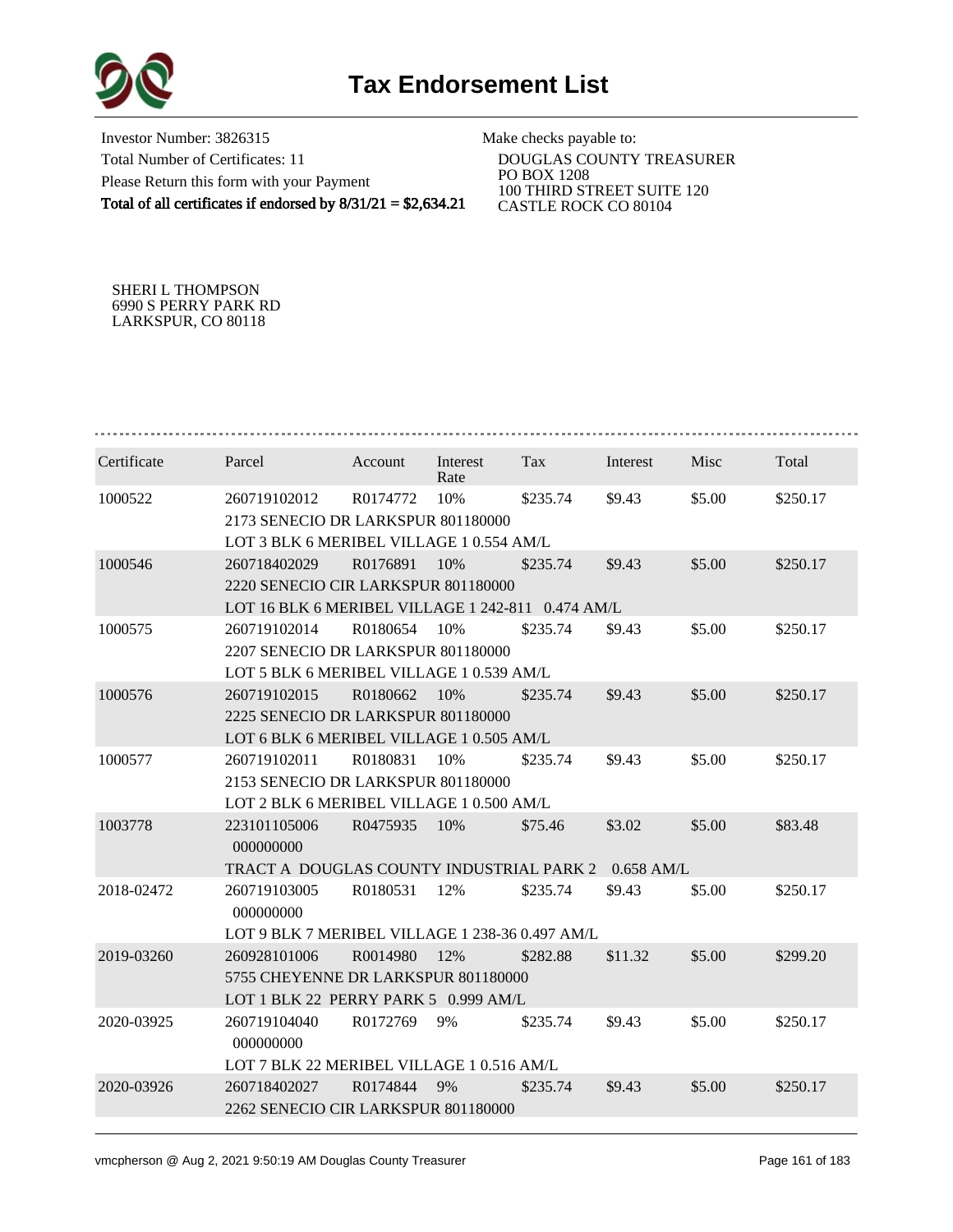# Tax Endorsement List

Investor Number: 3826315
Total Number of Certificates: 11
Please Return this form with your Payment
**Total of all certificates if endorsed by 8/31/21 = $2,634.21**

Make checks payable to:
DOUGLAS COUNTY TREASURER
PO BOX 1208
100 THIRD STREET SUITE 120
CASTLE ROCK CO 80104

SHERI L THOMPSON
6990 S PERRY PARK RD
LARKSPUR, CO 80118

| Certificate | Parcel | Account | Interest Rate | Tax | Interest | Misc | Total |
|---|---|---|---|---|---|---|---|
| 1000522 | 260719102012 | R0174772 | 10% | $235.74 | $9.43 | $5.00 | $250.17 |
| | 2173 SENECIO DR LARKSPUR 801180000 | | | | | | |
| | LOT 3 BLK 6 MERIBEL VILLAGE 1 0.554 AM/L | | | | | | |
| 1000546 | 260718402029 | R0176891 | 10% | $235.74 | $9.43 | $5.00 | $250.17 |
| | 2220 SENECIO CIR LARKSPUR 801180000 | | | | | | |
| | LOT 16 BLK 6 MERIBEL VILLAGE 1 242-811 0.474 AM/L | | | | | | |
| 1000575 | 260719102014 | R0180654 | 10% | $235.74 | $9.43 | $5.00 | $250.17 |
| | 2207 SENECIO DR LARKSPUR 801180000 | | | | | | |
| | LOT 5 BLK 6 MERIBEL VILLAGE 1 0.539 AM/L | | | | | | |
| 1000576 | 260719102015 | R0180662 | 10% | $235.74 | $9.43 | $5.00 | $250.17 |
| | 2225 SENECIO DR LARKSPUR 801180000 | | | | | | |
| | LOT 6 BLK 6 MERIBEL VILLAGE 1 0.505 AM/L | | | | | | |
| 1000577 | 260719102011 | R0180831 | 10% | $235.74 | $9.43 | $5.00 | $250.17 |
| | 2153 SENECIO DR LARKSPUR 801180000 | | | | | | |
| | LOT 2 BLK 6 MERIBEL VILLAGE 1 0.500 AM/L | | | | | | |
| 1003778 | 223101105006 000000000 | R0475935 | 10% | $75.46 | $3.02 | $5.00 | $83.48 |
| | TRACT A DOUGLAS COUNTY INDUSTRIAL PARK 2 0.658 AM/L | | | | | | |
| 2018-02472 | 260719103005 000000000 | R0180531 | 12% | $235.74 | $9.43 | $5.00 | $250.17 |
| | LOT 9 BLK 7 MERIBEL VILLAGE 1 238-36 0.497 AM/L | | | | | | |
| 2019-03260 | 260928101006 | R0014980 | 12% | $282.88 | $11.32 | $5.00 | $299.20 |
| | 5755 CHEYENNE DR LARKSPUR 801180000 | | | | | | |
| | LOT 1 BLK 22 PERRY PARK 5 0.999 AM/L | | | | | | |
| 2020-03925 | 260719104040 000000000 | R0172769 | 9% | $235.74 | $9.43 | $5.00 | $250.17 |
| | LOT 7 BLK 22 MERIBEL VILLAGE 1 0.516 AM/L | | | | | | |
| 2020-03926 | 260718402027 | R0174844 | 9% | $235.74 | $9.43 | $5.00 | $250.17 |
| | 2262 SENECIO CIR LARKSPUR 801180000 | | | | | | |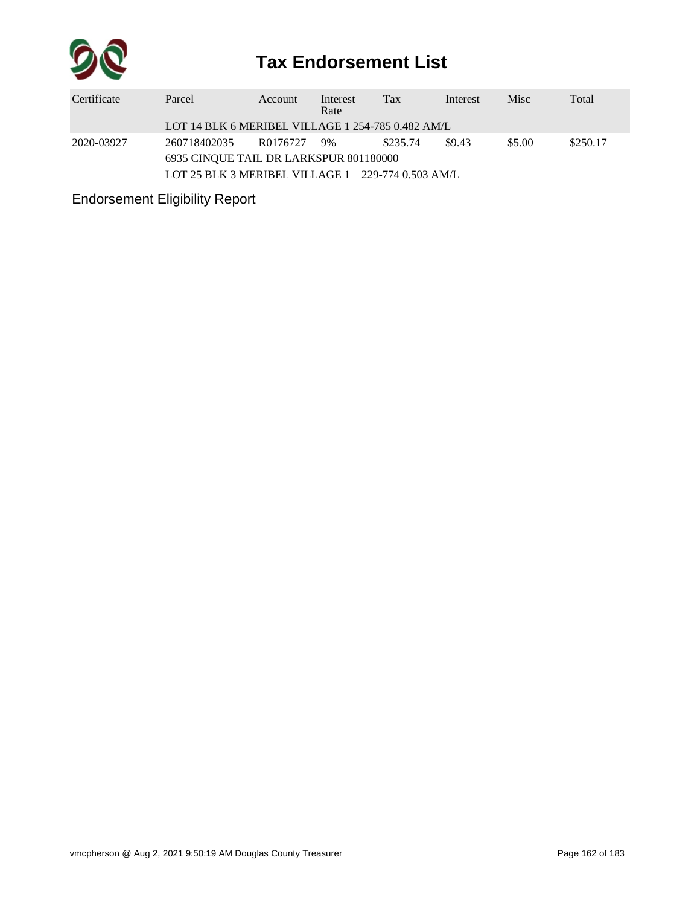# Tax Endorsement List

| Certificate | Parcel | Account | Interest Rate | Tax | Interest | Misc | Total |
|---|---|---|---|---|---|---|---|
| | LOT 14 BLK 6 MERIBEL VILLAGE 1 254-785 0.482 AM/L | | | | | | |
| 2020-03927 | 260718402035 | R0176727 | 9% | $235.74 | $9.43 | $5.00 | $250.17 |
| | 6935 CINQUE TAIL DR LARKSPUR 801180000 | | | | | | |
| | LOT 25 BLK 3 MERIBEL VILLAGE 1 229-774 0.503 AM/L | | | | | | |

Endorsement Eligibility Report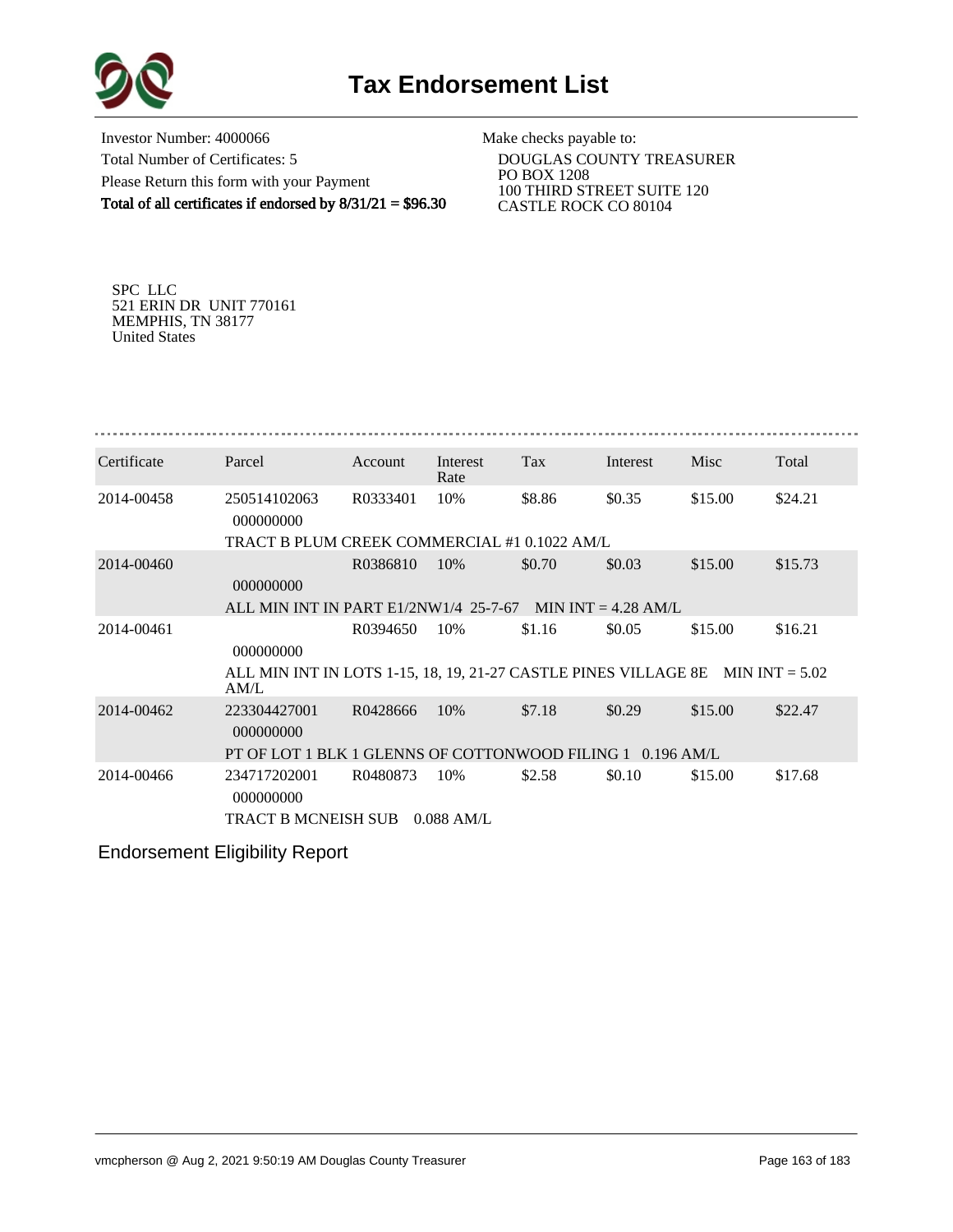# Tax Endorsement List

Investor Number: 4000066
Total Number of Certificates: 5
Please Return this form with your Payment
**Total of all certificates if endorsed by 8/31/21 = $96.30**

Make checks payable to:
DOUGLAS COUNTY TREASURER
PO BOX 1208
100 THIRD STREET SUITE 120
CASTLE ROCK CO 80104

SPC LLC
521 ERIN DR UNIT 770161
MEMPHIS, TN 38177
United States

| Certificate | Parcel | Account | Interest Rate | Tax | Interest | Misc | Total |
|---|---|---|---|---|---|---|---|
| 2014-00458 | 250514102063 000000000 | R0333401 | 10% | $8.86 | $0.35 | $15.00 | $24.21 |
| | TRACT B PLUM CREEK COMMERCIAL #1 0.1022 AM/L | | | | | | |
| 2014-00460 | 000000000 | R0386810 | 10% | $0.70 | $0.03 | $15.00 | $15.73 |
| | ALL MIN INT IN PART E1/2NW1/4 25-7-67 MIN INT = 4.28 AM/L | | | | | | |
| 2014-00461 | 000000000 | R0394650 | 10% | $1.16 | $0.05 | $15.00 | $16.21 |
| | ALL MIN INT IN LOTS 1-15, 18, 19, 21-27 CASTLE PINES VILLAGE 8E MIN INT = 5.02 AM/L | | | | | | |
| 2014-00462 | 223304427001 000000000 | R0428666 | 10% | $7.18 | $0.29 | $15.00 | $22.47 |
| | PT OF LOT 1 BLK 1 GLENNS OF COTTONWOOD FILING 1 0.196 AM/L | | | | | | |
| 2014-00466 | 234717202001 000000000 | R0480873 | 10% | $2.58 | $0.10 | $15.00 | $17.68 |
| | TRACT B MCNEISH SUB 0.088 AM/L | | | | | | |

## Endorsement Eligibility Report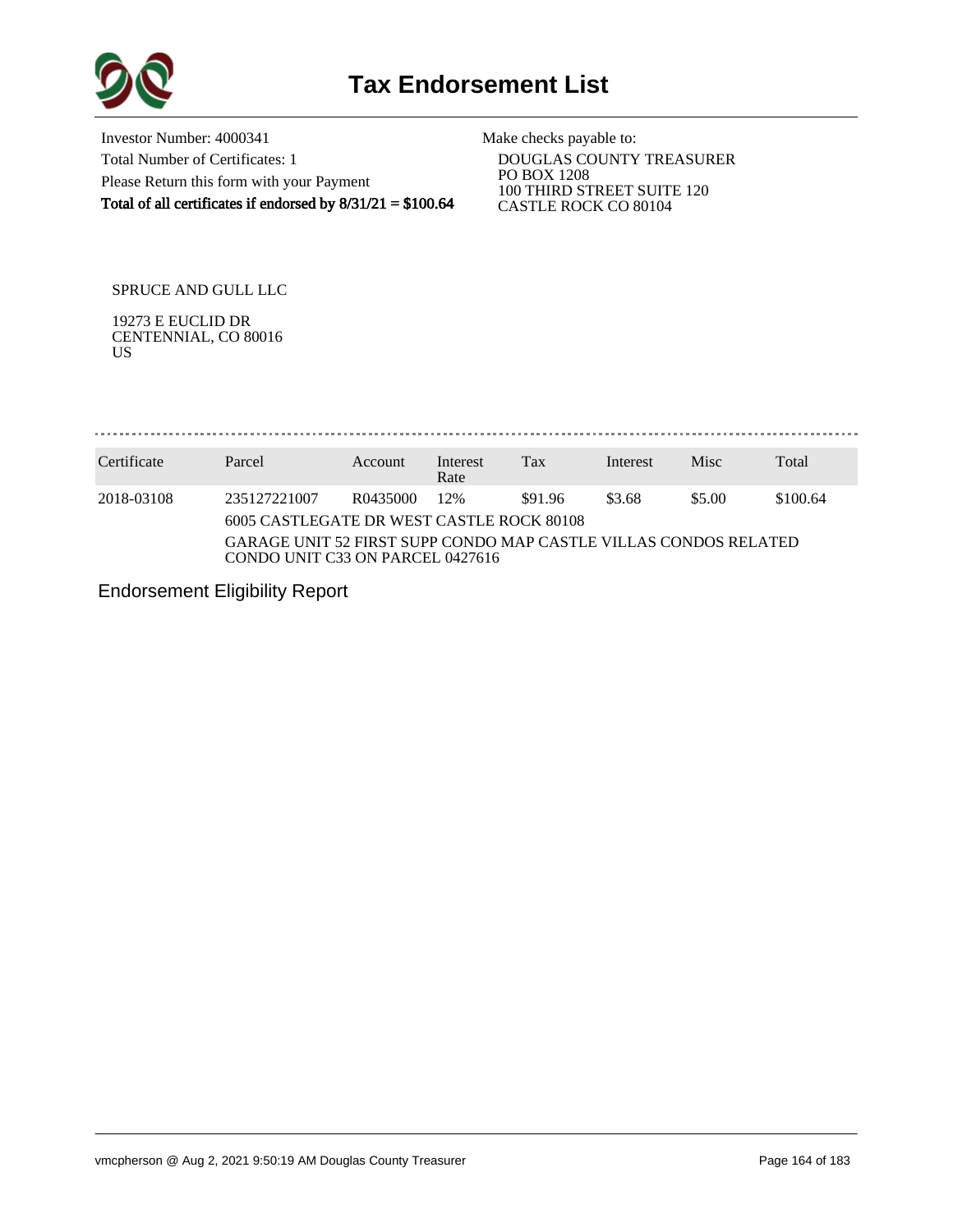# Tax Endorsement List

Investor Number: 4000341
Total Number of Certificates: 1
Please Return this form with your Payment
**Total of all certificates if endorsed by 8/31/21 = $100.64**

Make checks payable to:
DOUGLAS COUNTY TREASURER
PO BOX 1208
100 THIRD STREET SUITE 120
CASTLE ROCK CO 80104

SPRUCE AND GULL LLC

19273 E EUCLID DR
CENTENNIAL, CO 80016
US

| Certificate | Parcel | Account | Interest Rate | Tax | Interest | Misc | Total |
|---|---|---|---|---|---|---|---|
| 2018-03108 | 235127221007 | R0435000 | 12% | $91.96 | $3.68 | $5.00 | $100.64 |
| | 6005 CASTLEGATE DR WEST CASTLE ROCK 80108 | | | | | | |
| | GARAGE UNIT 52 FIRST SUPP CONDO MAP CASTLE VILLAS CONDOS RELATED CONDO UNIT C33 ON PARCEL 0427616 | | | | | | |

Endorsement Eligibility Report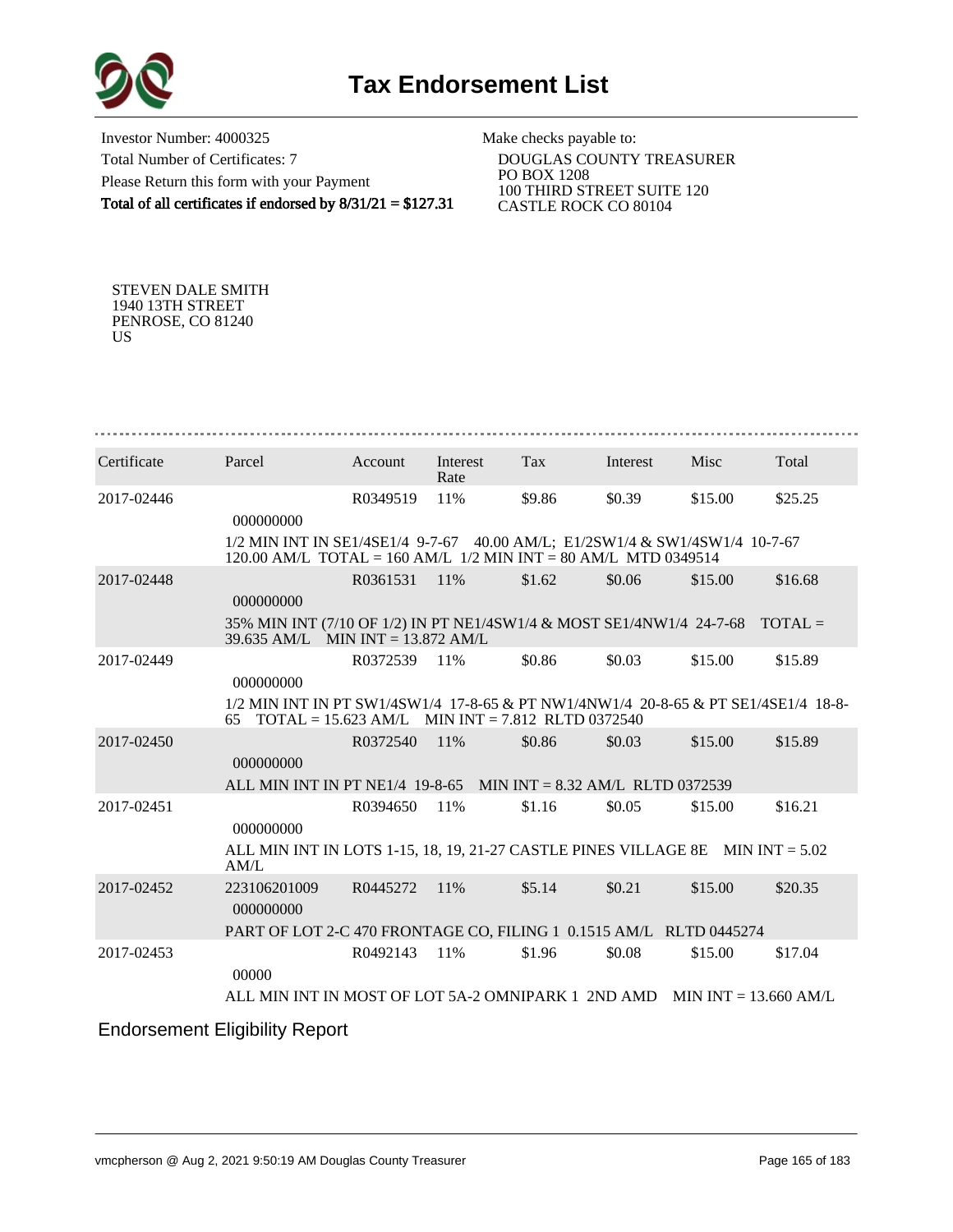# Tax Endorsement List

Investor Number: 4000325
Total Number of Certificates: 7
Please Return this form with your Payment
**Total of all certificates if endorsed by 8/31/21 = $127.31**

Make checks payable to:
DOUGLAS COUNTY TREASURER
PO BOX 1208
100 THIRD STREET SUITE 120
CASTLE ROCK CO 80104

STEVEN DALE SMITH
1940 13TH STREET
PENROSE, CO 81240
US

| Certificate | Parcel | Account | Interest Rate | Tax | Interest | Misc | Total |
|---|---|---|---|---|---|---|---|
| 2017-02446 | 000000000 | R0349519 | 11% | $9.86 | $0.39 | $15.00 | $25.25 |
| | 1/2 MIN INT IN SE1/4SE1/4 9-7-67 40.00 AM/L; E1/2SW1/4 & SW1/4SW1/4 10-7-67 120.00 AM/L TOTAL = 160 AM/L 1/2 MIN INT = 80 AM/L MTD 0349514 | | | | | | |
| 2017-02448 | 000000000 | R0361531 | 11% | $1.62 | $0.06 | $15.00 | $16.68 |
| | 35% MIN INT (7/10 OF 1/2) IN PT NE1/4SW1/4 & MOST SE1/4NW1/4 24-7-68 TOTAL = 39.635 AM/L MIN INT = 13.872 AM/L | | | | | | |
| 2017-02449 | 000000000 | R0372539 | 11% | $0.86 | $0.03 | $15.00 | $15.89 |
| | 1/2 MIN INT IN PT SW1/4SW1/4 17-8-65 & PT NW1/4NW1/4 20-8-65 & PT SE1/4SE1/4 18-8-65 TOTAL = 15.623 AM/L MIN INT = 7.812 RLTD 0372540 | | | | | | |
| 2017-02450 | 000000000 | R0372540 | 11% | $0.86 | $0.03 | $15.00 | $15.89 |
| | ALL MIN INT IN PT NE1/4 19-8-65 MIN INT = 8.32 AM/L RLTD 0372539 | | | | | | |
| 2017-02451 | 000000000 | R0394650 | 11% | $1.16 | $0.05 | $15.00 | $16.21 |
| | ALL MIN INT IN LOTS 1-15, 18, 19, 21-27 CASTLE PINES VILLAGE 8E MIN INT = 5.02 AM/L | | | | | | |
| 2017-02452 | 223106201009 000000000 | R0445272 | 11% | $5.14 | $0.21 | $15.00 | $20.35 |
| | PART OF LOT 2-C 470 FRONTAGE CO, FILING 1 0.1515 AM/L RLTD 0445274 | | | | | | |
| 2017-02453 | 00000 | R0492143 | 11% | $1.96 | $0.08 | $15.00 | $17.04 |
| | ALL MIN INT IN MOST OF LOT 5A-2 OMNIPARK 1 2ND AMD MIN INT = 13.660 AM/L | | | | | | |

Endorsement Eligibility Report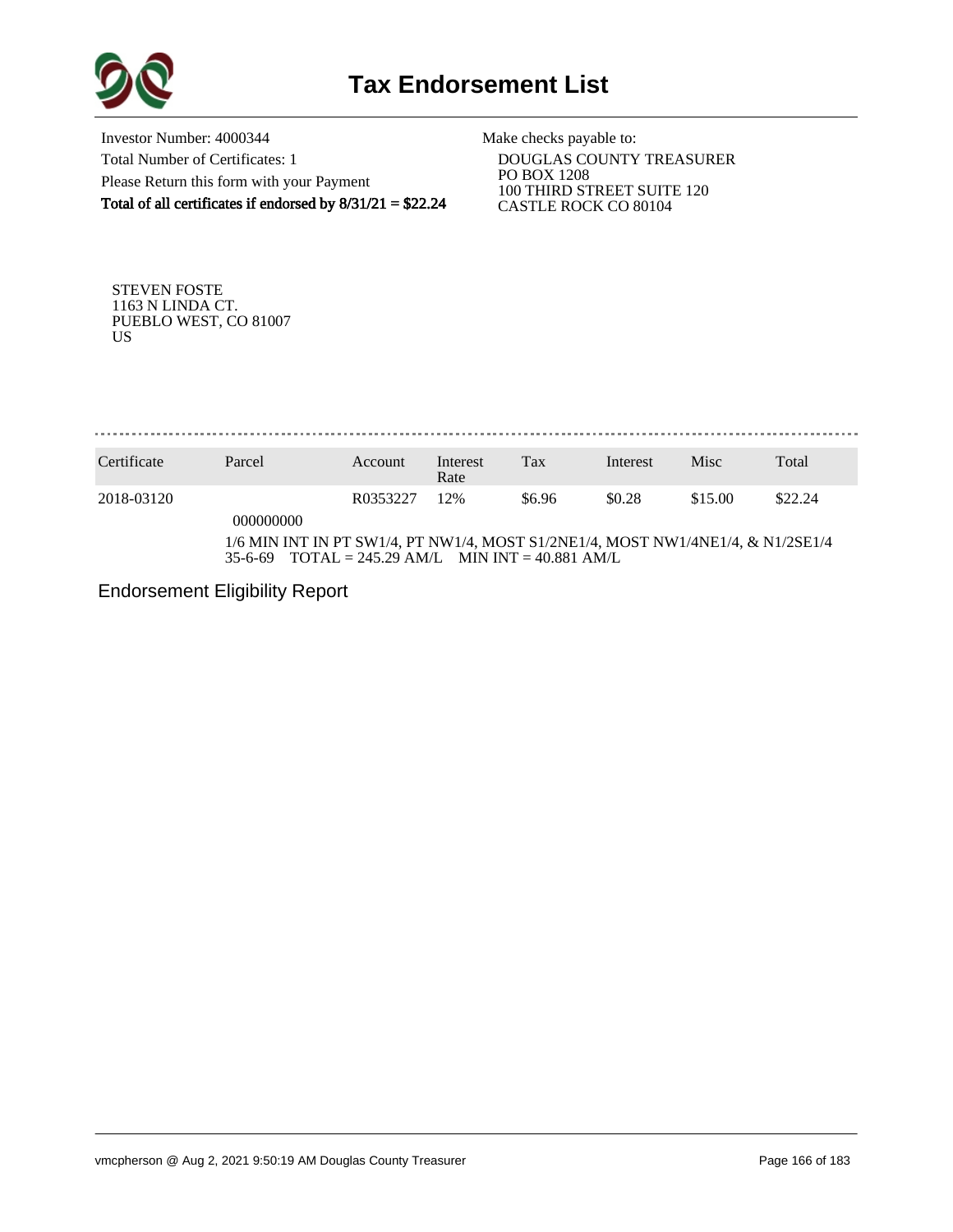# Tax Endorsement List

Investor Number: 4000344
Total Number of Certificates: 1
Please Return this form with your Payment
**Total of all certificates if endorsed by 8/31/21 = $22.24**

Make checks payable to:
DOUGLAS COUNTY TREASURER
PO BOX 1208
100 THIRD STREET SUITE 120
CASTLE ROCK CO 80104

STEVEN FOSTE
1163 N LINDA CT.
PUEBLO WEST, CO 81007
US

| Certificate | Parcel | Account | Interest Rate | Tax | Interest | Misc | Total |
|---|---|---|---|---|---|---|---|
| 2018-03120 | 000000000 | R0353227 | 12% | $6.96 | $0.28 | $15.00 | $22.24 |

1/6 MIN INT IN PT SW1/4, PT NW1/4, MOST S1/2NE1/4, MOST NW1/4NE1/4, & N1/2SE1/4 35-6-69 TOTAL = 245.29 AM/L MIN INT = 40.881 AM/L

Endorsement Eligibility Report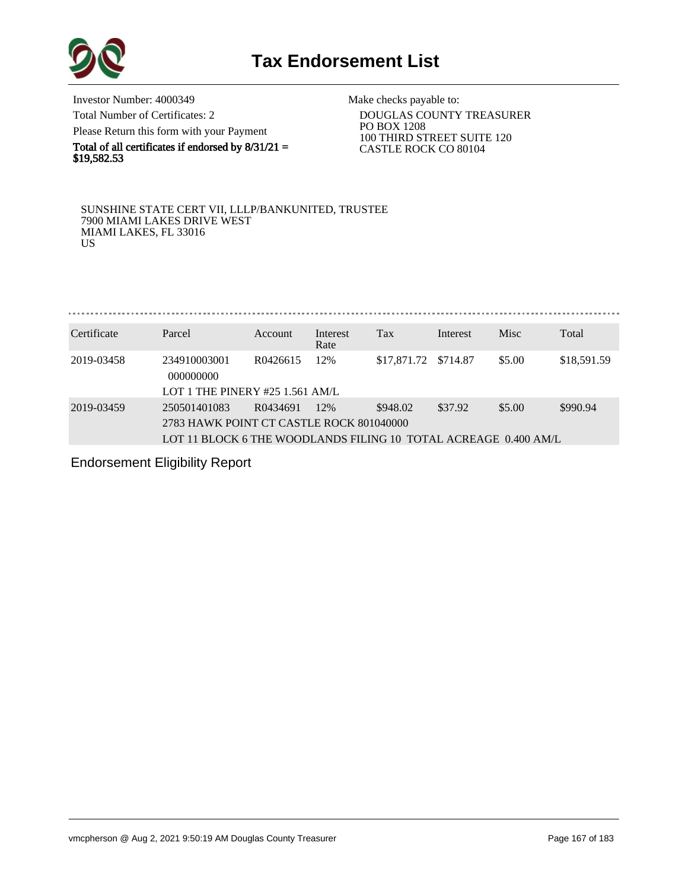# Tax Endorsement List

Investor Number: 4000349

Total Number of Certificates: 2

Please Return this form with your Payment

**Total of all certificates if endorsed by 8/31/21 = $19,582.53**

Make checks payable to:

DOUGLAS COUNTY TREASURER
PO BOX 1208
100 THIRD STREET SUITE 120
CASTLE ROCK CO 80104

SUNSHINE STATE CERT VII, LLLP/BANKUNITED, TRUSTEE
7900 MIAMI LAKES DRIVE WEST
MIAMI LAKES, FL 33016
US

| Certificate | Parcel | Account | Interest Rate | Tax | Interest | Misc | Total |
|---|---|---|---|---|---|---|---|
| 2019-03458 | 234910003001 000000000 | R0426615 | 12% | $17,871.72 | $714.87 | $5.00 | $18,591.59 |
| | LOT 1 THE PINERY #25 1.561 AM/L | | | | | | |
| 2019-03459 | 250501401083 | R0434691 | 12% | $948.02 | $37.92 | $5.00 | $990.94 |
| | 2783 HAWK POINT CT CASTLE ROCK 801040000 | | | | | | |
| | LOT 11 BLOCK 6 THE WOODLANDS FILING 10 TOTAL ACREAGE 0.400 AM/L | | | | | | |

Endorsement Eligibility Report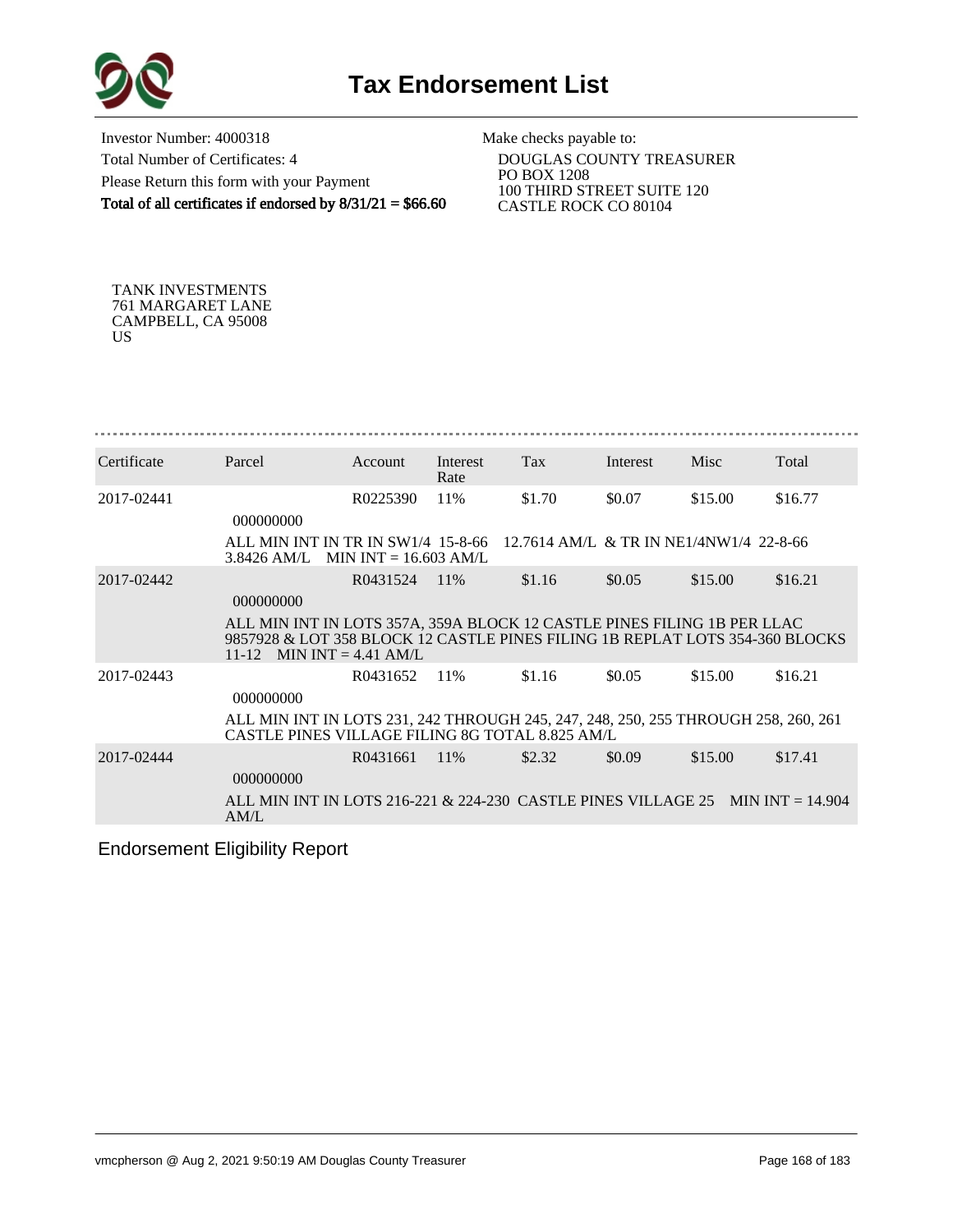# Tax Endorsement List

Investor Number: 4000318
Total Number of Certificates: 4
Please Return this form with your Payment
**Total of all certificates if endorsed by 8/31/21 = $66.60**

Make checks payable to:
DOUGLAS COUNTY TREASURER
PO BOX 1208
100 THIRD STREET SUITE 120
CASTLE ROCK CO 80104

TANK INVESTMENTS
761 MARGARET LANE
CAMPBELL, CA 95008
US

| Certificate | Parcel | Account | Interest Rate | Tax | Interest | Misc | Total |
|---|---|---|---|---|---|---|---|
| 2017-02441 | 000000000 | R0225390 | 11% | $1.70 | $0.07 | $15.00 | $16.77 |
| | ALL MIN INT IN TR IN SW1/4 15-8-66 12.7614 AM/L & TR IN NE1/4NW1/4 22-8-66 3.8426 AM/L MIN INT = 16.603 AM/L | | | | | | |
| 2017-02442 | 000000000 | R0431524 | 11% | $1.16 | $0.05 | $15.00 | $16.21 |
| | ALL MIN INT IN LOTS 357A, 359A BLOCK 12 CASTLE PINES FILING 1B PER LLAC 9857928 & LOT 358 BLOCK 12 CASTLE PINES FILING 1B REPLAT LOTS 354-360 BLOCKS 11-12 MIN INT = 4.41 AM/L | | | | | | |
| 2017-02443 | 000000000 | R0431652 | 11% | $1.16 | $0.05 | $15.00 | $16.21 |
| | ALL MIN INT IN LOTS 231, 242 THROUGH 245, 247, 248, 250, 255 THROUGH 258, 260, 261 CASTLE PINES VILLAGE FILING 8G TOTAL 8.825 AM/L | | | | | | |
| 2017-02444 | 000000000 | R0431661 | 11% | $2.32 | $0.09 | $15.00 | $17.41 |
| | ALL MIN INT IN LOTS 216-221 & 224-230 CASTLE PINES VILLAGE 25 MIN INT = 14.904 AM/L | | | | | | |

Endorsement Eligibility Report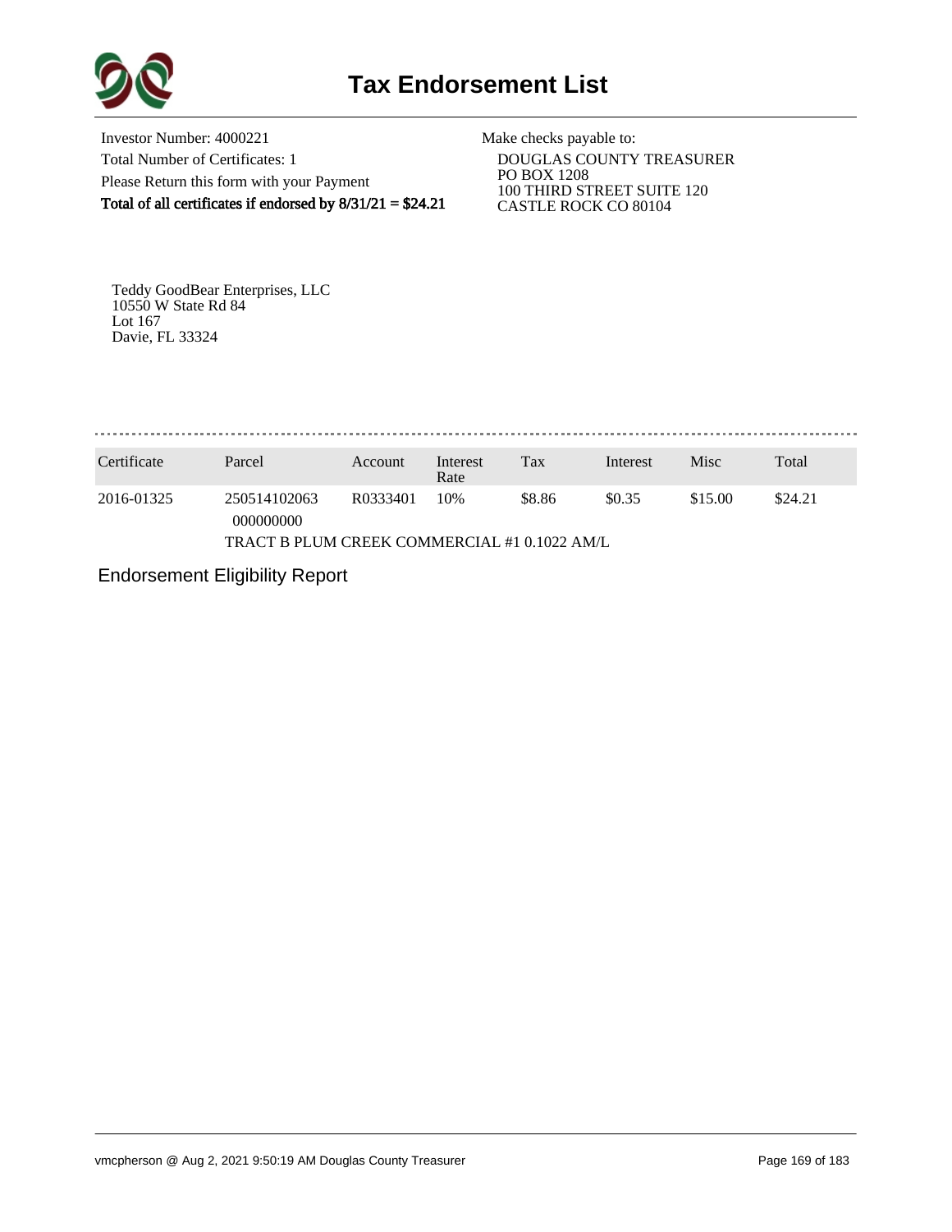# Tax Endorsement List

Investor Number: 4000221
Total Number of Certificates: 1
Please Return this form with your Payment
**Total of all certificates if endorsed by 8/31/21 = $24.21**

Make checks payable to:
DOUGLAS COUNTY TREASURER
PO BOX 1208
100 THIRD STREET SUITE 120
CASTLE ROCK CO 80104

Teddy GoodBear Enterprises, LLC
10550 W State Rd 84
Lot 167
Davie, FL 33324

| Certificate | Parcel | Account | Interest Rate | Tax | Interest | Misc | Total |
|---|---|---|---|---|---|---|---|
| 2016-01325 | 250514102063 000000000 | R0333401 | 10% | $8.86 | $0.35 | $15.00 | $24.21 |
| | TRACT B PLUM CREEK COMMERCIAL #1 0.1022 AM/L | | | | | | |

Endorsement Eligibility Report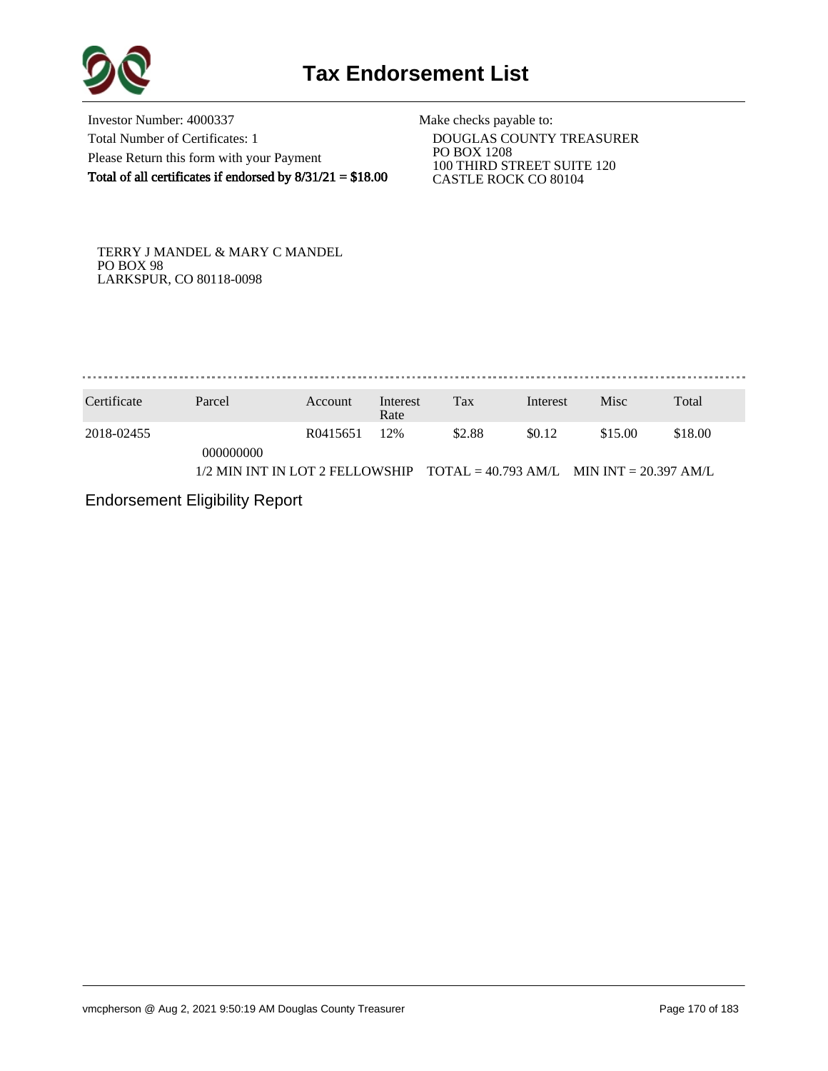# Tax Endorsement List

Investor Number: 4000337
Total Number of Certificates: 1
Please Return this form with your Payment
**Total of all certificates if endorsed by 8/31/21 = $18.00**

Make checks payable to:
DOUGLAS COUNTY TREASURER
PO BOX 1208
100 THIRD STREET SUITE 120
CASTLE ROCK CO 80104

TERRY J MANDEL & MARY C MANDEL
PO BOX 98
LARKSPUR, CO 80118-0098

| Certificate | Parcel | Account | Interest Rate | Tax | Interest | Misc | Total |
|---|---|---|---|---|---|---|---|
| 2018-02455 | 000000000 | R0415651 | 12% | $2.88 | $0.12 | $15.00 | $18.00 |
| | 1/2 MIN INT IN LOT 2 FELLOWSHIP TOTAL = 40.793 AM/L MIN INT = 20.397 AM/L | | | | | | |

Endorsement Eligibility Report

vmcpherson @ Aug 2, 2021 9:50:19 AM Douglas County Treasurer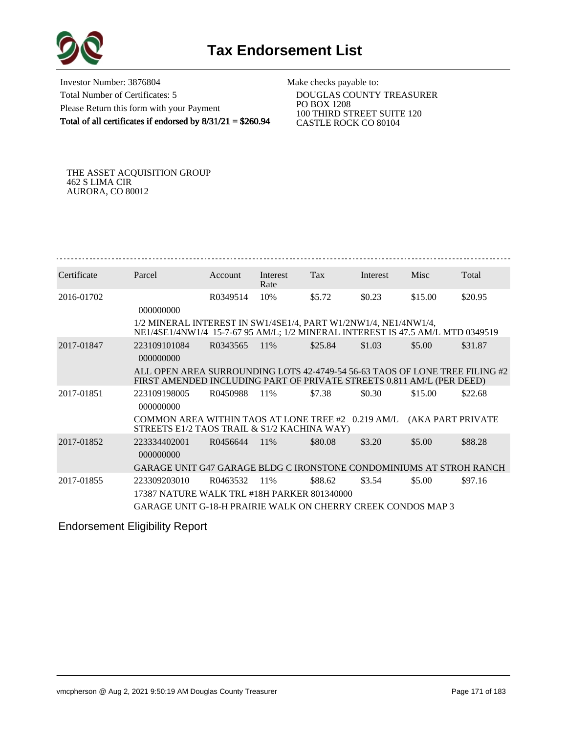# Tax Endorsement List

Investor Number: 3876804
Total Number of Certificates: 5
Please Return this form with your Payment
**Total of all certificates if endorsed by 8/31/21 = $260.94**

Make checks payable to:
DOUGLAS COUNTY TREASURER
PO BOX 1208
100 THIRD STREET SUITE 120
CASTLE ROCK CO 80104

THE ASSET ACQUISITION GROUP
462 S LIMA CIR
AURORA, CO 80012

| Certificate | Parcel | Account | Interest Rate | Tax | Interest | Misc | Total |
|---|---|---|---|---|---|---|---|
| 2016-01702 | 000000000 | R0349514 | 10% | $5.72 | $0.23 | $15.00 | $20.95 |
| | 1/2 MINERAL INTEREST IN SW1/4SE1/4, PART W1/2NW1/4, NE1/4NW1/4, NE1/4SE1/4NW1/4 15-7-67 95 AM/L; 1/2 MINERAL INTEREST IS 47.5 AM/L MTD 0349519 | | | | | | |
| 2017-01847 | 223109101084 000000000 | R0343565 | 11% | $25.84 | $1.03 | $5.00 | $31.87 |
| | ALL OPEN AREA SURROUNDING LOTS 42-4749-54 56-63 TAOS OF LONE TREE FILING #2 FIRST AMENDED INCLUDING PART OF PRIVATE STREETS 0.811 AM/L (PER DEED) | | | | | | |
| 2017-01851 | 223109198005 000000000 | R0450988 | 11% | $7.38 | $0.30 | $15.00 | $22.68 |
| | COMMON AREA WITHIN TAOS AT LONE TREE #2 0.219 AM/L (AKA PART PRIVATE STREETS E1/2 TAOS TRAIL & S1/2 KACHINA WAY) | | | | | | |
| 2017-01852 | 223334402001 000000000 | R0456644 | 11% | $80.08 | $3.20 | $5.00 | $88.28 |
| | GARAGE UNIT G47 GARAGE BLDG C IRONSTONE CONDOMINIUMS AT STROH RANCH | | | | | | |
| 2017-01855 | 223309203010 | R0463532 | 11% | $88.62 | $3.54 | $5.00 | $97.16 |
| | 17387 NATURE WALK TRL #18H PARKER 801340000 | | | | | | |
| | GARAGE UNIT G-18-H PRAIRIE WALK ON CHERRY CREEK CONDOS MAP 3 | | | | | | |

Endorsement Eligibility Report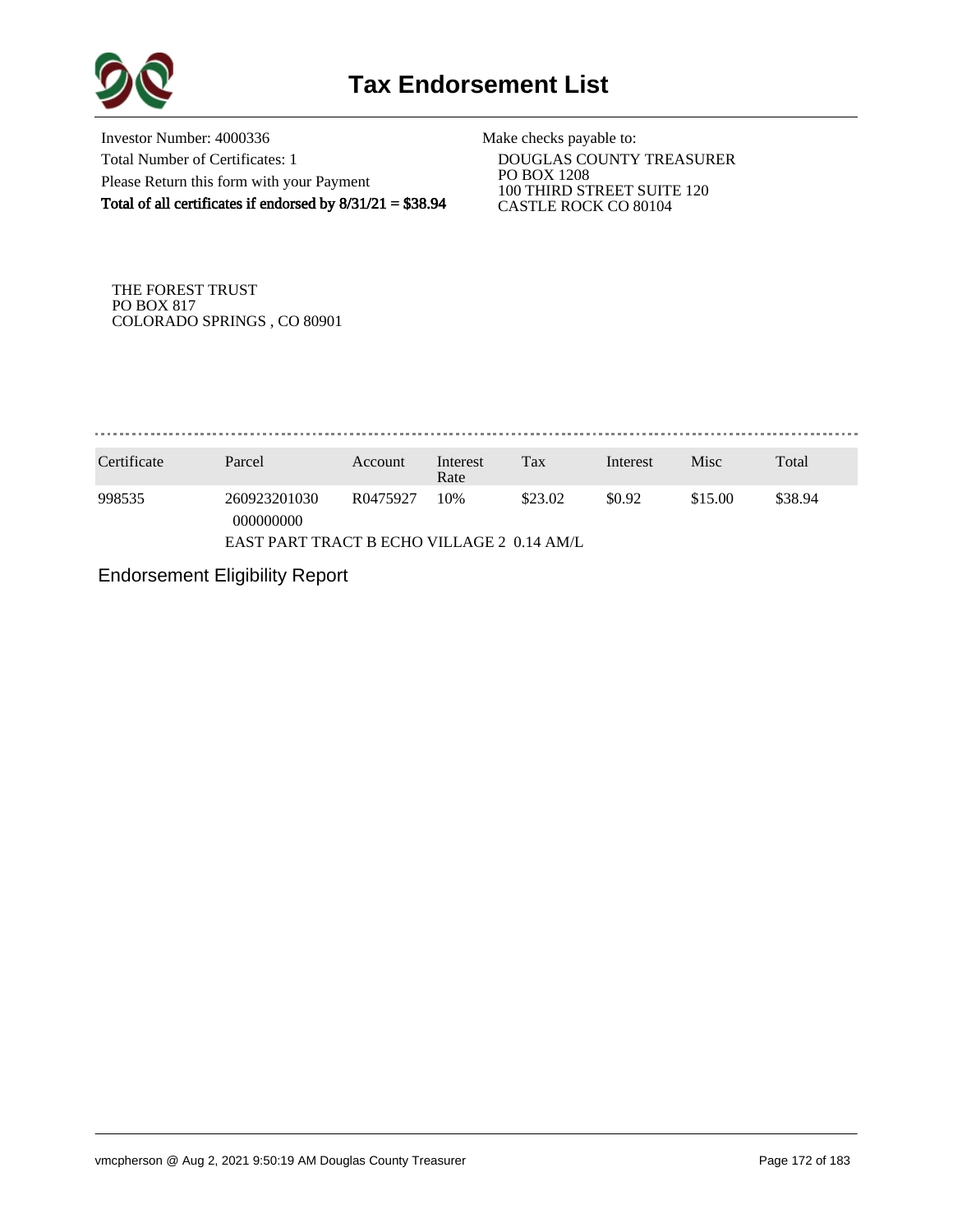# Tax Endorsement List

Investor Number: 4000336
Total Number of Certificates: 1
Please Return this form with your Payment
**Total of all certificates if endorsed by 8/31/21 = $38.94**

Make checks payable to:
DOUGLAS COUNTY TREASURER
PO BOX 1208
100 THIRD STREET SUITE 120
CASTLE ROCK CO 80104

THE FOREST TRUST
PO BOX 817
COLORADO SPRINGS , CO 80901

| Certificate | Parcel | Account | Interest Rate | Tax | Interest | Misc | Total |
|---|---|---|---|---|---|---|---|
| 998535 | 260923201030 000000000 | R0475927 | 10% | $23.02 | $0.92 | $15.00 | $38.94 |
| | EAST PART TRACT B ECHO VILLAGE 2 0.14 AM/L | | | | | | |

Endorsement Eligibility Report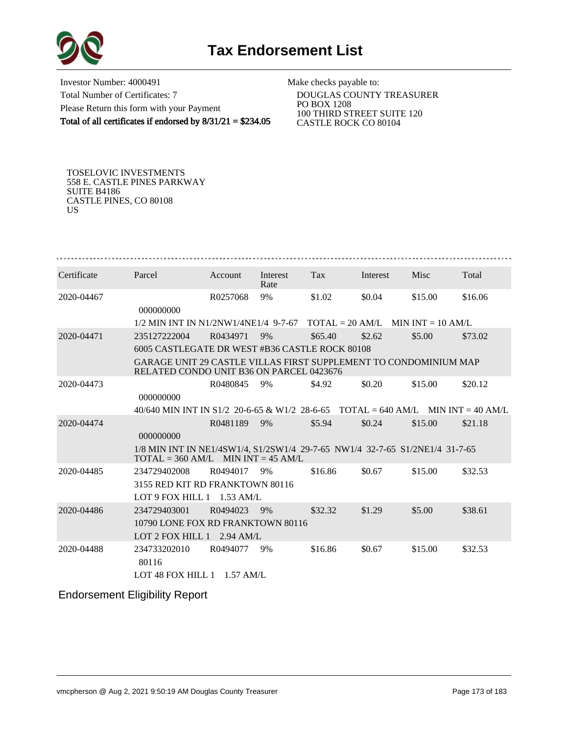# Tax Endorsement List

Investor Number: 4000491
Total Number of Certificates: 7
Please Return this form with your Payment
**Total of all certificates if endorsed by 8/31/21 = $234.05**

Make checks payable to:
DOUGLAS COUNTY TREASURER
PO BOX 1208
100 THIRD STREET SUITE 120
CASTLE ROCK CO 80104

TOSELOVIC INVESTMENTS
558 E. CASTLE PINES PARKWAY
SUITE B4186
CASTLE PINES, CO 80108
US

| Certificate | Parcel | Account | Interest Rate | Tax | Interest | Misc | Total |
|---|---|---|---|---|---|---|---|
| 2020-04467 | 000000000 | R0257068 | 9% | $1.02 | $0.04 | $15.00 | $16.06 |
| | 1/2 MIN INT IN N1/2NW1/4NE1/4 9-7-67 TOTAL = 20 AM/L MIN INT = 10 AM/L | | | | | | |
| 2020-04471 | 235127222004 | R0434971 | 9% | $65.40 | $2.62 | $5.00 | $73.02 |
| | 6005 CASTLEGATE DR WEST #B36 CASTLE ROCK 80108 | | | | | | |
| | GARAGE UNIT 29 CASTLE VILLAS FIRST SUPPLEMENT TO CONDOMINIUM MAP RELATED CONDO UNIT B36 ON PARCEL 0423676 | | | | | | |
| 2020-04473 | 000000000 | R0480845 | 9% | $4.92 | $0.20 | $15.00 | $20.12 |
| | 40/640 MIN INT IN S1/2 20-6-65 & W1/2 28-6-65 TOTAL = 640 AM/L MIN INT = 40 AM/L | | | | | | |
| 2020-04474 | 000000000 | R0481189 | 9% | $5.94 | $0.24 | $15.00 | $21.18 |
| | 1/8 MIN INT IN NE1/4SW1/4, S1/2SW1/4 29-7-65 NW1/4 32-7-65 S1/2NE1/4 31-7-65 TOTAL = 360 AM/L MIN INT = 45 AM/L | | | | | | |
| 2020-04485 | 234729402008 | R0494017 | 9% | $16.86 | $0.67 | $15.00 | $32.53 |
| | 3155 RED KIT RD FRANKTOWN 80116 | | | | | | |
| | LOT 9 FOX HILL 1 1.53 AM/L | | | | | | |
| 2020-04486 | 234729403001 | R0494023 | 9% | $32.32 | $1.29 | $5.00 | $38.61 |
| | 10790 LONE FOX RD FRANKTOWN 80116 | | | | | | |
| | LOT 2 FOX HILL 1 2.94 AM/L | | | | | | |
| 2020-04488 | 234733202010 | R0494077 | 9% | $16.86 | $0.67 | $15.00 | $32.53 |
| | 80116 | | | | | | |
| | LOT 48 FOX HILL 1 1.57 AM/L | | | | | | |

## Endorsement Eligibility Report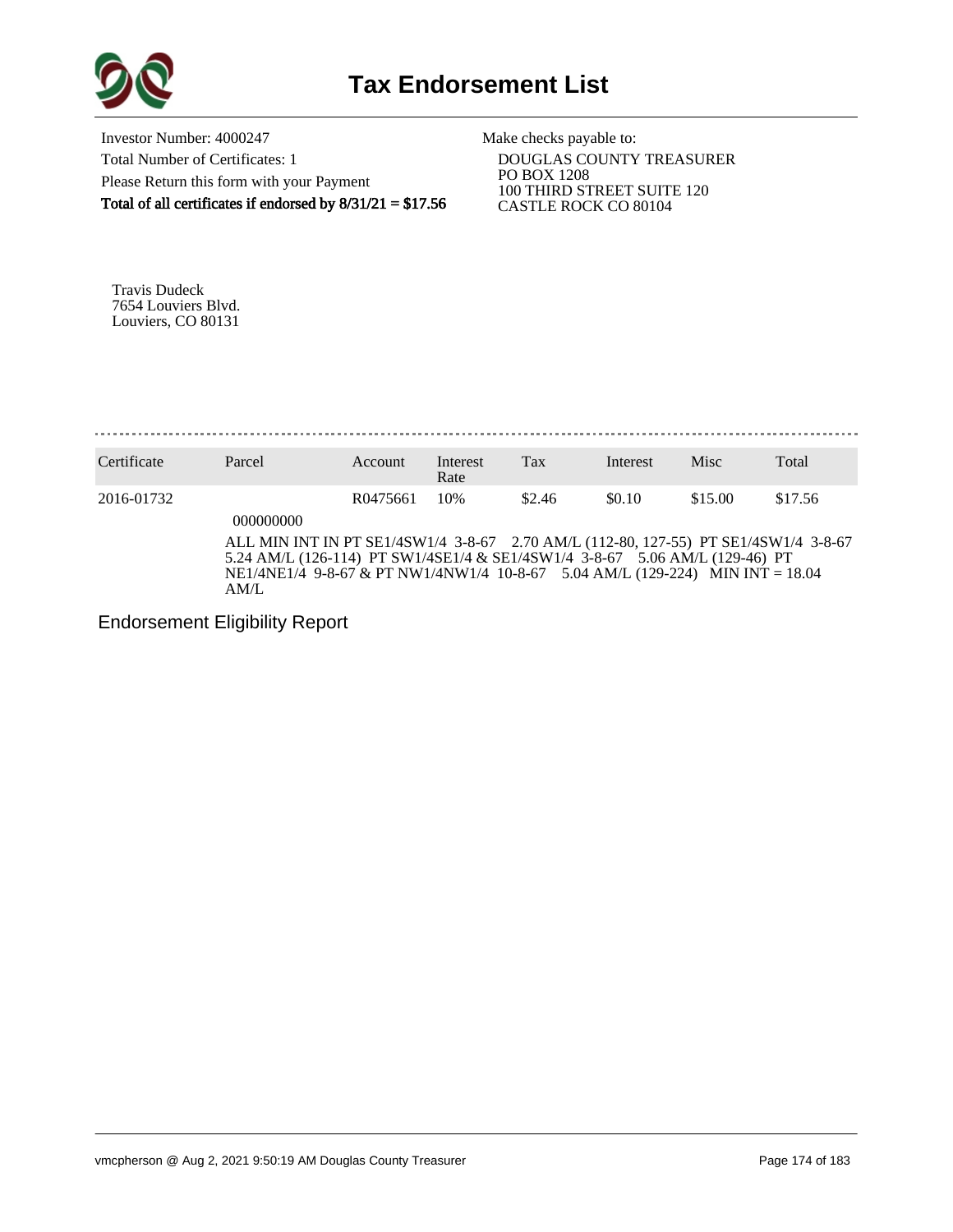# Tax Endorsement List

Investor Number: 4000247
Total Number of Certificates: 1
Please Return this form with your Payment
**Total of all certificates if endorsed by 8/31/21 = $17.56**

Make checks payable to:
DOUGLAS COUNTY TREASURER
PO BOX 1208
100 THIRD STREET SUITE 120
CASTLE ROCK CO 80104

Travis Dudeck
7654 Louviers Blvd.
Louviers, CO 80131

| Certificate | Parcel | Account | Interest Rate | Tax | Interest | Misc | Total |
|---|---|---|---|---|---|---|---|
| 2016-01732 | | R0475661 | 10% | $2.46 | $0.10 | $15.00 | $17.56 |
| | 000000000 | | | | | | |

ALL MIN INT IN PT SE1/4SW1/4 3-8-67 2.70 AM/L (112-80, 127-55) PT SE1/4SW1/4 3-8-67 5.24 AM/L (126-114) PT SW1/4SE1/4 & SE1/4SW1/4 3-8-67 5.06 AM/L (129-46) PT NE1/4NE1/4 9-8-67 & PT NW1/4NW1/4 10-8-67 5.04 AM/L (129-224) MIN INT = 18.04 AM/L

## Endorsement Eligibility Report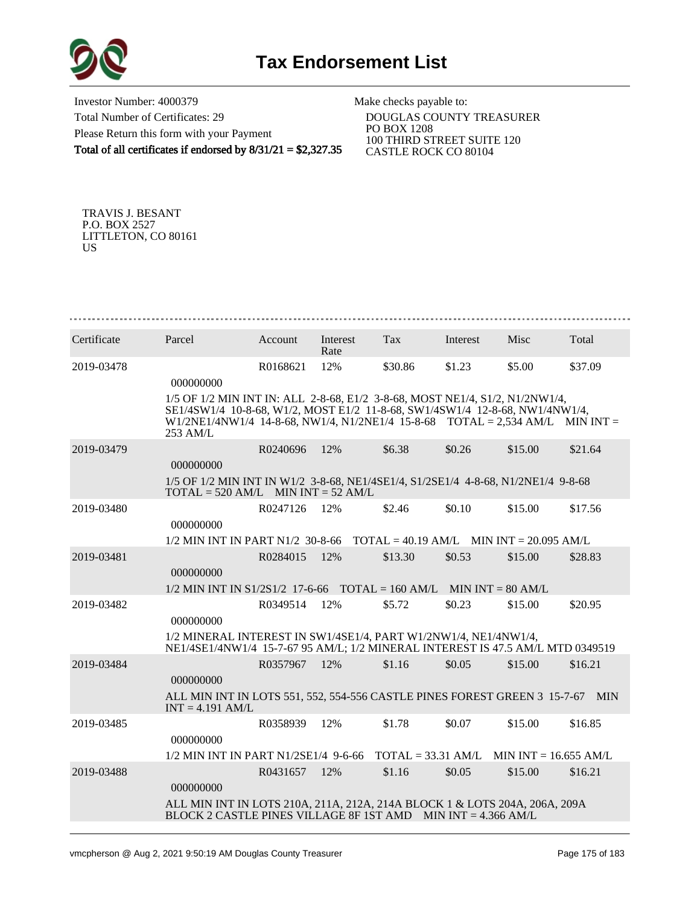# Tax Endorsement List

Investor Number: 4000379
Total Number of Certificates: 29
Please Return this form with your Payment
**Total of all certificates if endorsed by 8/31/21 = $2,327.35**

Make checks payable to:
DOUGLAS COUNTY TREASURER
PO BOX 1208
100 THIRD STREET SUITE 120
CASTLE ROCK CO 80104

TRAVIS J. BESANT
P.O. BOX 2527
LITTLETON, CO 80161
US

| Certificate | Parcel | Account | Interest Rate | Tax | Interest | Misc | Total |
|---|---|---|---|---|---|---|---|
| 2019-03478 | 000000000 | R0168621 | 12% | $30.86 | $1.23 | $5.00 | $37.09 |
| | 1/5 OF 1/2 MIN INT IN: ALL 2-8-68, E1/2 3-8-68, MOST NE1/4, S1/2, N1/2NW1/4, SE1/4SW1/4 10-8-68, W1/2, MOST E1/2 11-8-68, SW1/4SW1/4 12-8-68, NW1/4NW1/4, W1/2NE1/4NW1/4 14-8-68, NW1/4, N1/2NE1/4 15-8-68 TOTAL = 2,534 AM/L MIN INT = 253 AM/L | | | | | | |
| 2019-03479 | 000000000 | R0240696 | 12% | $6.38 | $0.26 | $15.00 | $21.64 |
| | 1/5 OF 1/2 MIN INT IN W1/2 3-8-68, NE1/4SE1/4, S1/2SE1/4 4-8-68, N1/2NE1/4 9-8-68 TOTAL = 520 AM/L MIN INT = 52 AM/L | | | | | | |
| 2019-03480 | 000000000 | R0247126 | 12% | $2.46 | $0.10 | $15.00 | $17.56 |
| | 1/2 MIN INT IN PART N1/2 30-8-66 TOTAL = 40.19 AM/L MIN INT = 20.095 AM/L | | | | | | |
| 2019-03481 | 000000000 | R0284015 | 12% | $13.30 | $0.53 | $15.00 | $28.83 |
| | 1/2 MIN INT IN S1/2S1/2 17-6-66 TOTAL = 160 AM/L MIN INT = 80 AM/L | | | | | | |
| 2019-03482 | 000000000 | R0349514 | 12% | $5.72 | $0.23 | $15.00 | $20.95 |
| | 1/2 MINERAL INTEREST IN SW1/4SE1/4, PART W1/2NW1/4, NE1/4NW1/4, NE1/4SE1/4NW1/4 15-7-67 95 AM/L; 1/2 MINERAL INTEREST IS 47.5 AM/L MTD 0349519 | | | | | | |
| 2019-03484 | 000000000 | R0357967 | 12% | $1.16 | $0.05 | $15.00 | $16.21 |
| | ALL MIN INT IN LOTS 551, 552, 554-556 CASTLE PINES FOREST GREEN 3 15-7-67 MIN INT = 4.191 AM/L | | | | | | |
| 2019-03485 | 000000000 | R0358939 | 12% | $1.78 | $0.07 | $15.00 | $16.85 |
| | 1/2 MIN INT IN PART N1/2SE1/4 9-6-66 TOTAL = 33.31 AM/L MIN INT = 16.655 AM/L | | | | | | |
| 2019-03488 | 000000000 | R0431657 | 12% | $1.16 | $0.05 | $15.00 | $16.21 |
| | ALL MIN INT IN LOTS 210A, 211A, 212A, 214A BLOCK 1 & LOTS 204A, 206A, 209A BLOCK 2 CASTLE PINES VILLAGE 8F 1ST AMD MIN INT = 4.366 AM/L | | | | | | |

vmcpherson @ Aug 2, 2021 9:50:19 AM Douglas County Treasurer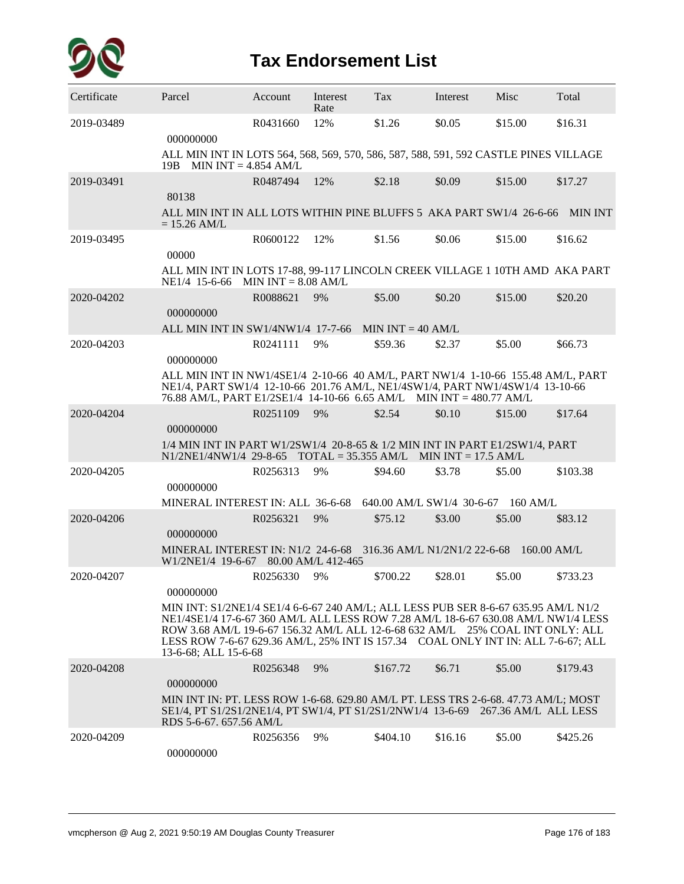# Tax Endorsement List

| Certificate | Parcel | Account | Interest Rate | Tax | Interest | Misc | Total |
|---|---|---|---|---|---|---|---|
| 2019-03489 | 000000000 | R0431660 | 12% | $1.26 | $0.05 | $15.00 | $16.31 |
| | ALL MIN INT IN LOTS 564, 568, 569, 570, 586, 587, 588, 591, 592 CASTLE PINES VILLAGE 19B MIN INT = 4.854 AM/L | | | | | | |
| 2019-03491 | 80138 | R0487494 | 12% | $2.18 | $0.09 | $15.00 | $17.27 |
| | ALL MIN INT IN ALL LOTS WITHIN PINE BLUFFS 5 AKA PART SW1/4 26-6-66 MIN INT = 15.26 AM/L | | | | | | |
| 2019-03495 | 00000 | R0600122 | 12% | $1.56 | $0.06 | $15.00 | $16.62 |
| | ALL MIN INT IN LOTS 17-88, 99-117 LINCOLN CREEK VILLAGE 1 10TH AMD AKA PART NE1/4 15-6-66 MIN INT = 8.08 AM/L | | | | | | |
| 2020-04202 | 000000000 | R0088621 | 9% | $5.00 | $0.20 | $15.00 | $20.20 |
| | ALL MIN INT IN SW1/4NW1/4 17-7-66 MIN INT = 40 AM/L | | | | | | |
| 2020-04203 | 000000000 | R0241111 | 9% | $59.36 | $2.37 | $5.00 | $66.73 |
| | ALL MIN INT IN NW1/4SE1/4 2-10-66 40 AM/L, PART NW1/4 1-10-66 155.48 AM/L, PART NE1/4, PART SW1/4 12-10-66 201.76 AM/L, NE1/4SW1/4, PART NW1/4SW1/4 13-10-66 76.88 AM/L, PART E1/2SE1/4 14-10-66 6.65 AM/L MIN INT = 480.77 AM/L | | | | | | |
| 2020-04204 | 000000000 | R0251109 | 9% | $2.54 | $0.10 | $15.00 | $17.64 |
| | 1/4 MIN INT IN PART W1/2SW1/4 20-8-65 & 1/2 MIN INT IN PART E1/2SW1/4, PART N1/2NE1/4NW1/4 29-8-65 TOTAL = 35.355 AM/L MIN INT = 17.5 AM/L | | | | | | |
| 2020-04205 | 000000000 | R0256313 | 9% | $94.60 | $3.78 | $5.00 | $103.38 |
| | MINERAL INTEREST IN: ALL 36-6-68 640.00 AM/L SW1/4 30-6-67 160 AM/L | | | | | | |
| 2020-04206 | 000000000 | R0256321 | 9% | $75.12 | $3.00 | $5.00 | $83.12 |
| | MINERAL INTEREST IN: N1/2 24-6-68 316.36 AM/L N1/2N1/2 22-6-68 160.00 AM/L W1/2NE1/4 19-6-67 80.00 AM/L 412-465 | | | | | | |
| 2020-04207 | 000000000 | R0256330 | 9% | $700.22 | $28.01 | $5.00 | $733.23 |
| | MIN INT: S1/2NE1/4 SE1/4 6-6-67 240 AM/L; ALL LESS PUB SER 8-6-67 635.95 AM/L N1/2 NE1/4SE1/4 17-6-67 360 AM/L ALL LESS ROW 7.28 AM/L 18-6-67 630.08 AM/L NW1/4 LESS ROW 3.68 AM/L 19-6-67 156.32 AM/L ALL 12-6-68 632 AM/L 25% COAL INT ONLY: ALL LESS ROW 7-6-67 629.36 AM/L, 25% INT IS 157.34 COAL ONLY INT IN: ALL 7-6-67; ALL 13-6-68; ALL 15-6-68 | | | | | | |
| 2020-04208 | 000000000 | R0256348 | 9% | $167.72 | $6.71 | $5.00 | $179.43 |
| | MIN INT IN: PT. LESS ROW 1-6-68. 629.80 AM/L PT. LESS TRS 2-6-68. 47.73 AM/L; MOST SE1/4, PT S1/2S1/2NE1/4, PT SW1/4, PT S1/2S1/2NW1/4 13-6-69 267.36 AM/L ALL LESS RDS 5-6-67. 657.56 AM/L | | | | | | |
| 2020-04209 | 000000000 | R0256356 | 9% | $404.10 | $16.16 | $5.00 | $425.26 |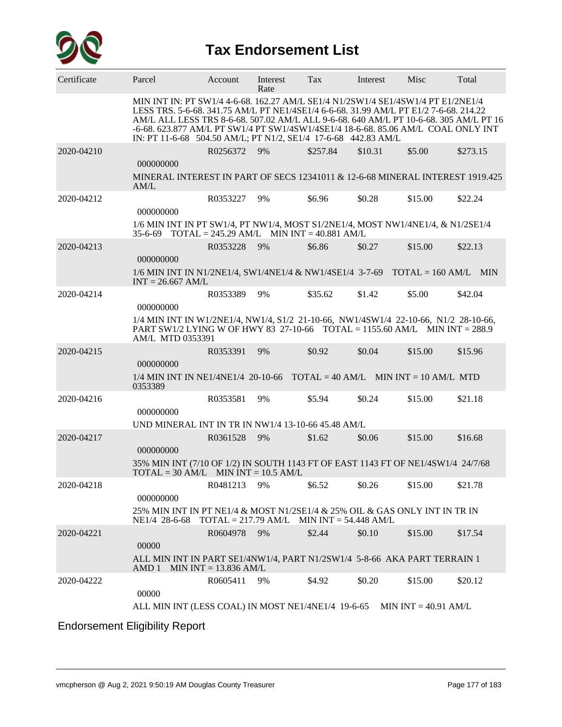# Tax Endorsement List

| Certificate | Parcel | Account | Interest Rate | Tax | Interest | Misc | Total |
|---|---|---|---|---|---|---|---|
| | MIN INT IN: PT SW1/4 4-6-68. 162.27 AM/L SE1/4 N1/2SW1/4 SE1/4SW1/4 PT E1/2NE1/4 LESS TRS. 5-6-68. 341.75 AM/L PT NE1/4SE1/4 6-6-68. 31.99 AM/L PT E1/2 7-6-68. 214.22 AM/L ALL LESS TRS 8-6-68. 507.02 AM/L ALL 9-6-68. 640 AM/L PT 10-6-68. 305 AM/L PT 16 -6-68. 623.877 AM/L PT SW1/4 PT SW1/4SW1/4SE1/4 18-6-68. 85.06 AM/L COAL ONLY INT IN: PT 11-6-68 504.50 AM/L; PT N1/2, SE1/4 17-6-68 442.83 AM/L | | | | | | |
| 2020-04210 | 000000000 | R0256372 | 9% | $257.84 | $10.31 | $5.00 | $273.15 |
| | MINERAL INTEREST IN PART OF SECS 12341011 & 12-6-68 MINERAL INTEREST 1919.425 AM/L | | | | | | |
| 2020-04212 | 000000000 | R0353227 | 9% | $6.96 | $0.28 | $15.00 | $22.24 |
| | 1/6 MIN INT IN PT SW1/4, PT NW1/4, MOST S1/2NE1/4, MOST NW1/4NE1/4, & N1/2SE1/4 35-6-69 TOTAL = 245.29 AM/L MIN INT = 40.881 AM/L | | | | | | |
| 2020-04213 | 000000000 | R0353228 | 9% | $6.86 | $0.27 | $15.00 | $22.13 |
| | 1/6 MIN INT IN N1/2NE1/4, SW1/4NE1/4 & NW1/4SE1/4 3-7-69 TOTAL = 160 AM/L MIN INT = 26.667 AM/L | | | | | | |
| 2020-04214 | 000000000 | R0353389 | 9% | $35.62 | $1.42 | $5.00 | $42.04 |
| | 1/4 MIN INT IN W1/2NE1/4, NW1/4, S1/2 21-10-66, NW1/4SW1/4 22-10-66, N1/2 28-10-66, PART SW1/2 LYING W OF HWY 83 27-10-66 TOTAL = 1155.60 AM/L MIN INT = 288.9 AM/L MTD 0353391 | | | | | | |
| 2020-04215 | 000000000 | R0353391 | 9% | $0.92 | $0.04 | $15.00 | $15.96 |
| | 1/4 MIN INT IN NE1/4NE1/4 20-10-66 TOTAL = 40 AM/L MIN INT = 10 AM/L MTD 0353389 | | | | | | |
| 2020-04216 | 000000000 | R0353581 | 9% | $5.94 | $0.24 | $15.00 | $21.18 |
| | UND MINERAL INT IN TR IN NW1/4 13-10-66 45.48 AM/L | | | | | | |
| 2020-04217 | 000000000 | R0361528 | 9% | $1.62 | $0.06 | $15.00 | $16.68 |
| | 35% MIN INT (7/10 OF 1/2) IN SOUTH 1143 FT OF EAST 1143 FT OF NE1/4SW1/4 24/7/68 TOTAL = 30 AM/L MIN INT = 10.5 AM/L | | | | | | |
| 2020-04218 | 000000000 | R0481213 | 9% | $6.52 | $0.26 | $15.00 | $21.78 |
| | 25% MIN INT IN PT NE1/4 & MOST N1/2SE1/4 & 25% OIL & GAS ONLY INT IN TR IN NE1/4 28-6-68 TOTAL = 217.79 AM/L MIN INT = 54.448 AM/L | | | | | | |
| 2020-04221 | 00000 | R0604978 | 9% | $2.44 | $0.10 | $15.00 | $17.54 |
| | ALL MIN INT IN PART SE1/4NW1/4, PART N1/2SW1/4 5-8-66 AKA PART TERRAIN 1 AMD 1 MIN INT = 13.836 AM/L | | | | | | |
| 2020-04222 | 00000 | R0605411 | 9% | $4.92 | $0.20 | $15.00 | $20.12 |
| | ALL MIN INT (LESS COAL) IN MOST NE1/4NE1/4 19-6-65 MIN INT = 40.91 AM/L | | | | | | |

## Endorsement Eligibility Report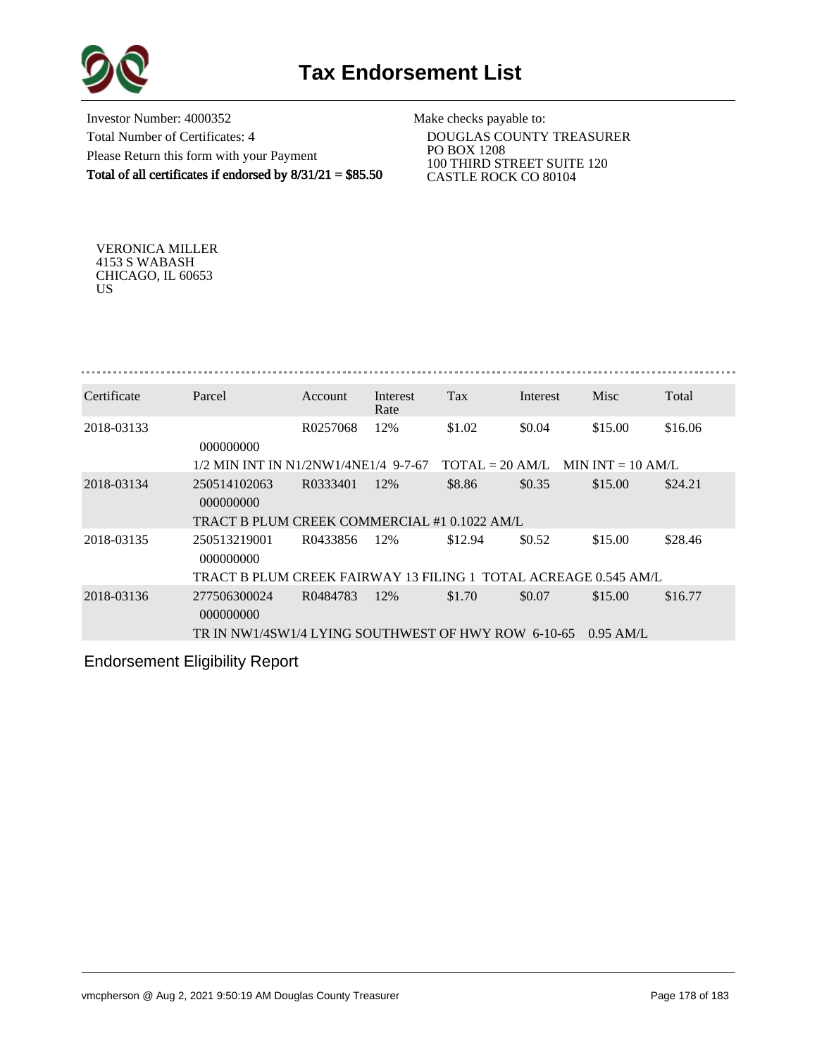# Tax Endorsement List

Investor Number: 4000352
Total Number of Certificates: 4
Please Return this form with your Payment
**Total of all certificates if endorsed by 8/31/21 = $85.50**

Make checks payable to:
DOUGLAS COUNTY TREASURER
PO BOX 1208
100 THIRD STREET SUITE 120
CASTLE ROCK CO 80104

VERONICA MILLER
4153 S WABASH
CHICAGO, IL 60653
US

| Certificate | Parcel | Account | Interest Rate | Tax | Interest | Misc | Total |
|---|---|---|---|---|---|---|---|
| 2018-03133 | 000000000 | R0257068 | 12% | $1.02 | $0.04 | $15.00 | $16.06 |
| | 1/2 MIN INT IN N1/2NW1/4NE1/4 9-7-67 TOTAL = 20 AM/L MIN INT = 10 AM/L | | | | | | |
| 2018-03134 | 250514102063 000000000 | R0333401 | 12% | $8.86 | $0.35 | $15.00 | $24.21 |
| | TRACT B PLUM CREEK COMMERCIAL #1 0.1022 AM/L | | | | | | |
| 2018-03135 | 250513219001 000000000 | R0433856 | 12% | $12.94 | $0.52 | $15.00 | $28.46 |
| | TRACT B PLUM CREEK FAIRWAY 13 FILING 1 TOTAL ACREAGE 0.545 AM/L | | | | | | |
| 2018-03136 | 277506300024 000000000 | R0484783 | 12% | $1.70 | $0.07 | $15.00 | $16.77 |
| | TR IN NW1/4SW1/4 LYING SOUTHWEST OF HWY ROW 6-10-65 0.95 AM/L | | | | | | |

Endorsement Eligibility Report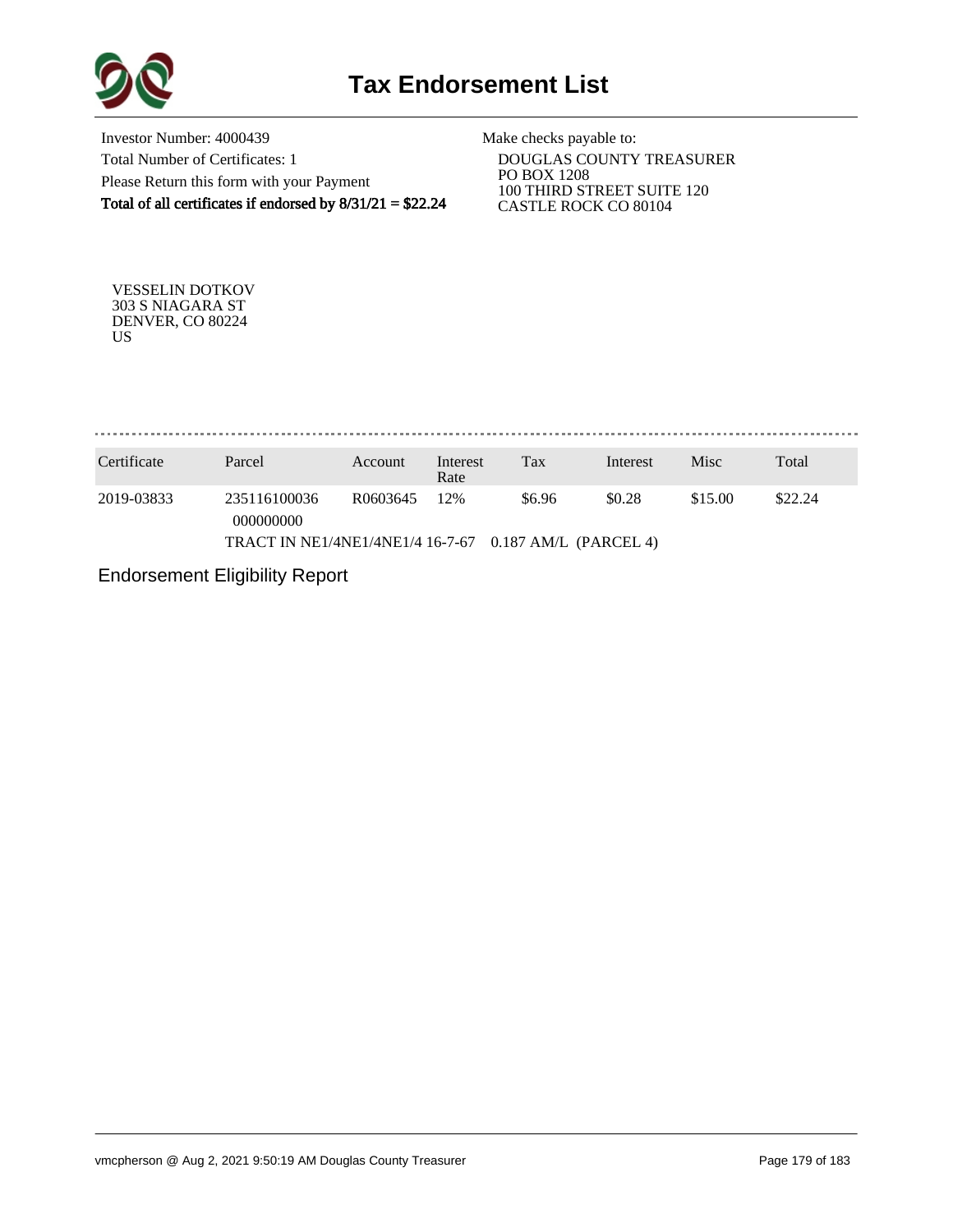# Tax Endorsement List

Investor Number: 4000439
Total Number of Certificates: 1
Please Return this form with your Payment
**Total of all certificates if endorsed by 8/31/21 = $22.24**

Make checks payable to:
DOUGLAS COUNTY TREASURER
PO BOX 1208
100 THIRD STREET SUITE 120
CASTLE ROCK CO 80104

VESSELIN DOTKOV
303 S NIAGARA ST
DENVER, CO 80224
US

| Certificate | Parcel | Account | Interest Rate | Tax | Interest | Misc | Total |
|---|---|---|---|---|---|---|---|
| 2019-03833 | 235116100036 000000000 | R0603645 | 12% | $6.96 | $0.28 | $15.00 | $22.24 |
| | TRACT IN NE1/4NE1/4NE1/4 16-7-67 0.187 AM/L (PARCEL 4) | | | | | | |

Endorsement Eligibility Report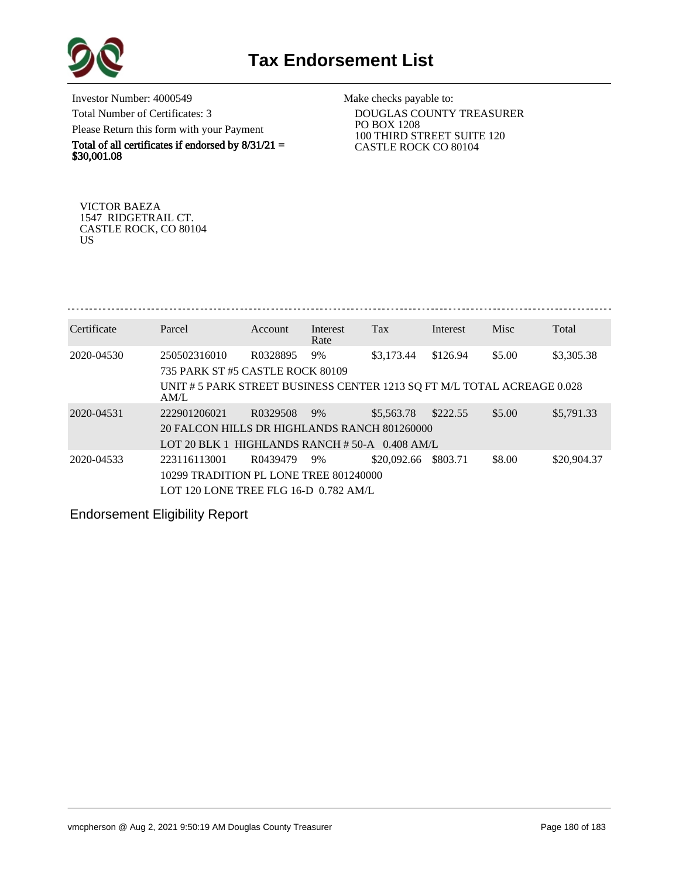# Tax Endorsement List

Investor Number: 4000549

Total Number of Certificates: 3

Please Return this form with your Payment

**Total of all certificates if endorsed by 8/31/21 = $30,001.08**

Make checks payable to:

DOUGLAS COUNTY TREASURER
PO BOX 1208
100 THIRD STREET SUITE 120
CASTLE ROCK CO 80104

VICTOR BAEZA
1547 RIDGETRAIL CT.
CASTLE ROCK, CO 80104
US

| Certificate | Parcel | Account | Interest Rate | Tax | Interest | Misc | Total |
|---|---|---|---|---|---|---|---|
| 2020-04530 | 250502316010 | R0328895 | 9% | $3,173.44 | $126.94 | $5.00 | $3,305.38 |
| | 735 PARK ST #5 CASTLE ROCK 80109 | | | | | | |
| | UNIT # 5 PARK STREET BUSINESS CENTER 1213 SQ FT M/L TOTAL ACREAGE 0.028 AM/L | | | | | | |
| 2020-04531 | 222901206021 | R0329508 | 9% | $5,563.78 | $222.55 | $5.00 | $5,791.33 |
| | 20 FALCON HILLS DR HIGHLANDS RANCH 801260000 | | | | | | |
| | LOT 20 BLK 1 HIGHLANDS RANCH # 50-A 0.408 AM/L | | | | | | |
| 2020-04533 | 223116113001 | R0439479 | 9% | $20,092.66 | $803.71 | $8.00 | $20,904.37 |
| | 10299 TRADITION PL LONE TREE 801240000 | | | | | | |
| | LOT 120 LONE TREE FLG 16-D 0.782 AM/L | | | | | | |

Endorsement Eligibility Report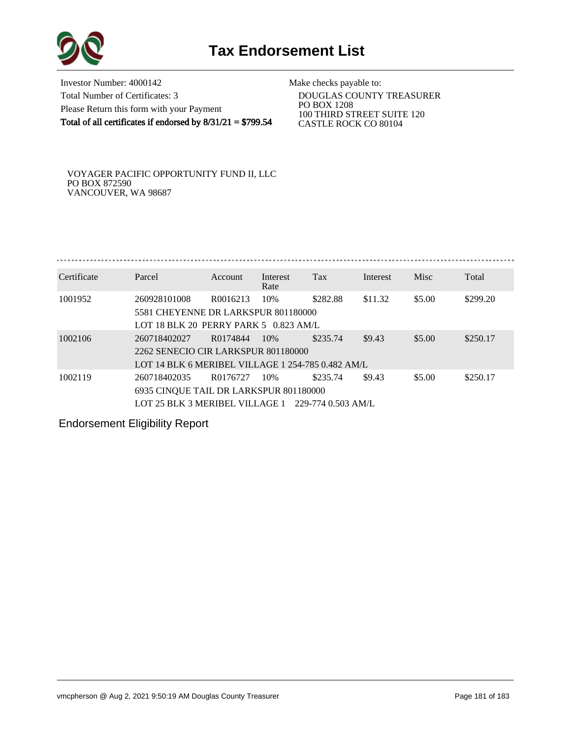# Tax Endorsement List

Investor Number: 4000142
Total Number of Certificates: 3
Please Return this form with your Payment
**Total of all certificates if endorsed by 8/31/21 = $799.54**

Make checks payable to:
DOUGLAS COUNTY TREASURER
PO BOX 1208
100 THIRD STREET SUITE 120
CASTLE ROCK CO 80104

VOYAGER PACIFIC OPPORTUNITY FUND II, LLC
PO BOX 872590
VANCOUVER, WA 98687

| Certificate | Parcel | Account | Interest Rate | Tax | Interest | Misc | Total |
|---|---|---|---|---|---|---|---|
| 1001952 | 260928101008 | R0016213 | 10% | $282.88 | $11.32 | $5.00 | $299.20 |
| | 5581 CHEYENNE DR LARKSPUR 801180000 | | | | | | |
| | LOT 18 BLK 20 PERRY PARK 5 0.823 AM/L | | | | | | |
| 1002106 | 260718402027 | R0174844 | 10% | $235.74 | $9.43 | $5.00 | $250.17 |
| | 2262 SENECIO CIR LARKSPUR 801180000 | | | | | | |
| | LOT 14 BLK 6 MERIBEL VILLAGE 1 254-785 0.482 AM/L | | | | | | |
| 1002119 | 260718402035 | R0176727 | 10% | $235.74 | $9.43 | $5.00 | $250.17 |
| | 6935 CINQUE TAIL DR LARKSPUR 801180000 | | | | | | |
| | LOT 25 BLK 3 MERIBEL VILLAGE 1 229-774 0.503 AM/L | | | | | | |

Endorsement Eligibility Report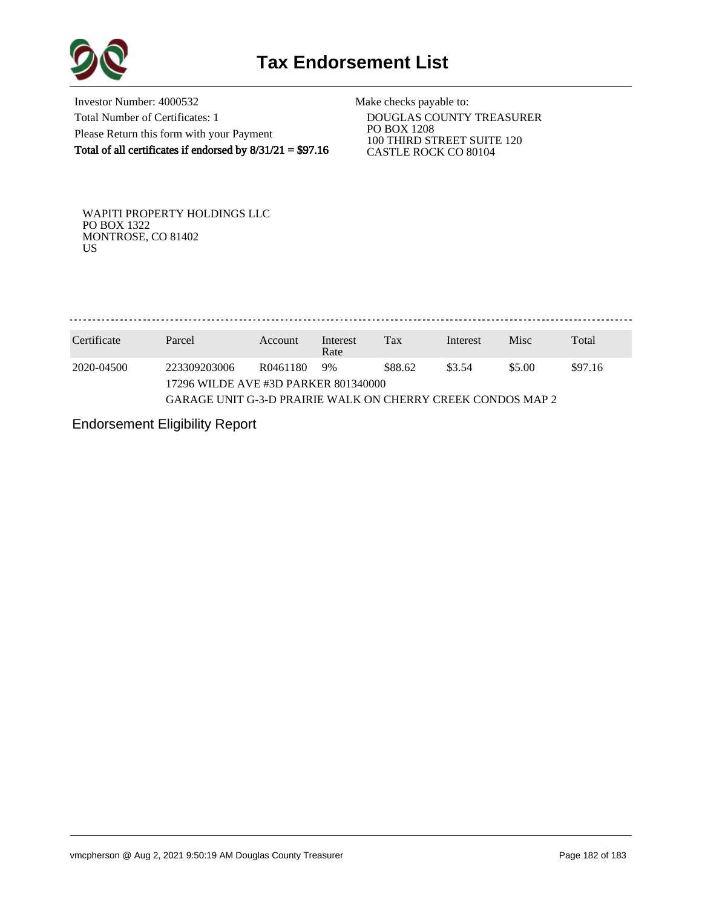# Tax Endorsement List

Investor Number: 4000532
Total Number of Certificates: 1
Please Return this form with your Payment
**Total of all certificates if endorsed by 8/31/21 = $97.16**

Make checks payable to:
DOUGLAS COUNTY TREASURER
PO BOX 1208
100 THIRD STREET SUITE 120
CASTLE ROCK CO 80104

WAPITI PROPERTY HOLDINGS LLC
PO BOX 1322
MONTROSE, CO 81402
US

| Certificate | Parcel | Account | Interest Rate | Tax | Interest | Misc | Total |
|---|---|---|---|---|---|---|---|
| 2020-04500 | 223309203006 | R0461180 | 9% | $88.62 | $3.54 | $5.00 | $97.16 |
| | 17296 WILDE AVE #3D PARKER 801340000 | | | | | | |
| | GARAGE UNIT G-3-D PRAIRIE WALK ON CHERRY CREEK CONDOS MAP 2 | | | | | | |

Endorsement Eligibility Report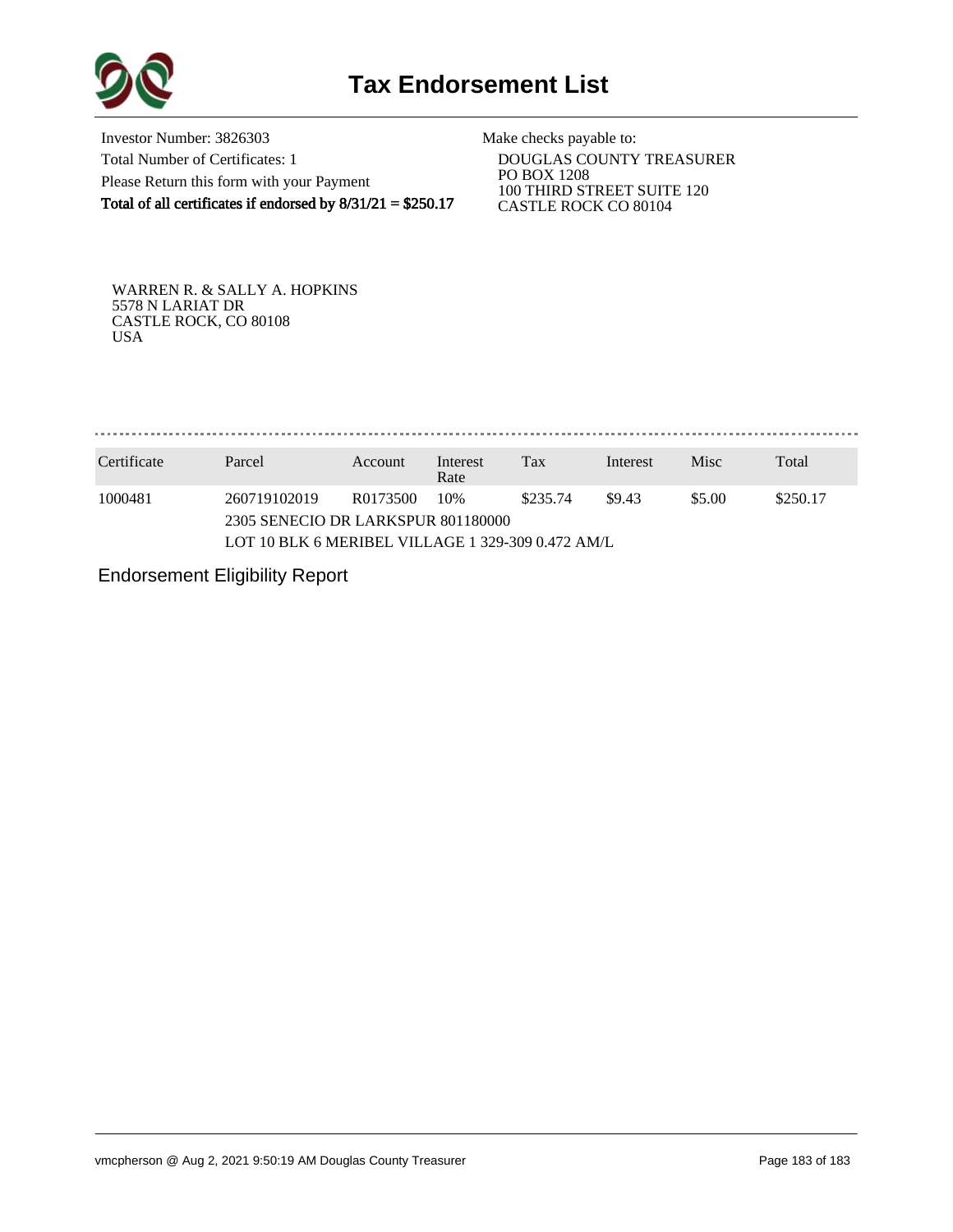# Tax Endorsement List

Investor Number: 3826303

Total Number of Certificates: 1

Please Return this form with your Payment

**Total of all certificates if endorsed by 8/31/21 = $250.17**

Make checks payable to:

DOUGLAS COUNTY TREASURER
PO BOX 1208
100 THIRD STREET SUITE 120
CASTLE ROCK CO 80104

WARREN R. & SALLY A. HOPKINS
5578 N LARIAT DR
CASTLE ROCK, CO 80108
USA

| Certificate | Parcel | Account | Interest Rate | Tax | Interest | Misc | Total |
|---|---|---|---|---|---|---|---|
| 1000481 | 260719102019 | R0173500 | 10% | $235.74 | $9.43 | $5.00 | $250.17 |
| | 2305 SENECIO DR LARKSPUR 801180000 | | | | | | |
| | LOT 10 BLK 6 MERIBEL VILLAGE 1 329-309 0.472 AM/L | | | | | | |

Endorsement Eligibility Report